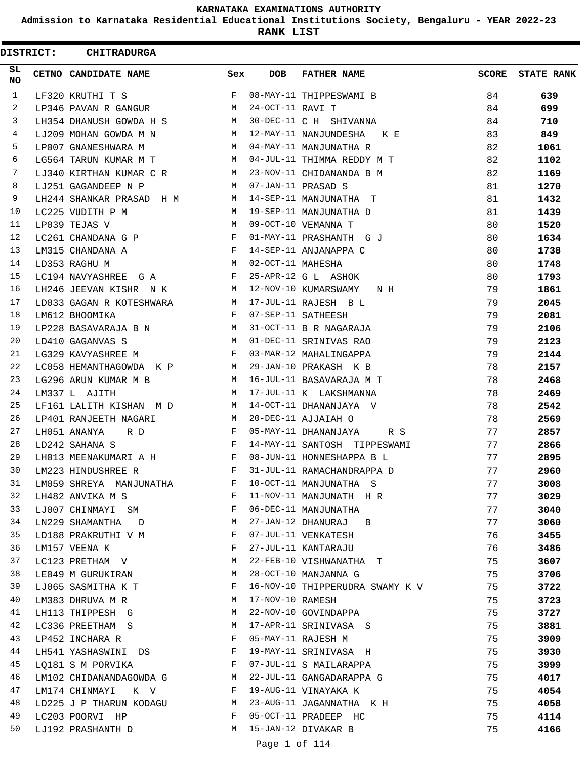# KARNATAKA EXAMINATIONS AUTHORITY

## Admission to Karnataka Residential Educational Institutions Society, Bengaluru - YEAR 2022-23

## RANK LIST

**DISTRICT: CHITRADURGA**

| SL NO | CETNO | CANDIDATE NAME | Sex | DOB | FATHER NAME | SCORE | STATE RANK |
|---|---|---|---|---|---|---|---|
| 1 | LF320 | KRUTHI T S | F | 08-MAY-11 | THIPPESWAMI B | 84 | **639** |
| 2 | LP346 | PAVAN R GANGUR | M | 24-OCT-11 | RAVI T | 84 | **699** |
| 3 | LH354 | DHANUSH GOWDA H S | M | 30-DEC-11 | C H SHIVANNA | 84 | **710** |
| 4 | LJ209 | MOHAN GOWDA M N | M | 12-MAY-11 | NANJUNDESHA K E | 83 | **849** |
| 5 | LP007 | GNANESHWARA M | M | 04-MAY-11 | MANJUNATHA R | 82 | **1061** |
| 6 | LG564 | TARUN KUMAR M T | M | 04-JUL-11 | THIMMA REDDY M T | 82 | **1102** |
| 7 | LJ340 | KIRTHAN KUMAR C R | M | 23-NOV-11 | CHIDANANDA B M | 82 | **1169** |
| 8 | LJ251 | GAGANDEEP N P | M | 07-JAN-11 | PRASAD S | 81 | **1270** |
| 9 | LH244 | SHANKAR PRASAD H M | M | 14-SEP-11 | MANJUNATHA T | 81 | **1432** |
| 10 | LC225 | VUDITH P M | M | 19-SEP-11 | MANJUNATHA D | 81 | **1439** |
| 11 | LP039 | TEJAS V | M | 09-OCT-10 | VEMANNA T | 80 | **1520** |
| 12 | LC261 | CHANDANA G P | F | 01-MAY-11 | PRASHANTH G J | 80 | **1634** |
| 13 | LM315 | CHANDANA A | F | 14-SEP-11 | ANJANAPPA C | 80 | **1738** |
| 14 | LD353 | RAGHU M | M | 02-OCT-11 | MAHESHA | 80 | **1748** |
| 15 | LC194 | NAVYASHREE G A | F | 25-APR-12 | G L ASHOK | 80 | **1793** |
| 16 | LH246 | JEEVAN KISHR N K | M | 12-NOV-10 | KUMARSWAMY N H | 79 | **1861** |
| 17 | LD033 | GAGAN R KOTESHWARA | M | 17-JUL-11 | RAJESH B L | 79 | **2045** |
| 18 | LM612 | BHOOMIKA | F | 07-SEP-11 | SATHEESH | 79 | **2081** |
| 19 | LP228 | BASAVARAJA B N | M | 31-OCT-11 | B R NAGARAJA | 79 | **2106** |
| 20 | LD410 | GAGANVAS S | M | 01-DEC-11 | SRINIVAS RAO | 79 | **2123** |
| 21 | LG329 | KAVYASHREE M | F | 03-MAR-12 | MAHALINGAPPA | 79 | **2144** |
| 22 | LC058 | HEMANTHAGOWDA K P | M | 29-JAN-10 | PRAKASH K B | 78 | **2157** |
| 23 | LG296 | ARUN KUMAR M B | M | 16-JUL-11 | BASAVARAJA M T | 78 | **2468** |
| 24 | LM337 | L AJITH | M | 17-JUL-11 | K LAKSHMANNA | 78 | **2469** |
| 25 | LF161 | LALITH KISHAN M D | M | 14-OCT-11 | DHANANJAYA V | 78 | **2542** |
| 26 | LP401 | RANJEETH NAGARI | M | 20-DEC-11 | AJJAIAH O | 78 | **2569** |
| 27 | LH051 | ANANYA R D | F | 05-MAY-11 | DHANANJAYA R S | 77 | **2857** |
| 28 | LD242 | SAHANA S | F | 14-MAY-11 | SANTOSH TIPPESWAMI | 77 | **2866** |
| 29 | LH013 | MEENAKUMARI A H | F | 08-JUN-11 | HONNESHAPPA B L | 77 | **2895** |
| 30 | LM223 | HINDUSHREE R | F | 31-JUL-11 | RAMACHANDRAPPA D | 77 | **2960** |
| 31 | LM059 | SHREYA MANJUNATHA | F | 10-OCT-11 | MANJUNATHA S | 77 | **3008** |
| 32 | LH482 | ANVIKA M S | F | 11-NOV-11 | MANJUNATH H R | 77 | **3029** |
| 33 | LJ007 | CHINMAYI SM | F | 06-DEC-11 | MANJUNATHA | 77 | **3040** |
| 34 | LN229 | SHAMANTHA D | M | 27-JAN-12 | DHANURAJ B | 77 | **3060** |
| 35 | LD188 | PRAKRUTHI V M | F | 07-JUL-11 | VENKATESH | 76 | **3455** |
| 36 | LM157 | VEENA K | F | 27-JUL-11 | KANTARAJU | 76 | **3486** |
| 37 | LC123 | PRETHAM V | M | 22-FEB-10 | VISHWANATHA T | 75 | **3607** |
| 38 | LE049 | M GURUKIRAN | M | 28-OCT-10 | MANJANNA G | 75 | **3706** |
| 39 | LJ065 | SASMITHA K T | F | 16-NOV-10 | THIPPERUDRA SWAMY K V | 75 | **3722** |
| 40 | LM383 | DHRUVA M R | M | 17-NOV-10 | RAMESH | 75 | **3723** |
| 41 | LH113 | THIPPESH G | M | 22-NOV-10 | GOVINDAPPA | 75 | **3727** |
| 42 | LC336 | PREETHAM S | M | 17-APR-11 | SRINIVASA S | 75 | **3881** |
| 43 | LP452 | INCHARA R | F | 05-MAY-11 | RAJESH M | 75 | **3909** |
| 44 | LH541 | YASHASWINI DS | F | 19-MAY-11 | SRINIVASA H | 75 | **3930** |
| 45 | LQ181 | S M PORVIKA | F | 07-JUL-11 | S MAILARAPPA | 75 | **3999** |
| 46 | LM102 | CHIDANANDAGOWDA G | M | 22-JUL-11 | GANGADARAPPA G | 75 | **4017** |
| 47 | LM174 | CHINMAYI K V | F | 19-AUG-11 | VINAYAKA K | 75 | **4054** |
| 48 | LD225 | J P THARUN KODAGU | M | 23-AUG-11 | JAGANNATHA K H | 75 | **4058** |
| 49 | LC203 | POORVI HP | F | 05-OCT-11 | PRADEEP HC | 75 | **4114** |
| 50 | LJ192 | PRASHANTH D | M | 15-JAN-12 | DIVAKAR B | 75 | **4166** |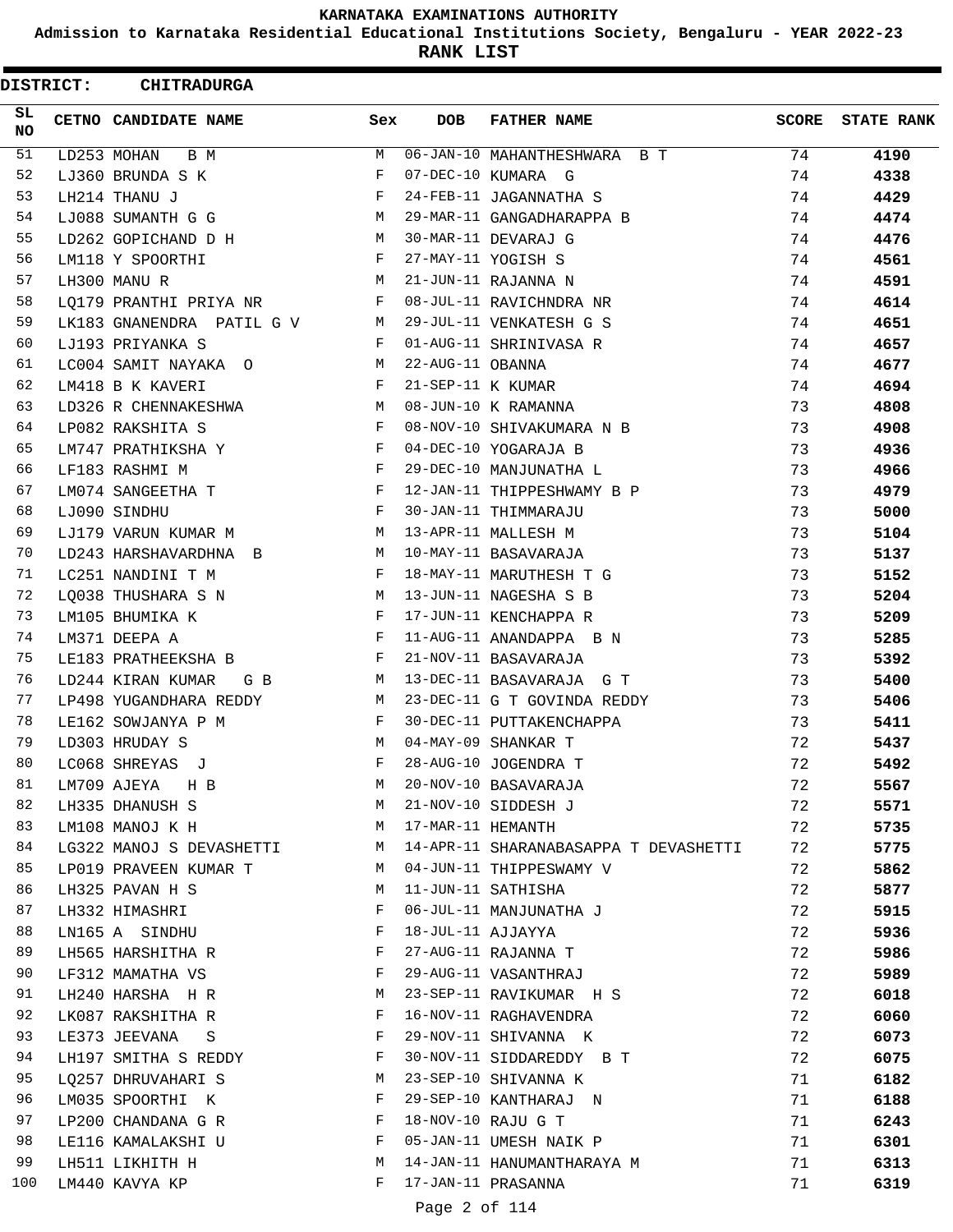KARNATAKA EXAMINATIONS AUTHORITY

Admission to Karnataka Residential Educational Institutions Society, Bengaluru - YEAR 2022-23

**RANK LIST**

**DISTRICT: CHITRADURGA**

| SL NO | CETNO | CANDIDATE NAME | Sex | DOB | FATHER NAME | SCORE | STATE RANK |
|---|---|---|---|---|---|---|---|
| 51 | LD253 | MOHAN B M | M | 06-JAN-10 | MAHANTHESHWARA B T | 74 | **4190** |
| 52 | LJ360 | BRUNDA S K | F | 07-DEC-10 | KUMARA G | 74 | **4338** |
| 53 | LH214 | THANU J | F | 24-FEB-11 | JAGANNATHA S | 74 | **4429** |
| 54 | LJ088 | SUMANTH G G | M | 29-MAR-11 | GANGADHARAPPA B | 74 | **4474** |
| 55 | LD262 | GOPICHAND D H | M | 30-MAR-11 | DEVARAJ G | 74 | **4476** |
| 56 | LM118 | Y SPOORTHI | F | 27-MAY-11 | YOGISH S | 74 | **4561** |
| 57 | LH300 | MANU R | M | 21-JUN-11 | RAJANNA N | 74 | **4591** |
| 58 | LQ179 | PRANTHI PRIYA NR | F | 08-JUL-11 | RAVICHNDRA NR | 74 | **4614** |
| 59 | LK183 | GNANENDRA PATIL G V | M | 29-JUL-11 | VENKATESH G S | 74 | **4651** |
| 60 | LJ193 | PRIYANKA S | F | 01-AUG-11 | SHRINIVASA R | 74 | **4657** |
| 61 | LC004 | SAMIT NAYAKA O | M | 22-AUG-11 | OBANNA | 74 | **4677** |
| 62 | LM418 | B K KAVERI | F | 21-SEP-11 | K KUMAR | 74 | **4694** |
| 63 | LD326 | R CHENNAKESHWA | M | 08-JUN-10 | K RAMANNA | 73 | **4808** |
| 64 | LP082 | RAKSHITA S | F | 08-NOV-10 | SHIVAKUMARA N B | 73 | **4908** |
| 65 | LM747 | PRATHIKSHA Y | F | 04-DEC-10 | YOGARAJA B | 73 | **4936** |
| 66 | LF183 | RASHMI M | F | 29-DEC-10 | MANJUNATHA L | 73 | **4966** |
| 67 | LM074 | SANGEETHA T | F | 12-JAN-11 | THIPPESHWAMY B P | 73 | **4979** |
| 68 | LJ090 | SINDHU | F | 30-JAN-11 | THIMMARAJU | 73 | **5000** |
| 69 | LJ179 | VARUN KUMAR M | M | 13-APR-11 | MALLESH M | 73 | **5104** |
| 70 | LD243 | HARSHAVARDHNA B | M | 10-MAY-11 | BASAVARAJA | 73 | **5137** |
| 71 | LC251 | NANDINI T M | F | 18-MAY-11 | MARUTHESH T G | 73 | **5152** |
| 72 | LQ038 | THUSHARA S N | M | 13-JUN-11 | NAGESHA S B | 73 | **5204** |
| 73 | LM105 | BHUMIKA K | F | 17-JUN-11 | KENCHAPPA R | 73 | **5209** |
| 74 | LM371 | DEEPA A | F | 11-AUG-11 | ANANDAPPA B N | 73 | **5285** |
| 75 | LE183 | PRATHEEKSHA B | F | 21-NOV-11 | BASAVARAJA | 73 | **5392** |
| 76 | LD244 | KIRAN KUMAR G B | M | 13-DEC-11 | BASAVARAJA G T | 73 | **5400** |
| 77 | LP498 | YUGANDHARA REDDY | M | 23-DEC-11 | G T GOVINDA REDDY | 73 | **5406** |
| 78 | LE162 | SOWJANYA P M | F | 30-DEC-11 | PUTTAKENCHAPPA | 73 | **5411** |
| 79 | LD303 | HRUDAY S | M | 04-MAY-09 | SHANKAR T | 72 | **5437** |
| 80 | LC068 | SHREYAS J | F | 28-AUG-10 | JOGENDRA T | 72 | **5492** |
| 81 | LM709 | AJEYA H B | M | 20-NOV-10 | BASAVARAJA | 72 | **5567** |
| 82 | LH335 | DHANUSH S | M | 21-NOV-10 | SIDDESH J | 72 | **5571** |
| 83 | LM108 | MANOJ K H | M | 17-MAR-11 | HEMANTH | 72 | **5735** |
| 84 | LG322 | MANOJ S DEVASHETTI | M | 14-APR-11 | SHARANABASAPPA T DEVASHETTI | 72 | **5775** |
| 85 | LP019 | PRAVEEN KUMAR T | M | 04-JUN-11 | THIPPESWAMY V | 72 | **5862** |
| 86 | LH325 | PAVAN H S | M | 11-JUN-11 | SATHISHA | 72 | **5877** |
| 87 | LH332 | HIMASHRI | F | 06-JUL-11 | MANJUNATHA J | 72 | **5915** |
| 88 | LN165 | A SINDHU | F | 18-JUL-11 | AJJAYYA | 72 | **5936** |
| 89 | LH565 | HARSHITHA R | F | 27-AUG-11 | RAJANNA T | 72 | **5986** |
| 90 | LF312 | MAMATHA VS | F | 29-AUG-11 | VASANTHRAJ | 72 | **5989** |
| 91 | LH240 | HARSHA H R | M | 23-SEP-11 | RAVIKUMAR H S | 72 | **6018** |
| 92 | LK087 | RAKSHITHA R | F | 16-NOV-11 | RAGHAVENDRA | 72 | **6060** |
| 93 | LE373 | JEEVANA S | F | 29-NOV-11 | SHIVANNA K | 72 | **6073** |
| 94 | LH197 | SMITHA S REDDY | F | 30-NOV-11 | SIDDAREDDY B T | 72 | **6075** |
| 95 | LQ257 | DHRUVAHARI S | M | 23-SEP-10 | SHIVANNA K | 71 | **6182** |
| 96 | LM035 | SPOORTHI K | F | 29-SEP-10 | KANTHARAJ N | 71 | **6188** |
| 97 | LP200 | CHANDANA G R | F | 18-NOV-10 | RAJU G T | 71 | **6243** |
| 98 | LE116 | KAMALAKSHI U | F | 05-JAN-11 | UMESH NAIK P | 71 | **6301** |
| 99 | LH511 | LIKHITH H | M | 14-JAN-11 | HANUMANTHARAYA M | 71 | **6313** |
| 100 | LM440 | KAVYA KP | F | 17-JAN-11 | PRASANNA | 71 | **6319** |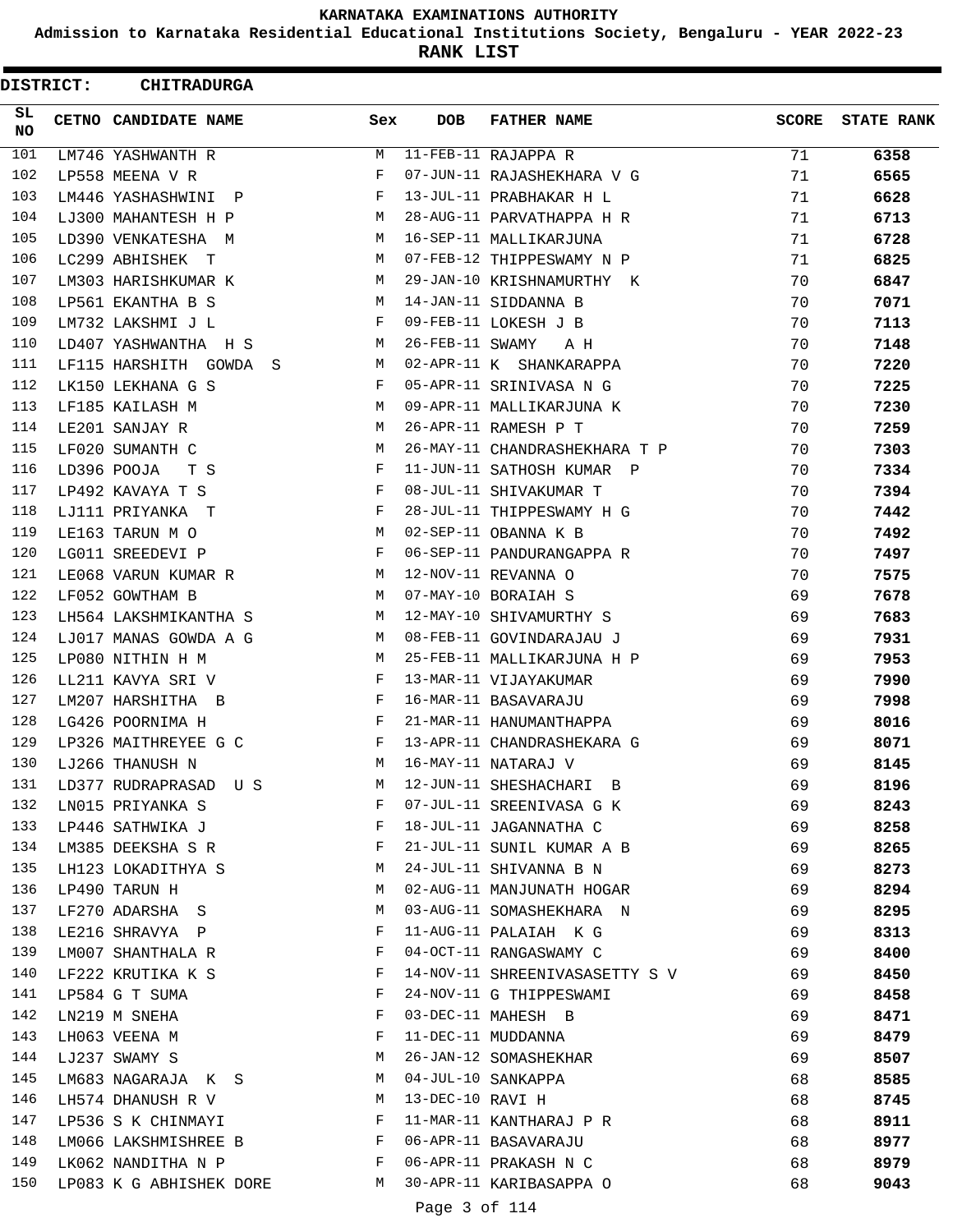KARNATAKA EXAMINATIONS AUTHORITY

Admission to Karnataka Residential Educational Institutions Society, Bengaluru - YEAR 2022-23

**RANK LIST**

**DISTRICT: CHITRADURGA**

| SL NO | CETNO | CANDIDATE NAME | Sex | DOB | FATHER NAME | SCORE | STATE RANK |
|---|---|---|---|---|---|---|---|
| 101 | LM746 | YASHWANTH R | M | 11-FEB-11 | RAJAPPA R | 71 | **6358** |
| 102 | LP558 | MEENA V R | F | 07-JUN-11 | RAJASHEKHARA V G | 71 | **6565** |
| 103 | LM446 | YASHASHWINI P | F | 13-JUL-11 | PRABHAKAR H L | 71 | **6628** |
| 104 | LJ300 | MAHANTESH H P | M | 28-AUG-11 | PARVATHAPPA H R | 71 | **6713** |
| 105 | LD390 | VENKATESHA M | M | 16-SEP-11 | MALLIKARJUNA | 71 | **6728** |
| 106 | LC299 | ABHISHEK T | M | 07-FEB-12 | THIPPESWAMY N P | 71 | **6825** |
| 107 | LM303 | HARISHKUMAR K | M | 29-JAN-10 | KRISHNAMURTHY K | 70 | **6847** |
| 108 | LP561 | EKANTHA B S | M | 14-JAN-11 | SIDDANNA B | 70 | **7071** |
| 109 | LM732 | LAKSHMI J L | F | 09-FEB-11 | LOKESH J B | 70 | **7113** |
| 110 | LD407 | YASHWANTHA H S | M | 26-FEB-11 | SWAMY A H | 70 | **7148** |
| 111 | LF115 | HARSHITH GOWDA S | M | 02-APR-11 | K SHANKARAPPA | 70 | **7220** |
| 112 | LK150 | LEKHANA G S | F | 05-APR-11 | SRINIVASA N G | 70 | **7225** |
| 113 | LF185 | KAILASH M | M | 09-APR-11 | MALLIKARJUNA K | 70 | **7230** |
| 114 | LE201 | SANJAY R | M | 26-APR-11 | RAMESH P T | 70 | **7259** |
| 115 | LF020 | SUMANTH C | M | 26-MAY-11 | CHANDRASHEKHARA T P | 70 | **7303** |
| 116 | LD396 | POOJA T S | F | 11-JUN-11 | SATHOSH KUMAR P | 70 | **7334** |
| 117 | LP492 | KAVAYA T S | F | 08-JUL-11 | SHIVAKUMAR T | 70 | **7394** |
| 118 | LJ111 | PRIYANKA T | F | 28-JUL-11 | THIPPESWAMY H G | 70 | **7442** |
| 119 | LE163 | TARUN M O | M | 02-SEP-11 | OBANNA K B | 70 | **7492** |
| 120 | LG011 | SREEDEVI P | F | 06-SEP-11 | PANDURANGAPPA R | 70 | **7497** |
| 121 | LE068 | VARUN KUMAR R | M | 12-NOV-11 | REVANNA O | 70 | **7575** |
| 122 | LF052 | GOWTHAM B | M | 07-MAY-10 | BORAIAH S | 69 | **7678** |
| 123 | LH564 | LAKSHMIKANTHA S | M | 12-MAY-10 | SHIVAMURTHY S | 69 | **7683** |
| 124 | LJ017 | MANAS GOWDA A G | M | 08-FEB-11 | GOVINDARAJAU J | 69 | **7931** |
| 125 | LP080 | NITHIN H M | M | 25-FEB-11 | MALLIKARJUNA H P | 69 | **7953** |
| 126 | LL211 | KAVYA SRI V | F | 13-MAR-11 | VIJAYAKUMAR | 69 | **7990** |
| 127 | LM207 | HARSHITHA B | F | 16-MAR-11 | BASAVARAJU | 69 | **7998** |
| 128 | LG426 | POORNIMA H | F | 21-MAR-11 | HANUMANTHAPPA | 69 | **8016** |
| 129 | LP326 | MAITHREYEE G C | F | 13-APR-11 | CHANDRASHEKARA G | 69 | **8071** |
| 130 | LJ266 | THANUSH N | M | 16-MAY-11 | NATARAJ V | 69 | **8145** |
| 131 | LD377 | RUDRAPRASAD U S | M | 12-JUN-11 | SHESHACHARI B | 69 | **8196** |
| 132 | LN015 | PRIYANKA S | F | 07-JUL-11 | SREENIVASA G K | 69 | **8243** |
| 133 | LP446 | SATHWIKA J | F | 18-JUL-11 | JAGANNATHA C | 69 | **8258** |
| 134 | LM385 | DEEKSHA S R | F | 21-JUL-11 | SUNIL KUMAR A B | 69 | **8265** |
| 135 | LH123 | LOKADITHYA S | M | 24-JUL-11 | SHIVANNA B N | 69 | **8273** |
| 136 | LP490 | TARUN H | M | 02-AUG-11 | MANJUNATH HOGAR | 69 | **8294** |
| 137 | LF270 | ADARSHA S | M | 03-AUG-11 | SOMASHEKHARA N | 69 | **8295** |
| 138 | LE216 | SHRAVYA P | F | 11-AUG-11 | PALAIAH K G | 69 | **8313** |
| 139 | LM007 | SHANTHALA R | F | 04-OCT-11 | RANGASWAMY C | 69 | **8400** |
| 140 | LF222 | KRUTIKA K S | F | 14-NOV-11 | SHREENIVASASETTY S V | 69 | **8450** |
| 141 | LP584 | G T SUMA | F | 24-NOV-11 | G THIPPESWAMI | 69 | **8458** |
| 142 | LN219 | M SNEHA | F | 03-DEC-11 | MAHESH B | 69 | **8471** |
| 143 | LH063 | VEENA M | F | 11-DEC-11 | MUDDANNA | 69 | **8479** |
| 144 | LJ237 | SWAMY S | M | 26-JAN-12 | SOMASHEKHAR | 69 | **8507** |
| 145 | LM683 | NAGARAJA K S | M | 04-JUL-10 | SANKAPPA | 68 | **8585** |
| 146 | LH574 | DHANUSH R V | M | 13-DEC-10 | RAVI H | 68 | **8745** |
| 147 | LP536 | S K CHINMAYI | F | 11-MAR-11 | KANTHARAJ P R | 68 | **8911** |
| 148 | LM066 | LAKSHMISHREE B | F | 06-APR-11 | BASAVARAJU | 68 | **8977** |
| 149 | LK062 | NANDITHA N P | F | 06-APR-11 | PRAKASH N C | 68 | **8979** |
| 150 | LP083 | K G ABHISHEK DORE | M | 30-APR-11 | KARIBASAPPA O | 68 | **9043** |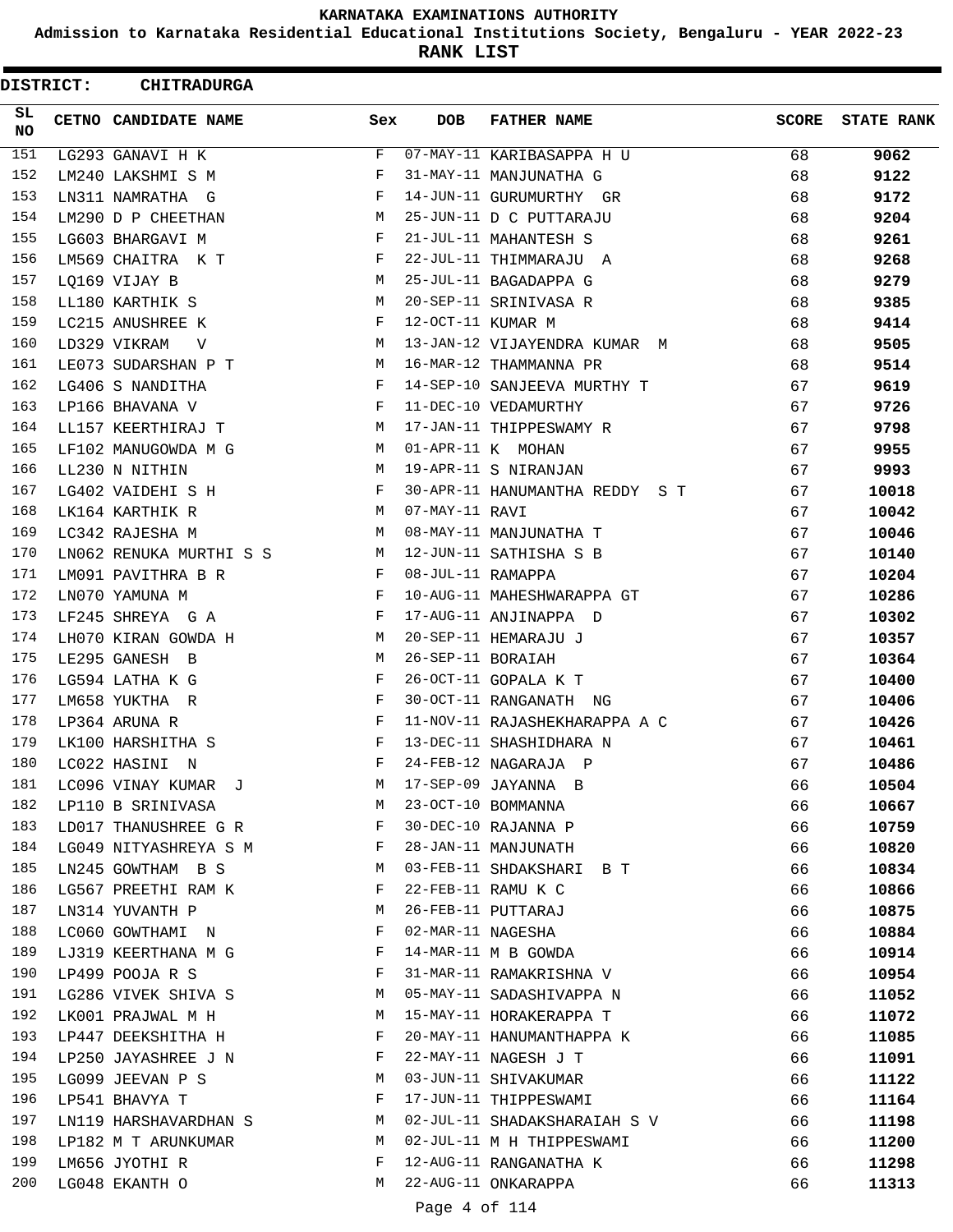**KARNATAKA EXAMINATIONS AUTHORITY**

**Admission to Karnataka Residential Educational Institutions Society, Bengaluru - YEAR 2022-23**

**RANK LIST**

**DISTRICT: CHITRADURGA**

| SL NO | CETNO | CANDIDATE NAME | Sex | DOB | FATHER NAME | SCORE | STATE RANK |
|---|---|---|---|---|---|---|---|
| 151 | LG293 | GANAVI H K | F | 07-MAY-11 | KARIBASAPPA H U | 68 | **9062** |
| 152 | LM240 | LAKSHMI S M | F | 31-MAY-11 | MANJUNATHA G | 68 | **9122** |
| 153 | LN311 | NAMRATHA G | F | 14-JUN-11 | GURUMURTHY GR | 68 | **9172** |
| 154 | LM290 | D P CHEETHAN | M | 25-JUN-11 | D C PUTTARAJU | 68 | **9204** |
| 155 | LG603 | BHARGAVI M | F | 21-JUL-11 | MAHANTESH S | 68 | **9261** |
| 156 | LM569 | CHAITRA K T | F | 22-JUL-11 | THIMMARAJU A | 68 | **9268** |
| 157 | LQ169 | VIJAY B | M | 25-JUL-11 | BAGADAPPA G | 68 | **9279** |
| 158 | LL180 | KARTHIK S | M | 20-SEP-11 | SRINIVASA R | 68 | **9385** |
| 159 | LC215 | ANUSHREE K | F | 12-OCT-11 | KUMAR M | 68 | **9414** |
| 160 | LD329 | VIKRAM V | M | 13-JAN-12 | VIJAYENDRA KUMAR M | 68 | **9505** |
| 161 | LE073 | SUDARSHAN P T | M | 16-MAR-12 | THAMMANNA PR | 68 | **9514** |
| 162 | LG406 | S NANDITHA | F | 14-SEP-10 | SANJEEVA MURTHY T | 67 | **9619** |
| 163 | LP166 | BHAVANA V | F | 11-DEC-10 | VEDAMURTHY | 67 | **9726** |
| 164 | LL157 | KEERTHIRAJ T | M | 17-JAN-11 | THIPPESWAMY R | 67 | **9798** |
| 165 | LF102 | MANUGOWDA M G | M | 01-APR-11 | K MOHAN | 67 | **9955** |
| 166 | LL230 | N NITHIN | M | 19-APR-11 | S NIRANJAN | 67 | **9993** |
| 167 | LG402 | VAIDEHI S H | F | 30-APR-11 | HANUMANTHA REDDY S T | 67 | **10018** |
| 168 | LK164 | KARTHIK R | M | 07-MAY-11 | RAVI | 67 | **10042** |
| 169 | LC342 | RAJESHA M | M | 08-MAY-11 | MANJUNATHA T | 67 | **10046** |
| 170 | LN062 | RENUKA MURTHI S S | M | 12-JUN-11 | SATHISHA S B | 67 | **10140** |
| 171 | LM091 | PAVITHRA B R | F | 08-JUL-11 | RAMAPPA | 67 | **10204** |
| 172 | LN070 | YAMUNA M | F | 10-AUG-11 | MAHESHWARAPPA GT | 67 | **10286** |
| 173 | LF245 | SHREYA G A | F | 17-AUG-11 | ANJINAPPA D | 67 | **10302** |
| 174 | LH070 | KIRAN GOWDA H | M | 20-SEP-11 | HEMARAJU J | 67 | **10357** |
| 175 | LE295 | GANESH B | M | 26-SEP-11 | BORAIAH | 67 | **10364** |
| 176 | LG594 | LATHA K G | F | 26-OCT-11 | GOPALA K T | 67 | **10400** |
| 177 | LM658 | YUKTHA R | F | 30-OCT-11 | RANGANATH NG | 67 | **10406** |
| 178 | LP364 | ARUNA R | F | 11-NOV-11 | RAJASHEKHARAPPA A C | 67 | **10426** |
| 179 | LK100 | HARSHITHA S | F | 13-DEC-11 | SHASHIDHARA N | 67 | **10461** |
| 180 | LC022 | HASINI N | F | 24-FEB-12 | NAGARAJA P | 67 | **10486** |
| 181 | LC096 | VINAY KUMAR J | M | 17-SEP-09 | JAYANNA B | 66 | **10504** |
| 182 | LP110 | B SRINIVASA | M | 23-OCT-10 | BOMMANNA | 66 | **10667** |
| 183 | LD017 | THANUSHREE G R | F | 30-DEC-10 | RAJANNA P | 66 | **10759** |
| 184 | LG049 | NITYASHREYA S M | F | 28-JAN-11 | MANJUNATH | 66 | **10820** |
| 185 | LN245 | GOWTHAM B S | M | 03-FEB-11 | SHDAKSHARI B T | 66 | **10834** |
| 186 | LG567 | PREETHI RAM K | F | 22-FEB-11 | RAMU K C | 66 | **10866** |
| 187 | LN314 | YUVANTH P | M | 26-FEB-11 | PUTTARAJ | 66 | **10875** |
| 188 | LC060 | GOWTHAMI N | F | 02-MAR-11 | NAGESHA | 66 | **10884** |
| 189 | LJ319 | KEERTHANA M G | F | 14-MAR-11 | M B GOWDA | 66 | **10914** |
| 190 | LP499 | POOJA R S | F | 31-MAR-11 | RAMAKRISHNA V | 66 | **10954** |
| 191 | LG286 | VIVEK SHIVA S | M | 05-MAY-11 | SADASHIVAPPA N | 66 | **11052** |
| 192 | LK001 | PRAJWAL M H | M | 15-MAY-11 | HORAKERAPPA T | 66 | **11072** |
| 193 | LP447 | DEEKSHITHA H | F | 20-MAY-11 | HANUMANTHAPPA K | 66 | **11085** |
| 194 | LP250 | JAYASHREE J N | F | 22-MAY-11 | NAGESH J T | 66 | **11091** |
| 195 | LG099 | JEEVAN P S | M | 03-JUN-11 | SHIVAKUMAR | 66 | **11122** |
| 196 | LP541 | BHAVYA T | F | 17-JUN-11 | THIPPESWAMI | 66 | **11164** |
| 197 | LN119 | HARSHAVARDHAN S | M | 02-JUL-11 | SHADAKSHARAIAH S V | 66 | **11198** |
| 198 | LP182 | M T ARUNKUMAR | M | 02-JUL-11 | M H THIPPESWAMI | 66 | **11200** |
| 199 | LM656 | JYOTHI R | F | 12-AUG-11 | RANGANATHA K | 66 | **11298** |
| 200 | LG048 | EKANTH O | M | 22-AUG-11 | ONKARAPPA | 66 | **11313** |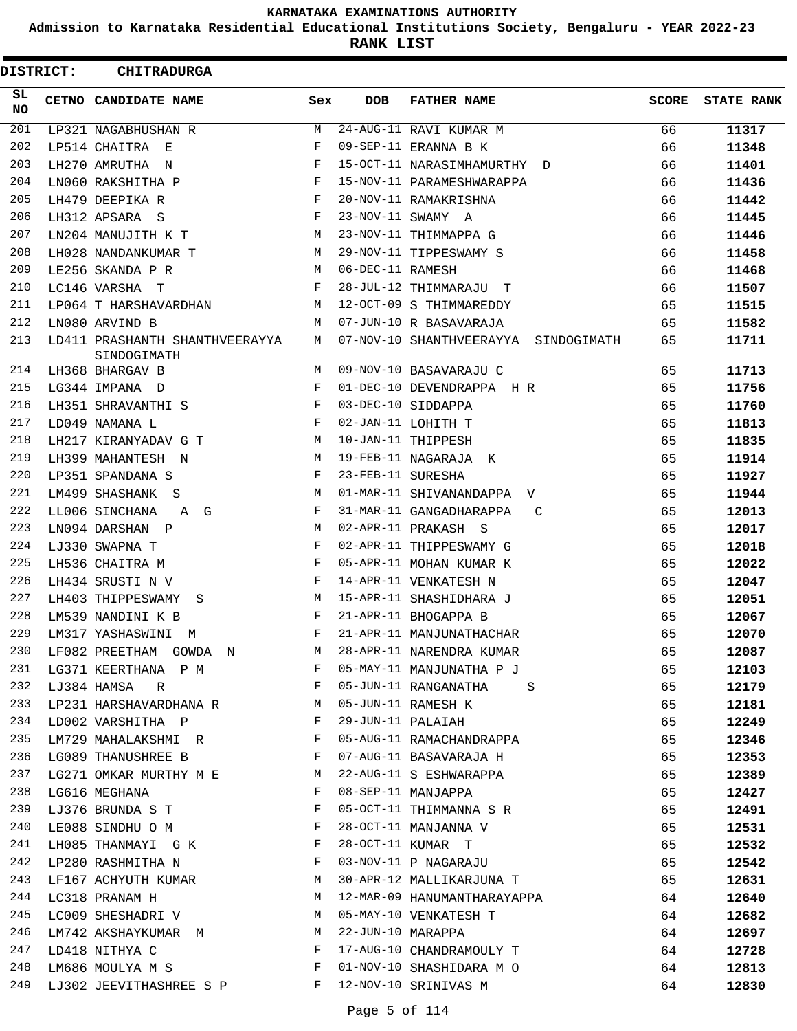KARNATAKA EXAMINATIONS AUTHORITY

Admission to Karnataka Residential Educational Institutions Society, Bengaluru - YEAR 2022-23

**RANK LIST**

**DISTRICT: CHITRADURGA**

| SL NO | CETNO | CANDIDATE NAME | Sex | DOB | FATHER NAME | SCORE | STATE RANK |
|---|---|---|---|---|---|---|---|
| 201 | LP321 | NAGABHUSHAN R | M | 24-AUG-11 | RAVI KUMAR M | 66 | **11317** |
| 202 | LP514 | CHAITRA E | F | 09-SEP-11 | ERANNA B K | 66 | **11348** |
| 203 | LH270 | AMRUTHA N | F | 15-OCT-11 | NARASIMHAMURTHY D | 66 | **11401** |
| 204 | LN060 | RAKSHITHA P | F | 15-NOV-11 | PARAMESHWARAPPA | 66 | **11436** |
| 205 | LH479 | DEEPIKA R | F | 20-NOV-11 | RAMAKRISHNA | 66 | **11442** |
| 206 | LH312 | APSARA S | F | 23-NOV-11 | SWAMY A | 66 | **11445** |
| 207 | LN204 | MANUJITH K T | M | 23-NOV-11 | THIMMAPPA G | 66 | **11446** |
| 208 | LH028 | NANDANKUMAR T | M | 29-NOV-11 | TIPPESWAMY S | 66 | **11458** |
| 209 | LE256 | SKANDA P R | M | 06-DEC-11 | RAMESH | 66 | **11468** |
| 210 | LC146 | VARSHA T | F | 28-JUL-12 | THIMMARAJU T | 66 | **11507** |
| 211 | LP064 | T HARSHAVARDHAN | M | 12-OCT-09 | S THIMMAREDDY | 65 | **11515** |
| 212 | LN080 | ARVIND B | M | 07-JUN-10 | R BASAVARAJA | 65 | **11582** |
| 213 | LD411 | PRASHANTH SHANTHVEERAYYA SINDOGIMATH | M | 07-NOV-10 | SHANTHVEERAYYA SINDOGIMATH | 65 | **11711** |
| 214 | LH368 | BHARGAV B | M | 09-NOV-10 | BASAVARAJU C | 65 | **11713** |
| 215 | LG344 | IMPANA D | F | 01-DEC-10 | DEVENDRAPPA H R | 65 | **11756** |
| 216 | LH351 | SHRAVANTHI S | F | 03-DEC-10 | SIDDAPPA | 65 | **11760** |
| 217 | LD049 | NAMANA L | F | 02-JAN-11 | LOHITH T | 65 | **11813** |
| 218 | LH217 | KIRANYADAV G T | M | 10-JAN-11 | THIPPESH | 65 | **11835** |
| 219 | LH399 | MAHANTESH N | M | 19-FEB-11 | NAGARAJA K | 65 | **11914** |
| 220 | LP351 | SPANDANA S | F | 23-FEB-11 | SURESHA | 65 | **11927** |
| 221 | LM499 | SHASHANK S | M | 01-MAR-11 | SHIVANANDAPPA V | 65 | **11944** |
| 222 | LL006 | SINCHANA A G | F | 31-MAR-11 | GANGADHARAPPA C | 65 | **12013** |
| 223 | LN094 | DARSHAN P | M | 02-APR-11 | PRAKASH S | 65 | **12017** |
| 224 | LJ330 | SWAPNA T | F | 02-APR-11 | THIPPESWAMY G | 65 | **12018** |
| 225 | LH536 | CHAITRA M | F | 05-APR-11 | MOHAN KUMAR K | 65 | **12022** |
| 226 | LH434 | SRUSTI N V | F | 14-APR-11 | VENKATESH N | 65 | **12047** |
| 227 | LH403 | THIPPESWAMY S | M | 15-APR-11 | SHASHIDHARA J | 65 | **12051** |
| 228 | LM539 | NANDINI K B | F | 21-APR-11 | BHOGAPPA B | 65 | **12067** |
| 229 | LM317 | YASHASWINI M | F | 21-APR-11 | MANJUNATHACHAR | 65 | **12070** |
| 230 | LF082 | PREETHAM GOWDA N | M | 28-APR-11 | NARENDRA KUMAR | 65 | **12087** |
| 231 | LG371 | KEERTHANA P M | F | 05-MAY-11 | MANJUNATHA P J | 65 | **12103** |
| 232 | LJ384 | HAMSA R | F | 05-JUN-11 | RANGANATHA S | 65 | **12179** |
| 233 | LP231 | HARSHAVARDHANA R | M | 05-JUN-11 | RAMESH K | 65 | **12181** |
| 234 | LD002 | VARSHITHA P | F | 29-JUN-11 | PALAIAH | 65 | **12249** |
| 235 | LM729 | MAHALAKSHMI R | F | 05-AUG-11 | RAMACHANDRAPPA | 65 | **12346** |
| 236 | LG089 | THANUSHREE B | F | 07-AUG-11 | BASAVARAJA H | 65 | **12353** |
| 237 | LG271 | OMKAR MURTHY M E | M | 22-AUG-11 | S ESHWARAPPA | 65 | **12389** |
| 238 | LG616 | MEGHANA | F | 08-SEP-11 | MANJAPPA | 65 | **12427** |
| 239 | LJ376 | BRUNDA S T | F | 05-OCT-11 | THIMMANNA S R | 65 | **12491** |
| 240 | LE088 | SINDHU O M | F | 28-OCT-11 | MANJANNA V | 65 | **12531** |
| 241 | LH085 | THANMAYI G K | F | 28-OCT-11 | KUMAR T | 65 | **12532** |
| 242 | LP280 | RASHMITHA N | F | 03-NOV-11 | P NAGARAJU | 65 | **12542** |
| 243 | LF167 | ACHYUTH KUMAR | M | 30-APR-12 | MALLIKARJUNA T | 65 | **12631** |
| 244 | LC318 | PRANAM H | M | 12-MAR-09 | HANUMANTHARAYAPPA | 64 | **12640** |
| 245 | LC009 | SHESHADRI V | M | 05-MAY-10 | VENKATESH T | 64 | **12682** |
| 246 | LM742 | AKSHAYKUMAR M | M | 22-JUN-10 | MARAPPA | 64 | **12697** |
| 247 | LD418 | NITHYA C | F | 17-AUG-10 | CHANDRAMOULY T | 64 | **12728** |
| 248 | LM686 | MOULYA M S | F | 01-NOV-10 | SHASHIDARA M O | 64 | **12813** |
| 249 | LJ302 | JEEVITHASHREE S P | F | 12-NOV-10 | SRINIVAS M | 64 | **12830** |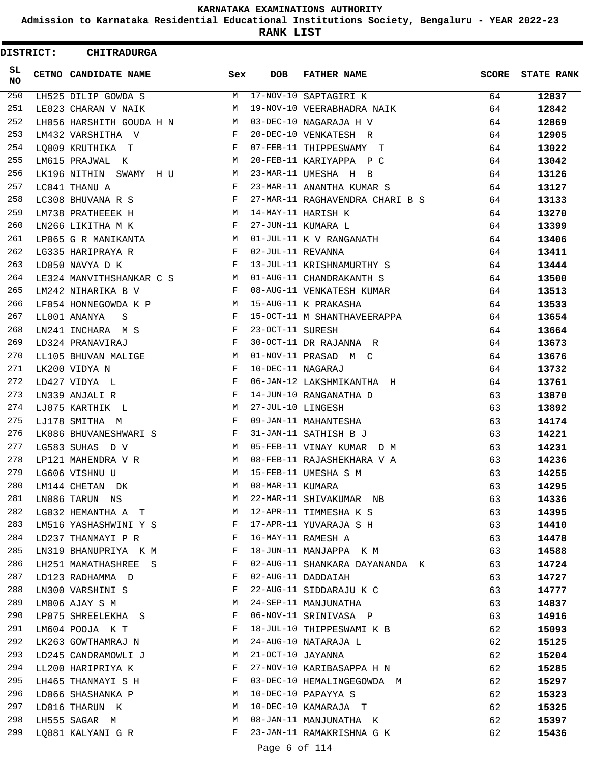# KARNATAKA EXAMINATIONS AUTHORITY

**Admission to Karnataka Residential Educational Institutions Society, Bengaluru - YEAR 2022-23**

**RANK LIST**

**DISTRICT: CHITRADURGA**

| SL NO | CETNO | CANDIDATE NAME | Sex | DOB | FATHER NAME | SCORE | STATE RANK |
|---|---|---|---|---|---|---|---|
| 250 | LH525 | DILIP GOWDA S | M | 17-NOV-10 | SAPTAGIRI K | 64 | 12837 |
| 251 | LE023 | CHARAN V NAIK | M | 19-NOV-10 | VEERABHADRA NAIK | 64 | 12842 |
| 252 | LH056 | HARSHITH GOUDA H N | M | 03-DEC-10 | NAGARAJA H V | 64 | 12869 |
| 253 | LM432 | VARSHITHA V | F | 20-DEC-10 | VENKATESH R | 64 | 12905 |
| 254 | LQ009 | KRUTHIKA T | F | 07-FEB-11 | THIPPESWAMY T | 64 | 13022 |
| 255 | LM615 | PRAJWAL K | M | 20-FEB-11 | KARIYAPPA P C | 64 | 13042 |
| 256 | LK196 | NITHIN SWAMY H U | M | 23-MAR-11 | UMESHA H B | 64 | 13126 |
| 257 | LC041 | THANU A | F | 23-MAR-11 | ANANTHA KUMAR S | 64 | 13127 |
| 258 | LC308 | BHUVANA R S | F | 27-MAR-11 | RAGHAVENDRA CHARI B S | 64 | 13133 |
| 259 | LM738 | PRATHEEEK H | M | 14-MAY-11 | HARISH K | 64 | 13270 |
| 260 | LN266 | LIKITHA M K | F | 27-JUN-11 | KUMARA L | 64 | 13399 |
| 261 | LP065 | G R MANIKANTA | M | 01-JUL-11 | K V RANGANATH | 64 | 13406 |
| 262 | LG335 | HARIPRAYA R | F | 02-JUL-11 | REVANNA | 64 | 13411 |
| 263 | LD050 | NAVYA D K | F | 13-JUL-11 | KRISHNAMURTHY S | 64 | 13444 |
| 264 | LE324 | MANVITHSHANKAR C S | M | 01-AUG-11 | CHANDRAKANTH S | 64 | 13500 |
| 265 | LM242 | NIHARIKA B V | F | 08-AUG-11 | VENKATESH KUMAR | 64 | 13513 |
| 266 | LF054 | HONNEGOWDA K P | M | 15-AUG-11 | K PRAKASHA | 64 | 13533 |
| 267 | LL001 | ANANYA S | F | 15-OCT-11 | M SHANTHAVEERAPPA | 64 | 13654 |
| 268 | LN241 | INCHARA M S | F | 23-OCT-11 | SURESH | 64 | 13664 |
| 269 | LD324 | PRANAVIRAJ | F | 30-OCT-11 | DR RAJANNA R | 64 | 13673 |
| 270 | LL105 | BHUVAN MALIGE | M | 01-NOV-11 | PRASAD M C | 64 | 13676 |
| 271 | LK200 | VIDYA N | F | 10-DEC-11 | NAGARAJ | 64 | 13732 |
| 272 | LD427 | VIDYA L | F | 06-JAN-12 | LAKSHMIKANTHA H | 64 | 13761 |
| 273 | LN339 | ANJALI R | F | 14-JUN-10 | RANGANATHA D | 63 | 13870 |
| 274 | LJ075 | KARTHIK L | M | 27-JUL-10 | LINGESH | 63 | 13892 |
| 275 | LJ178 | SMITHA M | F | 09-JAN-11 | MAHANTESHA | 63 | 14174 |
| 276 | LK086 | BHUVANESHWARI S | F | 31-JAN-11 | SATHISH B J | 63 | 14221 |
| 277 | LG583 | SUHAS D V | M | 05-FEB-11 | VINAY KUMAR D M | 63 | 14231 |
| 278 | LP121 | MAHENDRA V R | M | 08-FEB-11 | RAJASHEKHARA V A | 63 | 14236 |
| 279 | LG606 | VISHNU U | M | 15-FEB-11 | UMESHA S M | 63 | 14255 |
| 280 | LM144 | CHETAN DK | M | 08-MAR-11 | KUMARA | 63 | 14295 |
| 281 | LN086 | TARUN NS | M | 22-MAR-11 | SHIVAKUMAR NB | 63 | 14336 |
| 282 | LG032 | HEMANTHA A T | M | 12-APR-11 | TIMMESHA K S | 63 | 14395 |
| 283 | LM516 | YASHASHWINI Y S | F | 17-APR-11 | YUVARAJA S H | 63 | 14410 |
| 284 | LD237 | THANMAYI P R | F | 16-MAY-11 | RAMESH A | 63 | 14478 |
| 285 | LN319 | BHANUPRIYA K M | F | 18-JUN-11 | MANJAPPA K M | 63 | 14588 |
| 286 | LH251 | MAMATHASHREE S | F | 02-AUG-11 | SHANKARA DAYANANDA K | 63 | 14724 |
| 287 | LD123 | RADHAMMA D | F | 02-AUG-11 | DADDAIAH | 63 | 14727 |
| 288 | LN300 | VARSHINI S | F | 22-AUG-11 | SIDDARAJU K C | 63 | 14777 |
| 289 | LM006 | AJAY S M | M | 24-SEP-11 | MANJUNATHA | 63 | 14837 |
| 290 | LP075 | SHREELEKHA S | F | 06-NOV-11 | SRINIVASA P | 63 | 14916 |
| 291 | LM604 | POOJA K T | F | 18-JUL-10 | THIPPESWAMI K B | 62 | 15093 |
| 292 | LK263 | GOWTHAMRAJ N | M | 24-AUG-10 | NATARAJA L | 62 | 15125 |
| 293 | LD245 | CANDRAMOWLI J | M | 21-OCT-10 | JAYANNA | 62 | 15204 |
| 294 | LL200 | HARIPRIYA K | F | 27-NOV-10 | KARIBASAPPA H N | 62 | 15285 |
| 295 | LH465 | THANMAYI S H | F | 03-DEC-10 | HEMALINGEGOWDA M | 62 | 15297 |
| 296 | LD066 | SHASHANKA P | M | 10-DEC-10 | PAPAYYA S | 62 | 15323 |
| 297 | LD016 | THARUN K | M | 10-DEC-10 | KAMARAJA T | 62 | 15325 |
| 298 | LH555 | SAGAR M | M | 08-JAN-11 | MANJUNATHA K | 62 | 15397 |
| 299 | LQ081 | KALYANI G R | F | 23-JAN-11 | RAMAKRISHNA G K | 62 | 15436 |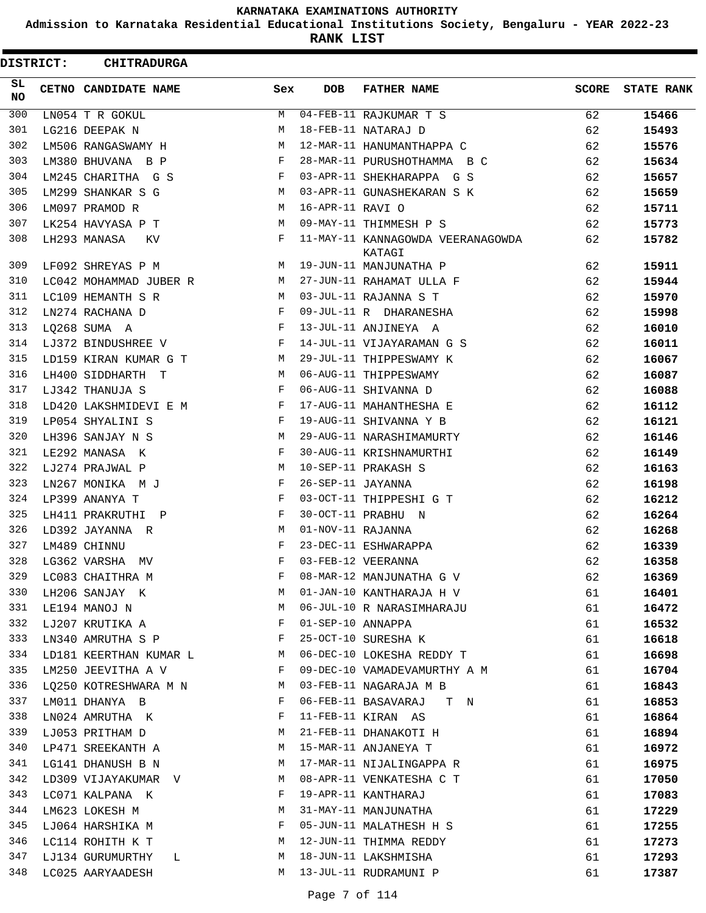KARNATAKA EXAMINATIONS AUTHORITY

Admission to Karnataka Residential Educational Institutions Society, Bengaluru - YEAR 2022-23

**RANK LIST**

**DISTRICT: CHITRADURGA**

| SL NO | CETNO | CANDIDATE NAME | Sex | DOB | FATHER NAME | SCORE | STATE RANK |
|---|---|---|---|---|---|---|---|
| 300 | LN054 | T R GOKUL | M | 04-FEB-11 | RAJKUMAR T S | 62 | 15466 |
| 301 | LG216 | DEEPAK N | M | 18-FEB-11 | NATARAJ D | 62 | 15493 |
| 302 | LM506 | RANGASWAMY H | M | 12-MAR-11 | HANUMANTHAPPA C | 62 | 15576 |
| 303 | LM380 | BHUVANA B P | F | 28-MAR-11 | PURUSHOTHAMMA B C | 62 | 15634 |
| 304 | LM245 | CHARITHA G S | F | 03-APR-11 | SHEKHARAPPA G S | 62 | 15657 |
| 305 | LM299 | SHANKAR S G | M | 03-APR-11 | GUNASHEKARAN S K | 62 | 15659 |
| 306 | LM097 | PRAMOD R | M | 16-APR-11 | RAVI O | 62 | 15711 |
| 307 | LK254 | HAVYASA P T | M | 09-MAY-11 | THIMMESH P S | 62 | 15773 |
| 308 | LH293 | MANASA KV | F | 11-MAY-11 | KANNAGOWDA VEERANAGOWDA KATAGI | 62 | 15782 |
| 309 | LF092 | SHREYAS P M | M | 19-JUN-11 | MANJUNATHA P | 62 | 15911 |
| 310 | LC042 | MOHAMMAD JUBER R | M | 27-JUN-11 | RAHAMAT ULLA F | 62 | 15944 |
| 311 | LC109 | HEMANTH S R | M | 03-JUL-11 | RAJANNA S T | 62 | 15970 |
| 312 | LN274 | RACHANA D | F | 09-JUL-11 | R DHARANESHA | 62 | 15998 |
| 313 | LQ268 | SUMA A | F | 13-JUL-11 | ANJINEYA A | 62 | 16010 |
| 314 | LJ372 | BINDUSHREE V | F | 14-JUL-11 | VIJAYARAMAN G S | 62 | 16011 |
| 315 | LD159 | KIRAN KUMAR G T | M | 29-JUL-11 | THIPPESWAMY K | 62 | 16067 |
| 316 | LH400 | SIDDHARTH T | M | 06-AUG-11 | THIPPESWAMY | 62 | 16087 |
| 317 | LJ342 | THANUJA S | F | 06-AUG-11 | SHIVANNA D | 62 | 16088 |
| 318 | LD420 | LAKSHMIDEVI E M | F | 17-AUG-11 | MAHANTHESHA E | 62 | 16112 |
| 319 | LP054 | SHYALINI S | F | 19-AUG-11 | SHIVANNA Y B | 62 | 16121 |
| 320 | LH396 | SANJAY N S | M | 29-AUG-11 | NARASHIMAMURTY | 62 | 16146 |
| 321 | LE292 | MANASA K | F | 30-AUG-11 | KRISHNAMURTHI | 62 | 16149 |
| 322 | LJ274 | PRAJWAL P | M | 10-SEP-11 | PRAKASH S | 62 | 16163 |
| 323 | LN267 | MONIKA M J | F | 26-SEP-11 | JAYANNA | 62 | 16198 |
| 324 | LP399 | ANANYA T | F | 03-OCT-11 | THIPPESHI G T | 62 | 16212 |
| 325 | LH411 | PRAKRUTHI P | F | 30-OCT-11 | PRABHU N | 62 | 16264 |
| 326 | LD392 | JAYANNA R | M | 01-NOV-11 | RAJANNA | 62 | 16268 |
| 327 | LM489 | CHINNU | F | 23-DEC-11 | ESHWARAPPA | 62 | 16339 |
| 328 | LG362 | VARSHA MV | F | 03-FEB-12 | VEERANNA | 62 | 16358 |
| 329 | LC083 | CHAITHRA M | F | 08-MAR-12 | MANJUNATHA G V | 62 | 16369 |
| 330 | LH206 | SANJAY K | M | 01-JAN-10 | KANTHARAJA H V | 61 | 16401 |
| 331 | LE194 | MANOJ N | M | 06-JUL-10 | R NARASIMHARAJU | 61 | 16472 |
| 332 | LJ207 | KRUTIKA A | F | 01-SEP-10 | ANNAPPA | 61 | 16532 |
| 333 | LN340 | AMRUTHA S P | F | 25-OCT-10 | SURESHA K | 61 | 16618 |
| 334 | LD181 | KEERTHAN KUMAR L | M | 06-DEC-10 | LOKESHA REDDY T | 61 | 16698 |
| 335 | LM250 | JEEVITHA A V | F | 09-DEC-10 | VAMADEVAMURTHY A M | 61 | 16704 |
| 336 | LQ250 | KOTRESHWARA M N | M | 03-FEB-11 | NAGARAJA M B | 61 | 16843 |
| 337 | LM011 | DHANYA B | F | 06-FEB-11 | BASAVARAJ T N | 61 | 16853 |
| 338 | LN024 | AMRUTHA K | F | 11-FEB-11 | KIRAN AS | 61 | 16864 |
| 339 | LJ053 | PRITHAM D | M | 21-FEB-11 | DHANAKOTI H | 61 | 16894 |
| 340 | LP471 | SREEKANTH A | M | 15-MAR-11 | ANJANEYA T | 61 | 16972 |
| 341 | LG141 | DHANUSH B N | M | 17-MAR-11 | NIJALINGAPPA R | 61 | 16975 |
| 342 | LD309 | VIJAYAKUMAR V | M | 08-APR-11 | VENKATESHA C T | 61 | 17050 |
| 343 | LC071 | KALPANA K | F | 19-APR-11 | KANTHARAJ | 61 | 17083 |
| 344 | LM623 | LOKESH M | M | 31-MAY-11 | MANJUNATHA | 61 | 17229 |
| 345 | LJ064 | HARSHIKA M | F | 05-JUN-11 | MALATHESH H S | 61 | 17255 |
| 346 | LC114 | ROHITH K T | M | 12-JUN-11 | THIMMA REDDY | 61 | 17273 |
| 347 | LJ134 | GURUMURTHY L | M | 18-JUN-11 | LAKSHMISHA | 61 | 17293 |
| 348 | LC025 | AARYAADESH | M | 13-JUL-11 | RUDRAMUNI P | 61 | 17387 |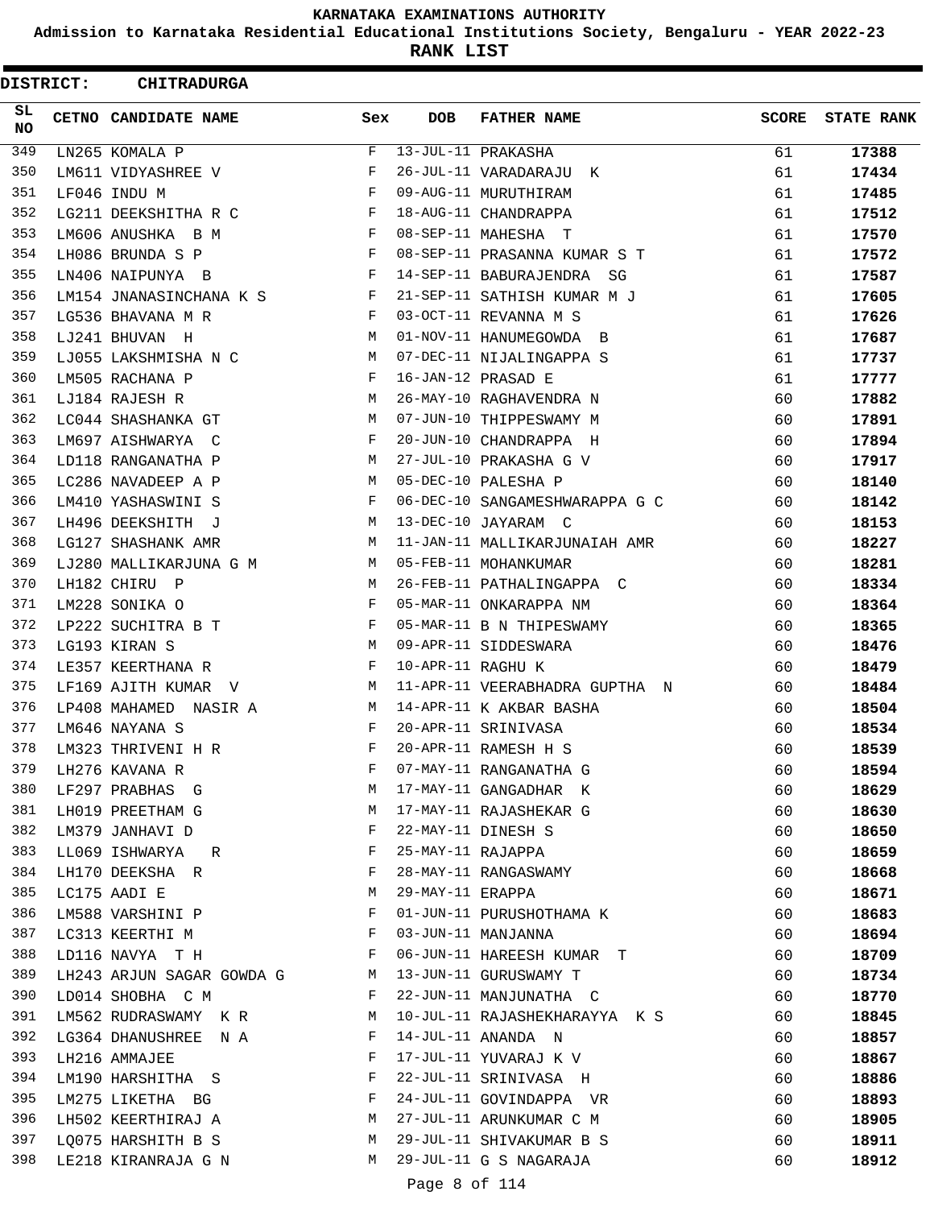KARNATAKA EXAMINATIONS AUTHORITY

Admission to Karnataka Residential Educational Institutions Society, Bengaluru - YEAR 2022-23

**RANK LIST**

**DISTRICT: CHITRADURGA**

| SL NO | CETNO | CANDIDATE NAME | Sex | DOB | FATHER NAME | SCORE | STATE RANK |
|---|---|---|---|---|---|---|---|
| 349 | LN265 | KOMALA P | F | 13-JUL-11 | PRAKASHA | 61 | **17388** |
| 350 | LM611 | VIDYASHREE V | F | 26-JUL-11 | VARADARAJU K | 61 | **17434** |
| 351 | LF046 | INDU M | F | 09-AUG-11 | MURUTHIRAM | 61 | **17485** |
| 352 | LG211 | DEEKSHITHA R C | F | 18-AUG-11 | CHANDRAPPA | 61 | **17512** |
| 353 | LM606 | ANUSHKA B M | F | 08-SEP-11 | MAHESHA T | 61 | **17570** |
| 354 | LH086 | BRUNDA S P | F | 08-SEP-11 | PRASANNA KUMAR S T | 61 | **17572** |
| 355 | LN406 | NAIPUNYA B | F | 14-SEP-11 | BABURAJENDRA SG | 61 | **17587** |
| 356 | LM154 | JNANASINCHANA K S | F | 21-SEP-11 | SATHISH KUMAR M J | 61 | **17605** |
| 357 | LG536 | BHAVANA M R | F | 03-OCT-11 | REVANNA M S | 61 | **17626** |
| 358 | LJ241 | BHUVAN H | M | 01-NOV-11 | HANUMEGOWDA B | 61 | **17687** |
| 359 | LJ055 | LAKSHMISHA N C | M | 07-DEC-11 | NIJALINGAPPA S | 61 | **17737** |
| 360 | LM505 | RACHANA P | F | 16-JAN-12 | PRASAD E | 61 | **17777** |
| 361 | LJ184 | RAJESH R | M | 26-MAY-10 | RAGHAVENDRA N | 60 | **17882** |
| 362 | LC044 | SHASHANKA GT | M | 07-JUN-10 | THIPPESWAMY M | 60 | **17891** |
| 363 | LM697 | AISHWARYA C | F | 20-JUN-10 | CHANDRAPPA H | 60 | **17894** |
| 364 | LD118 | RANGANATHA P | M | 27-JUL-10 | PRAKASHA G V | 60 | **17917** |
| 365 | LC286 | NAVADEEP A P | M | 05-DEC-10 | PALESHA P | 60 | **18140** |
| 366 | LM410 | YASHASWINI S | F | 06-DEC-10 | SANGAMESHWARAPPA G C | 60 | **18142** |
| 367 | LH496 | DEEKSHITH J | M | 13-DEC-10 | JAYARAM C | 60 | **18153** |
| 368 | LG127 | SHASHANK AMR | M | 11-JAN-11 | MALLIKARJUNAIAH AMR | 60 | **18227** |
| 369 | LJ280 | MALLIKARJUNA G M | M | 05-FEB-11 | MOHANKUMAR | 60 | **18281** |
| 370 | LH182 | CHIRU P | M | 26-FEB-11 | PATHALINGAPPA C | 60 | **18334** |
| 371 | LM228 | SONIKA O | F | 05-MAR-11 | ONKARAPPA NM | 60 | **18364** |
| 372 | LP222 | SUCHITRA B T | F | 05-MAR-11 | B N THIPESWAMY | 60 | **18365** |
| 373 | LG193 | KIRAN S | M | 09-APR-11 | SIDDESWARA | 60 | **18476** |
| 374 | LE357 | KEERTHANA R | F | 10-APR-11 | RAGHU K | 60 | **18479** |
| 375 | LF169 | AJITH KUMAR V | M | 11-APR-11 | VEERABHADRA GUPTHA N | 60 | **18484** |
| 376 | LP408 | MAHAMED NASIR A | M | 14-APR-11 | K AKBAR BASHA | 60 | **18504** |
| 377 | LM646 | NAYANA S | F | 20-APR-11 | SRINIVASA | 60 | **18534** |
| 378 | LM323 | THRIVENI H R | F | 20-APR-11 | RAMESH H S | 60 | **18539** |
| 379 | LH276 | KAVANA R | F | 07-MAY-11 | RANGANATHA G | 60 | **18594** |
| 380 | LF297 | PRABHAS G | M | 17-MAY-11 | GANGADHAR K | 60 | **18629** |
| 381 | LH019 | PREETHAM G | M | 17-MAY-11 | RAJASHEKAR G | 60 | **18630** |
| 382 | LM379 | JANHAVI D | F | 22-MAY-11 | DINESH S | 60 | **18650** |
| 383 | LL069 | ISHWARYA R | F | 25-MAY-11 | RAJAPPA | 60 | **18659** |
| 384 | LH170 | DEEKSHA R | F | 28-MAY-11 | RANGASWAMY | 60 | **18668** |
| 385 | LC175 | AADI E | M | 29-MAY-11 | ERAPPA | 60 | **18671** |
| 386 | LM588 | VARSHINI P | F | 01-JUN-11 | PURUSHOTHAMA K | 60 | **18683** |
| 387 | LC313 | KEERTHI M | F | 03-JUN-11 | MANJANNA | 60 | **18694** |
| 388 | LD116 | NAVYA T H | F | 06-JUN-11 | HAREESH KUMAR T | 60 | **18709** |
| 389 | LH243 | ARJUN SAGAR GOWDA G | M | 13-JUN-11 | GURUSWAMY T | 60 | **18734** |
| 390 | LD014 | SHOBHA C M | F | 22-JUN-11 | MANJUNATHA C | 60 | **18770** |
| 391 | LM562 | RUDRASWAMY K R | M | 10-JUL-11 | RAJASHEKHARAYYA K S | 60 | **18845** |
| 392 | LG364 | DHANUSHREE N A | F | 14-JUL-11 | ANANDA N | 60 | **18857** |
| 393 | LH216 | AMMAJEE | F | 17-JUL-11 | YUVARAJ K V | 60 | **18867** |
| 394 | LM190 | HARSHITHA S | F | 22-JUL-11 | SRINIVASA H | 60 | **18886** |
| 395 | LM275 | LIKETHA BG | F | 24-JUL-11 | GOVINDAPPA VR | 60 | **18893** |
| 396 | LH502 | KEERTHIRAJ A | M | 27-JUL-11 | ARUNKUMAR C M | 60 | **18905** |
| 397 | LQ075 | HARSHITH B S | M | 29-JUL-11 | SHIVAKUMAR B S | 60 | **18911** |
| 398 | LE218 | KIRANRAJA G N | M | 29-JUL-11 | G S NAGARAJA | 60 | **18912** |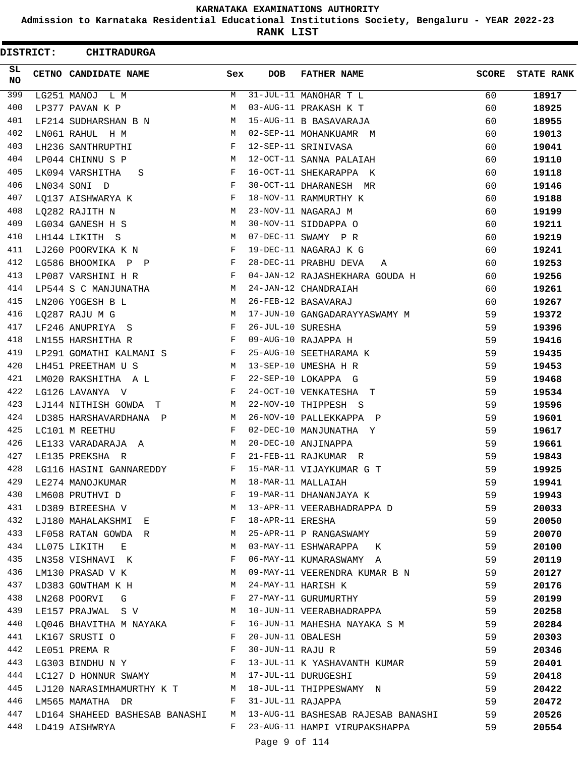KARNATAKA EXAMINATIONS AUTHORITY

Admission to Karnataka Residential Educational Institutions Society, Bengaluru - YEAR 2022-23

**RANK LIST**

**DISTRICT: CHITRADURGA**

| SL NO | CETNO | CANDIDATE NAME | Sex | DOB | FATHER NAME | SCORE | STATE RANK |
|---|---|---|---|---|---|---|---|
| 399 | LG251 | MANOJ L M | M | 31-JUL-11 | MANOHAR T L | 60 | 18917 |
| 400 | LP377 | PAVAN K P | M | 03-AUG-11 | PRAKASH K T | 60 | 18925 |
| 401 | LF214 | SUDHARSHAN B N | M | 15-AUG-11 | B BASAVARAJA | 60 | 18955 |
| 402 | LN061 | RAHUL H M | M | 02-SEP-11 | MOHANKUAMR M | 60 | 19013 |
| 403 | LH236 | SANTHRUPTHI | F | 12-SEP-11 | SRINIVASA | 60 | 19041 |
| 404 | LP044 | CHINNU S P | M | 12-OCT-11 | SANNA PALAIAH | 60 | 19110 |
| 405 | LK094 | VARSHITHA S | F | 16-OCT-11 | SHEKARAPPA K | 60 | 19118 |
| 406 | LN034 | SONI D | F | 30-OCT-11 | DHARANESH MR | 60 | 19146 |
| 407 | LQ137 | AISHWARYA K | F | 18-NOV-11 | RAMMURTHY K | 60 | 19188 |
| 408 | LQ282 | RAJITH N | M | 23-NOV-11 | NAGARAJ M | 60 | 19199 |
| 409 | LG034 | GANESH H S | M | 30-NOV-11 | SIDDAPPA O | 60 | 19211 |
| 410 | LH144 | LIKITH S | M | 07-DEC-11 | SWAMY P R | 60 | 19219 |
| 411 | LJ260 | POORVIKA K N | F | 19-DEC-11 | NAGARAJ K G | 60 | 19241 |
| 412 | LG586 | BHOOMIKA P P | F | 28-DEC-11 | PRABHU DEVA A | 60 | 19253 |
| 413 | LP087 | VARSHINI H R | F | 04-JAN-12 | RAJASHEKHARA GOUDA H | 60 | 19256 |
| 414 | LP544 | S C MANJUNATHA | M | 24-JAN-12 | CHANDRAIAH | 60 | 19261 |
| 415 | LN206 | YOGESH B L | M | 26-FEB-12 | BASAVARAJ | 60 | 19267 |
| 416 | LQ287 | RAJU M G | M | 17-JUN-10 | GANGADARAYYASWAMY M | 59 | 19372 |
| 417 | LF246 | ANUPRIYA S | F | 26-JUL-10 | SURESHA | 59 | 19396 |
| 418 | LN155 | HARSHITHA R | F | 09-AUG-10 | RAJAPPA H | 59 | 19416 |
| 419 | LP291 | GOMATHI KALMANI S | F | 25-AUG-10 | SEETHARAMA K | 59 | 19435 |
| 420 | LH451 | PREETHAM U S | M | 13-SEP-10 | UMESHA H R | 59 | 19453 |
| 421 | LM020 | RAKSHITHA A L | F | 22-SEP-10 | LOKAPPA G | 59 | 19468 |
| 422 | LG126 | LAVANYA V | F | 24-OCT-10 | VENKATESHA T | 59 | 19534 |
| 423 | LJ144 | NITHISH GOWDA T | M | 22-NOV-10 | THIPPESH S | 59 | 19596 |
| 424 | LD385 | HARSHAVARDHANA P | M | 26-NOV-10 | PALLEKKAPPA P | 59 | 19601 |
| 425 | LC101 | M REETHU | F | 02-DEC-10 | MANJUNATHA Y | 59 | 19617 |
| 426 | LE133 | VARADARAJA A | M | 20-DEC-10 | ANJINAPPA | 59 | 19661 |
| 427 | LE135 | PREKSHA R | F | 21-FEB-11 | RAJKUMAR R | 59 | 19843 |
| 428 | LG116 | HASINI GANNAREDDY | F | 15-MAR-11 | VIJAYKUMAR G T | 59 | 19925 |
| 429 | LE274 | MANOJKUMAR | M | 18-MAR-11 | MALLAIAH | 59 | 19941 |
| 430 | LM608 | PRUTHVI D | F | 19-MAR-11 | DHANANJAYA K | 59 | 19943 |
| 431 | LD389 | BIREESHA V | M | 13-APR-11 | VEERABHADRAPPA D | 59 | 20033 |
| 432 | LJ180 | MAHALAKSHMI E | F | 18-APR-11 | ERESHA | 59 | 20050 |
| 433 | LF058 | RATAN GOWDA R | M | 25-APR-11 | P RANGASWAMY | 59 | 20070 |
| 434 | LL075 | LIKITH E | M | 03-MAY-11 | ESHWARAPPA K | 59 | 20100 |
| 435 | LN358 | VISHNAVI K | F | 06-MAY-11 | KUMARASWAMY A | 59 | 20119 |
| 436 | LM130 | PRASAD V K | M | 09-MAY-11 | VEERENDRA KUMAR B N | 59 | 20127 |
| 437 | LD383 | GOWTHAM K H | M | 24-MAY-11 | HARISH K | 59 | 20176 |
| 438 | LN268 | POORVI G | F | 27-MAY-11 | GURUMURTHY | 59 | 20199 |
| 439 | LE157 | PRAJWAL S V | M | 10-JUN-11 | VEERABHADRAPPA | 59 | 20258 |
| 440 | LQ046 | BHAVITHA M NAYAKA | F | 16-JUN-11 | MAHESHA NAYAKA S M | 59 | 20284 |
| 441 | LK167 | SRUSTI O | F | 20-JUN-11 | OBALESH | 59 | 20303 |
| 442 | LE051 | PREMA R | F | 30-JUN-11 | RAJU R | 59 | 20346 |
| 443 | LG303 | BINDHU N Y | F | 13-JUL-11 | K YASHAVANTH KUMAR | 59 | 20401 |
| 444 | LC127 | D HONNUR SWAMY | M | 17-JUL-11 | DURUGESHI | 59 | 20418 |
| 445 | LJ120 | NARASIMHAMURTHY K T | M | 18-JUL-11 | THIPPESWAMY N | 59 | 20422 |
| 446 | LM565 | MAMATHA DR | F | 31-JUL-11 | RAJAPPA | 59 | 20472 |
| 447 | LD164 | SHAHEED BASHESAB BANASHI | M | 13-AUG-11 | BASHESAB RAJESAB BANASHI | 59 | 20526 |
| 448 | LD419 | AISHWRYA | F | 23-AUG-11 | HAMPI VIRUPAKSHAPPA | 59 | 20554 |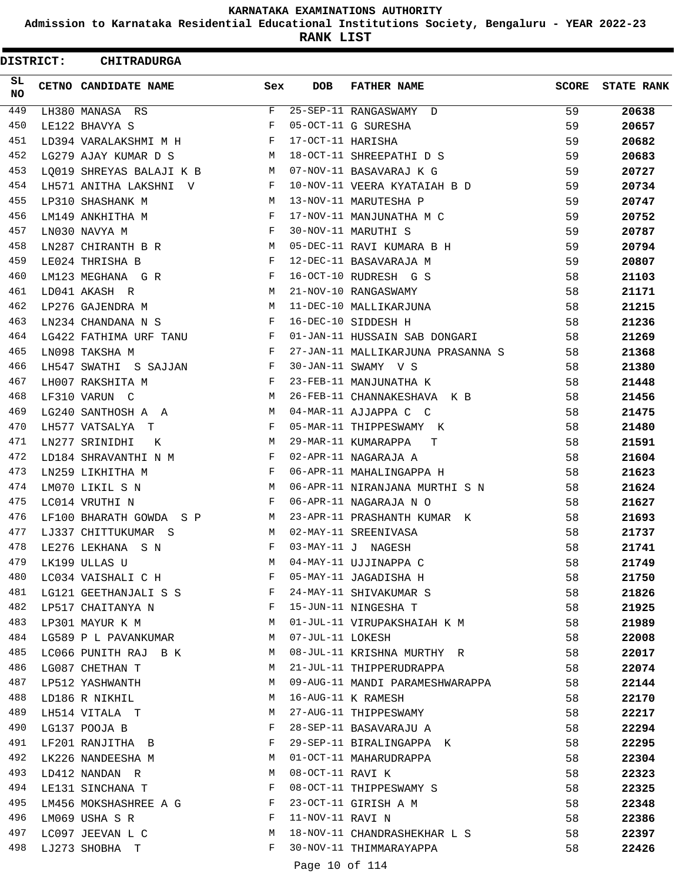# KARNATAKA EXAMINATIONS AUTHORITY

**Admission to Karnataka Residential Educational Institutions Society, Bengaluru - YEAR 2022-23**

**RANK LIST**

**DISTRICT: CHITRADURGA**

| SL NO | CETNO | CANDIDATE NAME | Sex | DOB | FATHER NAME | SCORE | STATE RANK |
|---|---|---|---|---|---|---|---|
| 449 | LH380 | MANASA RS | F | 25-SEP-11 | RANGASWAMY D | 59 | 20638 |
| 450 | LE122 | BHAVYA S | F | 05-OCT-11 | G SURESHA | 59 | 20657 |
| 451 | LD394 | VARALAKSHMI M H | F | 17-OCT-11 | HARISHA | 59 | 20682 |
| 452 | LG279 | AJAY KUMAR D S | M | 18-OCT-11 | SHREEPATHI D S | 59 | 20683 |
| 453 | LQ019 | SHREYAS BALAJI K B | M | 07-NOV-11 | BASAVARAJ K G | 59 | 20727 |
| 454 | LH571 | ANITHA LAKSHNI V | F | 10-NOV-11 | VEERA KYATAIAH B D | 59 | 20734 |
| 455 | LP310 | SHASHANK M | M | 13-NOV-11 | MARUTESHA P | 59 | 20747 |
| 456 | LM149 | ANKHITHA M | F | 17-NOV-11 | MANJUNATHA M C | 59 | 20752 |
| 457 | LN030 | NAVYA M | F | 30-NOV-11 | MARUTHI S | 59 | 20787 |
| 458 | LN287 | CHIRANTH B R | M | 05-DEC-11 | RAVI KUMARA B H | 59 | 20794 |
| 459 | LE024 | THRISHA B | F | 12-DEC-11 | BASAVARAJA M | 59 | 20807 |
| 460 | LM123 | MEGHANA G R | F | 16-OCT-10 | RUDRESH G S | 58 | 21103 |
| 461 | LD041 | AKASH R | M | 21-NOV-10 | RANGASWAMY | 58 | 21171 |
| 462 | LP276 | GAJENDRA M | M | 11-DEC-10 | MALLIKARJUNA | 58 | 21215 |
| 463 | LN234 | CHANDANA N S | F | 16-DEC-10 | SIDDESH H | 58 | 21236 |
| 464 | LG422 | FATHIMA URF TANU | F | 01-JAN-11 | HUSSAIN SAB DONGARI | 58 | 21269 |
| 465 | LN098 | TAKSHA M | F | 27-JAN-11 | MALLIKARJUNA PRASANNA S | 58 | 21368 |
| 466 | LH547 | SWATHI S SAJJAN | F | 30-JAN-11 | SWAMY V S | 58 | 21380 |
| 467 | LH007 | RAKSHITA M | F | 23-FEB-11 | MANJUNATHA K | 58 | 21448 |
| 468 | LF310 | VARUN C | M | 26-FEB-11 | CHANNAKESHAVA K B | 58 | 21456 |
| 469 | LG240 | SANTHOSH A A | M | 04-MAR-11 | AJJAPPA C C | 58 | 21475 |
| 470 | LH577 | VATSALYA T | F | 05-MAR-11 | THIPPESWAMY K | 58 | 21480 |
| 471 | LN277 | SRINIDHI K | M | 29-MAR-11 | KUMARAPPA T | 58 | 21591 |
| 472 | LD184 | SHRAVANTHI N M | F | 02-APR-11 | NAGARAJA A | 58 | 21604 |
| 473 | LN259 | LIKHITHA M | F | 06-APR-11 | MAHALINGAPPA H | 58 | 21623 |
| 474 | LM070 | LIKIL S N | M | 06-APR-11 | NIRANJANA MURTHI S N | 58 | 21624 |
| 475 | LC014 | VRUTHI N | F | 06-APR-11 | NAGARAJA N O | 58 | 21627 |
| 476 | LF100 | BHARATH GOWDA S P | M | 23-APR-11 | PRASHANTH KUMAR K | 58 | 21693 |
| 477 | LJ337 | CHITTUKUMAR S | M | 02-MAY-11 | SREENIVASA | 58 | 21737 |
| 478 | LE276 | LEKHANA S N | F | 03-MAY-11 | J NAGESH | 58 | 21741 |
| 479 | LK199 | ULLAS U | M | 04-MAY-11 | UJJINAPPA C | 58 | 21749 |
| 480 | LC034 | VAISHALI C H | F | 05-MAY-11 | JAGADISHA H | 58 | 21750 |
| 481 | LG121 | GEETHANJALI S S | F | 24-MAY-11 | SHIVAKUMAR S | 58 | 21826 |
| 482 | LP517 | CHAITANYA N | F | 15-JUN-11 | NINGESHA T | 58 | 21925 |
| 483 | LP301 | MAYUR K M | M | 01-JUL-11 | VIRUPAKSHAIAH K M | 58 | 21989 |
| 484 | LG589 | P L PAVANKUMAR | M | 07-JUL-11 | LOKESH | 58 | 22008 |
| 485 | LC066 | PUNITH RAJ B K | M | 08-JUL-11 | KRISHNA MURTHY R | 58 | 22017 |
| 486 | LG087 | CHETHAN T | M | 21-JUL-11 | THIPPERUDRAPPA | 58 | 22074 |
| 487 | LP512 | YASHWANTH | M | 09-AUG-11 | MANDI PARAMESHWARAPPA | 58 | 22144 |
| 488 | LD186 | R NIKHIL | M | 16-AUG-11 | K RAMESH | 58 | 22170 |
| 489 | LH514 | VITALA T | M | 27-AUG-11 | THIPPESWAMY | 58 | 22217 |
| 490 | LG137 | POOJA B | F | 28-SEP-11 | BASAVARAJU A | 58 | 22294 |
| 491 | LF201 | RANJITHA B | F | 29-SEP-11 | BIRALINGAPPA K | 58 | 22295 |
| 492 | LK226 | NANDEESHA M | M | 01-OCT-11 | MAHARUDRAPPA | 58 | 22304 |
| 493 | LD412 | NANDAN R | M | 08-OCT-11 | RAVI K | 58 | 22323 |
| 494 | LE131 | SINCHANA T | F | 08-OCT-11 | THIPPESWAMY S | 58 | 22325 |
| 495 | LM456 | MOKSHASHREE A G | F | 23-OCT-11 | GIRISH A M | 58 | 22348 |
| 496 | LM069 | USHA S R | F | 11-NOV-11 | RAVI N | 58 | 22386 |
| 497 | LC097 | JEEVAN L C | M | 18-NOV-11 | CHANDRASHEKHAR L S | 58 | 22397 |
| 498 | LJ273 | SHOBHA T | F | 30-NOV-11 | THIMMARAYAPPA | 58 | 22426 |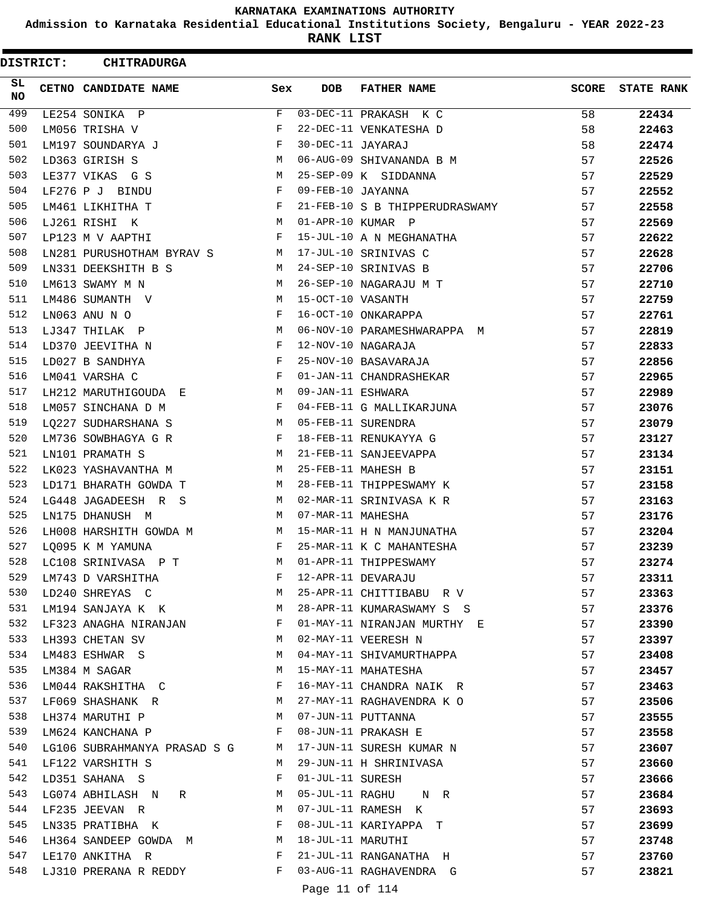# KARNATAKA EXAMINATIONS AUTHORITY

## Admission to Karnataka Residential Educational Institutions Society, Bengaluru - YEAR 2022-23

## RANK LIST

**DISTRICT: CHITRADURGA**

| SL NO | CETNO | CANDIDATE NAME | Sex | DOB | FATHER NAME | SCORE | STATE RANK |
|---|---|---|---|---|---|---|---|
| 499 | LE254 | SONIKA P | F | 03-DEC-11 | PRAKASH K C | 58 | **22434** |
| 500 | LM056 | TRISHA V | F | 22-DEC-11 | VENKATESHA D | 58 | **22463** |
| 501 | LM197 | SOUNDARYA J | F | 30-DEC-11 | JAYARAJ | 58 | **22474** |
| 502 | LD363 | GIRISH S | M | 06-AUG-09 | SHIVANANDA B M | 57 | **22526** |
| 503 | LE377 | VIKAS G S | M | 25-SEP-09 | K SIDDANNA | 57 | **22529** |
| 504 | LF276 | P J BINDU | F | 09-FEB-10 | JAYANNA | 57 | **22552** |
| 505 | LM461 | LIKHITHA T | F | 21-FEB-10 | S B THIPPERUDRASWAMY | 57 | **22558** |
| 506 | LJ261 | RISHI K | M | 01-APR-10 | KUMAR P | 57 | **22569** |
| 507 | LP123 | M V AAPTHI | F | 15-JUL-10 | A N MEGHANATHA | 57 | **22622** |
| 508 | LN281 | PURUSHOTHAM BYRAV S | M | 17-JUL-10 | SRINIVAS C | 57 | **22628** |
| 509 | LN331 | DEEKSHITH B S | M | 24-SEP-10 | SRINIVAS B | 57 | **22706** |
| 510 | LM613 | SWAMY M N | M | 26-SEP-10 | NAGARAJU M T | 57 | **22710** |
| 511 | LM486 | SUMANTH V | M | 15-OCT-10 | VASANTH | 57 | **22759** |
| 512 | LN063 | ANU N O | F | 16-OCT-10 | ONKARAPPA | 57 | **22761** |
| 513 | LJ347 | THILAK P | M | 06-NOV-10 | PARAMESHWARAPPA M | 57 | **22819** |
| 514 | LD370 | JEEVITHA N | F | 12-NOV-10 | NAGARAJA | 57 | **22833** |
| 515 | LD027 | B SANDHYA | F | 25-NOV-10 | BASAVARAJA | 57 | **22856** |
| 516 | LM041 | VARSHA C | F | 01-JAN-11 | CHANDRASHEKAR | 57 | **22965** |
| 517 | LH212 | MARUTHIGOUDA E | M | 09-JAN-11 | ESHWARA | 57 | **22989** |
| 518 | LM057 | SINCHANA D M | F | 04-FEB-11 | G MALLIKARJUNA | 57 | **23076** |
| 519 | LQ227 | SUDHARSHANA S | M | 05-FEB-11 | SURENDRA | 57 | **23079** |
| 520 | LM736 | SOWBHAGYA G R | F | 18-FEB-11 | RENUKAYYA G | 57 | **23127** |
| 521 | LN101 | PRAMATH S | M | 21-FEB-11 | SANJEEVAPPA | 57 | **23134** |
| 522 | LK023 | YASHAVANTHA M | M | 25-FEB-11 | MAHESH B | 57 | **23151** |
| 523 | LD171 | BHARATH GOWDA T | M | 28-FEB-11 | THIPPESWAMY K | 57 | **23158** |
| 524 | LG448 | JAGADEESH R S | M | 02-MAR-11 | SRINIVASA K R | 57 | **23163** |
| 525 | LN175 | DHANUSH M | M | 07-MAR-11 | MAHESHA | 57 | **23176** |
| 526 | LH008 | HARSHITH GOWDA M | M | 15-MAR-11 | H N MANJUNATHA | 57 | **23204** |
| 527 | LQ095 | K M YAMUNA | F | 25-MAR-11 | K C MAHANTESHA | 57 | **23239** |
| 528 | LC108 | SRINIVASA P T | M | 01-APR-11 | THIPPESWAMY | 57 | **23274** |
| 529 | LM743 | D VARSHITHA | F | 12-APR-11 | DEVARAJU | 57 | **23311** |
| 530 | LD240 | SHREYAS C | M | 25-APR-11 | CHITTIBABU R V | 57 | **23363** |
| 531 | LM194 | SANJAYA K K | M | 28-APR-11 | KUMARASWAMY S S | 57 | **23376** |
| 532 | LF323 | ANAGHA NIRANJAN | F | 01-MAY-11 | NIRANJAN MURTHY E | 57 | **23390** |
| 533 | LH393 | CHETAN SV | M | 02-MAY-11 | VEERESH N | 57 | **23397** |
| 534 | LM483 | ESHWAR S | M | 04-MAY-11 | SHIVAMURTHAPPA | 57 | **23408** |
| 535 | LM384 | M SAGAR | M | 15-MAY-11 | MAHATESHA | 57 | **23457** |
| 536 | LM044 | RAKSHITHA C | F | 16-MAY-11 | CHANDRA NAIK R | 57 | **23463** |
| 537 | LF069 | SHASHANK R | M | 27-MAY-11 | RAGHAVENDRA K O | 57 | **23506** |
| 538 | LH374 | MARUTHI P | M | 07-JUN-11 | PUTTANNA | 57 | **23555** |
| 539 | LM624 | KANCHANA P | F | 08-JUN-11 | PRAKASH E | 57 | **23558** |
| 540 | LG106 | SUBRAHMANYA PRASAD S G | M | 17-JUN-11 | SURESH KUMAR N | 57 | **23607** |
| 541 | LF122 | VARSHITH S | M | 29-JUN-11 | H SHRINIVASA | 57 | **23660** |
| 542 | LD351 | SAHANA S | F | 01-JUL-11 | SURESH | 57 | **23666** |
| 543 | LG074 | ABHILASH N R | M | 05-JUL-11 | RAGHU N R | 57 | **23684** |
| 544 | LF235 | JEEVAN R | M | 07-JUL-11 | RAMESH K | 57 | **23693** |
| 545 | LN335 | PRATIBHA K | F | 08-JUL-11 | KARIYAPPA T | 57 | **23699** |
| 546 | LH364 | SANDEEP GOWDA M | M | 18-JUL-11 | MARUTHI | 57 | **23748** |
| 547 | LE170 | ANKITHA R | F | 21-JUL-11 | RANGANATHA H | 57 | **23760** |
| 548 | LJ310 | PRERANA R REDDY | F | 03-AUG-11 | RAGHAVENDRA G | 57 | **23821** |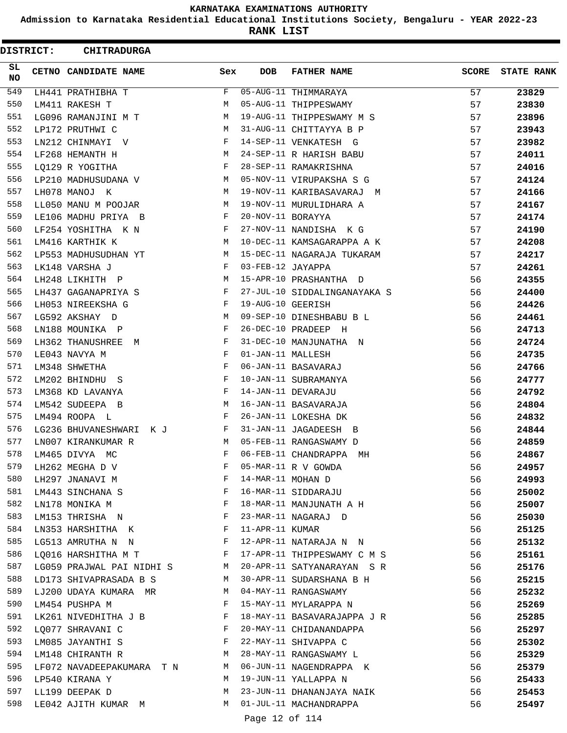# KARNATAKA EXAMINATIONS AUTHORITY

**Admission to Karnataka Residential Educational Institutions Society, Bengaluru - YEAR 2022-23**

**RANK LIST**

**DISTRICT: CHITRADURGA**

| SL NO | CETNO | CANDIDATE NAME | Sex | DOB | FATHER NAME | SCORE | STATE RANK |
|---|---|---|---|---|---|---|---|
| 549 | LH441 | PRATHIBHA T | F | 05-AUG-11 | THIMMARAYA | 57 | 23829 |
| 550 | LM411 | RAKESH T | M | 05-AUG-11 | THIPPESWAMY | 57 | 23830 |
| 551 | LG096 | RAMANJINI M T | M | 19-AUG-11 | THIPPESWAMY M S | 57 | 23896 |
| 552 | LP172 | PRUTHWI C | M | 31-AUG-11 | CHITTAYYA B P | 57 | 23943 |
| 553 | LN212 | CHINMAYI V | F | 14-SEP-11 | VENKATESH G | 57 | 23982 |
| 554 | LF268 | HEMANTH H | M | 24-SEP-11 | R HARISH BABU | 57 | 24011 |
| 555 | LQ129 | R YOGITHA | F | 28-SEP-11 | RAMAKRISHNA | 57 | 24016 |
| 556 | LP210 | MADHUSUDANA V | M | 05-NOV-11 | VIRUPAKSHA S G | 57 | 24124 |
| 557 | LH078 | MANOJ K | M | 19-NOV-11 | KARIBASAVARAJ M | 57 | 24166 |
| 558 | LL050 | MANU M POOJAR | M | 19-NOV-11 | MURULIDHARA A | 57 | 24167 |
| 559 | LE106 | MADHU PRIYA B | F | 20-NOV-11 | BORAYYA | 57 | 24174 |
| 560 | LF254 | YOSHITHA K N | F | 27-NOV-11 | NANDISHA K G | 57 | 24190 |
| 561 | LM416 | KARTHIK K | M | 10-DEC-11 | KAMSAGARAPPA A K | 57 | 24208 |
| 562 | LP553 | MADHUSUDHAN YT | M | 15-DEC-11 | NAGARAJA TUKARAM | 57 | 24217 |
| 563 | LK148 | VARSHA J | F | 03-FEB-12 | JAYAPPA | 57 | 24261 |
| 564 | LH248 | LIKHITH P | M | 15-APR-10 | PRASHANTHA D | 56 | 24355 |
| 565 | LH437 | GAGANAPRIYA S | F | 27-JUL-10 | SIDDALINGANAYAKA S | 56 | 24400 |
| 566 | LH053 | NIREEKSHA G | F | 19-AUG-10 | GEERISH | 56 | 24426 |
| 567 | LG592 | AKSHAY D | M | 09-SEP-10 | DINESHBABU B L | 56 | 24461 |
| 568 | LN188 | MOUNIKA P | F | 26-DEC-10 | PRADEEP H | 56 | 24713 |
| 569 | LH362 | THANUSHREE M | F | 31-DEC-10 | MANJUNATHA N | 56 | 24724 |
| 570 | LE043 | NAVYA M | F | 01-JAN-11 | MALLESH | 56 | 24735 |
| 571 | LM348 | SHWETHA | F | 06-JAN-11 | BASAVARAJ | 56 | 24766 |
| 572 | LM202 | BHINDHU S | F | 10-JAN-11 | SUBRAMANYA | 56 | 24777 |
| 573 | LM368 | KD LAVANYA | F | 14-JAN-11 | DEVARAJU | 56 | 24792 |
| 574 | LM542 | SUDEEPA B | M | 16-JAN-11 | BASAVARAJA | 56 | 24804 |
| 575 | LM494 | ROOPA L | F | 26-JAN-11 | LOKESHA DK | 56 | 24832 |
| 576 | LG236 | BHUVANESHWARI K J | F | 31-JAN-11 | JAGADEESH B | 56 | 24844 |
| 577 | LN007 | KIRANKUMAR R | M | 05-FEB-11 | RANGASWAMY D | 56 | 24859 |
| 578 | LM465 | DIVYA MC | F | 06-FEB-11 | CHANDRAPPA MH | 56 | 24867 |
| 579 | LH262 | MEGHA D V | F | 05-MAR-11 | R V GOWDA | 56 | 24957 |
| 580 | LH297 | JNANAVI M | F | 14-MAR-11 | MOHAN D | 56 | 24993 |
| 581 | LM443 | SINCHANA S | F | 16-MAR-11 | SIDDARAJU | 56 | 25002 |
| 582 | LN178 | MONIKA M | F | 18-MAR-11 | MANJUNATH A H | 56 | 25007 |
| 583 | LM153 | THRISHA N | F | 23-MAR-11 | NAGARAJ D | 56 | 25030 |
| 584 | LN353 | HARSHITHA K | F | 11-APR-11 | KUMAR | 56 | 25125 |
| 585 | LG513 | AMRUTHA N N | F | 12-APR-11 | NATARAJA N N | 56 | 25132 |
| 586 | LQ016 | HARSHITHA M T | F | 17-APR-11 | THIPPESWAMY C M S | 56 | 25161 |
| 587 | LG059 | PRAJWAL PAI NIDHI S | M | 20-APR-11 | SATYANARAYAN S R | 56 | 25176 |
| 588 | LD173 | SHIVAPRASADA B S | M | 30-APR-11 | SUDARSHANA B H | 56 | 25215 |
| 589 | LJ200 | UDAYA KUMARA MR | M | 04-MAY-11 | RANGASWAMY | 56 | 25232 |
| 590 | LM454 | PUSHPA M | F | 15-MAY-11 | MYLARAPPA N | 56 | 25269 |
| 591 | LK261 | NIVEDHITHA J B | F | 18-MAY-11 | BASAVARAJAPPA J R | 56 | 25285 |
| 592 | LQ077 | SHRAVANI C | F | 20-MAY-11 | CHIDANANDAPPA | 56 | 25297 |
| 593 | LM085 | JAYANTHI S | F | 22-MAY-11 | SHIVAPPA C | 56 | 25302 |
| 594 | LM148 | CHIRANTH R | M | 28-MAY-11 | RANGASWAMY L | 56 | 25329 |
| 595 | LF072 | NAVADEEPAKUMARA T N | M | 06-JUN-11 | NAGENDRAPPA K | 56 | 25379 |
| 596 | LP540 | KIRANA Y | M | 19-JUN-11 | YALLAPPA N | 56 | 25433 |
| 597 | LL199 | DEEPAK D | M | 23-JUN-11 | DHANANJAYA NAIK | 56 | 25453 |
| 598 | LE042 | AJITH KUMAR M | M | 01-JUL-11 | MACHANDRAPPA | 56 | 25497 |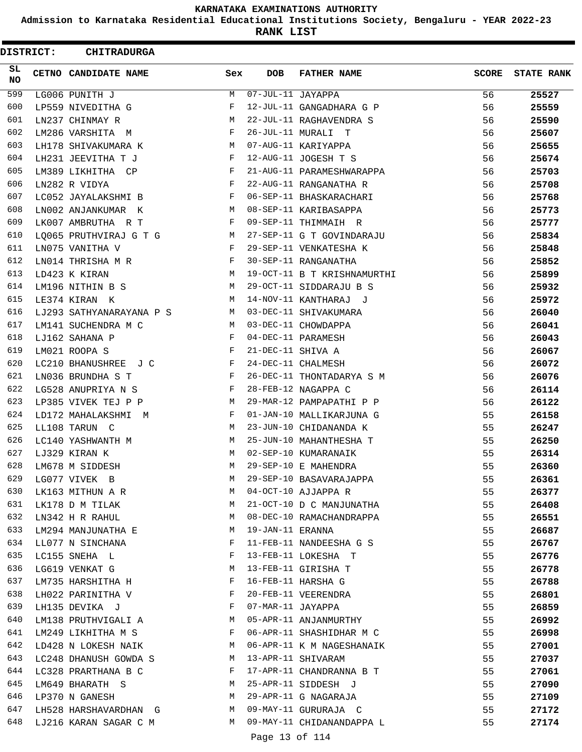# KARNATAKA EXAMINATIONS AUTHORITY

## Admission to Karnataka Residential Educational Institutions Society, Bengaluru - YEAR 2022-23

## RANK LIST

**DISTRICT: CHITRADURGA**

| SL NO | CETNO | CANDIDATE NAME | Sex | DOB | FATHER NAME | SCORE | STATE RANK |
|---|---|---|---|---|---|---|---|
| 599 | LG006 | PUNITH J | M | 07-JUL-11 | JAYAPPA | 56 | 25527 |
| 600 | LP559 | NIVEDITHA G | F | 12-JUL-11 | GANGADHARA G P | 56 | 25559 |
| 601 | LN237 | CHINMAY R | M | 22-JUL-11 | RAGHAVENDRA S | 56 | 25590 |
| 602 | LM286 | VARSHITA M | F | 26-JUL-11 | MURALI T | 56 | 25607 |
| 603 | LH178 | SHIVAKUMARA K | M | 07-AUG-11 | KARIYAPPA | 56 | 25655 |
| 604 | LH231 | JEEVITHA T J | F | 12-AUG-11 | JOGESH T S | 56 | 25674 |
| 605 | LM389 | LIKHITHA CP | F | 21-AUG-11 | PARAMESHWARAPPA | 56 | 25703 |
| 606 | LN282 | R VIDYA | F | 22-AUG-11 | RANGANATHA R | 56 | 25708 |
| 607 | LC052 | JAYALAKSHMI B | F | 06-SEP-11 | BHASKARACHARI | 56 | 25768 |
| 608 | LN002 | ANJANKUMAR K | M | 08-SEP-11 | KARIBASAPPA | 56 | 25773 |
| 609 | LK007 | AMBRUTHA R T | F | 09-SEP-11 | THIMMAIH R | 56 | 25777 |
| 610 | LQ065 | PRUTHVIRAJ G T G | M | 27-SEP-11 | G T GOVINDARAJU | 56 | 25834 |
| 611 | LN075 | VANITHA V | F | 29-SEP-11 | VENKATESHA K | 56 | 25848 |
| 612 | LN014 | THRISHA M R | F | 30-SEP-11 | RANGANATHA | 56 | 25852 |
| 613 | LD423 | K KIRAN | M | 19-OCT-11 | B T KRISHNAMURTHI | 56 | 25899 |
| 614 | LM196 | NITHIN B S | M | 29-OCT-11 | SIDDARAJU B S | 56 | 25932 |
| 615 | LE374 | KIRAN K | M | 14-NOV-11 | KANTHARAJ J | 56 | 25972 |
| 616 | LJ293 | SATHYANARAYANA P S | M | 03-DEC-11 | SHIVAKUMARA | 56 | 26040 |
| 617 | LM141 | SUCHENDRA M C | M | 03-DEC-11 | CHOWDAPPA | 56 | 26041 |
| 618 | LJ162 | SAHANA P | F | 04-DEC-11 | PARAMESH | 56 | 26043 |
| 619 | LM021 | ROOPA S | F | 21-DEC-11 | SHIVA A | 56 | 26067 |
| 620 | LC210 | BHANUSHREE J C | F | 24-DEC-11 | CHALMESH | 56 | 26072 |
| 621 | LN036 | BRUNDHA S T | F | 26-DEC-11 | THONTADARYA S M | 56 | 26076 |
| 622 | LG528 | ANUPRIYA N S | F | 28-FEB-12 | NAGAPPA C | 56 | 26114 |
| 623 | LP385 | VIVEK TEJ P P | M | 29-MAR-12 | PAMPAPATHI P P | 56 | 26122 |
| 624 | LD172 | MAHALAKSHMI M | F | 01-JAN-10 | MALLIKARJUNA G | 55 | 26158 |
| 625 | LL108 | TARUN C | M | 23-JUN-10 | CHIDANANDA K | 55 | 26247 |
| 626 | LC140 | YASHWANTH M | M | 25-JUN-10 | MAHANTHESHA T | 55 | 26250 |
| 627 | LJ329 | KIRAN K | M | 02-SEP-10 | KUMARANAIK | 55 | 26314 |
| 628 | LM678 | M SIDDESH | M | 29-SEP-10 | E MAHENDRA | 55 | 26360 |
| 629 | LG077 | VIVEK B | M | 29-SEP-10 | BASAVARAJAPPA | 55 | 26361 |
| 630 | LK163 | MITHUN A R | M | 04-OCT-10 | AJJAPPA R | 55 | 26377 |
| 631 | LK178 | D M TILAK | M | 21-OCT-10 | D C MANJUNATHA | 55 | 26408 |
| 632 | LN342 | H R RAHUL | M | 08-DEC-10 | RAMACHANDRAPPA | 55 | 26551 |
| 633 | LM294 | MANJUNATHA E | M | 19-JAN-11 | ERANNA | 55 | 26687 |
| 634 | LL077 | N SINCHANA | F | 11-FEB-11 | NANDEESHA G S | 55 | 26767 |
| 635 | LC155 | SNEHA L | F | 13-FEB-11 | LOKESHA T | 55 | 26776 |
| 636 | LG619 | VENKAT G | M | 13-FEB-11 | GIRISHA T | 55 | 26778 |
| 637 | LM735 | HARSHITHA H | F | 16-FEB-11 | HARSHA G | 55 | 26788 |
| 638 | LH022 | PARINITHA V | F | 20-FEB-11 | VEERENDRA | 55 | 26801 |
| 639 | LH135 | DEVIKA J | F | 07-MAR-11 | JAYAPPA | 55 | 26859 |
| 640 | LM138 | PRUTHVIGALI A | M | 05-APR-11 | ANJANMURTHY | 55 | 26992 |
| 641 | LM249 | LIKHITHA M S | F | 06-APR-11 | SHASHIDHAR M C | 55 | 26998 |
| 642 | LD428 | N LOKESH NAIK | M | 06-APR-11 | K M NAGESHANAIK | 55 | 27001 |
| 643 | LC248 | DHANUSH GOWDA S | M | 13-APR-11 | SHIVARAM | 55 | 27037 |
| 644 | LC328 | PRARTHANA B C | F | 17-APR-11 | CHANDRANNA B T | 55 | 27061 |
| 645 | LM649 | BHARATH S | M | 25-APR-11 | SIDDESH J | 55 | 27090 |
| 646 | LP370 | N GANESH | M | 29-APR-11 | G NAGARAJA | 55 | 27109 |
| 647 | LH528 | HARSHAVARDHAN G | M | 09-MAY-11 | GURURAJA C | 55 | 27172 |
| 648 | LJ216 | KARAN SAGAR C M | M | 09-MAY-11 | CHIDANANDAPPA L | 55 | 27174 |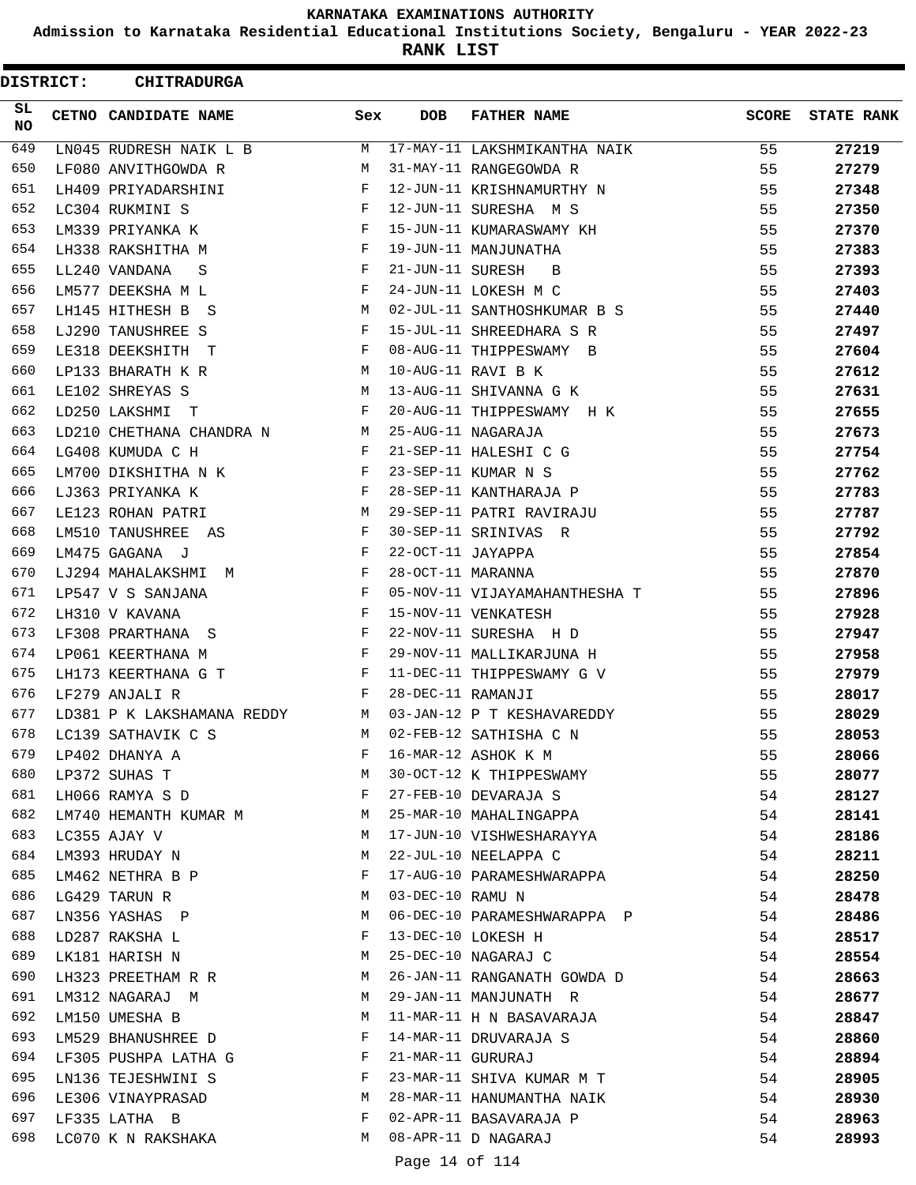# KARNATAKA EXAMINATIONS AUTHORITY

## Admission to Karnataka Residential Educational Institutions Society, Bengaluru - YEAR 2022-23

## RANK LIST

**DISTRICT: CHITRADURGA**

| SL NO | CETNO | CANDIDATE NAME | Sex | DOB | FATHER NAME | SCORE | STATE RANK |
|---|---|---|---|---|---|---|---|
| 649 | LN045 | RUDRESH NAIK L B | M | 17-MAY-11 | LAKSHMIKANTHA NAIK | 55 | 27219 |
| 650 | LF080 | ANVITHGOWDA R | M | 31-MAY-11 | RANGEGOWDA R | 55 | 27279 |
| 651 | LH409 | PRIYADARSHINI | F | 12-JUN-11 | KRISHNAMURTHY N | 55 | 27348 |
| 652 | LC304 | RUKMINI S | F | 12-JUN-11 | SURESHA M S | 55 | 27350 |
| 653 | LM339 | PRIYANKA K | F | 15-JUN-11 | KUMARASWAMY KH | 55 | 27370 |
| 654 | LH338 | RAKSHITHA M | F | 19-JUN-11 | MANJUNATHA | 55 | 27383 |
| 655 | LL240 | VANDANA S | F | 21-JUN-11 | SURESH B | 55 | 27393 |
| 656 | LM577 | DEEKSHA M L | F | 24-JUN-11 | LOKESH M C | 55 | 27403 |
| 657 | LH145 | HITHESH B S | M | 02-JUL-11 | SANTHOSHKUMAR B S | 55 | 27440 |
| 658 | LJ290 | TANUSHREE S | F | 15-JUL-11 | SHREEDHARA S R | 55 | 27497 |
| 659 | LE318 | DEEKSHITH T | F | 08-AUG-11 | THIPPESWAMY B | 55 | 27604 |
| 660 | LP133 | BHARATH K R | M | 10-AUG-11 | RAVI B K | 55 | 27612 |
| 661 | LE102 | SHREYAS S | M | 13-AUG-11 | SHIVANNA G K | 55 | 27631 |
| 662 | LD250 | LAKSHMI T | F | 20-AUG-11 | THIPPESWAMY H K | 55 | 27655 |
| 663 | LD210 | CHETHANA CHANDRA N | M | 25-AUG-11 | NAGARAJA | 55 | 27673 |
| 664 | LG408 | KUMUDA C H | F | 21-SEP-11 | HALESHI C G | 55 | 27754 |
| 665 | LM700 | DIKSHITHA N K | F | 23-SEP-11 | KUMAR N S | 55 | 27762 |
| 666 | LJ363 | PRIYANKA K | F | 28-SEP-11 | KANTHARAJA P | 55 | 27783 |
| 667 | LE123 | ROHAN PATRI | M | 29-SEP-11 | PATRI RAVIRAJU | 55 | 27787 |
| 668 | LM510 | TANUSHREE AS | F | 30-SEP-11 | SRINIVAS R | 55 | 27792 |
| 669 | LM475 | GAGANA J | F | 22-OCT-11 | JAYAPPA | 55 | 27854 |
| 670 | LJ294 | MAHALAKSHMI M | F | 28-OCT-11 | MARANNA | 55 | 27870 |
| 671 | LP547 | V S SANJANA | F | 05-NOV-11 | VIJAYAMAHANTHESHA T | 55 | 27896 |
| 672 | LH310 | V KAVANA | F | 15-NOV-11 | VENKATESH | 55 | 27928 |
| 673 | LF308 | PRARTHANA S | F | 22-NOV-11 | SURESHA H D | 55 | 27947 |
| 674 | LP061 | KEERTHANA M | F | 29-NOV-11 | MALLIKARJUNA H | 55 | 27958 |
| 675 | LH173 | KEERTHANA G T | F | 11-DEC-11 | THIPPESWAMY G V | 55 | 27979 |
| 676 | LF279 | ANJALI R | F | 28-DEC-11 | RAMANJI | 55 | 28017 |
| 677 | LD381 | P K LAKSHAMANA REDDY | M | 03-JAN-12 | P T KESHAVAREDDY | 55 | 28029 |
| 678 | LC139 | SATHAVIK C S | M | 02-FEB-12 | SATHISHA C N | 55 | 28053 |
| 679 | LP402 | DHANYA A | F | 16-MAR-12 | ASHOK K M | 55 | 28066 |
| 680 | LP372 | SUHAS T | M | 30-OCT-12 | K THIPPESWAMY | 55 | 28077 |
| 681 | LH066 | RAMYA S D | F | 27-FEB-10 | DEVARAJA S | 54 | 28127 |
| 682 | LM740 | HEMANTH KUMAR M | M | 25-MAR-10 | MAHALINGAPPA | 54 | 28141 |
| 683 | LC355 | AJAY V | M | 17-JUN-10 | VISHWESHARAYYA | 54 | 28186 |
| 684 | LM393 | HRUDAY N | M | 22-JUL-10 | NEELAPPA C | 54 | 28211 |
| 685 | LM462 | NETHRA B P | F | 17-AUG-10 | PARAMESHWARAPPA | 54 | 28250 |
| 686 | LG429 | TARUN R | M | 03-DEC-10 | RAMU N | 54 | 28478 |
| 687 | LN356 | YASHAS P | M | 06-DEC-10 | PARAMESHWARAPPA P | 54 | 28486 |
| 688 | LD287 | RAKSHA L | F | 13-DEC-10 | LOKESH H | 54 | 28517 |
| 689 | LK181 | HARISH N | M | 25-DEC-10 | NAGARAJ C | 54 | 28554 |
| 690 | LH323 | PREETHAM R R | M | 26-JAN-11 | RANGANATH GOWDA D | 54 | 28663 |
| 691 | LM312 | NAGARAJ M | M | 29-JAN-11 | MANJUNATH R | 54 | 28677 |
| 692 | LM150 | UMESHA B | M | 11-MAR-11 | H N BASAVARAJA | 54 | 28847 |
| 693 | LM529 | BHANUSHREE D | F | 14-MAR-11 | DRUVARAJA S | 54 | 28860 |
| 694 | LF305 | PUSHPA LATHA G | F | 21-MAR-11 | GURURAJ | 54 | 28894 |
| 695 | LN136 | TEJESHWINI S | F | 23-MAR-11 | SHIVA KUMAR M T | 54 | 28905 |
| 696 | LE306 | VINAYPRASAD | M | 28-MAR-11 | HANUMANTHA NAIK | 54 | 28930 |
| 697 | LF335 | LATHA B | F | 02-APR-11 | BASAVARAJA P | 54 | 28963 |
| 698 | LC070 | K N RAKSHAKA | M | 08-APR-11 | D NAGARAJ | 54 | 28993 |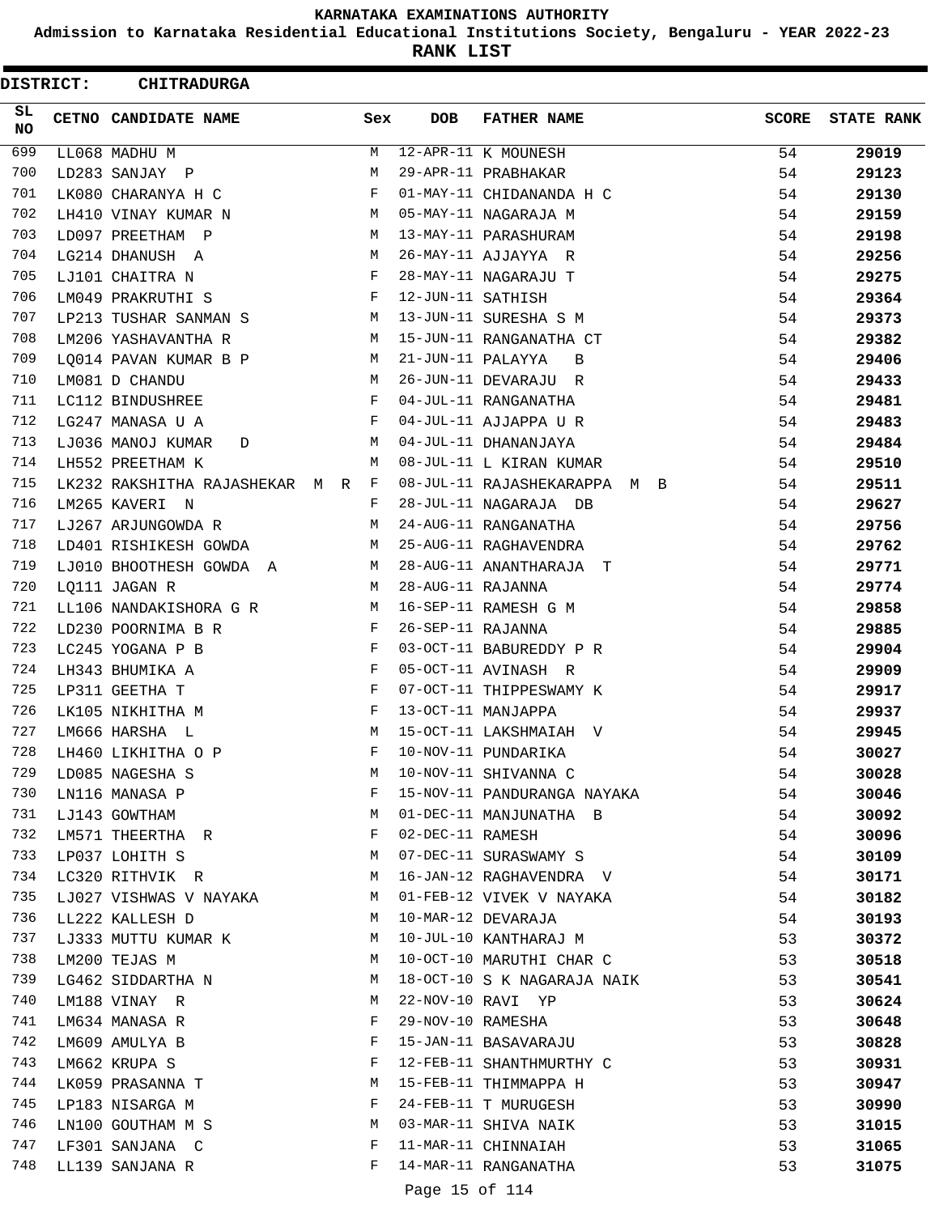# KARNATAKA EXAMINATIONS AUTHORITY

**Admission to Karnataka Residential Educational Institutions Society, Bengaluru - YEAR 2022-23**

**RANK LIST**

**DISTRICT: CHITRADURGA**

| SL NO | CETNO | CANDIDATE NAME | Sex | DOB | FATHER NAME | SCORE | STATE RANK |
|---|---|---|---|---|---|---|---|
| 699 | LL068 | MADHU M | M | 12-APR-11 | K MOUNESH | 54 | 29019 |
| 700 | LD283 | SANJAY P | M | 29-APR-11 | PRABHAKAR | 54 | 29123 |
| 701 | LK080 | CHARANYA H C | F | 01-MAY-11 | CHIDANANDA H C | 54 | 29130 |
| 702 | LH410 | VINAY KUMAR N | M | 05-MAY-11 | NAGARAJA M | 54 | 29159 |
| 703 | LD097 | PREETHAM P | M | 13-MAY-11 | PARASHURAM | 54 | 29198 |
| 704 | LG214 | DHANUSH A | M | 26-MAY-11 | AJJAYYA R | 54 | 29256 |
| 705 | LJ101 | CHAITRA N | F | 28-MAY-11 | NAGARAJU T | 54 | 29275 |
| 706 | LM049 | PRAKRUTHI S | F | 12-JUN-11 | SATHISH | 54 | 29364 |
| 707 | LP213 | TUSHAR SANMAN S | M | 13-JUN-11 | SURESHA S M | 54 | 29373 |
| 708 | LM206 | YASHAVANTHA R | M | 15-JUN-11 | RANGANATHA CT | 54 | 29382 |
| 709 | LQ014 | PAVAN KUMAR B P | M | 21-JUN-11 | PALAYYA B | 54 | 29406 |
| 710 | LM081 | D CHANDU | M | 26-JUN-11 | DEVARAJU R | 54 | 29433 |
| 711 | LC112 | BINDUSHREE | F | 04-JUL-11 | RANGANATHA | 54 | 29481 |
| 712 | LG247 | MANASA U A | F | 04-JUL-11 | AJJAPPA U R | 54 | 29483 |
| 713 | LJ036 | MANOJ KUMAR D | M | 04-JUL-11 | DHANANJAYA | 54 | 29484 |
| 714 | LH552 | PREETHAM K | M | 08-JUL-11 | L KIRAN KUMAR | 54 | 29510 |
| 715 | LK232 | RAKSHITHA RAJASHEKAR M R | F | 08-JUL-11 | RAJASHEKARAPPA M B | 54 | 29511 |
| 716 | LM265 | KAVERI N | F | 28-JUL-11 | NAGARAJA DB | 54 | 29627 |
| 717 | LJ267 | ARJUNGOWDA R | M | 24-AUG-11 | RANGANATHA | 54 | 29756 |
| 718 | LD401 | RISHIKESH GOWDA | M | 25-AUG-11 | RAGHAVENDRA | 54 | 29762 |
| 719 | LJ010 | BHOOTHESH GOWDA A | M | 28-AUG-11 | ANANTHARAJA T | 54 | 29771 |
| 720 | LQ111 | JAGAN R | M | 28-AUG-11 | RAJANNA | 54 | 29774 |
| 721 | LL106 | NANDAKISHORA G R | M | 16-SEP-11 | RAMESH G M | 54 | 29858 |
| 722 | LD230 | POORNIMA B R | F | 26-SEP-11 | RAJANNA | 54 | 29885 |
| 723 | LC245 | YOGANA P B | F | 03-OCT-11 | BABUREDDY P R | 54 | 29904 |
| 724 | LH343 | BHUMIKA A | F | 05-OCT-11 | AVINASH R | 54 | 29909 |
| 725 | LP311 | GEETHA T | F | 07-OCT-11 | THIPPESWAMY K | 54 | 29917 |
| 726 | LK105 | NIKHITHA M | F | 13-OCT-11 | MANJAPPA | 54 | 29937 |
| 727 | LM666 | HARSHA L | M | 15-OCT-11 | LAKSHMAIAH V | 54 | 29945 |
| 728 | LH460 | LIKHITHA O P | F | 10-NOV-11 | PUNDARIKA | 54 | 30027 |
| 729 | LD085 | NAGESHA S | M | 10-NOV-11 | SHIVANNA C | 54 | 30028 |
| 730 | LN116 | MANASA P | F | 15-NOV-11 | PANDURANGA NAYAKA | 54 | 30046 |
| 731 | LJ143 | GOWTHAM | M | 01-DEC-11 | MANJUNATHA B | 54 | 30092 |
| 732 | LM571 | THEERTHA R | F | 02-DEC-11 | RAMESH | 54 | 30096 |
| 733 | LP037 | LOHITH S | M | 07-DEC-11 | SURASWAMY S | 54 | 30109 |
| 734 | LC320 | RITHVIK R | M | 16-JAN-12 | RAGHAVENDRA V | 54 | 30171 |
| 735 | LJ027 | VISHWAS V NAYAKA | M | 01-FEB-12 | VIVEK V NAYAKA | 54 | 30182 |
| 736 | LL222 | KALLESH D | M | 10-MAR-12 | DEVARAJA | 54 | 30193 |
| 737 | LJ333 | MUTTU KUMAR K | M | 10-JUL-10 | KANTHARAJ M | 53 | 30372 |
| 738 | LM200 | TEJAS M | M | 10-OCT-10 | MARUTHI CHAR C | 53 | 30518 |
| 739 | LG462 | SIDDARTHA N | M | 18-OCT-10 | S K NAGARAJA NAIK | 53 | 30541 |
| 740 | LM188 | VINAY R | M | 22-NOV-10 | RAVI YP | 53 | 30624 |
| 741 | LM634 | MANASA R | F | 29-NOV-10 | RAMESHA | 53 | 30648 |
| 742 | LM609 | AMULYA B | F | 15-JAN-11 | BASAVARAJU | 53 | 30828 |
| 743 | LM662 | KRUPA S | F | 12-FEB-11 | SHANTHMURTHY C | 53 | 30931 |
| 744 | LK059 | PRASANNA T | M | 15-FEB-11 | THIMMAPPA H | 53 | 30947 |
| 745 | LP183 | NISARGA M | F | 24-FEB-11 | T MURUGESH | 53 | 30990 |
| 746 | LN100 | GOUTHAM M S | M | 03-MAR-11 | SHIVA NAIK | 53 | 31015 |
| 747 | LF301 | SANJANA C | F | 11-MAR-11 | CHINNAIAH | 53 | 31065 |
| 748 | LL139 | SANJANA R | F | 14-MAR-11 | RANGANATHA | 53 | 31075 |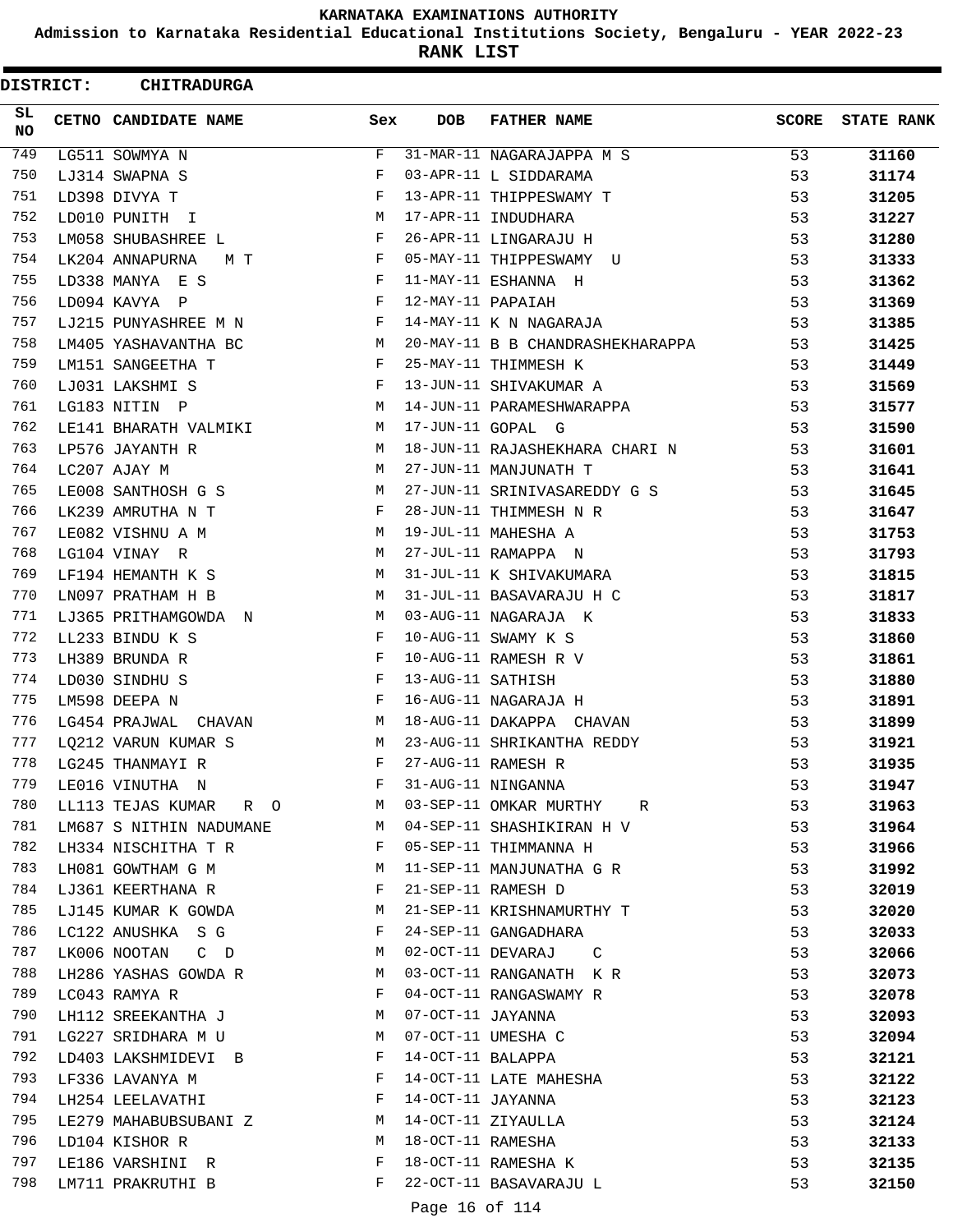# KARNATAKA EXAMINATIONS AUTHORITY

## Admission to Karnataka Residential Educational Institutions Society, Bengaluru - YEAR 2022-23

## RANK LIST

**DISTRICT: CHITRADURGA**

| SL NO | CETNO | CANDIDATE NAME | Sex | DOB | FATHER NAME | SCORE | STATE RANK |
|---|---|---|---|---|---|---|---|
| 749 | LG511 | SOWMYA N | F | 31-MAR-11 | NAGARAJAPPA M S | 53 | 31160 |
| 750 | LJ314 | SWAPNA S | F | 03-APR-11 | L SIDDARAMA | 53 | 31174 |
| 751 | LD398 | DIVYA T | F | 13-APR-11 | THIPPESWAMY T | 53 | 31205 |
| 752 | LD010 | PUNITH I | M | 17-APR-11 | INDUDHARA | 53 | 31227 |
| 753 | LM058 | SHUBASHREE L | F | 26-APR-11 | LINGARAJU H | 53 | 31280 |
| 754 | LK204 | ANNAPURNA M T | F | 05-MAY-11 | THIPPESWAMY U | 53 | 31333 |
| 755 | LD338 | MANYA E S | F | 11-MAY-11 | ESHANNA H | 53 | 31362 |
| 756 | LD094 | KAVYA P | F | 12-MAY-11 | PAPAIAH | 53 | 31369 |
| 757 | LJ215 | PUNYASHREE M N | F | 14-MAY-11 | K N NAGARAJA | 53 | 31385 |
| 758 | LM405 | YASHAVANTHA BC | M | 20-MAY-11 | B B CHANDRASHEKHARAPPA | 53 | 31425 |
| 759 | LM151 | SANGEETHA T | F | 25-MAY-11 | THIMMESH K | 53 | 31449 |
| 760 | LJ031 | LAKSHMI S | F | 13-JUN-11 | SHIVAKUMAR A | 53 | 31569 |
| 761 | LG183 | NITIN P | M | 14-JUN-11 | PARAMESHWARAPPA | 53 | 31577 |
| 762 | LE141 | BHARATH VALMIKI | M | 17-JUN-11 | GOPAL G | 53 | 31590 |
| 763 | LP576 | JAYANTH R | M | 18-JUN-11 | RAJASHEKHARA CHARI N | 53 | 31601 |
| 764 | LC207 | AJAY M | M | 27-JUN-11 | MANJUNATH T | 53 | 31641 |
| 765 | LE008 | SANTHOSH G S | M | 27-JUN-11 | SRINIVASAREDDY G S | 53 | 31645 |
| 766 | LK239 | AMRUTHA N T | F | 28-JUN-11 | THIMMESH N R | 53 | 31647 |
| 767 | LE082 | VISHNU A M | M | 19-JUL-11 | MAHESHA A | 53 | 31753 |
| 768 | LG104 | VINAY R | M | 27-JUL-11 | RAMAPPA N | 53 | 31793 |
| 769 | LF194 | HEMANTH K S | M | 31-JUL-11 | K SHIVAKUMARA | 53 | 31815 |
| 770 | LN097 | PRATHAM H B | M | 31-JUL-11 | BASAVARAJU H C | 53 | 31817 |
| 771 | LJ365 | PRITHAMGOWDA N | M | 03-AUG-11 | NAGARAJA K | 53 | 31833 |
| 772 | LL233 | BINDU K S | F | 10-AUG-11 | SWAMY K S | 53 | 31860 |
| 773 | LH389 | BRUNDA R | F | 10-AUG-11 | RAMESH R V | 53 | 31861 |
| 774 | LD030 | SINDHU S | F | 13-AUG-11 | SATHISH | 53 | 31880 |
| 775 | LM598 | DEEPA N | F | 16-AUG-11 | NAGARAJA H | 53 | 31891 |
| 776 | LG454 | PRAJWAL CHAVAN | M | 18-AUG-11 | DAKAPPA CHAVAN | 53 | 31899 |
| 777 | LQ212 | VARUN KUMAR S | M | 23-AUG-11 | SHRIKANTHA REDDY | 53 | 31921 |
| 778 | LG245 | THANMAYI R | F | 27-AUG-11 | RAMESH R | 53 | 31935 |
| 779 | LE016 | VINUTHA N | F | 31-AUG-11 | NINGANNA | 53 | 31947 |
| 780 | LL113 | TEJAS KUMAR R O | M | 03-SEP-11 | OMKAR MURTHY R | 53 | 31963 |
| 781 | LM687 | S NITHIN NADUMANE | M | 04-SEP-11 | SHASHIKIRAN H V | 53 | 31964 |
| 782 | LH334 | NISCHITHA T R | F | 05-SEP-11 | THIMMANNA H | 53 | 31966 |
| 783 | LH081 | GOWTHAM G M | M | 11-SEP-11 | MANJUNATHA G R | 53 | 31992 |
| 784 | LJ361 | KEERTHANA R | F | 21-SEP-11 | RAMESH D | 53 | 32019 |
| 785 | LJ145 | KUMAR K GOWDA | M | 21-SEP-11 | KRISHNAMURTHY T | 53 | 32020 |
| 786 | LC122 | ANUSHKA S G | F | 24-SEP-11 | GANGADHARA | 53 | 32033 |
| 787 | LK006 | NOOTAN C D | M | 02-OCT-11 | DEVARAJ C | 53 | 32066 |
| 788 | LH286 | YASHAS GOWDA R | M | 03-OCT-11 | RANGANATH K R | 53 | 32073 |
| 789 | LC043 | RAMYA R | F | 04-OCT-11 | RANGASWAMY R | 53 | 32078 |
| 790 | LH112 | SREEKANTHA J | M | 07-OCT-11 | JAYANNA | 53 | 32093 |
| 791 | LG227 | SRIDHARA M U | M | 07-OCT-11 | UMESHA C | 53 | 32094 |
| 792 | LD403 | LAKSHMIDEVI B | F | 14-OCT-11 | BALAPPA | 53 | 32121 |
| 793 | LF336 | LAVANYA M | F | 14-OCT-11 | LATE MAHESHA | 53 | 32122 |
| 794 | LH254 | LEELAVATHI | F | 14-OCT-11 | JAYANNA | 53 | 32123 |
| 795 | LE279 | MAHABUBSUBANI Z | M | 14-OCT-11 | ZIYAULLA | 53 | 32124 |
| 796 | LD104 | KISHOR R | M | 18-OCT-11 | RAMESHA | 53 | 32133 |
| 797 | LE186 | VARSHINI R | F | 18-OCT-11 | RAMESHA K | 53 | 32135 |
| 798 | LM711 | PRAKRUTHI B | F | 22-OCT-11 | BASAVARAJU L | 53 | 32150 |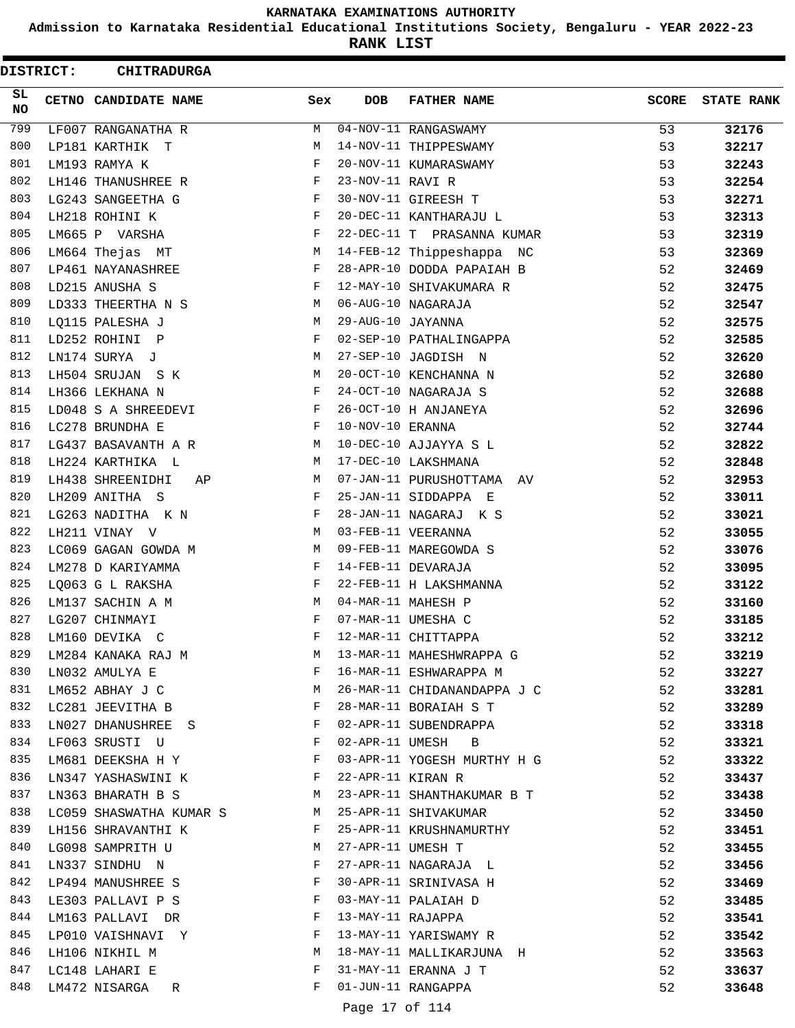# KARNATAKA EXAMINATIONS AUTHORITY

## Admission to Karnataka Residential Educational Institutions Society, Bengaluru - YEAR 2022-23

## RANK LIST

**DISTRICT: CHITRADURGA**

| SL NO | CETNO | CANDIDATE NAME | Sex | DOB | FATHER NAME | SCORE | STATE RANK |
|---|---|---|---|---|---|---|---|
| 799 | LF007 | RANGANATHA R | M | 04-NOV-11 | RANGASWAMY | 53 | **32176** |
| 800 | LP181 | KARTHIK T | M | 14-NOV-11 | THIPPESWAMY | 53 | **32217** |
| 801 | LM193 | RAMYA K | F | 20-NOV-11 | KUMARASWAMY | 53 | **32243** |
| 802 | LH146 | THANUSHREE R | F | 23-NOV-11 | RAVI R | 53 | **32254** |
| 803 | LG243 | SANGEETHA G | F | 30-NOV-11 | GIREESH T | 53 | **32271** |
| 804 | LH218 | ROHINI K | F | 20-DEC-11 | KANTHARAJU L | 53 | **32313** |
| 805 | LM665 | P VARSHA | F | 22-DEC-11 | T PRASANNA KUMAR | 53 | **32319** |
| 806 | LM664 | Thejas MT | M | 14-FEB-12 | Thippeshappa NC | 53 | **32369** |
| 807 | LP461 | NAYANASHREE | F | 28-APR-10 | DODDA PAPAIAH B | 52 | **32469** |
| 808 | LD215 | ANUSHA S | F | 12-MAY-10 | SHIVAKUMARA R | 52 | **32475** |
| 809 | LD333 | THEERTHA N S | M | 06-AUG-10 | NAGARAJA | 52 | **32547** |
| 810 | LQ115 | PALESHA J | M | 29-AUG-10 | JAYANNA | 52 | **32575** |
| 811 | LD252 | ROHINI P | F | 02-SEP-10 | PATHALINGAPPA | 52 | **32585** |
| 812 | LN174 | SURYA J | M | 27-SEP-10 | JAGDISH N | 52 | **32620** |
| 813 | LH504 | SRUJAN S K | M | 20-OCT-10 | KENCHANNA N | 52 | **32680** |
| 814 | LH366 | LEKHANA N | F | 24-OCT-10 | NAGARAJA S | 52 | **32688** |
| 815 | LD048 | S A SHREEDEVI | F | 26-OCT-10 | H ANJANEYA | 52 | **32696** |
| 816 | LC278 | BRUNDHA E | F | 10-NOV-10 | ERANNA | 52 | **32744** |
| 817 | LG437 | BASAVANTH A R | M | 10-DEC-10 | AJJAYYA S L | 52 | **32822** |
| 818 | LH224 | KARTHIKA L | M | 17-DEC-10 | LAKSHMANA | 52 | **32848** |
| 819 | LH438 | SHREENIDHI AP | M | 07-JAN-11 | PURUSHOTTAMA AV | 52 | **32953** |
| 820 | LH209 | ANITHA S | F | 25-JAN-11 | SIDDAPPA E | 52 | **33011** |
| 821 | LG263 | NADITHA K N | F | 28-JAN-11 | NAGARAJ K S | 52 | **33021** |
| 822 | LH211 | VINAY V | M | 03-FEB-11 | VEERANNA | 52 | **33055** |
| 823 | LC069 | GAGAN GOWDA M | M | 09-FEB-11 | MAREGOWDA S | 52 | **33076** |
| 824 | LM278 | D KARIYAMMA | F | 14-FEB-11 | DEVARAJA | 52 | **33095** |
| 825 | LQ063 | G L RAKSHA | F | 22-FEB-11 | H LAKSHMANNA | 52 | **33122** |
| 826 | LM137 | SACHIN A M | M | 04-MAR-11 | MAHESH P | 52 | **33160** |
| 827 | LG207 | CHINMAYI | F | 07-MAR-11 | UMESHA C | 52 | **33185** |
| 828 | LM160 | DEVIKA C | F | 12-MAR-11 | CHITTAPPA | 52 | **33212** |
| 829 | LM284 | KANAKA RAJ M | M | 13-MAR-11 | MAHESHWRAPPA G | 52 | **33219** |
| 830 | LN032 | AMULYA E | F | 16-MAR-11 | ESHWARAPPA M | 52 | **33227** |
| 831 | LM652 | ABHAY J C | M | 26-MAR-11 | CHIDANANDAPPA J C | 52 | **33281** |
| 832 | LC281 | JEEVITHA B | F | 28-MAR-11 | BORAIAH S T | 52 | **33289** |
| 833 | LN027 | DHANUSHREE S | F | 02-APR-11 | SUBENDRAPPA | 52 | **33318** |
| 834 | LF063 | SRUSTI U | F | 02-APR-11 | UMESH B | 52 | **33321** |
| 835 | LM681 | DEEKSHA H Y | F | 03-APR-11 | YOGESH MURTHY H G | 52 | **33322** |
| 836 | LN347 | YASHASWINI K | F | 22-APR-11 | KIRAN R | 52 | **33437** |
| 837 | LN363 | BHARATH B S | M | 23-APR-11 | SHANTHAKUMAR B T | 52 | **33438** |
| 838 | LC059 | SHASWATHA KUMAR S | M | 25-APR-11 | SHIVAKUMAR | 52 | **33450** |
| 839 | LH156 | SHRAVANTHI K | F | 25-APR-11 | KRUSHNAMURTHY | 52 | **33451** |
| 840 | LG098 | SAMPRITH U | M | 27-APR-11 | UMESH T | 52 | **33455** |
| 841 | LN337 | SINDHU N | F | 27-APR-11 | NAGARAJA L | 52 | **33456** |
| 842 | LP494 | MANUSHREE S | F | 30-APR-11 | SRINIVASA H | 52 | **33469** |
| 843 | LE303 | PALLAVI P S | F | 03-MAY-11 | PALAIAH D | 52 | **33485** |
| 844 | LM163 | PALLAVI DR | F | 13-MAY-11 | RAJAPPA | 52 | **33541** |
| 845 | LP010 | VAISHNAVI Y | F | 13-MAY-11 | YARISWAMY R | 52 | **33542** |
| 846 | LH106 | NIKHIL M | M | 18-MAY-11 | MALLIKARJUNA H | 52 | **33563** |
| 847 | LC148 | LAHARI E | F | 31-MAY-11 | ERANNA J T | 52 | **33637** |
| 848 | LM472 | NISARGA R | F | 01-JUN-11 | RANGAPPA | 52 | **33648** |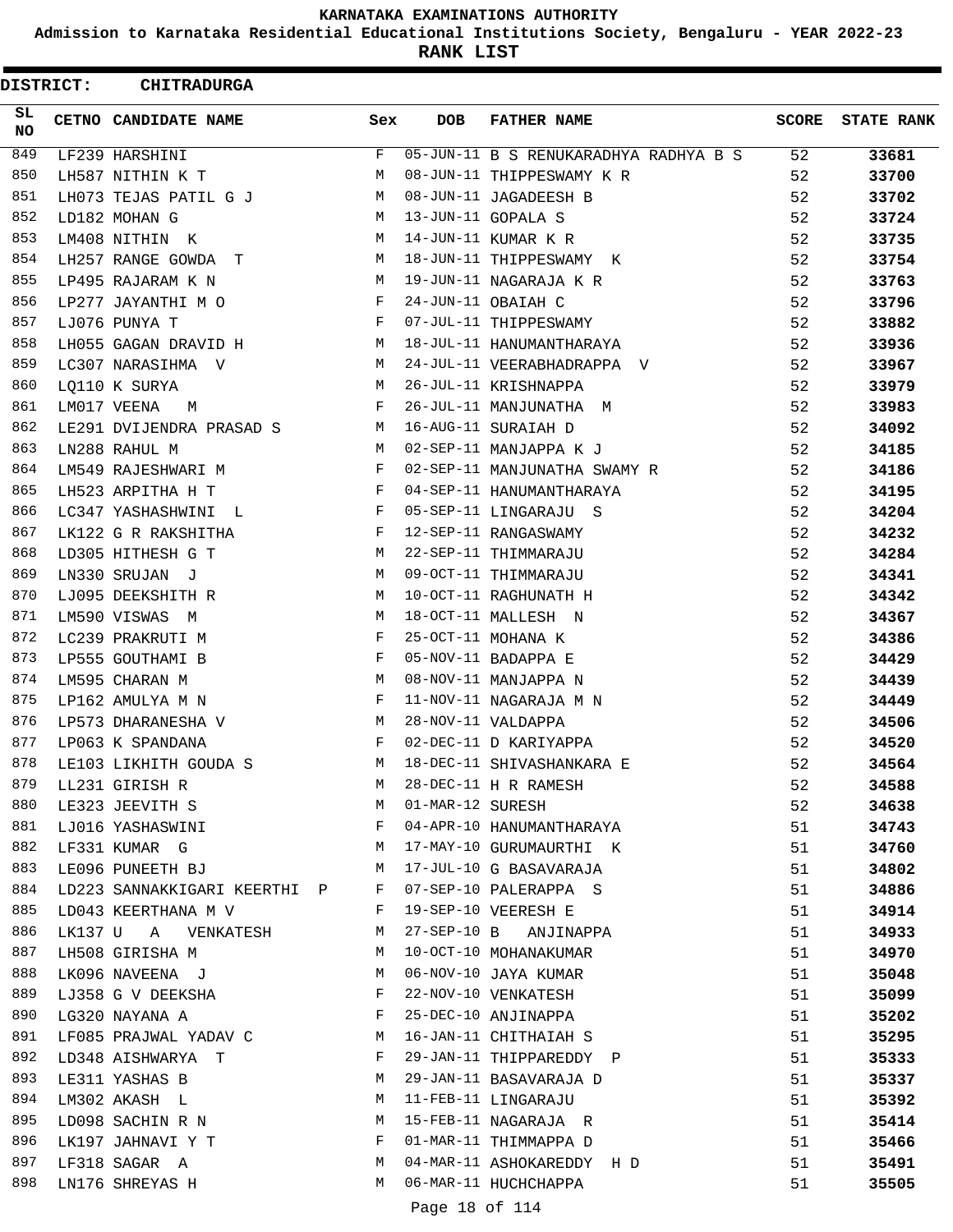# KARNATAKA EXAMINATIONS AUTHORITY

## Admission to Karnataka Residential Educational Institutions Society, Bengaluru - YEAR 2022-23

## RANK LIST

**DISTRICT: CHITRADURGA**

| SL NO | CETNO | CANDIDATE NAME | Sex | DOB | FATHER NAME | SCORE | STATE RANK |
|---|---|---|---|---|---|---|---|
| 849 | LF239 | HARSHINI | F | 05-JUN-11 | B S RENUKARADHYA RADHYA B S | 52 | **33681** |
| 850 | LH587 | NITHIN K T | M | 08-JUN-11 | THIPPESWAMY K R | 52 | **33700** |
| 851 | LH073 | TEJAS PATIL G J | M | 08-JUN-11 | JAGADEESH B | 52 | **33702** |
| 852 | LD182 | MOHAN G | M | 13-JUN-11 | GOPALA S | 52 | **33724** |
| 853 | LM408 | NITHIN K | M | 14-JUN-11 | KUMAR K R | 52 | **33735** |
| 854 | LH257 | RANGE GOWDA T | M | 18-JUN-11 | THIPPESWAMY K | 52 | **33754** |
| 855 | LP495 | RAJARAM K N | M | 19-JUN-11 | NAGARAJA K R | 52 | **33763** |
| 856 | LP277 | JAYANTHI M O | F | 24-JUN-11 | OBAIAH C | 52 | **33796** |
| 857 | LJ076 | PUNYA T | F | 07-JUL-11 | THIPPESWAMY | 52 | **33882** |
| 858 | LH055 | GAGAN DRAVID H | M | 18-JUL-11 | HANUMANTHARAYA | 52 | **33936** |
| 859 | LC307 | NARASIHMA V | M | 24-JUL-11 | VEERABHADRAPPA V | 52 | **33967** |
| 860 | LQ110 | K SURYA | M | 26-JUL-11 | KRISHNAPPA | 52 | **33979** |
| 861 | LM017 | VEENA M | F | 26-JUL-11 | MANJUNATHA M | 52 | **33983** |
| 862 | LE291 | DVIJENDRA PRASAD S | M | 16-AUG-11 | SURAIAH D | 52 | **34092** |
| 863 | LN288 | RAHUL M | M | 02-SEP-11 | MANJAPPA K J | 52 | **34185** |
| 864 | LM549 | RAJESHWARI M | F | 02-SEP-11 | MANJUNATHA SWAMY R | 52 | **34186** |
| 865 | LH523 | ARPITHA H T | F | 04-SEP-11 | HANUMANTHARAYA | 52 | **34195** |
| 866 | LC347 | YASHASHWINI L | F | 05-SEP-11 | LINGARAJU S | 52 | **34204** |
| 867 | LK122 | G R RAKSHITHA | F | 12-SEP-11 | RANGASWAMY | 52 | **34232** |
| 868 | LD305 | HITHESH G T | M | 22-SEP-11 | THIMMARAJU | 52 | **34284** |
| 869 | LN330 | SRUJAN J | M | 09-OCT-11 | THIMMARAJU | 52 | **34341** |
| 870 | LJ095 | DEEKSHITH R | M | 10-OCT-11 | RAGHUNATH H | 52 | **34342** |
| 871 | LM590 | VISWAS M | M | 18-OCT-11 | MALLESH N | 52 | **34367** |
| 872 | LC239 | PRAKRUTI M | F | 25-OCT-11 | MOHANA K | 52 | **34386** |
| 873 | LP555 | GOUTHAMI B | F | 05-NOV-11 | BADAPPA E | 52 | **34429** |
| 874 | LM595 | CHARAN M | M | 08-NOV-11 | MANJAPPA N | 52 | **34439** |
| 875 | LP162 | AMULYA M N | F | 11-NOV-11 | NAGARAJA M N | 52 | **34449** |
| 876 | LP573 | DHARANESHA V | M | 28-NOV-11 | VALDAPPA | 52 | **34506** |
| 877 | LP063 | K SPANDANA | F | 02-DEC-11 | D KARIYAPPA | 52 | **34520** |
| 878 | LE103 | LIKHITH GOUDA S | M | 18-DEC-11 | SHIVASHANKARA E | 52 | **34564** |
| 879 | LL231 | GIRISH R | M | 28-DEC-11 | H R RAMESH | 52 | **34588** |
| 880 | LE323 | JEEVITH S | M | 01-MAR-12 | SURESH | 52 | **34638** |
| 881 | LJ016 | YASHASWINI | F | 04-APR-10 | HANUMANTHARAYA | 51 | **34743** |
| 882 | LF331 | KUMAR G | M | 17-MAY-10 | GURUMAURTHI K | 51 | **34760** |
| 883 | LE096 | PUNEETH BJ | M | 17-JUL-10 | G BASAVARAJA | 51 | **34802** |
| 884 | LD223 | SANNAKKIGARI KEERTHI P | F | 07-SEP-10 | PALERAPPA S | 51 | **34886** |
| 885 | LD043 | KEERTHANA M V | F | 19-SEP-10 | VEERESH E | 51 | **34914** |
| 886 | LK137 | U A VENKATESH | M | 27-SEP-10 | B ANJINAPPA | 51 | **34933** |
| 887 | LH508 | GIRISHA M | M | 10-OCT-10 | MOHANAKUMAR | 51 | **34970** |
| 888 | LK096 | NAVEENA J | M | 06-NOV-10 | JAYA KUMAR | 51 | **35048** |
| 889 | LJ358 | G V DEEKSHA | F | 22-NOV-10 | VENKATESH | 51 | **35099** |
| 890 | LG320 | NAYANA A | F | 25-DEC-10 | ANJINAPPA | 51 | **35202** |
| 891 | LF085 | PRAJWAL YADAV C | M | 16-JAN-11 | CHITHAIAH S | 51 | **35295** |
| 892 | LD348 | AISHWARYA T | F | 29-JAN-11 | THIPPAREDDY P | 51 | **35333** |
| 893 | LE311 | YASHAS B | M | 29-JAN-11 | BASAVARAJA D | 51 | **35337** |
| 894 | LM302 | AKASH L | M | 11-FEB-11 | LINGARAJU | 51 | **35392** |
| 895 | LD098 | SACHIN R N | M | 15-FEB-11 | NAGARAJA R | 51 | **35414** |
| 896 | LK197 | JAHNAVI Y T | F | 01-MAR-11 | THIMMAPPA D | 51 | **35466** |
| 897 | LF318 | SAGAR A | M | 04-MAR-11 | ASHOKAREDDY H D | 51 | **35491** |
| 898 | LN176 | SHREYAS H | M | 06-MAR-11 | HUCHCHAPPA | 51 | **35505** |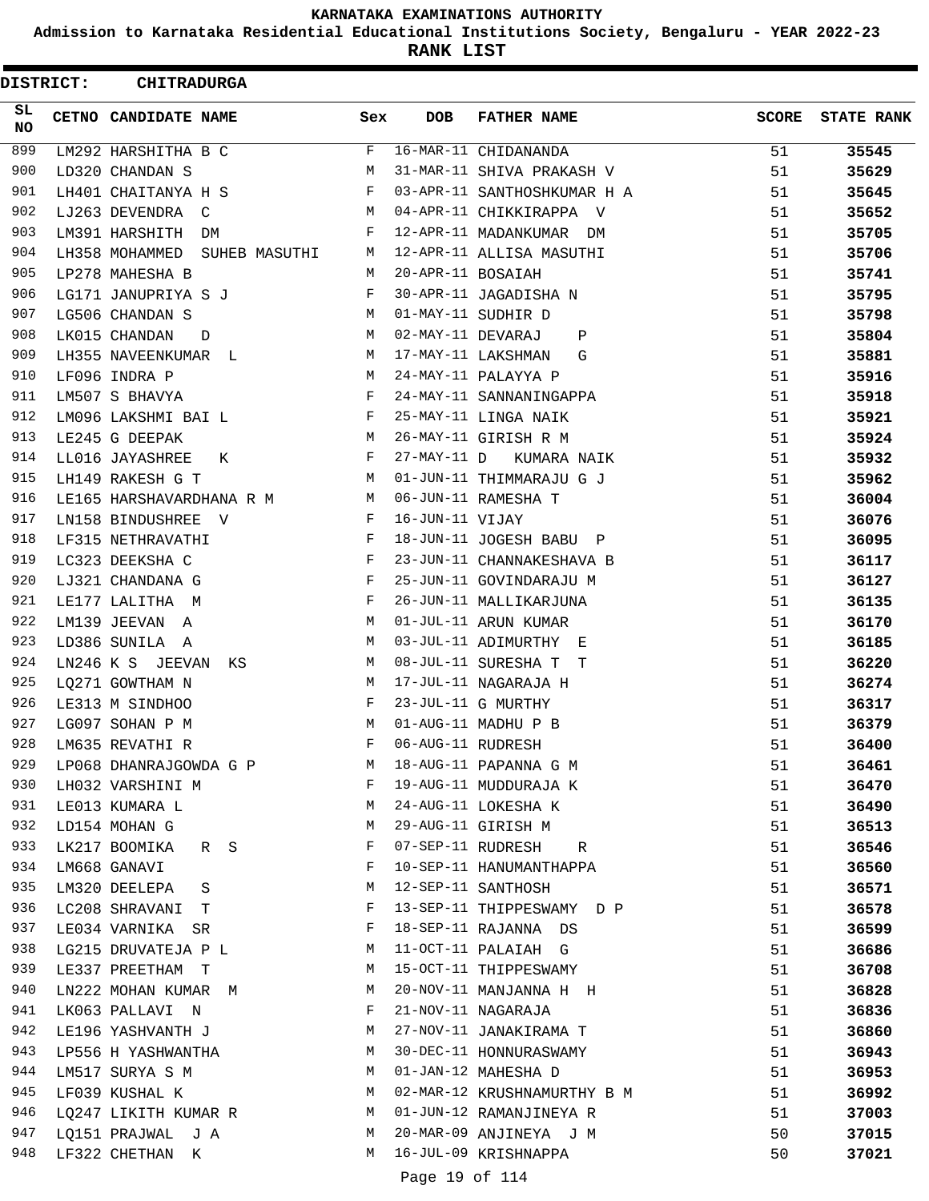# KARNATAKA EXAMINATIONS AUTHORITY

**Admission to Karnataka Residential Educational Institutions Society, Bengaluru - YEAR 2022-23**

**RANK LIST**

**DISTRICT: CHITRADURGA**

| SL NO | CETNO | CANDIDATE NAME | Sex | DOB | FATHER NAME | SCORE | STATE RANK |
|---|---|---|---|---|---|---|---|
| 899 | LM292 | HARSHITHA B C | F | 16-MAR-11 | CHIDANANDA | 51 | 35545 |
| 900 | LD320 | CHANDAN S | M | 31-MAR-11 | SHIVA PRAKASH V | 51 | 35629 |
| 901 | LH401 | CHAITANYA H S | F | 03-APR-11 | SANTHOSHKUMAR H A | 51 | 35645 |
| 902 | LJ263 | DEVENDRA C | M | 04-APR-11 | CHIKKIRAPPA V | 51 | 35652 |
| 903 | LM391 | HARSHITH DM | F | 12-APR-11 | MADANKUMAR DM | 51 | 35705 |
| 904 | LH358 | MOHAMMED SUHEB MASUTHI | M | 12-APR-11 | ALLISA MASUTHI | 51 | 35706 |
| 905 | LP278 | MAHESHA B | M | 20-APR-11 | BOSAIAH | 51 | 35741 |
| 906 | LG171 | JANUPRIYA S J | F | 30-APR-11 | JAGADISHA N | 51 | 35795 |
| 907 | LG506 | CHANDAN S | M | 01-MAY-11 | SUDHIR D | 51 | 35798 |
| 908 | LK015 | CHANDAN D | M | 02-MAY-11 | DEVARAJ P | 51 | 35804 |
| 909 | LH355 | NAVEENKUMAR L | M | 17-MAY-11 | LAKSHMAN G | 51 | 35881 |
| 910 | LF096 | INDRA P | M | 24-MAY-11 | PALAYYA P | 51 | 35916 |
| 911 | LM507 | S BHAVYA | F | 24-MAY-11 | SANNANINGAPPA | 51 | 35918 |
| 912 | LM096 | LAKSHMI BAI L | F | 25-MAY-11 | LINGA NAIK | 51 | 35921 |
| 913 | LE245 | G DEEPAK | M | 26-MAY-11 | GIRISH R M | 51 | 35924 |
| 914 | LL016 | JAYASHREE K | F | 27-MAY-11 | D KUMARA NAIK | 51 | 35932 |
| 915 | LH149 | RAKESH G T | M | 01-JUN-11 | THIMMARAJU G J | 51 | 35962 |
| 916 | LE165 | HARSHAVARDHANA R M | M | 06-JUN-11 | RAMESHA T | 51 | 36004 |
| 917 | LN158 | BINDUSHREE V | F | 16-JUN-11 | VIJAY | 51 | 36076 |
| 918 | LF315 | NETHRAVATHI | F | 18-JUN-11 | JOGESH BABU P | 51 | 36095 |
| 919 | LC323 | DEEKSHA C | F | 23-JUN-11 | CHANNAKESHAVA B | 51 | 36117 |
| 920 | LJ321 | CHANDANA G | F | 25-JUN-11 | GOVINDARAJU M | 51 | 36127 |
| 921 | LE177 | LALITHA M | F | 26-JUN-11 | MALLIKARJUNA | 51 | 36135 |
| 922 | LM139 | JEEVAN A | M | 01-JUL-11 | ARUN KUMAR | 51 | 36170 |
| 923 | LD386 | SUNILA A | M | 03-JUL-11 | ADIMURTHY E | 51 | 36185 |
| 924 | LN246 | K S JEEVAN KS | M | 08-JUL-11 | SURESHA T T | 51 | 36220 |
| 925 | LQ271 | GOWTHAM N | M | 17-JUL-11 | NAGARAJA H | 51 | 36274 |
| 926 | LE313 | M SINDHOO | F | 23-JUL-11 | G MURTHY | 51 | 36317 |
| 927 | LG097 | SOHAN P M | M | 01-AUG-11 | MADHU P B | 51 | 36379 |
| 928 | LM635 | REVATHI R | F | 06-AUG-11 | RUDRESH | 51 | 36400 |
| 929 | LP068 | DHANRAJGOWDA G P | M | 18-AUG-11 | PAPANNA G M | 51 | 36461 |
| 930 | LH032 | VARSHINI M | F | 19-AUG-11 | MUDDURAJA K | 51 | 36470 |
| 931 | LE013 | KUMARA L | M | 24-AUG-11 | LOKESHA K | 51 | 36490 |
| 932 | LD154 | MOHAN G | M | 29-AUG-11 | GIRISH M | 51 | 36513 |
| 933 | LK217 | BOOMIKA R S | F | 07-SEP-11 | RUDRESH R | 51 | 36546 |
| 934 | LM668 | GANAVI | F | 10-SEP-11 | HANUMANTHAPPA | 51 | 36560 |
| 935 | LM320 | DEELEPA S | M | 12-SEP-11 | SANTHOSH | 51 | 36571 |
| 936 | LC208 | SHRAVANI T | F | 13-SEP-11 | THIPPESWAMY D P | 51 | 36578 |
| 937 | LE034 | VARNIKA SR | F | 18-SEP-11 | RAJANNA DS | 51 | 36599 |
| 938 | LG215 | DRUVATEJA P L | M | 11-OCT-11 | PALAIAH G | 51 | 36686 |
| 939 | LE337 | PREETHAM T | M | 15-OCT-11 | THIPPESWAMY | 51 | 36708 |
| 940 | LN222 | MOHAN KUMAR M | M | 20-NOV-11 | MANJANNA H H | 51 | 36828 |
| 941 | LK063 | PALLAVI N | F | 21-NOV-11 | NAGARAJA | 51 | 36836 |
| 942 | LE196 | YASHVANTH J | M | 27-NOV-11 | JANAKIRAMA T | 51 | 36860 |
| 943 | LP556 | H YASHWANTHA | M | 30-DEC-11 | HONNURASWAMY | 51 | 36943 |
| 944 | LM517 | SURYA S M | M | 01-JAN-12 | MAHESHA D | 51 | 36953 |
| 945 | LF039 | KUSHAL K | M | 02-MAR-12 | KRUSHNAMURTHY B M | 51 | 36992 |
| 946 | LQ247 | LIKITH KUMAR R | M | 01-JUN-12 | RAMANJINEYA R | 51 | 37003 |
| 947 | LQ151 | PRAJWAL J A | M | 20-MAR-09 | ANJINEYA J M | 50 | 37015 |
| 948 | LF322 | CHETHAN K | M | 16-JUL-09 | KRISHNAPPA | 50 | 37021 |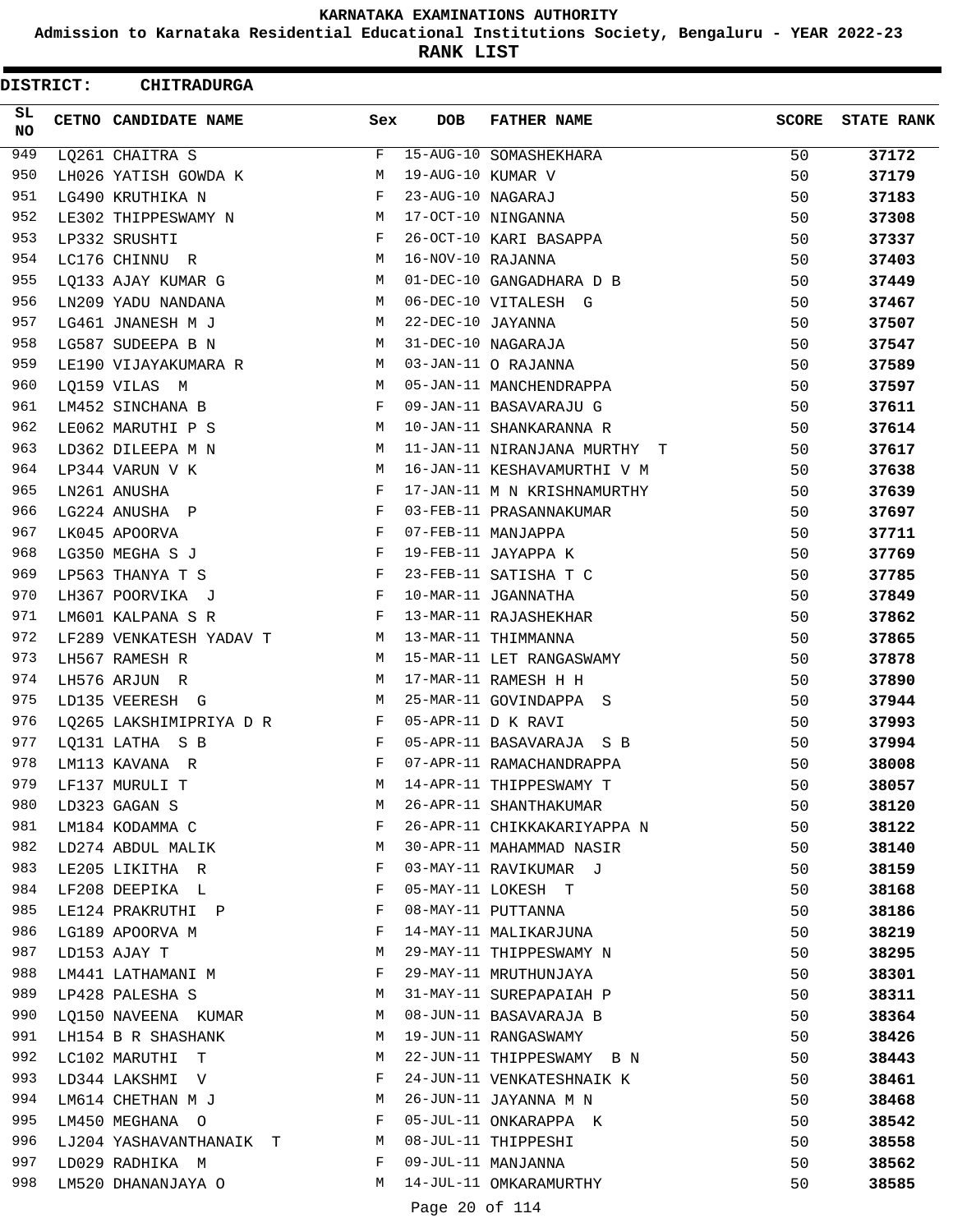# KARNATAKA EXAMINATIONS AUTHORITY

**Admission to Karnataka Residential Educational Institutions Society, Bengaluru - YEAR 2022-23**

**RANK LIST**

**DISTRICT: CHITRADURGA**

| SL NO | CETNO | CANDIDATE NAME | Sex | DOB | FATHER NAME | SCORE | STATE RANK |
|---|---|---|---|---|---|---|---|
| 949 | LQ261 | CHAITRA S | F | 15-AUG-10 | SOMASHEKHARA | 50 | 37172 |
| 950 | LH026 | YATISH GOWDA K | M | 19-AUG-10 | KUMAR V | 50 | 37179 |
| 951 | LG490 | KRUTHIKA N | F | 23-AUG-10 | NAGARAJ | 50 | 37183 |
| 952 | LE302 | THIPPESWAMY N | M | 17-OCT-10 | NINGANNA | 50 | 37308 |
| 953 | LP332 | SRUSHTI | F | 26-OCT-10 | KARI BASAPPA | 50 | 37337 |
| 954 | LC176 | CHINNU R | M | 16-NOV-10 | RAJANNA | 50 | 37403 |
| 955 | LQ133 | AJAY KUMAR G | M | 01-DEC-10 | GANGADHARA D B | 50 | 37449 |
| 956 | LN209 | YADU NANDANA | M | 06-DEC-10 | VITALESH G | 50 | 37467 |
| 957 | LG461 | JNANESH M J | M | 22-DEC-10 | JAYANNA | 50 | 37507 |
| 958 | LG587 | SUDEEPA B N | M | 31-DEC-10 | NAGARAJA | 50 | 37547 |
| 959 | LE190 | VIJAYAKUMARA R | M | 03-JAN-11 | O RAJANNA | 50 | 37589 |
| 960 | LQ159 | VILAS M | M | 05-JAN-11 | MANCHENDRAPPA | 50 | 37597 |
| 961 | LM452 | SINCHANA B | F | 09-JAN-11 | BASAVARAJU G | 50 | 37611 |
| 962 | LE062 | MARUTHI P S | M | 10-JAN-11 | SHANKARANNA R | 50 | 37614 |
| 963 | LD362 | DILEEPA M N | M | 11-JAN-11 | NIRANJANA MURTHY T | 50 | 37617 |
| 964 | LP344 | VARUN V K | M | 16-JAN-11 | KESHAVAMURTHI V M | 50 | 37638 |
| 965 | LN261 | ANUSHA | F | 17-JAN-11 | M N KRISHNAMURTHY | 50 | 37639 |
| 966 | LG224 | ANUSHA P | F | 03-FEB-11 | PRASANNAKUMAR | 50 | 37697 |
| 967 | LK045 | APOORVA | F | 07-FEB-11 | MANJAPPA | 50 | 37711 |
| 968 | LG350 | MEGHA S J | F | 19-FEB-11 | JAYAPPA K | 50 | 37769 |
| 969 | LP563 | THANYA T S | F | 23-FEB-11 | SATISHA T C | 50 | 37785 |
| 970 | LH367 | POORVIKA J | F | 10-MAR-11 | JGANNATHA | 50 | 37849 |
| 971 | LM601 | KALPANA S R | F | 13-MAR-11 | RAJASHEKHAR | 50 | 37862 |
| 972 | LF289 | VENKATESH YADAV T | M | 13-MAR-11 | THIMMANNA | 50 | 37865 |
| 973 | LH567 | RAMESH R | M | 15-MAR-11 | LET RANGASWAMY | 50 | 37878 |
| 974 | LH576 | ARJUN R | M | 17-MAR-11 | RAMESH H H | 50 | 37890 |
| 975 | LD135 | VEERESH G | M | 25-MAR-11 | GOVINDAPPA S | 50 | 37944 |
| 976 | LQ265 | LAKSHIMIPRIYA D R | F | 05-APR-11 | D K RAVI | 50 | 37993 |
| 977 | LQ131 | LATHA S B | F | 05-APR-11 | BASAVARAJA S B | 50 | 37994 |
| 978 | LM113 | KAVANA R | F | 07-APR-11 | RAMACHANDRAPPA | 50 | 38008 |
| 979 | LF137 | MURULI T | M | 14-APR-11 | THIPPESWAMY T | 50 | 38057 |
| 980 | LD323 | GAGAN S | M | 26-APR-11 | SHANTHAKUMAR | 50 | 38120 |
| 981 | LM184 | KODAMMA C | F | 26-APR-11 | CHIKKAKARIYAPPA N | 50 | 38122 |
| 982 | LD274 | ABDUL MALIK | M | 30-APR-11 | MAHAMMAD NASIR | 50 | 38140 |
| 983 | LE205 | LIKITHA R | F | 03-MAY-11 | RAVIKUMAR J | 50 | 38159 |
| 984 | LF208 | DEEPIKA L | F | 05-MAY-11 | LOKESH T | 50 | 38168 |
| 985 | LE124 | PRAKRUTHI P | F | 08-MAY-11 | PUTTANNA | 50 | 38186 |
| 986 | LG189 | APOORVA M | F | 14-MAY-11 | MALIKARJUNA | 50 | 38219 |
| 987 | LD153 | AJAY T | M | 29-MAY-11 | THIPPESWAMY N | 50 | 38295 |
| 988 | LM441 | LATHAMANI M | F | 29-MAY-11 | MRUTHUNJAYA | 50 | 38301 |
| 989 | LP428 | PALESHA S | M | 31-MAY-11 | SUREPAPAIAH P | 50 | 38311 |
| 990 | LQ150 | NAVEENA KUMAR | M | 08-JUN-11 | BASAVARAJA B | 50 | 38364 |
| 991 | LH154 | B R SHASHANK | M | 19-JUN-11 | RANGASWAMY | 50 | 38426 |
| 992 | LC102 | MARUTHI T | M | 22-JUN-11 | THIPPESWAMY B N | 50 | 38443 |
| 993 | LD344 | LAKSHMI V | F | 24-JUN-11 | VENKATESHNAIK K | 50 | 38461 |
| 994 | LM614 | CHETHAN M J | M | 26-JUN-11 | JAYANNA M N | 50 | 38468 |
| 995 | LM450 | MEGHANA O | F | 05-JUL-11 | ONKARAPPA K | 50 | 38542 |
| 996 | LJ204 | YASHAVANTHANAIK T | M | 08-JUL-11 | THIPPESHI | 50 | 38558 |
| 997 | LD029 | RADHIKA M | F | 09-JUL-11 | MANJANNA | 50 | 38562 |
| 998 | LM520 | DHANANJAYA O | M | 14-JUL-11 | OMKARAMURTHY | 50 | 38585 |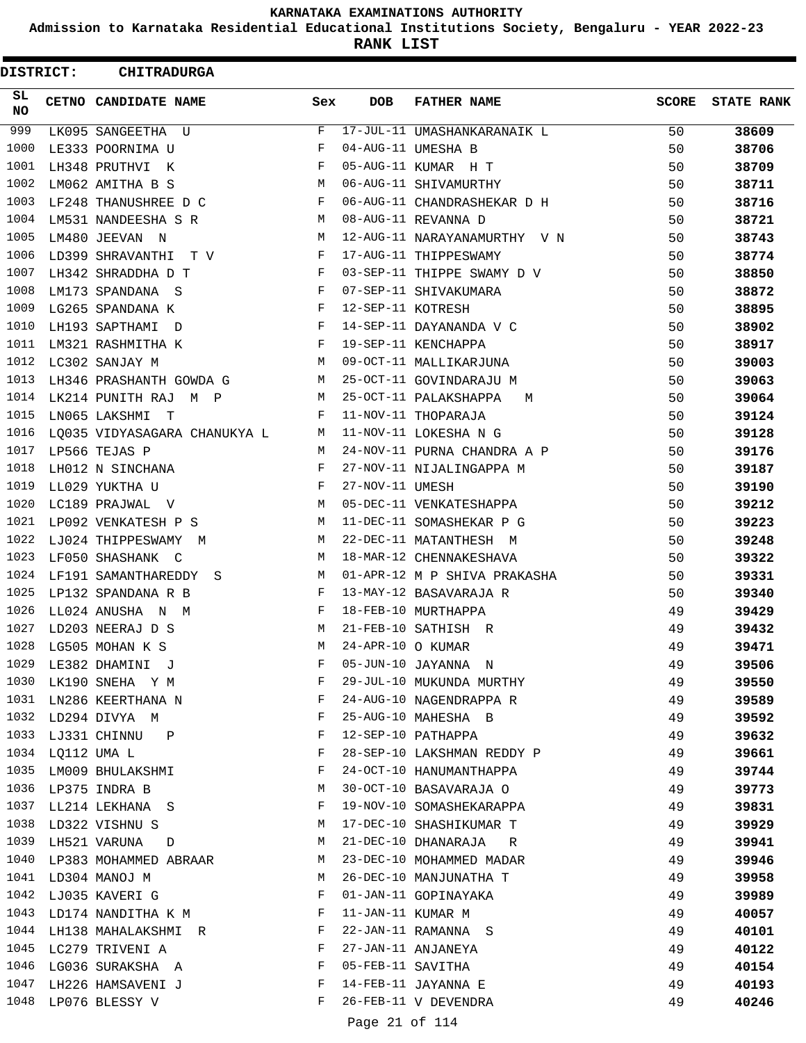# KARNATAKA EXAMINATIONS AUTHORITY

**Admission to Karnataka Residential Educational Institutions Society, Bengaluru - YEAR 2022-23**

**RANK LIST**

**DISTRICT: CHITRADURGA**

| SL NO | CETNO | CANDIDATE NAME | Sex | DOB | FATHER NAME | SCORE | STATE RANK |
|---|---|---|---|---|---|---|---|
| 999 | LK095 | SANGEETHA U | F | 17-JUL-11 | UMASHANKARANAIK L | 50 | 38609 |
| 1000 | LE333 | POORNIMA U | F | 04-AUG-11 | UMESHA B | 50 | 38706 |
| 1001 | LH348 | PRUTHVI K | F | 05-AUG-11 | KUMAR H T | 50 | 38709 |
| 1002 | LM062 | AMITHA B S | M | 06-AUG-11 | SHIVAMURTHY | 50 | 38711 |
| 1003 | LF248 | THANUSHREE D C | F | 06-AUG-11 | CHANDRASHEKAR D H | 50 | 38716 |
| 1004 | LM531 | NANDEESHA S R | M | 08-AUG-11 | REVANNA D | 50 | 38721 |
| 1005 | LM480 | JEEVAN N | M | 12-AUG-11 | NARAYANAMURTHY V N | 50 | 38743 |
| 1006 | LD399 | SHRAVANTHI T V | F | 17-AUG-11 | THIPPESWAMY | 50 | 38774 |
| 1007 | LH342 | SHRADDHA D T | F | 03-SEP-11 | THIPPE SWAMY D V | 50 | 38850 |
| 1008 | LM173 | SPANDANA S | F | 07-SEP-11 | SHIVAKUMARA | 50 | 38872 |
| 1009 | LG265 | SPANDANA K | F | 12-SEP-11 | KOTRESH | 50 | 38895 |
| 1010 | LH193 | SAPTHAMI D | F | 14-SEP-11 | DAYANANDA V C | 50 | 38902 |
| 1011 | LM321 | RASHMITHA K | F | 19-SEP-11 | KENCHAPPA | 50 | 38917 |
| 1012 | LC302 | SANJAY M | M | 09-OCT-11 | MALLIKARJUNA | 50 | 39003 |
| 1013 | LH346 | PRASHANTH GOWDA G | M | 25-OCT-11 | GOVINDARAJU M | 50 | 39063 |
| 1014 | LK214 | PUNITH RAJ M P | M | 25-OCT-11 | PALAKSHAPPA M | 50 | 39064 |
| 1015 | LN065 | LAKSHMI T | F | 11-NOV-11 | THOPARAJA | 50 | 39124 |
| 1016 | LQ035 | VIDYASAGARA CHANUKYA L | M | 11-NOV-11 | LOKESHA N G | 50 | 39128 |
| 1017 | LP566 | TEJAS P | M | 24-NOV-11 | PURNA CHANDRA A P | 50 | 39176 |
| 1018 | LH012 | N SINCHANA | F | 27-NOV-11 | NIJALINGAPPA M | 50 | 39187 |
| 1019 | LL029 | YUKTHA U | F | 27-NOV-11 | UMESH | 50 | 39190 |
| 1020 | LC189 | PRAJWAL V | M | 05-DEC-11 | VENKATESHAPPA | 50 | 39212 |
| 1021 | LP092 | VENKATESH P S | M | 11-DEC-11 | SOMASHEKAR P G | 50 | 39223 |
| 1022 | LJ024 | THIPPESWAMY M | M | 22-DEC-11 | MATANTHESH M | 50 | 39248 |
| 1023 | LF050 | SHASHANK C | M | 18-MAR-12 | CHENNAKESHAVA | 50 | 39322 |
| 1024 | LF191 | SAMANTHAREDDY S | M | 01-APR-12 | M P SHIVA PRAKASHA | 50 | 39331 |
| 1025 | LP132 | SPANDANA R B | F | 13-MAY-12 | BASAVARAJA R | 50 | 39340 |
| 1026 | LL024 | ANUSHA N M | F | 18-FEB-10 | MURTHAPPA | 49 | 39429 |
| 1027 | LD203 | NEERAJ D S | M | 21-FEB-10 | SATHISH R | 49 | 39432 |
| 1028 | LG505 | MOHAN K S | M | 24-APR-10 | O KUMAR | 49 | 39471 |
| 1029 | LE382 | DHAMINI J | F | 05-JUN-10 | JAYANNA N | 49 | 39506 |
| 1030 | LK190 | SNEHA Y M | F | 29-JUL-10 | MUKUNDA MURTHY | 49 | 39550 |
| 1031 | LN286 | KEERTHANA N | F | 24-AUG-10 | NAGENDRAPPA R | 49 | 39589 |
| 1032 | LD294 | DIVYA M | F | 25-AUG-10 | MAHESHA B | 49 | 39592 |
| 1033 | LJ331 | CHINNU P | F | 12-SEP-10 | PATHAPPA | 49 | 39632 |
| 1034 | LQ112 | UMA L | F | 28-SEP-10 | LAKSHMAN REDDY P | 49 | 39661 |
| 1035 | LM009 | BHULAKSHMI | F | 24-OCT-10 | HANUMANTHAPPA | 49 | 39744 |
| 1036 | LP375 | INDRA B | M | 30-OCT-10 | BASAVARAJA O | 49 | 39773 |
| 1037 | LL214 | LEKHANA S | F | 19-NOV-10 | SOMASHEKARAPPA | 49 | 39831 |
| 1038 | LD322 | VISHNU S | M | 17-DEC-10 | SHASHIKUMAR T | 49 | 39929 |
| 1039 | LH521 | VARUNA D | M | 21-DEC-10 | DHANARAJA R | 49 | 39941 |
| 1040 | LP383 | MOHAMMED ABRAAR | M | 23-DEC-10 | MOHAMMED MADAR | 49 | 39946 |
| 1041 | LD304 | MANOJ M | M | 26-DEC-10 | MANJUNATHA T | 49 | 39958 |
| 1042 | LJ035 | KAVERI G | F | 01-JAN-11 | GOPINAYAKA | 49 | 39989 |
| 1043 | LD174 | NANDITHA K M | F | 11-JAN-11 | KUMAR M | 49 | 40057 |
| 1044 | LH138 | MAHALAKSHMI R | F | 22-JAN-11 | RAMANNA S | 49 | 40101 |
| 1045 | LC279 | TRIVENI A | F | 27-JAN-11 | ANJANEYA | 49 | 40122 |
| 1046 | LG036 | SURAKSHA A | F | 05-FEB-11 | SAVITHA | 49 | 40154 |
| 1047 | LH226 | HAMSAVENI J | F | 14-FEB-11 | JAYANNA E | 49 | 40193 |
| 1048 | LP076 | BLESSY V | F | 26-FEB-11 | V DEVENDRA | 49 | 40246 |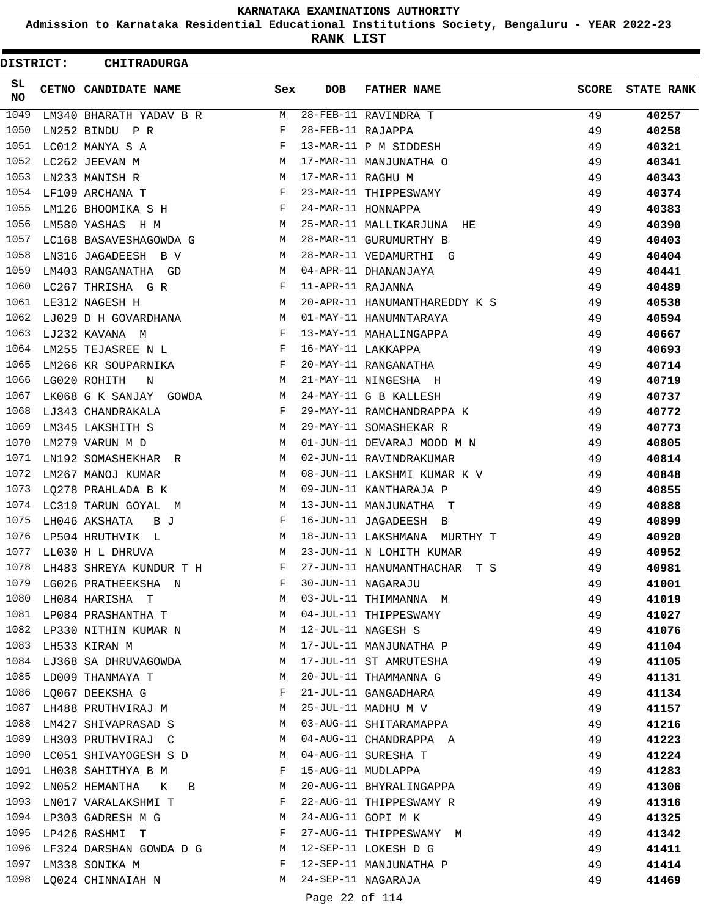# KARNATAKA EXAMINATIONS AUTHORITY

## Admission to Karnataka Residential Educational Institutions Society, Bengaluru - YEAR 2022-23

## RANK LIST

**DISTRICT: CHITRADURGA**

| SL NO | CETNO | CANDIDATE NAME | Sex | DOB | FATHER NAME | SCORE | STATE RANK |
|---|---|---|---|---|---|---|---|
| 1049 | LM340 | BHARATH YADAV B R | M | 28-FEB-11 | RAVINDRA T | 49 | 40257 |
| 1050 | LN252 | BINDU P R | F | 28-FEB-11 | RAJAPPA | 49 | 40258 |
| 1051 | LC012 | MANYA S A | F | 13-MAR-11 | P M SIDDESH | 49 | 40321 |
| 1052 | LC262 | JEEVAN M | M | 17-MAR-11 | MANJUNATHA O | 49 | 40341 |
| 1053 | LN233 | MANISH R | M | 17-MAR-11 | RAGHU M | 49 | 40343 |
| 1054 | LF109 | ARCHANA T | F | 23-MAR-11 | THIPPESWAMY | 49 | 40374 |
| 1055 | LM126 | BHOOMIKA S H | F | 24-MAR-11 | HONNAPPA | 49 | 40383 |
| 1056 | LM580 | YASHAS H M | M | 25-MAR-11 | MALLIKARJUNA HE | 49 | 40390 |
| 1057 | LC168 | BASAVESHAGOWDA G | M | 28-MAR-11 | GURUMURTHY B | 49 | 40403 |
| 1058 | LN316 | JAGADEESH B V | M | 28-MAR-11 | VEDAMURTHI G | 49 | 40404 |
| 1059 | LM403 | RANGANATHA GD | M | 04-APR-11 | DHANANJAYA | 49 | 40441 |
| 1060 | LC267 | THRISHA G R | F | 11-APR-11 | RAJANNA | 49 | 40489 |
| 1061 | LE312 | NAGESH H | M | 20-APR-11 | HANUMANTHAREDDY K S | 49 | 40538 |
| 1062 | LJ029 | D H GOVARDHANA | M | 01-MAY-11 | HANUMNTARAYA | 49 | 40594 |
| 1063 | LJ232 | KAVANA M | F | 13-MAY-11 | MAHALINGAPPA | 49 | 40667 |
| 1064 | LM255 | TEJASREE N L | F | 16-MAY-11 | LAKKAPPA | 49 | 40693 |
| 1065 | LM266 | KR SOUPARNIKA | F | 20-MAY-11 | RANGANATHA | 49 | 40714 |
| 1066 | LG020 | ROHITH N | M | 21-MAY-11 | NINGESHA H | 49 | 40719 |
| 1067 | LK068 | G K SANJAY GOWDA | M | 24-MAY-11 | G B KALLESH | 49 | 40737 |
| 1068 | LJ343 | CHANDRAKALA | F | 29-MAY-11 | RAMCHANDRAPPA K | 49 | 40772 |
| 1069 | LM345 | LAKSHITH S | M | 29-MAY-11 | SOMASHEKAR R | 49 | 40773 |
| 1070 | LM279 | VARUN M D | M | 01-JUN-11 | DEVARAJ MOOD M N | 49 | 40805 |
| 1071 | LN192 | SOMASHEKHAR R | M | 02-JUN-11 | RAVINDRAKUMAR | 49 | 40814 |
| 1072 | LM267 | MANOJ KUMAR | M | 08-JUN-11 | LAKSHMI KUMAR K V | 49 | 40848 |
| 1073 | LQ278 | PRAHLADA B K | M | 09-JUN-11 | KANTHARAJA P | 49 | 40855 |
| 1074 | LC319 | TARUN GOYAL M | M | 13-JUN-11 | MANJUNATHA T | 49 | 40888 |
| 1075 | LH046 | AKSHATA B J | F | 16-JUN-11 | JAGADEESH B | 49 | 40899 |
| 1076 | LP504 | HRUTHVIK L | M | 18-JUN-11 | LAKSHMANA MURTHY T | 49 | 40920 |
| 1077 | LL030 | H L DHRUVA | M | 23-JUN-11 | N LOHITH KUMAR | 49 | 40952 |
| 1078 | LH483 | SHREYA KUNDUR T H | F | 27-JUN-11 | HANUMANTHACHAR T S | 49 | 40981 |
| 1079 | LG026 | PRATHEEKSHA N | F | 30-JUN-11 | NAGARAJU | 49 | 41001 |
| 1080 | LH084 | HARISHA T | M | 03-JUL-11 | THIMMANNA M | 49 | 41019 |
| 1081 | LP084 | PRASHANTHA T | M | 04-JUL-11 | THIPPESWAMY | 49 | 41027 |
| 1082 | LP330 | NITHIN KUMAR N | M | 12-JUL-11 | NAGESH S | 49 | 41076 |
| 1083 | LH533 | KIRAN M | M | 17-JUL-11 | MANJUNATHA P | 49 | 41104 |
| 1084 | LJ368 | SA DHRUVAGOWDA | M | 17-JUL-11 | ST AMRUTESHA | 49 | 41105 |
| 1085 | LD009 | THANMAYA T | M | 20-JUL-11 | THAMMANNA G | 49 | 41131 |
| 1086 | LQ067 | DEEKSHA G | F | 21-JUL-11 | GANGADHARA | 49 | 41134 |
| 1087 | LH488 | PRUTHVIRAJ M | M | 25-JUL-11 | MADHU M V | 49 | 41157 |
| 1088 | LM427 | SHIVAPRASAD S | M | 03-AUG-11 | SHITARAMAPPA | 49 | 41216 |
| 1089 | LH303 | PRUTHVIRAJ C | M | 04-AUG-11 | CHANDRAPPA A | 49 | 41223 |
| 1090 | LC051 | SHIVAYOGESH S D | M | 04-AUG-11 | SURESHA T | 49 | 41224 |
| 1091 | LH038 | SAHITHYA B M | F | 15-AUG-11 | MUDLAPPA | 49 | 41283 |
| 1092 | LN052 | HEMANTHA K B | M | 20-AUG-11 | BHYRALINGAPPA | 49 | 41306 |
| 1093 | LN017 | VARALAKSHMI T | F | 22-AUG-11 | THIPPESWAMY R | 49 | 41316 |
| 1094 | LP303 | GADRESH M G | M | 24-AUG-11 | GOPI M K | 49 | 41325 |
| 1095 | LP426 | RASHMI T | F | 27-AUG-11 | THIPPESWAMY M | 49 | 41342 |
| 1096 | LF324 | DARSHAN GOWDA D G | M | 12-SEP-11 | LOKESH D G | 49 | 41411 |
| 1097 | LM338 | SONIKA M | F | 12-SEP-11 | MANJUNATHA P | 49 | 41414 |
| 1098 | LQ024 | CHINNAIAH N | M | 24-SEP-11 | NAGARAJA | 49 | 41469 |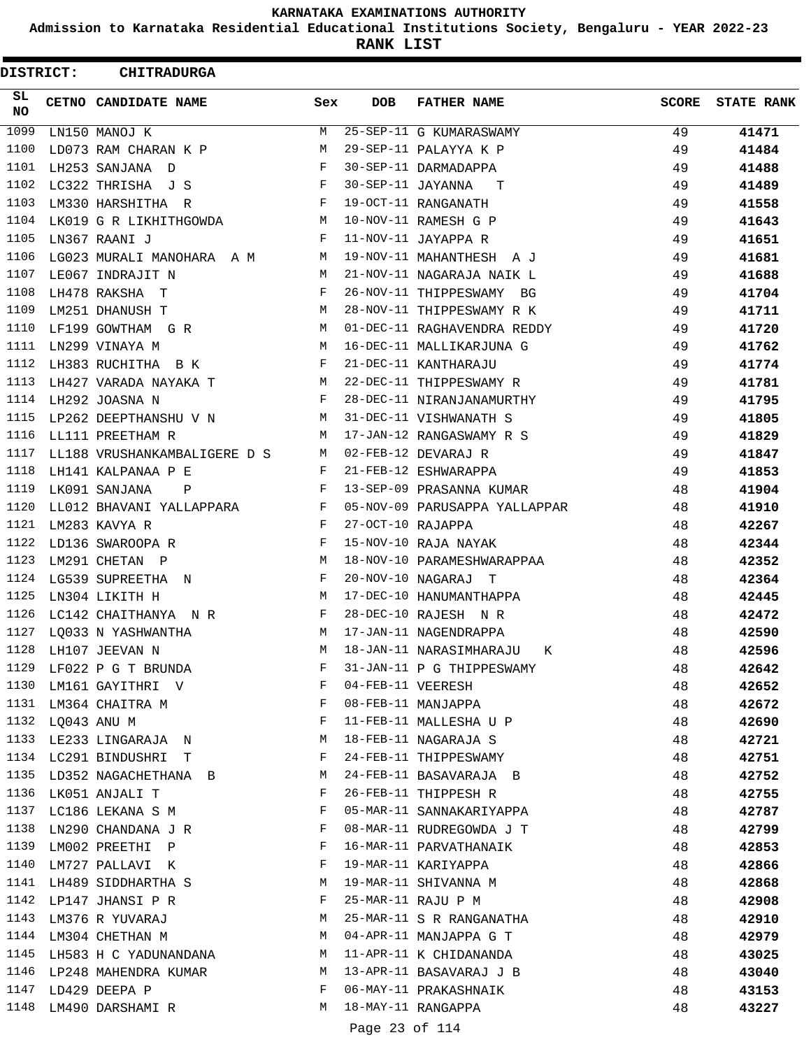KARNATAKA EXAMINATIONS AUTHORITY

Admission to Karnataka Residential Educational Institutions Society, Bengaluru - YEAR 2022-23

RANK LIST

DISTRICT: CHITRADURGA

| SL NO | CETNO | CANDIDATE NAME | Sex | DOB | FATHER NAME | SCORE | STATE RANK |
|---|---|---|---|---|---|---|---|
| 1099 | LN150 | MANOJ K | M | 25-SEP-11 | G KUMARASWAMY | 49 | 41471 |
| 1100 | LD073 | RAM CHARAN K P | M | 29-SEP-11 | PALAYYA K P | 49 | 41484 |
| 1101 | LH253 | SANJANA D | F | 30-SEP-11 | DARMADAPPA | 49 | 41488 |
| 1102 | LC322 | THRISHA J S | F | 30-SEP-11 | JAYANNA T | 49 | 41489 |
| 1103 | LM330 | HARSHITHA R | F | 19-OCT-11 | RANGANATH | 49 | 41558 |
| 1104 | LK019 | G R LIKHITHGOWDA | M | 10-NOV-11 | RAMESH G P | 49 | 41643 |
| 1105 | LN367 | RAANI J | F | 11-NOV-11 | JAYAPPA R | 49 | 41651 |
| 1106 | LG023 | MURALI MANOHARA A M | M | 19-NOV-11 | MAHANTHESH A J | 49 | 41681 |
| 1107 | LE067 | INDRAJIT N | M | 21-NOV-11 | NAGARAJA NAIK L | 49 | 41688 |
| 1108 | LH478 | RAKSHA T | F | 26-NOV-11 | THIPPESWAMY BG | 49 | 41704 |
| 1109 | LM251 | DHANUSH T | M | 28-NOV-11 | THIPPESWAMY R K | 49 | 41711 |
| 1110 | LF199 | GOWTHAM G R | M | 01-DEC-11 | RAGHAVENDRA REDDY | 49 | 41720 |
| 1111 | LN299 | VINAYA M | M | 16-DEC-11 | MALLIKARJUNA G | 49 | 41762 |
| 1112 | LH383 | RUCHITHA B K | F | 21-DEC-11 | KANTHARAJU | 49 | 41774 |
| 1113 | LH427 | VARADA NAYAKA T | M | 22-DEC-11 | THIPPESWAMY R | 49 | 41781 |
| 1114 | LH292 | JOASNA N | F | 28-DEC-11 | NIRANJANAMURTHY | 49 | 41795 |
| 1115 | LP262 | DEEPTHANSHU V N | M | 31-DEC-11 | VISHWANATH S | 49 | 41805 |
| 1116 | LL111 | PREETHAM R | M | 17-JAN-12 | RANGASWAMY R S | 49 | 41829 |
| 1117 | LL188 | VRUSHANKAMBALIGERE D S | M | 02-FEB-12 | DEVARAJ R | 49 | 41847 |
| 1118 | LH141 | KALPANAA P E | F | 21-FEB-12 | ESHWARAPPA | 49 | 41853 |
| 1119 | LK091 | SANJANA P | F | 13-SEP-09 | PRASANNA KUMAR | 48 | 41904 |
| 1120 | LL012 | BHAVANI YALLAPPARA | F | 05-NOV-09 | PARUSAPPA YALLAPPAR | 48 | 41910 |
| 1121 | LM283 | KAVYA R | F | 27-OCT-10 | RAJAPPA | 48 | 42267 |
| 1122 | LD136 | SWAROOPA R | F | 15-NOV-10 | RAJA NAYAK | 48 | 42344 |
| 1123 | LM291 | CHETAN P | M | 18-NOV-10 | PARAMESHWARAPPAA | 48 | 42352 |
| 1124 | LG539 | SUPREETHA N | F | 20-NOV-10 | NAGARAJ T | 48 | 42364 |
| 1125 | LN304 | LIKITH H | M | 17-DEC-10 | HANUMANTHAPPA | 48 | 42445 |
| 1126 | LC142 | CHAITHANYA N R | F | 28-DEC-10 | RAJESH N R | 48 | 42472 |
| 1127 | LQ033 | N YASHWANTHA | M | 17-JAN-11 | NAGENDRAPPA | 48 | 42590 |
| 1128 | LH107 | JEEVAN N | M | 18-JAN-11 | NARASIMHARAJU K | 48 | 42596 |
| 1129 | LF022 | P G T BRUNDA | F | 31-JAN-11 | P G THIPPESWAMY | 48 | 42642 |
| 1130 | LM161 | GAYITHRI V | F | 04-FEB-11 | VEERESH | 48 | 42652 |
| 1131 | LM364 | CHAITRA M | F | 08-FEB-11 | MANJAPPA | 48 | 42672 |
| 1132 | LQ043 | ANU M | F | 11-FEB-11 | MALLESHA U P | 48 | 42690 |
| 1133 | LE233 | LINGARAJA N | M | 18-FEB-11 | NAGARAJA S | 48 | 42721 |
| 1134 | LC291 | BINDUSHRI T | F | 24-FEB-11 | THIPPESWAMY | 48 | 42751 |
| 1135 | LD352 | NAGACHETHANA B | M | 24-FEB-11 | BASAVARAJA B | 48 | 42752 |
| 1136 | LK051 | ANJALI T | F | 26-FEB-11 | THIPPESH R | 48 | 42755 |
| 1137 | LC186 | LEKANA S M | F | 05-MAR-11 | SANNAKARIYAPPA | 48 | 42787 |
| 1138 | LN290 | CHANDANA J R | F | 08-MAR-11 | RUDREGOWDA J T | 48 | 42799 |
| 1139 | LM002 | PREETHI P | F | 16-MAR-11 | PARVATHANAIK | 48 | 42853 |
| 1140 | LM727 | PALLAVI K | F | 19-MAR-11 | KARIYAPPA | 48 | 42866 |
| 1141 | LH489 | SIDDHARTHA S | M | 19-MAR-11 | SHIVANNA M | 48 | 42868 |
| 1142 | LP147 | JHANSI P R | F | 25-MAR-11 | RAJU P M | 48 | 42908 |
| 1143 | LM376 | R YUVARAJ | M | 25-MAR-11 | S R RANGANATHA | 48 | 42910 |
| 1144 | LM304 | CHETHAN M | M | 04-APR-11 | MANJAPPA G T | 48 | 42979 |
| 1145 | LH583 | H C YADUNANDANA | M | 11-APR-11 | K CHIDANANDA | 48 | 43025 |
| 1146 | LP248 | MAHENDRA KUMAR | M | 13-APR-11 | BASAVARAJ J B | 48 | 43040 |
| 1147 | LD429 | DEEPA P | F | 06-MAY-11 | PRAKASHNAIK | 48 | 43153 |
| 1148 | LM490 | DARSHAMI R | M | 18-MAY-11 | RANGAPPA | 48 | 43227 |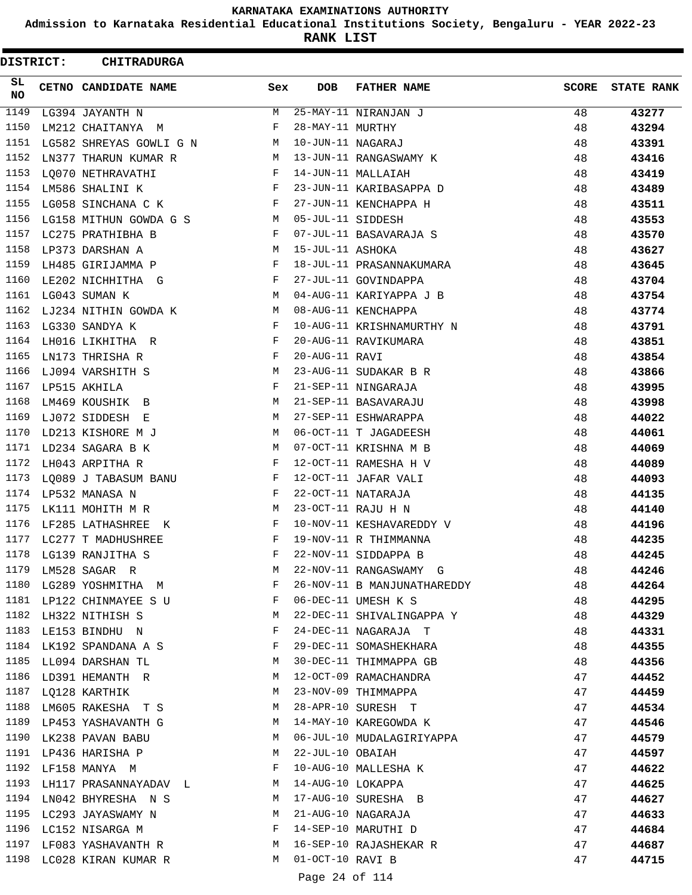**KARNATAKA EXAMINATIONS AUTHORITY**

**Admission to Karnataka Residential Educational Institutions Society, Bengaluru - YEAR 2022-23**

**RANK LIST**

**DISTRICT: CHITRADURGA**

| SL NO | CETNO | CANDIDATE NAME | Sex | DOB | FATHER NAME | SCORE | STATE RANK |
|---|---|---|---|---|---|---|---|
| 1149 | LG394 | JAYANTH N | M | 25-MAY-11 | NIRANJAN J | 48 | 43277 |
| 1150 | LM212 | CHAITANYA M | F | 28-MAY-11 | MURTHY | 48 | 43294 |
| 1151 | LG582 | SHREYAS GOWLI G N | M | 10-JUN-11 | NAGARAJ | 48 | 43391 |
| 1152 | LN377 | THARUN KUMAR R | M | 13-JUN-11 | RANGASWAMY K | 48 | 43416 |
| 1153 | LQ070 | NETHRAVATHI | F | 14-JUN-11 | MALLAIAH | 48 | 43419 |
| 1154 | LM586 | SHALINI K | F | 23-JUN-11 | KARIBASAPPA D | 48 | 43489 |
| 1155 | LG058 | SINCHANA C K | F | 27-JUN-11 | KENCHAPPA H | 48 | 43511 |
| 1156 | LG158 | MITHUN GOWDA G S | M | 05-JUL-11 | SIDDESH | 48 | 43553 |
| 1157 | LC275 | PRATHIBHA B | F | 07-JUL-11 | BASAVARAJA S | 48 | 43570 |
| 1158 | LP373 | DARSHAN A | M | 15-JUL-11 | ASHOKA | 48 | 43627 |
| 1159 | LH485 | GIRIJAMMA P | F | 18-JUL-11 | PRASANNAKUMARA | 48 | 43645 |
| 1160 | LE202 | NICHHITHA G | F | 27-JUL-11 | GOVINDAPPA | 48 | 43704 |
| 1161 | LG043 | SUMAN K | M | 04-AUG-11 | KARIYAPPA J B | 48 | 43754 |
| 1162 | LJ234 | NITHIN GOWDA K | M | 08-AUG-11 | KENCHAPPA | 48 | 43774 |
| 1163 | LG330 | SANDYA K | F | 10-AUG-11 | KRISHNAMURTHY N | 48 | 43791 |
| 1164 | LH016 | LIKHITHA R | F | 20-AUG-11 | RAVIKUMARA | 48 | 43851 |
| 1165 | LN173 | THRISHA R | F | 20-AUG-11 | RAVI | 48 | 43854 |
| 1166 | LJ094 | VARSHITH S | M | 23-AUG-11 | SUDAKAR B R | 48 | 43866 |
| 1167 | LP515 | AKHILA | F | 21-SEP-11 | NINGARAJA | 48 | 43995 |
| 1168 | LM469 | KOUSHIK B | M | 21-SEP-11 | BASAVARAJU | 48 | 43998 |
| 1169 | LJ072 | SIDDESH E | M | 27-SEP-11 | ESHWARAPPA | 48 | 44022 |
| 1170 | LD213 | KISHORE M J | M | 06-OCT-11 | T JAGADEESH | 48 | 44061 |
| 1171 | LD234 | SAGARA B K | M | 07-OCT-11 | KRISHNA M B | 48 | 44069 |
| 1172 | LH043 | ARPITHA R | F | 12-OCT-11 | RAMESHA H V | 48 | 44089 |
| 1173 | LQ089 | J TABASUM BANU | F | 12-OCT-11 | JAFAR VALI | 48 | 44093 |
| 1174 | LP532 | MANASA N | F | 22-OCT-11 | NATARAJA | 48 | 44135 |
| 1175 | LK111 | MOHITH M R | M | 23-OCT-11 | RAJU H N | 48 | 44140 |
| 1176 | LF285 | LATHASHREE K | F | 10-NOV-11 | KESHAVAREDDY V | 48 | 44196 |
| 1177 | LC277 | T MADHUSHREE | F | 19-NOV-11 | R THIMMANNA | 48 | 44235 |
| 1178 | LG139 | RANJITHA S | F | 22-NOV-11 | SIDDAPPA B | 48 | 44245 |
| 1179 | LM528 | SAGAR R | M | 22-NOV-11 | RANGASWAMY G | 48 | 44246 |
| 1180 | LG289 | YOSHMITHA M | F | 26-NOV-11 | B MANJUNATHAREDDY | 48 | 44264 |
| 1181 | LP122 | CHINMAYEE S U | F | 06-DEC-11 | UMESH K S | 48 | 44295 |
| 1182 | LH322 | NITHISH S | M | 22-DEC-11 | SHIVALINGAPPA Y | 48 | 44329 |
| 1183 | LE153 | BINDHU N | F | 24-DEC-11 | NAGARAJA T | 48 | 44331 |
| 1184 | LK192 | SPANDANA A S | F | 29-DEC-11 | SOMASHEKHARA | 48 | 44355 |
| 1185 | LL094 | DARSHAN TL | M | 30-DEC-11 | THIMMAPPA GB | 48 | 44356 |
| 1186 | LD391 | HEMANTH R | M | 12-OCT-09 | RAMACHANDRA | 47 | 44452 |
| 1187 | LQ128 | KARTHIK | M | 23-NOV-09 | THIMMAPPA | 47 | 44459 |
| 1188 | LM605 | RAKESHA T S | M | 28-APR-10 | SURESH T | 47 | 44534 |
| 1189 | LP453 | YASHAVANTH G | M | 14-MAY-10 | KAREGOWDA K | 47 | 44546 |
| 1190 | LK238 | PAVAN BABU | M | 06-JUL-10 | MUDALAGIRIYAPPA | 47 | 44579 |
| 1191 | LP436 | HARISHA P | M | 22-JUL-10 | OBAIAH | 47 | 44597 |
| 1192 | LF158 | MANYA M | F | 10-AUG-10 | MALLESHA K | 47 | 44622 |
| 1193 | LH117 | PRASANNAYADAV L | M | 14-AUG-10 | LOKAPPA | 47 | 44625 |
| 1194 | LN042 | BHYRESHA N S | M | 17-AUG-10 | SURESHA B | 47 | 44627 |
| 1195 | LC293 | JAYASWAMY N | M | 21-AUG-10 | NAGARAJA | 47 | 44633 |
| 1196 | LC152 | NISARGA M | F | 14-SEP-10 | MARUTHI D | 47 | 44684 |
| 1197 | LF083 | YASHAVANTH R | M | 16-SEP-10 | RAJASHEKAR R | 47 | 44687 |
| 1198 | LC028 | KIRAN KUMAR R | M | 01-OCT-10 | RAVI B | 47 | 44715 |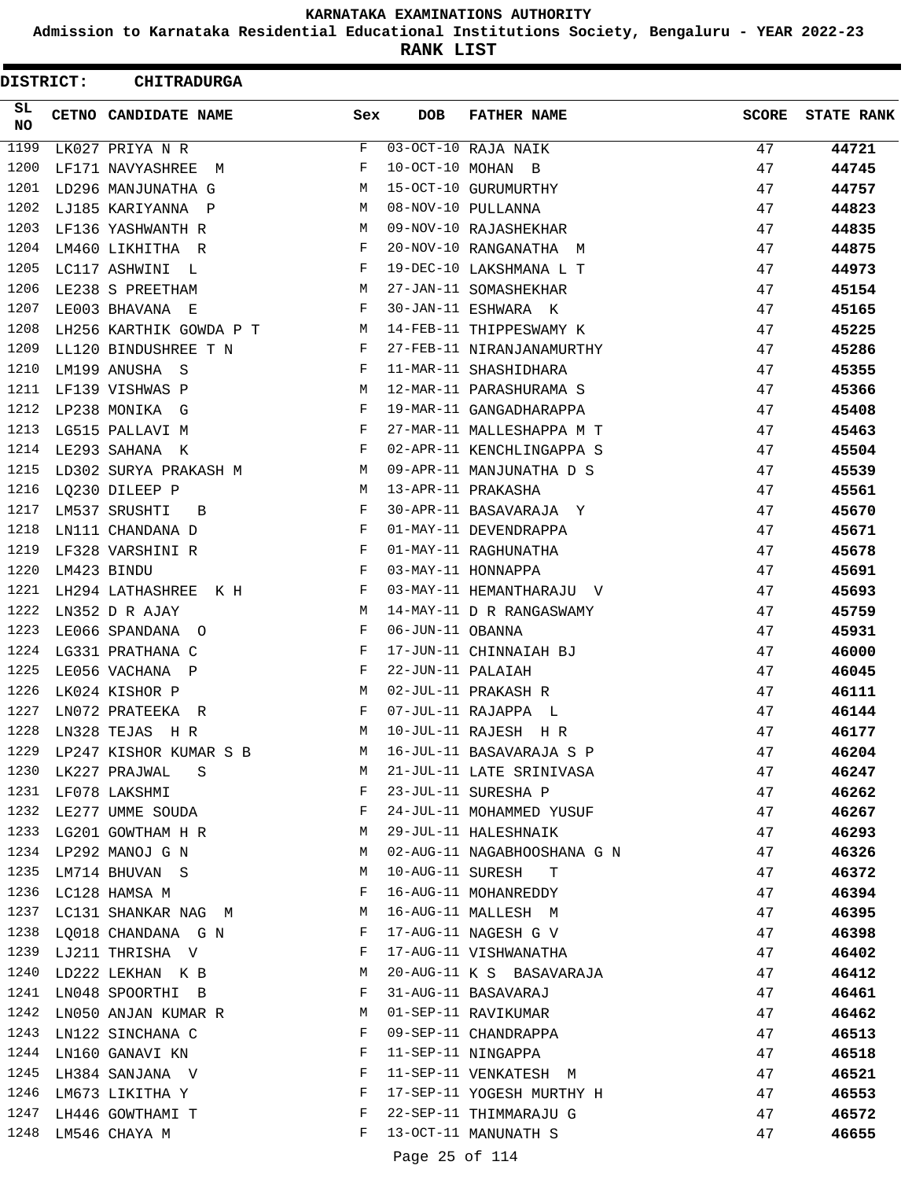KARNATAKA EXAMINATIONS AUTHORITY

Admission to Karnataka Residential Educational Institutions Society, Bengaluru - YEAR 2022-23

**RANK LIST**

**DISTRICT: CHITRADURGA**

| SL NO | CETNO | CANDIDATE NAME | Sex | DOB | FATHER NAME | SCORE | STATE RANK |
|---|---|---|---|---|---|---|---|
| 1199 | LK027 | PRIYA N R | F | 03-OCT-10 | RAJA NAIK | 47 | **44721** |
| 1200 | LF171 | NAVYASHREE M | F | 10-OCT-10 | MOHAN B | 47 | **44745** |
| 1201 | LD296 | MANJUNATHA G | M | 15-OCT-10 | GURUMURTHY | 47 | **44757** |
| 1202 | LJ185 | KARIYANNA P | M | 08-NOV-10 | PULLANNA | 47 | **44823** |
| 1203 | LF136 | YASHWANTH R | M | 09-NOV-10 | RAJASHEKHAR | 47 | **44835** |
| 1204 | LM460 | LIKHITHA R | F | 20-NOV-10 | RANGANATHA M | 47 | **44875** |
| 1205 | LC117 | ASHWINI L | F | 19-DEC-10 | LAKSHMANA L T | 47 | **44973** |
| 1206 | LE238 | S PREETHAM | M | 27-JAN-11 | SOMASHEKHAR | 47 | **45154** |
| 1207 | LE003 | BHAVANA E | F | 30-JAN-11 | ESHWARA K | 47 | **45165** |
| 1208 | LH256 | KARTHIK GOWDA P T | M | 14-FEB-11 | THIPPESWAMY K | 47 | **45225** |
| 1209 | LL120 | BINDUSHREE T N | F | 27-FEB-11 | NIRANJANAMURTHY | 47 | **45286** |
| 1210 | LM199 | ANUSHA S | F | 11-MAR-11 | SHASHIDHARA | 47 | **45355** |
| 1211 | LF139 | VISHWAS P | M | 12-MAR-11 | PARASHURAMA S | 47 | **45366** |
| 1212 | LP238 | MONIKA G | F | 19-MAR-11 | GANGADHARAPPA | 47 | **45408** |
| 1213 | LG515 | PALLAVI M | F | 27-MAR-11 | MALLESHAPPA M T | 47 | **45463** |
| 1214 | LE293 | SAHANA K | F | 02-APR-11 | KENCHLINGAPPA S | 47 | **45504** |
| 1215 | LD302 | SURYA PRAKASH M | M | 09-APR-11 | MANJUNATHA D S | 47 | **45539** |
| 1216 | LQ230 | DILEEP P | M | 13-APR-11 | PRAKASHA | 47 | **45561** |
| 1217 | LM537 | SRUSHTI B | F | 30-APR-11 | BASAVARAJA Y | 47 | **45670** |
| 1218 | LN111 | CHANDANA D | F | 01-MAY-11 | DEVENDRAPPA | 47 | **45671** |
| 1219 | LF328 | VARSHINI R | F | 01-MAY-11 | RAGHUNATHA | 47 | **45678** |
| 1220 | LM423 | BINDU | F | 03-MAY-11 | HONNAPPA | 47 | **45691** |
| 1221 | LH294 | LATHASHREE K H | F | 03-MAY-11 | HEMANTHARAJU V | 47 | **45693** |
| 1222 | LN352 | D R AJAY | M | 14-MAY-11 | D R RANGASWAMY | 47 | **45759** |
| 1223 | LE066 | SPANDANA O | F | 06-JUN-11 | OBANNA | 47 | **45931** |
| 1224 | LG331 | PRATHANA C | F | 17-JUN-11 | CHINNAIAH BJ | 47 | **46000** |
| 1225 | LE056 | VACHANA P | F | 22-JUN-11 | PALAIAH | 47 | **46045** |
| 1226 | LK024 | KISHOR P | M | 02-JUL-11 | PRAKASH R | 47 | **46111** |
| 1227 | LN072 | PRATEEKA R | F | 07-JUL-11 | RAJAPPA L | 47 | **46144** |
| 1228 | LN328 | TEJAS H R | M | 10-JUL-11 | RAJESH H R | 47 | **46177** |
| 1229 | LP247 | KISHOR KUMAR S B | M | 16-JUL-11 | BASAVARAJA S P | 47 | **46204** |
| 1230 | LK227 | PRAJWAL S | M | 21-JUL-11 | LATE SRINIVASA | 47 | **46247** |
| 1231 | LF078 | LAKSHMI | F | 23-JUL-11 | SURESHA P | 47 | **46262** |
| 1232 | LE277 | UMME SOUDA | F | 24-JUL-11 | MOHAMMED YUSUF | 47 | **46267** |
| 1233 | LG201 | GOWTHAM H R | M | 29-JUL-11 | HALESHNAIK | 47 | **46293** |
| 1234 | LP292 | MANOJ G N | M | 02-AUG-11 | NAGABHOOSHANA G N | 47 | **46326** |
| 1235 | LM714 | BHUVAN S | M | 10-AUG-11 | SURESH T | 47 | **46372** |
| 1236 | LC128 | HAMSA M | F | 16-AUG-11 | MOHANREDDY | 47 | **46394** |
| 1237 | LC131 | SHANKAR NAG M | M | 16-AUG-11 | MALLESH M | 47 | **46395** |
| 1238 | LQ018 | CHANDANA G N | F | 17-AUG-11 | NAGESH G V | 47 | **46398** |
| 1239 | LJ211 | THRISHA V | F | 17-AUG-11 | VISHWANATHA | 47 | **46402** |
| 1240 | LD222 | LEKHAN K B | M | 20-AUG-11 | K S BASAVARAJA | 47 | **46412** |
| 1241 | LN048 | SPOORTHI B | F | 31-AUG-11 | BASAVARAJ | 47 | **46461** |
| 1242 | LN050 | ANJAN KUMAR R | M | 01-SEP-11 | RAVIKUMAR | 47 | **46462** |
| 1243 | LN122 | SINCHANA C | F | 09-SEP-11 | CHANDRAPPA | 47 | **46513** |
| 1244 | LN160 | GANAVI KN | F | 11-SEP-11 | NINGAPPA | 47 | **46518** |
| 1245 | LH384 | SANJANA V | F | 11-SEP-11 | VENKATESH M | 47 | **46521** |
| 1246 | LM673 | LIKITHA Y | F | 17-SEP-11 | YOGESH MURTHY H | 47 | **46553** |
| 1247 | LH446 | GOWTHAMI T | F | 22-SEP-11 | THIMMARAJU G | 47 | **46572** |
| 1248 | LM546 | CHAYA M | F | 13-OCT-11 | MANUNATH S | 47 | **46655** |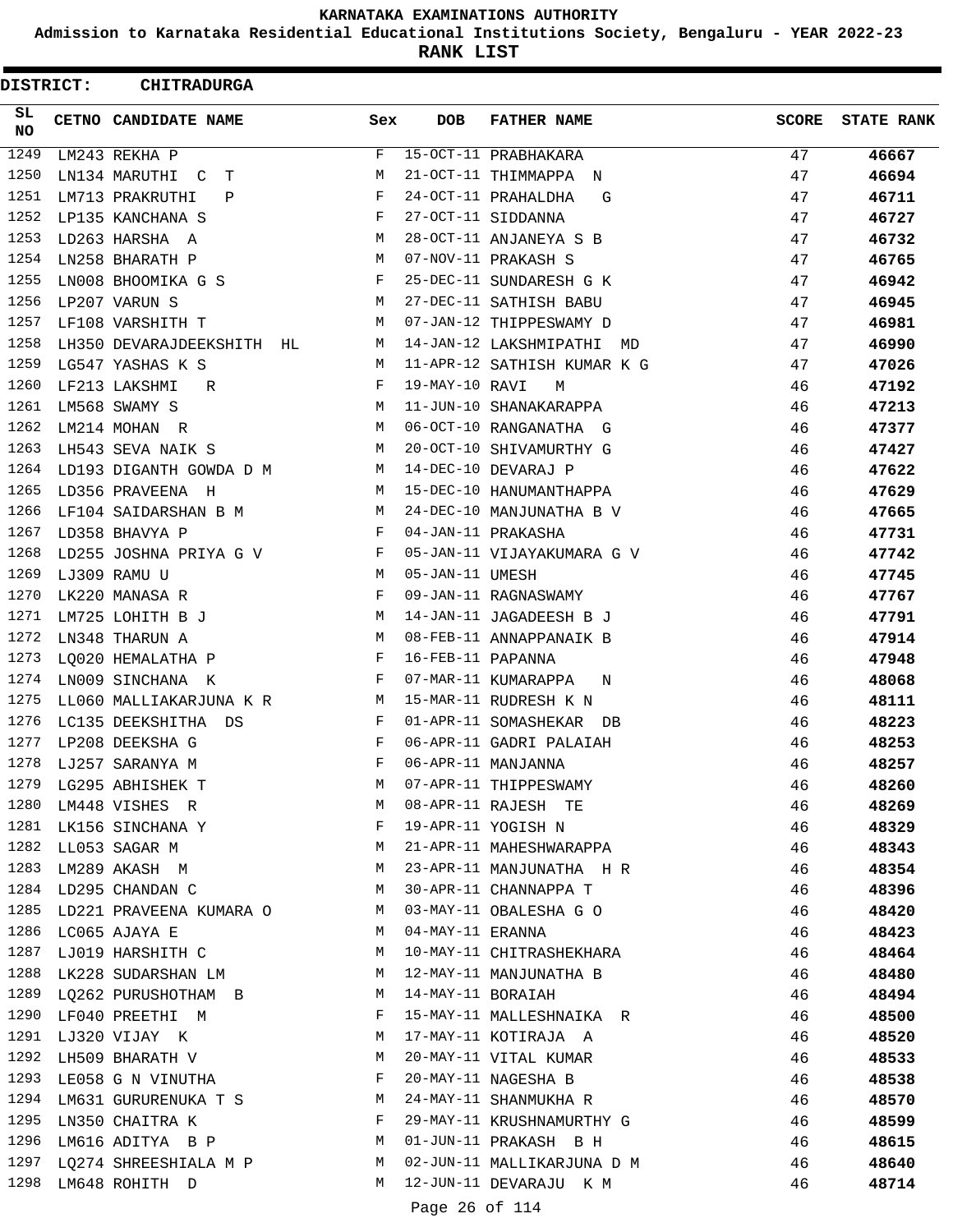KARNATAKA EXAMINATIONS AUTHORITY

Admission to Karnataka Residential Educational Institutions Society, Bengaluru - YEAR 2022-23

**RANK LIST**

**DISTRICT: CHITRADURGA**

| SL NO | CETNO | CANDIDATE NAME | Sex | DOB | FATHER NAME | SCORE | STATE RANK |
|---|---|---|---|---|---|---|---|
| 1249 | LM243 | REKHA P | F | 15-OCT-11 | PRABHAKARA | 47 | **46667** |
| 1250 | LN134 | MARUTHI C T | M | 21-OCT-11 | THIMMAPPA N | 47 | **46694** |
| 1251 | LM713 | PRAKRUTHI P | F | 24-OCT-11 | PRAHALDHA G | 47 | **46711** |
| 1252 | LP135 | KANCHANA S | F | 27-OCT-11 | SIDDANNA | 47 | **46727** |
| 1253 | LD263 | HARSHA A | M | 28-OCT-11 | ANJANEYA S B | 47 | **46732** |
| 1254 | LN258 | BHARATH P | M | 07-NOV-11 | PRAKASH S | 47 | **46765** |
| 1255 | LN008 | BHOOMIKA G S | F | 25-DEC-11 | SUNDARESH G K | 47 | **46942** |
| 1256 | LP207 | VARUN S | M | 27-DEC-11 | SATHISH BABU | 47 | **46945** |
| 1257 | LF108 | VARSHITH T | M | 07-JAN-12 | THIPPESWAMY D | 47 | **46981** |
| 1258 | LH350 | DEVARAJDEEKSHITH HL | M | 14-JAN-12 | LAKSHMIPATHI MD | 47 | **46990** |
| 1259 | LG547 | YASHAS K S | M | 11-APR-12 | SATHISH KUMAR K G | 47 | **47026** |
| 1260 | LF213 | LAKSHMI R | F | 19-MAY-10 | RAVI M | 46 | **47192** |
| 1261 | LM568 | SWAMY S | M | 11-JUN-10 | SHANAKARAPPA | 46 | **47213** |
| 1262 | LM214 | MOHAN R | M | 06-OCT-10 | RANGANATHA G | 46 | **47377** |
| 1263 | LH543 | SEVA NAIK S | M | 20-OCT-10 | SHIVAMURTHY G | 46 | **47427** |
| 1264 | LD193 | DIGANTH GOWDA D M | M | 14-DEC-10 | DEVARAJ P | 46 | **47622** |
| 1265 | LD356 | PRAVEENA H | M | 15-DEC-10 | HANUMANTHAPPA | 46 | **47629** |
| 1266 | LF104 | SAIDARSHAN B M | M | 24-DEC-10 | MANJUNATHA B V | 46 | **47665** |
| 1267 | LD358 | BHAVYA P | F | 04-JAN-11 | PRAKASHA | 46 | **47731** |
| 1268 | LD255 | JOSHNA PRIYA G V | F | 05-JAN-11 | VIJAYAKUMARA G V | 46 | **47742** |
| 1269 | LJ309 | RAMU U | M | 05-JAN-11 | UMESH | 46 | **47745** |
| 1270 | LK220 | MANASA R | F | 09-JAN-11 | RAGNASWAMY | 46 | **47767** |
| 1271 | LM725 | LOHITH B J | M | 14-JAN-11 | JAGADEESH B J | 46 | **47791** |
| 1272 | LN348 | THARUN A | M | 08-FEB-11 | ANNAPPANAIK B | 46 | **47914** |
| 1273 | LQ020 | HEMALATHA P | F | 16-FEB-11 | PAPANNA | 46 | **47948** |
| 1274 | LN009 | SINCHANA K | F | 07-MAR-11 | KUMARAPPA N | 46 | **48068** |
| 1275 | LL060 | MALLIAKARJUNA K R | M | 15-MAR-11 | RUDRESH K N | 46 | **48111** |
| 1276 | LC135 | DEEKSHITHA DS | F | 01-APR-11 | SOMASHEKAR DB | 46 | **48223** |
| 1277 | LP208 | DEEKSHA G | F | 06-APR-11 | GADRI PALAIAH | 46 | **48253** |
| 1278 | LJ257 | SARANYA M | F | 06-APR-11 | MANJANNA | 46 | **48257** |
| 1279 | LG295 | ABHISHEK T | M | 07-APR-11 | THIPPESWAMY | 46 | **48260** |
| 1280 | LM448 | VISHES R | M | 08-APR-11 | RAJESH TE | 46 | **48269** |
| 1281 | LK156 | SINCHANA Y | F | 19-APR-11 | YOGISH N | 46 | **48329** |
| 1282 | LL053 | SAGAR M | M | 21-APR-11 | MAHESHWARAPPA | 46 | **48343** |
| 1283 | LM289 | AKASH M | M | 23-APR-11 | MANJUNATHA H R | 46 | **48354** |
| 1284 | LD295 | CHANDAN C | M | 30-APR-11 | CHANNAPPA T | 46 | **48396** |
| 1285 | LD221 | PRAVEENA KUMARA O | M | 03-MAY-11 | OBALESHA G O | 46 | **48420** |
| 1286 | LC065 | AJAYA E | M | 04-MAY-11 | ERANNA | 46 | **48423** |
| 1287 | LJ019 | HARSHITH C | M | 10-MAY-11 | CHITRASHEKHARA | 46 | **48464** |
| 1288 | LK228 | SUDARSHAN LM | M | 12-MAY-11 | MANJUNATHA B | 46 | **48480** |
| 1289 | LQ262 | PURUSHOTHAM B | M | 14-MAY-11 | BORAIAH | 46 | **48494** |
| 1290 | LF040 | PREETHI M | F | 15-MAY-11 | MALLESHNAIKA R | 46 | **48500** |
| 1291 | LJ320 | VIJAY K | M | 17-MAY-11 | KOTIRAJA A | 46 | **48520** |
| 1292 | LH509 | BHARATH V | M | 20-MAY-11 | VITAL KUMAR | 46 | **48533** |
| 1293 | LE058 | G N VINUTHA | F | 20-MAY-11 | NAGESHA B | 46 | **48538** |
| 1294 | LM631 | GURURENUKA T S | M | 24-MAY-11 | SHANMUKHA R | 46 | **48570** |
| 1295 | LN350 | CHAITRA K | F | 29-MAY-11 | KRUSHNAMURTHY G | 46 | **48599** |
| 1296 | LM616 | ADITYA B P | M | 01-JUN-11 | PRAKASH B H | 46 | **48615** |
| 1297 | LQ274 | SHREESHIALA M P | M | 02-JUN-11 | MALLIKARJUNA D M | 46 | **48640** |
| 1298 | LM648 | ROHITH D | M | 12-JUN-11 | DEVARAJU K M | 46 | **48714** |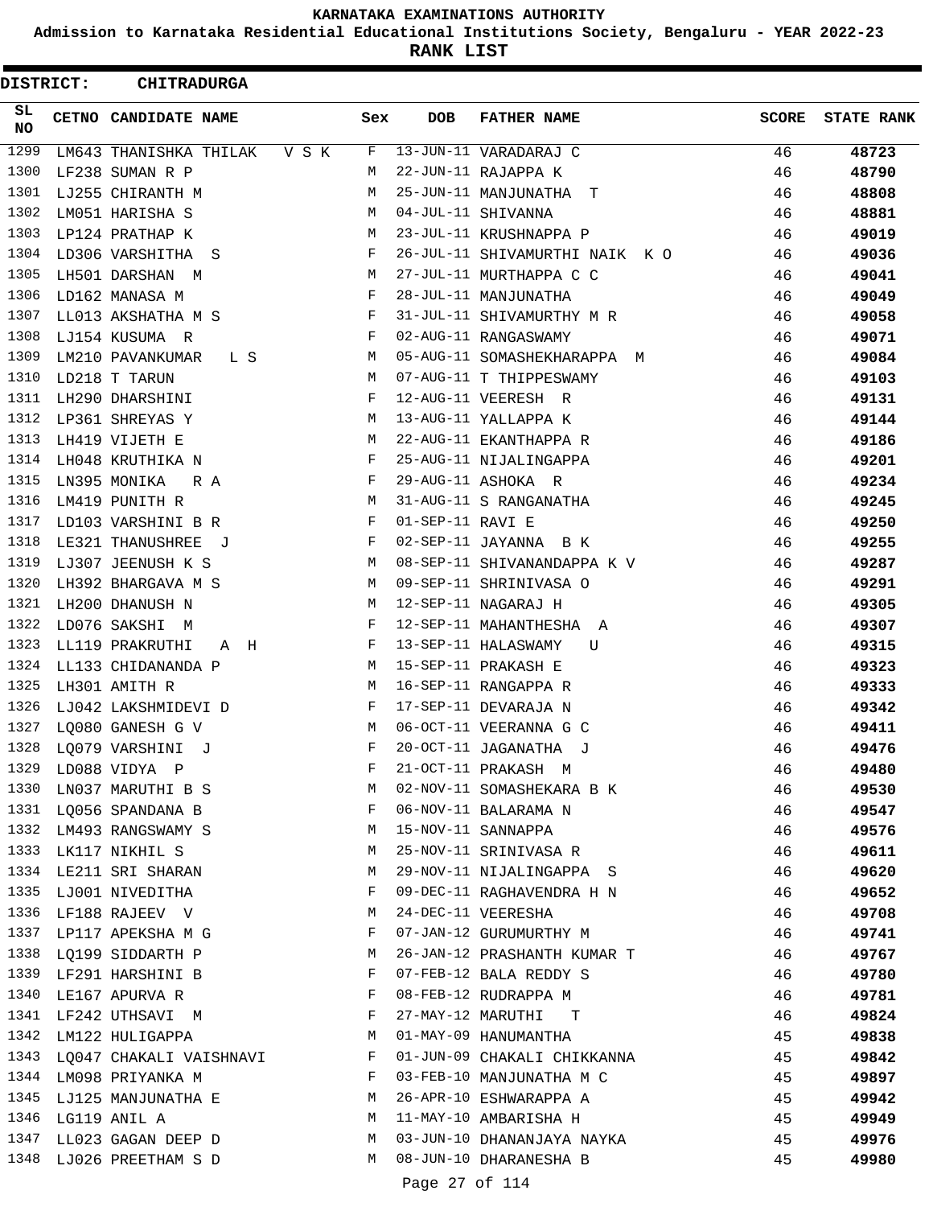# KARNATAKA EXAMINATIONS AUTHORITY

**Admission to Karnataka Residential Educational Institutions Society, Bengaluru - YEAR 2022-23**

**RANK LIST**

**DISTRICT: CHITRADURGA**

| SL NO | CETNO | CANDIDATE NAME | Sex | DOB | FATHER NAME | SCORE | STATE RANK |
|---|---|---|---|---|---|---|---|
| 1299 | LM643 | THANISHKA THILAK V S K | F | 13-JUN-11 | VARADARAJ C | 46 | 48723 |
| 1300 | LF238 | SUMAN R P | M | 22-JUN-11 | RAJAPPA K | 46 | 48790 |
| 1301 | LJ255 | CHIRANTH M | M | 25-JUN-11 | MANJUNATHA T | 46 | 48808 |
| 1302 | LM051 | HARISHA S | M | 04-JUL-11 | SHIVANNA | 46 | 48881 |
| 1303 | LP124 | PRATHAP K | M | 23-JUL-11 | KRUSHNAPPA P | 46 | 49019 |
| 1304 | LD306 | VARSHITHA S | F | 26-JUL-11 | SHIVAMURTHI NAIK K O | 46 | 49036 |
| 1305 | LH501 | DARSHAN M | M | 27-JUL-11 | MURTHAPPA C C | 46 | 49041 |
| 1306 | LD162 | MANASA M | F | 28-JUL-11 | MANJUNATHA | 46 | 49049 |
| 1307 | LL013 | AKSHATHA M S | F | 31-JUL-11 | SHIVAMURTHY M R | 46 | 49058 |
| 1308 | LJ154 | KUSUMA R | F | 02-AUG-11 | RANGASWAMY | 46 | 49071 |
| 1309 | LM210 | PAVANKUMAR L S | M | 05-AUG-11 | SOMASHEKHARAPPA M | 46 | 49084 |
| 1310 | LD218 | T TARUN | M | 07-AUG-11 | T THIPPESWAMY | 46 | 49103 |
| 1311 | LH290 | DHARSHINI | F | 12-AUG-11 | VEERESH R | 46 | 49131 |
| 1312 | LP361 | SHREYAS Y | M | 13-AUG-11 | YALLAPPA K | 46 | 49144 |
| 1313 | LH419 | VIJETH E | M | 22-AUG-11 | EKANTHAPPA R | 46 | 49186 |
| 1314 | LH048 | KRUTHIKA N | F | 25-AUG-11 | NIJALINGAPPA | 46 | 49201 |
| 1315 | LN395 | MONIKA R A | F | 29-AUG-11 | ASHOKA R | 46 | 49234 |
| 1316 | LM419 | PUNITH R | M | 31-AUG-11 | S RANGANATHA | 46 | 49245 |
| 1317 | LD103 | VARSHINI B R | F | 01-SEP-11 | RAVI E | 46 | 49250 |
| 1318 | LE321 | THANUSHREE J | F | 02-SEP-11 | JAYANNA B K | 46 | 49255 |
| 1319 | LJ307 | JEENUSH K S | M | 08-SEP-11 | SHIVANANDAPPA K V | 46 | 49287 |
| 1320 | LH392 | BHARGAVA M S | M | 09-SEP-11 | SHRINIVASA O | 46 | 49291 |
| 1321 | LH200 | DHANUSH N | M | 12-SEP-11 | NAGARAJ H | 46 | 49305 |
| 1322 | LD076 | SAKSHI M | F | 12-SEP-11 | MAHANTHESHA A | 46 | 49307 |
| 1323 | LL119 | PRAKRUTHI A H | F | 13-SEP-11 | HALASWAMY U | 46 | 49315 |
| 1324 | LL133 | CHIDANANDA P | M | 15-SEP-11 | PRAKASH E | 46 | 49323 |
| 1325 | LH301 | AMITH R | M | 16-SEP-11 | RANGAPPA R | 46 | 49333 |
| 1326 | LJ042 | LAKSHMIDEVI D | F | 17-SEP-11 | DEVARAJA N | 46 | 49342 |
| 1327 | LQ080 | GANESH G V | M | 06-OCT-11 | VEERANNA G C | 46 | 49411 |
| 1328 | LQ079 | VARSHINI J | F | 20-OCT-11 | JAGANATHA J | 46 | 49476 |
| 1329 | LD088 | VIDYA P | F | 21-OCT-11 | PRAKASH M | 46 | 49480 |
| 1330 | LN037 | MARUTHI B S | M | 02-NOV-11 | SOMASHEKARA B K | 46 | 49530 |
| 1331 | LQ056 | SPANDANA B | F | 06-NOV-11 | BALARAMA N | 46 | 49547 |
| 1332 | LM493 | RANGSWAMY S | M | 15-NOV-11 | SANNAPPA | 46 | 49576 |
| 1333 | LK117 | NIKHIL S | M | 25-NOV-11 | SRINIVASA R | 46 | 49611 |
| 1334 | LE211 | SRI SHARAN | M | 29-NOV-11 | NIJALINGAPPA S | 46 | 49620 |
| 1335 | LJ001 | NIVEDITHA | F | 09-DEC-11 | RAGHAVENDRA H N | 46 | 49652 |
| 1336 | LF188 | RAJEEV V | M | 24-DEC-11 | VEERESHA | 46 | 49708 |
| 1337 | LP117 | APEKSHA M G | F | 07-JAN-12 | GURUMURTHY M | 46 | 49741 |
| 1338 | LQ199 | SIDDARTH P | M | 26-JAN-12 | PRASHANTH KUMAR T | 46 | 49767 |
| 1339 | LF291 | HARSHINI B | F | 07-FEB-12 | BALA REDDY S | 46 | 49780 |
| 1340 | LE167 | APURVA R | F | 08-FEB-12 | RUDRAPPA M | 46 | 49781 |
| 1341 | LF242 | UTHSAVI M | F | 27-MAY-12 | MARUTHI T | 46 | 49824 |
| 1342 | LM122 | HULIGAPPA | M | 01-MAY-09 | HANUMANTHA | 45 | 49838 |
| 1343 | LQ047 | CHAKALI VAISHNAVI | F | 01-JUN-09 | CHAKALI CHIKKANNA | 45 | 49842 |
| 1344 | LM098 | PRIYANKA M | F | 03-FEB-10 | MANJUNATHA M C | 45 | 49897 |
| 1345 | LJ125 | MANJUNATHA E | M | 26-APR-10 | ESHWARAPPA A | 45 | 49942 |
| 1346 | LG119 | ANIL A | M | 11-MAY-10 | AMBARISHA H | 45 | 49949 |
| 1347 | LL023 | GAGAN DEEP D | M | 03-JUN-10 | DHANANJAYA NAYKA | 45 | 49976 |
| 1348 | LJ026 | PREETHAM S D | M | 08-JUN-10 | DHARANESHA B | 45 | 49980 |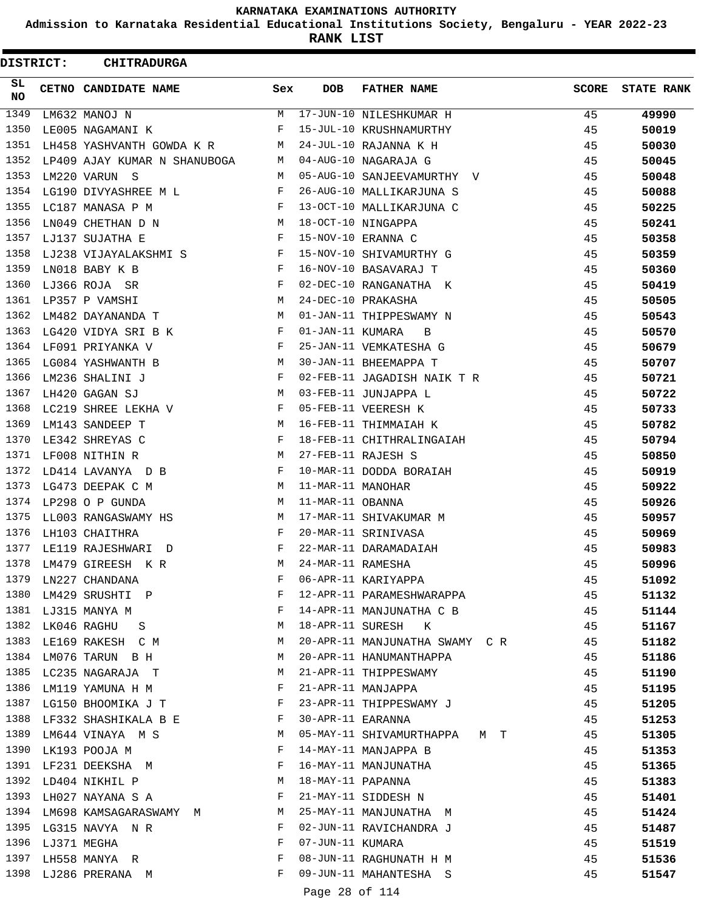# KARNATAKA EXAMINATIONS AUTHORITY

**Admission to Karnataka Residential Educational Institutions Society, Bengaluru - YEAR 2022-23**

**RANK LIST**

**DISTRICT: CHITRADURGA**

| SL NO | CETNO | CANDIDATE NAME | Sex | DOB | FATHER NAME | SCORE | STATE RANK |
|---|---|---|---|---|---|---|---|
| 1349 | LM632 | MANOJ N | M | 17-JUN-10 | NILESHKUMAR H | 45 | 49990 |
| 1350 | LE005 | NAGAMANI K | F | 15-JUL-10 | KRUSHNAMURTHY | 45 | 50019 |
| 1351 | LH458 | YASHVANTH GOWDA K R | M | 24-JUL-10 | RAJANNA K H | 45 | 50030 |
| 1352 | LP409 | AJAY KUMAR N SHANUBOGA | M | 04-AUG-10 | NAGARAJA G | 45 | 50045 |
| 1353 | LM220 | VARUN S | M | 05-AUG-10 | SANJEEVAMURTHY V | 45 | 50048 |
| 1354 | LG190 | DIVYASHREE M L | F | 26-AUG-10 | MALLIKARJUNA S | 45 | 50088 |
| 1355 | LC187 | MANASA P M | F | 13-OCT-10 | MALLIKARJUNA C | 45 | 50225 |
| 1356 | LN049 | CHETHAN D N | M | 18-OCT-10 | NINGAPPA | 45 | 50241 |
| 1357 | LJ137 | SUJATHA E | F | 15-NOV-10 | ERANNA C | 45 | 50358 |
| 1358 | LJ238 | VIJAYALAKSHMI S | F | 15-NOV-10 | SHIVAMURTHY G | 45 | 50359 |
| 1359 | LN018 | BABY K B | F | 16-NOV-10 | BASAVARAJ T | 45 | 50360 |
| 1360 | LJ366 | ROJA SR | F | 02-DEC-10 | RANGANATHA K | 45 | 50419 |
| 1361 | LP357 | P VAMSHI | M | 24-DEC-10 | PRAKASHA | 45 | 50505 |
| 1362 | LM482 | DAYANANDA T | M | 01-JAN-11 | THIPPESWAMY N | 45 | 50543 |
| 1363 | LG420 | VIDYA SRI B K | F | 01-JAN-11 | KUMARA B | 45 | 50570 |
| 1364 | LF091 | PRIYANKA V | F | 25-JAN-11 | VEMKATESHA G | 45 | 50679 |
| 1365 | LG084 | YASHWANTH B | M | 30-JAN-11 | BHEEMAPPA T | 45 | 50707 |
| 1366 | LM236 | SHALINI J | F | 02-FEB-11 | JAGADISH NAIK T R | 45 | 50721 |
| 1367 | LH420 | GAGAN SJ | M | 03-FEB-11 | JUNJAPPA L | 45 | 50722 |
| 1368 | LC219 | SHREE LEKHA V | F | 05-FEB-11 | VEERESH K | 45 | 50733 |
| 1369 | LM143 | SANDEEP T | M | 16-FEB-11 | THIMMAIAH K | 45 | 50782 |
| 1370 | LE342 | SHREYAS C | F | 18-FEB-11 | CHITHRALINGAIAH | 45 | 50794 |
| 1371 | LF008 | NITHIN R | M | 27-FEB-11 | RAJESH S | 45 | 50850 |
| 1372 | LD414 | LAVANYA D B | F | 10-MAR-11 | DODDA BORAIAH | 45 | 50919 |
| 1373 | LG473 | DEEPAK C M | M | 11-MAR-11 | MANOHAR | 45 | 50922 |
| 1374 | LP298 | O P GUNDA | M | 11-MAR-11 | OBANNA | 45 | 50926 |
| 1375 | LL003 | RANGASWAMY HS | M | 17-MAR-11 | SHIVAKUMAR M | 45 | 50957 |
| 1376 | LH103 | CHAITHRA | F | 20-MAR-11 | SRINIVASA | 45 | 50969 |
| 1377 | LE119 | RAJESHWARI D | F | 22-MAR-11 | DARAMADAIAH | 45 | 50983 |
| 1378 | LM479 | GIREESH K R | M | 24-MAR-11 | RAMESHA | 45 | 50996 |
| 1379 | LN227 | CHANDANA | F | 06-APR-11 | KARIYAPPA | 45 | 51092 |
| 1380 | LM429 | SRUSHTI P | F | 12-APR-11 | PARAMESHWARAPPA | 45 | 51132 |
| 1381 | LJ315 | MANYA M | F | 14-APR-11 | MANJUNATHA C B | 45 | 51144 |
| 1382 | LK046 | RAGHU S | M | 18-APR-11 | SURESH K | 45 | 51167 |
| 1383 | LE169 | RAKESH C M | M | 20-APR-11 | MANJUNATHA SWAMY C R | 45 | 51182 |
| 1384 | LM076 | TARUN B H | M | 20-APR-11 | HANUMANTHAPPA | 45 | 51186 |
| 1385 | LC235 | NAGARAJA T | M | 21-APR-11 | THIPPESWAMY | 45 | 51190 |
| 1386 | LM119 | YAMUNA H M | F | 21-APR-11 | MANJAPPA | 45 | 51195 |
| 1387 | LG150 | BHOOMIKA J T | F | 23-APR-11 | THIPPESWAMY J | 45 | 51205 |
| 1388 | LF332 | SHASHIKALA B E | F | 30-APR-11 | EARANNA | 45 | 51253 |
| 1389 | LM644 | VINAYA M S | M | 05-MAY-11 | SHIVAMURTHAPPA M T | 45 | 51305 |
| 1390 | LK193 | POOJA M | F | 14-MAY-11 | MANJAPPA B | 45 | 51353 |
| 1391 | LF231 | DEEKSHA M | F | 16-MAY-11 | MANJUNATHA | 45 | 51365 |
| 1392 | LD404 | NIKHIL P | M | 18-MAY-11 | PAPANNA | 45 | 51383 |
| 1393 | LH027 | NAYANA S A | F | 21-MAY-11 | SIDDESH N | 45 | 51401 |
| 1394 | LM698 | KAMSAGARASWAMY M | M | 25-MAY-11 | MANJUNATHA M | 45 | 51424 |
| 1395 | LG315 | NAVYA N R | F | 02-JUN-11 | RAVICHANDRA J | 45 | 51487 |
| 1396 | LJ371 | MEGHA | F | 07-JUN-11 | KUMARA | 45 | 51519 |
| 1397 | LH558 | MANYA R | F | 08-JUN-11 | RAGHUNATH H M | 45 | 51536 |
| 1398 | LJ286 | PRERANA M | F | 09-JUN-11 | MAHANTESHA S | 45 | 51547 |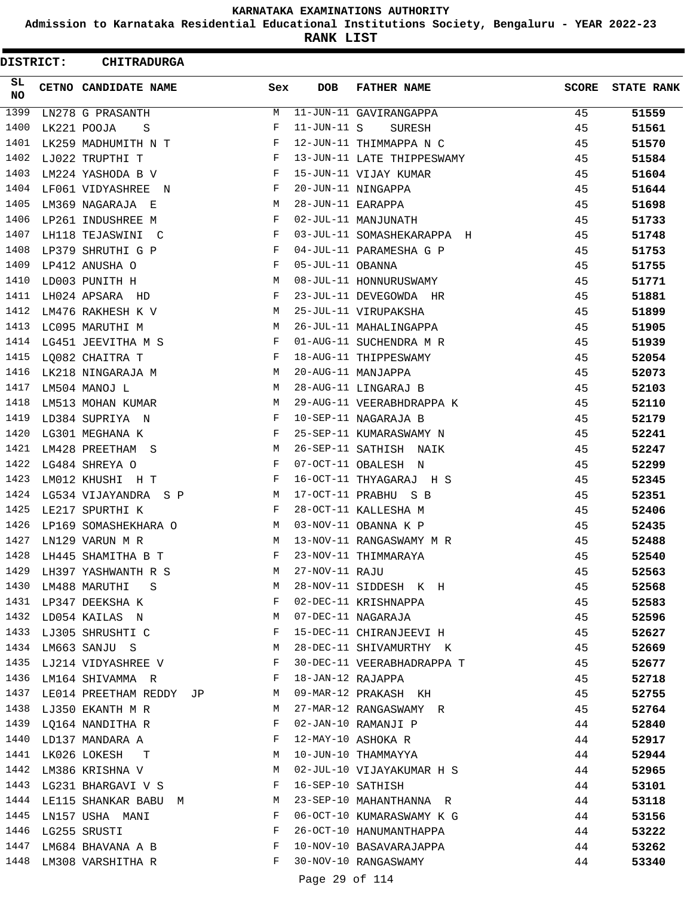# KARNATAKA EXAMINATIONS AUTHORITY

## Admission to Karnataka Residential Educational Institutions Society, Bengaluru - YEAR 2022-23

## RANK LIST

**DISTRICT: CHITRADURGA**

| SL NO | CETNO | CANDIDATE NAME | Sex | DOB | FATHER NAME | SCORE | STATE RANK |
|---|---|---|---|---|---|---|---|
| 1399 | LN278 | G PRASANTH | M | 11-JUN-11 | GAVIRANGAPPA | 45 | 51559 |
| 1400 | LK221 | POOJA S | F | 11-JUN-11 | S SURESH | 45 | 51561 |
| 1401 | LK259 | MADHUMITH N T | F | 12-JUN-11 | THIMMAPPA N C | 45 | 51570 |
| 1402 | LJ022 | TRUPTHI T | F | 13-JUN-11 | LATE THIPPESWAMY | 45 | 51584 |
| 1403 | LM224 | YASHODA B V | F | 15-JUN-11 | VIJAY KUMAR | 45 | 51604 |
| 1404 | LF061 | VIDYASHREE N | F | 20-JUN-11 | NINGAPPA | 45 | 51644 |
| 1405 | LM369 | NAGARAJA E | M | 28-JUN-11 | EARAPPA | 45 | 51698 |
| 1406 | LP261 | INDUSHREE M | F | 02-JUL-11 | MANJUNATH | 45 | 51733 |
| 1407 | LH118 | TEJASWINI C | F | 03-JUL-11 | SOMASHEKARAPPA H | 45 | 51748 |
| 1408 | LP379 | SHRUTHI G P | F | 04-JUL-11 | PARAMESHA G P | 45 | 51753 |
| 1409 | LP412 | ANUSHA O | F | 05-JUL-11 | OBANNA | 45 | 51755 |
| 1410 | LD003 | PUNITH H | M | 08-JUL-11 | HONNURUSWAMY | 45 | 51771 |
| 1411 | LH024 | APSARA HD | F | 23-JUL-11 | DEVEGOWDA HR | 45 | 51881 |
| 1412 | LM476 | RAKHESH K V | M | 25-JUL-11 | VIRUPAKSHA | 45 | 51899 |
| 1413 | LC095 | MARUTHI M | M | 26-JUL-11 | MAHALINGAPPA | 45 | 51905 |
| 1414 | LG451 | JEEVITHA M S | F | 01-AUG-11 | SUCHENDRA M R | 45 | 51939 |
| 1415 | LQ082 | CHAITRA T | F | 18-AUG-11 | THIPPESWAMY | 45 | 52054 |
| 1416 | LK218 | NINGARAJA M | M | 20-AUG-11 | MANJAPPA | 45 | 52073 |
| 1417 | LM504 | MANOJ L | M | 28-AUG-11 | LINGARAJ B | 45 | 52103 |
| 1418 | LM513 | MOHAN KUMAR | M | 29-AUG-11 | VEERABHDRAPPA K | 45 | 52110 |
| 1419 | LD384 | SUPRIYA N | F | 10-SEP-11 | NAGARAJA B | 45 | 52179 |
| 1420 | LG301 | MEGHANA K | F | 25-SEP-11 | KUMARASWAMY N | 45 | 52241 |
| 1421 | LM428 | PREETHAM S | M | 26-SEP-11 | SATHISH NAIK | 45 | 52247 |
| 1422 | LG484 | SHREYA O | F | 07-OCT-11 | OBALESH N | 45 | 52299 |
| 1423 | LM012 | KHUSHI H T | F | 16-OCT-11 | THYAGARAJ H S | 45 | 52345 |
| 1424 | LG534 | VIJAYANDRA S P | M | 17-OCT-11 | PRABHU S B | 45 | 52351 |
| 1425 | LE217 | SPURTHI K | F | 28-OCT-11 | KALLESHA M | 45 | 52406 |
| 1426 | LP169 | SOMASHEKHARA O | M | 03-NOV-11 | OBANNA K P | 45 | 52435 |
| 1427 | LN129 | VARUN M R | M | 13-NOV-11 | RANGASWAMY M R | 45 | 52488 |
| 1428 | LH445 | SHAMITHA B T | F | 23-NOV-11 | THIMMARAYA | 45 | 52540 |
| 1429 | LH397 | YASHWANTH R S | M | 27-NOV-11 | RAJU | 45 | 52563 |
| 1430 | LM488 | MARUTHI S | M | 28-NOV-11 | SIDDESH K H | 45 | 52568 |
| 1431 | LP347 | DEEKSHA K | F | 02-DEC-11 | KRISHNAPPA | 45 | 52583 |
| 1432 | LD054 | KAILAS N | M | 07-DEC-11 | NAGARAJA | 45 | 52596 |
| 1433 | LJ305 | SHRUSHTI C | F | 15-DEC-11 | CHIRANJEEVI H | 45 | 52627 |
| 1434 | LM663 | SANJU S | M | 28-DEC-11 | SHIVAMURTHY K | 45 | 52669 |
| 1435 | LJ214 | VIDYASHREE V | F | 30-DEC-11 | VEERABHADRAPPA T | 45 | 52677 |
| 1436 | LM164 | SHIVAMMA R | F | 18-JAN-12 | RAJAPPA | 45 | 52718 |
| 1437 | LE014 | PREETHAM REDDY JP | M | 09-MAR-12 | PRAKASH KH | 45 | 52755 |
| 1438 | LJ350 | EKANTH M R | M | 27-MAR-12 | RANGASWAMY R | 45 | 52764 |
| 1439 | LQ164 | NANDITHA R | F | 02-JAN-10 | RAMANJI P | 44 | 52840 |
| 1440 | LD137 | MANDARA A | F | 12-MAY-10 | ASHOKA R | 44 | 52917 |
| 1441 | LK026 | LOKESH T | M | 10-JUN-10 | THAMMAYYA | 44 | 52944 |
| 1442 | LM386 | KRISHNA V | M | 02-JUL-10 | VIJAYAKUMAR H S | 44 | 52965 |
| 1443 | LG231 | BHARGAVI V S | F | 16-SEP-10 | SATHISH | 44 | 53101 |
| 1444 | LE115 | SHANKAR BABU M | M | 23-SEP-10 | MAHANTHANNA R | 44 | 53118 |
| 1445 | LN157 | USHA MANI | F | 06-OCT-10 | KUMARASWAMY K G | 44 | 53156 |
| 1446 | LG255 | SRUSTI | F | 26-OCT-10 | HANUMANTHAPPA | 44 | 53222 |
| 1447 | LM684 | BHAVANA A B | F | 10-NOV-10 | BASAVARAJAPPA | 44 | 53262 |
| 1448 | LM308 | VARSHITHA R | F | 30-NOV-10 | RANGASWAMY | 44 | 53340 |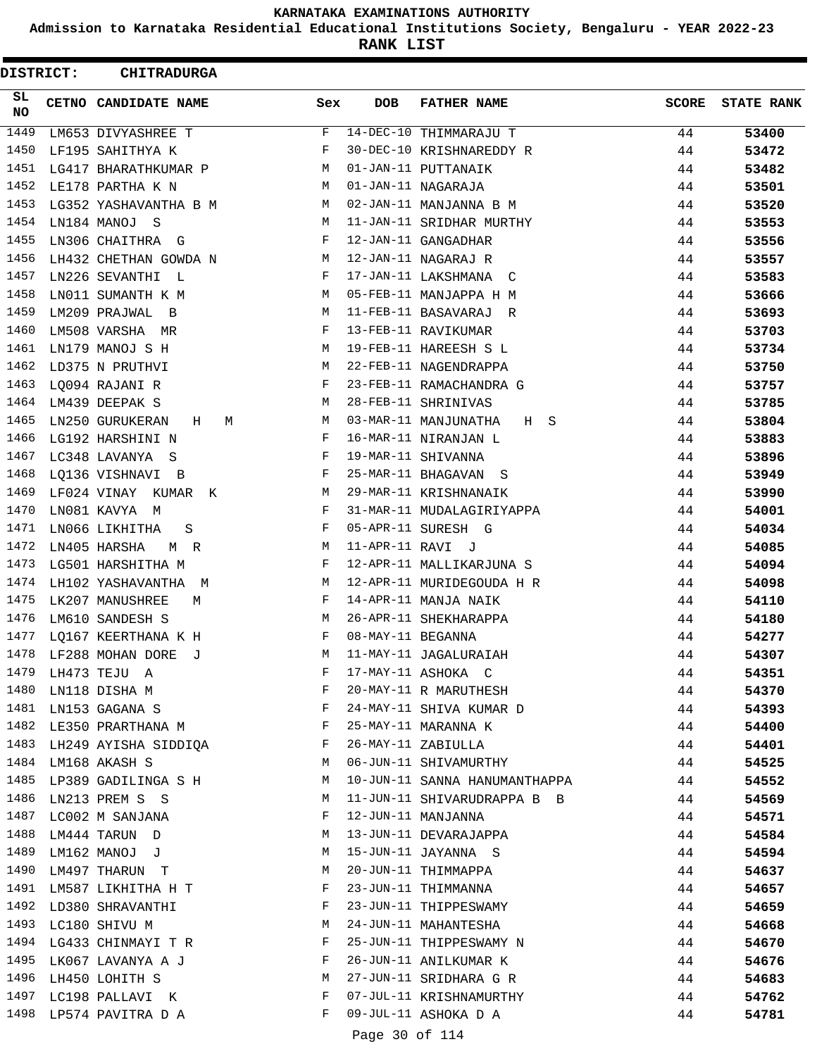# KARNATAKA EXAMINATIONS AUTHORITY

## Admission to Karnataka Residential Educational Institutions Society, Bengaluru - YEAR 2022-23

## RANK LIST

**DISTRICT: CHITRADURGA**

| SL NO | CETNO | CANDIDATE NAME | Sex | DOB | FATHER NAME | SCORE | STATE RANK |
|---|---|---|---|---|---|---|---|
| 1449 | LM653 | DIVYASHREE T | F | 14-DEC-10 | THIMMARAJU T | 44 | 53400 |
| 1450 | LF195 | SAHITHYA K | F | 30-DEC-10 | KRISHNAREDDY R | 44 | 53472 |
| 1451 | LG417 | BHARATHKUMAR P | M | 01-JAN-11 | PUTTANAIK | 44 | 53482 |
| 1452 | LE178 | PARTHA K N | M | 01-JAN-11 | NAGARAJA | 44 | 53501 |
| 1453 | LG352 | YASHAVANTHA B M | M | 02-JAN-11 | MANJANNA B M | 44 | 53520 |
| 1454 | LN184 | MANOJ S | M | 11-JAN-11 | SRIDHAR MURTHY | 44 | 53553 |
| 1455 | LN306 | CHAITHRA G | F | 12-JAN-11 | GANGADHAR | 44 | 53556 |
| 1456 | LH432 | CHETHAN GOWDA N | M | 12-JAN-11 | NAGARAJ R | 44 | 53557 |
| 1457 | LN226 | SEVANTHI L | F | 17-JAN-11 | LAKSHMANA C | 44 | 53583 |
| 1458 | LN011 | SUMANTH K M | M | 05-FEB-11 | MANJAPPA H M | 44 | 53666 |
| 1459 | LM209 | PRAJWAL B | M | 11-FEB-11 | BASAVARAJ R | 44 | 53693 |
| 1460 | LM508 | VARSHA MR | F | 13-FEB-11 | RAVIKUMAR | 44 | 53703 |
| 1461 | LN179 | MANOJ S H | M | 19-FEB-11 | HAREESH S L | 44 | 53734 |
| 1462 | LD375 | N PRUTHVI | M | 22-FEB-11 | NAGENDRAPPA | 44 | 53750 |
| 1463 | LQ094 | RAJANI R | F | 23-FEB-11 | RAMACHANDRA G | 44 | 53757 |
| 1464 | LM439 | DEEPAK S | M | 28-FEB-11 | SHRINIVAS | 44 | 53785 |
| 1465 | LN250 | GURUKERAN H M | M | 03-MAR-11 | MANJUNATHA H S | 44 | 53804 |
| 1466 | LG192 | HARSHINI N | F | 16-MAR-11 | NIRANJAN L | 44 | 53883 |
| 1467 | LC348 | LAVANYA S | F | 19-MAR-11 | SHIVANNA | 44 | 53896 |
| 1468 | LQ136 | VISHNAVI B | F | 25-MAR-11 | BHAGAVAN S | 44 | 53949 |
| 1469 | LF024 | VINAY KUMAR K | M | 29-MAR-11 | KRISHNANAIK | 44 | 53990 |
| 1470 | LN081 | KAVYA M | F | 31-MAR-11 | MUDALAGIRIYAPPA | 44 | 54001 |
| 1471 | LN066 | LIKHITHA S | F | 05-APR-11 | SURESH G | 44 | 54034 |
| 1472 | LN405 | HARSHA M R | M | 11-APR-11 | RAVI J | 44 | 54085 |
| 1473 | LG501 | HARSHITHA M | F | 12-APR-11 | MALLIKARJUNA S | 44 | 54094 |
| 1474 | LH102 | YASHAVANTHA M | M | 12-APR-11 | MURIDEGOUDA H R | 44 | 54098 |
| 1475 | LK207 | MANUSHREE M | F | 14-APR-11 | MANJA NAIK | 44 | 54110 |
| 1476 | LM610 | SANDESH S | M | 26-APR-11 | SHEKHARAPPA | 44 | 54180 |
| 1477 | LQ167 | KEERTHANA K H | F | 08-MAY-11 | BEGANNA | 44 | 54277 |
| 1478 | LF288 | MOHAN DORE J | M | 11-MAY-11 | JAGALURAIAH | 44 | 54307 |
| 1479 | LH473 | TEJU A | F | 17-MAY-11 | ASHOKA C | 44 | 54351 |
| 1480 | LN118 | DISHA M | F | 20-MAY-11 | R MARUTHESH | 44 | 54370 |
| 1481 | LN153 | GAGANA S | F | 24-MAY-11 | SHIVA KUMAR D | 44 | 54393 |
| 1482 | LE350 | PRARTHANA M | F | 25-MAY-11 | MARANNA K | 44 | 54400 |
| 1483 | LH249 | AYISHA SIDDIQA | F | 26-MAY-11 | ZABIULLA | 44 | 54401 |
| 1484 | LM168 | AKASH S | M | 06-JUN-11 | SHIVAMURTHY | 44 | 54525 |
| 1485 | LP389 | GADILINGA S H | M | 10-JUN-11 | SANNA HANUMANTHAPPA | 44 | 54552 |
| 1486 | LN213 | PREM S S | M | 11-JUN-11 | SHIVARUDRAPPA B B | 44 | 54569 |
| 1487 | LC002 | M SANJANA | F | 12-JUN-11 | MANJANNA | 44 | 54571 |
| 1488 | LM444 | TARUN D | M | 13-JUN-11 | DEVARAJAPPA | 44 | 54584 |
| 1489 | LM162 | MANOJ J | M | 15-JUN-11 | JAYANNA S | 44 | 54594 |
| 1490 | LM497 | THARUN T | M | 20-JUN-11 | THIMMAPPA | 44 | 54637 |
| 1491 | LM587 | LIKHITHA H T | F | 23-JUN-11 | THIMMANNA | 44 | 54657 |
| 1492 | LD380 | SHRAVANTHI | F | 23-JUN-11 | THIPPESWAMY | 44 | 54659 |
| 1493 | LC180 | SHIVU M | M | 24-JUN-11 | MAHANTESHA | 44 | 54668 |
| 1494 | LG433 | CHINMAYI T R | F | 25-JUN-11 | THIPPESWAMY N | 44 | 54670 |
| 1495 | LK067 | LAVANYA A J | F | 26-JUN-11 | ANILKUMAR K | 44 | 54676 |
| 1496 | LH450 | LOHITH S | M | 27-JUN-11 | SRIDHARA G R | 44 | 54683 |
| 1497 | LC198 | PALLAVI K | F | 07-JUL-11 | KRISHNAMURTHY | 44 | 54762 |
| 1498 | LP574 | PAVITRA D A | F | 09-JUL-11 | ASHOKA D A | 44 | 54781 |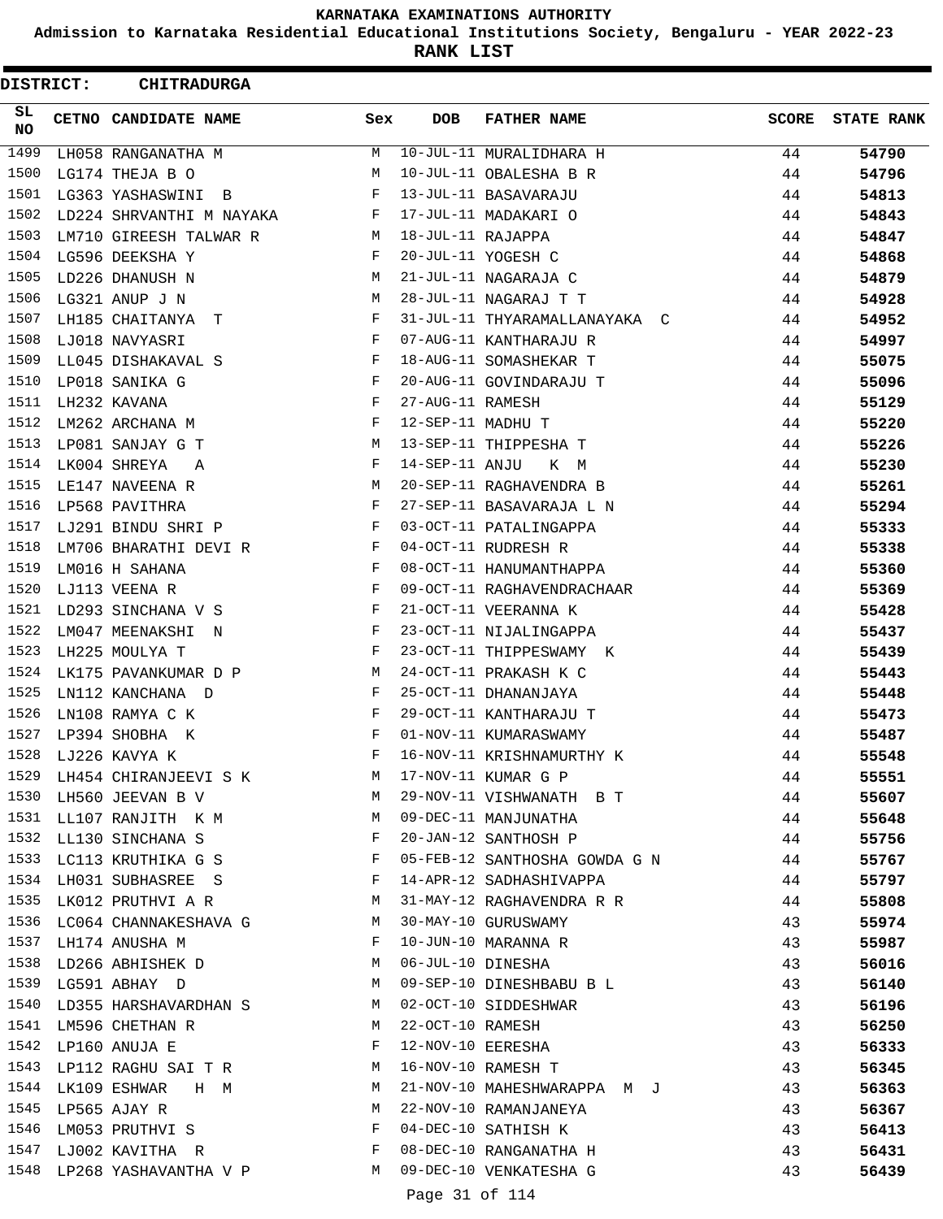# KARNATAKA EXAMINATIONS AUTHORITY

**Admission to Karnataka Residential Educational Institutions Society, Bengaluru - YEAR 2022-23**

**RANK LIST**

**DISTRICT: CHITRADURGA**

| SL NO | CETNO | CANDIDATE NAME | Sex | DOB | FATHER NAME | SCORE | STATE RANK |
|---|---|---|---|---|---|---|---|
| 1499 | LH058 | RANGANATHA M | M | 10-JUL-11 | MURALIDHARA H | 44 | **54790** |
| 1500 | LG174 | THEJA B O | M | 10-JUL-11 | OBALESHA B R | 44 | **54796** |
| 1501 | LG363 | YASHASWINI B | F | 13-JUL-11 | BASAVARAJU | 44 | **54813** |
| 1502 | LD224 | SHRVANTHI M NAYAKA | F | 17-JUL-11 | MADAKARI O | 44 | **54843** |
| 1503 | LM710 | GIREESH TALWAR R | M | 18-JUL-11 | RAJAPPA | 44 | **54847** |
| 1504 | LG596 | DEEKSHA Y | F | 20-JUL-11 | YOGESH C | 44 | **54868** |
| 1505 | LD226 | DHANUSH N | M | 21-JUL-11 | NAGARAJA C | 44 | **54879** |
| 1506 | LG321 | ANUP J N | M | 28-JUL-11 | NAGARAJ T T | 44 | **54928** |
| 1507 | LH185 | CHAITANYA T | F | 31-JUL-11 | THYARAMALLANAYAKA C | 44 | **54952** |
| 1508 | LJ018 | NAVYASRI | F | 07-AUG-11 | KANTHARAJU R | 44 | **54997** |
| 1509 | LL045 | DISHAKAVAL S | F | 18-AUG-11 | SOMASHEKAR T | 44 | **55075** |
| 1510 | LP018 | SANIKA G | F | 20-AUG-11 | GOVINDARAJU T | 44 | **55096** |
| 1511 | LH232 | KAVANA | F | 27-AUG-11 | RAMESH | 44 | **55129** |
| 1512 | LM262 | ARCHANA M | F | 12-SEP-11 | MADHU T | 44 | **55220** |
| 1513 | LP081 | SANJAY G T | M | 13-SEP-11 | THIPPESHA T | 44 | **55226** |
| 1514 | LK004 | SHREYA A | F | 14-SEP-11 | ANJU K M | 44 | **55230** |
| 1515 | LE147 | NAVEENA R | M | 20-SEP-11 | RAGHAVENDRA B | 44 | **55261** |
| 1516 | LP568 | PAVITHRA | F | 27-SEP-11 | BASAVARAJA L N | 44 | **55294** |
| 1517 | LJ291 | BINDU SHRI P | F | 03-OCT-11 | PATALINGAPPA | 44 | **55333** |
| 1518 | LM706 | BHARATHI DEVI R | F | 04-OCT-11 | RUDRESH R | 44 | **55338** |
| 1519 | LM016 | H SAHANA | F | 08-OCT-11 | HANUMANTHAPPA | 44 | **55360** |
| 1520 | LJ113 | VEENA R | F | 09-OCT-11 | RAGHAVENDRACHAAR | 44 | **55369** |
| 1521 | LD293 | SINCHANA V S | F | 21-OCT-11 | VEERANNA K | 44 | **55428** |
| 1522 | LM047 | MEENAKSHI N | F | 23-OCT-11 | NIJALINGAPPA | 44 | **55437** |
| 1523 | LH225 | MOULYA T | F | 23-OCT-11 | THIPPESWAMY K | 44 | **55439** |
| 1524 | LK175 | PAVANKUMAR D P | M | 24-OCT-11 | PRAKASH K C | 44 | **55443** |
| 1525 | LN112 | KANCHANA D | F | 25-OCT-11 | DHANANJAYA | 44 | **55448** |
| 1526 | LN108 | RAMYA C K | F | 29-OCT-11 | KANTHARAJU T | 44 | **55473** |
| 1527 | LP394 | SHOBHA K | F | 01-NOV-11 | KUMARASWAMY | 44 | **55487** |
| 1528 | LJ226 | KAVYA K | F | 16-NOV-11 | KRISHNAMURTHY K | 44 | **55548** |
| 1529 | LH454 | CHIRANJEEVI S K | M | 17-NOV-11 | KUMAR G P | 44 | **55551** |
| 1530 | LH560 | JEEVAN B V | M | 29-NOV-11 | VISHWANATH B T | 44 | **55607** |
| 1531 | LL107 | RANJITH K M | M | 09-DEC-11 | MANJUNATHA | 44 | **55648** |
| 1532 | LL130 | SINCHANA S | F | 20-JAN-12 | SANTHOSH P | 44 | **55756** |
| 1533 | LC113 | KRUTHIKA G S | F | 05-FEB-12 | SANTHOSHA GOWDA G N | 44 | **55767** |
| 1534 | LH031 | SUBHASREE S | F | 14-APR-12 | SADHASHIVAPPA | 44 | **55797** |
| 1535 | LK012 | PRUTHVI A R | M | 31-MAY-12 | RAGHAVENDRA R R | 44 | **55808** |
| 1536 | LC064 | CHANNAKESHAVA G | M | 30-MAY-10 | GURUSWAMY | 43 | **55974** |
| 1537 | LH174 | ANUSHA M | F | 10-JUN-10 | MARANNA R | 43 | **55987** |
| 1538 | LD266 | ABHISHEK D | M | 06-JUL-10 | DINESHA | 43 | **56016** |
| 1539 | LG591 | ABHAY D | M | 09-SEP-10 | DINESHBABU B L | 43 | **56140** |
| 1540 | LD355 | HARSHAVARDHAN S | M | 02-OCT-10 | SIDDESHWAR | 43 | **56196** |
| 1541 | LM596 | CHETHAN R | M | 22-OCT-10 | RAMESH | 43 | **56250** |
| 1542 | LP160 | ANUJA E | F | 12-NOV-10 | EERESHA | 43 | **56333** |
| 1543 | LP112 | RAGHU SAI T R | M | 16-NOV-10 | RAMESH T | 43 | **56345** |
| 1544 | LK109 | ESHWAR H M | M | 21-NOV-10 | MAHESHWARAPPA M J | 43 | **56363** |
| 1545 | LP565 | AJAY R | M | 22-NOV-10 | RAMANJANEYA | 43 | **56367** |
| 1546 | LM053 | PRUTHVI S | F | 04-DEC-10 | SATHISH K | 43 | **56413** |
| 1547 | LJ002 | KAVITHA R | F | 08-DEC-10 | RANGANATHA H | 43 | **56431** |
| 1548 | LP268 | YASHAVANTHA V P | M | 09-DEC-10 | VENKATESHA G | 43 | **56439** |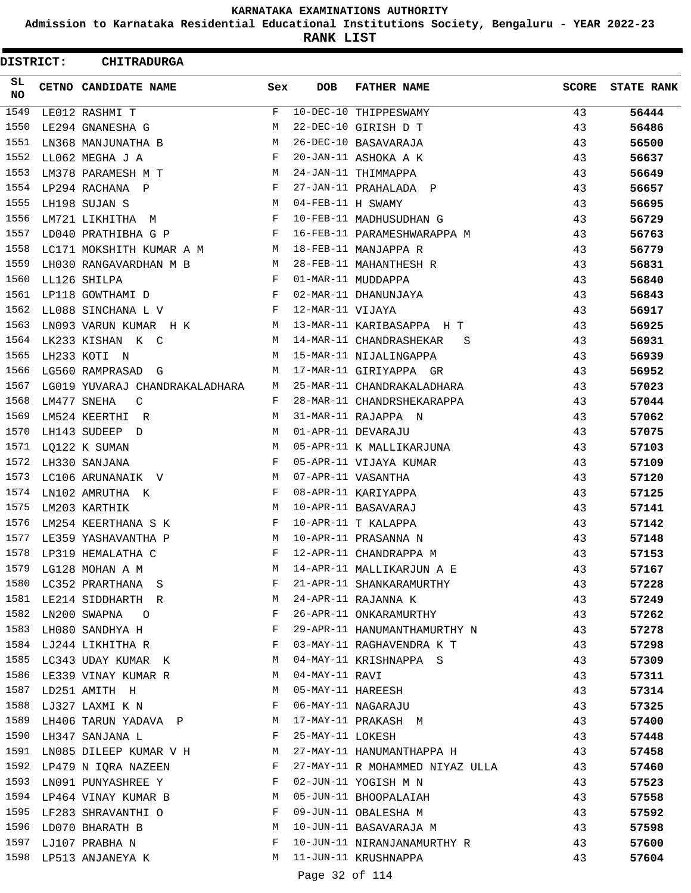# KARNATAKA EXAMINATIONS AUTHORITY

**Admission to Karnataka Residential Educational Institutions Society, Bengaluru - YEAR 2022-23**

**RANK LIST**

**DISTRICT: CHITRADURGA**

| SL NO | CETNO | CANDIDATE NAME | Sex | DOB | FATHER NAME | SCORE | STATE RANK |
|---|---|---|---|---|---|---|---|
| 1549 | LE012 | RASHMI T | F | 10-DEC-10 | THIPPESWAMY | 43 | 56444 |
| 1550 | LE294 | GNANESHA G | M | 22-DEC-10 | GIRISH D T | 43 | 56486 |
| 1551 | LN368 | MANJUNATHA B | M | 26-DEC-10 | BASAVARAJA | 43 | 56500 |
| 1552 | LL062 | MEGHA J A | F | 20-JAN-11 | ASHOKA A K | 43 | 56637 |
| 1553 | LM378 | PARAMESH M T | M | 24-JAN-11 | THIMMAPPA | 43 | 56649 |
| 1554 | LP294 | RACHANA P | F | 27-JAN-11 | PRAHALADA P | 43 | 56657 |
| 1555 | LH198 | SUJAN S | M | 04-FEB-11 | H SWAMY | 43 | 56695 |
| 1556 | LM721 | LIKHITHA M | F | 10-FEB-11 | MADHUSUDHAN G | 43 | 56729 |
| 1557 | LD040 | PRATHIBHA G P | F | 16-FEB-11 | PARAMESHWARAPPA M | 43 | 56763 |
| 1558 | LC171 | MOKSHITH KUMAR A M | M | 18-FEB-11 | MANJAPPA R | 43 | 56779 |
| 1559 | LH030 | RANGAVARDHAN M B | M | 28-FEB-11 | MAHANTHESH R | 43 | 56831 |
| 1560 | LL126 | SHILPA | F | 01-MAR-11 | MUDDAPPA | 43 | 56840 |
| 1561 | LP118 | GOWTHAMI D | F | 02-MAR-11 | DHANUNJAYA | 43 | 56843 |
| 1562 | LL088 | SINCHANA L V | F | 12-MAR-11 | VIJAYA | 43 | 56917 |
| 1563 | LN093 | VARUN KUMAR H K | M | 13-MAR-11 | KARIBASAPPA H T | 43 | 56925 |
| 1564 | LK233 | KISHAN K C | M | 14-MAR-11 | CHANDRASHEKAR S | 43 | 56931 |
| 1565 | LH233 | KOTI N | M | 15-MAR-11 | NIJALINGAPPA | 43 | 56939 |
| 1566 | LG560 | RAMPRASAD G | M | 17-MAR-11 | GIRIYAPPA GR | 43 | 56952 |
| 1567 | LG019 | YUVARAJ CHANDRAKALADHARA | M | 25-MAR-11 | CHANDRAKALADHARA | 43 | 57023 |
| 1568 | LM477 | SNEHA C | F | 28-MAR-11 | CHANDRSHEKARAPPA | 43 | 57044 |
| 1569 | LM524 | KEERTHI R | M | 31-MAR-11 | RAJAPPA N | 43 | 57062 |
| 1570 | LH143 | SUDEEP D | M | 01-APR-11 | DEVARAJU | 43 | 57075 |
| 1571 | LQ122 | K SUMAN | M | 05-APR-11 | K MALLIKARJUNA | 43 | 57103 |
| 1572 | LH330 | SANJANA | F | 05-APR-11 | VIJAYA KUMAR | 43 | 57109 |
| 1573 | LC106 | ARUNANAIK V | M | 07-APR-11 | VASANTHA | 43 | 57120 |
| 1574 | LN102 | AMRUTHA K | F | 08-APR-11 | KARIYAPPA | 43 | 57125 |
| 1575 | LM203 | KARTHIK | M | 10-APR-11 | BASAVARAJ | 43 | 57141 |
| 1576 | LM254 | KEERTHANA S K | F | 10-APR-11 | T KALAPPA | 43 | 57142 |
| 1577 | LE359 | YASHAVANTHA P | M | 10-APR-11 | PRASANNA N | 43 | 57148 |
| 1578 | LP319 | HEMALATHA C | F | 12-APR-11 | CHANDRAPPA M | 43 | 57153 |
| 1579 | LG128 | MOHAN A M | M | 14-APR-11 | MALLIKARJUN A E | 43 | 57167 |
| 1580 | LC352 | PRARTHANA S | F | 21-APR-11 | SHANKARAMURTHY | 43 | 57228 |
| 1581 | LE214 | SIDDHARTH R | M | 24-APR-11 | RAJANNA K | 43 | 57249 |
| 1582 | LN200 | SWAPNA O | F | 26-APR-11 | ONKARAMURTHY | 43 | 57262 |
| 1583 | LH080 | SANDHYA H | F | 29-APR-11 | HANUMANTHAMURTHY N | 43 | 57278 |
| 1584 | LJ244 | LIKHITHA R | F | 03-MAY-11 | RAGHAVENDRA K T | 43 | 57298 |
| 1585 | LC343 | UDAY KUMAR K | M | 04-MAY-11 | KRISHNAPPA S | 43 | 57309 |
| 1586 | LE339 | VINAY KUMAR R | M | 04-MAY-11 | RAVI | 43 | 57311 |
| 1587 | LD251 | AMITH H | M | 05-MAY-11 | HAREESH | 43 | 57314 |
| 1588 | LJ327 | LAXMI K N | F | 06-MAY-11 | NAGARAJU | 43 | 57325 |
| 1589 | LH406 | TARUN YADAVA P | M | 17-MAY-11 | PRAKASH M | 43 | 57400 |
| 1590 | LH347 | SANJANA L | F | 25-MAY-11 | LOKESH | 43 | 57448 |
| 1591 | LN085 | DILEEP KUMAR V H | M | 27-MAY-11 | HANUMANTHAPPA H | 43 | 57458 |
| 1592 | LP479 | N IQRA NAZEEN | F | 27-MAY-11 | R MOHAMMED NIYAZ ULLA | 43 | 57460 |
| 1593 | LN091 | PUNYASHREE Y | F | 02-JUN-11 | YOGISH M N | 43 | 57523 |
| 1594 | LP464 | VINAY KUMAR B | M | 05-JUN-11 | BHOOPALAIAH | 43 | 57558 |
| 1595 | LF283 | SHRAVANTHI O | F | 09-JUN-11 | OBALESHA M | 43 | 57592 |
| 1596 | LD070 | BHARATH B | M | 10-JUN-11 | BASAVARAJA M | 43 | 57598 |
| 1597 | LJ107 | PRABHA N | F | 10-JUN-11 | NIRANJANAMURTHY R | 43 | 57600 |
| 1598 | LP513 | ANJANEYA K | M | 11-JUN-11 | KRUSHNAPPA | 43 | 57604 |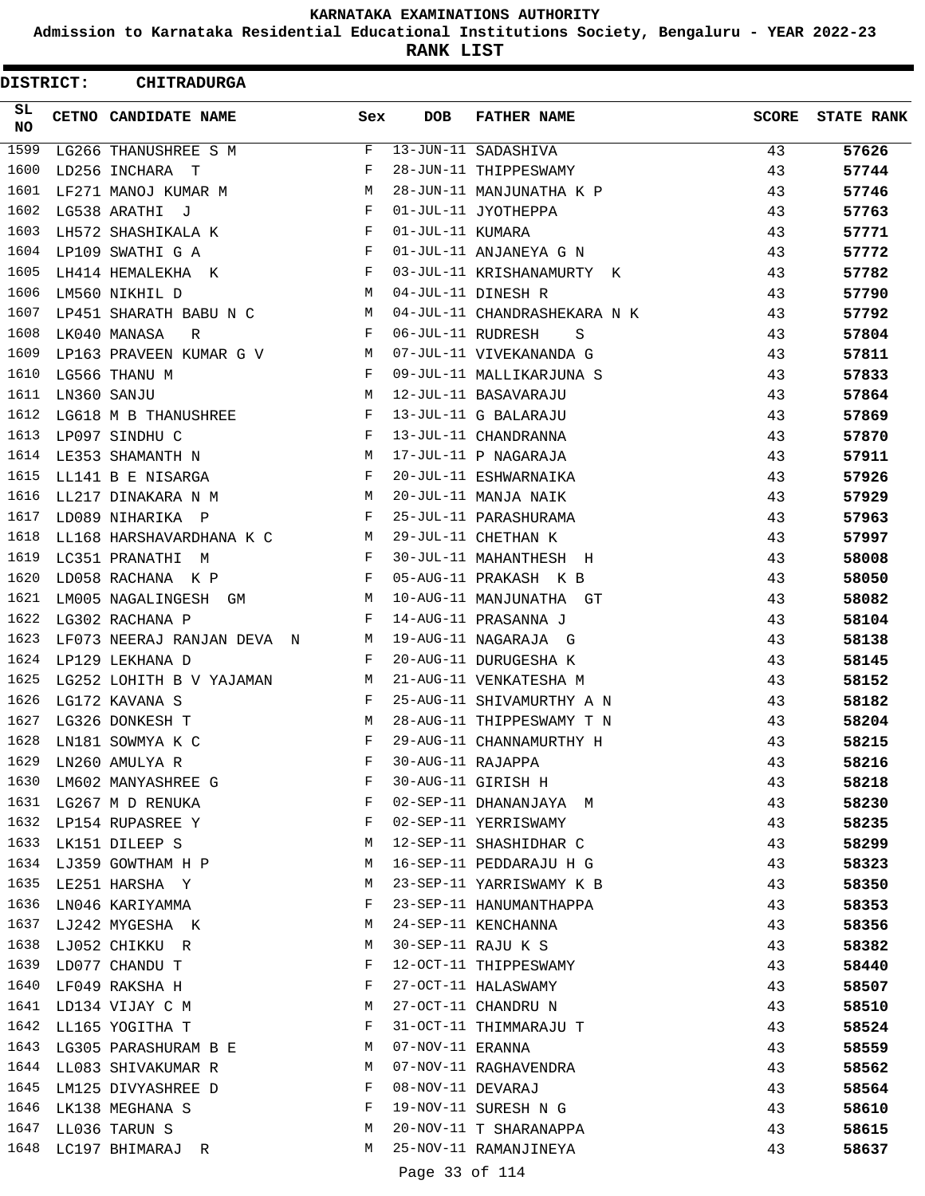KARNATAKA EXAMINATIONS AUTHORITY

Admission to Karnataka Residential Educational Institutions Society, Bengaluru - YEAR 2022-23

**RANK LIST**

**DISTRICT: CHITRADURGA**

| SL NO | CETNO | CANDIDATE NAME | Sex | DOB | FATHER NAME | SCORE | STATE RANK |
|---|---|---|---|---|---|---|---|
| 1599 | LG266 | THANUSHREE S M | F | 13-JUN-11 | SADASHIVA | 43 | **57626** |
| 1600 | LD256 | INCHARA T | F | 28-JUN-11 | THIPPESWAMY | 43 | **57744** |
| 1601 | LF271 | MANOJ KUMAR M | M | 28-JUN-11 | MANJUNATHA K P | 43 | **57746** |
| 1602 | LG538 | ARATHI J | F | 01-JUL-11 | JYOTHEPPA | 43 | **57763** |
| 1603 | LH572 | SHASHIKALA K | F | 01-JUL-11 | KUMARA | 43 | **57771** |
| 1604 | LP109 | SWATHI G A | F | 01-JUL-11 | ANJANEYA G N | 43 | **57772** |
| 1605 | LH414 | HEMALEKHA K | F | 03-JUL-11 | KRISHANAMURTY K | 43 | **57782** |
| 1606 | LM560 | NIKHIL D | M | 04-JUL-11 | DINESH R | 43 | **57790** |
| 1607 | LP451 | SHARATH BABU N C | M | 04-JUL-11 | CHANDRASHEKARA N K | 43 | **57792** |
| 1608 | LK040 | MANASA R | F | 06-JUL-11 | RUDRESH S | 43 | **57804** |
| 1609 | LP163 | PRAVEEN KUMAR G V | M | 07-JUL-11 | VIVEKANANDA G | 43 | **57811** |
| 1610 | LG566 | THANU M | F | 09-JUL-11 | MALLIKARJUNA S | 43 | **57833** |
| 1611 | LN360 | SANJU | M | 12-JUL-11 | BASAVARAJU | 43 | **57864** |
| 1612 | LG618 | M B THANUSHREE | F | 13-JUL-11 | G BALARAJU | 43 | **57869** |
| 1613 | LP097 | SINDHU C | F | 13-JUL-11 | CHANDRANNA | 43 | **57870** |
| 1614 | LE353 | SHAMANTH N | M | 17-JUL-11 | P NAGARAJA | 43 | **57911** |
| 1615 | LL141 | B E NISARGA | F | 20-JUL-11 | ESHWARNAIKA | 43 | **57926** |
| 1616 | LL217 | DINAKARA N M | M | 20-JUL-11 | MANJA NAIK | 43 | **57929** |
| 1617 | LD089 | NIHARIKA P | F | 25-JUL-11 | PARASHURAMA | 43 | **57963** |
| 1618 | LL168 | HARSHAVARDHANA K C | M | 29-JUL-11 | CHETHAN K | 43 | **57997** |
| 1619 | LC351 | PRANATHI M | F | 30-JUL-11 | MAHANTHESH H | 43 | **58008** |
| 1620 | LD058 | RACHANA K P | F | 05-AUG-11 | PRAKASH K B | 43 | **58050** |
| 1621 | LM005 | NAGALINGESH GM | M | 10-AUG-11 | MANJUNATHA GT | 43 | **58082** |
| 1622 | LG302 | RACHANA P | F | 14-AUG-11 | PRASANNA J | 43 | **58104** |
| 1623 | LF073 | NEERAJ RANJAN DEVA N | M | 19-AUG-11 | NAGARAJA G | 43 | **58138** |
| 1624 | LP129 | LEKHANA D | F | 20-AUG-11 | DURUGESHA K | 43 | **58145** |
| 1625 | LG252 | LOHITH B V YAJAMAN | M | 21-AUG-11 | VENKATESHA M | 43 | **58152** |
| 1626 | LG172 | KAVANA S | F | 25-AUG-11 | SHIVAMURTHY A N | 43 | **58182** |
| 1627 | LG326 | DONKESH T | M | 28-AUG-11 | THIPPESWAMY T N | 43 | **58204** |
| 1628 | LN181 | SOWMYA K C | F | 29-AUG-11 | CHANNAMURTHY H | 43 | **58215** |
| 1629 | LN260 | AMULYA R | F | 30-AUG-11 | RAJAPPA | 43 | **58216** |
| 1630 | LM602 | MANYASHREE G | F | 30-AUG-11 | GIRISH H | 43 | **58218** |
| 1631 | LG267 | M D RENUKA | F | 02-SEP-11 | DHANANJAYA M | 43 | **58230** |
| 1632 | LP154 | RUPASREE Y | F | 02-SEP-11 | YERRISWAMY | 43 | **58235** |
| 1633 | LK151 | DILEEP S | M | 12-SEP-11 | SHASHIDHAR C | 43 | **58299** |
| 1634 | LJ359 | GOWTHAM H P | M | 16-SEP-11 | PEDDARAJU H G | 43 | **58323** |
| 1635 | LE251 | HARSHA Y | M | 23-SEP-11 | YARRISWAMY K B | 43 | **58350** |
| 1636 | LN046 | KARIYAMMA | F | 23-SEP-11 | HANUMANTHAPPA | 43 | **58353** |
| 1637 | LJ242 | MYGESHA K | M | 24-SEP-11 | KENCHANNA | 43 | **58356** |
| 1638 | LJ052 | CHIKKU R | M | 30-SEP-11 | RAJU K S | 43 | **58382** |
| 1639 | LD077 | CHANDU T | F | 12-OCT-11 | THIPPESWAMY | 43 | **58440** |
| 1640 | LF049 | RAKSHA H | F | 27-OCT-11 | HALASWAMY | 43 | **58507** |
| 1641 | LD134 | VIJAY C M | M | 27-OCT-11 | CHANDRU N | 43 | **58510** |
| 1642 | LL165 | YOGITHA T | F | 31-OCT-11 | THIMMARAJU T | 43 | **58524** |
| 1643 | LG305 | PARASHURAM B E | M | 07-NOV-11 | ERANNA | 43 | **58559** |
| 1644 | LL083 | SHIVAKUMAR R | M | 07-NOV-11 | RAGHAVENDRA | 43 | **58562** |
| 1645 | LM125 | DIVYASHREE D | F | 08-NOV-11 | DEVARAJ | 43 | **58564** |
| 1646 | LK138 | MEGHANA S | F | 19-NOV-11 | SURESH N G | 43 | **58610** |
| 1647 | LL036 | TARUN S | M | 20-NOV-11 | T SHARANAPPA | 43 | **58615** |
| 1648 | LC197 | BHIMARAJ R | M | 25-NOV-11 | RAMANJINEYA | 43 | **58637** |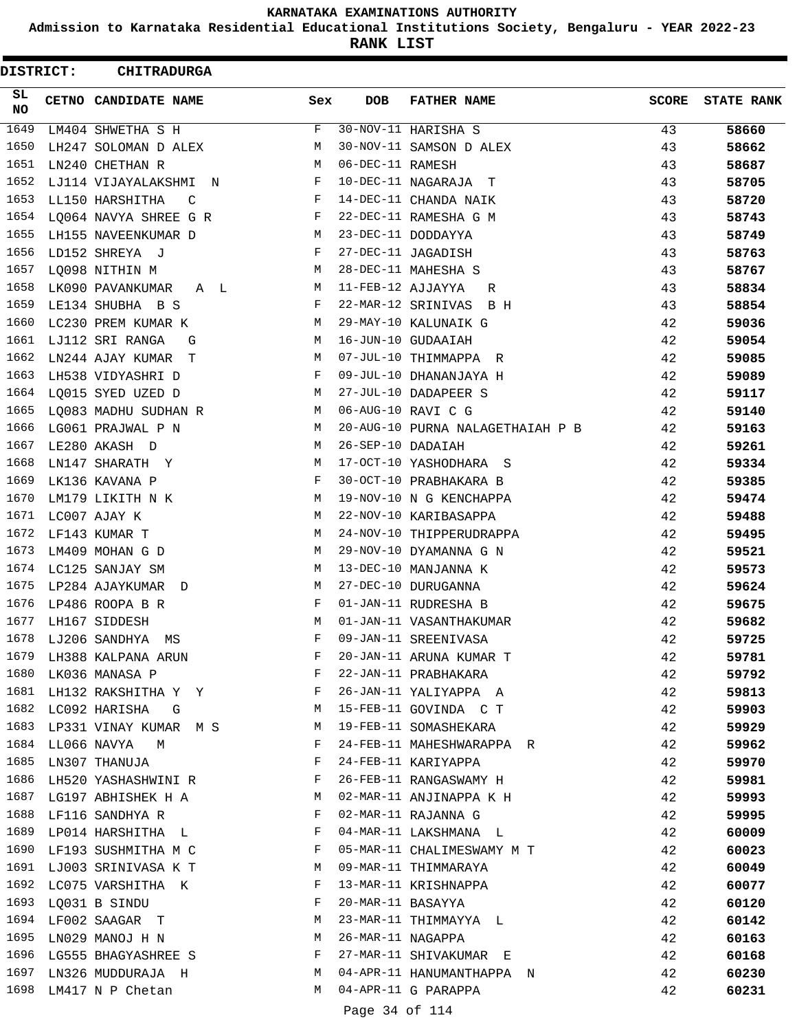KARNATAKA EXAMINATIONS AUTHORITY

Admission to Karnataka Residential Educational Institutions Society, Bengaluru - YEAR 2022-23

**RANK LIST**

**DISTRICT: CHITRADURGA**

| SL NO | CETNO | CANDIDATE NAME | Sex | DOB | FATHER NAME | SCORE | STATE RANK |
|---|---|---|---|---|---|---|---|
| 1649 | LM404 | SHWETHA S H | F | 30-NOV-11 | HARISHA S | 43 | 58660 |
| 1650 | LH247 | SOLOMAN D ALEX | M | 30-NOV-11 | SAMSON D ALEX | 43 | 58662 |
| 1651 | LN240 | CHETHAN R | M | 06-DEC-11 | RAMESH | 43 | 58687 |
| 1652 | LJ114 | VIJAYALAKSHMI N | F | 10-DEC-11 | NAGARAJA T | 43 | 58705 |
| 1653 | LL150 | HARSHITHA C | F | 14-DEC-11 | CHANDA NAIK | 43 | 58720 |
| 1654 | LQ064 | NAVYA SHREE G R | F | 22-DEC-11 | RAMESHA G M | 43 | 58743 |
| 1655 | LH155 | NAVEENKUMAR D | M | 23-DEC-11 | DODDAYYA | 43 | 58749 |
| 1656 | LD152 | SHREYA J | F | 27-DEC-11 | JAGADISH | 43 | 58763 |
| 1657 | LQ098 | NITHIN M | M | 28-DEC-11 | MAHESHA S | 43 | 58767 |
| 1658 | LK090 | PAVANKUMAR A L | M | 11-FEB-12 | AJJAYYA R | 43 | 58834 |
| 1659 | LE134 | SHUBHA B S | F | 22-MAR-12 | SRINIVAS B H | 43 | 58854 |
| 1660 | LC230 | PREM KUMAR K | M | 29-MAY-10 | KALUNAIK G | 42 | 59036 |
| 1661 | LJ112 | SRI RANGA G | M | 16-JUN-10 | GUDAAIAH | 42 | 59054 |
| 1662 | LN244 | AJAY KUMAR T | M | 07-JUL-10 | THIMMAPPA R | 42 | 59085 |
| 1663 | LH538 | VIDYASHRI D | F | 09-JUL-10 | DHANANJAYA H | 42 | 59089 |
| 1664 | LQ015 | SYED UZED D | M | 27-JUL-10 | DADAPEER S | 42 | 59117 |
| 1665 | LQ083 | MADHU SUDHAN R | M | 06-AUG-10 | RAVI C G | 42 | 59140 |
| 1666 | LG061 | PRAJWAL P N | M | 20-AUG-10 | PURNA NALAGETHAIAH P B | 42 | 59163 |
| 1667 | LE280 | AKASH D | M | 26-SEP-10 | DADAIAH | 42 | 59261 |
| 1668 | LN147 | SHARATH Y | M | 17-OCT-10 | YASHODHARA S | 42 | 59334 |
| 1669 | LK136 | KAVANA P | F | 30-OCT-10 | PRABHAKARA B | 42 | 59385 |
| 1670 | LM179 | LIKITH N K | M | 19-NOV-10 | N G KENCHAPPA | 42 | 59474 |
| 1671 | LC007 | AJAY K | M | 22-NOV-10 | KARIBASAPPA | 42 | 59488 |
| 1672 | LF143 | KUMAR T | M | 24-NOV-10 | THIPPERUDRAPPA | 42 | 59495 |
| 1673 | LM409 | MOHAN G D | M | 29-NOV-10 | DYAMANNA G N | 42 | 59521 |
| 1674 | LC125 | SANJAY SM | M | 13-DEC-10 | MANJANNA K | 42 | 59573 |
| 1675 | LP284 | AJAYKUMAR D | M | 27-DEC-10 | DURUGANNA | 42 | 59624 |
| 1676 | LP486 | ROOPA B R | F | 01-JAN-11 | RUDRESHA B | 42 | 59675 |
| 1677 | LH167 | SIDDESH | M | 01-JAN-11 | VASANTHAKUMAR | 42 | 59682 |
| 1678 | LJ206 | SANDHYA MS | F | 09-JAN-11 | SREENIVASA | 42 | 59725 |
| 1679 | LH388 | KALPANA ARUN | F | 20-JAN-11 | ARUNA KUMAR T | 42 | 59781 |
| 1680 | LK036 | MANASA P | F | 22-JAN-11 | PRABHAKARA | 42 | 59792 |
| 1681 | LH132 | RAKSHITHA Y Y | F | 26-JAN-11 | YALIYAPPA A | 42 | 59813 |
| 1682 | LC092 | HARISHA G | M | 15-FEB-11 | GOVINDA C T | 42 | 59903 |
| 1683 | LP331 | VINAY KUMAR M S | M | 19-FEB-11 | SOMASHEKARA | 42 | 59929 |
| 1684 | LL066 | NAVYA M | F | 24-FEB-11 | MAHESHWARAPPA R | 42 | 59962 |
| 1685 | LN307 | THANUJA | F | 24-FEB-11 | KARIYAPPA | 42 | 59970 |
| 1686 | LH520 | YASHASHWINI R | F | 26-FEB-11 | RANGASWAMY H | 42 | 59981 |
| 1687 | LG197 | ABHISHEK H A | M | 02-MAR-11 | ANJINAPPA K H | 42 | 59993 |
| 1688 | LF116 | SANDHYA R | F | 02-MAR-11 | RAJANNA G | 42 | 59995 |
| 1689 | LP014 | HARSHITHA L | F | 04-MAR-11 | LAKSHMANA L | 42 | 60009 |
| 1690 | LF193 | SUSHMITHA M C | F | 05-MAR-11 | CHALIMESWAMY M T | 42 | 60023 |
| 1691 | LJ003 | SRINIVASA K T | M | 09-MAR-11 | THIMMARAYA | 42 | 60049 |
| 1692 | LC075 | VARSHITHA K | F | 13-MAR-11 | KRISHNAPPA | 42 | 60077 |
| 1693 | LQ031 | B SINDU | F | 20-MAR-11 | BASAYYA | 42 | 60120 |
| 1694 | LF002 | SAAGAR T | M | 23-MAR-11 | THIMMAYYA L | 42 | 60142 |
| 1695 | LN029 | MANOJ H N | M | 26-MAR-11 | NAGAPPA | 42 | 60163 |
| 1696 | LG555 | BHAGYASHREE S | F | 27-MAR-11 | SHIVAKUMAR E | 42 | 60168 |
| 1697 | LN326 | MUDDURAJA H | M | 04-APR-11 | HANUMANTHAPPA N | 42 | 60230 |
| 1698 | LM417 | N P Chetan | M | 04-APR-11 | G PARAPPA | 42 | 60231 |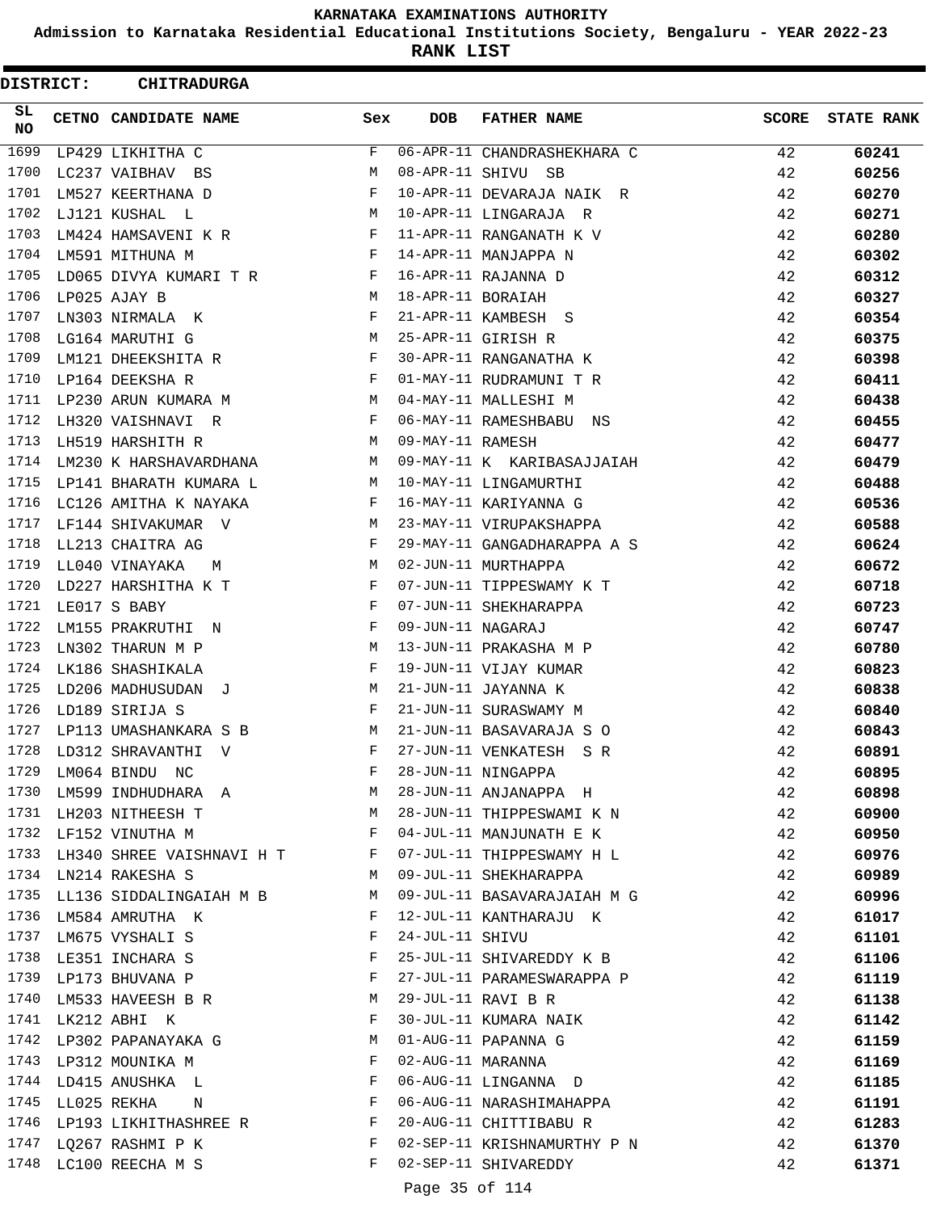KARNATAKA EXAMINATIONS AUTHORITY

Admission to Karnataka Residential Educational Institutions Society, Bengaluru - YEAR 2022-23

**RANK LIST**

**DISTRICT: CHITRADURGA**

| SL NO | CETNO | CANDIDATE NAME | Sex | DOB | FATHER NAME | SCORE | STATE RANK |
|---|---|---|---|---|---|---|---|
| 1699 | LP429 | LIKHITHA C | F | 06-APR-11 | CHANDRASHEKHARA C | 42 | 60241 |
| 1700 | LC237 | VAIBHAV BS | M | 08-APR-11 | SHIVU SB | 42 | 60256 |
| 1701 | LM527 | KEERTHANA D | F | 10-APR-11 | DEVARAJA NAIK R | 42 | 60270 |
| 1702 | LJ121 | KUSHAL L | M | 10-APR-11 | LINGARAJA R | 42 | 60271 |
| 1703 | LM424 | HAMSAVENI K R | F | 11-APR-11 | RANGANATH K V | 42 | 60280 |
| 1704 | LM591 | MITHUNA M | F | 14-APR-11 | MANJAPPA N | 42 | 60302 |
| 1705 | LD065 | DIVYA KUMARI T R | F | 16-APR-11 | RAJANNA D | 42 | 60312 |
| 1706 | LP025 | AJAY B | M | 18-APR-11 | BORAIAH | 42 | 60327 |
| 1707 | LN303 | NIRMALA K | F | 21-APR-11 | KAMBESH S | 42 | 60354 |
| 1708 | LG164 | MARUTHI G | M | 25-APR-11 | GIRISH R | 42 | 60375 |
| 1709 | LM121 | DHEEKSHITA R | F | 30-APR-11 | RANGANATHA K | 42 | 60398 |
| 1710 | LP164 | DEEKSHA R | F | 01-MAY-11 | RUDRAMUNI T R | 42 | 60411 |
| 1711 | LP230 | ARUN KUMARA M | M | 04-MAY-11 | MALLESHI M | 42 | 60438 |
| 1712 | LH320 | VAISHNAVI R | F | 06-MAY-11 | RAMESHBABU NS | 42 | 60455 |
| 1713 | LH519 | HARSHITH R | M | 09-MAY-11 | RAMESH | 42 | 60477 |
| 1714 | LM230 | K HARSHAVARDHANA | M | 09-MAY-11 | K KARIBASAJJAIAH | 42 | 60479 |
| 1715 | LP141 | BHARATH KUMARA L | M | 10-MAY-11 | LINGAMURTHI | 42 | 60488 |
| 1716 | LC126 | AMITHA K NAYAKA | F | 16-MAY-11 | KARIYANNA G | 42 | 60536 |
| 1717 | LF144 | SHIVAKUMAR V | M | 23-MAY-11 | VIRUPAKSHAPPA | 42 | 60588 |
| 1718 | LL213 | CHAITRA AG | F | 29-MAY-11 | GANGADHARAPPA A S | 42 | 60624 |
| 1719 | LL040 | VINAYAKA M | M | 02-JUN-11 | MURTHAPPA | 42 | 60672 |
| 1720 | LD227 | HARSHITHA K T | F | 07-JUN-11 | TIPPESWAMY K T | 42 | 60718 |
| 1721 | LE017 | S BABY | F | 07-JUN-11 | SHEKHARAPPA | 42 | 60723 |
| 1722 | LM155 | PRAKRUTHI N | F | 09-JUN-11 | NAGARAJ | 42 | 60747 |
| 1723 | LN302 | THARUN M P | M | 13-JUN-11 | PRAKASHA M P | 42 | 60780 |
| 1724 | LK186 | SHASHIKALA | F | 19-JUN-11 | VIJAY KUMAR | 42 | 60823 |
| 1725 | LD206 | MADHUSUDAN J | M | 21-JUN-11 | JAYANNA K | 42 | 60838 |
| 1726 | LD189 | SIRIJA S | F | 21-JUN-11 | SURASWAMY M | 42 | 60840 |
| 1727 | LP113 | UMASHANKARA S B | M | 21-JUN-11 | BASAVARAJA S O | 42 | 60843 |
| 1728 | LD312 | SHRAVANTHI V | F | 27-JUN-11 | VENKATESH S R | 42 | 60891 |
| 1729 | LM064 | BINDU NC | F | 28-JUN-11 | NINGAPPA | 42 | 60895 |
| 1730 | LM599 | INDHUDHARA A | M | 28-JUN-11 | ANJANAPPA H | 42 | 60898 |
| 1731 | LH203 | NITHEESH T | M | 28-JUN-11 | THIPPESWAMI K N | 42 | 60900 |
| 1732 | LF152 | VINUTHA M | F | 04-JUL-11 | MANJUNATH E K | 42 | 60950 |
| 1733 | LH340 | SHREE VAISHNAVI H T | F | 07-JUL-11 | THIPPESWAMY H L | 42 | 60976 |
| 1734 | LN214 | RAKESHA S | M | 09-JUL-11 | SHEKHARAPPA | 42 | 60989 |
| 1735 | LL136 | SIDDALINGAIAH M B | M | 09-JUL-11 | BASAVARAJAIAH M G | 42 | 60996 |
| 1736 | LM584 | AMRUTHA K | F | 12-JUL-11 | KANTHARAJU K | 42 | 61017 |
| 1737 | LM675 | VYSHALI S | F | 24-JUL-11 | SHIVU | 42 | 61101 |
| 1738 | LE351 | INCHARA S | F | 25-JUL-11 | SHIVAREDDY K B | 42 | 61106 |
| 1739 | LP173 | BHUVANA P | F | 27-JUL-11 | PARAMESWARAPPA P | 42 | 61119 |
| 1740 | LM533 | HAVEESH B R | M | 29-JUL-11 | RAVI B R | 42 | 61138 |
| 1741 | LK212 | ABHI K | F | 30-JUL-11 | KUMARA NAIK | 42 | 61142 |
| 1742 | LP302 | PAPANAYAKA G | M | 01-AUG-11 | PAPANNA G | 42 | 61159 |
| 1743 | LP312 | MOUNIKA M | F | 02-AUG-11 | MARANNA | 42 | 61169 |
| 1744 | LD415 | ANUSHKA L | F | 06-AUG-11 | LINGANNA D | 42 | 61185 |
| 1745 | LL025 | REKHA N | F | 06-AUG-11 | NARASHIMAHAPPA | 42 | 61191 |
| 1746 | LP193 | LIKHITHASHREE R | F | 20-AUG-11 | CHITTIBABU R | 42 | 61283 |
| 1747 | LQ267 | RASHMI P K | F | 02-SEP-11 | KRISHNAMURTHY P N | 42 | 61370 |
| 1748 | LC100 | REECHA M S | F | 02-SEP-11 | SHIVAREDDY | 42 | 61371 |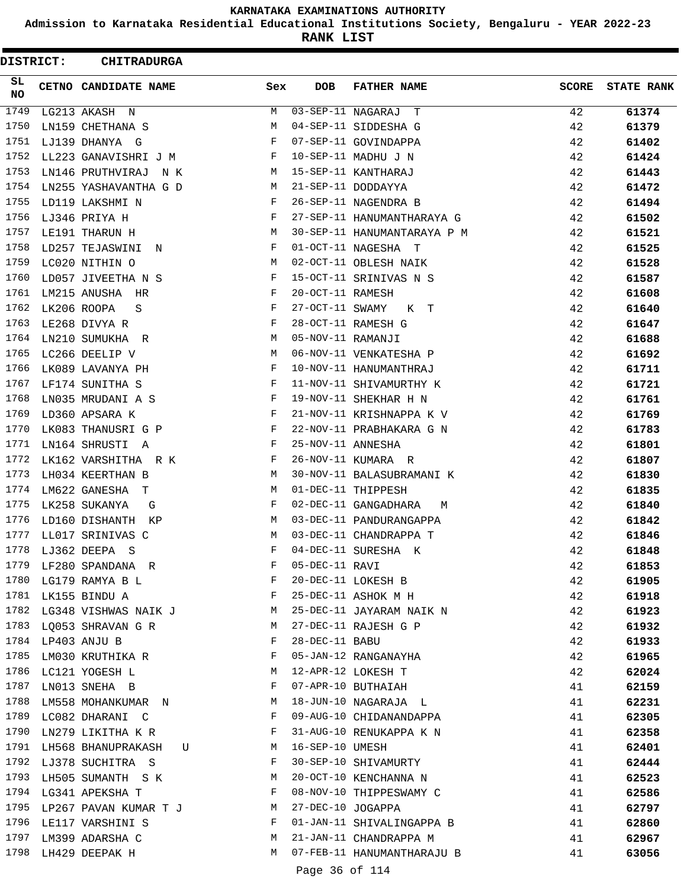# KARNATAKA EXAMINATIONS AUTHORITY

**Admission to Karnataka Residential Educational Institutions Society, Bengaluru - YEAR 2022-23**

**RANK LIST**

**DISTRICT: CHITRADURGA**

| SL NO | CETNO | CANDIDATE NAME | Sex | DOB | FATHER NAME | SCORE | STATE RANK |
|---|---|---|---|---|---|---|---|
| 1749 | LG213 | AKASH N | M | 03-SEP-11 | NAGARAJ T | 42 | 61374 |
| 1750 | LN159 | CHETHANA S | M | 04-SEP-11 | SIDDESHA G | 42 | 61379 |
| 1751 | LJ139 | DHANYA G | F | 07-SEP-11 | GOVINDAPPA | 42 | 61402 |
| 1752 | LL223 | GANAVISHRI J M | F | 10-SEP-11 | MADHU J N | 42 | 61424 |
| 1753 | LN146 | PRUTHVIRAJ N K | M | 15-SEP-11 | KANTHARAJ | 42 | 61443 |
| 1754 | LN255 | YASHAVANTHA G D | M | 21-SEP-11 | DODDAYYA | 42 | 61472 |
| 1755 | LD119 | LAKSHMI N | F | 26-SEP-11 | NAGENDRA B | 42 | 61494 |
| 1756 | LJ346 | PRIYA H | F | 27-SEP-11 | HANUMANTHARAYA G | 42 | 61502 |
| 1757 | LE191 | THARUN H | M | 30-SEP-11 | HANUMANTARAYA P M | 42 | 61521 |
| 1758 | LD257 | TEJASWINI N | F | 01-OCT-11 | NAGESHA T | 42 | 61525 |
| 1759 | LC020 | NITHIN O | M | 02-OCT-11 | OBLESH NAIK | 42 | 61528 |
| 1760 | LD057 | JIVEETHA N S | F | 15-OCT-11 | SRINIVAS N S | 42 | 61587 |
| 1761 | LM215 | ANUSHA HR | F | 20-OCT-11 | RAMESH | 42 | 61608 |
| 1762 | LK206 | ROOPA S | F | 27-OCT-11 | SWAMY K T | 42 | 61640 |
| 1763 | LE268 | DIVYA R | F | 28-OCT-11 | RAMESH G | 42 | 61647 |
| 1764 | LN210 | SUMUKHA R | M | 05-NOV-11 | RAMANJI | 42 | 61688 |
| 1765 | LC266 | DEELIP V | M | 06-NOV-11 | VENKATESHA P | 42 | 61692 |
| 1766 | LK089 | LAVANYA PH | F | 10-NOV-11 | HANUMANTHRAJ | 42 | 61711 |
| 1767 | LF174 | SUNITHA S | F | 11-NOV-11 | SHIVAMURTHY K | 42 | 61721 |
| 1768 | LN035 | MRUDANI A S | F | 19-NOV-11 | SHEKHAR H N | 42 | 61761 |
| 1769 | LD360 | APSARA K | F | 21-NOV-11 | KRISHNAPPA K V | 42 | 61769 |
| 1770 | LK083 | THANUSRI G P | F | 22-NOV-11 | PRABHAKARA G N | 42 | 61783 |
| 1771 | LN164 | SHRUSTI A | F | 25-NOV-11 | ANNESHA | 42 | 61801 |
| 1772 | LK162 | VARSHITHA R K | F | 26-NOV-11 | KUMARA R | 42 | 61807 |
| 1773 | LH034 | KEERTHAN B | M | 30-NOV-11 | BALASUBRAMANI K | 42 | 61830 |
| 1774 | LM622 | GANESHA T | M | 01-DEC-11 | THIPPESH | 42 | 61835 |
| 1775 | LK258 | SUKANYA G | F | 02-DEC-11 | GANGADHARA M | 42 | 61840 |
| 1776 | LD160 | DISHANTH KP | M | 03-DEC-11 | PANDURANGAPPA | 42 | 61842 |
| 1777 | LL017 | SRINIVAS C | M | 03-DEC-11 | CHANDRAPPA T | 42 | 61846 |
| 1778 | LJ362 | DEEPA S | F | 04-DEC-11 | SURESHA K | 42 | 61848 |
| 1779 | LF280 | SPANDANA R | F | 05-DEC-11 | RAVI | 42 | 61853 |
| 1780 | LG179 | RAMYA B L | F | 20-DEC-11 | LOKESH B | 42 | 61905 |
| 1781 | LK155 | BINDU A | F | 25-DEC-11 | ASHOK M H | 42 | 61918 |
| 1782 | LG348 | VISHWAS NAIK J | M | 25-DEC-11 | JAYARAM NAIK N | 42 | 61923 |
| 1783 | LQ053 | SHRAVAN G R | M | 27-DEC-11 | RAJESH G P | 42 | 61932 |
| 1784 | LP403 | ANJU B | F | 28-DEC-11 | BABU | 42 | 61933 |
| 1785 | LM030 | KRUTHIKA R | F | 05-JAN-12 | RANGANAYHA | 42 | 61965 |
| 1786 | LC121 | YOGESH L | M | 12-APR-12 | LOKESH T | 42 | 62024 |
| 1787 | LN013 | SNEHA B | F | 07-APR-10 | BUTHAIAH | 41 | 62159 |
| 1788 | LM558 | MOHANKUMAR N | M | 18-JUN-10 | NAGARAJA L | 41 | 62231 |
| 1789 | LC082 | DHARANI C | F | 09-AUG-10 | CHIDANANDAPPA | 41 | 62305 |
| 1790 | LN279 | LIKITHA K R | F | 31-AUG-10 | RENUKAPPA K N | 41 | 62358 |
| 1791 | LH568 | BHANUPRAKASH U | M | 16-SEP-10 | UMESH | 41 | 62401 |
| 1792 | LJ378 | SUCHITRA S | F | 30-SEP-10 | SHIVAMURTY | 41 | 62444 |
| 1793 | LH505 | SUMANTH S K | M | 20-OCT-10 | KENCHANNA N | 41 | 62523 |
| 1794 | LG341 | APEKSHA T | F | 08-NOV-10 | THIPPESWAMY C | 41 | 62586 |
| 1795 | LP267 | PAVAN KUMAR T J | M | 27-DEC-10 | JOGAPPA | 41 | 62797 |
| 1796 | LE117 | VARSHINI S | F | 01-JAN-11 | SHIVALINGAPPA B | 41 | 62860 |
| 1797 | LM399 | ADARSHA C | M | 21-JAN-11 | CHANDRAPPA M | 41 | 62967 |
| 1798 | LH429 | DEEPAK H | M | 07-FEB-11 | HANUMANTHARAJU B | 41 | 63056 |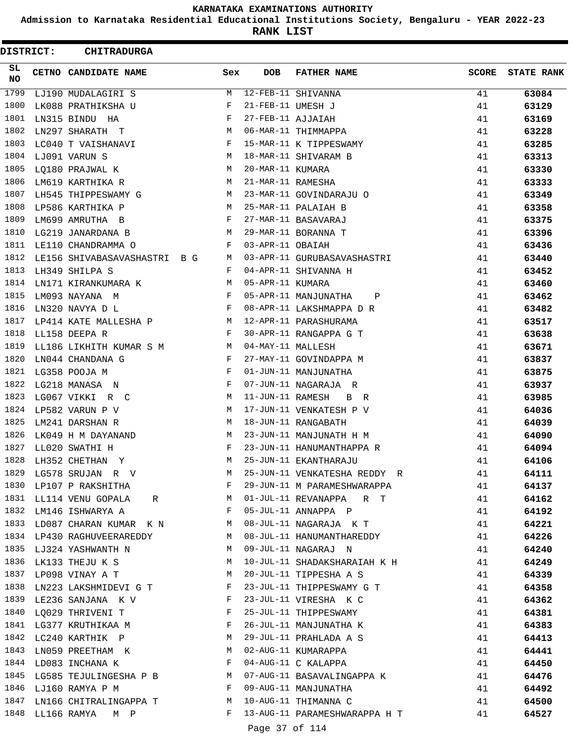**KARNATAKA EXAMINATIONS AUTHORITY**

**Admission to Karnataka Residential Educational Institutions Society, Bengaluru - YEAR 2022-23**

**RANK LIST**

**DISTRICT: CHITRADURGA**

| SL NO | CETNO | CANDIDATE NAME | Sex | DOB | FATHER NAME | SCORE | STATE RANK |
|---|---|---|---|---|---|---|---|
| 1799 | LJ190 | MUDALAGIRI S | M | 12-FEB-11 | SHIVANNA | 41 | 63084 |
| 1800 | LK088 | PRATHIKSHA U | F | 21-FEB-11 | UMESH J | 41 | 63129 |
| 1801 | LN315 | BINDU HA | F | 27-FEB-11 | AJJAIAH | 41 | 63169 |
| 1802 | LN297 | SHARATH T | M | 06-MAR-11 | THIMMAPPA | 41 | 63228 |
| 1803 | LC040 | T VAISHANAVI | F | 15-MAR-11 | K TIPPESWAMY | 41 | 63285 |
| 1804 | LJ091 | VARUN S | M | 18-MAR-11 | SHIVARAM B | 41 | 63313 |
| 1805 | LQ180 | PRAJWAL K | M | 20-MAR-11 | KUMARA | 41 | 63330 |
| 1806 | LM619 | KARTHIKA R | M | 21-MAR-11 | RAMESHA | 41 | 63333 |
| 1807 | LH545 | THIPPESWAMY G | M | 23-MAR-11 | GOVINDARAJU O | 41 | 63349 |
| 1808 | LP586 | KARTHIKA P | M | 25-MAR-11 | PALAIAH B | 41 | 63358 |
| 1809 | LM699 | AMRUTHA B | F | 27-MAR-11 | BASAVARAJ | 41 | 63375 |
| 1810 | LG219 | JANARDANA B | M | 29-MAR-11 | BORANNA T | 41 | 63396 |
| 1811 | LE110 | CHANDRAMMA O | F | 03-APR-11 | OBAIAH | 41 | 63436 |
| 1812 | LE156 | SHIVABASAVASHASTRI B G | M | 03-APR-11 | GURUBASAVASHASTRI | 41 | 63440 |
| 1813 | LH349 | SHILPA S | F | 04-APR-11 | SHIVANNA H | 41 | 63452 |
| 1814 | LN171 | KIRANKUMARA K | M | 05-APR-11 | KUMARA | 41 | 63460 |
| 1815 | LM093 | NAYANA M | F | 05-APR-11 | MANJUNATHA P | 41 | 63462 |
| 1816 | LN320 | NAVYA D L | F | 08-APR-11 | LAKSHMAPPA D R | 41 | 63482 |
| 1817 | LP414 | KATE MALLESHA P | M | 12-APR-11 | PARASHURAMA | 41 | 63517 |
| 1818 | LL158 | DEEPA R | F | 30-APR-11 | RANGAPPA G T | 41 | 63638 |
| 1819 | LL186 | LIKHITH KUMAR S M | M | 04-MAY-11 | MALLESH | 41 | 63671 |
| 1820 | LN044 | CHANDANA G | F | 27-MAY-11 | GOVINDAPPA M | 41 | 63837 |
| 1821 | LG358 | POOJA M | F | 01-JUN-11 | MANJUNATHA | 41 | 63875 |
| 1822 | LG218 | MANASA N | F | 07-JUN-11 | NAGARAJA R | 41 | 63937 |
| 1823 | LG067 | VIKKI R C | M | 11-JUN-11 | RAMESH B R | 41 | 63985 |
| 1824 | LP582 | VARUN P V | M | 17-JUN-11 | VENKATESH P V | 41 | 64036 |
| 1825 | LM241 | DARSHAN R | M | 18-JUN-11 | RANGABATH | 41 | 64039 |
| 1826 | LK049 | H M DAYANAND | M | 23-JUN-11 | MANJUNATH H M | 41 | 64090 |
| 1827 | LL020 | SWATHI H | F | 23-JUN-11 | HANUMANTHAPPA R | 41 | 64094 |
| 1828 | LH352 | CHETHAN Y | M | 25-JUN-11 | EKANTHARAJU | 41 | 64106 |
| 1829 | LG578 | SRUJAN R V | M | 25-JUN-11 | VENKATESHA REDDY R | 41 | 64111 |
| 1830 | LP107 | P RAKSHITHA | F | 29-JUN-11 | M PARAMESHWARAPPA | 41 | 64137 |
| 1831 | LL114 | VENU GOPALA R | M | 01-JUL-11 | REVANAPPA R T | 41 | 64162 |
| 1832 | LM146 | ISHWARYA A | F | 05-JUL-11 | ANNAPPA P | 41 | 64192 |
| 1833 | LD087 | CHARAN KUMAR K N | M | 08-JUL-11 | NAGARAJA K T | 41 | 64221 |
| 1834 | LP430 | RAGHUVEERAREDDY | M | 08-JUL-11 | HANUMANTHAREDDY | 41 | 64226 |
| 1835 | LJ324 | YASHWANTH N | M | 09-JUL-11 | NAGARAJ N | 41 | 64240 |
| 1836 | LK133 | THEJU K S | M | 10-JUL-11 | SHADAKSHARAIAH K H | 41 | 64249 |
| 1837 | LP098 | VINAY A T | M | 20-JUL-11 | TIPPESHA A S | 41 | 64339 |
| 1838 | LN223 | LAKSHMIDEVI G T | F | 23-JUL-11 | THIPPESWAMY G T | 41 | 64358 |
| 1839 | LE236 | SANJANA K V | F | 23-JUL-11 | VIRESHA K C | 41 | 64362 |
| 1840 | LQ029 | THRIVENI T | F | 25-JUL-11 | THIPPESWAMY | 41 | 64381 |
| 1841 | LG377 | KRUTHIKAA M | F | 26-JUL-11 | MANJUNATHA K | 41 | 64383 |
| 1842 | LC240 | KARTHIK P | M | 29-JUL-11 | PRAHLADA A S | 41 | 64413 |
| 1843 | LN059 | PREETHAM K | M | 02-AUG-11 | KUMARAPPA | 41 | 64441 |
| 1844 | LD083 | INCHANA K | F | 04-AUG-11 | C KALAPPA | 41 | 64450 |
| 1845 | LG585 | TEJULINGESHA P B | M | 07-AUG-11 | BASAVALINGAPPA K | 41 | 64476 |
| 1846 | LJ160 | RAMYA P M | F | 09-AUG-11 | MANJUNATHA | 41 | 64492 |
| 1847 | LN166 | CHITRALINGAPPA T | M | 10-AUG-11 | THIMANNA C | 41 | 64500 |
| 1848 | LL166 | RAMYA M P | F | 13-AUG-11 | PARAMESHWARAPPA H T | 41 | 64527 |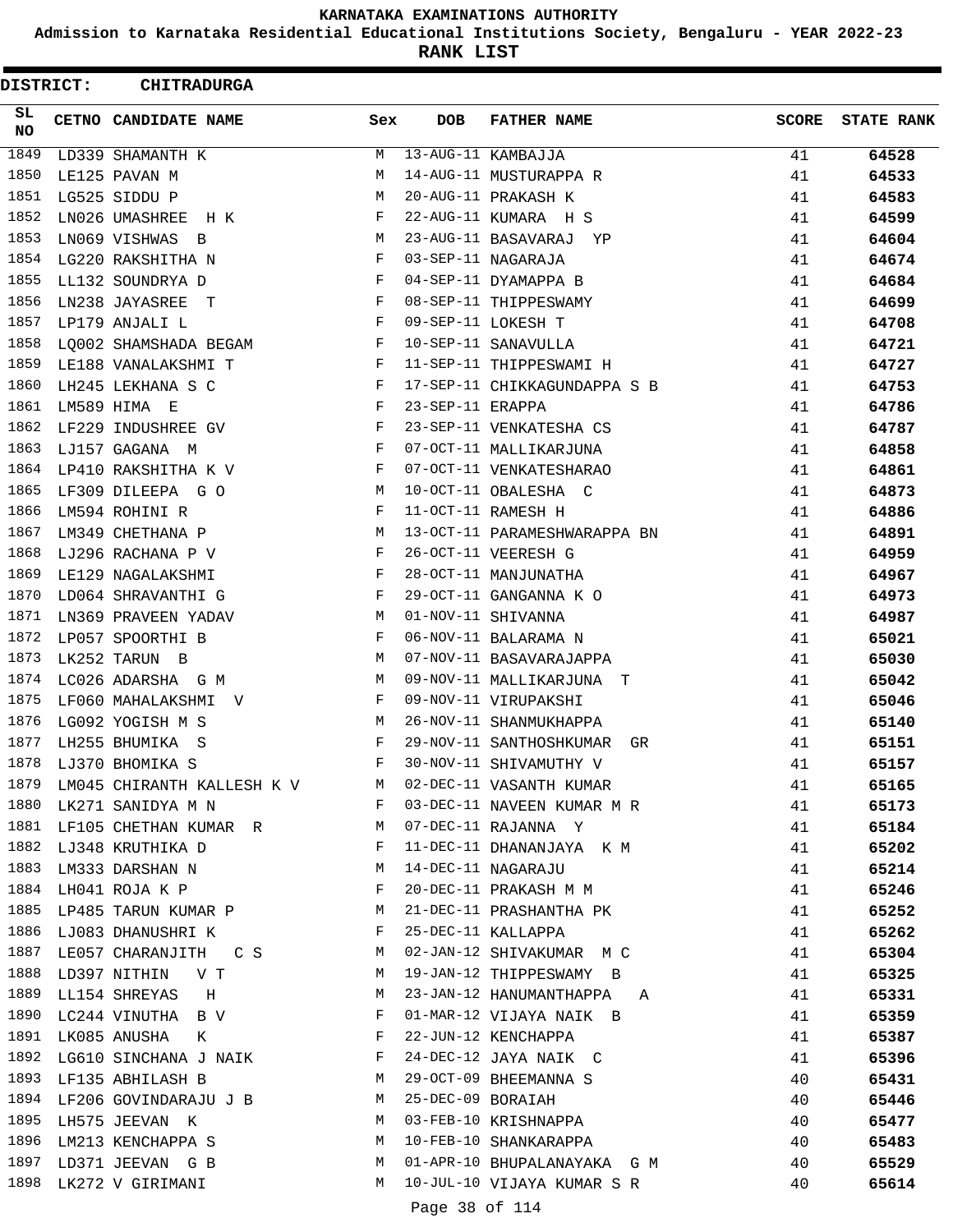# KARNATAKA EXAMINATIONS AUTHORITY

## Admission to Karnataka Residential Educational Institutions Society, Bengaluru - YEAR 2022-23

## RANK LIST

**DISTRICT: CHITRADURGA**

| SL NO | CETNO | CANDIDATE NAME | Sex | DOB | FATHER NAME | SCORE | STATE RANK |
|---|---|---|---|---|---|---|---|
| 1849 | LD339 | SHAMANTH K | M | 13-AUG-11 | KAMBAJJA | 41 | 64528 |
| 1850 | LE125 | PAVAN M | M | 14-AUG-11 | MUSTURAPPA R | 41 | 64533 |
| 1851 | LG525 | SIDDU P | M | 20-AUG-11 | PRAKASH K | 41 | 64583 |
| 1852 | LN026 | UMASHREE H K | F | 22-AUG-11 | KUMARA H S | 41 | 64599 |
| 1853 | LN069 | VISHWAS B | M | 23-AUG-11 | BASAVARAJ YP | 41 | 64604 |
| 1854 | LG220 | RAKSHITHA N | F | 03-SEP-11 | NAGARAJA | 41 | 64674 |
| 1855 | LL132 | SOUNDRYA D | F | 04-SEP-11 | DYAMAPPA B | 41 | 64684 |
| 1856 | LN238 | JAYASREE T | F | 08-SEP-11 | THIPPESWAMY | 41 | 64699 |
| 1857 | LP179 | ANJALI L | F | 09-SEP-11 | LOKESH T | 41 | 64708 |
| 1858 | LQ002 | SHAMSHADA BEGAM | F | 10-SEP-11 | SANAVULLA | 41 | 64721 |
| 1859 | LE188 | VANALAKSHMI T | F | 11-SEP-11 | THIPPESWAMI H | 41 | 64727 |
| 1860 | LH245 | LEKHANA S C | F | 17-SEP-11 | CHIKKAGUNDAPPA S B | 41 | 64753 |
| 1861 | LM589 | HIMA E | F | 23-SEP-11 | ERAPPA | 41 | 64786 |
| 1862 | LF229 | INDUSHREE GV | F | 23-SEP-11 | VENKATESHA CS | 41 | 64787 |
| 1863 | LJ157 | GAGANA M | F | 07-OCT-11 | MALLIKARJUNA | 41 | 64858 |
| 1864 | LP410 | RAKSHITHA K V | F | 07-OCT-11 | VENKATESHARAO | 41 | 64861 |
| 1865 | LF309 | DILEEPA G O | M | 10-OCT-11 | OBALESHA C | 41 | 64873 |
| 1866 | LM594 | ROHINI R | F | 11-OCT-11 | RAMESH H | 41 | 64886 |
| 1867 | LM349 | CHETHANA P | M | 13-OCT-11 | PARAMESHWARAPPA BN | 41 | 64891 |
| 1868 | LJ296 | RACHANA P V | F | 26-OCT-11 | VEERESH G | 41 | 64959 |
| 1869 | LE129 | NAGALAKSHMI | F | 28-OCT-11 | MANJUNATHA | 41 | 64967 |
| 1870 | LD064 | SHRAVANTHI G | F | 29-OCT-11 | GANGANNA K O | 41 | 64973 |
| 1871 | LN369 | PRAVEEN YADAV | M | 01-NOV-11 | SHIVANNA | 41 | 64987 |
| 1872 | LP057 | SPOORTHI B | F | 06-NOV-11 | BALARAMA N | 41 | 65021 |
| 1873 | LK252 | TARUN B | M | 07-NOV-11 | BASAVARAJAPPA | 41 | 65030 |
| 1874 | LC026 | ADARSHA G M | M | 09-NOV-11 | MALLIKARJUNA T | 41 | 65042 |
| 1875 | LF060 | MAHALAKSHMI V | F | 09-NOV-11 | VIRUPAKSHI | 41 | 65046 |
| 1876 | LG092 | YOGISH M S | M | 26-NOV-11 | SHANMUKHAPPA | 41 | 65140 |
| 1877 | LH255 | BHUMIKA S | F | 29-NOV-11 | SANTHOSHKUMAR GR | 41 | 65151 |
| 1878 | LJ370 | BHOMIKA S | F | 30-NOV-11 | SHIVAMUTHY V | 41 | 65157 |
| 1879 | LM045 | CHIRANTH KALLESH K V | M | 02-DEC-11 | VASANTH KUMAR | 41 | 65165 |
| 1880 | LK271 | SANIDYA M N | F | 03-DEC-11 | NAVEEN KUMAR M R | 41 | 65173 |
| 1881 | LF105 | CHETHAN KUMAR R | M | 07-DEC-11 | RAJANNA Y | 41 | 65184 |
| 1882 | LJ348 | KRUTHIKA D | F | 11-DEC-11 | DHANANJAYA K M | 41 | 65202 |
| 1883 | LM333 | DARSHAN N | M | 14-DEC-11 | NAGARAJU | 41 | 65214 |
| 1884 | LH041 | ROJA K P | F | 20-DEC-11 | PRAKASH M M | 41 | 65246 |
| 1885 | LP485 | TARUN KUMAR P | M | 21-DEC-11 | PRASHANTHA PK | 41 | 65252 |
| 1886 | LJ083 | DHANUSHRI K | F | 25-DEC-11 | KALLAPPA | 41 | 65262 |
| 1887 | LE057 | CHARANJITH C S | M | 02-JAN-12 | SHIVAKUMAR M C | 41 | 65304 |
| 1888 | LD397 | NITHIN V T | M | 19-JAN-12 | THIPPESWAMY B | 41 | 65325 |
| 1889 | LL154 | SHREYAS H | M | 23-JAN-12 | HANUMANTHAPPA A | 41 | 65331 |
| 1890 | LC244 | VINUTHA B V | F | 01-MAR-12 | VIJAYA NAIK B | 41 | 65359 |
| 1891 | LK085 | ANUSHA K | F | 22-JUN-12 | KENCHAPPA | 41 | 65387 |
| 1892 | LG610 | SINCHANA J NAIK | F | 24-DEC-12 | JAYA NAIK C | 41 | 65396 |
| 1893 | LF135 | ABHILASH B | M | 29-OCT-09 | BHEEMANNA S | 40 | 65431 |
| 1894 | LF206 | GOVINDARAJU J B | M | 25-DEC-09 | BORAIAH | 40 | 65446 |
| 1895 | LH575 | JEEVAN K | M | 03-FEB-10 | KRISHNAPPA | 40 | 65477 |
| 1896 | LM213 | KENCHAPPA S | M | 10-FEB-10 | SHANKARAPPA | 40 | 65483 |
| 1897 | LD371 | JEEVAN G B | M | 01-APR-10 | BHUPALANAYAKA G M | 40 | 65529 |
| 1898 | LK272 | V GIRIMANI | M | 10-JUL-10 | VIJAYA KUMAR S R | 40 | 65614 |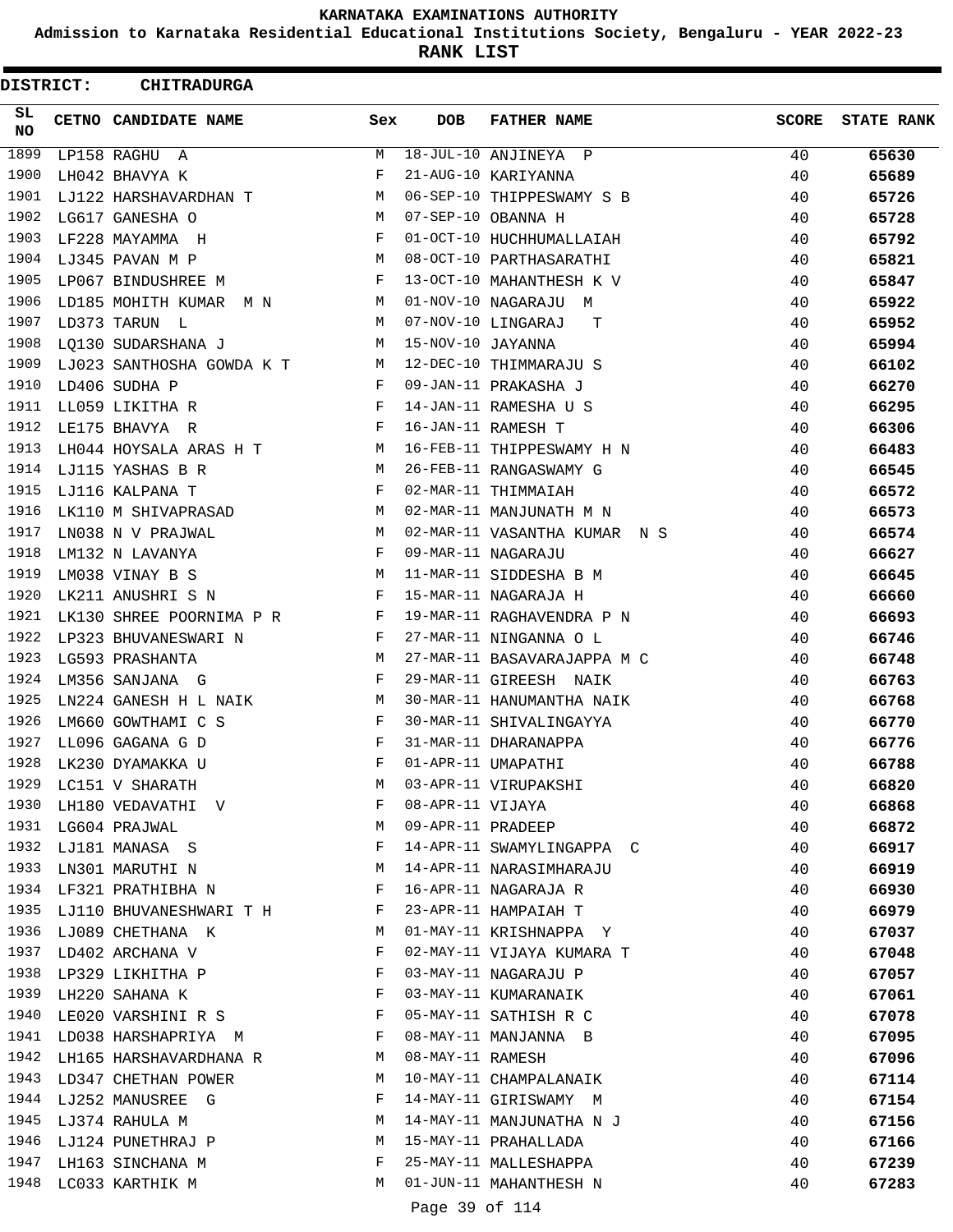# KARNATAKA EXAMINATIONS AUTHORITY

**Admission to Karnataka Residential Educational Institutions Society, Bengaluru - YEAR 2022-23**

**RANK LIST**

**DISTRICT: CHITRADURGA**

| SL NO | CETNO | CANDIDATE NAME | Sex | DOB | FATHER NAME | SCORE | STATE RANK |
|---|---|---|---|---|---|---|---|
| 1899 | LP158 | RAGHU A | M | 18-JUL-10 | ANJINEYA P | 40 | 65630 |
| 1900 | LH042 | BHAVYA K | F | 21-AUG-10 | KARIYANNA | 40 | 65689 |
| 1901 | LJ122 | HARSHAVARDHAN T | M | 06-SEP-10 | THIPPESWAMY S B | 40 | 65726 |
| 1902 | LG617 | GANESHA O | M | 07-SEP-10 | OBANNA H | 40 | 65728 |
| 1903 | LF228 | MAYAMMA H | F | 01-OCT-10 | HUCHHUMALLAIAH | 40 | 65792 |
| 1904 | LJ345 | PAVAN M P | M | 08-OCT-10 | PARTHASARATHI | 40 | 65821 |
| 1905 | LP067 | BINDUSHREE M | F | 13-OCT-10 | MAHANTHESH K V | 40 | 65847 |
| 1906 | LD185 | MOHITH KUMAR M N | M | 01-NOV-10 | NAGARAJU M | 40 | 65922 |
| 1907 | LD373 | TARUN L | M | 07-NOV-10 | LINGARAJ T | 40 | 65952 |
| 1908 | LQ130 | SUDARSHANA J | M | 15-NOV-10 | JAYANNA | 40 | 65994 |
| 1909 | LJ023 | SANTHOSHA GOWDA K T | M | 12-DEC-10 | THIMMARAJU S | 40 | 66102 |
| 1910 | LD406 | SUDHA P | F | 09-JAN-11 | PRAKASHA J | 40 | 66270 |
| 1911 | LL059 | LIKITHA R | F | 14-JAN-11 | RAMESHA U S | 40 | 66295 |
| 1912 | LE175 | BHAVYA R | F | 16-JAN-11 | RAMESH T | 40 | 66306 |
| 1913 | LH044 | HOYSALA ARAS H T | M | 16-FEB-11 | THIPPESWAMY H N | 40 | 66483 |
| 1914 | LJ115 | YASHAS B R | M | 26-FEB-11 | RANGASWAMY G | 40 | 66545 |
| 1915 | LJ116 | KALPANA T | F | 02-MAR-11 | THIMMAIAH | 40 | 66572 |
| 1916 | LK110 | M SHIVAPRASAD | M | 02-MAR-11 | MANJUNATH M N | 40 | 66573 |
| 1917 | LN038 | N V PRAJWAL | M | 02-MAR-11 | VASANTHA KUMAR N S | 40 | 66574 |
| 1918 | LM132 | N LAVANYA | F | 09-MAR-11 | NAGARAJU | 40 | 66627 |
| 1919 | LM038 | VINAY B S | M | 11-MAR-11 | SIDDESHA B M | 40 | 66645 |
| 1920 | LK211 | ANUSHRI S N | F | 15-MAR-11 | NAGARAJA H | 40 | 66660 |
| 1921 | LK130 | SHREE POORNIMA P R | F | 19-MAR-11 | RAGHAVENDRA P N | 40 | 66693 |
| 1922 | LP323 | BHUVANESWARI N | F | 27-MAR-11 | NINGANNA O L | 40 | 66746 |
| 1923 | LG593 | PRASHANTA | M | 27-MAR-11 | BASAVARAJAPPA M C | 40 | 66748 |
| 1924 | LM356 | SANJANA G | F | 29-MAR-11 | GIREESH NAIK | 40 | 66763 |
| 1925 | LN224 | GANESH H L NAIK | M | 30-MAR-11 | HANUMANTHA NAIK | 40 | 66768 |
| 1926 | LM660 | GOWTHAMI C S | F | 30-MAR-11 | SHIVALINGAYYA | 40 | 66770 |
| 1927 | LL096 | GAGANA G D | F | 31-MAR-11 | DHARANAPPA | 40 | 66776 |
| 1928 | LK230 | DYAMAKKA U | F | 01-APR-11 | UMAPATHI | 40 | 66788 |
| 1929 | LC151 | V SHARATH | M | 03-APR-11 | VIRUPAKSHI | 40 | 66820 |
| 1930 | LH180 | VEDAVATHI V | F | 08-APR-11 | VIJAYA | 40 | 66868 |
| 1931 | LG604 | PRAJWAL | M | 09-APR-11 | PRADEEP | 40 | 66872 |
| 1932 | LJ181 | MANASA S | F | 14-APR-11 | SWAMYLINGAPPA C | 40 | 66917 |
| 1933 | LN301 | MARUTHI N | M | 14-APR-11 | NARASIMHARAJU | 40 | 66919 |
| 1934 | LF321 | PRATHIBHA N | F | 16-APR-11 | NAGARAJA R | 40 | 66930 |
| 1935 | LJ110 | BHUVANESHWARI T H | F | 23-APR-11 | HAMPAIAH T | 40 | 66979 |
| 1936 | LJ089 | CHETHANA K | M | 01-MAY-11 | KRISHNAPPA Y | 40 | 67037 |
| 1937 | LD402 | ARCHANA V | F | 02-MAY-11 | VIJAYA KUMARA T | 40 | 67048 |
| 1938 | LP329 | LIKHITHA P | F | 03-MAY-11 | NAGARAJU P | 40 | 67057 |
| 1939 | LH220 | SAHANA K | F | 03-MAY-11 | KUMARANAIK | 40 | 67061 |
| 1940 | LE020 | VARSHINI R S | F | 05-MAY-11 | SATHISH R C | 40 | 67078 |
| 1941 | LD038 | HARSHAPRIYA M | F | 08-MAY-11 | MANJANNA B | 40 | 67095 |
| 1942 | LH165 | HARSHAVARDHANA R | M | 08-MAY-11 | RAMESH | 40 | 67096 |
| 1943 | LD347 | CHETHAN POWER | M | 10-MAY-11 | CHAMPALANAIK | 40 | 67114 |
| 1944 | LJ252 | MANUSREE G | F | 14-MAY-11 | GIRISWAMY M | 40 | 67154 |
| 1945 | LJ374 | RAHULA M | M | 14-MAY-11 | MANJUNATHA N J | 40 | 67156 |
| 1946 | LJ124 | PUNETHRAJ P | M | 15-MAY-11 | PRAHALLADA | 40 | 67166 |
| 1947 | LH163 | SINCHANA M | F | 25-MAY-11 | MALLESHAPPA | 40 | 67239 |
| 1948 | LC033 | KARTHIK M | M | 01-JUN-11 | MAHANTHESH N | 40 | 67283 |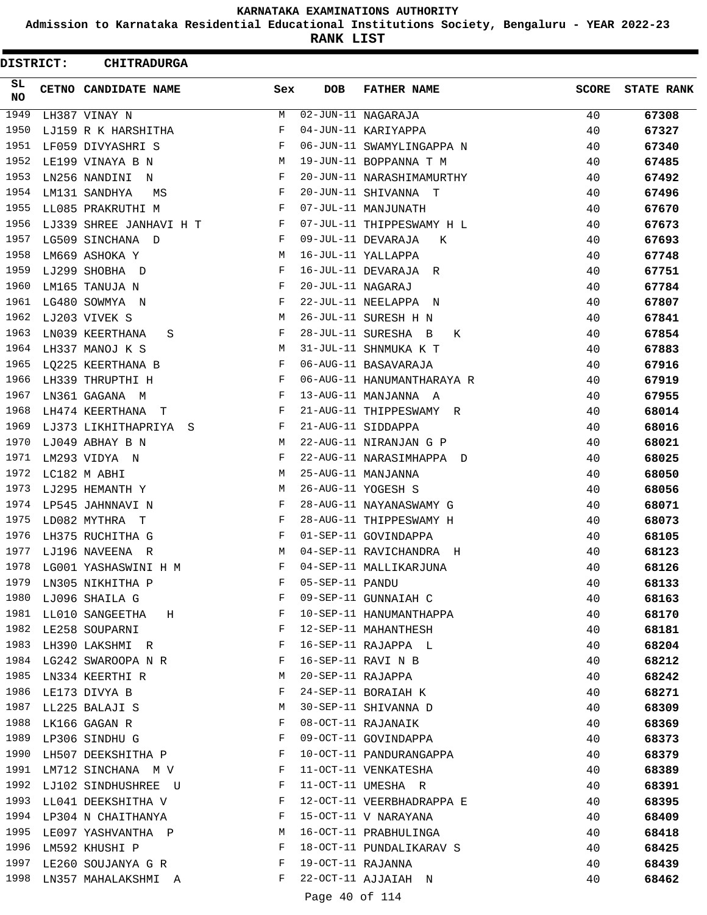# KARNATAKA EXAMINATIONS AUTHORITY

## Admission to Karnataka Residential Educational Institutions Society, Bengaluru - YEAR 2022-23

## RANK LIST

**DISTRICT: CHITRADURGA**

| SL NO | CETNO | CANDIDATE NAME | Sex | DOB | FATHER NAME | SCORE | STATE RANK |
|---|---|---|---|---|---|---|---|
| 1949 | LH387 | VINAY N | M | 02-JUN-11 | NAGARAJA | 40 | **67308** |
| 1950 | LJ159 | R K HARSHITHA | F | 04-JUN-11 | KARIYAPPA | 40 | **67327** |
| 1951 | LF059 | DIVYASHRI S | F | 06-JUN-11 | SWAMYLINGAPPA N | 40 | **67340** |
| 1952 | LE199 | VINAYA B N | M | 19-JUN-11 | BOPPANNA T M | 40 | **67485** |
| 1953 | LN256 | NANDINI N | F | 20-JUN-11 | NARASHIMAMURTHY | 40 | **67492** |
| 1954 | LM131 | SANDHYA MS | F | 20-JUN-11 | SHIVANNA T | 40 | **67496** |
| 1955 | LL085 | PRAKRUTHI M | F | 07-JUL-11 | MANJUNATH | 40 | **67670** |
| 1956 | LJ339 | SHREE JANHAVI H T | F | 07-JUL-11 | THIPPESWAMY H L | 40 | **67673** |
| 1957 | LG509 | SINCHANA D | F | 09-JUL-11 | DEVARAJA K | 40 | **67693** |
| 1958 | LM669 | ASHOKA Y | M | 16-JUL-11 | YALLAPPA | 40 | **67748** |
| 1959 | LJ299 | SHOBHA D | F | 16-JUL-11 | DEVARAJA R | 40 | **67751** |
| 1960 | LM165 | TANUJA N | F | 20-JUL-11 | NAGARAJ | 40 | **67784** |
| 1961 | LG480 | SOWMYA N | F | 22-JUL-11 | NEELAPPA N | 40 | **67807** |
| 1962 | LJ203 | VIVEK S | M | 26-JUL-11 | SURESH H N | 40 | **67841** |
| 1963 | LN039 | KEERTHANA S | F | 28-JUL-11 | SURESHA B K | 40 | **67854** |
| 1964 | LH337 | MANOJ K S | M | 31-JUL-11 | SHNMUKA K T | 40 | **67883** |
| 1965 | LQ225 | KEERTHANA B | F | 06-AUG-11 | BASAVARAJA | 40 | **67916** |
| 1966 | LH339 | THRUPTHI H | F | 06-AUG-11 | HANUMANTHARAYA R | 40 | **67919** |
| 1967 | LN361 | GAGANA M | F | 13-AUG-11 | MANJANNA A | 40 | **67955** |
| 1968 | LH474 | KEERTHANA T | F | 21-AUG-11 | THIPPESWAMY R | 40 | **68014** |
| 1969 | LJ373 | LIKHITHAPRIYA S | F | 21-AUG-11 | SIDDAPPA | 40 | **68016** |
| 1970 | LJ049 | ABHAY B N | M | 22-AUG-11 | NIRANJAN G P | 40 | **68021** |
| 1971 | LM293 | VIDYA N | F | 22-AUG-11 | NARASIMHAPPA D | 40 | **68025** |
| 1972 | LC182 | M ABHI | M | 25-AUG-11 | MANJANNA | 40 | **68050** |
| 1973 | LJ295 | HEMANTH Y | M | 26-AUG-11 | YOGESH S | 40 | **68056** |
| 1974 | LP545 | JAHNNAVI N | F | 28-AUG-11 | NAYANASWAMY G | 40 | **68071** |
| 1975 | LD082 | MYTHRA T | F | 28-AUG-11 | THIPPESWAMY H | 40 | **68073** |
| 1976 | LH375 | RUCHITHA G | F | 01-SEP-11 | GOVINDAPPA | 40 | **68105** |
| 1977 | LJ196 | NAVEENA R | M | 04-SEP-11 | RAVICHANDRA H | 40 | **68123** |
| 1978 | LG001 | YASHASWINI H M | F | 04-SEP-11 | MALLIKARJUNA | 40 | **68126** |
| 1979 | LN305 | NIKHITHA P | F | 05-SEP-11 | PANDU | 40 | **68133** |
| 1980 | LJ096 | SHAILA G | F | 09-SEP-11 | GUNNAIAH C | 40 | **68163** |
| 1981 | LL010 | SANGEETHA H | F | 10-SEP-11 | HANUMANTHAPPA | 40 | **68170** |
| 1982 | LE258 | SOUPARNI | F | 12-SEP-11 | MAHANTHESH | 40 | **68181** |
| 1983 | LH390 | LAKSHMI R | F | 16-SEP-11 | RAJAPPA L | 40 | **68204** |
| 1984 | LG242 | SWAROOPA N R | F | 16-SEP-11 | RAVI N B | 40 | **68212** |
| 1985 | LN334 | KEERTHI R | M | 20-SEP-11 | RAJAPPA | 40 | **68242** |
| 1986 | LE173 | DIVYA B | F | 24-SEP-11 | BORAIAH K | 40 | **68271** |
| 1987 | LL225 | BALAJI S | M | 30-SEP-11 | SHIVANNA D | 40 | **68309** |
| 1988 | LK166 | GAGAN R | F | 08-OCT-11 | RAJANAIK | 40 | **68369** |
| 1989 | LP306 | SINDHU G | F | 09-OCT-11 | GOVINDAPPA | 40 | **68373** |
| 1990 | LH507 | DEEKSHITHA P | F | 10-OCT-11 | PANDURANGAPPA | 40 | **68379** |
| 1991 | LM712 | SINCHANA M V | F | 11-OCT-11 | VENKATESHA | 40 | **68389** |
| 1992 | LJ102 | SINDHUSHREE U | F | 11-OCT-11 | UMESHA R | 40 | **68391** |
| 1993 | LL041 | DEEKSHITHA V | F | 12-OCT-11 | VEERBHADRAPPA E | 40 | **68395** |
| 1994 | LP304 | N CHAITHANYA | F | 15-OCT-11 | V NARAYANA | 40 | **68409** |
| 1995 | LE097 | YASHVANTHA P | M | 16-OCT-11 | PRABHULINGA | 40 | **68418** |
| 1996 | LM592 | KHUSHI P | F | 18-OCT-11 | PUNDALIKARAV S | 40 | **68425** |
| 1997 | LE260 | SOUJANYA G R | F | 19-OCT-11 | RAJANNA | 40 | **68439** |
| 1998 | LN357 | MAHALAKSHMI A | F | 22-OCT-11 | AJJAIAH N | 40 | **68462** |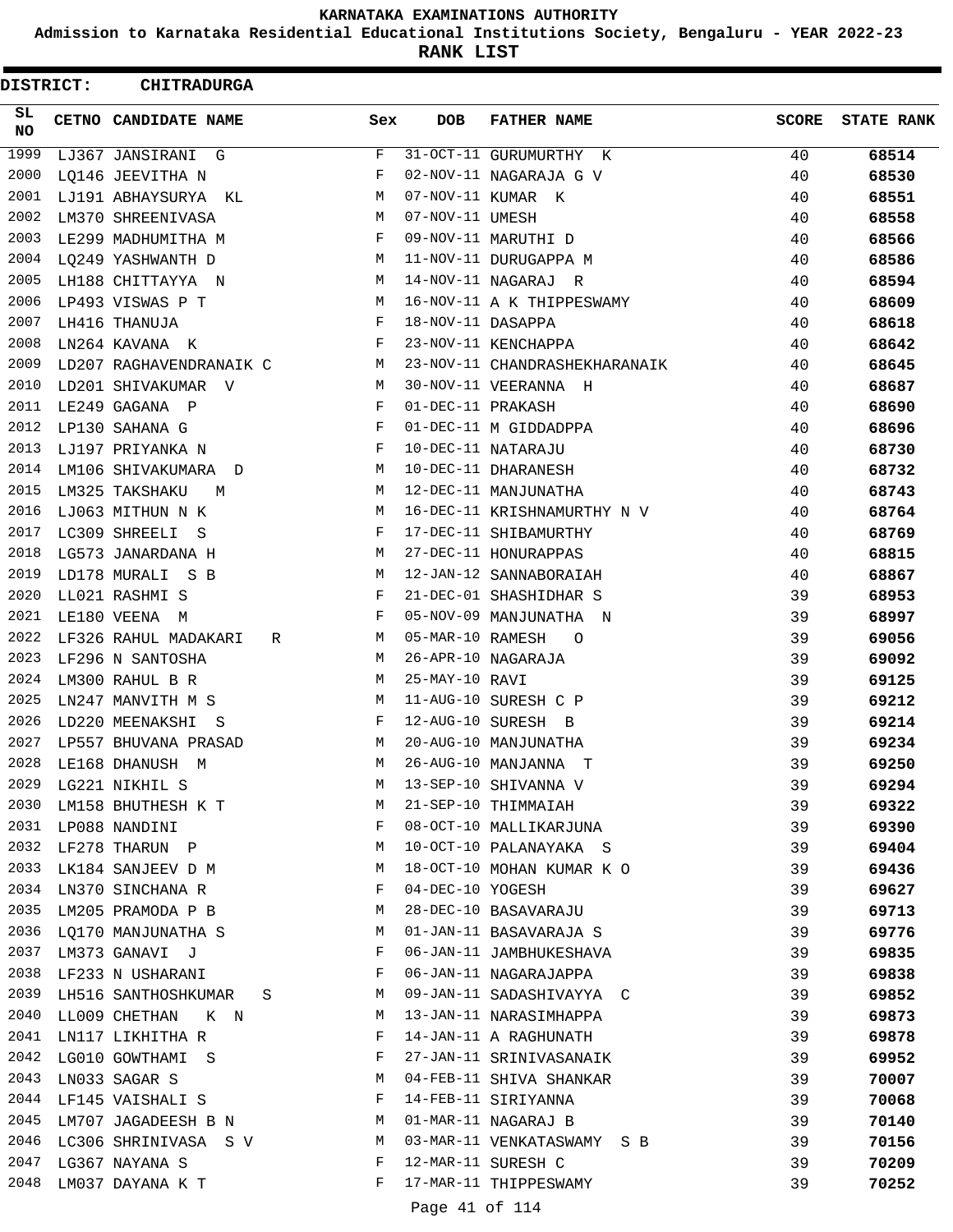# KARNATAKA EXAMINATIONS AUTHORITY

## Admission to Karnataka Residential Educational Institutions Society, Bengaluru - YEAR 2022-23

## RANK LIST

**DISTRICT: CHITRADURGA**

| SL NO | CETNO | CANDIDATE NAME | Sex | DOB | FATHER NAME | SCORE | STATE RANK |
|---|---|---|---|---|---|---|---|
| 1999 | LJ367 | JANSIRANI G | F | 31-OCT-11 | GURUMURTHY K | 40 | **68514** |
| 2000 | LQ146 | JEEVITHA N | F | 02-NOV-11 | NAGARAJA G V | 40 | **68530** |
| 2001 | LJ191 | ABHAYSURYA KL | M | 07-NOV-11 | KUMAR K | 40 | **68551** |
| 2002 | LM370 | SHREENIVASA | M | 07-NOV-11 | UMESH | 40 | **68558** |
| 2003 | LE299 | MADHUMITHA M | F | 09-NOV-11 | MARUTHI D | 40 | **68566** |
| 2004 | LQ249 | YASHWANTH D | M | 11-NOV-11 | DURUGAPPA M | 40 | **68586** |
| 2005 | LH188 | CHITTAYYA N | M | 14-NOV-11 | NAGARAJ R | 40 | **68594** |
| 2006 | LP493 | VISWAS P T | M | 16-NOV-11 | A K THIPPESWAMY | 40 | **68609** |
| 2007 | LH416 | THANUJA | F | 18-NOV-11 | DASAPPA | 40 | **68618** |
| 2008 | LN264 | KAVANA K | F | 23-NOV-11 | KENCHAPPA | 40 | **68642** |
| 2009 | LD207 | RAGHAVENDRANAIK C | M | 23-NOV-11 | CHANDRASHEKHARANAIK | 40 | **68645** |
| 2010 | LD201 | SHIVAKUMAR V | M | 30-NOV-11 | VEERANNA H | 40 | **68687** |
| 2011 | LE249 | GAGANA P | F | 01-DEC-11 | PRAKASH | 40 | **68690** |
| 2012 | LP130 | SAHANA G | F | 01-DEC-11 | M GIDDADPPA | 40 | **68696** |
| 2013 | LJ197 | PRIYANKA N | F | 10-DEC-11 | NATARAJU | 40 | **68730** |
| 2014 | LM106 | SHIVAKUMARA D | M | 10-DEC-11 | DHARANESH | 40 | **68732** |
| 2015 | LM325 | TAKSHAKU M | M | 12-DEC-11 | MANJUNATHA | 40 | **68743** |
| 2016 | LJ063 | MITHUN N K | M | 16-DEC-11 | KRISHNAMURTHY N V | 40 | **68764** |
| 2017 | LC309 | SHREELI S | F | 17-DEC-11 | SHIBAMURTHY | 40 | **68769** |
| 2018 | LG573 | JANARDANA H | M | 27-DEC-11 | HONURAPPAS | 40 | **68815** |
| 2019 | LD178 | MURALI S B | M | 12-JAN-12 | SANNABORAIAH | 40 | **68867** |
| 2020 | LL021 | RASHMI S | F | 21-DEC-01 | SHASHIDHAR S | 39 | **68953** |
| 2021 | LE180 | VEENA M | F | 05-NOV-09 | MANJUNATHA N | 39 | **68997** |
| 2022 | LF326 | RAHUL MADAKARI R | M | 05-MAR-10 | RAMESH O | 39 | **69056** |
| 2023 | LF296 | N SANTOSHA | M | 26-APR-10 | NAGARAJA | 39 | **69092** |
| 2024 | LM300 | RAHUL B R | M | 25-MAY-10 | RAVI | 39 | **69125** |
| 2025 | LN247 | MANVITH M S | M | 11-AUG-10 | SURESH C P | 39 | **69212** |
| 2026 | LD220 | MEENAKSHI S | F | 12-AUG-10 | SURESH B | 39 | **69214** |
| 2027 | LP557 | BHUVANA PRASAD | M | 20-AUG-10 | MANJUNATHA | 39 | **69234** |
| 2028 | LE168 | DHANUSH M | M | 26-AUG-10 | MANJANNA T | 39 | **69250** |
| 2029 | LG221 | NIKHIL S | M | 13-SEP-10 | SHIVANNA V | 39 | **69294** |
| 2030 | LM158 | BHUTHESH K T | M | 21-SEP-10 | THIMMAIAH | 39 | **69322** |
| 2031 | LP088 | NANDINI | F | 08-OCT-10 | MALLIKARJUNA | 39 | **69390** |
| 2032 | LF278 | THARUN P | M | 10-OCT-10 | PALANAYAKA S | 39 | **69404** |
| 2033 | LK184 | SANJEEV D M | M | 18-OCT-10 | MOHAN KUMAR K O | 39 | **69436** |
| 2034 | LN370 | SINCHANA R | F | 04-DEC-10 | YOGESH | 39 | **69627** |
| 2035 | LM205 | PRAMODA P B | M | 28-DEC-10 | BASAVARAJU | 39 | **69713** |
| 2036 | LQ170 | MANJUNATHA S | M | 01-JAN-11 | BASAVARAJA S | 39 | **69776** |
| 2037 | LM373 | GANAVI J | F | 06-JAN-11 | JAMBHUKESHAVA | 39 | **69835** |
| 2038 | LF233 | N USHARANI | F | 06-JAN-11 | NAGARAJAPPA | 39 | **69838** |
| 2039 | LH516 | SANTHOSHKUMAR S | M | 09-JAN-11 | SADASHIVAYYA C | 39 | **69852** |
| 2040 | LL009 | CHETHAN K N | M | 13-JAN-11 | NARASIMHAPPA | 39 | **69873** |
| 2041 | LN117 | LIKHITHA R | F | 14-JAN-11 | A RAGHUNATH | 39 | **69878** |
| 2042 | LG010 | GOWTHAMI S | F | 27-JAN-11 | SRINIVASANAIK | 39 | **69952** |
| 2043 | LN033 | SAGAR S | M | 04-FEB-11 | SHIVA SHANKAR | 39 | **70007** |
| 2044 | LF145 | VAISHALI S | F | 14-FEB-11 | SIRIYANNA | 39 | **70068** |
| 2045 | LM707 | JAGADEESH B N | M | 01-MAR-11 | NAGARAJ B | 39 | **70140** |
| 2046 | LC306 | SHRINIVASA S V | M | 03-MAR-11 | VENKATASWAMY S B | 39 | **70156** |
| 2047 | LG367 | NAYANA S | F | 12-MAR-11 | SURESH C | 39 | **70209** |
| 2048 | LM037 | DAYANA K T | F | 17-MAR-11 | THIPPESWAMY | 39 | **70252** |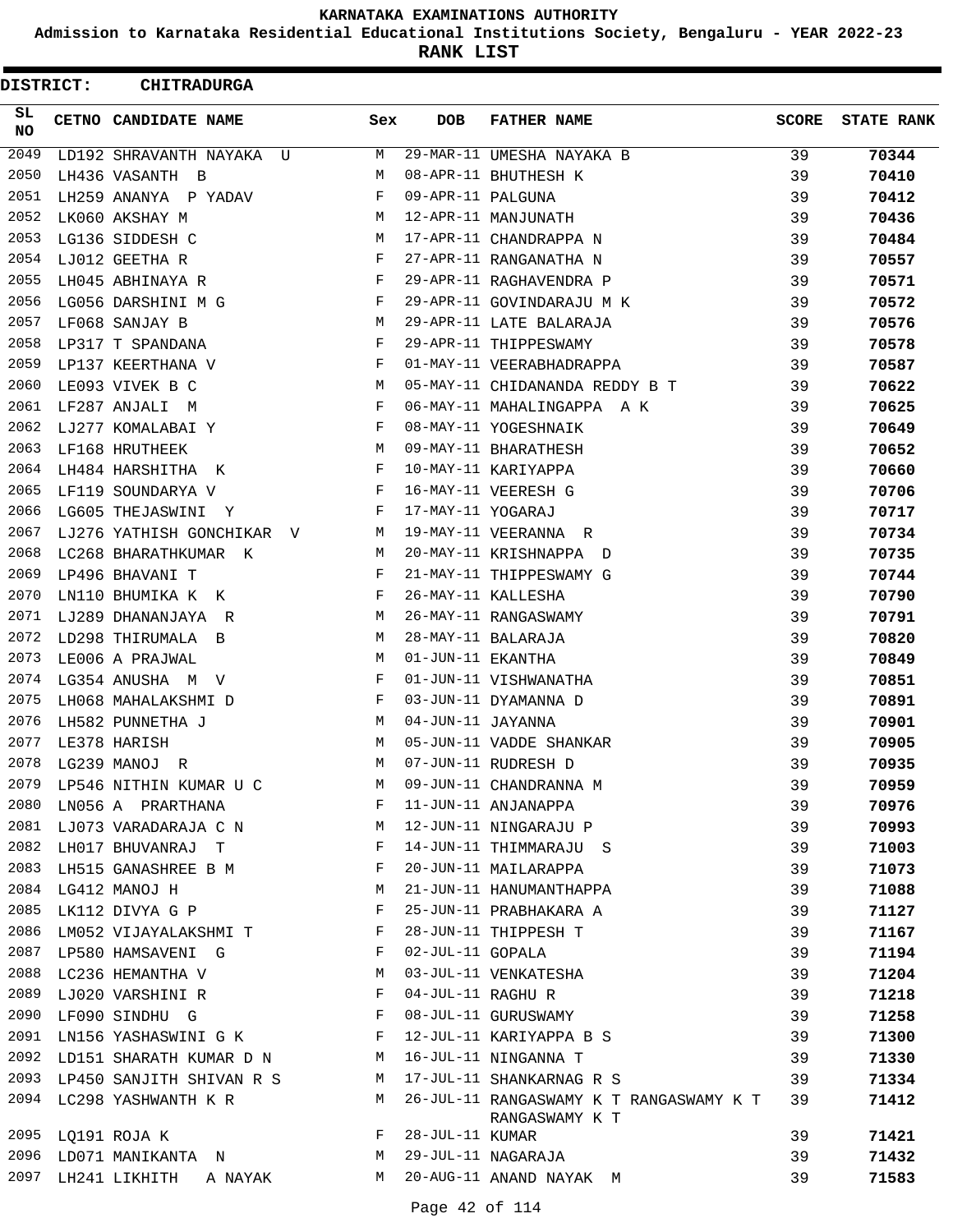KARNATAKA EXAMINATIONS AUTHORITY

Admission to Karnataka Residential Educational Institutions Society, Bengaluru - YEAR 2022-23

**RANK LIST**

**DISTRICT: CHITRADURGA**

| SL NO | CETNO | CANDIDATE NAME | Sex | DOB | FATHER NAME | SCORE | STATE RANK |
|---|---|---|---|---|---|---|---|
| 2049 | LD192 | SHRAVANTH NAYAKA U | M | 29-MAR-11 | UMESHA NAYAKA B | 39 | **70344** |
| 2050 | LH436 | VASANTH B | M | 08-APR-11 | BHUTHESH K | 39 | **70410** |
| 2051 | LH259 | ANANYA P YADAV | F | 09-APR-11 | PALGUNA | 39 | **70412** |
| 2052 | LK060 | AKSHAY M | M | 12-APR-11 | MANJUNATH | 39 | **70436** |
| 2053 | LG136 | SIDDESH C | M | 17-APR-11 | CHANDRAPPA N | 39 | **70484** |
| 2054 | LJ012 | GEETHA R | F | 27-APR-11 | RANGANATHA N | 39 | **70557** |
| 2055 | LH045 | ABHINAYA R | F | 29-APR-11 | RAGHAVENDRA P | 39 | **70571** |
| 2056 | LG056 | DARSHINI M G | F | 29-APR-11 | GOVINDARAJU M K | 39 | **70572** |
| 2057 | LF068 | SANJAY B | M | 29-APR-11 | LATE BALARAJA | 39 | **70576** |
| 2058 | LP317 | T SPANDANA | F | 29-APR-11 | THIPPESWAMY | 39 | **70578** |
| 2059 | LP137 | KEERTHANA V | F | 01-MAY-11 | VEERABHADRAPPA | 39 | **70587** |
| 2060 | LE093 | VIVEK B C | M | 05-MAY-11 | CHIDANANDA REDDY B T | 39 | **70622** |
| 2061 | LF287 | ANJALI M | F | 06-MAY-11 | MAHALINGAPPA A K | 39 | **70625** |
| 2062 | LJ277 | KOMALABAI Y | F | 08-MAY-11 | YOGESHNAIK | 39 | **70649** |
| 2063 | LF168 | HRUTHEEK | M | 09-MAY-11 | BHARATHESH | 39 | **70652** |
| 2064 | LH484 | HARSHITHA K | F | 10-MAY-11 | KARIYAPPA | 39 | **70660** |
| 2065 | LF119 | SOUNDARYA V | F | 16-MAY-11 | VEERESH G | 39 | **70706** |
| 2066 | LG605 | THEJASWINI Y | F | 17-MAY-11 | YOGARAJ | 39 | **70717** |
| 2067 | LJ276 | YATHISH GONCHIKAR V | M | 19-MAY-11 | VEERANNA R | 39 | **70734** |
| 2068 | LC268 | BHARATHKUMAR K | M | 20-MAY-11 | KRISHNAPPA D | 39 | **70735** |
| 2069 | LP496 | BHAVANI T | F | 21-MAY-11 | THIPPESWAMY G | 39 | **70744** |
| 2070 | LN110 | BHUMIKA K K | F | 26-MAY-11 | KALLESHA | 39 | **70790** |
| 2071 | LJ289 | DHANANJAYA R | M | 26-MAY-11 | RANGASWAMY | 39 | **70791** |
| 2072 | LD298 | THIRUMALA B | M | 28-MAY-11 | BALARAJA | 39 | **70820** |
| 2073 | LE006 | A PRAJWAL | M | 01-JUN-11 | EKANTHA | 39 | **70849** |
| 2074 | LG354 | ANUSHA M V | F | 01-JUN-11 | VISHWANATHA | 39 | **70851** |
| 2075 | LH068 | MAHALAKSHMI D | F | 03-JUN-11 | DYAMANNA D | 39 | **70891** |
| 2076 | LH582 | PUNNETHA J | M | 04-JUN-11 | JAYANNA | 39 | **70901** |
| 2077 | LE378 | HARISH | M | 05-JUN-11 | VADDE SHANKAR | 39 | **70905** |
| 2078 | LG239 | MANOJ R | M | 07-JUN-11 | RUDRESH D | 39 | **70935** |
| 2079 | LP546 | NITHIN KUMAR U C | M | 09-JUN-11 | CHANDRANNA M | 39 | **70959** |
| 2080 | LN056 | A PRARTHANA | F | 11-JUN-11 | ANJANAPPA | 39 | **70976** |
| 2081 | LJ073 | VARADARAJA C N | M | 12-JUN-11 | NINGARAJU P | 39 | **70993** |
| 2082 | LH017 | BHUVANRAJ T | F | 14-JUN-11 | THIMMARAJU S | 39 | **71003** |
| 2083 | LH515 | GANASHREE B M | F | 20-JUN-11 | MAILARAPPA | 39 | **71073** |
| 2084 | LG412 | MANOJ H | M | 21-JUN-11 | HANUMANTHAPPA | 39 | **71088** |
| 2085 | LK112 | DIVYA G P | F | 25-JUN-11 | PRABHAKARA A | 39 | **71127** |
| 2086 | LM052 | VIJAYALAKSHMI T | F | 28-JUN-11 | THIPPESH T | 39 | **71167** |
| 2087 | LP580 | HAMSAVENI G | F | 02-JUL-11 | GOPALA | 39 | **71194** |
| 2088 | LC236 | HEMANTHA V | M | 03-JUL-11 | VENKATESHA | 39 | **71204** |
| 2089 | LJ020 | VARSHINI R | F | 04-JUL-11 | RAGHU R | 39 | **71218** |
| 2090 | LF090 | SINDHU G | F | 08-JUL-11 | GURUSWAMY | 39 | **71258** |
| 2091 | LN156 | YASHASWINI G K | F | 12-JUL-11 | KARIYAPPA B S | 39 | **71300** |
| 2092 | LD151 | SHARATH KUMAR D N | M | 16-JUL-11 | NINGANNA T | 39 | **71330** |
| 2093 | LP450 | SANJITH SHIVAN R S | M | 17-JUL-11 | SHANKARNAG R S | 39 | **71334** |
| 2094 | LC298 | YASHWANTH K R | M | 26-JUL-11 | RANGASWAMY K T RANGASWAMY K T RANGASWAMY K T | 39 | **71412** |
| 2095 | LQ191 | ROJA K | F | 28-JUL-11 | KUMAR | 39 | **71421** |
| 2096 | LD071 | MANIKANTA N | M | 29-JUL-11 | NAGARAJA | 39 | **71432** |
| 2097 | LH241 | LIKHITH A NAYAK | M | 20-AUG-11 | ANAND NAYAK M | 39 | **71583** |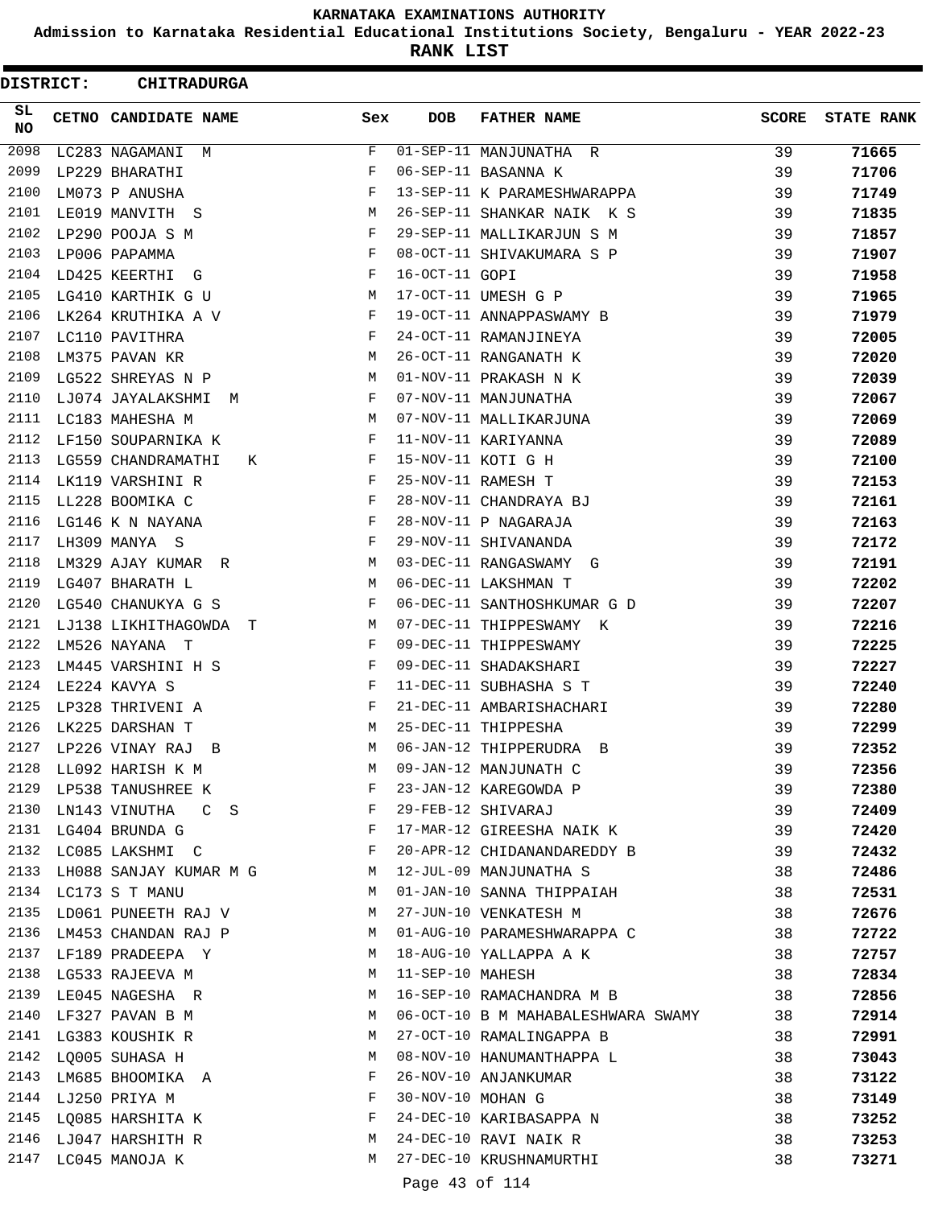KARNATAKA EXAMINATIONS AUTHORITY

Admission to Karnataka Residential Educational Institutions Society, Bengaluru - YEAR 2022-23

**RANK LIST**

**DISTRICT: CHITRADURGA**

| SL NO | CETNO | CANDIDATE NAME | Sex | DOB | FATHER NAME | SCORE | STATE RANK |
|---|---|---|---|---|---|---|---|
| 2098 | LC283 | NAGAMANI M | F | 01-SEP-11 | MANJUNATHA R | 39 | 71665 |
| 2099 | LP229 | BHARATHI | F | 06-SEP-11 | BASANNA K | 39 | 71706 |
| 2100 | LM073 | P ANUSHA | F | 13-SEP-11 | K PARAMESHWARAPPA | 39 | 71749 |
| 2101 | LE019 | MANVITH S | M | 26-SEP-11 | SHANKAR NAIK K S | 39 | 71835 |
| 2102 | LP290 | POOJA S M | F | 29-SEP-11 | MALLIKARJUN S M | 39 | 71857 |
| 2103 | LP006 | PAPAMMA | F | 08-OCT-11 | SHIVAKUMARA S P | 39 | 71907 |
| 2104 | LD425 | KEERTHI G | F | 16-OCT-11 | GOPI | 39 | 71958 |
| 2105 | LG410 | KARTHIK G U | M | 17-OCT-11 | UMESH G P | 39 | 71965 |
| 2106 | LK264 | KRUTHIKA A V | F | 19-OCT-11 | ANNAPPASWAMY B | 39 | 71979 |
| 2107 | LC110 | PAVITHRA | F | 24-OCT-11 | RAMANJINEYA | 39 | 72005 |
| 2108 | LM375 | PAVAN KR | M | 26-OCT-11 | RANGANATH K | 39 | 72020 |
| 2109 | LG522 | SHREYAS N P | M | 01-NOV-11 | PRAKASH N K | 39 | 72039 |
| 2110 | LJ074 | JAYALAKSHMI M | F | 07-NOV-11 | MANJUNATHA | 39 | 72067 |
| 2111 | LC183 | MAHESHA M | M | 07-NOV-11 | MALLIKARJUNA | 39 | 72069 |
| 2112 | LF150 | SOUPARNIKA K | F | 11-NOV-11 | KARIYANNA | 39 | 72089 |
| 2113 | LG559 | CHANDRAMATHI K | F | 15-NOV-11 | KOTI G H | 39 | 72100 |
| 2114 | LK119 | VARSHINI R | F | 25-NOV-11 | RAMESH T | 39 | 72153 |
| 2115 | LL228 | BOOMIKA C | F | 28-NOV-11 | CHANDRAYA BJ | 39 | 72161 |
| 2116 | LG146 | K N NAYANA | F | 28-NOV-11 | P NAGARAJA | 39 | 72163 |
| 2117 | LH309 | MANYA S | F | 29-NOV-11 | SHIVANANDA | 39 | 72172 |
| 2118 | LM329 | AJAY KUMAR R | M | 03-DEC-11 | RANGASWAMY G | 39 | 72191 |
| 2119 | LG407 | BHARATH L | M | 06-DEC-11 | LAKSHMAN T | 39 | 72202 |
| 2120 | LG540 | CHANUKYA G S | F | 06-DEC-11 | SANTHOSHKUMAR G D | 39 | 72207 |
| 2121 | LJ138 | LIKHITHAGOWDA T | M | 07-DEC-11 | THIPPESWAMY K | 39 | 72216 |
| 2122 | LM526 | NAYANA T | F | 09-DEC-11 | THIPPESWAMY | 39 | 72225 |
| 2123 | LM445 | VARSHINI H S | F | 09-DEC-11 | SHADAKSHARI | 39 | 72227 |
| 2124 | LE224 | KAVYA S | F | 11-DEC-11 | SUBHASHA S T | 39 | 72240 |
| 2125 | LP328 | THRIVENI A | F | 21-DEC-11 | AMBARISHACHARI | 39 | 72280 |
| 2126 | LK225 | DARSHAN T | M | 25-DEC-11 | THIPPESHA | 39 | 72299 |
| 2127 | LP226 | VINAY RAJ B | M | 06-JAN-12 | THIPPERUDRA B | 39 | 72352 |
| 2128 | LL092 | HARISH K M | M | 09-JAN-12 | MANJUNATH C | 39 | 72356 |
| 2129 | LP538 | TANUSHREE K | F | 23-JAN-12 | KAREGOWDA P | 39 | 72380 |
| 2130 | LN143 | VINUTHA C S | F | 29-FEB-12 | SHIVARAJ | 39 | 72409 |
| 2131 | LG404 | BRUNDA G | F | 17-MAR-12 | GIREESHA NAIK K | 39 | 72420 |
| 2132 | LC085 | LAKSHMI C | F | 20-APR-12 | CHIDANANDAREDDY B | 39 | 72432 |
| 2133 | LH088 | SANJAY KUMAR M G | M | 12-JUL-09 | MANJUNATHA S | 38 | 72486 |
| 2134 | LC173 | S T MANU | M | 01-JAN-10 | SANNA THIPPAIAH | 38 | 72531 |
| 2135 | LD061 | PUNEETH RAJ V | M | 27-JUN-10 | VENKATESH M | 38 | 72676 |
| 2136 | LM453 | CHANDAN RAJ P | M | 01-AUG-10 | PARAMESHWARAPPA C | 38 | 72722 |
| 2137 | LF189 | PRADEEPA Y | M | 18-AUG-10 | YALLAPPA A K | 38 | 72757 |
| 2138 | LG533 | RAJEEVA M | M | 11-SEP-10 | MAHESH | 38 | 72834 |
| 2139 | LE045 | NAGESHA R | M | 16-SEP-10 | RAMACHANDRA M B | 38 | 72856 |
| 2140 | LF327 | PAVAN B M | M | 06-OCT-10 | B M MAHABALESHWARA SWAMY | 38 | 72914 |
| 2141 | LG383 | KOUSHIK R | M | 27-OCT-10 | RAMALINGAPPA B | 38 | 72991 |
| 2142 | LQ005 | SUHASA H | M | 08-NOV-10 | HANUMANTHAPPA L | 38 | 73043 |
| 2143 | LM685 | BHOOMIKA A | F | 26-NOV-10 | ANJANKUMAR | 38 | 73122 |
| 2144 | LJ250 | PRIYA M | F | 30-NOV-10 | MOHAN G | 38 | 73149 |
| 2145 | LQ085 | HARSHITA K | F | 24-DEC-10 | KARIBASAPPA N | 38 | 73252 |
| 2146 | LJ047 | HARSHITH R | M | 24-DEC-10 | RAVI NAIK R | 38 | 73253 |
| 2147 | LC045 | MANOJA K | M | 27-DEC-10 | KRUSHNAMURTHI | 38 | 73271 |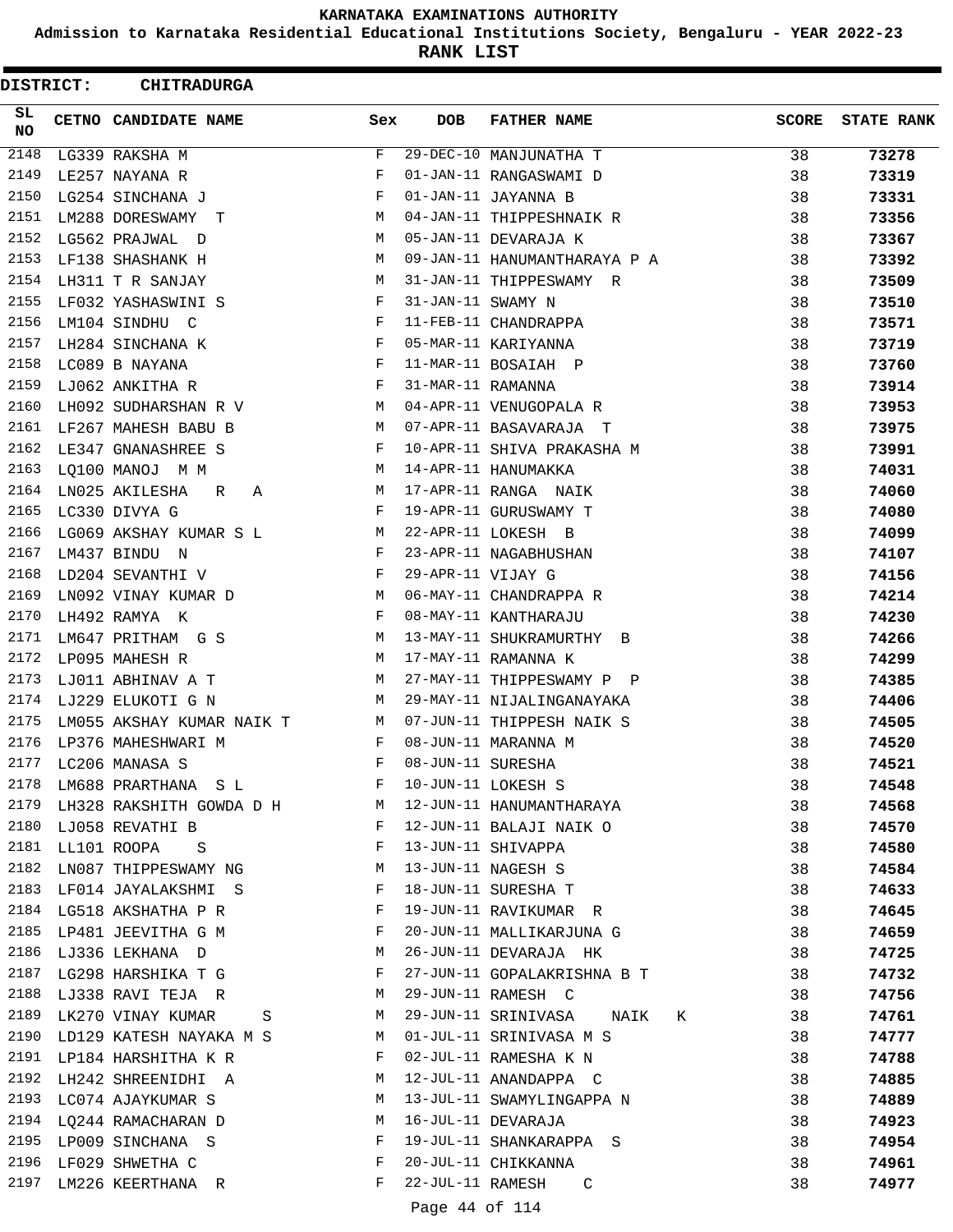# KARNATAKA EXAMINATIONS AUTHORITY

## Admission to Karnataka Residential Educational Institutions Society, Bengaluru - YEAR 2022-23

## RANK LIST

**DISTRICT: CHITRADURGA**

| SL NO | CETNO | CANDIDATE NAME | Sex | DOB | FATHER NAME | SCORE | STATE RANK |
|---|---|---|---|---|---|---|---|
| 2148 | LG339 | RAKSHA M | F | 29-DEC-10 | MANJUNATHA T | 38 | **73278** |
| 2149 | LE257 | NAYANA R | F | 01-JAN-11 | RANGASWAMI D | 38 | **73319** |
| 2150 | LG254 | SINCHANA J | F | 01-JAN-11 | JAYANNA B | 38 | **73331** |
| 2151 | LM288 | DORESWAMY T | M | 04-JAN-11 | THIPPESHNAIK R | 38 | **73356** |
| 2152 | LG562 | PRAJWAL D | M | 05-JAN-11 | DEVARAJA K | 38 | **73367** |
| 2153 | LF138 | SHASHANK H | M | 09-JAN-11 | HANUMANTHARAYA P A | 38 | **73392** |
| 2154 | LH311 | T R SANJAY | M | 31-JAN-11 | THIPPESWAMY R | 38 | **73509** |
| 2155 | LF032 | YASHASWINI S | F | 31-JAN-11 | SWAMY N | 38 | **73510** |
| 2156 | LM104 | SINDHU C | F | 11-FEB-11 | CHANDRAPPA | 38 | **73571** |
| 2157 | LH284 | SINCHANA K | F | 05-MAR-11 | KARIYANNA | 38 | **73719** |
| 2158 | LC089 | B NAYANA | F | 11-MAR-11 | BOSAIAH P | 38 | **73760** |
| 2159 | LJ062 | ANKITHA R | F | 31-MAR-11 | RAMANNA | 38 | **73914** |
| 2160 | LH092 | SUDHARSHAN R V | M | 04-APR-11 | VENUGOPALA R | 38 | **73953** |
| 2161 | LF267 | MAHESH BABU B | M | 07-APR-11 | BASAVARAJA T | 38 | **73975** |
| 2162 | LE347 | GNANASHREE S | F | 10-APR-11 | SHIVA PRAKASHA M | 38 | **73991** |
| 2163 | LQ100 | MANOJ M M | M | 14-APR-11 | HANUMAKKA | 38 | **74031** |
| 2164 | LN025 | AKILESHA R A | M | 17-APR-11 | RANGA NAIK | 38 | **74060** |
| 2165 | LC330 | DIVYA G | F | 19-APR-11 | GURUSWAMY T | 38 | **74080** |
| 2166 | LG069 | AKSHAY KUMAR S L | M | 22-APR-11 | LOKESH B | 38 | **74099** |
| 2167 | LM437 | BINDU N | F | 23-APR-11 | NAGABHUSHAN | 38 | **74107** |
| 2168 | LD204 | SEVANTHI V | F | 29-APR-11 | VIJAY G | 38 | **74156** |
| 2169 | LN092 | VINAY KUMAR D | M | 06-MAY-11 | CHANDRAPPA R | 38 | **74214** |
| 2170 | LH492 | RAMYA K | F | 08-MAY-11 | KANTHARAJU | 38 | **74230** |
| 2171 | LM647 | PRITHAM G S | M | 13-MAY-11 | SHUKRAMURTHY B | 38 | **74266** |
| 2172 | LP095 | MAHESH R | M | 17-MAY-11 | RAMANNA K | 38 | **74299** |
| 2173 | LJ011 | ABHINAV A T | M | 27-MAY-11 | THIPPESWAMY P P | 38 | **74385** |
| 2174 | LJ229 | ELUKOTI G N | M | 29-MAY-11 | NIJALINGANAYAKA | 38 | **74406** |
| 2175 | LM055 | AKSHAY KUMAR NAIK T | M | 07-JUN-11 | THIPPESH NAIK S | 38 | **74505** |
| 2176 | LP376 | MAHESHWARI M | F | 08-JUN-11 | MARANNA M | 38 | **74520** |
| 2177 | LC206 | MANASA S | F | 08-JUN-11 | SURESHA | 38 | **74521** |
| 2178 | LM688 | PRARTHANA S L | F | 10-JUN-11 | LOKESH S | 38 | **74548** |
| 2179 | LH328 | RAKSHITH GOWDA D H | M | 12-JUN-11 | HANUMANTHARAYA | 38 | **74568** |
| 2180 | LJ058 | REVATHI B | F | 12-JUN-11 | BALAJI NAIK O | 38 | **74570** |
| 2181 | LL101 | ROOPA S | F | 13-JUN-11 | SHIVAPPA | 38 | **74580** |
| 2182 | LN087 | THIPPESWAMY NG | M | 13-JUN-11 | NAGESH S | 38 | **74584** |
| 2183 | LF014 | JAYALAKSHMI S | F | 18-JUN-11 | SURESHA T | 38 | **74633** |
| 2184 | LG518 | AKSHATHA P R | F | 19-JUN-11 | RAVIKUMAR R | 38 | **74645** |
| 2185 | LP481 | JEEVITHA G M | F | 20-JUN-11 | MALLIKARJUNA G | 38 | **74659** |
| 2186 | LJ336 | LEKHANA D | M | 26-JUN-11 | DEVARAJA HK | 38 | **74725** |
| 2187 | LG298 | HARSHIKA T G | F | 27-JUN-11 | GOPALAKRISHNA B T | 38 | **74732** |
| 2188 | LJ338 | RAVI TEJA R | M | 29-JUN-11 | RAMESH C | 38 | **74756** |
| 2189 | LK270 | VINAY KUMAR S | M | 29-JUN-11 | SRINIVASA NAIK K | 38 | **74761** |
| 2190 | LD129 | KATESH NAYAKA M S | M | 01-JUL-11 | SRINIVASA M S | 38 | **74777** |
| 2191 | LP184 | HARSHITHA K R | F | 02-JUL-11 | RAMESHA K N | 38 | **74788** |
| 2192 | LH242 | SHREENIDHI A | M | 12-JUL-11 | ANANDAPPA C | 38 | **74885** |
| 2193 | LC074 | AJAYKUMAR S | M | 13-JUL-11 | SWAMYLINGAPPA N | 38 | **74889** |
| 2194 | LQ244 | RAMACHARAN D | M | 16-JUL-11 | DEVARAJA | 38 | **74923** |
| 2195 | LP009 | SINCHANA S | F | 19-JUL-11 | SHANKARAPPA S | 38 | **74954** |
| 2196 | LF029 | SHWETHA C | F | 20-JUL-11 | CHIKKANNA | 38 | **74961** |
| 2197 | LM226 | KEERTHANA R | F | 22-JUL-11 | RAMESH C | 38 | **74977** |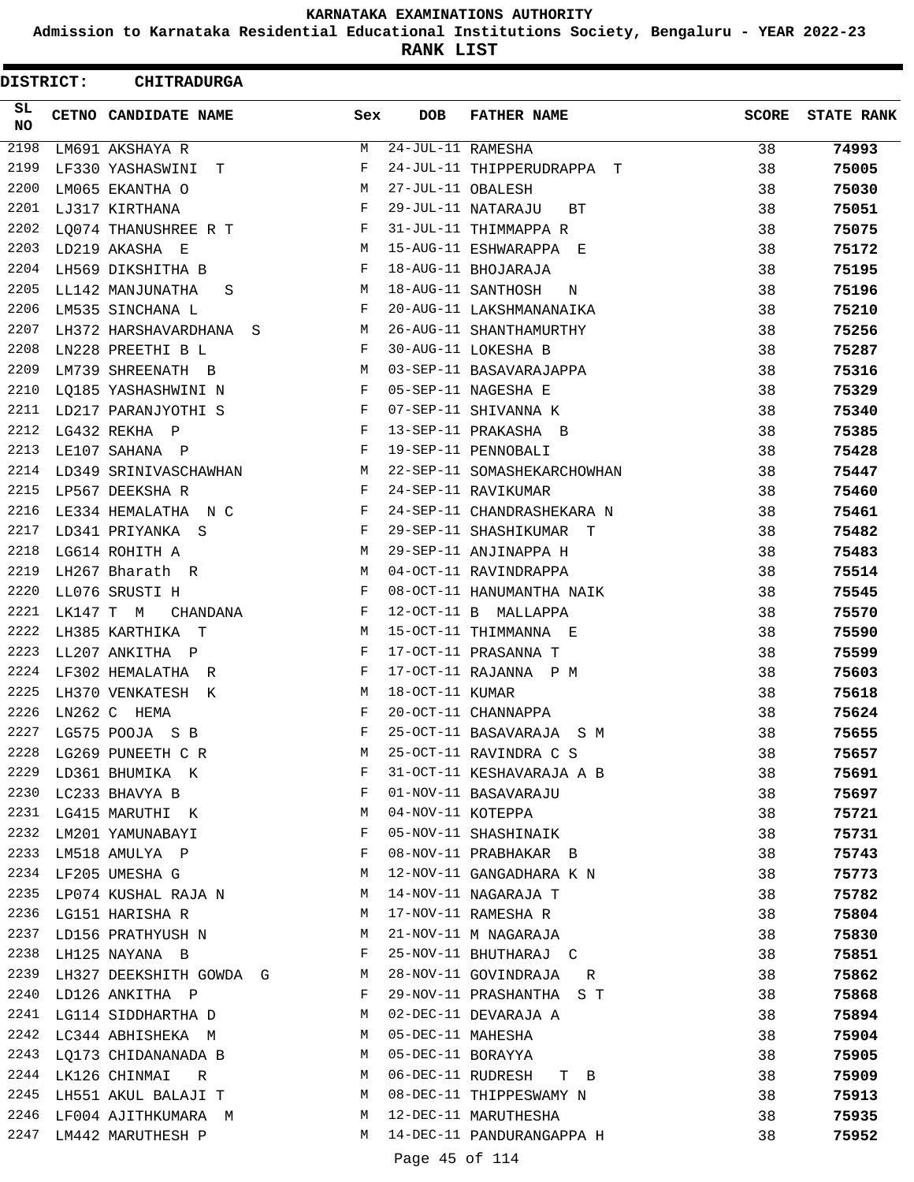# KARNATAKA EXAMINATIONS AUTHORITY

**Admission to Karnataka Residential Educational Institutions Society, Bengaluru - YEAR 2022-23**

**RANK LIST**

**DISTRICT: CHITRADURGA**

| SL NO | CETNO | CANDIDATE NAME | Sex | DOB | FATHER NAME | SCORE | STATE RANK |
|---|---|---|---|---|---|---|---|
| 2198 | LM691 | AKSHAYA R | M | 24-JUL-11 | RAMESHA | 38 | 74993 |
| 2199 | LF330 | YASHASWINI T | F | 24-JUL-11 | THIPPERUDRAPPA T | 38 | 75005 |
| 2200 | LM065 | EKANTHA O | M | 27-JUL-11 | OBALESH | 38 | 75030 |
| 2201 | LJ317 | KIRTHANA | F | 29-JUL-11 | NATARAJU BT | 38 | 75051 |
| 2202 | LQ074 | THANUSHREE R T | F | 31-JUL-11 | THIMMAPPA R | 38 | 75075 |
| 2203 | LD219 | AKASHA E | M | 15-AUG-11 | ESHWARAPPA E | 38 | 75172 |
| 2204 | LH569 | DIKSHITHA B | F | 18-AUG-11 | BHOJARAJA | 38 | 75195 |
| 2205 | LL142 | MANJUNATHA S | M | 18-AUG-11 | SANTHOSH N | 38 | 75196 |
| 2206 | LM535 | SINCHANA L | F | 20-AUG-11 | LAKSHMANANAIKA | 38 | 75210 |
| 2207 | LH372 | HARSHAVARDHANA S | M | 26-AUG-11 | SHANTHAMURTHY | 38 | 75256 |
| 2208 | LN228 | PREETHI B L | F | 30-AUG-11 | LOKESHA B | 38 | 75287 |
| 2209 | LM739 | SHREENATH B | M | 03-SEP-11 | BASAVARAJAPPA | 38 | 75316 |
| 2210 | LQ185 | YASHASHWINI N | F | 05-SEP-11 | NAGESHA E | 38 | 75329 |
| 2211 | LD217 | PARANJYOTHI S | F | 07-SEP-11 | SHIVANNA K | 38 | 75340 |
| 2212 | LG432 | REKHA P | F | 13-SEP-11 | PRAKASHA B | 38 | 75385 |
| 2213 | LE107 | SAHANA P | F | 19-SEP-11 | PENNOBALI | 38 | 75428 |
| 2214 | LD349 | SRINIVASCHAWHAN | M | 22-SEP-11 | SOMASHEKARCHOWHAN | 38 | 75447 |
| 2215 | LP567 | DEEKSHA R | F | 24-SEP-11 | RAVIKUMAR | 38 | 75460 |
| 2216 | LE334 | HEMALATHA N C | F | 24-SEP-11 | CHANDRASHEKARA N | 38 | 75461 |
| 2217 | LD341 | PRIYANKA S | F | 29-SEP-11 | SHASHIKUMAR T | 38 | 75482 |
| 2218 | LG614 | ROHITH A | M | 29-SEP-11 | ANJINAPPA H | 38 | 75483 |
| 2219 | LH267 | Bharath R | M | 04-OCT-11 | RAVINDRAPPA | 38 | 75514 |
| 2220 | LL076 | SRUSTI H | F | 08-OCT-11 | HANUMANTHA NAIK | 38 | 75545 |
| 2221 | LK147 | T M CHANDANA | F | 12-OCT-11 | B MALLAPPA | 38 | 75570 |
| 2222 | LH385 | KARTHIKA T | M | 15-OCT-11 | THIMMANNA E | 38 | 75590 |
| 2223 | LL207 | ANKITHA P | F | 17-OCT-11 | PRASANNA T | 38 | 75599 |
| 2224 | LF302 | HEMALATHA R | F | 17-OCT-11 | RAJANNA P M | 38 | 75603 |
| 2225 | LH370 | VENKATESH K | M | 18-OCT-11 | KUMAR | 38 | 75618 |
| 2226 | LN262 | C HEMA | F | 20-OCT-11 | CHANNAPPA | 38 | 75624 |
| 2227 | LG575 | POOJA S B | F | 25-OCT-11 | BASAVARAJA S M | 38 | 75655 |
| 2228 | LG269 | PUNEETH C R | M | 25-OCT-11 | RAVINDRA C S | 38 | 75657 |
| 2229 | LD361 | BHUMIKA K | F | 31-OCT-11 | KESHAVARAJA A B | 38 | 75691 |
| 2230 | LC233 | BHAVYA B | F | 01-NOV-11 | BASAVARAJU | 38 | 75697 |
| 2231 | LG415 | MARUTHI K | M | 04-NOV-11 | KOTEPPA | 38 | 75721 |
| 2232 | LM201 | YAMUNABAYI | F | 05-NOV-11 | SHASHINAIK | 38 | 75731 |
| 2233 | LM518 | AMULYA P | F | 08-NOV-11 | PRABHAKAR B | 38 | 75743 |
| 2234 | LF205 | UMESHA G | M | 12-NOV-11 | GANGADHARA K N | 38 | 75773 |
| 2235 | LP074 | KUSHAL RAJA N | M | 14-NOV-11 | NAGARAJA T | 38 | 75782 |
| 2236 | LG151 | HARISHA R | M | 17-NOV-11 | RAMESHA R | 38 | 75804 |
| 2237 | LD156 | PRATHYUSH N | M | 21-NOV-11 | M NAGARAJA | 38 | 75830 |
| 2238 | LH125 | NAYANA B | F | 25-NOV-11 | BHUTHARAJ C | 38 | 75851 |
| 2239 | LH327 | DEEKSHITH GOWDA G | M | 28-NOV-11 | GOVINDRAJA R | 38 | 75862 |
| 2240 | LD126 | ANKITHA P | F | 29-NOV-11 | PRASHANTHA S T | 38 | 75868 |
| 2241 | LG114 | SIDDHARTHA D | M | 02-DEC-11 | DEVARAJA A | 38 | 75894 |
| 2242 | LC344 | ABHISHEKA M | M | 05-DEC-11 | MAHESHA | 38 | 75904 |
| 2243 | LQ173 | CHIDANANADA B | M | 05-DEC-11 | BORAYYA | 38 | 75905 |
| 2244 | LK126 | CHINMAI R | M | 06-DEC-11 | RUDRESH T B | 38 | 75909 |
| 2245 | LH551 | AKUL BALAJI T | M | 08-DEC-11 | THIPPESWAMY N | 38 | 75913 |
| 2246 | LF004 | AJITHKUMARA M | M | 12-DEC-11 | MARUTHESHA | 38 | 75935 |
| 2247 | LM442 | MARUTHESH P | M | 14-DEC-11 | PANDURANGAPPA H | 38 | 75952 |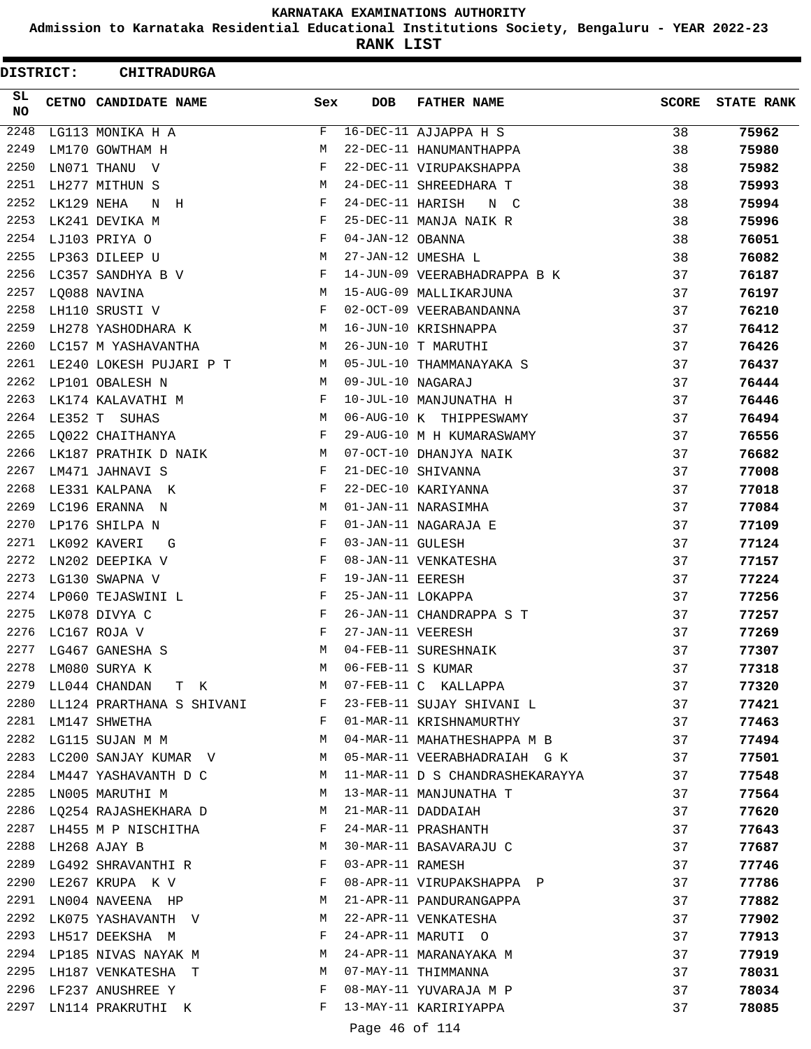# KARNATAKA EXAMINATIONS AUTHORITY

## Admission to Karnataka Residential Educational Institutions Society, Bengaluru - YEAR 2022-23

## RANK LIST

**DISTRICT: CHITRADURGA**

| SL NO | CETNO | CANDIDATE NAME | Sex | DOB | FATHER NAME | SCORE | STATE RANK |
|---|---|---|---|---|---|---|---|
| 2248 | LG113 | MONIKA H A | F | 16-DEC-11 | AJJAPPA H S | 38 | 75962 |
| 2249 | LM170 | GOWTHAM H | M | 22-DEC-11 | HANUMANTHAPPA | 38 | 75980 |
| 2250 | LN071 | THANU V | F | 22-DEC-11 | VIRUPAKSHAPPA | 38 | 75982 |
| 2251 | LH277 | MITHUN S | M | 24-DEC-11 | SHREEDHARA T | 38 | 75993 |
| 2252 | LK129 | NEHA N H | F | 24-DEC-11 | HARISH N C | 38 | 75994 |
| 2253 | LK241 | DEVIKA M | F | 25-DEC-11 | MANJA NAIK R | 38 | 75996 |
| 2254 | LJ103 | PRIYA O | F | 04-JAN-12 | OBANNA | 38 | 76051 |
| 2255 | LP363 | DILEEP U | M | 27-JAN-12 | UMESHA L | 38 | 76082 |
| 2256 | LC357 | SANDHYA B V | F | 14-JUN-09 | VEERABHADRAPPA B K | 37 | 76187 |
| 2257 | LQ088 | NAVINA | M | 15-AUG-09 | MALLIKARJUNA | 37 | 76197 |
| 2258 | LH110 | SRUSTI V | F | 02-OCT-09 | VEERABANDANNA | 37 | 76210 |
| 2259 | LH278 | YASHODHARA K | M | 16-JUN-10 | KRISHNAPPA | 37 | 76412 |
| 2260 | LC157 | M YASHAVANTHA | M | 26-JUN-10 | T MARUTHI | 37 | 76426 |
| 2261 | LE240 | LOKESH PUJARI P T | M | 05-JUL-10 | THAMMANAYAKA S | 37 | 76437 |
| 2262 | LP101 | OBALESH N | M | 09-JUL-10 | NAGARAJ | 37 | 76444 |
| 2263 | LK174 | KALAVATHI M | F | 10-JUL-10 | MANJUNATHA H | 37 | 76446 |
| 2264 | LE352 | T SUHAS | M | 06-AUG-10 | K THIPPESWAMY | 37 | 76494 |
| 2265 | LQ022 | CHAITHANYA | F | 29-AUG-10 | M H KUMARASWAMY | 37 | 76556 |
| 2266 | LK187 | PRATHIK D NAIK | M | 07-OCT-10 | DHANJYA NAIK | 37 | 76682 |
| 2267 | LM471 | JAHNAVI S | F | 21-DEC-10 | SHIVANNA | 37 | 77008 |
| 2268 | LE331 | KALPANA K | F | 22-DEC-10 | KARIYANNA | 37 | 77018 |
| 2269 | LC196 | ERANNA N | M | 01-JAN-11 | NARASIMHA | 37 | 77084 |
| 2270 | LP176 | SHILPA N | F | 01-JAN-11 | NAGARAJA E | 37 | 77109 |
| 2271 | LK092 | KAVERI G | F | 03-JAN-11 | GULESH | 37 | 77124 |
| 2272 | LN202 | DEEPIKA V | F | 08-JAN-11 | VENKATESHA | 37 | 77157 |
| 2273 | LG130 | SWAPNA V | F | 19-JAN-11 | EERESH | 37 | 77224 |
| 2274 | LP060 | TEJASWINI L | F | 25-JAN-11 | LOKAPPA | 37 | 77256 |
| 2275 | LK078 | DIVYA C | F | 26-JAN-11 | CHANDRAPPA S T | 37 | 77257 |
| 2276 | LC167 | ROJA V | F | 27-JAN-11 | VEERESH | 37 | 77269 |
| 2277 | LG467 | GANESHA S | M | 04-FEB-11 | SURESHNAIK | 37 | 77307 |
| 2278 | LM080 | SURYA K | M | 06-FEB-11 | S KUMAR | 37 | 77318 |
| 2279 | LL044 | CHANDAN T K | M | 07-FEB-11 | C KALLAPPA | 37 | 77320 |
| 2280 | LL124 | PRARTHANA S SHIVANI | F | 23-FEB-11 | SUJAY SHIVANI L | 37 | 77421 |
| 2281 | LM147 | SHWETHA | F | 01-MAR-11 | KRISHNAMURTHY | 37 | 77463 |
| 2282 | LG115 | SUJAN M M | M | 04-MAR-11 | MAHATHESHAPPA M B | 37 | 77494 |
| 2283 | LC200 | SANJAY KUMAR V | M | 05-MAR-11 | VEERABHADRAIAH G K | 37 | 77501 |
| 2284 | LM447 | YASHAVANTH D C | M | 11-MAR-11 | D S CHANDRASHEKARAYYA | 37 | 77548 |
| 2285 | LN005 | MARUTHI M | M | 13-MAR-11 | MANJUNATHA T | 37 | 77564 |
| 2286 | LQ254 | RAJASHEKHARA D | M | 21-MAR-11 | DADDAIAH | 37 | 77620 |
| 2287 | LH455 | M P NISCHITHA | F | 24-MAR-11 | PRASHANTH | 37 | 77643 |
| 2288 | LH268 | AJAY B | M | 30-MAR-11 | BASAVARAJU C | 37 | 77687 |
| 2289 | LG492 | SHRAVANTHI R | F | 03-APR-11 | RAMESH | 37 | 77746 |
| 2290 | LE267 | KRUPA K V | F | 08-APR-11 | VIRUPAKSHAPPA P | 37 | 77786 |
| 2291 | LN004 | NAVEENA HP | M | 21-APR-11 | PANDURANGAPPA | 37 | 77882 |
| 2292 | LK075 | YASHAVANTH V | M | 22-APR-11 | VENKATESHA | 37 | 77902 |
| 2293 | LH517 | DEEKSHA M | F | 24-APR-11 | MARUTI O | 37 | 77913 |
| 2294 | LP185 | NIVAS NAYAK M | M | 24-APR-11 | MARANAYAKA M | 37 | 77919 |
| 2295 | LH187 | VENKATESHA T | M | 07-MAY-11 | THIMMANNA | 37 | 78031 |
| 2296 | LF237 | ANUSHREE Y | F | 08-MAY-11 | YUVARAJA M P | 37 | 78034 |
| 2297 | LN114 | PRAKRUTHI K | F | 13-MAY-11 | KARIRIYAPPA | 37 | 78085 |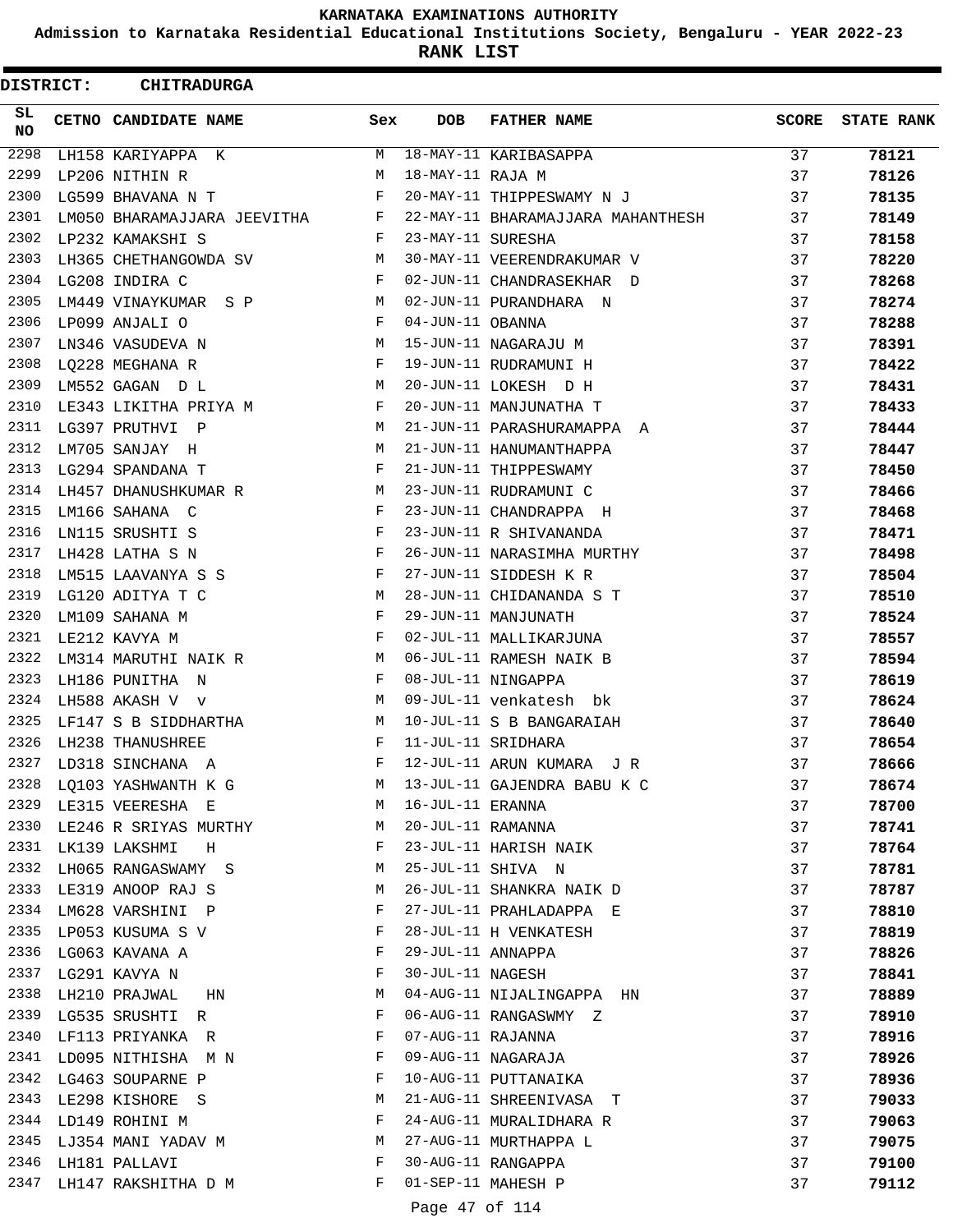# KARNATAKA EXAMINATIONS AUTHORITY

**Admission to Karnataka Residential Educational Institutions Society, Bengaluru - YEAR 2022-23**

**RANK LIST**

**DISTRICT: CHITRADURGA**

| SL NO | CETNO | CANDIDATE NAME | Sex | DOB | FATHER NAME | SCORE | STATE RANK |
|---|---|---|---|---|---|---|---|
| 2298 | LH158 | KARIYAPPA K | M | 18-MAY-11 | KARIBASAPPA | 37 | 78121 |
| 2299 | LP206 | NITHIN R | M | 18-MAY-11 | RAJA M | 37 | 78126 |
| 2300 | LG599 | BHAVANA N T | F | 20-MAY-11 | THIPPESWAMY N J | 37 | 78135 |
| 2301 | LM050 | BHARAMAJJARA JEEVITHA | F | 22-MAY-11 | BHARAMAJJARA MAHANTHESH | 37 | 78149 |
| 2302 | LP232 | KAMAKSHI S | F | 23-MAY-11 | SURESHA | 37 | 78158 |
| 2303 | LH365 | CHETHANGOWDA SV | M | 30-MAY-11 | VEERENDRAKUMAR V | 37 | 78220 |
| 2304 | LG208 | INDIRA C | F | 02-JUN-11 | CHANDRASEKHAR D | 37 | 78268 |
| 2305 | LM449 | VINAYKUMAR S P | M | 02-JUN-11 | PURANDHARA N | 37 | 78274 |
| 2306 | LP099 | ANJALI O | F | 04-JUN-11 | OBANNA | 37 | 78288 |
| 2307 | LN346 | VASUDEVA N | M | 15-JUN-11 | NAGARAJU M | 37 | 78391 |
| 2308 | LQ228 | MEGHANA R | F | 19-JUN-11 | RUDRAMUNI H | 37 | 78422 |
| 2309 | LM552 | GAGAN D L | M | 20-JUN-11 | LOKESH D H | 37 | 78431 |
| 2310 | LE343 | LIKITHA PRIYA M | F | 20-JUN-11 | MANJUNATHA T | 37 | 78433 |
| 2311 | LG397 | PRUTHVI P | M | 21-JUN-11 | PARASHURAMAPPA A | 37 | 78444 |
| 2312 | LM705 | SANJAY H | M | 21-JUN-11 | HANUMANTHAPPA | 37 | 78447 |
| 2313 | LG294 | SPANDANA T | F | 21-JUN-11 | THIPPESWAMY | 37 | 78450 |
| 2314 | LH457 | DHANUSHKUMAR R | M | 23-JUN-11 | RUDRAMUNI C | 37 | 78466 |
| 2315 | LM166 | SAHANA C | F | 23-JUN-11 | CHANDRAPPA H | 37 | 78468 |
| 2316 | LN115 | SRUSHTI S | F | 23-JUN-11 | R SHIVANANDA | 37 | 78471 |
| 2317 | LH428 | LATHA S N | F | 26-JUN-11 | NARASIMHA MURTHY | 37 | 78498 |
| 2318 | LM515 | LAAVANYA S S | F | 27-JUN-11 | SIDDESH K R | 37 | 78504 |
| 2319 | LG120 | ADITYA T C | M | 28-JUN-11 | CHIDANANDA S T | 37 | 78510 |
| 2320 | LM109 | SAHANA M | F | 29-JUN-11 | MANJUNATH | 37 | 78524 |
| 2321 | LE212 | KAVYA M | F | 02-JUL-11 | MALLIKARJUNA | 37 | 78557 |
| 2322 | LM314 | MARUTHI NAIK R | M | 06-JUL-11 | RAMESH NAIK B | 37 | 78594 |
| 2323 | LH186 | PUNITHA N | F | 08-JUL-11 | NINGAPPA | 37 | 78619 |
| 2324 | LH588 | AKASH V v | M | 09-JUL-11 | venkatesh bk | 37 | 78624 |
| 2325 | LF147 | S B SIDDHARTHA | M | 10-JUL-11 | S B BANGARAIAH | 37 | 78640 |
| 2326 | LH238 | THANUSHREE | F | 11-JUL-11 | SRIDHARA | 37 | 78654 |
| 2327 | LD318 | SINCHANA A | F | 12-JUL-11 | ARUN KUMARA J R | 37 | 78666 |
| 2328 | LQ103 | YASHWANTH K G | M | 13-JUL-11 | GAJENDRA BABU K C | 37 | 78674 |
| 2329 | LE315 | VEERESHA E | M | 16-JUL-11 | ERANNA | 37 | 78700 |
| 2330 | LE246 | R SRIYAS MURTHY | M | 20-JUL-11 | RAMANNA | 37 | 78741 |
| 2331 | LK139 | LAKSHMI H | F | 23-JUL-11 | HARISH NAIK | 37 | 78764 |
| 2332 | LH065 | RANGASWAMY S | M | 25-JUL-11 | SHIVA N | 37 | 78781 |
| 2333 | LE319 | ANOOP RAJ S | M | 26-JUL-11 | SHANKRA NAIK D | 37 | 78787 |
| 2334 | LM628 | VARSHINI P | F | 27-JUL-11 | PRAHLADAPPA E | 37 | 78810 |
| 2335 | LP053 | KUSUMA S V | F | 28-JUL-11 | H VENKATESH | 37 | 78819 |
| 2336 | LG063 | KAVANA A | F | 29-JUL-11 | ANNAPPA | 37 | 78826 |
| 2337 | LG291 | KAVYA N | F | 30-JUL-11 | NAGESH | 37 | 78841 |
| 2338 | LH210 | PRAJWAL HN | M | 04-AUG-11 | NIJALINGAPPA HN | 37 | 78889 |
| 2339 | LG535 | SRUSHTI R | F | 06-AUG-11 | RANGASWMY Z | 37 | 78910 |
| 2340 | LF113 | PRIYANKA R | F | 07-AUG-11 | RAJANNA | 37 | 78916 |
| 2341 | LD095 | NITHISHA M N | F | 09-AUG-11 | NAGARAJA | 37 | 78926 |
| 2342 | LG463 | SOUPARNE P | F | 10-AUG-11 | PUTTANAIKA | 37 | 78936 |
| 2343 | LE298 | KISHORE S | M | 21-AUG-11 | SHREENIVASA T | 37 | 79033 |
| 2344 | LD149 | ROHINI M | F | 24-AUG-11 | MURALIDHARA R | 37 | 79063 |
| 2345 | LJ354 | MANI YADAV M | M | 27-AUG-11 | MURTHAPPA L | 37 | 79075 |
| 2346 | LH181 | PALLAVI | F | 30-AUG-11 | RANGAPPA | 37 | 79100 |
| 2347 | LH147 | RAKSHITHA D M | F | 01-SEP-11 | MAHESH P | 37 | 79112 |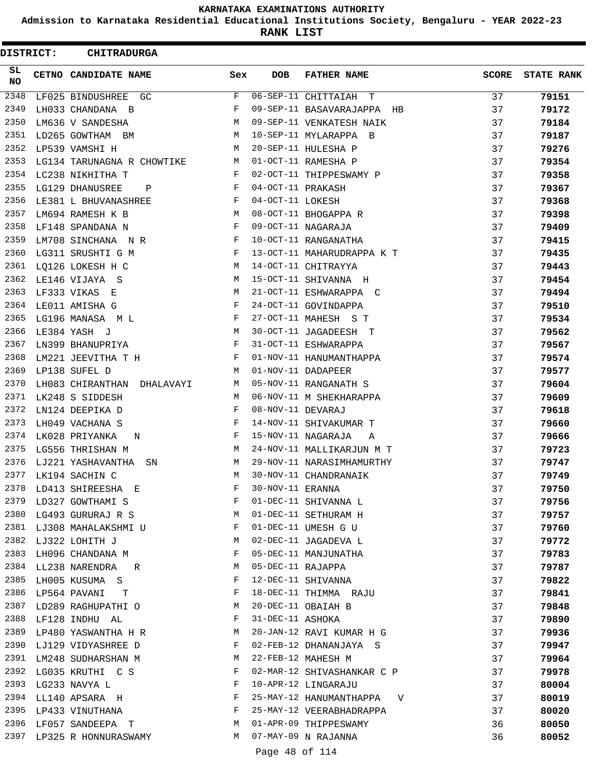# KARNATAKA EXAMINATIONS AUTHORITY

**Admission to Karnataka Residential Educational Institutions Society, Bengaluru - YEAR 2022-23**

**RANK LIST**

**DISTRICT: CHITRADURGA**

| SL NO | CETNO | CANDIDATE NAME | Sex | DOB | FATHER NAME | SCORE | STATE RANK |
|---|---|---|---|---|---|---|---|
| 2348 | LF025 | BINDUSHREE GC | F | 06-SEP-11 | CHITTAIAH T | 37 | 79151 |
| 2349 | LH033 | CHANDANA B | F | 09-SEP-11 | BASAVARAJAPPA HB | 37 | 79172 |
| 2350 | LM636 | V SANDESHA | M | 09-SEP-11 | VENKATESH NAIK | 37 | 79184 |
| 2351 | LD265 | GOWTHAM BM | M | 10-SEP-11 | MYLARAPPA B | 37 | 79187 |
| 2352 | LP539 | VAMSHI H | M | 20-SEP-11 | HULESHA P | 37 | 79276 |
| 2353 | LG134 | TARUNAGNA R CHOWTIKE | M | 01-OCT-11 | RAMESHA P | 37 | 79354 |
| 2354 | LC238 | NIKHITHA T | F | 02-OCT-11 | THIPPESWAMY P | 37 | 79358 |
| 2355 | LG129 | DHANUSREE P | F | 04-OCT-11 | PRAKASH | 37 | 79367 |
| 2356 | LE381 | L BHUVANASHREE | F | 04-OCT-11 | LOKESH | 37 | 79368 |
| 2357 | LM694 | RAMESH K B | M | 08-OCT-11 | BHOGAPPA R | 37 | 79398 |
| 2358 | LF148 | SPANDANA N | F | 09-OCT-11 | NAGARAJA | 37 | 79409 |
| 2359 | LM708 | SINCHANA N R | F | 10-OCT-11 | RANGANATHA | 37 | 79415 |
| 2360 | LG311 | SRUSHTI G M | F | 13-OCT-11 | MAHARUDRAPPA K T | 37 | 79435 |
| 2361 | LQ126 | LOKESH H C | M | 14-OCT-11 | CHITRAYYA | 37 | 79443 |
| 2362 | LE146 | VIJAYA S | M | 15-OCT-11 | SHIVANNA H | 37 | 79454 |
| 2363 | LF333 | VIKAS E | M | 21-OCT-11 | ESHWARAPPA C | 37 | 79494 |
| 2364 | LE011 | AMISHA G | F | 24-OCT-11 | GOVINDAPPA | 37 | 79510 |
| 2365 | LG196 | MANASA M L | F | 27-OCT-11 | MAHESH S T | 37 | 79534 |
| 2366 | LE384 | YASH J | M | 30-OCT-11 | JAGADEESH T | 37 | 79562 |
| 2367 | LN399 | BHANUPRIYA | F | 31-OCT-11 | ESHWARAPPA | 37 | 79567 |
| 2368 | LM221 | JEEVITHA T H | F | 01-NOV-11 | HANUMANTHAPPA | 37 | 79574 |
| 2369 | LP138 | SUFEL D | M | 01-NOV-11 | DADAPEER | 37 | 79577 |
| 2370 | LH083 | CHIRANTHAN DHALAVAYI | M | 05-NOV-11 | RANGANATH S | 37 | 79604 |
| 2371 | LK248 | S SIDDESH | M | 06-NOV-11 | M SHEKHARAPPA | 37 | 79609 |
| 2372 | LN124 | DEEPIKA D | F | 08-NOV-11 | DEVARAJ | 37 | 79618 |
| 2373 | LH049 | VACHANA S | F | 14-NOV-11 | SHIVAKUMAR T | 37 | 79660 |
| 2374 | LK028 | PRIYANKA N | F | 15-NOV-11 | NAGARAJA A | 37 | 79666 |
| 2375 | LG556 | THRISHAN M | M | 24-NOV-11 | MALLIKARJUN M T | 37 | 79723 |
| 2376 | LJ221 | YASHAVANTHA SN | M | 29-NOV-11 | NARASIMHAMURTHY | 37 | 79747 |
| 2377 | LK194 | SACHIN C | M | 30-NOV-11 | CHANDRANAIK | 37 | 79749 |
| 2378 | LD413 | SHIREESHA E | F | 30-NOV-11 | ERANNA | 37 | 79750 |
| 2379 | LD327 | GOWTHAMI S | F | 01-DEC-11 | SHIVANNA L | 37 | 79756 |
| 2380 | LG493 | GURURAJ R S | M | 01-DEC-11 | SETHURAM H | 37 | 79757 |
| 2381 | LJ308 | MAHALAKSHMI U | F | 01-DEC-11 | UMESH G U | 37 | 79760 |
| 2382 | LJ322 | LOHITH J | M | 02-DEC-11 | JAGADEVA L | 37 | 79772 |
| 2383 | LH096 | CHANDANA M | F | 05-DEC-11 | MANJUNATHA | 37 | 79783 |
| 2384 | LL238 | NARENDRA R | M | 05-DEC-11 | RAJAPPA | 37 | 79787 |
| 2385 | LH005 | KUSUMA S | F | 12-DEC-11 | SHIVANNA | 37 | 79822 |
| 2386 | LP564 | PAVANI T | F | 18-DEC-11 | THIMMA RAJU | 37 | 79841 |
| 2387 | LD289 | RAGHUPATHI O | M | 20-DEC-11 | OBAIAH B | 37 | 79848 |
| 2388 | LF128 | INDHU AL | F | 31-DEC-11 | ASHOKA | 37 | 79890 |
| 2389 | LP480 | YASWANTHA H R | M | 20-JAN-12 | RAVI KUMAR H G | 37 | 79936 |
| 2390 | LJ129 | VIDYASHREE D | F | 02-FEB-12 | DHANANJAYA S | 37 | 79947 |
| 2391 | LM248 | SUDHARSHAN M | M | 22-FEB-12 | MAHESH M | 37 | 79964 |
| 2392 | LG035 | KRUTHI C S | F | 02-MAR-12 | SHIVASHANKAR C P | 37 | 79978 |
| 2393 | LG233 | NAVYA L | F | 10-APR-12 | LINGARAJU | 37 | 80004 |
| 2394 | LL140 | APSARA H | F | 25-MAY-12 | HANUMANTHAPPA V | 37 | 80019 |
| 2395 | LP433 | VINUTHANA | F | 25-MAY-12 | VEERABHADRAPPA | 37 | 80020 |
| 2396 | LF057 | SANDEEPA T | M | 01-APR-09 | THIPPESWAMY | 36 | 80050 |
| 2397 | LP325 | R HONNURASWAMY | M | 07-MAY-09 | N RAJANNA | 36 | 80052 |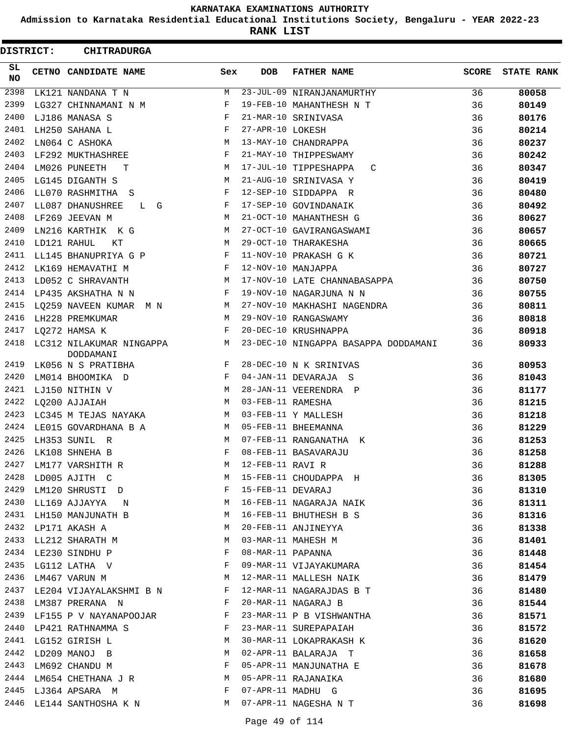# KARNATAKA EXAMINATIONS AUTHORITY

**Admission to Karnataka Residential Educational Institutions Society, Bengaluru - YEAR 2022-23**

**RANK LIST**

**DISTRICT: CHITRADURGA**

| SL NO | CETNO | CANDIDATE NAME | Sex | DOB | FATHER NAME | SCORE | STATE RANK |
|---|---|---|---|---|---|---|---|
| 2398 | LK121 | NANDANA T N | M | 23-JUL-09 | NIRANJANAMURTHY | 36 | 80058 |
| 2399 | LG327 | CHINNAMANI N M | F | 19-FEB-10 | MAHANTHESH N T | 36 | 80149 |
| 2400 | LJ186 | MANASA S | F | 21-MAR-10 | SRINIVASA | 36 | 80176 |
| 2401 | LH250 | SAHANA L | F | 27-APR-10 | LOKESH | 36 | 80214 |
| 2402 | LN064 | C ASHOKA | M | 13-MAY-10 | CHANDRAPPA | 36 | 80237 |
| 2403 | LF292 | MUKTHASHREE | F | 21-MAY-10 | THIPPESWAMY | 36 | 80242 |
| 2404 | LM026 | PUNEETH T | M | 17-JUL-10 | TIPPESHAPPA C | 36 | 80347 |
| 2405 | LG145 | DIGANTH S | M | 21-AUG-10 | SRINIVASA Y | 36 | 80419 |
| 2406 | LL070 | RASHMITHA S | F | 12-SEP-10 | SIDDAPPA R | 36 | 80480 |
| 2407 | LL087 | DHANUSHREE L G | F | 17-SEP-10 | GOVINDANAIK | 36 | 80492 |
| 2408 | LF269 | JEEVAN M | M | 21-OCT-10 | MAHANTHESH G | 36 | 80627 |
| 2409 | LN216 | KARTHIK K G | M | 27-OCT-10 | GAVIRANGASWAMI | 36 | 80657 |
| 2410 | LD121 | RAHUL KT | M | 29-OCT-10 | THARAKESHA | 36 | 80665 |
| 2411 | LL145 | BHANUPRIYA G P | F | 11-NOV-10 | PRAKASH G K | 36 | 80721 |
| 2412 | LK169 | HEMAVATHI M | F | 12-NOV-10 | MANJAPPA | 36 | 80727 |
| 2413 | LD052 | C SHRAVANTH | M | 17-NOV-10 | LATE CHANNABASAPPA | 36 | 80750 |
| 2414 | LP435 | AKSHATHA N N | F | 19-NOV-10 | NAGARJUNA N N | 36 | 80755 |
| 2415 | LQ259 | NAVEEN KUMAR M N | M | 27-NOV-10 | MAKHASHI NAGENDRA | 36 | 80811 |
| 2416 | LH228 | PREMKUMAR | M | 29-NOV-10 | RANGASWAMY | 36 | 80818 |
| 2417 | LQ272 | HAMSA K | F | 20-DEC-10 | KRUSHNAPPA | 36 | 80918 |
| 2418 | LC312 | NILAKUMAR NINGAPPA DODDAMANI | M | 23-DEC-10 | NINGAPPA BASAPPA DODDAMANI | 36 | 80933 |
| 2419 | LK056 | N S PRATIBHA | F | 28-DEC-10 | N K SRINIVAS | 36 | 80953 |
| 2420 | LM014 | BHOOMIKA D | F | 04-JAN-11 | DEVARAJA S | 36 | 81043 |
| 2421 | LJ150 | NITHIN V | M | 28-JAN-11 | VEERENDRA P | 36 | 81177 |
| 2422 | LQ200 | AJJAIAH | M | 03-FEB-11 | RAMESHA | 36 | 81215 |
| 2423 | LC345 | M TEJAS NAYAKA | M | 03-FEB-11 | Y MALLESH | 36 | 81218 |
| 2424 | LE015 | GOVARDHANA B A | M | 05-FEB-11 | BHEEMANNA | 36 | 81229 |
| 2425 | LH353 | SUNIL R | M | 07-FEB-11 | RANGANATHA K | 36 | 81253 |
| 2426 | LK108 | SHNEHA B | F | 08-FEB-11 | BASAVARAJU | 36 | 81258 |
| 2427 | LM177 | VARSHITH R | M | 12-FEB-11 | RAVI R | 36 | 81288 |
| 2428 | LD005 | AJITH C | M | 15-FEB-11 | CHOUDAPPA H | 36 | 81305 |
| 2429 | LM120 | SHRUSTI D | F | 15-FEB-11 | DEVARAJ | 36 | 81310 |
| 2430 | LL169 | AJJAYYA N | M | 16-FEB-11 | NAGARAJA NAIK | 36 | 81311 |
| 2431 | LH150 | MANJUNATH B | M | 16-FEB-11 | BHUTHESH B S | 36 | 81316 |
| 2432 | LP171 | AKASH A | M | 20-FEB-11 | ANJINEYYA | 36 | 81338 |
| 2433 | LL212 | SHARATH M | M | 03-MAR-11 | MAHESH M | 36 | 81401 |
| 2434 | LE230 | SINDHU P | F | 08-MAR-11 | PAPANNA | 36 | 81448 |
| 2435 | LG112 | LATHA V | F | 09-MAR-11 | VIJAYAKUMARA | 36 | 81454 |
| 2436 | LM467 | VARUN M | M | 12-MAR-11 | MALLESH NAIK | 36 | 81479 |
| 2437 | LE204 | VIJAYALAKSHMI B N | F | 12-MAR-11 | NAGARAJDAS B T | 36 | 81480 |
| 2438 | LM387 | PRERANA N | F | 20-MAR-11 | NAGARAJ B | 36 | 81544 |
| 2439 | LF155 | P V NAYANAPOOJAR | F | 23-MAR-11 | P B VISHWANTHA | 36 | 81571 |
| 2440 | LP421 | RATHNAMMA S | F | 23-MAR-11 | SUREPAPAIAH | 36 | 81572 |
| 2441 | LG152 | GIRISH L | M | 30-MAR-11 | LOKAPRAKASH K | 36 | 81620 |
| 2442 | LD209 | MANOJ B | M | 02-APR-11 | BALARAJA T | 36 | 81658 |
| 2443 | LM692 | CHANDU M | F | 05-APR-11 | MANJUNATHA E | 36 | 81678 |
| 2444 | LM654 | CHETHANA J R | M | 05-APR-11 | RAJANAIKA | 36 | 81680 |
| 2445 | LJ364 | APSARA M | F | 07-APR-11 | MADHU G | 36 | 81695 |
| 2446 | LE144 | SANTHOSHA K N | M | 07-APR-11 | NAGESHA N T | 36 | 81698 |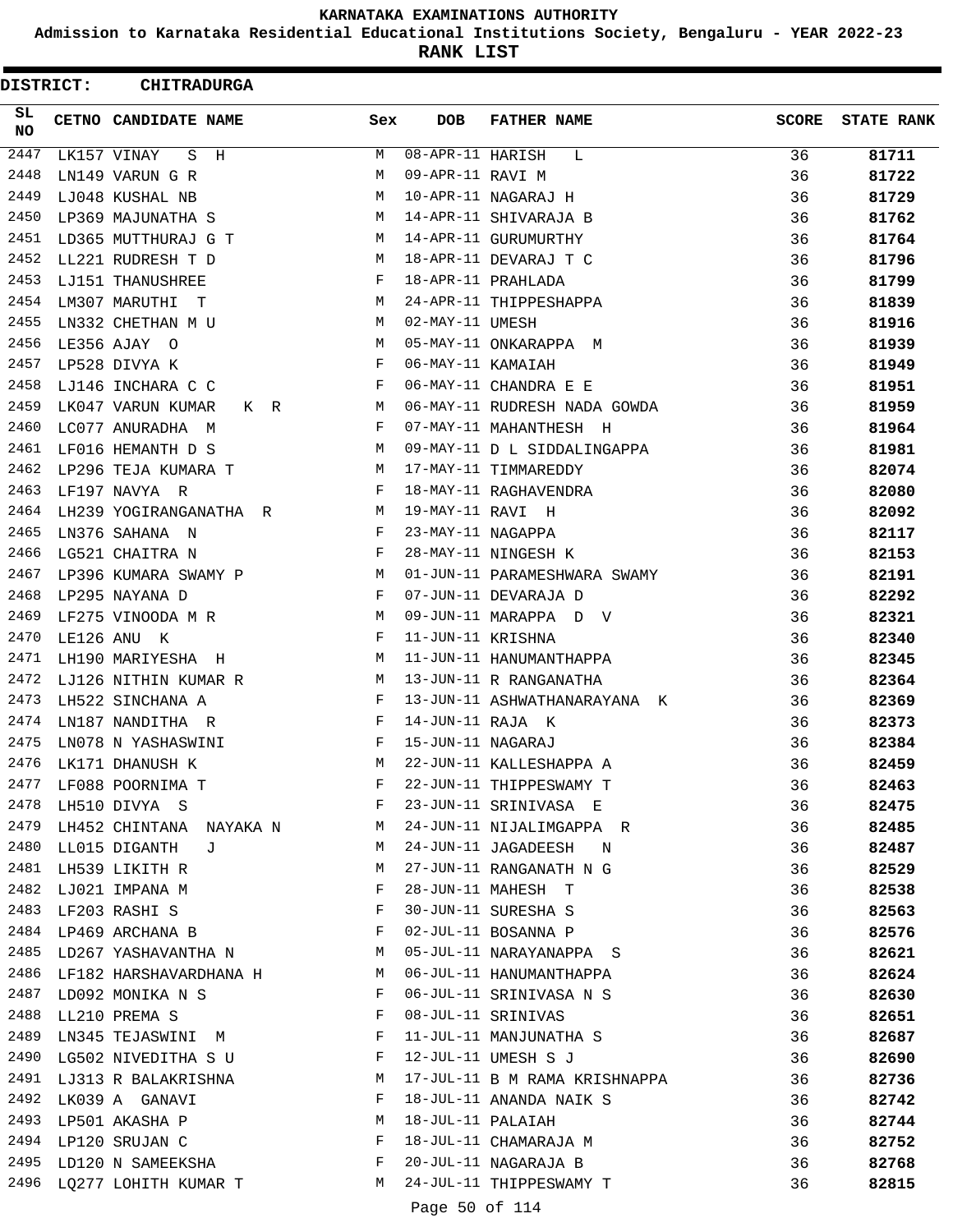# KARNATAKA EXAMINATIONS AUTHORITY

**Admission to Karnataka Residential Educational Institutions Society, Bengaluru - YEAR 2022-23**

**RANK LIST**

**DISTRICT: CHITRADURGA**

| SL NO | CETNO | CANDIDATE NAME | Sex | DOB | FATHER NAME | SCORE | STATE RANK |
|---|---|---|---|---|---|---|---|
| 2447 | LK157 | VINAY S H | M | 08-APR-11 | HARISH L | 36 | 81711 |
| 2448 | LN149 | VARUN G R | M | 09-APR-11 | RAVI M | 36 | 81722 |
| 2449 | LJ048 | KUSHAL NB | M | 10-APR-11 | NAGARAJ H | 36 | 81729 |
| 2450 | LP369 | MAJUNATHA S | M | 14-APR-11 | SHIVARAJA B | 36 | 81762 |
| 2451 | LD365 | MUTTHURAJ G T | M | 14-APR-11 | GURUMURTHY | 36 | 81764 |
| 2452 | LL221 | RUDRESH T D | M | 18-APR-11 | DEVARAJ T C | 36 | 81796 |
| 2453 | LJ151 | THANUSHREE | F | 18-APR-11 | PRAHLADA | 36 | 81799 |
| 2454 | LM307 | MARUTHI T | M | 24-APR-11 | THIPPESHAPPA | 36 | 81839 |
| 2455 | LN332 | CHETHAN M U | M | 02-MAY-11 | UMESH | 36 | 81916 |
| 2456 | LE356 | AJAY O | M | 05-MAY-11 | ONKARAPPA M | 36 | 81939 |
| 2457 | LP528 | DIVYA K | F | 06-MAY-11 | KAMAIAH | 36 | 81949 |
| 2458 | LJ146 | INCHARA C C | F | 06-MAY-11 | CHANDRA E E | 36 | 81951 |
| 2459 | LK047 | VARUN KUMAR K R | M | 06-MAY-11 | RUDRESH NADA GOWDA | 36 | 81959 |
| 2460 | LC077 | ANURADHA M | F | 07-MAY-11 | MAHANTHESH H | 36 | 81964 |
| 2461 | LF016 | HEMANTH D S | M | 09-MAY-11 | D L SIDDALINGAPPA | 36 | 81981 |
| 2462 | LP296 | TEJA KUMARA T | M | 17-MAY-11 | TIMMAREDDY | 36 | 82074 |
| 2463 | LF197 | NAVYA R | F | 18-MAY-11 | RAGHAVENDRA | 36 | 82080 |
| 2464 | LH239 | YOGIRANGANATHA R | M | 19-MAY-11 | RAVI H | 36 | 82092 |
| 2465 | LN376 | SAHANA N | F | 23-MAY-11 | NAGAPPA | 36 | 82117 |
| 2466 | LG521 | CHAITRA N | F | 28-MAY-11 | NINGESH K | 36 | 82153 |
| 2467 | LP396 | KUMARA SWAMY P | M | 01-JUN-11 | PARAMESHWARA SWAMY | 36 | 82191 |
| 2468 | LP295 | NAYANA D | F | 07-JUN-11 | DEVARAJA D | 36 | 82292 |
| 2469 | LF275 | VINOODA M R | M | 09-JUN-11 | MARAPPA D V | 36 | 82321 |
| 2470 | LE126 | ANU K | F | 11-JUN-11 | KRISHNA | 36 | 82340 |
| 2471 | LH190 | MARIYESHA H | M | 11-JUN-11 | HANUMANTHAPPA | 36 | 82345 |
| 2472 | LJ126 | NITHIN KUMAR R | M | 13-JUN-11 | R RANGANATHA | 36 | 82364 |
| 2473 | LH522 | SINCHANA A | F | 13-JUN-11 | ASHWATHANARAYANA K | 36 | 82369 |
| 2474 | LN187 | NANDITHA R | F | 14-JUN-11 | RAJA K | 36 | 82373 |
| 2475 | LN078 | N YASHASWINI | F | 15-JUN-11 | NAGARAJ | 36 | 82384 |
| 2476 | LK171 | DHANUSH K | M | 22-JUN-11 | KALLESHAPPA A | 36 | 82459 |
| 2477 | LF088 | POORNIMA T | F | 22-JUN-11 | THIPPESWAMY T | 36 | 82463 |
| 2478 | LH510 | DIVYA S | F | 23-JUN-11 | SRINIVASA E | 36 | 82475 |
| 2479 | LH452 | CHINTANA NAYAKA N | M | 24-JUN-11 | NIJALIMGAPPA R | 36 | 82485 |
| 2480 | LL015 | DIGANTH J | M | 24-JUN-11 | JAGADEESH N | 36 | 82487 |
| 2481 | LH539 | LIKITH R | M | 27-JUN-11 | RANGANATH N G | 36 | 82529 |
| 2482 | LJ021 | IMPANA M | F | 28-JUN-11 | MAHESH T | 36 | 82538 |
| 2483 | LF203 | RASHI S | F | 30-JUN-11 | SURESHA S | 36 | 82563 |
| 2484 | LP469 | ARCHANA B | F | 02-JUL-11 | BOSANNA P | 36 | 82576 |
| 2485 | LD267 | YASHAVANTHA N | M | 05-JUL-11 | NARAYANAPPA S | 36 | 82621 |
| 2486 | LF182 | HARSHAVARDHANA H | M | 06-JUL-11 | HANUMANTHAPPA | 36 | 82624 |
| 2487 | LD092 | MONIKA N S | F | 06-JUL-11 | SRINIVASA N S | 36 | 82630 |
| 2488 | LL210 | PREMA S | F | 08-JUL-11 | SRINIVAS | 36 | 82651 |
| 2489 | LN345 | TEJASWINI M | F | 11-JUL-11 | MANJUNATHA S | 36 | 82687 |
| 2490 | LG502 | NIVEDITHA S U | F | 12-JUL-11 | UMESH S J | 36 | 82690 |
| 2491 | LJ313 | R BALAKRISHNA | M | 17-JUL-11 | B M RAMA KRISHNAPPA | 36 | 82736 |
| 2492 | LK039 | A GANAVI | F | 18-JUL-11 | ANANDA NAIK S | 36 | 82742 |
| 2493 | LP501 | AKASHA P | M | 18-JUL-11 | PALAIAH | 36 | 82744 |
| 2494 | LP120 | SRUJAN C | F | 18-JUL-11 | CHAMARAJA M | 36 | 82752 |
| 2495 | LD120 | N SAMEEKSHA | F | 20-JUL-11 | NAGARAJA B | 36 | 82768 |
| 2496 | LQ277 | LOHITH KUMAR T | M | 24-JUL-11 | THIPPESWAMY T | 36 | 82815 |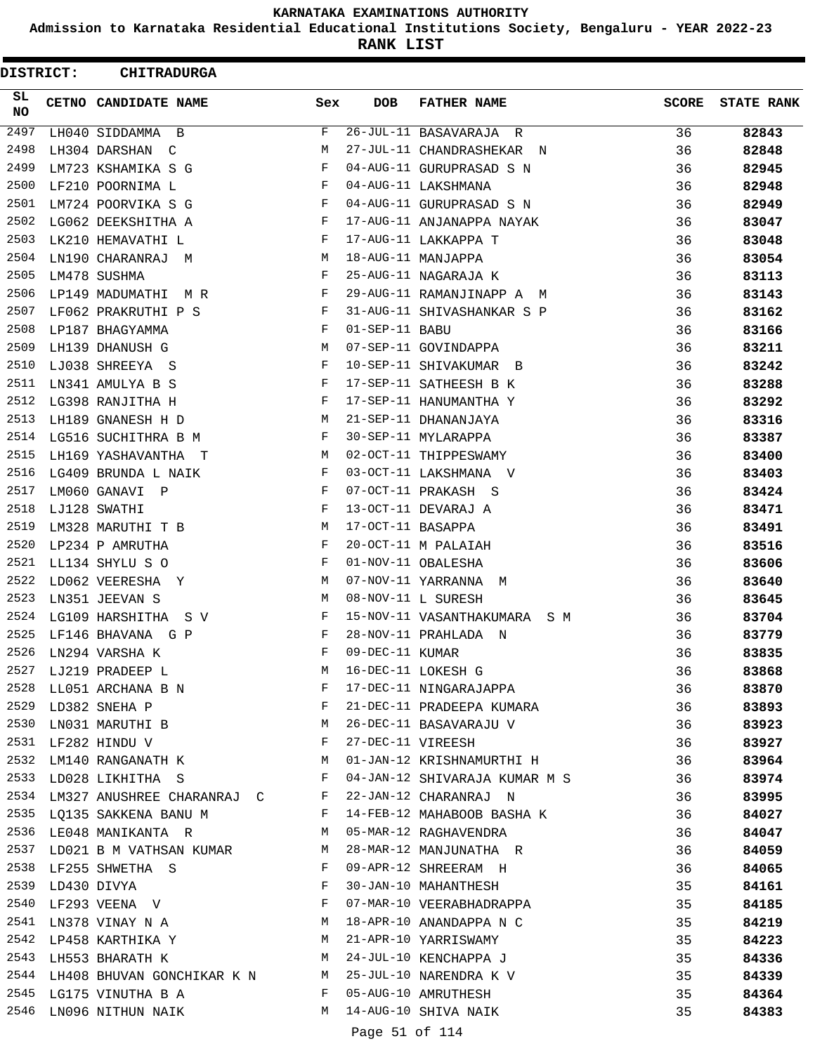# KARNATAKA EXAMINATIONS AUTHORITY

**Admission to Karnataka Residential Educational Institutions Society, Bengaluru - YEAR 2022-23**

**RANK LIST**

**DISTRICT: CHITRADURGA**

| SL NO | CETNO | CANDIDATE NAME | Sex | DOB | FATHER NAME | SCORE | STATE RANK |
|---|---|---|---|---|---|---|---|
| 2497 | LH040 | SIDDAMMA B | F | 26-JUL-11 | BASAVARAJA R | 36 | 82843 |
| 2498 | LH304 | DARSHAN C | M | 27-JUL-11 | CHANDRASHEKAR N | 36 | 82848 |
| 2499 | LM723 | KSHAMIKA S G | F | 04-AUG-11 | GURUPRASAD S N | 36 | 82945 |
| 2500 | LF210 | POORNIMA L | F | 04-AUG-11 | LAKSHMANA | 36 | 82948 |
| 2501 | LM724 | POORVIKA S G | F | 04-AUG-11 | GURUPRASAD S N | 36 | 82949 |
| 2502 | LG062 | DEEKSHITHA A | F | 17-AUG-11 | ANJANAPPA NAYAK | 36 | 83047 |
| 2503 | LK210 | HEMAVATHI L | F | 17-AUG-11 | LAKKAPPA T | 36 | 83048 |
| 2504 | LN190 | CHARANRAJ M | M | 18-AUG-11 | MANJAPPA | 36 | 83054 |
| 2505 | LM478 | SUSHMA | F | 25-AUG-11 | NAGARAJA K | 36 | 83113 |
| 2506 | LP149 | MADUMATHI M R | F | 29-AUG-11 | RAMANJINAPP A M | 36 | 83143 |
| 2507 | LF062 | PRAKRUTHI P S | F | 31-AUG-11 | SHIVASHANKAR S P | 36 | 83162 |
| 2508 | LP187 | BHAGYAMMA | F | 01-SEP-11 | BABU | 36 | 83166 |
| 2509 | LH139 | DHANUSH G | M | 07-SEP-11 | GOVINDAPPA | 36 | 83211 |
| 2510 | LJ038 | SHREEYA S | F | 10-SEP-11 | SHIVAKUMAR B | 36 | 83242 |
| 2511 | LN341 | AMULYA B S | F | 17-SEP-11 | SATHEESH B K | 36 | 83288 |
| 2512 | LG398 | RANJITHA H | F | 17-SEP-11 | HANUMANTHA Y | 36 | 83292 |
| 2513 | LH189 | GNANESH H D | M | 21-SEP-11 | DHANANJAYA | 36 | 83316 |
| 2514 | LG516 | SUCHITHRA B M | F | 30-SEP-11 | MYLARAPPA | 36 | 83387 |
| 2515 | LH169 | YASHAVANTHA T | M | 02-OCT-11 | THIPPESWAMY | 36 | 83400 |
| 2516 | LG409 | BRUNDA L NAIK | F | 03-OCT-11 | LAKSHMANA V | 36 | 83403 |
| 2517 | LM060 | GANAVI P | F | 07-OCT-11 | PRAKASH S | 36 | 83424 |
| 2518 | LJ128 | SWATHI | F | 13-OCT-11 | DEVARAJ A | 36 | 83471 |
| 2519 | LM328 | MARUTHI T B | M | 17-OCT-11 | BASAPPA | 36 | 83491 |
| 2520 | LP234 | P AMRUTHA | F | 20-OCT-11 | M PALAIAH | 36 | 83516 |
| 2521 | LL134 | SHYLU S O | F | 01-NOV-11 | OBALESHA | 36 | 83606 |
| 2522 | LD062 | VEERESHA Y | M | 07-NOV-11 | YARRANNA M | 36 | 83640 |
| 2523 | LN351 | JEEVAN S | M | 08-NOV-11 | L SURESH | 36 | 83645 |
| 2524 | LG109 | HARSHITHA S V | F | 15-NOV-11 | VASANTHAKUMARA S M | 36 | 83704 |
| 2525 | LF146 | BHAVANA G P | F | 28-NOV-11 | PRAHLADA N | 36 | 83779 |
| 2526 | LN294 | VARSHA K | F | 09-DEC-11 | KUMAR | 36 | 83835 |
| 2527 | LJ219 | PRADEEP L | M | 16-DEC-11 | LOKESH G | 36 | 83868 |
| 2528 | LL051 | ARCHANA B N | F | 17-DEC-11 | NINGARAJAPPA | 36 | 83870 |
| 2529 | LD382 | SNEHA P | F | 21-DEC-11 | PRADEEPA KUMARA | 36 | 83893 |
| 2530 | LN031 | MARUTHI B | M | 26-DEC-11 | BASAVARAJU V | 36 | 83923 |
| 2531 | LF282 | HINDU V | F | 27-DEC-11 | VIREESH | 36 | 83927 |
| 2532 | LM140 | RANGANATH K | M | 01-JAN-12 | KRISHNAMURTHI H | 36 | 83964 |
| 2533 | LD028 | LIKHITHA S | F | 04-JAN-12 | SHIVARAJA KUMAR M S | 36 | 83974 |
| 2534 | LM327 | ANUSHREE CHARANRAJ C | F | 22-JAN-12 | CHARANRAJ N | 36 | 83995 |
| 2535 | LQ135 | SAKKENA BANU M | F | 14-FEB-12 | MAHABOOB BASHA K | 36 | 84027 |
| 2536 | LE048 | MANIKANTA R | M | 05-MAR-12 | RAGHAVENDRA | 36 | 84047 |
| 2537 | LD021 | B M VATHSAN KUMAR | M | 28-MAR-12 | MANJUNATHA R | 36 | 84059 |
| 2538 | LF255 | SHWETHA S | F | 09-APR-12 | SHREERAM H | 36 | 84065 |
| 2539 | LD430 | DIVYA | F | 30-JAN-10 | MAHANTHESH | 35 | 84161 |
| 2540 | LF293 | VEENA V | F | 07-MAR-10 | VEERABHADRAPPA | 35 | 84185 |
| 2541 | LN378 | VINAY N A | M | 18-APR-10 | ANANDAPPA N C | 35 | 84219 |
| 2542 | LP458 | KARTHIKA Y | M | 21-APR-10 | YARRISWAMY | 35 | 84223 |
| 2543 | LH553 | BHARATH K | M | 24-JUL-10 | KENCHAPPA J | 35 | 84336 |
| 2544 | LH408 | BHUVAN GONCHIKAR K N | M | 25-JUL-10 | NARENDRA K V | 35 | 84339 |
| 2545 | LG175 | VINUTHA B A | F | 05-AUG-10 | AMRUTHESH | 35 | 84364 |
| 2546 | LN096 | NITHUN NAIK | M | 14-AUG-10 | SHIVA NAIK | 35 | 84383 |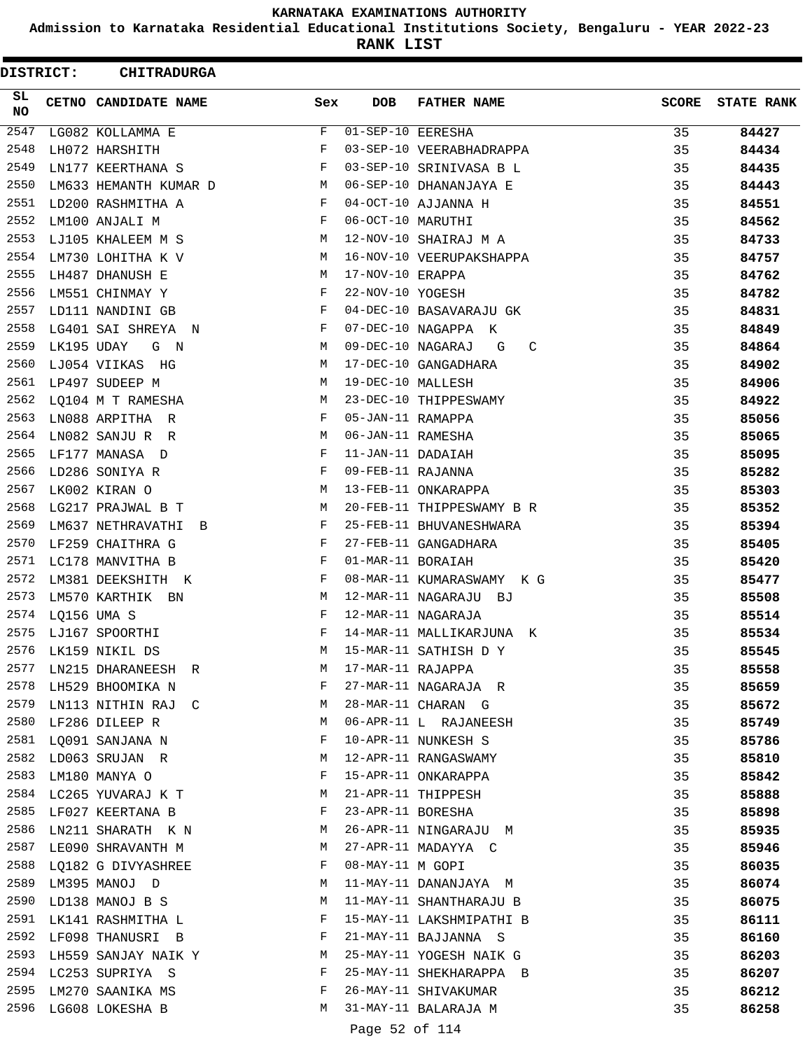# KARNATAKA EXAMINATIONS AUTHORITY

## Admission to Karnataka Residential Educational Institutions Society, Bengaluru - YEAR 2022-23

## RANK LIST

**DISTRICT: CHITRADURGA**

| SL NO | CETNO | CANDIDATE NAME | Sex | DOB | FATHER NAME | SCORE | STATE RANK |
|---|---|---|---|---|---|---|---|
| 2547 | LG082 | KOLLAMMA E | F | 01-SEP-10 | EERESHA | 35 | 84427 |
| 2548 | LH072 | HARSHITH | F | 03-SEP-10 | VEERABHADRAPPA | 35 | 84434 |
| 2549 | LN177 | KEERTHANA S | F | 03-SEP-10 | SRINIVASA B L | 35 | 84435 |
| 2550 | LM633 | HEMANTH KUMAR D | M | 06-SEP-10 | DHANANJAYA E | 35 | 84443 |
| 2551 | LD200 | RASHMITHA A | F | 04-OCT-10 | AJJANNA H | 35 | 84551 |
| 2552 | LM100 | ANJALI M | F | 06-OCT-10 | MARUTHI | 35 | 84562 |
| 2553 | LJ105 | KHALEEM M S | M | 12-NOV-10 | SHAIRAJ M A | 35 | 84733 |
| 2554 | LM730 | LOHITHA K V | M | 16-NOV-10 | VEERUPAKSHAPPA | 35 | 84757 |
| 2555 | LH487 | DHANUSH E | M | 17-NOV-10 | ERAPPA | 35 | 84762 |
| 2556 | LM551 | CHINMAY Y | F | 22-NOV-10 | YOGESH | 35 | 84782 |
| 2557 | LD111 | NANDINI GB | F | 04-DEC-10 | BASAVARAJU GK | 35 | 84831 |
| 2558 | LG401 | SAI SHREYA N | F | 07-DEC-10 | NAGAPPA K | 35 | 84849 |
| 2559 | LK195 | UDAY G N | M | 09-DEC-10 | NAGARAJ G C | 35 | 84864 |
| 2560 | LJ054 | VIIKAS HG | M | 17-DEC-10 | GANGADHARA | 35 | 84902 |
| 2561 | LP497 | SUDEEP M | M | 19-DEC-10 | MALLESH | 35 | 84906 |
| 2562 | LQ104 | M T RAMESHA | M | 23-DEC-10 | THIPPESWAMY | 35 | 84922 |
| 2563 | LN088 | ARPITHA R | F | 05-JAN-11 | RAMAPPA | 35 | 85056 |
| 2564 | LN082 | SANJU R R | M | 06-JAN-11 | RAMESHA | 35 | 85065 |
| 2565 | LF177 | MANASA D | F | 11-JAN-11 | DADAIAH | 35 | 85095 |
| 2566 | LD286 | SONIYA R | F | 09-FEB-11 | RAJANNA | 35 | 85282 |
| 2567 | LK002 | KIRAN O | M | 13-FEB-11 | ONKARAPPA | 35 | 85303 |
| 2568 | LG217 | PRAJWAL B T | M | 20-FEB-11 | THIPPESWAMY B R | 35 | 85352 |
| 2569 | LM637 | NETHRAVATHI B | F | 25-FEB-11 | BHUVANESHWARA | 35 | 85394 |
| 2570 | LF259 | CHAITHRA G | F | 27-FEB-11 | GANGADHARA | 35 | 85405 |
| 2571 | LC178 | MANVITHA B | F | 01-MAR-11 | BORAIAH | 35 | 85420 |
| 2572 | LM381 | DEEKSHITH K | F | 08-MAR-11 | KUMARASWAMY K G | 35 | 85477 |
| 2573 | LM570 | KARTHIK BN | M | 12-MAR-11 | NAGARAJU BJ | 35 | 85508 |
| 2574 | LQ156 | UMA S | F | 12-MAR-11 | NAGARAJA | 35 | 85514 |
| 2575 | LJ167 | SPOORTHI | F | 14-MAR-11 | MALLIKARJUNA K | 35 | 85534 |
| 2576 | LK159 | NIKIL DS | M | 15-MAR-11 | SATHISH D Y | 35 | 85545 |
| 2577 | LN215 | DHARANEESH R | M | 17-MAR-11 | RAJAPPA | 35 | 85558 |
| 2578 | LH529 | BHOOMIKA N | F | 27-MAR-11 | NAGARAJA R | 35 | 85659 |
| 2579 | LN113 | NITHIN RAJ C | M | 28-MAR-11 | CHARAN G | 35 | 85672 |
| 2580 | LF286 | DILEEP R | M | 06-APR-11 | L RAJANEESH | 35 | 85749 |
| 2581 | LQ091 | SANJANA N | F | 10-APR-11 | NUNKESH S | 35 | 85786 |
| 2582 | LD063 | SRUJAN R | M | 12-APR-11 | RANGASWAMY | 35 | 85810 |
| 2583 | LM180 | MANYA O | F | 15-APR-11 | ONKARAPPA | 35 | 85842 |
| 2584 | LC265 | YUVARAJ K T | M | 21-APR-11 | THIPPESH | 35 | 85888 |
| 2585 | LF027 | KEERTANA B | F | 23-APR-11 | BORESHA | 35 | 85898 |
| 2586 | LN211 | SHARATH K N | M | 26-APR-11 | NINGARAJU M | 35 | 85935 |
| 2587 | LE090 | SHRAVANTH M | M | 27-APR-11 | MADAYYA C | 35 | 85946 |
| 2588 | LQ182 | G DIVYASHREE | F | 08-MAY-11 | M GOPI | 35 | 86035 |
| 2589 | LM395 | MANOJ D | M | 11-MAY-11 | DANANJAYA M | 35 | 86074 |
| 2590 | LD138 | MANOJ B S | M | 11-MAY-11 | SHANTHARAJU B | 35 | 86075 |
| 2591 | LK141 | RASHMITHA L | F | 15-MAY-11 | LAKSHMIPATHI B | 35 | 86111 |
| 2592 | LF098 | THANUSRI B | F | 21-MAY-11 | BAJJANNA S | 35 | 86160 |
| 2593 | LH559 | SANJAY NAIK Y | M | 25-MAY-11 | YOGESH NAIK G | 35 | 86203 |
| 2594 | LC253 | SUPRIYA S | F | 25-MAY-11 | SHEKHARAPPA B | 35 | 86207 |
| 2595 | LM270 | SAANIKA MS | F | 26-MAY-11 | SHIVAKUMAR | 35 | 86212 |
| 2596 | LG608 | LOKESHA B | M | 31-MAY-11 | BALARAJA M | 35 | 86258 |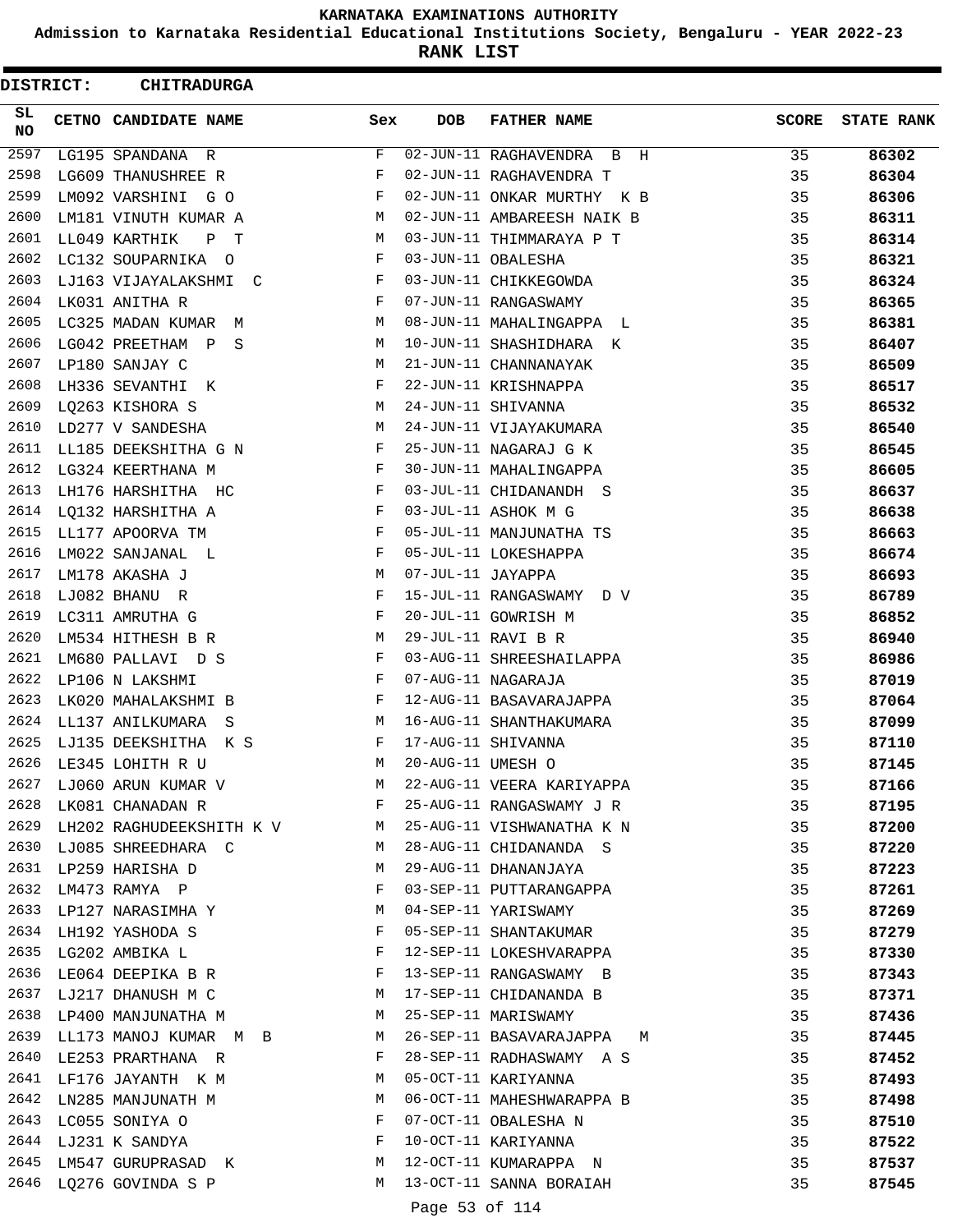# KARNATAKA EXAMINATIONS AUTHORITY

**Admission to Karnataka Residential Educational Institutions Society, Bengaluru - YEAR 2022-23**

**RANK LIST**

**DISTRICT: CHITRADURGA**

| SL NO | CETNO | CANDIDATE NAME | Sex | DOB | FATHER NAME | SCORE | STATE RANK |
|---|---|---|---|---|---|---|---|
| 2597 | LG195 | SPANDANA R | F | 02-JUN-11 | RAGHAVENDRA B H | 35 | 86302 |
| 2598 | LG609 | THANUSHREE R | F | 02-JUN-11 | RAGHAVENDRA T | 35 | 86304 |
| 2599 | LM092 | VARSHINI G O | F | 02-JUN-11 | ONKAR MURTHY K B | 35 | 86306 |
| 2600 | LM181 | VINUTH KUMAR A | M | 02-JUN-11 | AMBAREESH NAIK B | 35 | 86311 |
| 2601 | LL049 | KARTHIK P T | M | 03-JUN-11 | THIMMARAYA P T | 35 | 86314 |
| 2602 | LC132 | SOUPARNIKA O | F | 03-JUN-11 | OBALESHA | 35 | 86321 |
| 2603 | LJ163 | VIJAYALAKSHMI C | F | 03-JUN-11 | CHIKKEGOWDA | 35 | 86324 |
| 2604 | LK031 | ANITHA R | F | 07-JUN-11 | RANGASWAMY | 35 | 86365 |
| 2605 | LC325 | MADAN KUMAR M | M | 08-JUN-11 | MAHALINGAPPA L | 35 | 86381 |
| 2606 | LG042 | PREETHAM P S | M | 10-JUN-11 | SHASHIDHARA K | 35 | 86407 |
| 2607 | LP180 | SANJAY C | M | 21-JUN-11 | CHANNANAYAK | 35 | 86509 |
| 2608 | LH336 | SEVANTHI K | F | 22-JUN-11 | KRISHNAPPA | 35 | 86517 |
| 2609 | LQ263 | KISHORA S | M | 24-JUN-11 | SHIVANNA | 35 | 86532 |
| 2610 | LD277 | V SANDESHA | M | 24-JUN-11 | VIJAYAKUMARA | 35 | 86540 |
| 2611 | LL185 | DEEKSHITHA G N | F | 25-JUN-11 | NAGARAJ G K | 35 | 86545 |
| 2612 | LG324 | KEERTHANA M | F | 30-JUN-11 | MAHALINGAPPA | 35 | 86605 |
| 2613 | LH176 | HARSHITHA HC | F | 03-JUL-11 | CHIDANANDH S | 35 | 86637 |
| 2614 | LQ132 | HARSHITHA A | F | 03-JUL-11 | ASHOK M G | 35 | 86638 |
| 2615 | LL177 | APOORVA TM | F | 05-JUL-11 | MANJUNATHA TS | 35 | 86663 |
| 2616 | LM022 | SANJANAL L | F | 05-JUL-11 | LOKESHAPPA | 35 | 86674 |
| 2617 | LM178 | AKASHA J | M | 07-JUL-11 | JAYAPPA | 35 | 86693 |
| 2618 | LJ082 | BHANU R | F | 15-JUL-11 | RANGASWAMY D V | 35 | 86789 |
| 2619 | LC311 | AMRUTHA G | F | 20-JUL-11 | GOWRISH M | 35 | 86852 |
| 2620 | LM534 | HITHESH B R | M | 29-JUL-11 | RAVI B R | 35 | 86940 |
| 2621 | LM680 | PALLAVI D S | F | 03-AUG-11 | SHREESHAILAPPA | 35 | 86986 |
| 2622 | LP106 | N LAKSHMI | F | 07-AUG-11 | NAGARAJA | 35 | 87019 |
| 2623 | LK020 | MAHALAKSHMI B | F | 12-AUG-11 | BASAVARAJAPPA | 35 | 87064 |
| 2624 | LL137 | ANILKUMARA S | M | 16-AUG-11 | SHANTHAKUMARA | 35 | 87099 |
| 2625 | LJ135 | DEEKSHITHA K S | F | 17-AUG-11 | SHIVANNA | 35 | 87110 |
| 2626 | LE345 | LOHITH R U | M | 20-AUG-11 | UMESH O | 35 | 87145 |
| 2627 | LJ060 | ARUN KUMAR V | M | 22-AUG-11 | VEERA KARIYAPPA | 35 | 87166 |
| 2628 | LK081 | CHANADAN R | F | 25-AUG-11 | RANGASWAMY J R | 35 | 87195 |
| 2629 | LH202 | RAGHUDEEKSHITH K V | M | 25-AUG-11 | VISHWANATHA K N | 35 | 87200 |
| 2630 | LJ085 | SHREEDHARA C | M | 28-AUG-11 | CHIDANANDA S | 35 | 87220 |
| 2631 | LP259 | HARISHA D | M | 29-AUG-11 | DHANANJAYA | 35 | 87223 |
| 2632 | LM473 | RAMYA P | F | 03-SEP-11 | PUTTARANGAPPA | 35 | 87261 |
| 2633 | LP127 | NARASIMHA Y | M | 04-SEP-11 | YARISWAMY | 35 | 87269 |
| 2634 | LH192 | YASHODA S | F | 05-SEP-11 | SHANTAKUMAR | 35 | 87279 |
| 2635 | LG202 | AMBIKA L | F | 12-SEP-11 | LOKESHVARAPPA | 35 | 87330 |
| 2636 | LE064 | DEEPIKA B R | F | 13-SEP-11 | RANGASWAMY B | 35 | 87343 |
| 2637 | LJ217 | DHANUSH M C | M | 17-SEP-11 | CHIDANANDA B | 35 | 87371 |
| 2638 | LP400 | MANJUNATHA M | M | 25-SEP-11 | MARISWAMY | 35 | 87436 |
| 2639 | LL173 | MANOJ KUMAR M B | M | 26-SEP-11 | BASAVARAJAPPA M | 35 | 87445 |
| 2640 | LE253 | PRARTHANA R | F | 28-SEP-11 | RADHASWAMY A S | 35 | 87452 |
| 2641 | LF176 | JAYANTH K M | M | 05-OCT-11 | KARIYANNA | 35 | 87493 |
| 2642 | LN285 | MANJUNATH M | M | 06-OCT-11 | MAHESHWARAPPA B | 35 | 87498 |
| 2643 | LC055 | SONIYA O | F | 07-OCT-11 | OBALESHA N | 35 | 87510 |
| 2644 | LJ231 | K SANDYA | F | 10-OCT-11 | KARIYANNA | 35 | 87522 |
| 2645 | LM547 | GURUPRASAD K | M | 12-OCT-11 | KUMARAPPA N | 35 | 87537 |
| 2646 | LQ276 | GOVINDA S P | M | 13-OCT-11 | SANNA BORAIAH | 35 | 87545 |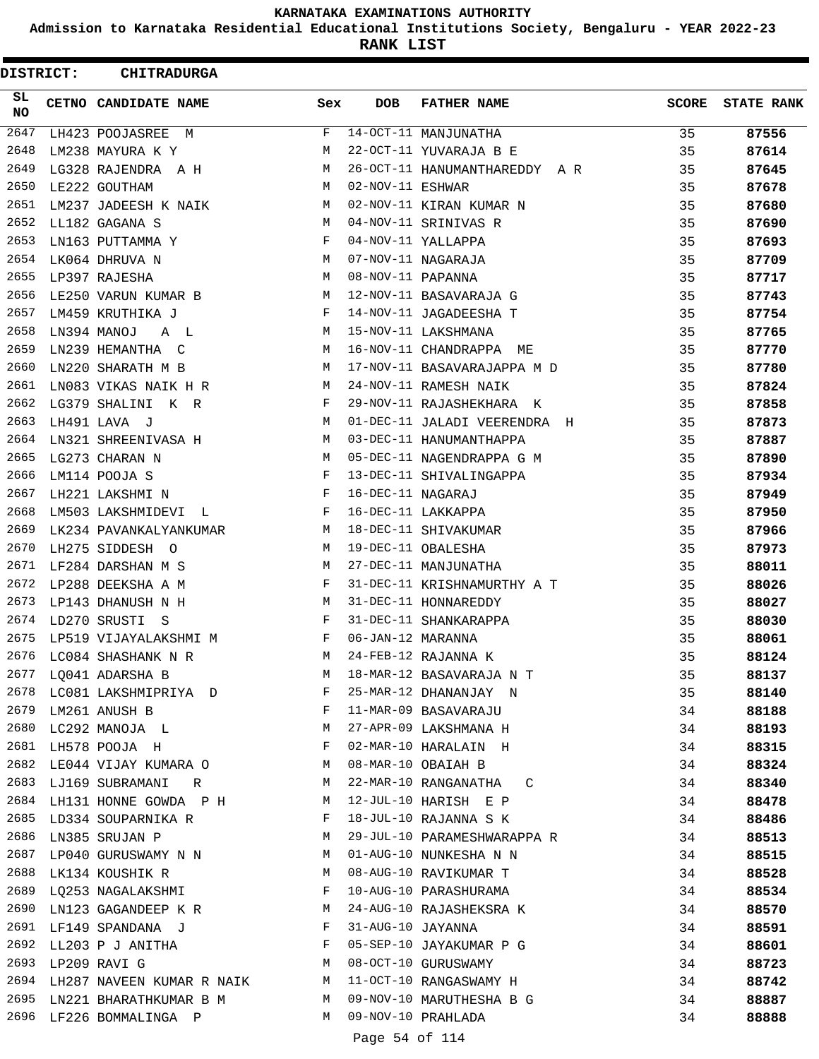# KARNATAKA EXAMINATIONS AUTHORITY

**Admission to Karnataka Residential Educational Institutions Society, Bengaluru - YEAR 2022-23**

**RANK LIST**

**DISTRICT: CHITRADURGA**

| SL NO | CETNO | CANDIDATE NAME | Sex | DOB | FATHER NAME | SCORE | STATE RANK |
|---|---|---|---|---|---|---|---|
| 2647 | LH423 | POOJASREE M | F | 14-OCT-11 | MANJUNATHA | 35 | 87556 |
| 2648 | LM238 | MAYURA K Y | M | 22-OCT-11 | YUVARAJA B E | 35 | 87614 |
| 2649 | LG328 | RAJENDRA A H | M | 26-OCT-11 | HANUMANTHAREDDY A R | 35 | 87645 |
| 2650 | LE222 | GOUTHAM | M | 02-NOV-11 | ESHWAR | 35 | 87678 |
| 2651 | LM237 | JADEESH K NAIK | M | 02-NOV-11 | KIRAN KUMAR N | 35 | 87680 |
| 2652 | LL182 | GAGANA S | M | 04-NOV-11 | SRINIVAS R | 35 | 87690 |
| 2653 | LN163 | PUTTAMMA Y | F | 04-NOV-11 | YALLAPPA | 35 | 87693 |
| 2654 | LK064 | DHRUVA N | M | 07-NOV-11 | NAGARAJA | 35 | 87709 |
| 2655 | LP397 | RAJESHA | M | 08-NOV-11 | PAPANNA | 35 | 87717 |
| 2656 | LE250 | VARUN KUMAR B | M | 12-NOV-11 | BASAVARAJA G | 35 | 87743 |
| 2657 | LM459 | KRUTHIKA J | F | 14-NOV-11 | JAGADEESHA T | 35 | 87754 |
| 2658 | LN394 | MANOJ A L | M | 15-NOV-11 | LAKSHMANA | 35 | 87765 |
| 2659 | LN239 | HEMANTHA C | M | 16-NOV-11 | CHANDRAPPA ME | 35 | 87770 |
| 2660 | LN220 | SHARATH M B | M | 17-NOV-11 | BASAVARAJAPPA M D | 35 | 87780 |
| 2661 | LN083 | VIKAS NAIK H R | M | 24-NOV-11 | RAMESH NAIK | 35 | 87824 |
| 2662 | LG379 | SHALINI K R | F | 29-NOV-11 | RAJASHEKHARA K | 35 | 87858 |
| 2663 | LH491 | LAVA J | M | 01-DEC-11 | JALADI VEERENDRA H | 35 | 87873 |
| 2664 | LN321 | SHREENIVASA H | M | 03-DEC-11 | HANUMANTHAPPA | 35 | 87887 |
| 2665 | LG273 | CHARAN N | M | 05-DEC-11 | NAGENDRAPPA G M | 35 | 87890 |
| 2666 | LM114 | POOJA S | F | 13-DEC-11 | SHIVALINGAPPA | 35 | 87934 |
| 2667 | LH221 | LAKSHMI N | F | 16-DEC-11 | NAGARAJ | 35 | 87949 |
| 2668 | LM503 | LAKSHMIDEVI L | F | 16-DEC-11 | LAKKAPPA | 35 | 87950 |
| 2669 | LK234 | PAVANKALYANKUMAR | M | 18-DEC-11 | SHIVAKUMAR | 35 | 87966 |
| 2670 | LH275 | SIDDESH O | M | 19-DEC-11 | OBALESHA | 35 | 87973 |
| 2671 | LF284 | DARSHAN M S | M | 27-DEC-11 | MANJUNATHA | 35 | 88011 |
| 2672 | LP288 | DEEKSHA A M | F | 31-DEC-11 | KRISHNAMURTHY A T | 35 | 88026 |
| 2673 | LP143 | DHANUSH N H | M | 31-DEC-11 | HONNAREDDY | 35 | 88027 |
| 2674 | LD270 | SRUSTI S | F | 31-DEC-11 | SHANKARAPPA | 35 | 88030 |
| 2675 | LP519 | VIJAYALAKSHMI M | F | 06-JAN-12 | MARANNA | 35 | 88061 |
| 2676 | LC084 | SHASHANK N R | M | 24-FEB-12 | RAJANNA K | 35 | 88124 |
| 2677 | LQ041 | ADARSHA B | M | 18-MAR-12 | BASAVARAJA N T | 35 | 88137 |
| 2678 | LC081 | LAKSHMIPRIYA D | F | 25-MAR-12 | DHANANJAY N | 35 | 88140 |
| 2679 | LM261 | ANUSH B | F | 11-MAR-09 | BASAVARAJU | 34 | 88188 |
| 2680 | LC292 | MANOJA L | M | 27-APR-09 | LAKSHMANA H | 34 | 88193 |
| 2681 | LH578 | POOJA H | F | 02-MAR-10 | HARALAIN H | 34 | 88315 |
| 2682 | LE044 | VIJAY KUMARA O | M | 08-MAR-10 | OBAIAH B | 34 | 88324 |
| 2683 | LJ169 | SUBRAMANI R | M | 22-MAR-10 | RANGANATHA C | 34 | 88340 |
| 2684 | LH131 | HONNE GOWDA P H | M | 12-JUL-10 | HARISH E P | 34 | 88478 |
| 2685 | LD334 | SOUPARNIKA R | F | 18-JUL-10 | RAJANNA S K | 34 | 88486 |
| 2686 | LN385 | SRUJAN P | M | 29-JUL-10 | PARAMESHWARAPPA R | 34 | 88513 |
| 2687 | LP040 | GURUSWAMY N N | M | 01-AUG-10 | NUNKESHA N N | 34 | 88515 |
| 2688 | LK134 | KOUSHIK R | M | 08-AUG-10 | RAVIKUMAR T | 34 | 88528 |
| 2689 | LQ253 | NAGALAKSHMI | F | 10-AUG-10 | PARASHURAMA | 34 | 88534 |
| 2690 | LN123 | GAGANDEEP K R | M | 24-AUG-10 | RAJASHEKSRA K | 34 | 88570 |
| 2691 | LF149 | SPANDANA J | F | 31-AUG-10 | JAYANNA | 34 | 88591 |
| 2692 | LL203 | P J ANITHA | F | 05-SEP-10 | JAYAKUMAR P G | 34 | 88601 |
| 2693 | LP209 | RAVI G | M | 08-OCT-10 | GURUSWAMY | 34 | 88723 |
| 2694 | LH287 | NAVEEN KUMAR R NAIK | M | 11-OCT-10 | RANGASWAMY H | 34 | 88742 |
| 2695 | LN221 | BHARATHKUMAR B M | M | 09-NOV-10 | MARUTHESHA B G | 34 | 88887 |
| 2696 | LF226 | BOMMALINGA P | M | 09-NOV-10 | PRAHLADA | 34 | 88888 |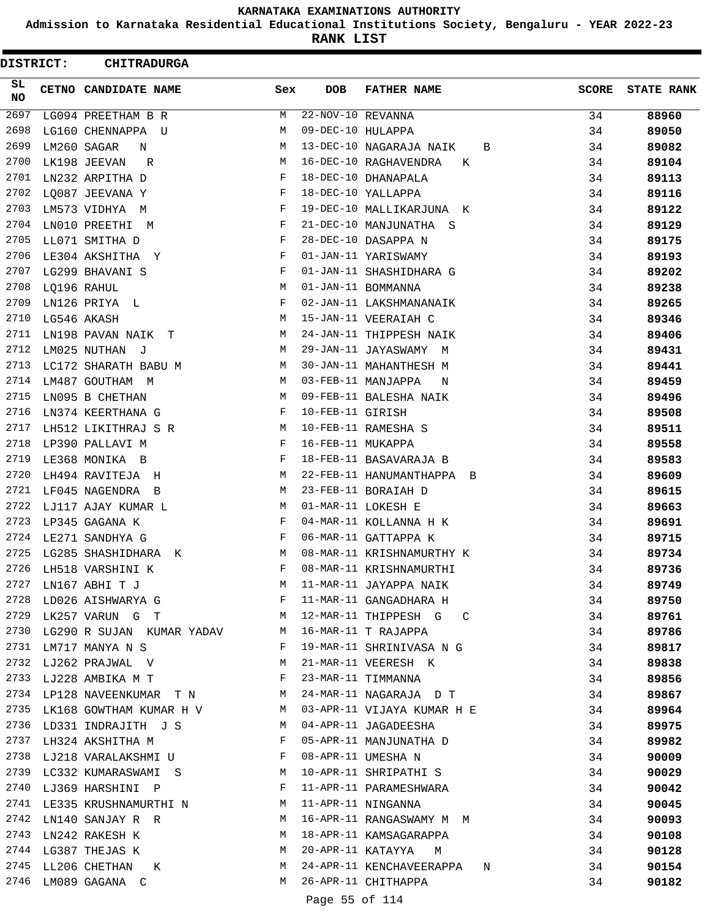# KARNATAKA EXAMINATIONS AUTHORITY

**Admission to Karnataka Residential Educational Institutions Society, Bengaluru - YEAR 2022-23**

**RANK LIST**

**DISTRICT: CHITRADURGA**

| SL NO | CETNO | CANDIDATE NAME | Sex | DOB | FATHER NAME | SCORE | STATE RANK |
|---|---|---|---|---|---|---|---|
| 2697 | LG094 | PREETHAM B R | M | 22-NOV-10 | REVANNA | 34 | 88960 |
| 2698 | LG160 | CHENNAPPA U | M | 09-DEC-10 | HULAPPA | 34 | 89050 |
| 2699 | LM260 | SAGAR N | M | 13-DEC-10 | NAGARAJA NAIK B | 34 | 89082 |
| 2700 | LK198 | JEEVAN R | M | 16-DEC-10 | RAGHAVENDRA K | 34 | 89104 |
| 2701 | LN232 | ARPITHA D | F | 18-DEC-10 | DHANAPALA | 34 | 89113 |
| 2702 | LQ087 | JEEVANA Y | F | 18-DEC-10 | YALLAPPA | 34 | 89116 |
| 2703 | LM573 | VIDHYA M | F | 19-DEC-10 | MALLIKARJUNA K | 34 | 89122 |
| 2704 | LN010 | PREETHI M | F | 21-DEC-10 | MANJUNATHA S | 34 | 89129 |
| 2705 | LL071 | SMITHA D | F | 28-DEC-10 | DASAPPA N | 34 | 89175 |
| 2706 | LE304 | AKSHITHA Y | F | 01-JAN-11 | YARISWAMY | 34 | 89193 |
| 2707 | LG299 | BHAVANI S | F | 01-JAN-11 | SHASHIDHARA G | 34 | 89202 |
| 2708 | LQ196 | RAHUL | M | 01-JAN-11 | BOMMANNA | 34 | 89238 |
| 2709 | LN126 | PRIYA L | F | 02-JAN-11 | LAKSHMANANAIK | 34 | 89265 |
| 2710 | LG546 | AKASH | M | 15-JAN-11 | VEERAIAH C | 34 | 89346 |
| 2711 | LN198 | PAVAN NAIK T | M | 24-JAN-11 | THIPPESH NAIK | 34 | 89406 |
| 2712 | LM025 | NUTHAN J | M | 29-JAN-11 | JAYASWAMY M | 34 | 89431 |
| 2713 | LC172 | SHARATH BABU M | M | 30-JAN-11 | MAHANTHESH M | 34 | 89441 |
| 2714 | LM487 | GOUTHAM M | M | 03-FEB-11 | MANJAPPA N | 34 | 89459 |
| 2715 | LN095 | B CHETHAN | M | 09-FEB-11 | BALESHA NAIK | 34 | 89496 |
| 2716 | LN374 | KEERTHANA G | F | 10-FEB-11 | GIRISH | 34 | 89508 |
| 2717 | LH512 | LIKITHRAJ S R | M | 10-FEB-11 | RAMESHA S | 34 | 89511 |
| 2718 | LP390 | PALLAVI M | F | 16-FEB-11 | MUKAPPA | 34 | 89558 |
| 2719 | LE368 | MONIKA B | F | 18-FEB-11 | BASAVARAJA B | 34 | 89583 |
| 2720 | LH494 | RAVITEJA H | M | 22-FEB-11 | HANUMANTHAPPA B | 34 | 89609 |
| 2721 | LF045 | NAGENDRA B | M | 23-FEB-11 | BORAIAH D | 34 | 89615 |
| 2722 | LJ117 | AJAY KUMAR L | M | 01-MAR-11 | LOKESH E | 34 | 89663 |
| 2723 | LP345 | GAGANA K | F | 04-MAR-11 | KOLLANNA H K | 34 | 89691 |
| 2724 | LE271 | SANDHYA G | F | 06-MAR-11 | GATTAPPA K | 34 | 89715 |
| 2725 | LG285 | SHASHIDHARA K | M | 08-MAR-11 | KRISHNAMURTHY K | 34 | 89734 |
| 2726 | LH518 | VARSHINI K | F | 08-MAR-11 | KRISHNAMURTHI | 34 | 89736 |
| 2727 | LN167 | ABHI T J | M | 11-MAR-11 | JAYAPPA NAIK | 34 | 89749 |
| 2728 | LD026 | AISHWARYA G | F | 11-MAR-11 | GANGADHARA H | 34 | 89750 |
| 2729 | LK257 | VARUN G T | M | 12-MAR-11 | THIPPESH G C | 34 | 89761 |
| 2730 | LG290 | R SUJAN KUMAR YADAV | M | 16-MAR-11 | T RAJAPPA | 34 | 89786 |
| 2731 | LM717 | MANYA N S | F | 19-MAR-11 | SHRINIVASA N G | 34 | 89817 |
| 2732 | LJ262 | PRAJWAL V | M | 21-MAR-11 | VEERESH K | 34 | 89838 |
| 2733 | LJ228 | AMBIKA M T | F | 23-MAR-11 | TIMMANNA | 34 | 89856 |
| 2734 | LP128 | NAVEENKUMAR T N | M | 24-MAR-11 | NAGARAJA D T | 34 | 89867 |
| 2735 | LK168 | GOWTHAM KUMAR H V | M | 03-APR-11 | VIJAYA KUMAR H E | 34 | 89964 |
| 2736 | LD331 | INDRAJITH J S | M | 04-APR-11 | JAGADEESHA | 34 | 89975 |
| 2737 | LH324 | AKSHITHA M | F | 05-APR-11 | MANJUNATHA D | 34 | 89982 |
| 2738 | LJ218 | VARALAKSHMI U | F | 08-APR-11 | UMESHA N | 34 | 90009 |
| 2739 | LC332 | KUMARASWAMI S | M | 10-APR-11 | SHRIPATHI S | 34 | 90029 |
| 2740 | LJ369 | HARSHINI P | F | 11-APR-11 | PARAMESHWARA | 34 | 90042 |
| 2741 | LE335 | KRUSHNAMURTHI N | M | 11-APR-11 | NINGANNA | 34 | 90045 |
| 2742 | LN140 | SANJAY R R | M | 16-APR-11 | RANGASWAMY M M | 34 | 90093 |
| 2743 | LN242 | RAKESH K | M | 18-APR-11 | KAMSAGARAPPA | 34 | 90108 |
| 2744 | LG387 | THEJAS K | M | 20-APR-11 | KATAYYA M | 34 | 90128 |
| 2745 | LL206 | CHETHAN K | M | 24-APR-11 | KENCHAVEERAPPA N | 34 | 90154 |
| 2746 | LM089 | GAGANA C | M | 26-APR-11 | CHITHAPPA | 34 | 90182 |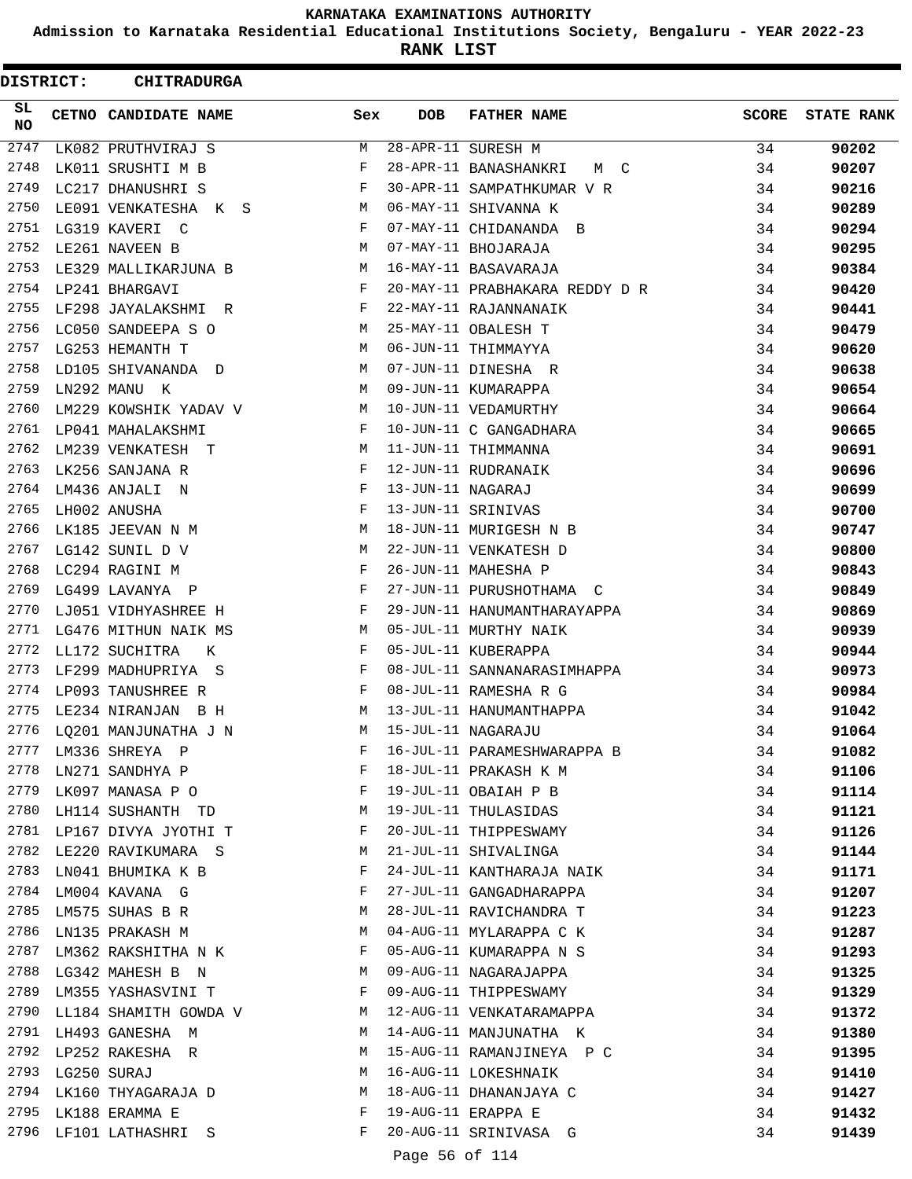# KARNATAKA EXAMINATIONS AUTHORITY

## Admission to Karnataka Residential Educational Institutions Society, Bengaluru - YEAR 2022-23

## RANK LIST

**DISTRICT: CHITRADURGA**

| SL NO | CETNO | CANDIDATE NAME | Sex | DOB | FATHER NAME | SCORE | STATE RANK |
|---|---|---|---|---|---|---|---|
| 2747 | LK082 | PRUTHVIRAJ S | M | 28-APR-11 | SURESH M | 34 | **90202** |
| 2748 | LK011 | SRUSHTI M B | F | 28-APR-11 | BANASHANKRI M C | 34 | **90207** |
| 2749 | LC217 | DHANUSHRI S | F | 30-APR-11 | SAMPATHKUMAR V R | 34 | **90216** |
| 2750 | LE091 | VENKATESHA K S | M | 06-MAY-11 | SHIVANNA K | 34 | **90289** |
| 2751 | LG319 | KAVERI C | F | 07-MAY-11 | CHIDANANDA B | 34 | **90294** |
| 2752 | LE261 | NAVEEN B | M | 07-MAY-11 | BHOJARAJA | 34 | **90295** |
| 2753 | LE329 | MALLIKARJUNA B | M | 16-MAY-11 | BASAVARAJA | 34 | **90384** |
| 2754 | LP241 | BHARGAVI | F | 20-MAY-11 | PRABHAKARA REDDY D R | 34 | **90420** |
| 2755 | LF298 | JAYALAKSHMI R | F | 22-MAY-11 | RAJANNANAIK | 34 | **90441** |
| 2756 | LC050 | SANDEEPA S O | M | 25-MAY-11 | OBALESH T | 34 | **90479** |
| 2757 | LG253 | HEMANTH T | M | 06-JUN-11 | THIMMAYYA | 34 | **90620** |
| 2758 | LD105 | SHIVANANDA D | M | 07-JUN-11 | DINESHA R | 34 | **90638** |
| 2759 | LN292 | MANU K | M | 09-JUN-11 | KUMARAPPA | 34 | **90654** |
| 2760 | LM229 | KOWSHIK YADAV V | M | 10-JUN-11 | VEDAMURTHY | 34 | **90664** |
| 2761 | LP041 | MAHALAKSHMI | F | 10-JUN-11 | C GANGADHARA | 34 | **90665** |
| 2762 | LM239 | VENKATESH T | M | 11-JUN-11 | THIMMANNA | 34 | **90691** |
| 2763 | LK256 | SANJANA R | F | 12-JUN-11 | RUDRANAIK | 34 | **90696** |
| 2764 | LM436 | ANJALI N | F | 13-JUN-11 | NAGARAJ | 34 | **90699** |
| 2765 | LH002 | ANUSHA | F | 13-JUN-11 | SRINIVAS | 34 | **90700** |
| 2766 | LK185 | JEEVAN N M | M | 18-JUN-11 | MURIGESH N B | 34 | **90747** |
| 2767 | LG142 | SUNIL D V | M | 22-JUN-11 | VENKATESH D | 34 | **90800** |
| 2768 | LC294 | RAGINI M | F | 26-JUN-11 | MAHESHA P | 34 | **90843** |
| 2769 | LG499 | LAVANYA P | F | 27-JUN-11 | PURUSHOTHAMA C | 34 | **90849** |
| 2770 | LJ051 | VIDHYASHREE H | F | 29-JUN-11 | HANUMANTHARAYAPPA | 34 | **90869** |
| 2771 | LG476 | MITHUN NAIK MS | M | 05-JUL-11 | MURTHY NAIK | 34 | **90939** |
| 2772 | LL172 | SUCHITRA K | F | 05-JUL-11 | KUBERAPPA | 34 | **90944** |
| 2773 | LF299 | MADHUPRIYA S | F | 08-JUL-11 | SANNANARASIMHAPPA | 34 | **90973** |
| 2774 | LP093 | TANUSHREE R | F | 08-JUL-11 | RAMESHA R G | 34 | **90984** |
| 2775 | LE234 | NIRANJAN B H | M | 13-JUL-11 | HANUMANTHAPPA | 34 | **91042** |
| 2776 | LQ201 | MANJUNATHA J N | M | 15-JUL-11 | NAGARAJU | 34 | **91064** |
| 2777 | LM336 | SHREYA P | F | 16-JUL-11 | PARAMESHWARAPPA B | 34 | **91082** |
| 2778 | LN271 | SANDHYA P | F | 18-JUL-11 | PRAKASH K M | 34 | **91106** |
| 2779 | LK097 | MANASA P O | F | 19-JUL-11 | OBAIAH P B | 34 | **91114** |
| 2780 | LH114 | SUSHANTH TD | M | 19-JUL-11 | THULASIDAS | 34 | **91121** |
| 2781 | LP167 | DIVYA JYOTHI T | F | 20-JUL-11 | THIPPESWAMY | 34 | **91126** |
| 2782 | LE220 | RAVIKUMARA S | M | 21-JUL-11 | SHIVALINGA | 34 | **91144** |
| 2783 | LN041 | BHUMIKA K B | F | 24-JUL-11 | KANTHARAJA NAIK | 34 | **91171** |
| 2784 | LM004 | KAVANA G | F | 27-JUL-11 | GANGADHARAPPA | 34 | **91207** |
| 2785 | LM575 | SUHAS B R | M | 28-JUL-11 | RAVICHANDRA T | 34 | **91223** |
| 2786 | LN135 | PRAKASH M | M | 04-AUG-11 | MYLARAPPA C K | 34 | **91287** |
| 2787 | LM362 | RAKSHITHA N K | F | 05-AUG-11 | KUMARAPPA N S | 34 | **91293** |
| 2788 | LG342 | MAHESH B N | M | 09-AUG-11 | NAGARAJAPPA | 34 | **91325** |
| 2789 | LM355 | YASHASVINI T | F | 09-AUG-11 | THIPPESWAMY | 34 | **91329** |
| 2790 | LL184 | SHAMITH GOWDA V | M | 12-AUG-11 | VENKATARAMAPPA | 34 | **91372** |
| 2791 | LH493 | GANESHA M | M | 14-AUG-11 | MANJUNATHA K | 34 | **91380** |
| 2792 | LP252 | RAKESHA R | M | 15-AUG-11 | RAMANJINEYA P C | 34 | **91395** |
| 2793 | LG250 | SURAJ | M | 16-AUG-11 | LOKESHNAIK | 34 | **91410** |
| 2794 | LK160 | THYAGARAJA D | M | 18-AUG-11 | DHANANJAYA C | 34 | **91427** |
| 2795 | LK188 | ERAMMA E | F | 19-AUG-11 | ERAPPA E | 34 | **91432** |
| 2796 | LF101 | LATHASHRI S | F | 20-AUG-11 | SRINIVASA G | 34 | **91439** |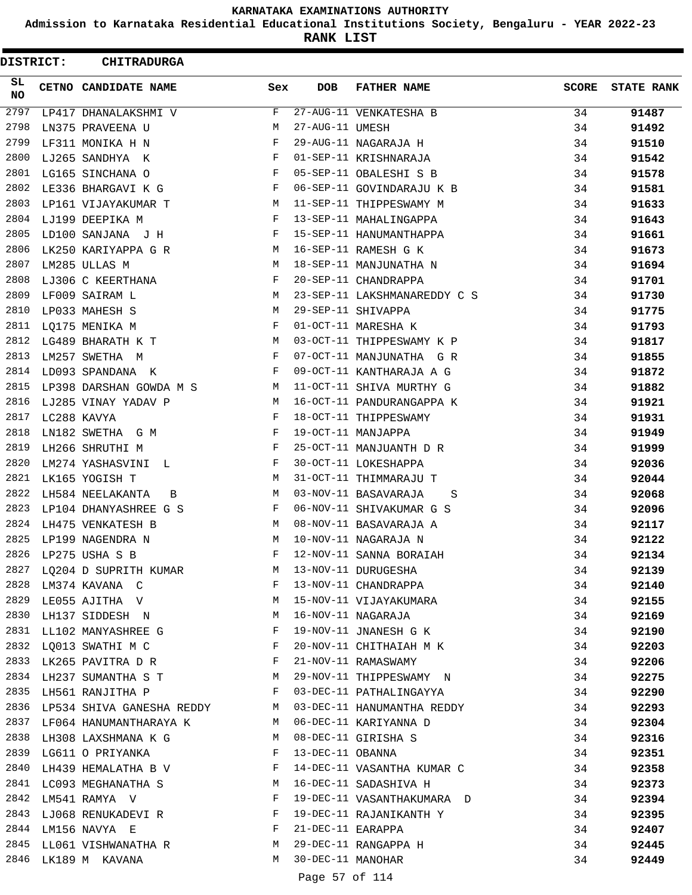# KARNATAKA EXAMINATIONS AUTHORITY

**Admission to Karnataka Residential Educational Institutions Society, Bengaluru - YEAR 2022-23**

**RANK LIST**

**DISTRICT: CHITRADURGA**

| SL NO | CETNO | CANDIDATE NAME | Sex | DOB | FATHER NAME | SCORE | STATE RANK |
|---|---|---|---|---|---|---|---|
| 2797 | LP417 | DHANALAKSHMI V | F | 27-AUG-11 | VENKATESHA B | 34 | **91487** |
| 2798 | LN375 | PRAVEENA U | M | 27-AUG-11 | UMESH | 34 | **91492** |
| 2799 | LF311 | MONIKA H N | F | 29-AUG-11 | NAGARAJA H | 34 | **91510** |
| 2800 | LJ265 | SANDHYA K | F | 01-SEP-11 | KRISHNARAJA | 34 | **91542** |
| 2801 | LG165 | SINCHANA O | F | 05-SEP-11 | OBALESHI S B | 34 | **91578** |
| 2802 | LE336 | BHARGAVI K G | F | 06-SEP-11 | GOVINDARAJU K B | 34 | **91581** |
| 2803 | LP161 | VIJAYAKUMAR T | M | 11-SEP-11 | THIPPESWAMY M | 34 | **91633** |
| 2804 | LJ199 | DEEPIKA M | F | 13-SEP-11 | MAHALINGAPPA | 34 | **91643** |
| 2805 | LD100 | SANJANA J H | F | 15-SEP-11 | HANUMANTHAPPA | 34 | **91661** |
| 2806 | LK250 | KARIYAPPA G R | M | 16-SEP-11 | RAMESH G K | 34 | **91673** |
| 2807 | LM285 | ULLAS M | M | 18-SEP-11 | MANJUNATHA N | 34 | **91694** |
| 2808 | LJ306 | C KEERTHANA | F | 20-SEP-11 | CHANDRAPPA | 34 | **91701** |
| 2809 | LF009 | SAIRAM L | M | 23-SEP-11 | LAKSHMANAREDDY C S | 34 | **91730** |
| 2810 | LP033 | MAHESH S | M | 29-SEP-11 | SHIVAPPA | 34 | **91775** |
| 2811 | LQ175 | MENIKA M | F | 01-OCT-11 | MARESHA K | 34 | **91793** |
| 2812 | LG489 | BHARATH K T | M | 03-OCT-11 | THIPPESWAMY K P | 34 | **91817** |
| 2813 | LM257 | SWETHA M | F | 07-OCT-11 | MANJUNATHA G R | 34 | **91855** |
| 2814 | LD093 | SPANDANA K | F | 09-OCT-11 | KANTHARAJA A G | 34 | **91872** |
| 2815 | LP398 | DARSHAN GOWDA M S | M | 11-OCT-11 | SHIVA MURTHY G | 34 | **91882** |
| 2816 | LJ285 | VINAY YADAV P | M | 16-OCT-11 | PANDURANGAPPA K | 34 | **91921** |
| 2817 | LC288 | KAVYA | F | 18-OCT-11 | THIPPESWAMY | 34 | **91931** |
| 2818 | LN182 | SWETHA G M | F | 19-OCT-11 | MANJAPPA | 34 | **91949** |
| 2819 | LH266 | SHRUTHI M | F | 25-OCT-11 | MANJUANTH D R | 34 | **91999** |
| 2820 | LM274 | YASHASVINI L | F | 30-OCT-11 | LOKESHAPPA | 34 | **92036** |
| 2821 | LK165 | YOGISH T | M | 31-OCT-11 | THIMMARAJU T | 34 | **92044** |
| 2822 | LH584 | NEELAKANTA B | M | 03-NOV-11 | BASAVARAJA S | 34 | **92068** |
| 2823 | LP104 | DHANYASHREE G S | F | 06-NOV-11 | SHIVAKUMAR G S | 34 | **92096** |
| 2824 | LH475 | VENKATESH B | M | 08-NOV-11 | BASAVARAJA A | 34 | **92117** |
| 2825 | LP199 | NAGENDRA N | M | 10-NOV-11 | NAGARAJA N | 34 | **92122** |
| 2826 | LP275 | USHA S B | F | 12-NOV-11 | SANNA BORAIAH | 34 | **92134** |
| 2827 | LQ204 | D SUPRITH KUMAR | M | 13-NOV-11 | DURUGESHA | 34 | **92139** |
| 2828 | LM374 | KAVANA C | F | 13-NOV-11 | CHANDRAPPA | 34 | **92140** |
| 2829 | LE055 | AJITHA V | M | 15-NOV-11 | VIJAYAKUMARA | 34 | **92155** |
| 2830 | LH137 | SIDDESH N | M | 16-NOV-11 | NAGARAJA | 34 | **92169** |
| 2831 | LL102 | MANYASHREE G | F | 19-NOV-11 | JNANESH G K | 34 | **92190** |
| 2832 | LQ013 | SWATHI M C | F | 20-NOV-11 | CHITHAIAH M K | 34 | **92203** |
| 2833 | LK265 | PAVITRA D R | F | 21-NOV-11 | RAMASWAMY | 34 | **92206** |
| 2834 | LH237 | SUMANTHA S T | M | 29-NOV-11 | THIPPESWAMY N | 34 | **92275** |
| 2835 | LH561 | RANJITHA P | F | 03-DEC-11 | PATHALINGAYYA | 34 | **92290** |
| 2836 | LP534 | SHIVA GANESHA REDDY | M | 03-DEC-11 | HANUMANTHA REDDY | 34 | **92293** |
| 2837 | LF064 | HANUMANTHARAYA K | M | 06-DEC-11 | KARIYANNA D | 34 | **92304** |
| 2838 | LH308 | LAXSHMANA K G | M | 08-DEC-11 | GIRISHA S | 34 | **92316** |
| 2839 | LG611 | O PRIYANKA | F | 13-DEC-11 | OBANNA | 34 | **92351** |
| 2840 | LH439 | HEMALATHA B V | F | 14-DEC-11 | VASANTHA KUMAR C | 34 | **92358** |
| 2841 | LC093 | MEGHANATHA S | M | 16-DEC-11 | SADASHIVA H | 34 | **92373** |
| 2842 | LM541 | RAMYA V | F | 19-DEC-11 | VASANTHAKUMARA D | 34 | **92394** |
| 2843 | LJ068 | RENUKADEVI R | F | 19-DEC-11 | RAJANIKANTH Y | 34 | **92395** |
| 2844 | LM156 | NAVYA E | F | 21-DEC-11 | EARAPPA | 34 | **92407** |
| 2845 | LL061 | VISHWANATHA R | M | 29-DEC-11 | RANGAPPA H | 34 | **92445** |
| 2846 | LK189 | M KAVANA | M | 30-DEC-11 | MANOHAR | 34 | **92449** |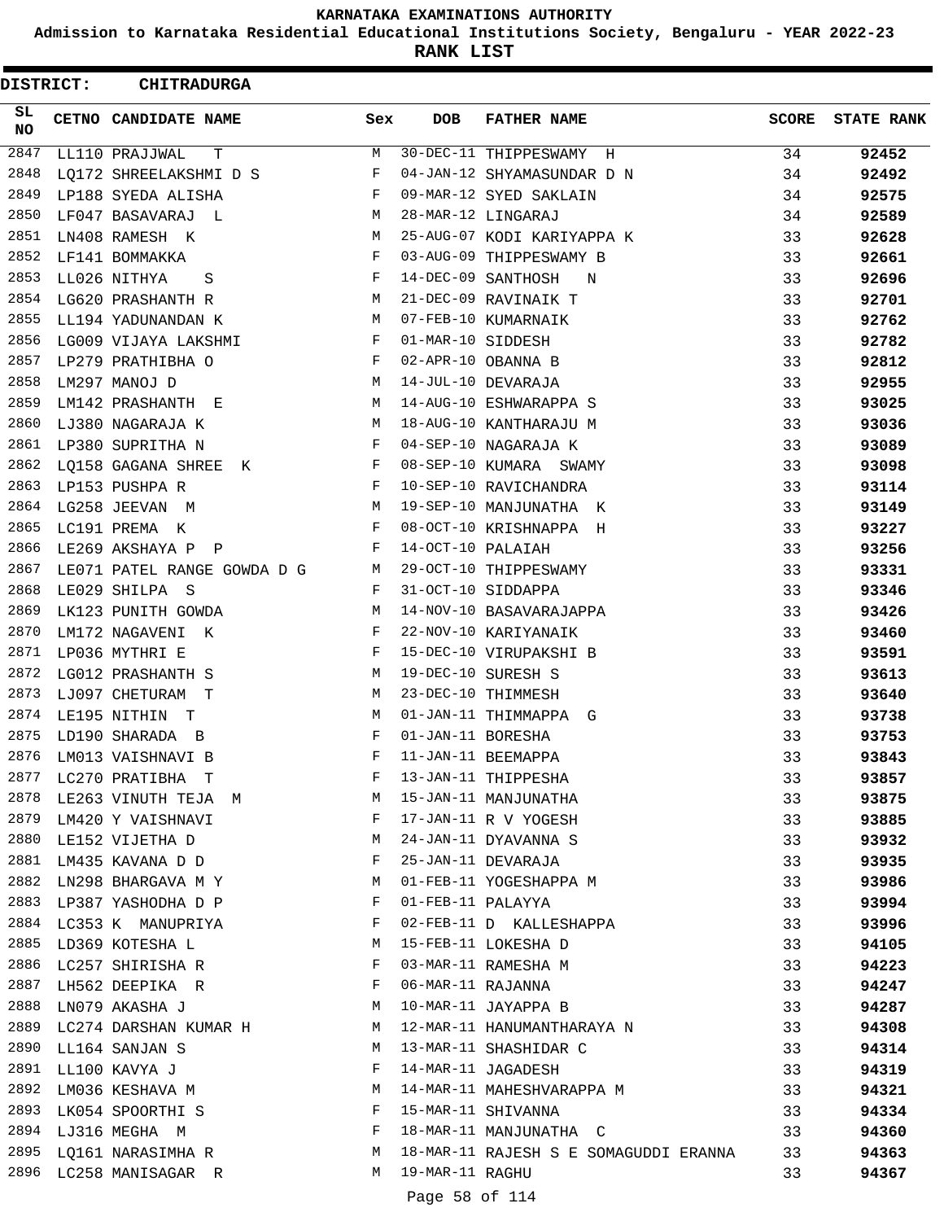**KARNATAKA EXAMINATIONS AUTHORITY**

**Admission to Karnataka Residential Educational Institutions Society, Bengaluru - YEAR 2022-23**

**RANK LIST**

**DISTRICT: CHITRADURGA**

| SL NO | CETNO | CANDIDATE NAME | Sex | DOB | FATHER NAME | SCORE | STATE RANK |
|---|---|---|---|---|---|---|---|
| 2847 | LL110 | PRAJJWAL T | M | 30-DEC-11 | THIPPESWAMY H | 34 | **92452** |
| 2848 | LQ172 | SHREELAKSHMI D S | F | 04-JAN-12 | SHYAMASUNDAR D N | 34 | **92492** |
| 2849 | LP188 | SYEDA ALISHA | F | 09-MAR-12 | SYED SAKLAIN | 34 | **92575** |
| 2850 | LF047 | BASAVARAJ L | M | 28-MAR-12 | LINGARAJ | 34 | **92589** |
| 2851 | LN408 | RAMESH K | M | 25-AUG-07 | KODI KARIYAPPA K | 33 | **92628** |
| 2852 | LF141 | BOMMAKKA | F | 03-AUG-09 | THIPPESWAMY B | 33 | **92661** |
| 2853 | LL026 | NITHYA S | F | 14-DEC-09 | SANTHOSH N | 33 | **92696** |
| 2854 | LG620 | PRASHANTH R | M | 21-DEC-09 | RAVINAIK T | 33 | **92701** |
| 2855 | LL194 | YADUNANDAN K | M | 07-FEB-10 | KUMARNAIK | 33 | **92762** |
| 2856 | LG009 | VIJAYA LAKSHMI | F | 01-MAR-10 | SIDDESH | 33 | **92782** |
| 2857 | LP279 | PRATHIBHA O | F | 02-APR-10 | OBANNA B | 33 | **92812** |
| 2858 | LM297 | MANOJ D | M | 14-JUL-10 | DEVARAJA | 33 | **92955** |
| 2859 | LM142 | PRASHANTH E | M | 14-AUG-10 | ESHWARAPPA S | 33 | **93025** |
| 2860 | LJ380 | NAGARAJA K | M | 18-AUG-10 | KANTHARAJU M | 33 | **93036** |
| 2861 | LP380 | SUPRITHA N | F | 04-SEP-10 | NAGARAJA K | 33 | **93089** |
| 2862 | LQ158 | GAGANA SHREE K | F | 08-SEP-10 | KUMARA SWAMY | 33 | **93098** |
| 2863 | LP153 | PUSHPA R | F | 10-SEP-10 | RAVICHANDRA | 33 | **93114** |
| 2864 | LG258 | JEEVAN M | M | 19-SEP-10 | MANJUNATHA K | 33 | **93149** |
| 2865 | LC191 | PREMA K | F | 08-OCT-10 | KRISHNAPPA H | 33 | **93227** |
| 2866 | LE269 | AKSHAYA P P | F | 14-OCT-10 | PALAIAH | 33 | **93256** |
| 2867 | LE071 | PATEL RANGE GOWDA D G | M | 29-OCT-10 | THIPPESWAMY | 33 | **93331** |
| 2868 | LE029 | SHILPA S | F | 31-OCT-10 | SIDDAPPA | 33 | **93346** |
| 2869 | LK123 | PUNITH GOWDA | M | 14-NOV-10 | BASAVARAJAPPA | 33 | **93426** |
| 2870 | LM172 | NAGAVENI K | F | 22-NOV-10 | KARIYANAIK | 33 | **93460** |
| 2871 | LP036 | MYTHRI E | F | 15-DEC-10 | VIRUPAKSHI B | 33 | **93591** |
| 2872 | LG012 | PRASHANTH S | M | 19-DEC-10 | SURESH S | 33 | **93613** |
| 2873 | LJ097 | CHETURAM T | M | 23-DEC-10 | THIMMESH | 33 | **93640** |
| 2874 | LE195 | NITHIN T | M | 01-JAN-11 | THIMMAPPA G | 33 | **93738** |
| 2875 | LD190 | SHARADA B | F | 01-JAN-11 | BORESHA | 33 | **93753** |
| 2876 | LM013 | VAISHNAVI B | F | 11-JAN-11 | BEEMAPPA | 33 | **93843** |
| 2877 | LC270 | PRATIBHA T | F | 13-JAN-11 | THIPPESHA | 33 | **93857** |
| 2878 | LE263 | VINUTH TEJA M | M | 15-JAN-11 | MANJUNATHA | 33 | **93875** |
| 2879 | LM420 | Y VAISHNAVI | F | 17-JAN-11 | R V YOGESH | 33 | **93885** |
| 2880 | LE152 | VIJETHA D | M | 24-JAN-11 | DYAVANNA S | 33 | **93932** |
| 2881 | LM435 | KAVANA D D | F | 25-JAN-11 | DEVARAJA | 33 | **93935** |
| 2882 | LN298 | BHARGAVA M Y | M | 01-FEB-11 | YOGESHAPPA M | 33 | **93986** |
| 2883 | LP387 | YASHODHA D P | F | 01-FEB-11 | PALAYYA | 33 | **93994** |
| 2884 | LC353 | K MANUPRIYA | F | 02-FEB-11 | D KALLESHAPPA | 33 | **93996** |
| 2885 | LD369 | KOTESHA L | M | 15-FEB-11 | LOKESHA D | 33 | **94105** |
| 2886 | LC257 | SHIRISHA R | F | 03-MAR-11 | RAMESHA M | 33 | **94223** |
| 2887 | LH562 | DEEPIKA R | F | 06-MAR-11 | RAJANNA | 33 | **94247** |
| 2888 | LN079 | AKASHA J | M | 10-MAR-11 | JAYAPPA B | 33 | **94287** |
| 2889 | LC274 | DARSHAN KUMAR H | M | 12-MAR-11 | HANUMANTHARAYA N | 33 | **94308** |
| 2890 | LL164 | SANJAN S | M | 13-MAR-11 | SHASHIDAR C | 33 | **94314** |
| 2891 | LL100 | KAVYA J | F | 14-MAR-11 | JAGADESH | 33 | **94319** |
| 2892 | LM036 | KESHAVA M | M | 14-MAR-11 | MAHESHVARAPPA M | 33 | **94321** |
| 2893 | LK054 | SPOORTHI S | F | 15-MAR-11 | SHIVANNA | 33 | **94334** |
| 2894 | LJ316 | MEGHA M | F | 18-MAR-11 | MANJUNATHA C | 33 | **94360** |
| 2895 | LQ161 | NARASIMHA R | M | 18-MAR-11 | RAJESH S E SOMAGUDDI ERANNA | 33 | **94363** |
| 2896 | LC258 | MANISAGAR R | M | 19-MAR-11 | RAGHU | 33 | **94367** |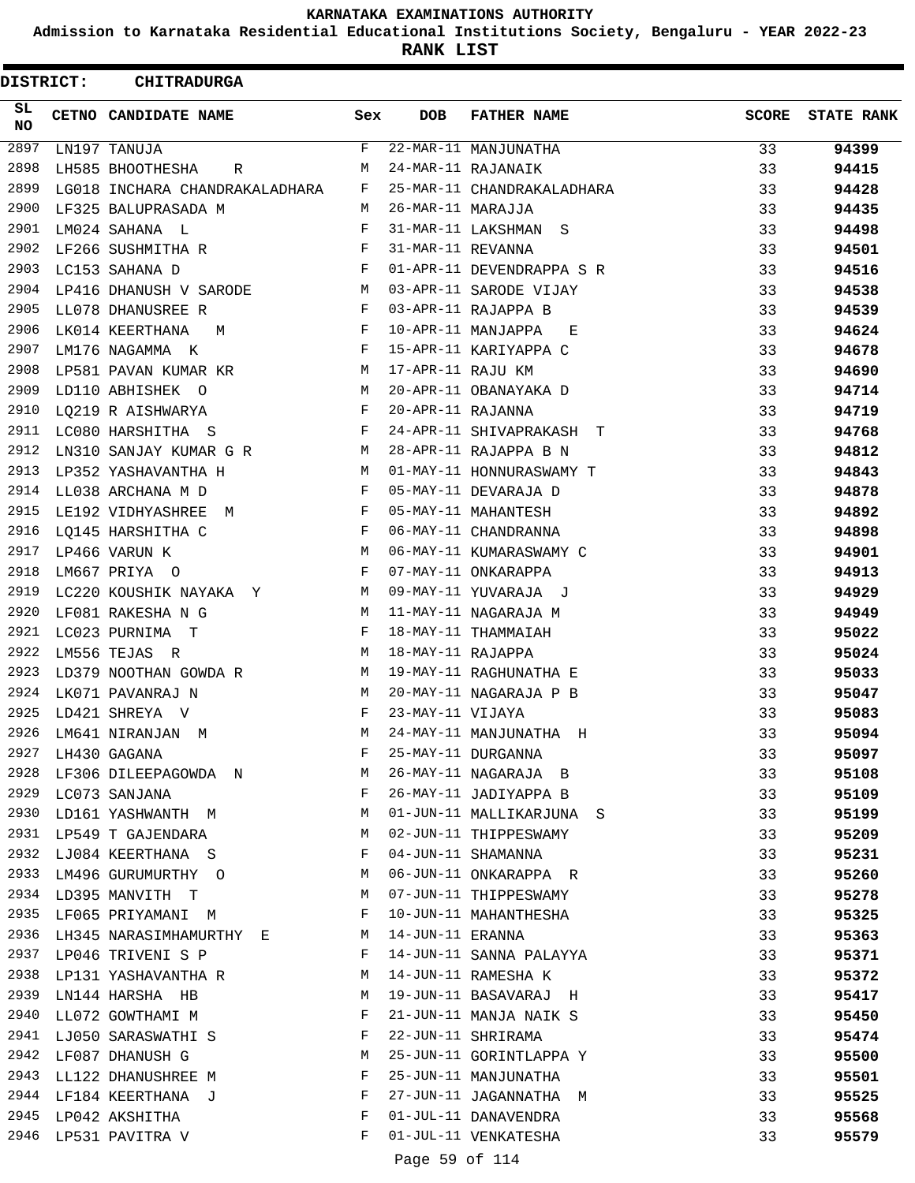# KARNATAKA EXAMINATIONS AUTHORITY

**Admission to Karnataka Residential Educational Institutions Society, Bengaluru - YEAR 2022-23**

**RANK LIST**

**DISTRICT: CHITRADURGA**

| SL NO | CETNO | CANDIDATE NAME | Sex | DOB | FATHER NAME | SCORE | STATE RANK |
|---|---|---|---|---|---|---|---|
| 2897 | LN197 | TANUJA | F | 22-MAR-11 | MANJUNATHA | 33 | 94399 |
| 2898 | LH585 | BHOOTHESHA R | M | 24-MAR-11 | RAJANAIK | 33 | 94415 |
| 2899 | LG018 | INCHARA CHANDRAKALADHARA | F | 25-MAR-11 | CHANDRAKALADHARA | 33 | 94428 |
| 2900 | LF325 | BALUPRASADA M | M | 26-MAR-11 | MARAJJA | 33 | 94435 |
| 2901 | LM024 | SAHANA L | F | 31-MAR-11 | LAKSHMAN S | 33 | 94498 |
| 2902 | LF266 | SUSHMITHA R | F | 31-MAR-11 | REVANNA | 33 | 94501 |
| 2903 | LC153 | SAHANA D | F | 01-APR-11 | DEVENDRAPPA S R | 33 | 94516 |
| 2904 | LP416 | DHANUSH V SARODE | M | 03-APR-11 | SARODE VIJAY | 33 | 94538 |
| 2905 | LL078 | DHANUSREE R | F | 03-APR-11 | RAJAPPA B | 33 | 94539 |
| 2906 | LK014 | KEERTHANA M | F | 10-APR-11 | MANJAPPA E | 33 | 94624 |
| 2907 | LM176 | NAGAMMA K | F | 15-APR-11 | KARIYAPPA C | 33 | 94678 |
| 2908 | LP581 | PAVAN KUMAR KR | M | 17-APR-11 | RAJU KM | 33 | 94690 |
| 2909 | LD110 | ABHISHEK O | M | 20-APR-11 | OBANAYAKA D | 33 | 94714 |
| 2910 | LQ219 | R AISHWARYA | F | 20-APR-11 | RAJANNA | 33 | 94719 |
| 2911 | LC080 | HARSHITHA S | F | 24-APR-11 | SHIVAPRAKASH T | 33 | 94768 |
| 2912 | LN310 | SANJAY KUMAR G R | M | 28-APR-11 | RAJAPPA B N | 33 | 94812 |
| 2913 | LP352 | YASHAVANTHA H | M | 01-MAY-11 | HONNURASWAMY T | 33 | 94843 |
| 2914 | LL038 | ARCHANA M D | F | 05-MAY-11 | DEVARAJA D | 33 | 94878 |
| 2915 | LE192 | VIDHYASHREE M | F | 05-MAY-11 | MAHANTESH | 33 | 94892 |
| 2916 | LQ145 | HARSHITHA C | F | 06-MAY-11 | CHANDRANNA | 33 | 94898 |
| 2917 | LP466 | VARUN K | M | 06-MAY-11 | KUMARASWAMY C | 33 | 94901 |
| 2918 | LM667 | PRIYA O | F | 07-MAY-11 | ONKARAPPA | 33 | 94913 |
| 2919 | LC220 | KOUSHIK NAYAKA Y | M | 09-MAY-11 | YUVARAJA J | 33 | 94929 |
| 2920 | LF081 | RAKESHA N G | M | 11-MAY-11 | NAGARAJA M | 33 | 94949 |
| 2921 | LC023 | PURNIMA T | F | 18-MAY-11 | THAMMAIAH | 33 | 95022 |
| 2922 | LM556 | TEJAS R | M | 18-MAY-11 | RAJAPPA | 33 | 95024 |
| 2923 | LD379 | NOOTHAN GOWDA R | M | 19-MAY-11 | RAGHUNATHA E | 33 | 95033 |
| 2924 | LK071 | PAVANRAJ N | M | 20-MAY-11 | NAGARAJA P B | 33 | 95047 |
| 2925 | LD421 | SHREYA V | F | 23-MAY-11 | VIJAYA | 33 | 95083 |
| 2926 | LM641 | NIRANJAN M | M | 24-MAY-11 | MANJUNATHA H | 33 | 95094 |
| 2927 | LH430 | GAGANA | F | 25-MAY-11 | DURGANNA | 33 | 95097 |
| 2928 | LF306 | DILEEPAGOWDA N | M | 26-MAY-11 | NAGARAJA B | 33 | 95108 |
| 2929 | LC073 | SANJANA | F | 26-MAY-11 | JADIYAPPA B | 33 | 95109 |
| 2930 | LD161 | YASHWANTH M | M | 01-JUN-11 | MALLIKARJUNA S | 33 | 95199 |
| 2931 | LP549 | T GAJENDARA | M | 02-JUN-11 | THIPPESWAMY | 33 | 95209 |
| 2932 | LJ084 | KEERTHANA S | F | 04-JUN-11 | SHAMANNA | 33 | 95231 |
| 2933 | LM496 | GURUMURTHY O | M | 06-JUN-11 | ONKARAPPA R | 33 | 95260 |
| 2934 | LD395 | MANVITH T | M | 07-JUN-11 | THIPPESWAMY | 33 | 95278 |
| 2935 | LF065 | PRIYAMANI M | F | 10-JUN-11 | MAHANTHESHA | 33 | 95325 |
| 2936 | LH345 | NARASIMHAMURTHY E | M | 14-JUN-11 | ERANNA | 33 | 95363 |
| 2937 | LP046 | TRIVENI S P | F | 14-JUN-11 | SANNA PALAYYA | 33 | 95371 |
| 2938 | LP131 | YASHAVANTHA R | M | 14-JUN-11 | RAMESHA K | 33 | 95372 |
| 2939 | LN144 | HARSHA HB | M | 19-JUN-11 | BASAVARAJ H | 33 | 95417 |
| 2940 | LL072 | GOWTHAMI M | F | 21-JUN-11 | MANJA NAIK S | 33 | 95450 |
| 2941 | LJ050 | SARASWATHI S | F | 22-JUN-11 | SHRIRAMA | 33 | 95474 |
| 2942 | LF087 | DHANUSH G | M | 25-JUN-11 | GORINTLAPPA Y | 33 | 95500 |
| 2943 | LL122 | DHANUSHREE M | F | 25-JUN-11 | MANJUNATHA | 33 | 95501 |
| 2944 | LF184 | KEERTHANA J | F | 27-JUN-11 | JAGANNATHA M | 33 | 95525 |
| 2945 | LP042 | AKSHITHA | F | 01-JUL-11 | DANAVENDRA | 33 | 95568 |
| 2946 | LP531 | PAVITRA V | F | 01-JUL-11 | VENKATESHA | 33 | 95579 |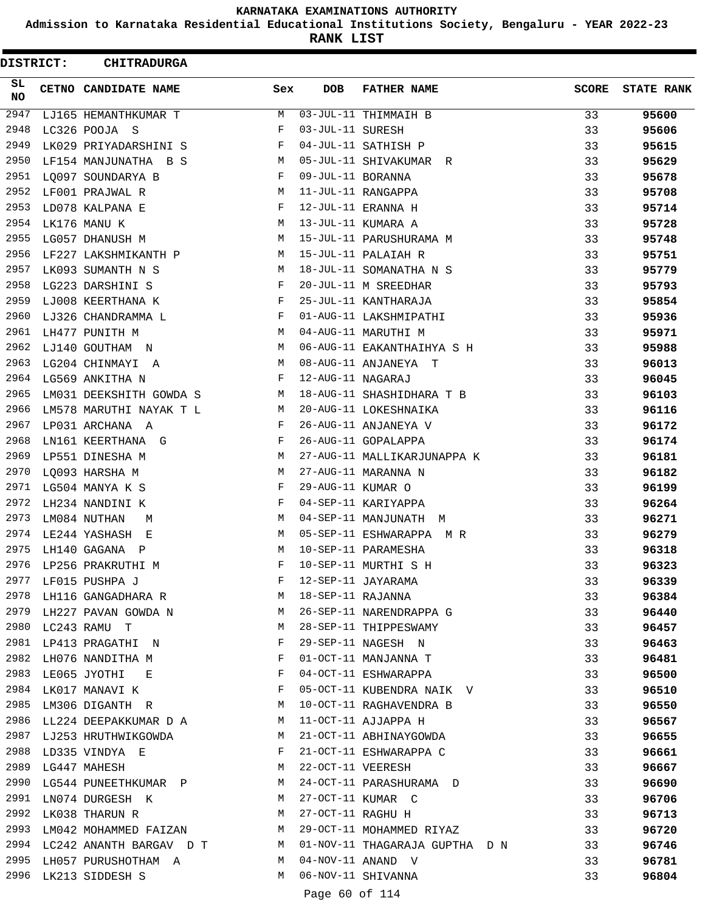# KARNATAKA EXAMINATIONS AUTHORITY

## Admission to Karnataka Residential Educational Institutions Society, Bengaluru - YEAR 2022-23

## RANK LIST

**DISTRICT: CHITRADURGA**

| SL NO | CETNO | CANDIDATE NAME | Sex | DOB | FATHER NAME | SCORE | STATE RANK |
|---|---|---|---|---|---|---|---|
| 2947 | LJ165 | HEMANTHKUMAR T | M | 03-JUL-11 | THIMMAIH B | 33 | 95600 |
| 2948 | LC326 | POOJA S | F | 03-JUL-11 | SURESH | 33 | 95606 |
| 2949 | LK029 | PRIYADARSHINI S | F | 04-JUL-11 | SATHISH P | 33 | 95615 |
| 2950 | LF154 | MANJUNATHA B S | M | 05-JUL-11 | SHIVAKUMAR R | 33 | 95629 |
| 2951 | LQ097 | SOUNDARYA B | F | 09-JUL-11 | BORANNA | 33 | 95678 |
| 2952 | LF001 | PRAJWAL R | M | 11-JUL-11 | RANGAPPA | 33 | 95708 |
| 2953 | LD078 | KALPANA E | F | 12-JUL-11 | ERANNA H | 33 | 95714 |
| 2954 | LK176 | MANU K | M | 13-JUL-11 | KUMARA A | 33 | 95728 |
| 2955 | LG057 | DHANUSH M | M | 15-JUL-11 | PARUSHURAMA M | 33 | 95748 |
| 2956 | LF227 | LAKSHMIKANTH P | M | 15-JUL-11 | PALAIAH R | 33 | 95751 |
| 2957 | LK093 | SUMANTH N S | M | 18-JUL-11 | SOMANATHA N S | 33 | 95779 |
| 2958 | LG223 | DARSHINI S | F | 20-JUL-11 | M SREEDHAR | 33 | 95793 |
| 2959 | LJ008 | KEERTHANA K | F | 25-JUL-11 | KANTHARAJA | 33 | 95854 |
| 2960 | LJ326 | CHANDRAMMA L | F | 01-AUG-11 | LAKSHMIPATHI | 33 | 95936 |
| 2961 | LH477 | PUNITH M | M | 04-AUG-11 | MARUTHI M | 33 | 95971 |
| 2962 | LJ140 | GOUTHAM N | M | 06-AUG-11 | EAKANTHAIHYA S H | 33 | 95988 |
| 2963 | LG204 | CHINMAYI A | M | 08-AUG-11 | ANJANEYA T | 33 | 96013 |
| 2964 | LG569 | ANKITHA N | F | 12-AUG-11 | NAGARAJ | 33 | 96045 |
| 2965 | LM031 | DEEKSHITH GOWDA S | M | 18-AUG-11 | SHASHIDHARA T B | 33 | 96103 |
| 2966 | LM578 | MARUTHI NAYAK T L | M | 20-AUG-11 | LOKESHNAIKA | 33 | 96116 |
| 2967 | LP031 | ARCHANA A | F | 26-AUG-11 | ANJANEYA V | 33 | 96172 |
| 2968 | LN161 | KEERTHANA G | F | 26-AUG-11 | GOPALAPPA | 33 | 96174 |
| 2969 | LP551 | DINESHA M | M | 27-AUG-11 | MALLIKARJUNAPPA K | 33 | 96181 |
| 2970 | LQ093 | HARSHA M | M | 27-AUG-11 | MARANNA N | 33 | 96182 |
| 2971 | LG504 | MANYA K S | F | 29-AUG-11 | KUMAR O | 33 | 96199 |
| 2972 | LH234 | NANDINI K | F | 04-SEP-11 | KARIYAPPA | 33 | 96264 |
| 2973 | LM084 | NUTHAN M | M | 04-SEP-11 | MANJUNATH M | 33 | 96271 |
| 2974 | LE244 | YASHASH E | M | 05-SEP-11 | ESHWARAPPA M R | 33 | 96279 |
| 2975 | LH140 | GAGANA P | M | 10-SEP-11 | PARAMESHA | 33 | 96318 |
| 2976 | LP256 | PRAKRUTHI M | F | 10-SEP-11 | MURTHI S H | 33 | 96323 |
| 2977 | LF015 | PUSHPA J | F | 12-SEP-11 | JAYARAMA | 33 | 96339 |
| 2978 | LH116 | GANGADHARA R | M | 18-SEP-11 | RAJANNA | 33 | 96384 |
| 2979 | LH227 | PAVAN GOWDA N | M | 26-SEP-11 | NARENDRAPPA G | 33 | 96440 |
| 2980 | LC243 | RAMU T | M | 28-SEP-11 | THIPPESWAMY | 33 | 96457 |
| 2981 | LP413 | PRAGATHI N | F | 29-SEP-11 | NAGESH N | 33 | 96463 |
| 2982 | LH076 | NANDITHA M | F | 01-OCT-11 | MANJANNA T | 33 | 96481 |
| 2983 | LE065 | JYOTHI E | F | 04-OCT-11 | ESHWARAPPA | 33 | 96500 |
| 2984 | LK017 | MANAVI K | F | 05-OCT-11 | KUBENDRA NAIK V | 33 | 96510 |
| 2985 | LM306 | DIGANTH R | M | 10-OCT-11 | RAGHAVENDRA B | 33 | 96550 |
| 2986 | LL224 | DEEPAKKUMAR D A | M | 11-OCT-11 | AJJAPPA H | 33 | 96567 |
| 2987 | LJ253 | HRUTHWIKGOWDA | M | 21-OCT-11 | ABHINAYGOWDA | 33 | 96655 |
| 2988 | LD335 | VINDYA E | F | 21-OCT-11 | ESHWARAPPA C | 33 | 96661 |
| 2989 | LG447 | MAHESH | M | 22-OCT-11 | VEERESH | 33 | 96667 |
| 2990 | LG544 | PUNEETHKUMAR P | M | 24-OCT-11 | PARASHURAMA D | 33 | 96690 |
| 2991 | LN074 | DURGESH K | M | 27-OCT-11 | KUMAR C | 33 | 96706 |
| 2992 | LK038 | THARUN R | M | 27-OCT-11 | RAGHU H | 33 | 96713 |
| 2993 | LM042 | MOHAMMED FAIZAN | M | 29-OCT-11 | MOHAMMED RIYAZ | 33 | 96720 |
| 2994 | LC242 | ANANTH BARGAV D T | M | 01-NOV-11 | THAGARAJA GUPTHA D N | 33 | 96746 |
| 2995 | LH057 | PURUSHOTHAM A | M | 04-NOV-11 | ANAND V | 33 | 96781 |
| 2996 | LK213 | SIDDESH S | M | 06-NOV-11 | SHIVANNA | 33 | 96804 |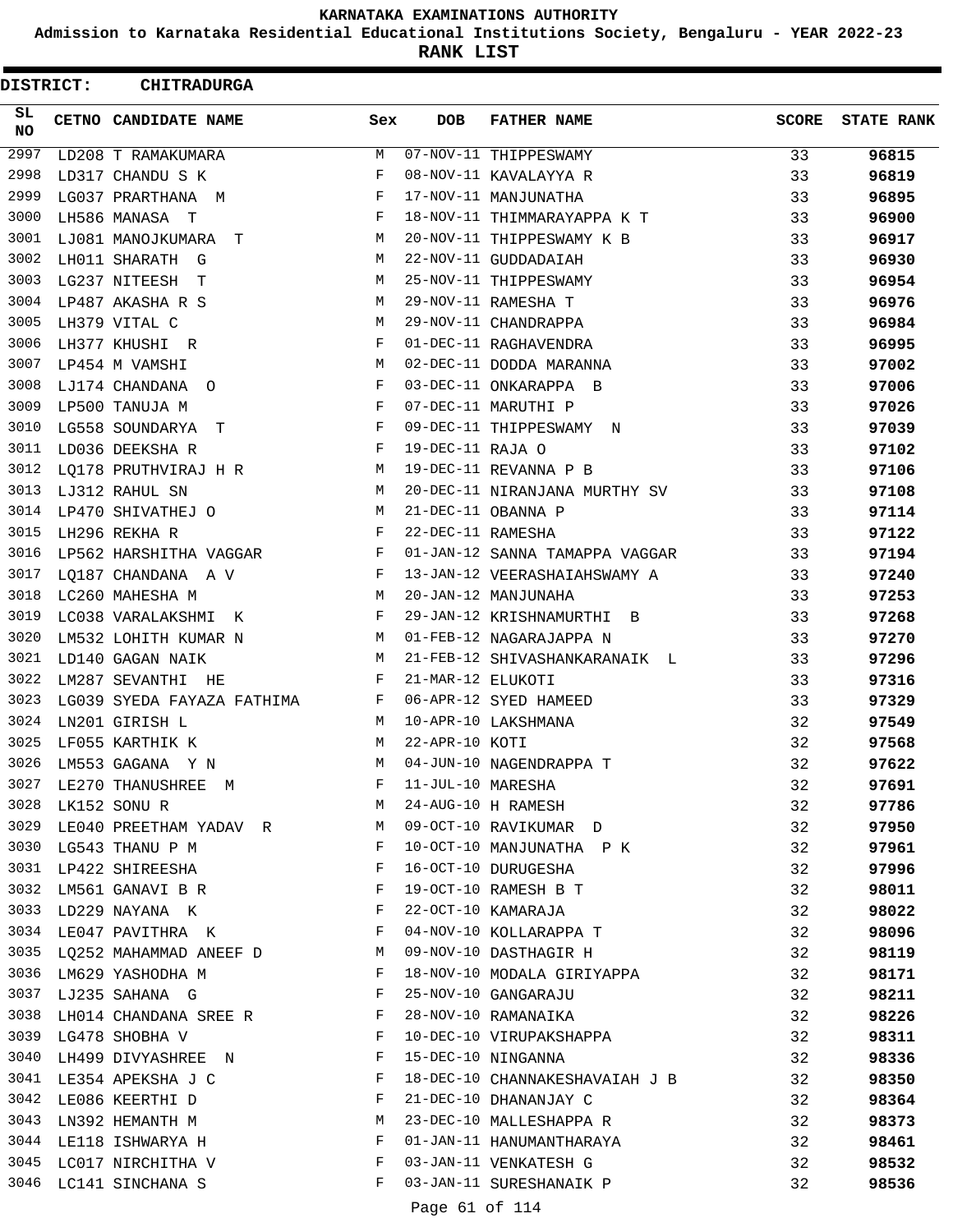# KARNATAKA EXAMINATIONS AUTHORITY

**Admission to Karnataka Residential Educational Institutions Society, Bengaluru - YEAR 2022-23**

**RANK LIST**

**DISTRICT: CHITRADURGA**

| SL NO | CETNO | CANDIDATE NAME | Sex | DOB | FATHER NAME | SCORE | STATE RANK |
|---|---|---|---|---|---|---|---|
| 2997 | LD208 | T RAMAKUMARA | M | 07-NOV-11 | THIPPESWAMY | 33 | 96815 |
| 2998 | LD317 | CHANDU S K | F | 08-NOV-11 | KAVALAYYA R | 33 | 96819 |
| 2999 | LG037 | PRARTHANA M | F | 17-NOV-11 | MANJUNATHA | 33 | 96895 |
| 3000 | LH586 | MANASA T | F | 18-NOV-11 | THIMMARAYAPPA K T | 33 | 96900 |
| 3001 | LJ081 | MANOJKUMARA T | M | 20-NOV-11 | THIPPESWAMY K B | 33 | 96917 |
| 3002 | LH011 | SHARATH G | M | 22-NOV-11 | GUDDADAIAH | 33 | 96930 |
| 3003 | LG237 | NITEESH T | M | 25-NOV-11 | THIPPESWAMY | 33 | 96954 |
| 3004 | LP487 | AKASHA R S | M | 29-NOV-11 | RAMESHA T | 33 | 96976 |
| 3005 | LH379 | VITAL C | M | 29-NOV-11 | CHANDRAPPA | 33 | 96984 |
| 3006 | LH377 | KHUSHI R | F | 01-DEC-11 | RAGHAVENDRA | 33 | 96995 |
| 3007 | LP454 | M VAMSHI | M | 02-DEC-11 | DODDA MARANNA | 33 | 97002 |
| 3008 | LJ174 | CHANDANA O | F | 03-DEC-11 | ONKARAPPA B | 33 | 97006 |
| 3009 | LP500 | TANUJA M | F | 07-DEC-11 | MARUTHI P | 33 | 97026 |
| 3010 | LG558 | SOUNDARYA T | F | 09-DEC-11 | THIPPESWAMY N | 33 | 97039 |
| 3011 | LD036 | DEEKSHA R | F | 19-DEC-11 | RAJA O | 33 | 97102 |
| 3012 | LQ178 | PRUTHVIRAJ H R | M | 19-DEC-11 | REVANNA P B | 33 | 97106 |
| 3013 | LJ312 | RAHUL SN | M | 20-DEC-11 | NIRANJANA MURTHY SV | 33 | 97108 |
| 3014 | LP470 | SHIVATHEJ O | M | 21-DEC-11 | OBANNA P | 33 | 97114 |
| 3015 | LH296 | REKHA R | F | 22-DEC-11 | RAMESHA | 33 | 97122 |
| 3016 | LP562 | HARSHITHA VAGGAR | F | 01-JAN-12 | SANNA TAMAPPA VAGGAR | 33 | 97194 |
| 3017 | LQ187 | CHANDANA A V | F | 13-JAN-12 | VEERASHAIAHSWAMY A | 33 | 97240 |
| 3018 | LC260 | MAHESHA M | M | 20-JAN-12 | MANJUNAHA | 33 | 97253 |
| 3019 | LC038 | VARALAKSHMI K | F | 29-JAN-12 | KRISHNAMURTHI B | 33 | 97268 |
| 3020 | LM532 | LOHITH KUMAR N | M | 01-FEB-12 | NAGARAJAPPA N | 33 | 97270 |
| 3021 | LD140 | GAGAN NAIK | M | 21-FEB-12 | SHIVASHANKARANAIK L | 33 | 97296 |
| 3022 | LM287 | SEVANTHI HE | F | 21-MAR-12 | ELUKOTI | 33 | 97316 |
| 3023 | LG039 | SYEDA FAYAZA FATHIMA | F | 06-APR-12 | SYED HAMEED | 33 | 97329 |
| 3024 | LN201 | GIRISH L | M | 10-APR-10 | LAKSHMANA | 32 | 97549 |
| 3025 | LF055 | KARTHIK K | M | 22-APR-10 | KOTI | 32 | 97568 |
| 3026 | LM553 | GAGANA Y N | M | 04-JUN-10 | NAGENDRAPPA T | 32 | 97622 |
| 3027 | LE270 | THANUSHREE M | F | 11-JUL-10 | MARESHA | 32 | 97691 |
| 3028 | LK152 | SONU R | M | 24-AUG-10 | H RAMESH | 32 | 97786 |
| 3029 | LE040 | PREETHAM YADAV R | M | 09-OCT-10 | RAVIKUMAR D | 32 | 97950 |
| 3030 | LG543 | THANU P M | F | 10-OCT-10 | MANJUNATHA P K | 32 | 97961 |
| 3031 | LP422 | SHIREESHA | F | 16-OCT-10 | DURUGESHA | 32 | 97996 |
| 3032 | LM561 | GANAVI B R | F | 19-OCT-10 | RAMESH B T | 32 | 98011 |
| 3033 | LD229 | NAYANA K | F | 22-OCT-10 | KAMARAJA | 32 | 98022 |
| 3034 | LE047 | PAVITHRA K | F | 04-NOV-10 | KOLLARAPPA T | 32 | 98096 |
| 3035 | LQ252 | MAHAMMAD ANEEF D | M | 09-NOV-10 | DASTHAGIR H | 32 | 98119 |
| 3036 | LM629 | YASHODHA M | F | 18-NOV-10 | MODALA GIRIYAPPA | 32 | 98171 |
| 3037 | LJ235 | SAHANA G | F | 25-NOV-10 | GANGARAJU | 32 | 98211 |
| 3038 | LH014 | CHANDANA SREE R | F | 28-NOV-10 | RAMANAIKA | 32 | 98226 |
| 3039 | LG478 | SHOBHA V | F | 10-DEC-10 | VIRUPAKSHAPPA | 32 | 98311 |
| 3040 | LH499 | DIVYASHREE N | F | 15-DEC-10 | NINGANNA | 32 | 98336 |
| 3041 | LE354 | APEKSHA J C | F | 18-DEC-10 | CHANNAKESHAVAIAH J B | 32 | 98350 |
| 3042 | LE086 | KEERTHI D | F | 21-DEC-10 | DHANANJAY C | 32 | 98364 |
| 3043 | LN392 | HEMANTH M | M | 23-DEC-10 | MALLESHAPPA R | 32 | 98373 |
| 3044 | LE118 | ISHWARYA H | F | 01-JAN-11 | HANUMANTHARAYA | 32 | 98461 |
| 3045 | LC017 | NIRCHITHA V | F | 03-JAN-11 | VENKATESH G | 32 | 98532 |
| 3046 | LC141 | SINCHANA S | F | 03-JAN-11 | SURESHANAIK P | 32 | 98536 |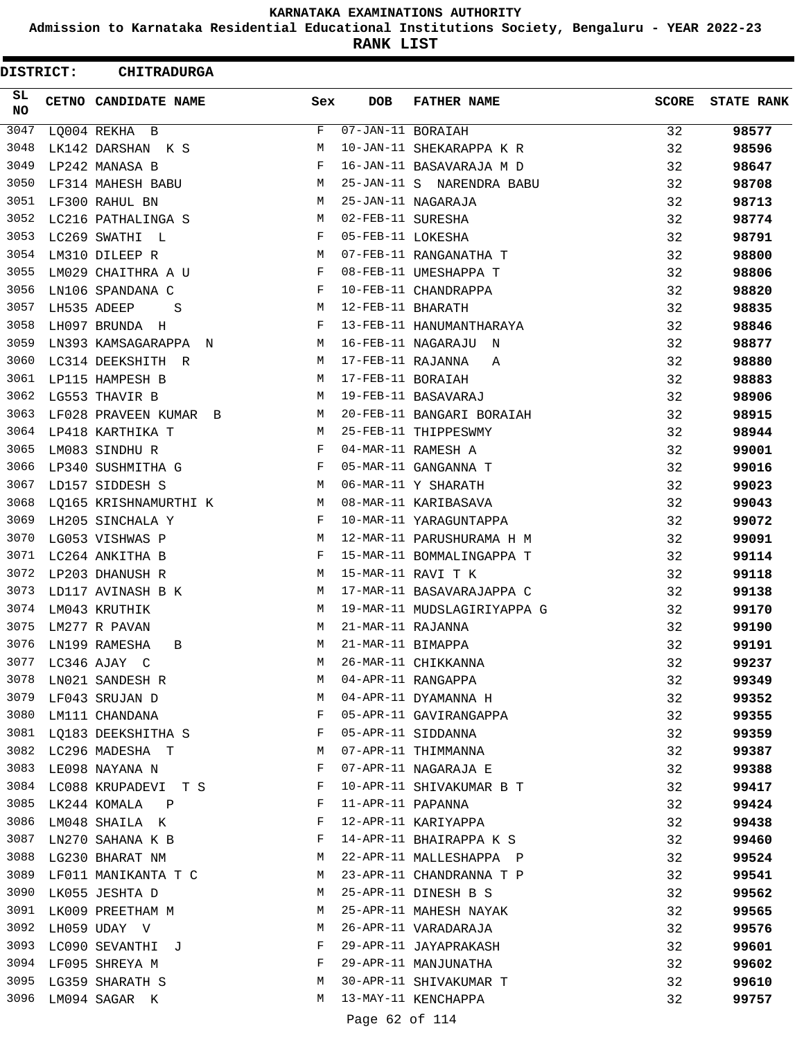KARNATAKA EXAMINATIONS AUTHORITY

Admission to Karnataka Residential Educational Institutions Society, Bengaluru - YEAR 2022-23

**RANK LIST**

**DISTRICT: CHITRADURGA**

| SL NO | CETNO | CANDIDATE NAME | Sex | DOB | FATHER NAME | SCORE | STATE RANK |
|---|---|---|---|---|---|---|---|
| 3047 | LQ004 | REKHA B | F | 07-JAN-11 | BORAIAH | 32 | 98577 |
| 3048 | LK142 | DARSHAN K S | M | 10-JAN-11 | SHEKARAPPA K R | 32 | 98596 |
| 3049 | LP242 | MANASA B | F | 16-JAN-11 | BASAVARAJA M D | 32 | 98647 |
| 3050 | LF314 | MAHESH BABU | M | 25-JAN-11 | S NARENDRA BABU | 32 | 98708 |
| 3051 | LF300 | RAHUL BN | M | 25-JAN-11 | NAGARAJA | 32 | 98713 |
| 3052 | LC216 | PATHALINGA S | M | 02-FEB-11 | SURESHA | 32 | 98774 |
| 3053 | LC269 | SWATHI L | F | 05-FEB-11 | LOKESHA | 32 | 98791 |
| 3054 | LM310 | DILEEP R | M | 07-FEB-11 | RANGANATHA T | 32 | 98800 |
| 3055 | LM029 | CHAITHRA A U | F | 08-FEB-11 | UMESHAPPA T | 32 | 98806 |
| 3056 | LN106 | SPANDANA C | F | 10-FEB-11 | CHANDRAPPA | 32 | 98820 |
| 3057 | LH535 | ADEEP S | M | 12-FEB-11 | BHARATH | 32 | 98835 |
| 3058 | LH097 | BRUNDA H | F | 13-FEB-11 | HANUMANTHARAYA | 32 | 98846 |
| 3059 | LN393 | KAMSAGARAPPA N | M | 16-FEB-11 | NAGARAJU N | 32 | 98877 |
| 3060 | LC314 | DEEKSHITH R | M | 17-FEB-11 | RAJANNA A | 32 | 98880 |
| 3061 | LP115 | HAMPESH B | M | 17-FEB-11 | BORAIAH | 32 | 98883 |
| 3062 | LG553 | THAVIR B | M | 19-FEB-11 | BASAVARAJ | 32 | 98906 |
| 3063 | LF028 | PRAVEEN KUMAR B | M | 20-FEB-11 | BANGARI BORAIAH | 32 | 98915 |
| 3064 | LP418 | KARTHIKA T | M | 25-FEB-11 | THIPPESWMY | 32 | 98944 |
| 3065 | LM083 | SINDHU R | F | 04-MAR-11 | RAMESH A | 32 | 99001 |
| 3066 | LP340 | SUSHMITHA G | F | 05-MAR-11 | GANGANNA T | 32 | 99016 |
| 3067 | LD157 | SIDDESH S | M | 06-MAR-11 | Y SHARATH | 32 | 99023 |
| 3068 | LQ165 | KRISHNAMURTHI K | M | 08-MAR-11 | KARIBASAVA | 32 | 99043 |
| 3069 | LH205 | SINCHALA Y | F | 10-MAR-11 | YARAGUNTAPPA | 32 | 99072 |
| 3070 | LG053 | VISHWAS P | M | 12-MAR-11 | PARUSHURAMA H M | 32 | 99091 |
| 3071 | LC264 | ANKITHA B | F | 15-MAR-11 | BOMMALINGAPPA T | 32 | 99114 |
| 3072 | LP203 | DHANUSH R | M | 15-MAR-11 | RAVI T K | 32 | 99118 |
| 3073 | LD117 | AVINASH B K | M | 17-MAR-11 | BASAVARAJAPPA C | 32 | 99138 |
| 3074 | LM043 | KRUTHIK | M | 19-MAR-11 | MUDSLAGIRIYAPPA G | 32 | 99170 |
| 3075 | LM277 | R PAVAN | M | 21-MAR-11 | RAJANNA | 32 | 99190 |
| 3076 | LN199 | RAMESHA B | M | 21-MAR-11 | BIMAPPA | 32 | 99191 |
| 3077 | LC346 | AJAY C | M | 26-MAR-11 | CHIKKANNA | 32 | 99237 |
| 3078 | LN021 | SANDESH R | M | 04-APR-11 | RANGAPPA | 32 | 99349 |
| 3079 | LF043 | SRUJAN D | M | 04-APR-11 | DYAMANNA H | 32 | 99352 |
| 3080 | LM111 | CHANDANA | F | 05-APR-11 | GAVIRANGAPPA | 32 | 99355 |
| 3081 | LQ183 | DEEKSHITHA S | F | 05-APR-11 | SIDDANNA | 32 | 99359 |
| 3082 | LC296 | MADESHA T | M | 07-APR-11 | THIMMANNA | 32 | 99387 |
| 3083 | LE098 | NAYANA N | F | 07-APR-11 | NAGARAJA E | 32 | 99388 |
| 3084 | LC088 | KRUPADEVI T S | F | 10-APR-11 | SHIVAKUMAR B T | 32 | 99417 |
| 3085 | LK244 | KOMALA P | F | 11-APR-11 | PAPANNA | 32 | 99424 |
| 3086 | LM048 | SHAILA K | F | 12-APR-11 | KARIYAPPA | 32 | 99438 |
| 3087 | LN270 | SAHANA K B | F | 14-APR-11 | BHAIRAPPA K S | 32 | 99460 |
| 3088 | LG230 | BHARAT NM | M | 22-APR-11 | MALLESHAPPA P | 32 | 99524 |
| 3089 | LF011 | MANIKANTA T C | M | 23-APR-11 | CHANDRANNA T P | 32 | 99541 |
| 3090 | LK055 | JESHTA D | M | 25-APR-11 | DINESH B S | 32 | 99562 |
| 3091 | LK009 | PREETHAM M | M | 25-APR-11 | MAHESH NAYAK | 32 | 99565 |
| 3092 | LH059 | UDAY V | M | 26-APR-11 | VARADARAJA | 32 | 99576 |
| 3093 | LC090 | SEVANTHI J | F | 29-APR-11 | JAYAPRAKASH | 32 | 99601 |
| 3094 | LF095 | SHREYA M | F | 29-APR-11 | MANJUNATHA | 32 | 99602 |
| 3095 | LG359 | SHARATH S | M | 30-APR-11 | SHIVAKUMAR T | 32 | 99610 |
| 3096 | LM094 | SAGAR K | M | 13-MAY-11 | KENCHAPPA | 32 | 99757 |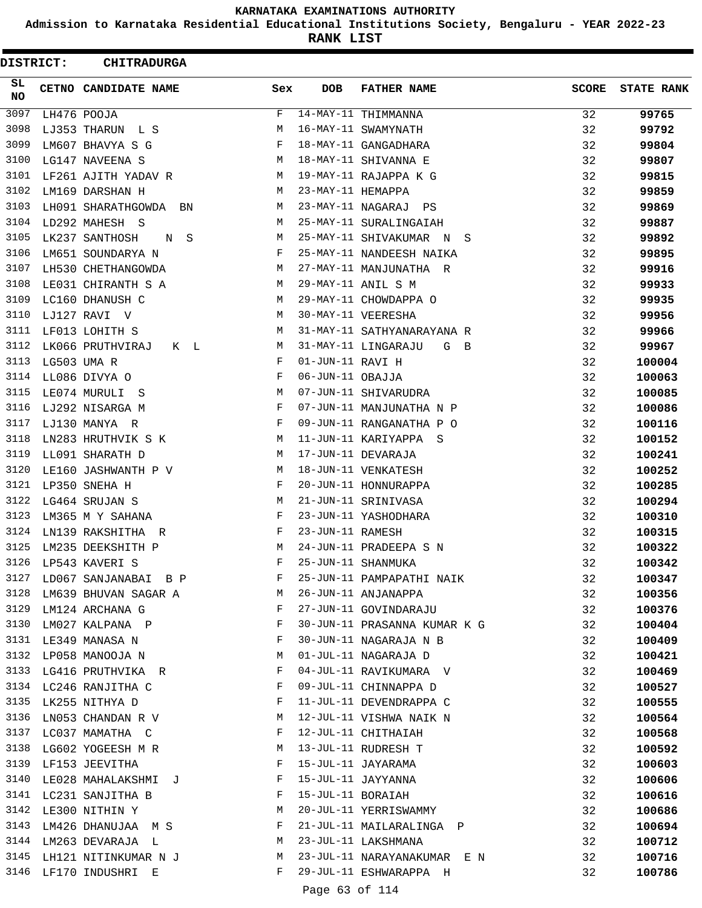# KARNATAKA EXAMINATIONS AUTHORITY

**Admission to Karnataka Residential Educational Institutions Society, Bengaluru - YEAR 2022-23**

**RANK LIST**

**DISTRICT: CHITRADURGA**

| SL NO | CETNO | CANDIDATE NAME | Sex | DOB | FATHER NAME | SCORE | STATE RANK |
|---|---|---|---|---|---|---|---|
| 3097 | LH476 | POOJA | F | 14-MAY-11 | THIMMANNA | 32 | 99765 |
| 3098 | LJ353 | THARUN L S | M | 16-MAY-11 | SWAMYNATH | 32 | 99792 |
| 3099 | LM607 | BHAVYA S G | F | 18-MAY-11 | GANGADHARA | 32 | 99804 |
| 3100 | LG147 | NAVEENA S | M | 18-MAY-11 | SHIVANNA E | 32 | 99807 |
| 3101 | LF261 | AJITH YADAV R | M | 19-MAY-11 | RAJAPPA K G | 32 | 99815 |
| 3102 | LM169 | DARSHAN H | M | 23-MAY-11 | HEMAPPA | 32 | 99859 |
| 3103 | LH091 | SHARATHGOWDA BN | M | 23-MAY-11 | NAGARAJ PS | 32 | 99869 |
| 3104 | LD292 | MAHESH S | M | 25-MAY-11 | SURALINGAIAH | 32 | 99887 |
| 3105 | LK237 | SANTHOSH N S | M | 25-MAY-11 | SHIVAKUMAR N S | 32 | 99892 |
| 3106 | LM651 | SOUNDARYA N | F | 25-MAY-11 | NANDEESH NAIKA | 32 | 99895 |
| 3107 | LH530 | CHETHANGOWDA | M | 27-MAY-11 | MANJUNATHA R | 32 | 99916 |
| 3108 | LE031 | CHIRANTH S A | M | 29-MAY-11 | ANIL S M | 32 | 99933 |
| 3109 | LC160 | DHANUSH C | M | 29-MAY-11 | CHOWDAPPA O | 32 | 99935 |
| 3110 | LJ127 | RAVI V | M | 30-MAY-11 | VEERESHA | 32 | 99956 |
| 3111 | LF013 | LOHITH S | M | 31-MAY-11 | SATHYANARAYANA R | 32 | 99966 |
| 3112 | LK066 | PRUTHVIRAJ K L | M | 31-MAY-11 | LINGARAJU G B | 32 | 99967 |
| 3113 | LG503 | UMA R | F | 01-JUN-11 | RAVI H | 32 | 100004 |
| 3114 | LL086 | DIVYA O | F | 06-JUN-11 | OBAJJA | 32 | 100063 |
| 3115 | LE074 | MURULI S | M | 07-JUN-11 | SHIVARUDRA | 32 | 100085 |
| 3116 | LJ292 | NISARGA M | F | 07-JUN-11 | MANJUNATHA N P | 32 | 100086 |
| 3117 | LJ130 | MANYA R | F | 09-JUN-11 | RANGANATHA P O | 32 | 100116 |
| 3118 | LN283 | HRUTHVIK S K | M | 11-JUN-11 | KARIYAPPA S | 32 | 100152 |
| 3119 | LL091 | SHARATH D | M | 17-JUN-11 | DEVARAJA | 32 | 100241 |
| 3120 | LE160 | JASHWANTH P V | M | 18-JUN-11 | VENKATESH | 32 | 100252 |
| 3121 | LP350 | SNEHA H | F | 20-JUN-11 | HONNURAPPA | 32 | 100285 |
| 3122 | LG464 | SRUJAN S | M | 21-JUN-11 | SRINIVASA | 32 | 100294 |
| 3123 | LM365 | M Y SAHANA | F | 23-JUN-11 | YASHODHARA | 32 | 100310 |
| 3124 | LN139 | RAKSHITHA R | F | 23-JUN-11 | RAMESH | 32 | 100315 |
| 3125 | LM235 | DEEKSHITH P | M | 24-JUN-11 | PRADEEPA S N | 32 | 100322 |
| 3126 | LP543 | KAVERI S | F | 25-JUN-11 | SHANMUKA | 32 | 100342 |
| 3127 | LD067 | SANJANABAI B P | F | 25-JUN-11 | PAMPAPATHI NAIK | 32 | 100347 |
| 3128 | LM639 | BHUVAN SAGAR A | M | 26-JUN-11 | ANJANAPPA | 32 | 100356 |
| 3129 | LM124 | ARCHANA G | F | 27-JUN-11 | GOVINDARAJU | 32 | 100376 |
| 3130 | LM027 | KALPANA P | F | 30-JUN-11 | PRASANNA KUMAR K G | 32 | 100404 |
| 3131 | LE349 | MANASA N | F | 30-JUN-11 | NAGARAJA N B | 32 | 100409 |
| 3132 | LP058 | MANOOJA N | M | 01-JUL-11 | NAGARAJA D | 32 | 100421 |
| 3133 | LG416 | PRUTHVIKA R | F | 04-JUL-11 | RAVIKUMARA V | 32 | 100469 |
| 3134 | LC246 | RANJITHA C | F | 09-JUL-11 | CHINNAPPA D | 32 | 100527 |
| 3135 | LK255 | NITHYA D | F | 11-JUL-11 | DEVENDRAPPA C | 32 | 100555 |
| 3136 | LN053 | CHANDAN R V | M | 12-JUL-11 | VISHWA NAIK N | 32 | 100564 |
| 3137 | LC037 | MAMATHA C | F | 12-JUL-11 | CHITHAIAH | 32 | 100568 |
| 3138 | LG602 | YOGEESH M R | M | 13-JUL-11 | RUDRESH T | 32 | 100592 |
| 3139 | LF153 | JEEVITHA | F | 15-JUL-11 | JAYARAMA | 32 | 100603 |
| 3140 | LE028 | MAHALAKSHMI J | F | 15-JUL-11 | JAYYANNA | 32 | 100606 |
| 3141 | LC231 | SANJITHA B | F | 15-JUL-11 | BORAIAH | 32 | 100616 |
| 3142 | LE300 | NITHIN Y | M | 20-JUL-11 | YERRISWAMMY | 32 | 100686 |
| 3143 | LM426 | DHANUJAA M S | F | 21-JUL-11 | MAILARALINGA P | 32 | 100694 |
| 3144 | LM263 | DEVARAJA L | M | 23-JUL-11 | LAKSHMANA | 32 | 100712 |
| 3145 | LH121 | NITINKUMAR N J | M | 23-JUL-11 | NARAYANAKUMAR E N | 32 | 100716 |
| 3146 | LF170 | INDUSHRI E | F | 29-JUL-11 | ESHWARAPPA H | 32 | 100786 |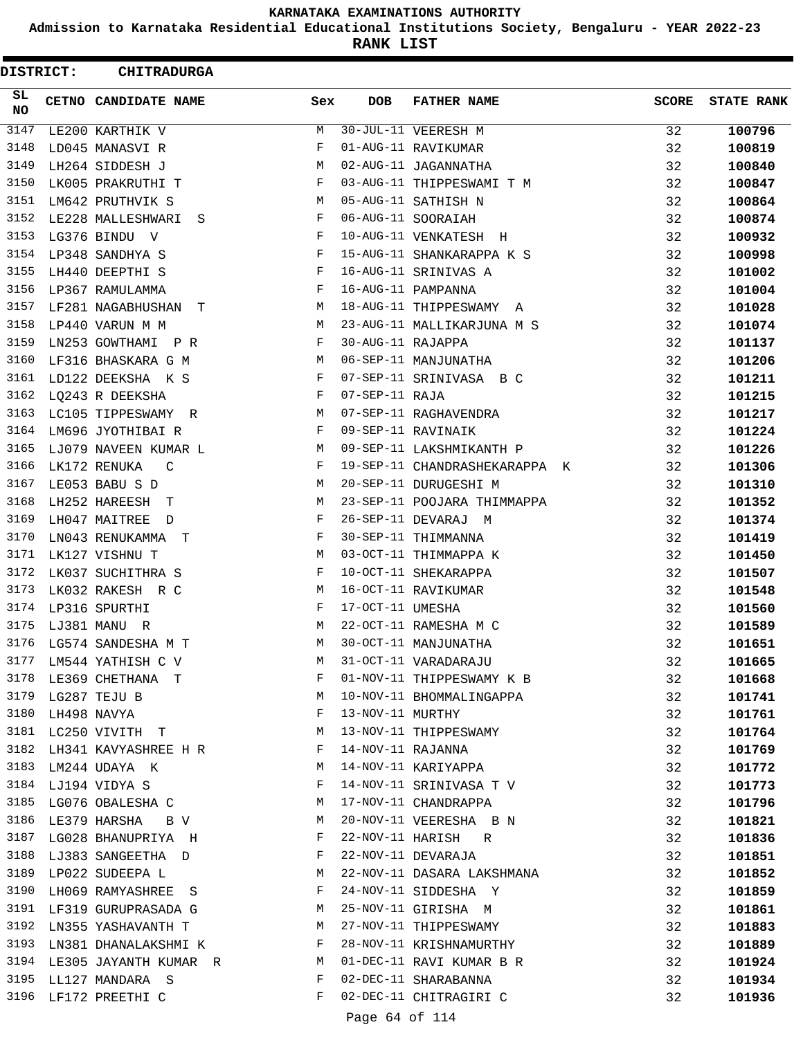KARNATAKA EXAMINATIONS AUTHORITY

Admission to Karnataka Residential Educational Institutions Society, Bengaluru - YEAR 2022-23

**RANK LIST**

**DISTRICT: CHITRADURGA**

| SL NO | CETNO | CANDIDATE NAME | Sex | DOB | FATHER NAME | SCORE | STATE RANK |
|---|---|---|---|---|---|---|---|
| 3147 | LE200 | KARTHIK V | M | 30-JUL-11 | VEERESH M | 32 | 100796 |
| 3148 | LD045 | MANASVI R | F | 01-AUG-11 | RAVIKUMAR | 32 | 100819 |
| 3149 | LH264 | SIDDESH J | M | 02-AUG-11 | JAGANNATHA | 32 | 100840 |
| 3150 | LK005 | PRAKRUTHI T | F | 03-AUG-11 | THIPPESWAMI T M | 32 | 100847 |
| 3151 | LM642 | PRUTHVIK S | M | 05-AUG-11 | SATHISH N | 32 | 100864 |
| 3152 | LE228 | MALLESHWARI S | F | 06-AUG-11 | SOORAIAH | 32 | 100874 |
| 3153 | LG376 | BINDU V | F | 10-AUG-11 | VENKATESH H | 32 | 100932 |
| 3154 | LP348 | SANDHYA S | F | 15-AUG-11 | SHANKARAPPA K S | 32 | 100998 |
| 3155 | LH440 | DEEPTHI S | F | 16-AUG-11 | SRINIVAS A | 32 | 101002 |
| 3156 | LP367 | RAMULAMMA | F | 16-AUG-11 | PAMPANNA | 32 | 101004 |
| 3157 | LF281 | NAGABHUSHAN T | M | 18-AUG-11 | THIPPESWAMY A | 32 | 101028 |
| 3158 | LP440 | VARUN M M | M | 23-AUG-11 | MALLIKARJUNA M S | 32 | 101074 |
| 3159 | LN253 | GOWTHAMI P R | F | 30-AUG-11 | RAJAPPA | 32 | 101137 |
| 3160 | LF316 | BHASKARA G M | M | 06-SEP-11 | MANJUNATHA | 32 | 101206 |
| 3161 | LD122 | DEEKSHA K S | F | 07-SEP-11 | SRINIVASA B C | 32 | 101211 |
| 3162 | LQ243 | R DEEKSHA | F | 07-SEP-11 | RAJA | 32 | 101215 |
| 3163 | LC105 | TIPPESWAMY R | M | 07-SEP-11 | RAGHAVENDRA | 32 | 101217 |
| 3164 | LM696 | JYOTHIBAI R | F | 09-SEP-11 | RAVINAIK | 32 | 101224 |
| 3165 | LJ079 | NAVEEN KUMAR L | M | 09-SEP-11 | LAKSHMIKANTH P | 32 | 101226 |
| 3166 | LK172 | RENUKA C | F | 19-SEP-11 | CHANDRASHEKARAPPA K | 32 | 101306 |
| 3167 | LE053 | BABU S D | M | 20-SEP-11 | DURUGESHI M | 32 | 101310 |
| 3168 | LH252 | HAREESH T | M | 23-SEP-11 | POOJARA THIMMAPPA | 32 | 101352 |
| 3169 | LH047 | MAITREE D | F | 26-SEP-11 | DEVARAJ M | 32 | 101374 |
| 3170 | LN043 | RENUKAMMA T | F | 30-SEP-11 | THIMMANNA | 32 | 101419 |
| 3171 | LK127 | VISHNU T | M | 03-OCT-11 | THIMMAPPA K | 32 | 101450 |
| 3172 | LK037 | SUCHITHRA S | F | 10-OCT-11 | SHEKARAPPA | 32 | 101507 |
| 3173 | LK032 | RAKESH R C | M | 16-OCT-11 | RAVIKUMAR | 32 | 101548 |
| 3174 | LP316 | SPURTHI | F | 17-OCT-11 | UMESHA | 32 | 101560 |
| 3175 | LJ381 | MANU R | M | 22-OCT-11 | RAMESHA M C | 32 | 101589 |
| 3176 | LG574 | SANDESHA M T | M | 30-OCT-11 | MANJUNATHA | 32 | 101651 |
| 3177 | LM544 | YATHISH C V | M | 31-OCT-11 | VARADARAJU | 32 | 101665 |
| 3178 | LE369 | CHETHANA T | F | 01-NOV-11 | THIPPESWAMY K B | 32 | 101668 |
| 3179 | LG287 | TEJU B | M | 10-NOV-11 | BHOMMALINGAPPA | 32 | 101741 |
| 3180 | LH498 | NAVYA | F | 13-NOV-11 | MURTHY | 32 | 101761 |
| 3181 | LC250 | VIVITH T | M | 13-NOV-11 | THIPPESWAMY | 32 | 101764 |
| 3182 | LH341 | KAVYASHREE H R | F | 14-NOV-11 | RAJANNA | 32 | 101769 |
| 3183 | LM244 | UDAYA K | M | 14-NOV-11 | KARIYAPPA | 32 | 101772 |
| 3184 | LJ194 | VIDYA S | F | 14-NOV-11 | SRINIVASA T V | 32 | 101773 |
| 3185 | LG076 | OBALESHA C | M | 17-NOV-11 | CHANDRAPPA | 32 | 101796 |
| 3186 | LE379 | HARSHA B V | M | 20-NOV-11 | VEERESHA B N | 32 | 101821 |
| 3187 | LG028 | BHANUPRIYA H | F | 22-NOV-11 | HARISH R | 32 | 101836 |
| 3188 | LJ383 | SANGEETHA D | F | 22-NOV-11 | DEVARAJA | 32 | 101851 |
| 3189 | LP022 | SUDEEPA L | M | 22-NOV-11 | DASARA LAKSHMANA | 32 | 101852 |
| 3190 | LH069 | RAMYASHREE S | F | 24-NOV-11 | SIDDESHA Y | 32 | 101859 |
| 3191 | LF319 | GURUPRASADA G | M | 25-NOV-11 | GIRISHA M | 32 | 101861 |
| 3192 | LN355 | YASHAVANTH T | M | 27-NOV-11 | THIPPESWAMY | 32 | 101883 |
| 3193 | LN381 | DHANALAKSHMI K | F | 28-NOV-11 | KRISHNAMURTHY | 32 | 101889 |
| 3194 | LE305 | JAYANTH KUMAR R | M | 01-DEC-11 | RAVI KUMAR B R | 32 | 101924 |
| 3195 | LL127 | MANDARA S | F | 02-DEC-11 | SHARABANNA | 32 | 101934 |
| 3196 | LF172 | PREETHI C | F | 02-DEC-11 | CHITRAGIRI C | 32 | 101936 |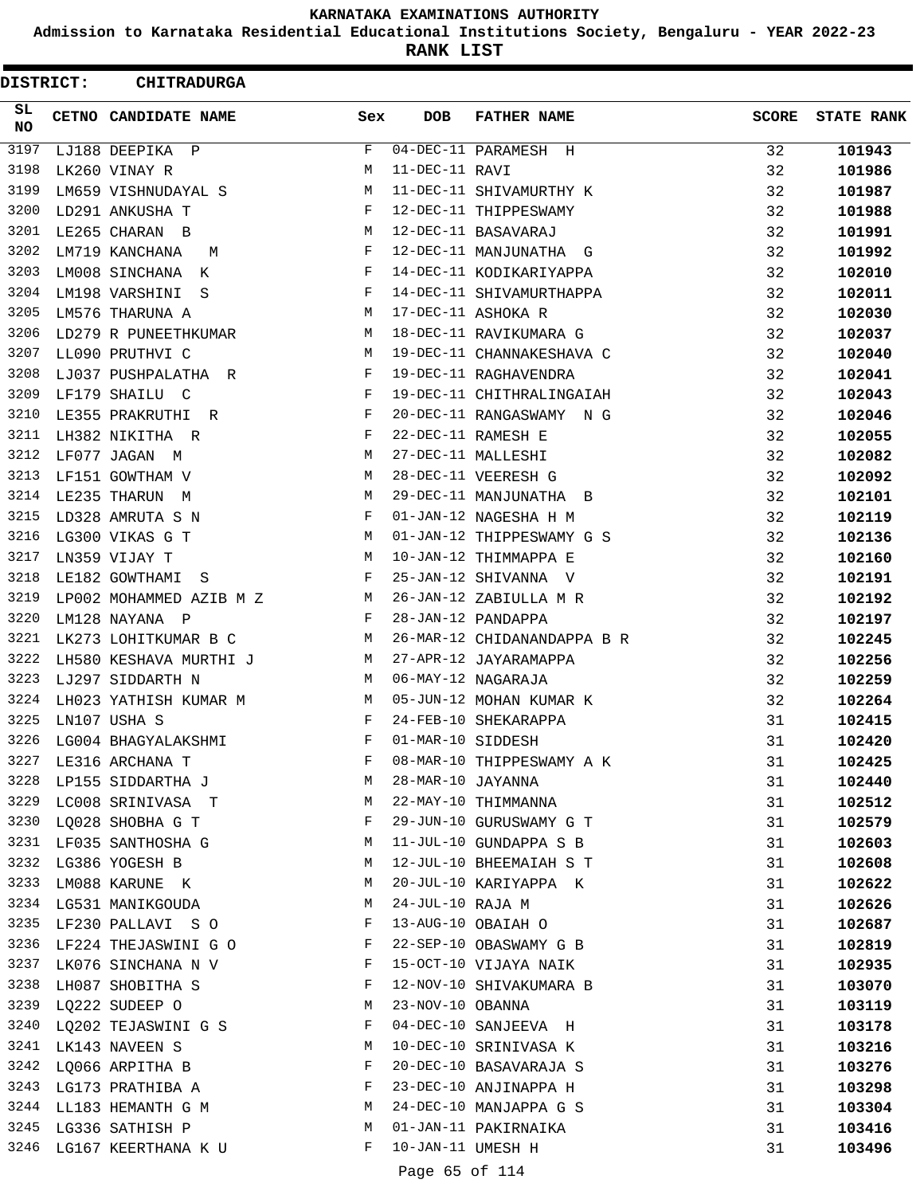# KARNATAKA EXAMINATIONS AUTHORITY

## Admission to Karnataka Residential Educational Institutions Society, Bengaluru - YEAR 2022-23

## RANK LIST

**DISTRICT: CHITRADURGA**

| SL NO | CETNO | CANDIDATE NAME | Sex | DOB | FATHER NAME | SCORE | STATE RANK |
|---|---|---|---|---|---|---|---|
| 3197 | LJ188 | DEEPIKA P | F | 04-DEC-11 | PARAMESH H | 32 | 101943 |
| 3198 | LK260 | VINAY R | M | 11-DEC-11 | RAVI | 32 | 101986 |
| 3199 | LM659 | VISHNUDAYAL S | M | 11-DEC-11 | SHIVAMURTHY K | 32 | 101987 |
| 3200 | LD291 | ANKUSHA T | F | 12-DEC-11 | THIPPESWAMY | 32 | 101988 |
| 3201 | LE265 | CHARAN B | M | 12-DEC-11 | BASAVARAJ | 32 | 101991 |
| 3202 | LM719 | KANCHANA M | F | 12-DEC-11 | MANJUNATHA G | 32 | 101992 |
| 3203 | LM008 | SINCHANA K | F | 14-DEC-11 | KODIKARIYAPPA | 32 | 102010 |
| 3204 | LM198 | VARSHINI S | F | 14-DEC-11 | SHIVAMURTHAPPA | 32 | 102011 |
| 3205 | LM576 | THARUNA A | M | 17-DEC-11 | ASHOKA R | 32 | 102030 |
| 3206 | LD279 | R PUNEETHKUMAR | M | 18-DEC-11 | RAVIKUMARA G | 32 | 102037 |
| 3207 | LL090 | PRUTHVI C | M | 19-DEC-11 | CHANNAKESHAVA C | 32 | 102040 |
| 3208 | LJ037 | PUSHPALATHA R | F | 19-DEC-11 | RAGHAVENDRA | 32 | 102041 |
| 3209 | LF179 | SHAILU C | F | 19-DEC-11 | CHITHRALINGAIAH | 32 | 102043 |
| 3210 | LE355 | PRAKRUTHI R | F | 20-DEC-11 | RANGASWAMY N G | 32 | 102046 |
| 3211 | LH382 | NIKITHA R | F | 22-DEC-11 | RAMESH E | 32 | 102055 |
| 3212 | LF077 | JAGAN M | M | 27-DEC-11 | MALLESHI | 32 | 102082 |
| 3213 | LF151 | GOWTHAM V | M | 28-DEC-11 | VEERESH G | 32 | 102092 |
| 3214 | LE235 | THARUN M | M | 29-DEC-11 | MANJUNATHA B | 32 | 102101 |
| 3215 | LD328 | AMRUTA S N | F | 01-JAN-12 | NAGESHA H M | 32 | 102119 |
| 3216 | LG300 | VIKAS G T | M | 01-JAN-12 | THIPPESWAMY G S | 32 | 102136 |
| 3217 | LN359 | VIJAY T | M | 10-JAN-12 | THIMMAPPA E | 32 | 102160 |
| 3218 | LE182 | GOWTHAMI S | F | 25-JAN-12 | SHIVANNA V | 32 | 102191 |
| 3219 | LP002 | MOHAMMED AZIB M Z | M | 26-JAN-12 | ZABIULLA M R | 32 | 102192 |
| 3220 | LM128 | NAYANA P | F | 28-JAN-12 | PANDAPPA | 32 | 102197 |
| 3221 | LK273 | LOHITKUMAR B C | M | 26-MAR-12 | CHIDANANDAPPA B R | 32 | 102245 |
| 3222 | LH580 | KESHAVA MURTHI J | M | 27-APR-12 | JAYARAMAPPA | 32 | 102256 |
| 3223 | LJ297 | SIDDARTH N | M | 06-MAY-12 | NAGARAJA | 32 | 102259 |
| 3224 | LH023 | YATHISH KUMAR M | M | 05-JUN-12 | MOHAN KUMAR K | 32 | 102264 |
| 3225 | LN107 | USHA S | F | 24-FEB-10 | SHEKARAPPA | 31 | 102415 |
| 3226 | LG004 | BHAGYALAKSHMI | F | 01-MAR-10 | SIDDESH | 31 | 102420 |
| 3227 | LE316 | ARCHANA T | F | 08-MAR-10 | THIPPESWAMY A K | 31 | 102425 |
| 3228 | LP155 | SIDDARTHA J | M | 28-MAR-10 | JAYANNA | 31 | 102440 |
| 3229 | LC008 | SRINIVASA T | M | 22-MAY-10 | THIMMANNA | 31 | 102512 |
| 3230 | LQ028 | SHOBHA G T | F | 29-JUN-10 | GURUSWAMY G T | 31 | 102579 |
| 3231 | LF035 | SANTHOSHA G | M | 11-JUL-10 | GUNDAPPA S B | 31 | 102603 |
| 3232 | LG386 | YOGESH B | M | 12-JUL-10 | BHEEMAIAH S T | 31 | 102608 |
| 3233 | LM088 | KARUNE K | M | 20-JUL-10 | KARIYAPPA K | 31 | 102622 |
| 3234 | LG531 | MANIKGOUDA | M | 24-JUL-10 | RAJA M | 31 | 102626 |
| 3235 | LF230 | PALLAVI S O | F | 13-AUG-10 | OBAIAH O | 31 | 102687 |
| 3236 | LF224 | THEJASWINI G O | F | 22-SEP-10 | OBASWAMY G B | 31 | 102819 |
| 3237 | LK076 | SINCHANA N V | F | 15-OCT-10 | VIJAYA NAIK | 31 | 102935 |
| 3238 | LH087 | SHOBITHA S | F | 12-NOV-10 | SHIVAKUMARA B | 31 | 103070 |
| 3239 | LQ222 | SUDEEP O | M | 23-NOV-10 | OBANNA | 31 | 103119 |
| 3240 | LQ202 | TEJASWINI G S | F | 04-DEC-10 | SANJEEVA H | 31 | 103178 |
| 3241 | LK143 | NAVEEN S | M | 10-DEC-10 | SRINIVASA K | 31 | 103216 |
| 3242 | LQ066 | ARPITHA B | F | 20-DEC-10 | BASAVARAJA S | 31 | 103276 |
| 3243 | LG173 | PRATHIBA A | F | 23-DEC-10 | ANJINAPPA H | 31 | 103298 |
| 3244 | LL183 | HEMANTH G M | M | 24-DEC-10 | MANJAPPA G S | 31 | 103304 |
| 3245 | LG336 | SATHISH P | M | 01-JAN-11 | PAKIRNAIKA | 31 | 103416 |
| 3246 | LG167 | KEERTHANA K U | F | 10-JAN-11 | UMESH H | 31 | 103496 |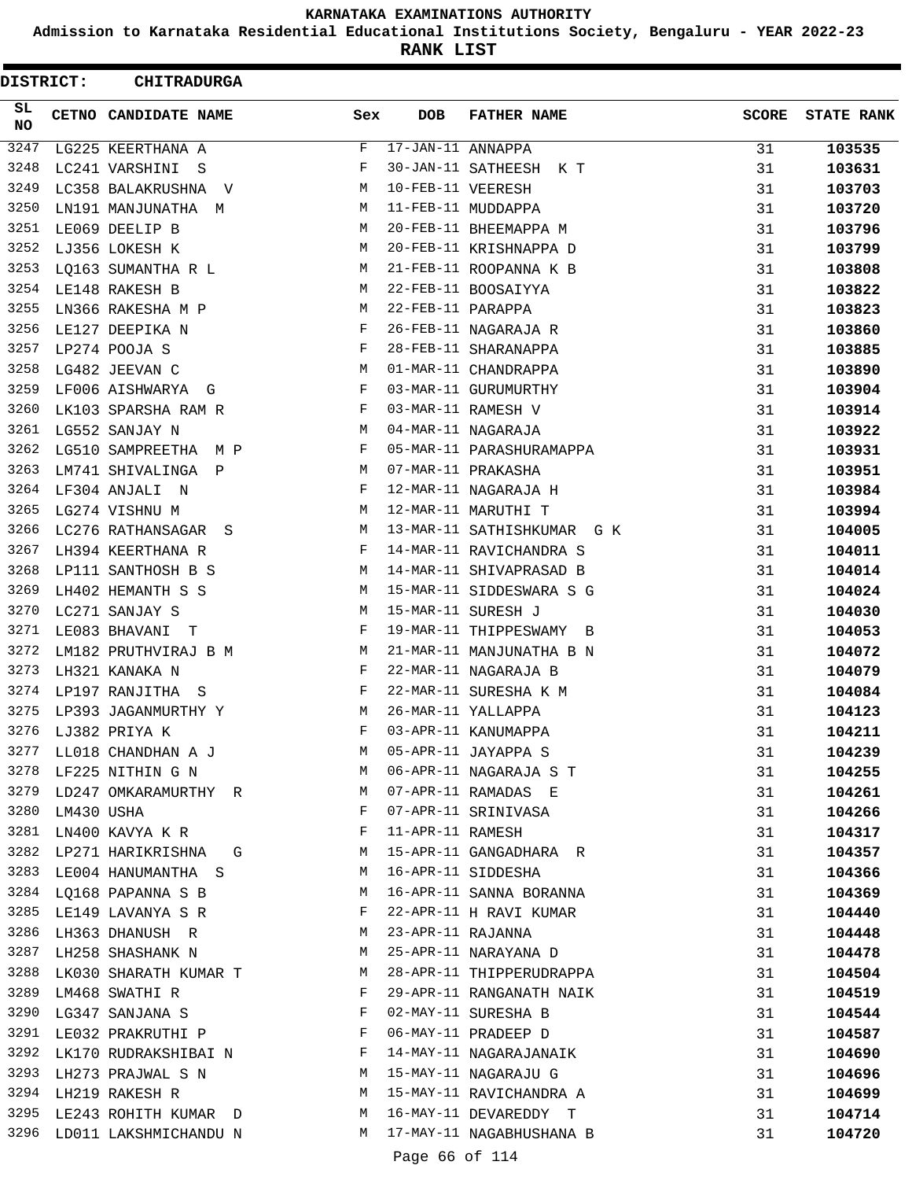# KARNATAKA EXAMINATIONS AUTHORITY

**Admission to Karnataka Residential Educational Institutions Society, Bengaluru - YEAR 2022-23**

**RANK LIST**

**DISTRICT: CHITRADURGA**

| SL NO | CETNO | CANDIDATE NAME | Sex | DOB | FATHER NAME | SCORE | STATE RANK |
|---|---|---|---|---|---|---|---|
| 3247 | LG225 | KEERTHANA A | F | 17-JAN-11 | ANNAPPA | 31 | 103535 |
| 3248 | LC241 | VARSHINI S | F | 30-JAN-11 | SATHEESH K T | 31 | 103631 |
| 3249 | LC358 | BALAKRUSHNA V | M | 10-FEB-11 | VEERESH | 31 | 103703 |
| 3250 | LN191 | MANJUNATHA M | M | 11-FEB-11 | MUDDAPPA | 31 | 103720 |
| 3251 | LE069 | DEELIP B | M | 20-FEB-11 | BHEEMAPPA M | 31 | 103796 |
| 3252 | LJ356 | LOKESH K | M | 20-FEB-11 | KRISHNAPPA D | 31 | 103799 |
| 3253 | LQ163 | SUMANTHA R L | M | 21-FEB-11 | ROOPANNA K B | 31 | 103808 |
| 3254 | LE148 | RAKESH B | M | 22-FEB-11 | BOOSAIYYA | 31 | 103822 |
| 3255 | LN366 | RAKESHA M P | M | 22-FEB-11 | PARAPPA | 31 | 103823 |
| 3256 | LE127 | DEEPIKA N | F | 26-FEB-11 | NAGARAJA R | 31 | 103860 |
| 3257 | LP274 | POOJA S | F | 28-FEB-11 | SHARANAPPA | 31 | 103885 |
| 3258 | LG482 | JEEVAN C | M | 01-MAR-11 | CHANDRAPPA | 31 | 103890 |
| 3259 | LF006 | AISHWARYA G | F | 03-MAR-11 | GURUMURTHY | 31 | 103904 |
| 3260 | LK103 | SPARSHA RAM R | F | 03-MAR-11 | RAMESH V | 31 | 103914 |
| 3261 | LG552 | SANJAY N | M | 04-MAR-11 | NAGARAJA | 31 | 103922 |
| 3262 | LG510 | SAMPREETHA M P | F | 05-MAR-11 | PARASHURAMAPPA | 31 | 103931 |
| 3263 | LM741 | SHIVALINGA P | M | 07-MAR-11 | PRAKASHA | 31 | 103951 |
| 3264 | LF304 | ANJALI N | F | 12-MAR-11 | NAGARAJA H | 31 | 103984 |
| 3265 | LG274 | VISHNU M | M | 12-MAR-11 | MARUTHI T | 31 | 103994 |
| 3266 | LC276 | RATHANSAGAR S | M | 13-MAR-11 | SATHISHKUMAR G K | 31 | 104005 |
| 3267 | LH394 | KEERTHANA R | F | 14-MAR-11 | RAVICHANDRA S | 31 | 104011 |
| 3268 | LP111 | SANTHOSH B S | M | 14-MAR-11 | SHIVAPRASAD B | 31 | 104014 |
| 3269 | LH402 | HEMANTH S S | M | 15-MAR-11 | SIDDESWARA S G | 31 | 104024 |
| 3270 | LC271 | SANJAY S | M | 15-MAR-11 | SURESH J | 31 | 104030 |
| 3271 | LE083 | BHAVANI T | F | 19-MAR-11 | THIPPESWAMY B | 31 | 104053 |
| 3272 | LM182 | PRUTHVIRAJ B M | M | 21-MAR-11 | MANJUNATHA B N | 31 | 104072 |
| 3273 | LH321 | KANAKA N | F | 22-MAR-11 | NAGARAJA B | 31 | 104079 |
| 3274 | LP197 | RANJITHA S | F | 22-MAR-11 | SURESHA K M | 31 | 104084 |
| 3275 | LP393 | JAGANMURTHY Y | M | 26-MAR-11 | YALLAPPA | 31 | 104123 |
| 3276 | LJ382 | PRIYA K | F | 03-APR-11 | KANUMAPPA | 31 | 104211 |
| 3277 | LL018 | CHANDHAN A J | M | 05-APR-11 | JAYAPPA S | 31 | 104239 |
| 3278 | LF225 | NITHIN G N | M | 06-APR-11 | NAGARAJA S T | 31 | 104255 |
| 3279 | LD247 | OMKARAMURTHY R | M | 07-APR-11 | RAMADAS E | 31 | 104261 |
| 3280 | LM430 | USHA | F | 07-APR-11 | SRINIVASA | 31 | 104266 |
| 3281 | LN400 | KAVYA K R | F | 11-APR-11 | RAMESH | 31 | 104317 |
| 3282 | LP271 | HARIKRISHNA G | M | 15-APR-11 | GANGADHARA R | 31 | 104357 |
| 3283 | LE004 | HANUMANTHA S | M | 16-APR-11 | SIDDESHA | 31 | 104366 |
| 3284 | LQ168 | PAPANNA S B | M | 16-APR-11 | SANNA BORANNA | 31 | 104369 |
| 3285 | LE149 | LAVANYA S R | F | 22-APR-11 | H RAVI KUMAR | 31 | 104440 |
| 3286 | LH363 | DHANUSH R | M | 23-APR-11 | RAJANNA | 31 | 104448 |
| 3287 | LH258 | SHASHANK N | M | 25-APR-11 | NARAYANA D | 31 | 104478 |
| 3288 | LK030 | SHARATH KUMAR T | M | 28-APR-11 | THIPPERUDRAPPA | 31 | 104504 |
| 3289 | LM468 | SWATHI R | F | 29-APR-11 | RANGANATH NAIK | 31 | 104519 |
| 3290 | LG347 | SANJANA S | F | 02-MAY-11 | SURESHA B | 31 | 104544 |
| 3291 | LE032 | PRAKRUTHI P | F | 06-MAY-11 | PRADEEP D | 31 | 104587 |
| 3292 | LK170 | RUDRAKSHIBAI N | F | 14-MAY-11 | NAGARAJANAIK | 31 | 104690 |
| 3293 | LH273 | PRAJWAL S N | M | 15-MAY-11 | NAGARAJU G | 31 | 104696 |
| 3294 | LH219 | RAKESH R | M | 15-MAY-11 | RAVICHANDRA A | 31 | 104699 |
| 3295 | LE243 | ROHITH KUMAR D | M | 16-MAY-11 | DEVAREDDY T | 31 | 104714 |
| 3296 | LD011 | LAKSHMICHANDU N | M | 17-MAY-11 | NAGABHUSHANA B | 31 | 104720 |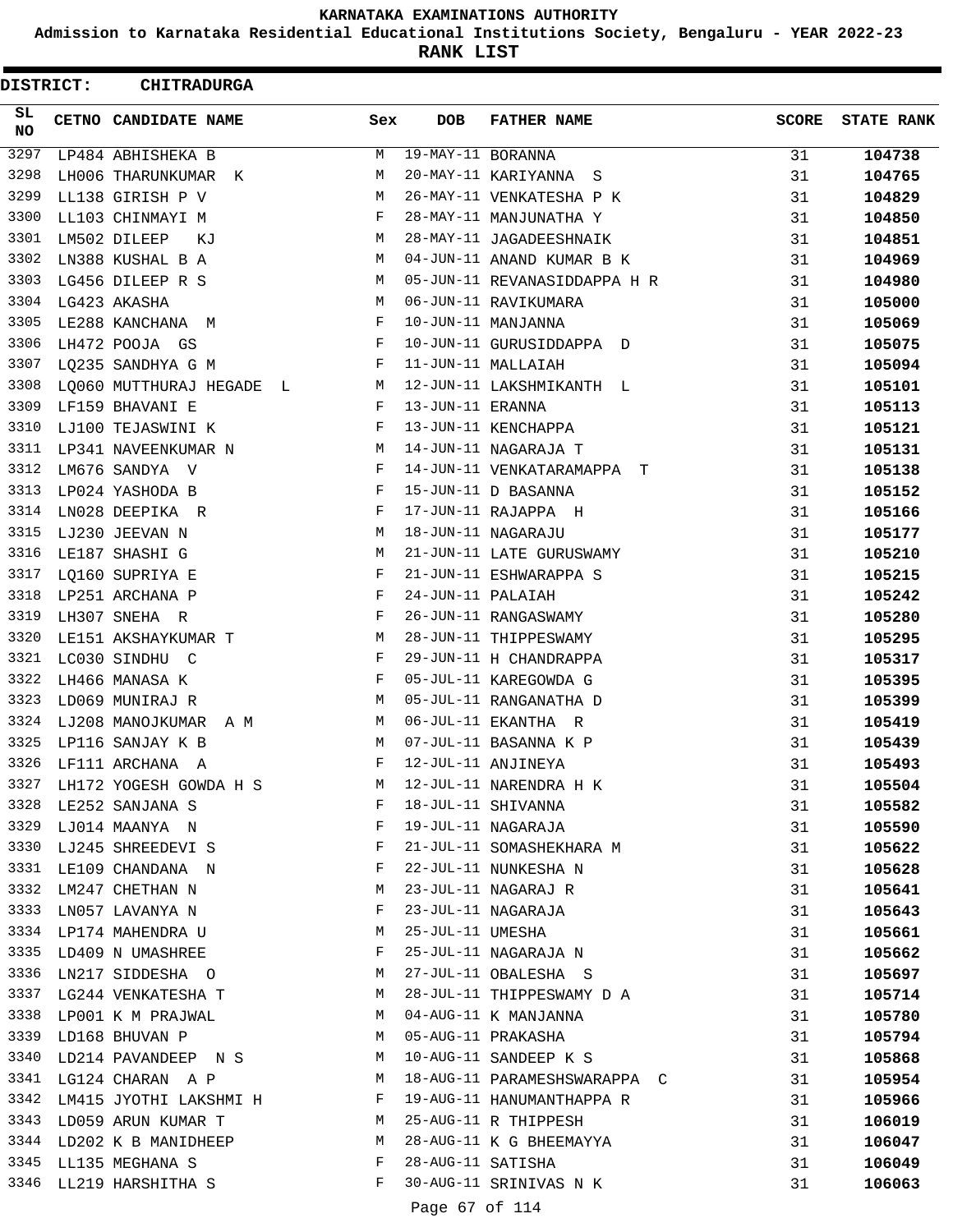KARNATAKA EXAMINATIONS AUTHORITY

Admission to Karnataka Residential Educational Institutions Society, Bengaluru - YEAR 2022-23

**RANK LIST**

**DISTRICT: CHITRADURGA**

| SL NO | CETNO | CANDIDATE NAME | Sex | DOB | FATHER NAME | SCORE | STATE RANK |
|---|---|---|---|---|---|---|---|
| 3297 | LP484 | ABHISHEKA B | M | 19-MAY-11 | BORANNA | 31 | 104738 |
| 3298 | LH006 | THARUNKUMAR K | M | 20-MAY-11 | KARIYANNA S | 31 | 104765 |
| 3299 | LL138 | GIRISH P V | M | 26-MAY-11 | VENKATESHA P K | 31 | 104829 |
| 3300 | LL103 | CHINMAYI M | F | 28-MAY-11 | MANJUNATHA Y | 31 | 104850 |
| 3301 | LM502 | DILEEP KJ | M | 28-MAY-11 | JAGADEESHNAIK | 31 | 104851 |
| 3302 | LN388 | KUSHAL B A | M | 04-JUN-11 | ANAND KUMAR B K | 31 | 104969 |
| 3303 | LG456 | DILEEP R S | M | 05-JUN-11 | REVANASIDDAPPA H R | 31 | 104980 |
| 3304 | LG423 | AKASHA | M | 06-JUN-11 | RAVIKUMARA | 31 | 105000 |
| 3305 | LE288 | KANCHANA M | F | 10-JUN-11 | MANJANNA | 31 | 105069 |
| 3306 | LH472 | POOJA GS | F | 10-JUN-11 | GURUSIDDAPPA D | 31 | 105075 |
| 3307 | LQ235 | SANDHYA G M | F | 11-JUN-11 | MALLAIAH | 31 | 105094 |
| 3308 | LQ060 | MUTTHURAJ HEGADE L | M | 12-JUN-11 | LAKSHMIKANTH L | 31 | 105101 |
| 3309 | LF159 | BHAVANI E | F | 13-JUN-11 | ERANNA | 31 | 105113 |
| 3310 | LJ100 | TEJASWINI K | F | 13-JUN-11 | KENCHAPPA | 31 | 105121 |
| 3311 | LP341 | NAVEENKUMAR N | M | 14-JUN-11 | NAGARAJA T | 31 | 105131 |
| 3312 | LM676 | SANDYA V | F | 14-JUN-11 | VENKATARAMAPPA T | 31 | 105138 |
| 3313 | LP024 | YASHODA B | F | 15-JUN-11 | D BASANNA | 31 | 105152 |
| 3314 | LN028 | DEEPIKA R | F | 17-JUN-11 | RAJAPPA H | 31 | 105166 |
| 3315 | LJ230 | JEEVAN N | M | 18-JUN-11 | NAGARAJU | 31 | 105177 |
| 3316 | LE187 | SHASHI G | M | 21-JUN-11 | LATE GURUSWAMY | 31 | 105210 |
| 3317 | LQ160 | SUPRIYA E | F | 21-JUN-11 | ESHWARAPPA S | 31 | 105215 |
| 3318 | LP251 | ARCHANA P | F | 24-JUN-11 | PALAIAH | 31 | 105242 |
| 3319 | LH307 | SNEHA R | F | 26-JUN-11 | RANGASWAMY | 31 | 105280 |
| 3320 | LE151 | AKSHAYKUMAR T | M | 28-JUN-11 | THIPPESWAMY | 31 | 105295 |
| 3321 | LC030 | SINDHU C | F | 29-JUN-11 | H CHANDRAPPA | 31 | 105317 |
| 3322 | LH466 | MANASA K | F | 05-JUL-11 | KAREGOWDA G | 31 | 105395 |
| 3323 | LD069 | MUNIRAJ R | M | 05-JUL-11 | RANGANATHA D | 31 | 105399 |
| 3324 | LJ208 | MANOJKUMAR A M | M | 06-JUL-11 | EKANTHA R | 31 | 105419 |
| 3325 | LP116 | SANJAY K B | M | 07-JUL-11 | BASANNA K P | 31 | 105439 |
| 3326 | LF111 | ARCHANA A | F | 12-JUL-11 | ANJINEYA | 31 | 105493 |
| 3327 | LH172 | YOGESH GOWDA H S | M | 12-JUL-11 | NARENDRA H K | 31 | 105504 |
| 3328 | LE252 | SANJANA S | F | 18-JUL-11 | SHIVANNA | 31 | 105582 |
| 3329 | LJ014 | MAANYA N | F | 19-JUL-11 | NAGARAJA | 31 | 105590 |
| 3330 | LJ245 | SHREEDEVI S | F | 21-JUL-11 | SOMASHEKHARA M | 31 | 105622 |
| 3331 | LE109 | CHANDANA N | F | 22-JUL-11 | NUNKESHA N | 31 | 105628 |
| 3332 | LM247 | CHETHAN N | M | 23-JUL-11 | NAGARAJ R | 31 | 105641 |
| 3333 | LN057 | LAVANYA N | F | 23-JUL-11 | NAGARAJA | 31 | 105643 |
| 3334 | LP174 | MAHENDRA U | M | 25-JUL-11 | UMESHA | 31 | 105661 |
| 3335 | LD409 | N UMASHREE | F | 25-JUL-11 | NAGARAJA N | 31 | 105662 |
| 3336 | LN217 | SIDDESHA O | M | 27-JUL-11 | OBALESHA S | 31 | 105697 |
| 3337 | LG244 | VENKATESHA T | M | 28-JUL-11 | THIPPESWAMY D A | 31 | 105714 |
| 3338 | LP001 | K M PRAJWAL | M | 04-AUG-11 | K MANJANNA | 31 | 105780 |
| 3339 | LD168 | BHUVAN P | M | 05-AUG-11 | PRAKASHA | 31 | 105794 |
| 3340 | LD214 | PAVANDEEP N S | M | 10-AUG-11 | SANDEEP K S | 31 | 105868 |
| 3341 | LG124 | CHARAN A P | M | 18-AUG-11 | PARAMESHSWARAPPA C | 31 | 105954 |
| 3342 | LM415 | JYOTHI LAKSHMI H | F | 19-AUG-11 | HANUMANTHAPPA R | 31 | 105966 |
| 3343 | LD059 | ARUN KUMAR T | M | 25-AUG-11 | R THIPPESH | 31 | 106019 |
| 3344 | LD202 | K B MANIDHEEP | M | 28-AUG-11 | K G BHEEMAYYA | 31 | 106047 |
| 3345 | LL135 | MEGHANA S | F | 28-AUG-11 | SATISHA | 31 | 106049 |
| 3346 | LL219 | HARSHITHA S | F | 30-AUG-11 | SRINIVAS N K | 31 | 106063 |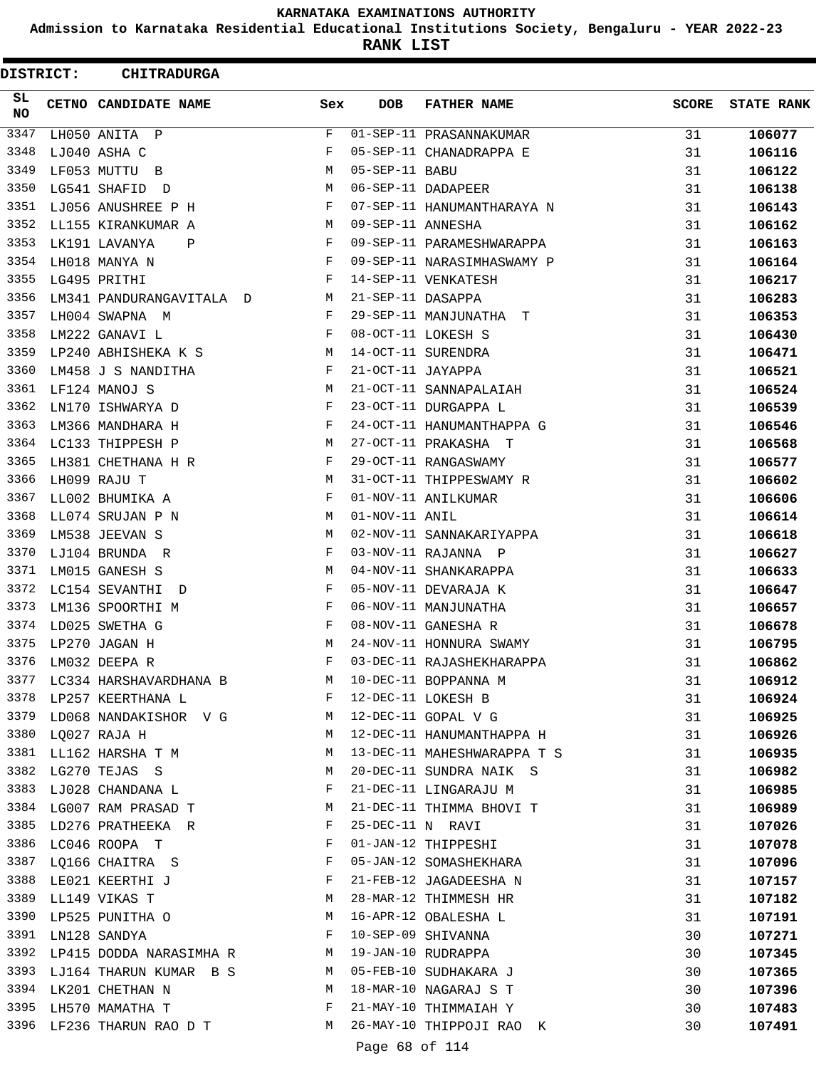# KARNATAKA EXAMINATIONS AUTHORITY

**Admission to Karnataka Residential Educational Institutions Society, Bengaluru - YEAR 2022-23**

**RANK LIST**

**DISTRICT: CHITRADURGA**

| SL NO | CETNO | CANDIDATE NAME | Sex | DOB | FATHER NAME | SCORE | STATE RANK |
|---|---|---|---|---|---|---|---|
| 3347 | LH050 | ANITA P | F | 01-SEP-11 | PRASANNAKUMAR | 31 | 106077 |
| 3348 | LJ040 | ASHA C | F | 05-SEP-11 | CHANADRAPPA E | 31 | 106116 |
| 3349 | LF053 | MUTTU B | M | 05-SEP-11 | BABU | 31 | 106122 |
| 3350 | LG541 | SHAFID D | M | 06-SEP-11 | DADAPEER | 31 | 106138 |
| 3351 | LJ056 | ANUSHREE P H | F | 07-SEP-11 | HANUMANTHARAYA N | 31 | 106143 |
| 3352 | LL155 | KIRANKUMAR A | M | 09-SEP-11 | ANNESHA | 31 | 106162 |
| 3353 | LK191 | LAVANYA P | F | 09-SEP-11 | PARAMESHWARAPPA | 31 | 106163 |
| 3354 | LH018 | MANYA N | F | 09-SEP-11 | NARASIMHASWAMY P | 31 | 106164 |
| 3355 | LG495 | PRITHI | F | 14-SEP-11 | VENKATESH | 31 | 106217 |
| 3356 | LM341 | PANDURANGAVITALA D | M | 21-SEP-11 | DASAPPA | 31 | 106283 |
| 3357 | LH004 | SWAPNA M | F | 29-SEP-11 | MANJUNATHA T | 31 | 106353 |
| 3358 | LM222 | GANAVI L | F | 08-OCT-11 | LOKESH S | 31 | 106430 |
| 3359 | LP240 | ABHISHEKA K S | M | 14-OCT-11 | SURENDRA | 31 | 106471 |
| 3360 | LM458 | J S NANDITHA | F | 21-OCT-11 | JAYAPPA | 31 | 106521 |
| 3361 | LF124 | MANOJ S | M | 21-OCT-11 | SANNAPALAIAH | 31 | 106524 |
| 3362 | LN170 | ISHWARYA D | F | 23-OCT-11 | DURGAPPA L | 31 | 106539 |
| 3363 | LM366 | MANDHARA H | F | 24-OCT-11 | HANUMANTHAPPA G | 31 | 106546 |
| 3364 | LC133 | THIPPESH P | M | 27-OCT-11 | PRAKASHA T | 31 | 106568 |
| 3365 | LH381 | CHETHANA H R | F | 29-OCT-11 | RANGASWAMY | 31 | 106577 |
| 3366 | LH099 | RAJU T | M | 31-OCT-11 | THIPPESWAMY R | 31 | 106602 |
| 3367 | LL002 | BHUMIKA A | F | 01-NOV-11 | ANILKUMAR | 31 | 106606 |
| 3368 | LL074 | SRUJAN P N | M | 01-NOV-11 | ANIL | 31 | 106614 |
| 3369 | LM538 | JEEVAN S | M | 02-NOV-11 | SANNAKARIYAPPA | 31 | 106618 |
| 3370 | LJ104 | BRUNDA R | F | 03-NOV-11 | RAJANNA P | 31 | 106627 |
| 3371 | LM015 | GANESH S | M | 04-NOV-11 | SHANKARAPPA | 31 | 106633 |
| 3372 | LC154 | SEVANTHI D | F | 05-NOV-11 | DEVARAJA K | 31 | 106647 |
| 3373 | LM136 | SPOORTHI M | F | 06-NOV-11 | MANJUNATHA | 31 | 106657 |
| 3374 | LD025 | SWETHA G | F | 08-NOV-11 | GANESHA R | 31 | 106678 |
| 3375 | LP270 | JAGAN H | M | 24-NOV-11 | HONNURA SWAMY | 31 | 106795 |
| 3376 | LM032 | DEEPA R | F | 03-DEC-11 | RAJASHEKHARAPPA | 31 | 106862 |
| 3377 | LC334 | HARSHAVARDHANA B | M | 10-DEC-11 | BOPPANNA M | 31 | 106912 |
| 3378 | LP257 | KEERTHANA L | F | 12-DEC-11 | LOKESH B | 31 | 106924 |
| 3379 | LD068 | NANDAKISHOR V G | M | 12-DEC-11 | GOPAL V G | 31 | 106925 |
| 3380 | LQ027 | RAJA H | M | 12-DEC-11 | HANUMANTHAPPA H | 31 | 106926 |
| 3381 | LL162 | HARSHA T M | M | 13-DEC-11 | MAHESHWARAPPA T S | 31 | 106935 |
| 3382 | LG270 | TEJAS S | M | 20-DEC-11 | SUNDRA NAIK S | 31 | 106982 |
| 3383 | LJ028 | CHANDANA L | F | 21-DEC-11 | LINGARAJU M | 31 | 106985 |
| 3384 | LG007 | RAM PRASAD T | M | 21-DEC-11 | THIMMA BHOVI T | 31 | 106989 |
| 3385 | LD276 | PRATHEEKA R | F | 25-DEC-11 | N RAVI | 31 | 107026 |
| 3386 | LC046 | ROOPA T | F | 01-JAN-12 | THIPPESHI | 31 | 107078 |
| 3387 | LQ166 | CHAITRA S | F | 05-JAN-12 | SOMASHEKHARA | 31 | 107096 |
| 3388 | LE021 | KEERTHI J | F | 21-FEB-12 | JAGADEESHA N | 31 | 107157 |
| 3389 | LL149 | VIKAS T | M | 28-MAR-12 | THIMMESH HR | 31 | 107182 |
| 3390 | LP525 | PUNITHA O | M | 16-APR-12 | OBALESHA L | 31 | 107191 |
| 3391 | LN128 | SANDYA | F | 10-SEP-09 | SHIVANNA | 30 | 107271 |
| 3392 | LP415 | DODDA NARASIMHA R | M | 19-JAN-10 | RUDRAPPA | 30 | 107345 |
| 3393 | LJ164 | THARUN KUMAR B S | M | 05-FEB-10 | SUDHAKARA J | 30 | 107365 |
| 3394 | LK201 | CHETHAN N | M | 18-MAR-10 | NAGARAJ S T | 30 | 107396 |
| 3395 | LH570 | MAMATHA T | F | 21-MAY-10 | THIMMAIAH Y | 30 | 107483 |
| 3396 | LF236 | THARUN RAO D T | M | 26-MAY-10 | THIPPOJI RAO K | 30 | 107491 |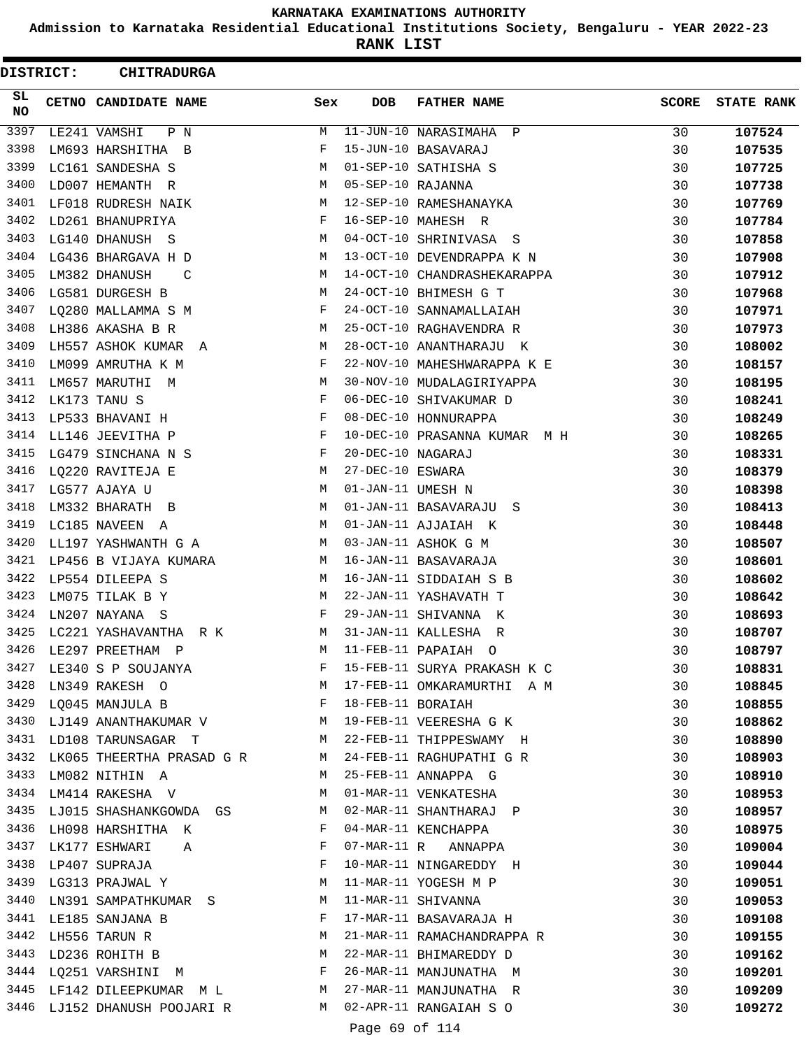KARNATAKA EXAMINATIONS AUTHORITY

Admission to Karnataka Residential Educational Institutions Society, Bengaluru - YEAR 2022-23

**RANK LIST**

**DISTRICT: CHITRADURGA**

| SL NO | CETNO | CANDIDATE NAME | Sex | DOB | FATHER NAME | SCORE | STATE RANK |
|---|---|---|---|---|---|---|---|
| 3397 | LE241 | VAMSHI P N | M | 11-JUN-10 | NARASIMAHA P | 30 | **107524** |
| 3398 | LM693 | HARSHITHA B | F | 15-JUN-10 | BASAVARAJ | 30 | **107535** |
| 3399 | LC161 | SANDESHA S | M | 01-SEP-10 | SATHISHA S | 30 | **107725** |
| 3400 | LD007 | HEMANTH R | M | 05-SEP-10 | RAJANNA | 30 | **107738** |
| 3401 | LF018 | RUDRESH NAIK | M | 12-SEP-10 | RAMESHANAYKA | 30 | **107769** |
| 3402 | LD261 | BHANUPRIYA | F | 16-SEP-10 | MAHESH R | 30 | **107784** |
| 3403 | LG140 | DHANUSH S | M | 04-OCT-10 | SHRINIVASA S | 30 | **107858** |
| 3404 | LG436 | BHARGAVA H D | M | 13-OCT-10 | DEVENDRAPPA K N | 30 | **107908** |
| 3405 | LM382 | DHANUSH C | M | 14-OCT-10 | CHANDRASHEKARAPPA | 30 | **107912** |
| 3406 | LG581 | DURGESH B | M | 24-OCT-10 | BHIMESH G T | 30 | **107968** |
| 3407 | LQ280 | MALLAMMA S M | F | 24-OCT-10 | SANNAMALLAIAH | 30 | **107971** |
| 3408 | LH386 | AKASHA B R | M | 25-OCT-10 | RAGHAVENDRA R | 30 | **107973** |
| 3409 | LH557 | ASHOK KUMAR A | M | 28-OCT-10 | ANANTHARAJU K | 30 | **108002** |
| 3410 | LM099 | AMRUTHA K M | F | 22-NOV-10 | MAHESHWARAPPA K E | 30 | **108157** |
| 3411 | LM657 | MARUTHI M | M | 30-NOV-10 | MUDALAGIRIYAPPA | 30 | **108195** |
| 3412 | LK173 | TANU S | F | 06-DEC-10 | SHIVAKUMAR D | 30 | **108241** |
| 3413 | LP533 | BHAVANI H | F | 08-DEC-10 | HONNURAPPA | 30 | **108249** |
| 3414 | LL146 | JEEVITHA P | F | 10-DEC-10 | PRASANNA KUMAR M H | 30 | **108265** |
| 3415 | LG479 | SINCHANA N S | F | 20-DEC-10 | NAGARAJ | 30 | **108331** |
| 3416 | LQ220 | RAVITEJA E | M | 27-DEC-10 | ESWARA | 30 | **108379** |
| 3417 | LG577 | AJAYA U | M | 01-JAN-11 | UMESH N | 30 | **108398** |
| 3418 | LM332 | BHARATH B | M | 01-JAN-11 | BASAVARAJU S | 30 | **108413** |
| 3419 | LC185 | NAVEEN A | M | 01-JAN-11 | AJJAIAH K | 30 | **108448** |
| 3420 | LL197 | YASHWANTH G A | M | 03-JAN-11 | ASHOK G M | 30 | **108507** |
| 3421 | LP456 | B VIJAYA KUMARA | M | 16-JAN-11 | BASAVARAJA | 30 | **108601** |
| 3422 | LP554 | DILEEPA S | M | 16-JAN-11 | SIDDAIAH S B | 30 | **108602** |
| 3423 | LM075 | TILAK B Y | M | 22-JAN-11 | YASHAVATH T | 30 | **108642** |
| 3424 | LN207 | NAYANA S | F | 29-JAN-11 | SHIVANNA K | 30 | **108693** |
| 3425 | LC221 | YASHAVANTHA R K | M | 31-JAN-11 | KALLESHA R | 30 | **108707** |
| 3426 | LE297 | PREETHAM P | M | 11-FEB-11 | PAPAIAH O | 30 | **108797** |
| 3427 | LE340 | S P SOUJANYA | F | 15-FEB-11 | SURYA PRAKASH K C | 30 | **108831** |
| 3428 | LN349 | RAKESH O | M | 17-FEB-11 | OMKARAMURTHI A M | 30 | **108845** |
| 3429 | LQ045 | MANJULA B | F | 18-FEB-11 | BORAIAH | 30 | **108855** |
| 3430 | LJ149 | ANANTHAKUMAR V | M | 19-FEB-11 | VEERESHA G K | 30 | **108862** |
| 3431 | LD108 | TARUNSAGAR T | M | 22-FEB-11 | THIPPESWAMY H | 30 | **108890** |
| 3432 | LK065 | THEERTHA PRASAD G R | M | 24-FEB-11 | RAGHUPATHI G R | 30 | **108903** |
| 3433 | LM082 | NITHIN A | M | 25-FEB-11 | ANNAPPA G | 30 | **108910** |
| 3434 | LM414 | RAKESHA V | M | 01-MAR-11 | VENKATESHA | 30 | **108953** |
| 3435 | LJ015 | SHASHANKGOWDA GS | M | 02-MAR-11 | SHANTHARAJ P | 30 | **108957** |
| 3436 | LH098 | HARSHITHA K | F | 04-MAR-11 | KENCHAPPA | 30 | **108975** |
| 3437 | LK177 | ESHWARI A | F | 07-MAR-11 | R ANNAPPA | 30 | **109004** |
| 3438 | LP407 | SUPRAJA | F | 10-MAR-11 | NINGAREDDY H | 30 | **109044** |
| 3439 | LG313 | PRAJWAL Y | M | 11-MAR-11 | YOGESH M P | 30 | **109051** |
| 3440 | LN391 | SAMPATHKUMAR S | M | 11-MAR-11 | SHIVANNA | 30 | **109053** |
| 3441 | LE185 | SANJANA B | F | 17-MAR-11 | BASAVARAJA H | 30 | **109108** |
| 3442 | LH556 | TARUN R | M | 21-MAR-11 | RAMACHANDRAPPA R | 30 | **109155** |
| 3443 | LD236 | ROHITH B | M | 22-MAR-11 | BHIMAREDDY D | 30 | **109162** |
| 3444 | LQ251 | VARSHINI M | F | 26-MAR-11 | MANJUNATHA M | 30 | **109201** |
| 3445 | LF142 | DILEEPKUMAR M L | M | 27-MAR-11 | MANJUNATHA R | 30 | **109209** |
| 3446 | LJ152 | DHANUSH POOJARI R | M | 02-APR-11 | RANGAIAH S O | 30 | **109272** |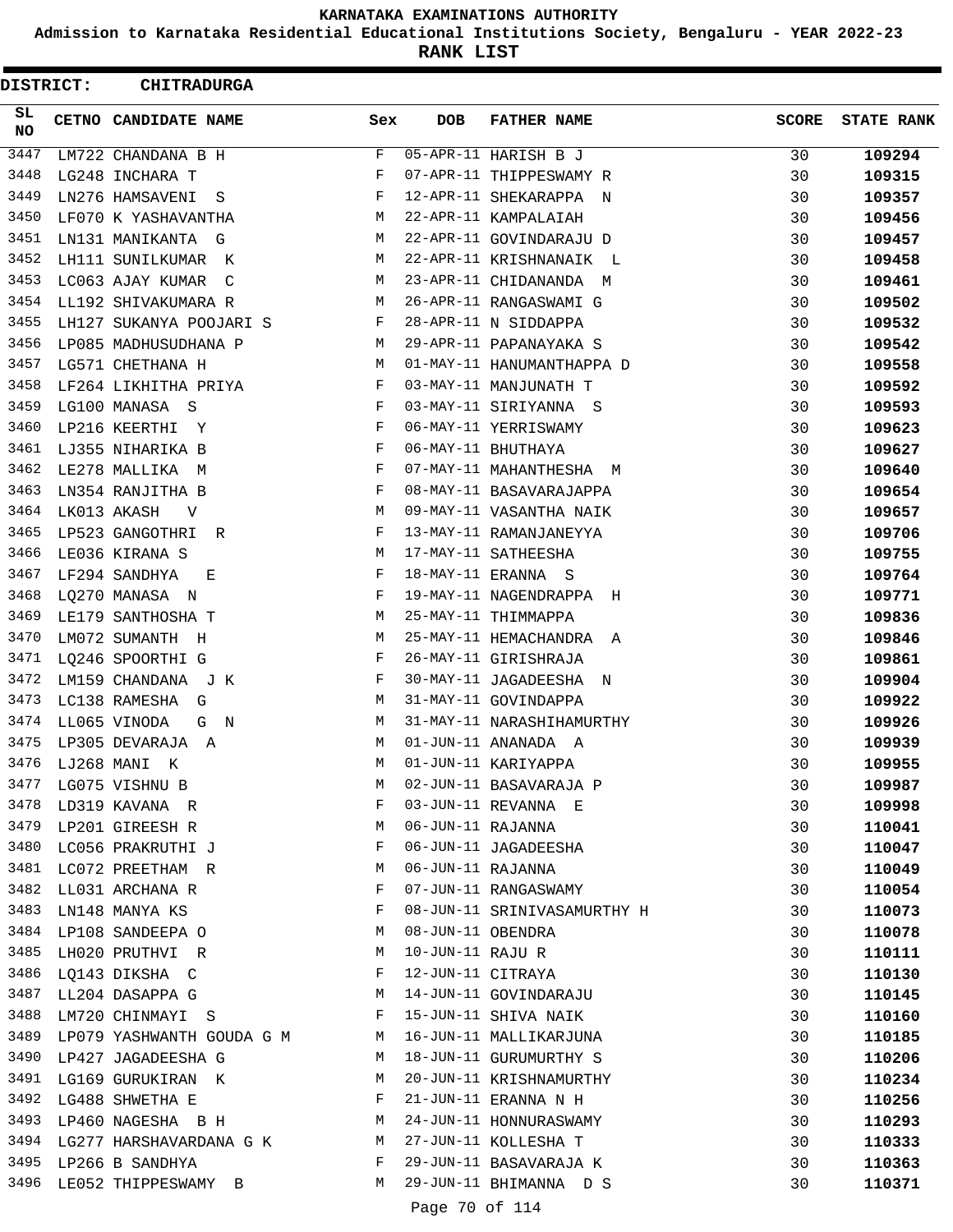# KARNATAKA EXAMINATIONS AUTHORITY

**Admission to Karnataka Residential Educational Institutions Society, Bengaluru - YEAR 2022-23**

**RANK LIST**

**DISTRICT: CHITRADURGA**

| SL NO | CETNO | CANDIDATE NAME | Sex | DOB | FATHER NAME | SCORE | STATE RANK |
|---|---|---|---|---|---|---|---|
| 3447 | LM722 | CHANDANA B H | F | 05-APR-11 | HARISH B J | 30 | 109294 |
| 3448 | LG248 | INCHARA T | F | 07-APR-11 | THIPPESWAMY R | 30 | 109315 |
| 3449 | LN276 | HAMSAVENI S | F | 12-APR-11 | SHEKARAPPA N | 30 | 109357 |
| 3450 | LF070 | K YASHAVANTHA | M | 22-APR-11 | KAMPALAIAH | 30 | 109456 |
| 3451 | LN131 | MANIKANTA G | M | 22-APR-11 | GOVINDARAJU D | 30 | 109457 |
| 3452 | LH111 | SUNILKUMAR K | M | 22-APR-11 | KRISHNANAIK L | 30 | 109458 |
| 3453 | LC063 | AJAY KUMAR C | M | 23-APR-11 | CHIDANANDA M | 30 | 109461 |
| 3454 | LL192 | SHIVAKUMARA R | M | 26-APR-11 | RANGASWAMI G | 30 | 109502 |
| 3455 | LH127 | SUKANYA POOJARI S | F | 28-APR-11 | N SIDDAPPA | 30 | 109532 |
| 3456 | LP085 | MADHUSUDHANA P | M | 29-APR-11 | PAPANAYAKA S | 30 | 109542 |
| 3457 | LG571 | CHETHANA H | M | 01-MAY-11 | HANUMANTHAPPA D | 30 | 109558 |
| 3458 | LF264 | LIKHITHA PRIYA | F | 03-MAY-11 | MANJUNATH T | 30 | 109592 |
| 3459 | LG100 | MANASA S | F | 03-MAY-11 | SIRIYANNA S | 30 | 109593 |
| 3460 | LP216 | KEERTHI Y | F | 06-MAY-11 | YERRISWAMY | 30 | 109623 |
| 3461 | LJ355 | NIHARIKA B | F | 06-MAY-11 | BHUTHAYA | 30 | 109627 |
| 3462 | LE278 | MALLIKA M | F | 07-MAY-11 | MAHANTHESHA M | 30 | 109640 |
| 3463 | LN354 | RANJITHA B | F | 08-MAY-11 | BASAVARAJAPPA | 30 | 109654 |
| 3464 | LK013 | AKASH V | M | 09-MAY-11 | VASANTHA NAIK | 30 | 109657 |
| 3465 | LP523 | GANGOTHRI R | F | 13-MAY-11 | RAMANJANEYYA | 30 | 109706 |
| 3466 | LE036 | KIRANA S | M | 17-MAY-11 | SATHEESHA | 30 | 109755 |
| 3467 | LF294 | SANDHYA E | F | 18-MAY-11 | ERANNA S | 30 | 109764 |
| 3468 | LQ270 | MANASA N | F | 19-MAY-11 | NAGENDRAPPA H | 30 | 109771 |
| 3469 | LE179 | SANTHOSHA T | M | 25-MAY-11 | THIMMAPPA | 30 | 109836 |
| 3470 | LM072 | SUMANTH H | M | 25-MAY-11 | HEMACHANDRA A | 30 | 109846 |
| 3471 | LQ246 | SPOORTHI G | F | 26-MAY-11 | GIRISHRAJA | 30 | 109861 |
| 3472 | LM159 | CHANDANA J K | F | 30-MAY-11 | JAGADEESHA N | 30 | 109904 |
| 3473 | LC138 | RAMESHA G | M | 31-MAY-11 | GOVINDAPPA | 30 | 109922 |
| 3474 | LL065 | VINODA G N | M | 31-MAY-11 | NARASHIHAMURTHY | 30 | 109926 |
| 3475 | LP305 | DEVARAJA A | M | 01-JUN-11 | ANANADA A | 30 | 109939 |
| 3476 | LJ268 | MANI K | M | 01-JUN-11 | KARIYAPPA | 30 | 109955 |
| 3477 | LG075 | VISHNU B | M | 02-JUN-11 | BASAVARAJA P | 30 | 109987 |
| 3478 | LD319 | KAVANA R | F | 03-JUN-11 | REVANNA E | 30 | 109998 |
| 3479 | LP201 | GIREESH R | M | 06-JUN-11 | RAJANNA | 30 | 110041 |
| 3480 | LC056 | PRAKRUTHI J | F | 06-JUN-11 | JAGADEESHA | 30 | 110047 |
| 3481 | LC072 | PREETHAM R | M | 06-JUN-11 | RAJANNA | 30 | 110049 |
| 3482 | LL031 | ARCHANA R | F | 07-JUN-11 | RANGASWAMY | 30 | 110054 |
| 3483 | LN148 | MANYA KS | F | 08-JUN-11 | SRINIVASAMURTHY H | 30 | 110073 |
| 3484 | LP108 | SANDEEPA O | M | 08-JUN-11 | OBENDRA | 30 | 110078 |
| 3485 | LH020 | PRUTHVI R | M | 10-JUN-11 | RAJU R | 30 | 110111 |
| 3486 | LQ143 | DIKSHA C | F | 12-JUN-11 | CITRAYA | 30 | 110130 |
| 3487 | LL204 | DASAPPA G | M | 14-JUN-11 | GOVINDARAJU | 30 | 110145 |
| 3488 | LM720 | CHINMAYI S | F | 15-JUN-11 | SHIVA NAIK | 30 | 110160 |
| 3489 | LP079 | YASHWANTH GOUDA G M | M | 16-JUN-11 | MALLIKARJUNA | 30 | 110185 |
| 3490 | LP427 | JAGADEESHA G | M | 18-JUN-11 | GURUMURTHY S | 30 | 110206 |
| 3491 | LG169 | GURUKIRAN K | M | 20-JUN-11 | KRISHNAMURTHY | 30 | 110234 |
| 3492 | LG488 | SHWETHA E | F | 21-JUN-11 | ERANNA N H | 30 | 110256 |
| 3493 | LP460 | NAGESHA B H | M | 24-JUN-11 | HONNURASWAMY | 30 | 110293 |
| 3494 | LG277 | HARSHAVARDANA G K | M | 27-JUN-11 | KOLLESHA T | 30 | 110333 |
| 3495 | LP266 | B SANDHYA | F | 29-JUN-11 | BASAVARAJA K | 30 | 110363 |
| 3496 | LE052 | THIPPESWAMY B | M | 29-JUN-11 | BHIMANNA D S | 30 | 110371 |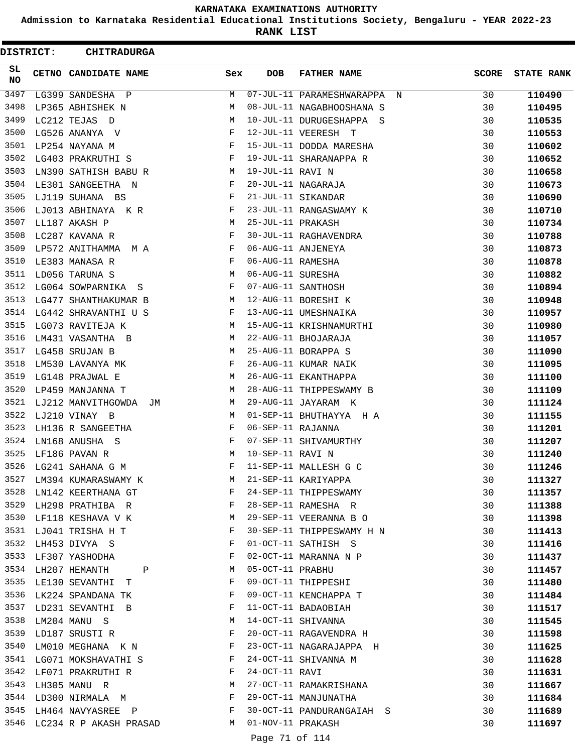KARNATAKA EXAMINATIONS AUTHORITY

Admission to Karnataka Residential Educational Institutions Society, Bengaluru - YEAR 2022-23

**RANK LIST**

**DISTRICT: CHITRADURGA**

| SL NO | CETNO | CANDIDATE NAME | Sex | DOB | FATHER NAME | SCORE | STATE RANK |
|---|---|---|---|---|---|---|---|
| 3497 | LG399 | SANDESHA P | M | 07-JUL-11 | PARAMESHWARAPPA N | 30 | **110490** |
| 3498 | LP365 | ABHISHEK N | M | 08-JUL-11 | NAGABHOOSHANA S | 30 | **110495** |
| 3499 | LC212 | TEJAS D | M | 10-JUL-11 | DURUGESHAPPA S | 30 | **110535** |
| 3500 | LG526 | ANANYA V | F | 12-JUL-11 | VEERESH T | 30 | **110553** |
| 3501 | LP254 | NAYANA M | F | 15-JUL-11 | DODDA MARESHA | 30 | **110602** |
| 3502 | LG403 | PRAKRUTHI S | F | 19-JUL-11 | SHARANAPPA R | 30 | **110652** |
| 3503 | LN390 | SATHISH BABU R | M | 19-JUL-11 | RAVI N | 30 | **110658** |
| 3504 | LE301 | SANGEETHA N | F | 20-JUL-11 | NAGARAJA | 30 | **110673** |
| 3505 | LJ119 | SUHANA BS | F | 21-JUL-11 | SIKANDAR | 30 | **110690** |
| 3506 | LJ013 | ABHINAYA K R | F | 23-JUL-11 | RANGASWAMY K | 30 | **110710** |
| 3507 | LL187 | AKASH P | M | 25-JUL-11 | PRAKASH | 30 | **110734** |
| 3508 | LC287 | KAVANA R | F | 30-JUL-11 | RAGHAVENDRA | 30 | **110788** |
| 3509 | LP572 | ANITHAMMA M A | F | 06-AUG-11 | ANJENEYA | 30 | **110873** |
| 3510 | LE383 | MANASA R | F | 06-AUG-11 | RAMESHA | 30 | **110878** |
| 3511 | LD056 | TARUNA S | M | 06-AUG-11 | SURESHA | 30 | **110882** |
| 3512 | LG064 | SOWPARNIKA S | F | 07-AUG-11 | SANTHOSH | 30 | **110894** |
| 3513 | LG477 | SHANTHAKUMAR B | M | 12-AUG-11 | BORESHI K | 30 | **110948** |
| 3514 | LG442 | SHRAVANTHI U S | F | 13-AUG-11 | UMESHNAIKA | 30 | **110957** |
| 3515 | LG073 | RAVITEJA K | M | 15-AUG-11 | KRISHNAMURTHI | 30 | **110980** |
| 3516 | LM431 | VASANTHA B | M | 22-AUG-11 | BHOJARAJA | 30 | **111057** |
| 3517 | LG458 | SRUJAN B | M | 25-AUG-11 | BORAPPA S | 30 | **111090** |
| 3518 | LM530 | LAVANYA MK | F | 26-AUG-11 | KUMAR NAIK | 30 | **111095** |
| 3519 | LG148 | PRAJWAL E | M | 26-AUG-11 | EKANTHAPPA | 30 | **111100** |
| 3520 | LP459 | MANJANNA T | M | 28-AUG-11 | THIPPESWAMY B | 30 | **111109** |
| 3521 | LJ212 | MANVITHGOWDA JM | M | 29-AUG-11 | JAYARAM K | 30 | **111124** |
| 3522 | LJ210 | VINAY B | M | 01-SEP-11 | BHUTHAYYA H A | 30 | **111155** |
| 3523 | LH136 | R SANGEETHA | F | 06-SEP-11 | RAJANNA | 30 | **111201** |
| 3524 | LN168 | ANUSHA S | F | 07-SEP-11 | SHIVAMURTHY | 30 | **111207** |
| 3525 | LF186 | PAVAN R | M | 10-SEP-11 | RAVI N | 30 | **111240** |
| 3526 | LG241 | SAHANA G M | F | 11-SEP-11 | MALLESH G C | 30 | **111246** |
| 3527 | LM394 | KUMARASWAMY K | M | 21-SEP-11 | KARIYAPPA | 30 | **111327** |
| 3528 | LN142 | KEERTHANA GT | F | 24-SEP-11 | THIPPESWAMY | 30 | **111357** |
| 3529 | LH298 | PRATHIBA R | F | 28-SEP-11 | RAMESHA R | 30 | **111388** |
| 3530 | LF118 | KESHAVA V K | M | 29-SEP-11 | VEERANNA B O | 30 | **111398** |
| 3531 | LJ041 | TRISHA H T | F | 30-SEP-11 | THIPPESWAMY H N | 30 | **111413** |
| 3532 | LH453 | DIVYA S | F | 01-OCT-11 | SATHISH S | 30 | **111416** |
| 3533 | LF307 | YASHODHA | F | 02-OCT-11 | MARANNA N P | 30 | **111437** |
| 3534 | LH207 | HEMANTH P | M | 05-OCT-11 | PRABHU | 30 | **111457** |
| 3535 | LE130 | SEVANTHI T | F | 09-OCT-11 | THIPPESHI | 30 | **111480** |
| 3536 | LK224 | SPANDANA TK | F | 09-OCT-11 | KENCHAPPA T | 30 | **111484** |
| 3537 | LD231 | SEVANTHI B | F | 11-OCT-11 | BADAOBIAH | 30 | **111517** |
| 3538 | LM204 | MANU S | M | 14-OCT-11 | SHIVANNA | 30 | **111545** |
| 3539 | LD187 | SRUSTI R | F | 20-OCT-11 | RAGAVENDRA H | 30 | **111598** |
| 3540 | LM010 | MEGHANA K N | F | 23-OCT-11 | NAGARAJAPPA H | 30 | **111625** |
| 3541 | LG071 | MOKSHAVATHI S | F | 24-OCT-11 | SHIVANNA M | 30 | **111628** |
| 3542 | LF071 | PRAKRUTHI R | F | 24-OCT-11 | RAVI | 30 | **111631** |
| 3543 | LH305 | MANU R | M | 27-OCT-11 | RAMAKRISHANA | 30 | **111667** |
| 3544 | LD300 | NIRMALA M | F | 29-OCT-11 | MANJUNATHA | 30 | **111684** |
| 3545 | LH464 | NAVYASREE P | F | 30-OCT-11 | PANDURANGAIAH S | 30 | **111689** |
| 3546 | LC234 | R P AKASH PRASAD | M | 01-NOV-11 | PRAKASH | 30 | **111697** |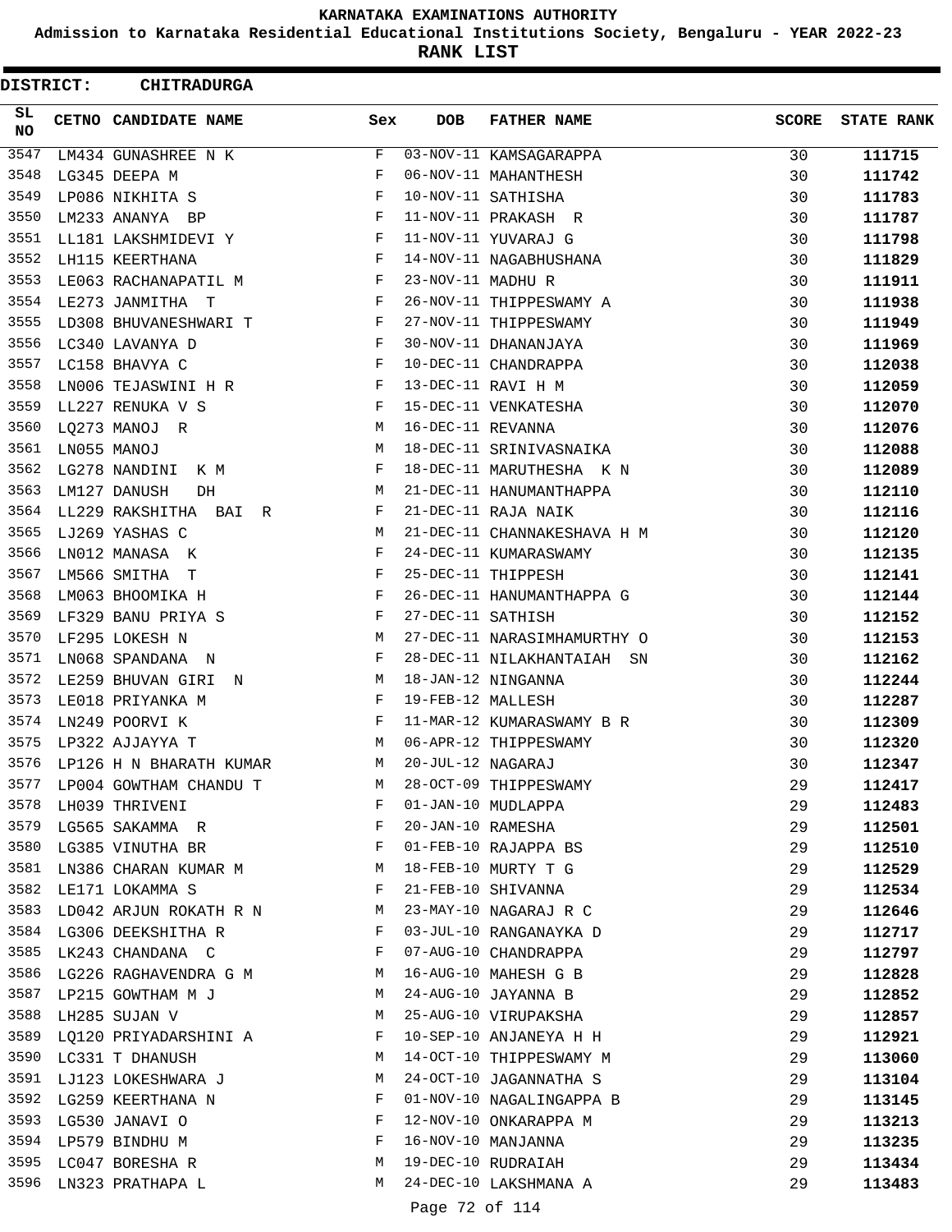# KARNATAKA EXAMINATIONS AUTHORITY

**Admission to Karnataka Residential Educational Institutions Society, Bengaluru - YEAR 2022-23**

**RANK LIST**

**DISTRICT: CHITRADURGA**

| SL NO | CETNO | CANDIDATE NAME | Sex | DOB | FATHER NAME | SCORE | STATE RANK |
|---|---|---|---|---|---|---|---|
| 3547 | LM434 | GUNASHREE N K | F | 03-NOV-11 | KAMSAGARAPPA | 30 | 111715 |
| 3548 | LG345 | DEEPA M | F | 06-NOV-11 | MAHANTHESH | 30 | 111742 |
| 3549 | LP086 | NIKHITA S | F | 10-NOV-11 | SATHISHA | 30 | 111783 |
| 3550 | LM233 | ANANYA BP | F | 11-NOV-11 | PRAKASH R | 30 | 111787 |
| 3551 | LL181 | LAKSHMIDEVI Y | F | 11-NOV-11 | YUVARAJ G | 30 | 111798 |
| 3552 | LH115 | KEERTHANA | F | 14-NOV-11 | NAGABHUSHANA | 30 | 111829 |
| 3553 | LE063 | RACHANAPATIL M | F | 23-NOV-11 | MADHU R | 30 | 111911 |
| 3554 | LE273 | JANMITHA T | F | 26-NOV-11 | THIPPESWAMY A | 30 | 111938 |
| 3555 | LD308 | BHUVANESHWARI T | F | 27-NOV-11 | THIPPESWAMY | 30 | 111949 |
| 3556 | LC340 | LAVANYA D | F | 30-NOV-11 | DHANANJAYA | 30 | 111969 |
| 3557 | LC158 | BHAVYA C | F | 10-DEC-11 | CHANDRAPPA | 30 | 112038 |
| 3558 | LN006 | TEJASWINI H R | F | 13-DEC-11 | RAVI H M | 30 | 112059 |
| 3559 | LL227 | RENUKA V S | F | 15-DEC-11 | VENKATESHA | 30 | 112070 |
| 3560 | LQ273 | MANOJ R | M | 16-DEC-11 | REVANNA | 30 | 112076 |
| 3561 | LN055 | MANOJ | M | 18-DEC-11 | SRINIVASNAIKA | 30 | 112088 |
| 3562 | LG278 | NANDINI K M | F | 18-DEC-11 | MARUTHESHA K N | 30 | 112089 |
| 3563 | LM127 | DANUSH DH | M | 21-DEC-11 | HANUMANTHAPPA | 30 | 112110 |
| 3564 | LL229 | RAKSHITHA BAI R | F | 21-DEC-11 | RAJA NAIK | 30 | 112116 |
| 3565 | LJ269 | YASHAS C | M | 21-DEC-11 | CHANNAKESHAVA H M | 30 | 112120 |
| 3566 | LN012 | MANASA K | F | 24-DEC-11 | KUMARASWAMY | 30 | 112135 |
| 3567 | LM566 | SMITHA T | F | 25-DEC-11 | THIPPESH | 30 | 112141 |
| 3568 | LM063 | BHOOMIKA H | F | 26-DEC-11 | HANUMANTHAPPA G | 30 | 112144 |
| 3569 | LF329 | BANU PRIYA S | F | 27-DEC-11 | SATHISH | 30 | 112152 |
| 3570 | LF295 | LOKESH N | M | 27-DEC-11 | NARASIMHAMURTHY O | 30 | 112153 |
| 3571 | LN068 | SPANDANA N | F | 28-DEC-11 | NILAKHANTAIAH SN | 30 | 112162 |
| 3572 | LE259 | BHUVAN GIRI N | M | 18-JAN-12 | NINGANNA | 30 | 112244 |
| 3573 | LE018 | PRIYANKA M | F | 19-FEB-12 | MALLESH | 30 | 112287 |
| 3574 | LN249 | POORVI K | F | 11-MAR-12 | KUMARASWAMY B R | 30 | 112309 |
| 3575 | LP322 | AJJAYYA T | M | 06-APR-12 | THIPPESWAMY | 30 | 112320 |
| 3576 | LP126 | H N BHARATH KUMAR | M | 20-JUL-12 | NAGARAJ | 30 | 112347 |
| 3577 | LP004 | GOWTHAM CHANDU T | M | 28-OCT-09 | THIPPESWAMY | 29 | 112417 |
| 3578 | LH039 | THRIVENI | F | 01-JAN-10 | MUDLAPPA | 29 | 112483 |
| 3579 | LG565 | SAKAMMA R | F | 20-JAN-10 | RAMESHA | 29 | 112501 |
| 3580 | LG385 | VINUTHA BR | F | 01-FEB-10 | RAJAPPA BS | 29 | 112510 |
| 3581 | LN386 | CHARAN KUMAR M | M | 18-FEB-10 | MURTY T G | 29 | 112529 |
| 3582 | LE171 | LOKAMMA S | F | 21-FEB-10 | SHIVANNA | 29 | 112534 |
| 3583 | LD042 | ARJUN ROKATH R N | M | 23-MAY-10 | NAGARAJ R C | 29 | 112646 |
| 3584 | LG306 | DEEKSHITHA R | F | 03-JUL-10 | RANGANAYKA D | 29 | 112717 |
| 3585 | LK243 | CHANDANA C | F | 07-AUG-10 | CHANDRAPPA | 29 | 112797 |
| 3586 | LG226 | RAGHAVENDRA G M | M | 16-AUG-10 | MAHESH G B | 29 | 112828 |
| 3587 | LP215 | GOWTHAM M J | M | 24-AUG-10 | JAYANNA B | 29 | 112852 |
| 3588 | LH285 | SUJAN V | M | 25-AUG-10 | VIRUPAKSHA | 29 | 112857 |
| 3589 | LQ120 | PRIYADARSHINI A | F | 10-SEP-10 | ANJANEYA H H | 29 | 112921 |
| 3590 | LC331 | T DHANUSH | M | 14-OCT-10 | THIPPESWAMY M | 29 | 113060 |
| 3591 | LJ123 | LOKESHWARA J | M | 24-OCT-10 | JAGANNATHA S | 29 | 113104 |
| 3592 | LG259 | KEERTHANA N | F | 01-NOV-10 | NAGALINGAPPA B | 29 | 113145 |
| 3593 | LG530 | JANAVI O | F | 12-NOV-10 | ONKARAPPA M | 29 | 113213 |
| 3594 | LP579 | BINDHU M | F | 16-NOV-10 | MANJANNA | 29 | 113235 |
| 3595 | LC047 | BORESHA R | M | 19-DEC-10 | RUDRAIAH | 29 | 113434 |
| 3596 | LN323 | PRATHAPA L | M | 24-DEC-10 | LAKSHMANA A | 29 | 113483 |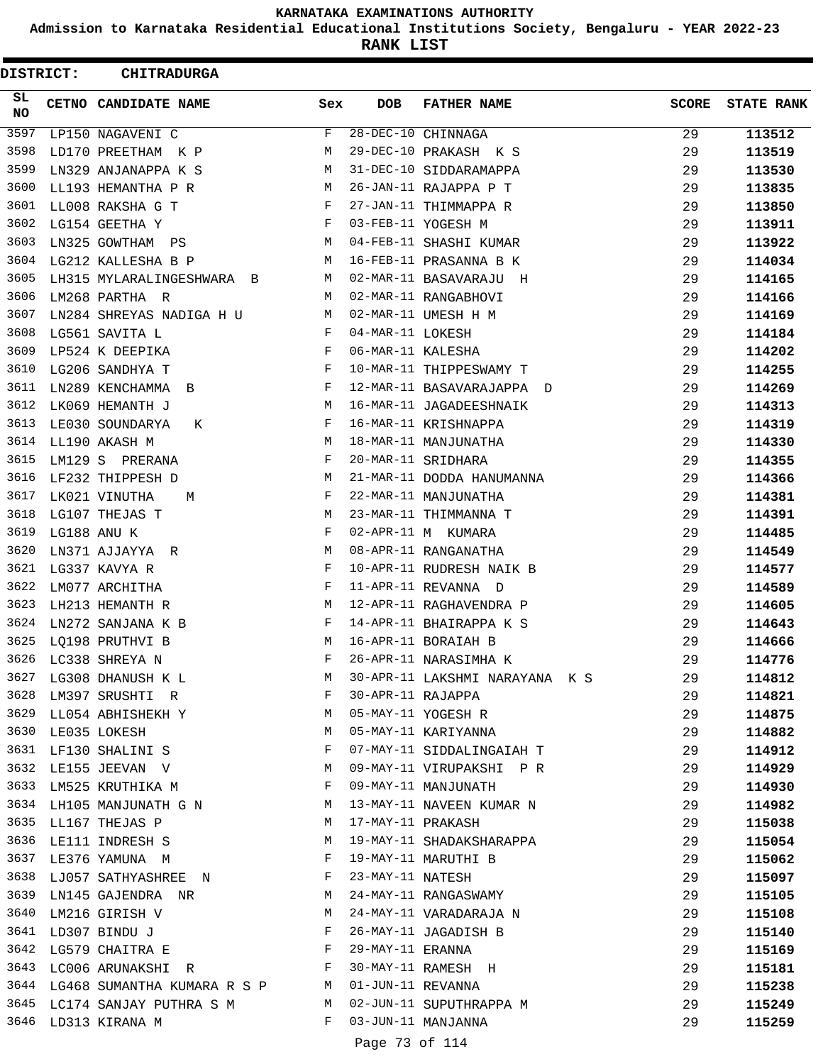# KARNATAKA EXAMINATIONS AUTHORITY

## Admission to Karnataka Residential Educational Institutions Society, Bengaluru - YEAR 2022-23

## RANK LIST

**DISTRICT: CHITRADURGA**

| SL NO | CETNO | CANDIDATE NAME | Sex | DOB | FATHER NAME | SCORE | STATE RANK |
|---|---|---|---|---|---|---|---|
| 3597 | LP150 | NAGAVENI C | F | 28-DEC-10 | CHINNAGA | 29 | 113512 |
| 3598 | LD170 | PREETHAM K P | M | 29-DEC-10 | PRAKASH K S | 29 | 113519 |
| 3599 | LN329 | ANJANAPPA K S | M | 31-DEC-10 | SIDDARAMAPPA | 29 | 113530 |
| 3600 | LL193 | HEMANTHA P R | M | 26-JAN-11 | RAJAPPA P T | 29 | 113835 |
| 3601 | LL008 | RAKSHA G T | F | 27-JAN-11 | THIMMAPPA R | 29 | 113850 |
| 3602 | LG154 | GEETHA Y | F | 03-FEB-11 | YOGESH M | 29 | 113911 |
| 3603 | LN325 | GOWTHAM PS | M | 04-FEB-11 | SHASHI KUMAR | 29 | 113922 |
| 3604 | LG212 | KALLESHA B P | M | 16-FEB-11 | PRASANNA B K | 29 | 114034 |
| 3605 | LH315 | MYLARALINGESHWARA B | M | 02-MAR-11 | BASAVARAJU H | 29 | 114165 |
| 3606 | LM268 | PARTHA R | M | 02-MAR-11 | RANGABHOVI | 29 | 114166 |
| 3607 | LN284 | SHREYAS NADIGA H U | M | 02-MAR-11 | UMESH H M | 29 | 114169 |
| 3608 | LG561 | SAVITA L | F | 04-MAR-11 | LOKESH | 29 | 114184 |
| 3609 | LP524 | K DEEPIKA | F | 06-MAR-11 | KALESHA | 29 | 114202 |
| 3610 | LG206 | SANDHYA T | F | 10-MAR-11 | THIPPESWAMY T | 29 | 114255 |
| 3611 | LN289 | KENCHAMMA B | F | 12-MAR-11 | BASAVARAJAPPA D | 29 | 114269 |
| 3612 | LK069 | HEMANTH J | M | 16-MAR-11 | JAGADEESHNAIK | 29 | 114313 |
| 3613 | LE030 | SOUNDARYA K | F | 16-MAR-11 | KRISHNAPPA | 29 | 114319 |
| 3614 | LL190 | AKASH M | M | 18-MAR-11 | MANJUNATHA | 29 | 114330 |
| 3615 | LM129 | S PRERANA | F | 20-MAR-11 | SRIDHARA | 29 | 114355 |
| 3616 | LF232 | THIPPESH D | M | 21-MAR-11 | DODDA HANUMANNA | 29 | 114366 |
| 3617 | LK021 | VINUTHA M | F | 22-MAR-11 | MANJUNATHA | 29 | 114381 |
| 3618 | LG107 | THEJAS T | M | 23-MAR-11 | THIMMANNA T | 29 | 114391 |
| 3619 | LG188 | ANU K | F | 02-APR-11 | M KUMARA | 29 | 114485 |
| 3620 | LN371 | AJJAYYA R | M | 08-APR-11 | RANGANATHA | 29 | 114549 |
| 3621 | LG337 | KAVYA R | F | 10-APR-11 | RUDRESH NAIK B | 29 | 114577 |
| 3622 | LM077 | ARCHITHA | F | 11-APR-11 | REVANNA D | 29 | 114589 |
| 3623 | LH213 | HEMANTH R | M | 12-APR-11 | RAGHAVENDRA P | 29 | 114605 |
| 3624 | LN272 | SANJANA K B | F | 14-APR-11 | BHAIRAPPA K S | 29 | 114643 |
| 3625 | LQ198 | PRUTHVI B | M | 16-APR-11 | BORAIAH B | 29 | 114666 |
| 3626 | LC338 | SHREYA N | F | 26-APR-11 | NARASIMHA K | 29 | 114776 |
| 3627 | LG308 | DHANUSH K L | M | 30-APR-11 | LAKSHMI NARAYANA K S | 29 | 114812 |
| 3628 | LM397 | SRUSHTI R | F | 30-APR-11 | RAJAPPA | 29 | 114821 |
| 3629 | LL054 | ABHISHEKH Y | M | 05-MAY-11 | YOGESH R | 29 | 114875 |
| 3630 | LE035 | LOKESH | M | 05-MAY-11 | KARIYANNA | 29 | 114882 |
| 3631 | LF130 | SHALINI S | F | 07-MAY-11 | SIDDALINGAIAH T | 29 | 114912 |
| 3632 | LE155 | JEEVAN V | M | 09-MAY-11 | VIRUPAKSHI P R | 29 | 114929 |
| 3633 | LM525 | KRUTHIKA M | F | 09-MAY-11 | MANJUNATH | 29 | 114930 |
| 3634 | LH105 | MANJUNATH G N | M | 13-MAY-11 | NAVEEN KUMAR N | 29 | 114982 |
| 3635 | LL167 | THEJAS P | M | 17-MAY-11 | PRAKASH | 29 | 115038 |
| 3636 | LE111 | INDRESH S | M | 19-MAY-11 | SHADAKSHARAPPA | 29 | 115054 |
| 3637 | LE376 | YAMUNA M | F | 19-MAY-11 | MARUTHI B | 29 | 115062 |
| 3638 | LJ057 | SATHYASHREE N | F | 23-MAY-11 | NATESH | 29 | 115097 |
| 3639 | LN145 | GAJENDRA NR | M | 24-MAY-11 | RANGASWAMY | 29 | 115105 |
| 3640 | LM216 | GIRISH V | M | 24-MAY-11 | VARADARAJA N | 29 | 115108 |
| 3641 | LD307 | BINDU J | F | 26-MAY-11 | JAGADISH B | 29 | 115140 |
| 3642 | LG579 | CHAITRA E | F | 29-MAY-11 | ERANNA | 29 | 115169 |
| 3643 | LC006 | ARUNAKSHI R | F | 30-MAY-11 | RAMESH H | 29 | 115181 |
| 3644 | LG468 | SUMANTHA KUMARA R S P | M | 01-JUN-11 | REVANNA | 29 | 115238 |
| 3645 | LC174 | SANJAY PUTHRA S M | M | 02-JUN-11 | SUPUTHRAPPA M | 29 | 115249 |
| 3646 | LD313 | KIRANA M | F | 03-JUN-11 | MANJANNA | 29 | 115259 |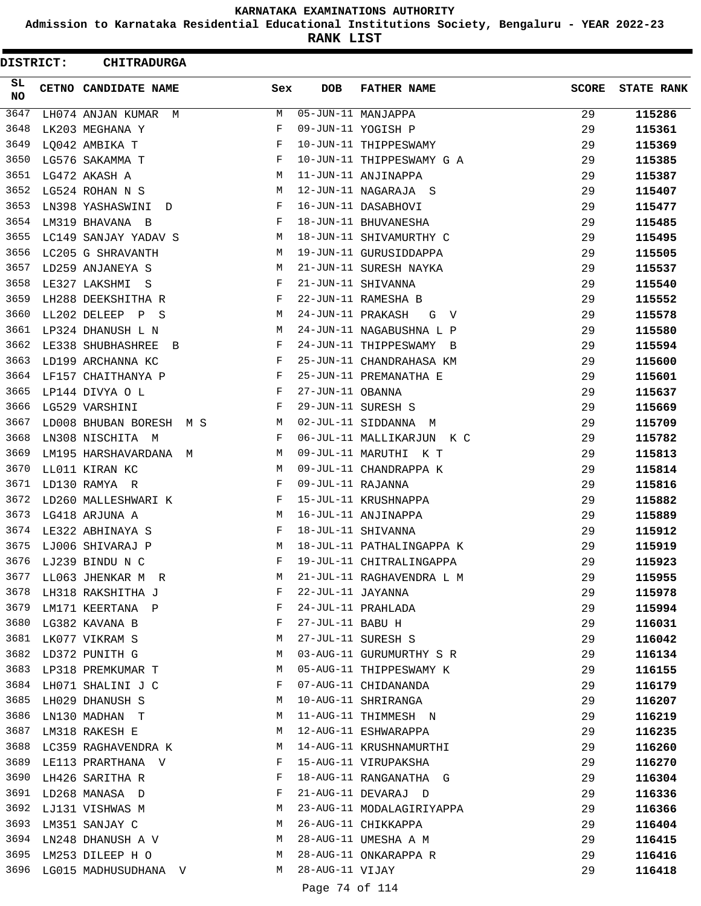# KARNATAKA EXAMINATIONS AUTHORITY

## Admission to Karnataka Residential Educational Institutions Society, Bengaluru - YEAR 2022-23

## RANK LIST

**DISTRICT: CHITRADURGA**

| SL NO | CETNO | CANDIDATE NAME | Sex | DOB | FATHER NAME | SCORE | STATE RANK |
|---|---|---|---|---|---|---|---|
| 3647 | LH074 | ANJAN KUMAR M | M | 05-JUN-11 | MANJAPPA | 29 | 115286 |
| 3648 | LK203 | MEGHANA Y | F | 09-JUN-11 | YOGISH P | 29 | 115361 |
| 3649 | LQ042 | AMBIKA T | F | 10-JUN-11 | THIPPESWAMY | 29 | 115369 |
| 3650 | LG576 | SAKAMMA T | F | 10-JUN-11 | THIPPESWAMY G A | 29 | 115385 |
| 3651 | LG472 | AKASH A | M | 11-JUN-11 | ANJINAPPA | 29 | 115387 |
| 3652 | LG524 | ROHAN N S | M | 12-JUN-11 | NAGARAJA S | 29 | 115407 |
| 3653 | LN398 | YASHASWINI D | F | 16-JUN-11 | DASABHOVI | 29 | 115477 |
| 3654 | LM319 | BHAVANA B | F | 18-JUN-11 | BHUVANESHA | 29 | 115485 |
| 3655 | LC149 | SANJAY YADAV S | M | 18-JUN-11 | SHIVAMURTHY C | 29 | 115495 |
| 3656 | LC205 | G SHRAVANTH | M | 19-JUN-11 | GURUSIDDAPPA | 29 | 115505 |
| 3657 | LD259 | ANJANEYA S | M | 21-JUN-11 | SURESH NAYKA | 29 | 115537 |
| 3658 | LE327 | LAKSHMI S | F | 21-JUN-11 | SHIVANNA | 29 | 115540 |
| 3659 | LH288 | DEEKSHITHA R | F | 22-JUN-11 | RAMESHA B | 29 | 115552 |
| 3660 | LL202 | DELEEP P S | M | 24-JUN-11 | PRAKASH G V | 29 | 115578 |
| 3661 | LP324 | DHANUSH L N | M | 24-JUN-11 | NAGABUSHNA L P | 29 | 115580 |
| 3662 | LE338 | SHUBHASHREE B | F | 24-JUN-11 | THIPPESWAMY B | 29 | 115594 |
| 3663 | LD199 | ARCHANNA KC | F | 25-JUN-11 | CHANDRAHASA KM | 29 | 115600 |
| 3664 | LF157 | CHAITHANYA P | F | 25-JUN-11 | PREMANATHA E | 29 | 115601 |
| 3665 | LP144 | DIVYA O L | F | 27-JUN-11 | OBANNA | 29 | 115637 |
| 3666 | LG529 | VARSHINI | F | 29-JUN-11 | SURESH S | 29 | 115669 |
| 3667 | LD008 | BHUBAN BORESH M S | M | 02-JUL-11 | SIDDANNA M | 29 | 115709 |
| 3668 | LN308 | NISCHITA M | F | 06-JUL-11 | MALLIKARJUN K C | 29 | 115782 |
| 3669 | LM195 | HARSHAVARDANA M | M | 09-JUL-11 | MARUTHI K T | 29 | 115813 |
| 3670 | LL011 | KIRAN KC | M | 09-JUL-11 | CHANDRAPPA K | 29 | 115814 |
| 3671 | LD130 | RAMYA R | F | 09-JUL-11 | RAJANNA | 29 | 115816 |
| 3672 | LD260 | MALLESHWARI K | F | 15-JUL-11 | KRUSHNAPPA | 29 | 115882 |
| 3673 | LG418 | ARJUNA A | M | 16-JUL-11 | ANJINAPPA | 29 | 115889 |
| 3674 | LE322 | ABHINAYA S | F | 18-JUL-11 | SHIVANNA | 29 | 115912 |
| 3675 | LJ006 | SHIVARAJ P | M | 18-JUL-11 | PATHALINGAPPA K | 29 | 115919 |
| 3676 | LJ239 | BINDU N C | F | 19-JUL-11 | CHITRALINGAPPA | 29 | 115923 |
| 3677 | LL063 | JHENKAR M R | M | 21-JUL-11 | RAGHAVENDRA L M | 29 | 115955 |
| 3678 | LH318 | RAKSHITHA J | F | 22-JUL-11 | JAYANNA | 29 | 115978 |
| 3679 | LM171 | KEERTANA P | F | 24-JUL-11 | PRAHLADA | 29 | 115994 |
| 3680 | LG382 | KAVANA B | F | 27-JUL-11 | BABU H | 29 | 116031 |
| 3681 | LK077 | VIKRAM S | M | 27-JUL-11 | SURESH S | 29 | 116042 |
| 3682 | LD372 | PUNITH G | M | 03-AUG-11 | GURUMURTHY S R | 29 | 116134 |
| 3683 | LP318 | PREMKUMAR T | M | 05-AUG-11 | THIPPESWAMY K | 29 | 116155 |
| 3684 | LH071 | SHALINI J C | F | 07-AUG-11 | CHIDANANDA | 29 | 116179 |
| 3685 | LH029 | DHANUSH S | M | 10-AUG-11 | SHRIRANGA | 29 | 116207 |
| 3686 | LN130 | MADHAN T | M | 11-AUG-11 | THIMMESH N | 29 | 116219 |
| 3687 | LM318 | RAKESH E | M | 12-AUG-11 | ESHWARAPPA | 29 | 116235 |
| 3688 | LC359 | RAGHAVENDRA K | M | 14-AUG-11 | KRUSHNAMURTHI | 29 | 116260 |
| 3689 | LE113 | PRARTHANA V | F | 15-AUG-11 | VIRUPAKSHA | 29 | 116270 |
| 3690 | LH426 | SARITHA R | F | 18-AUG-11 | RANGANATHA G | 29 | 116304 |
| 3691 | LD268 | MANASA D | F | 21-AUG-11 | DEVARAJ D | 29 | 116336 |
| 3692 | LJ131 | VISHWAS M | M | 23-AUG-11 | MODALAGIRIYAPPA | 29 | 116366 |
| 3693 | LM351 | SANJAY C | M | 26-AUG-11 | CHIKKAPPA | 29 | 116404 |
| 3694 | LN248 | DHANUSH A V | M | 28-AUG-11 | UMESHA A M | 29 | 116415 |
| 3695 | LM253 | DILEEP H O | M | 28-AUG-11 | ONKARAPPA R | 29 | 116416 |
| 3696 | LG015 | MADHUSUDHANA V | M | 28-AUG-11 | VIJAY | 29 | 116418 |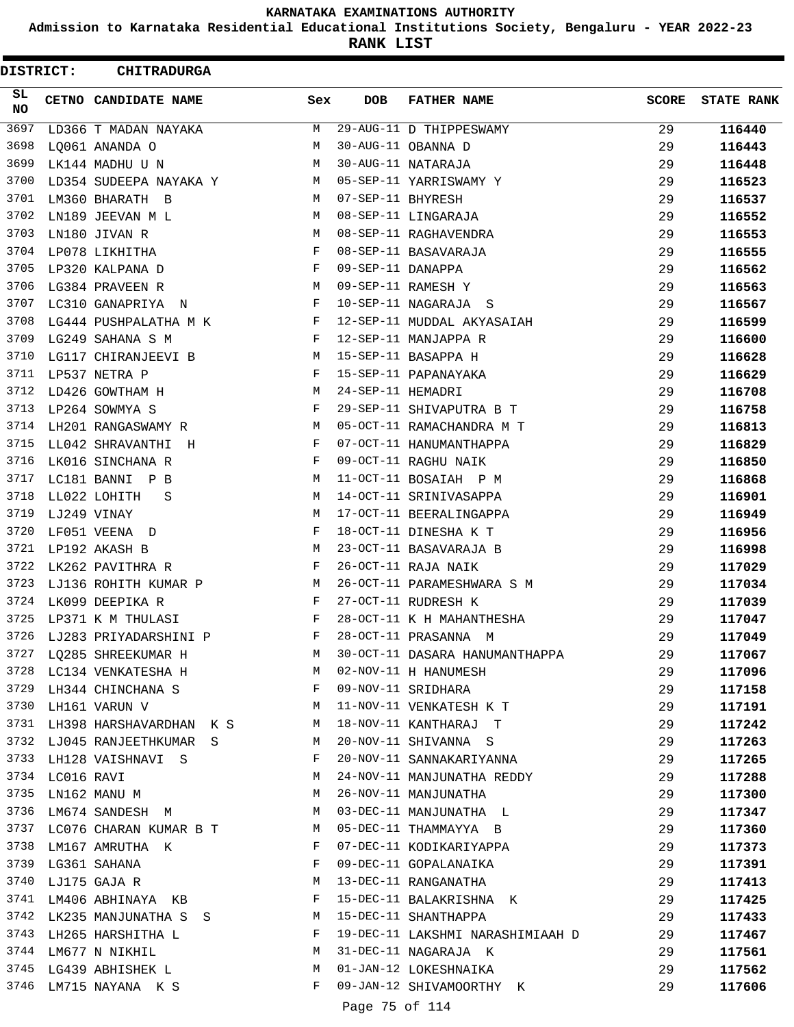KARNATAKA EXAMINATIONS AUTHORITY

Admission to Karnataka Residential Educational Institutions Society, Bengaluru - YEAR 2022-23

**RANK LIST**

**DISTRICT: CHITRADURGA**

| SL NO | CETNO | CANDIDATE NAME | Sex | DOB | FATHER NAME | SCORE | STATE RANK |
|---|---|---|---|---|---|---|---|
| 3697 | LD366 | T MADAN NAYAKA | M | 29-AUG-11 | D THIPPESWAMY | 29 | **116440** |
| 3698 | LQ061 | ANANDA O | M | 30-AUG-11 | OBANNA D | 29 | **116443** |
| 3699 | LK144 | MADHU U N | M | 30-AUG-11 | NATARAJA | 29 | **116448** |
| 3700 | LD354 | SUDEEPA NAYAKA Y | M | 05-SEP-11 | YARRISWAMY Y | 29 | **116523** |
| 3701 | LM360 | BHARATH B | M | 07-SEP-11 | BHYRESH | 29 | **116537** |
| 3702 | LN189 | JEEVAN M L | M | 08-SEP-11 | LINGARAJA | 29 | **116552** |
| 3703 | LN180 | JIVAN R | M | 08-SEP-11 | RAGHAVENDRA | 29 | **116553** |
| 3704 | LP078 | LIKHITHA | F | 08-SEP-11 | BASAVARAJA | 29 | **116555** |
| 3705 | LP320 | KALPANA D | F | 09-SEP-11 | DANAPPA | 29 | **116562** |
| 3706 | LG384 | PRAVEEN R | M | 09-SEP-11 | RAMESH Y | 29 | **116563** |
| 3707 | LC310 | GANAPRIYA N | F | 10-SEP-11 | NAGARAJA S | 29 | **116567** |
| 3708 | LG444 | PUSHPALATHA M K | F | 12-SEP-11 | MUDDAL AKYASAIAH | 29 | **116599** |
| 3709 | LG249 | SAHANA S M | F | 12-SEP-11 | MANJAPPA R | 29 | **116600** |
| 3710 | LG117 | CHIRANJEEVI B | M | 15-SEP-11 | BASAPPA H | 29 | **116628** |
| 3711 | LP537 | NETRA P | F | 15-SEP-11 | PAPANAYAKA | 29 | **116629** |
| 3712 | LD426 | GOWTHAM H | M | 24-SEP-11 | HEMADRI | 29 | **116708** |
| 3713 | LP264 | SOWMYA S | F | 29-SEP-11 | SHIVAPUTRA B T | 29 | **116758** |
| 3714 | LH201 | RANGASWAMY R | M | 05-OCT-11 | RAMACHANDRA M T | 29 | **116813** |
| 3715 | LL042 | SHRAVANTHI H | F | 07-OCT-11 | HANUMANTHAPPA | 29 | **116829** |
| 3716 | LK016 | SINCHANA R | F | 09-OCT-11 | RAGHU NAIK | 29 | **116850** |
| 3717 | LC181 | BANNI P B | M | 11-OCT-11 | BOSAIAH P M | 29 | **116868** |
| 3718 | LL022 | LOHITH S | M | 14-OCT-11 | SRINIVASAPPA | 29 | **116901** |
| 3719 | LJ249 | VINAY | M | 17-OCT-11 | BEERALINGAPPA | 29 | **116949** |
| 3720 | LF051 | VEENA D | F | 18-OCT-11 | DINESHA K T | 29 | **116956** |
| 3721 | LP192 | AKASH B | M | 23-OCT-11 | BASAVARAJA B | 29 | **116998** |
| 3722 | LK262 | PAVITHRA R | F | 26-OCT-11 | RAJA NAIK | 29 | **117029** |
| 3723 | LJ136 | ROHITH KUMAR P | M | 26-OCT-11 | PARAMESHWARA S M | 29 | **117034** |
| 3724 | LK099 | DEEPIKA R | F | 27-OCT-11 | RUDRESH K | 29 | **117039** |
| 3725 | LP371 | K M THULASI | F | 28-OCT-11 | K H MAHANTHESHA | 29 | **117047** |
| 3726 | LJ283 | PRIYADARSHINI P | F | 28-OCT-11 | PRASANNA M | 29 | **117049** |
| 3727 | LQ285 | SHREEKUMAR H | M | 30-OCT-11 | DASARA HANUMANTHAPPA | 29 | **117067** |
| 3728 | LC134 | VENKATESHA H | M | 02-NOV-11 | H HANUMESH | 29 | **117096** |
| 3729 | LH344 | CHINCHANA S | F | 09-NOV-11 | SRIDHARA | 29 | **117158** |
| 3730 | LH161 | VARUN V | M | 11-NOV-11 | VENKATESH K T | 29 | **117191** |
| 3731 | LH398 | HARSHAVARDHAN K S | M | 18-NOV-11 | KANTHARAJ T | 29 | **117242** |
| 3732 | LJ045 | RANJEETHKUMAR S | M | 20-NOV-11 | SHIVANNA S | 29 | **117263** |
| 3733 | LH128 | VAISHNAVI S | F | 20-NOV-11 | SANNAKARIYANNA | 29 | **117265** |
| 3734 | LC016 | RAVI | M | 24-NOV-11 | MANJUNATHA REDDY | 29 | **117288** |
| 3735 | LN162 | MANU M | M | 26-NOV-11 | MANJUNATHA | 29 | **117300** |
| 3736 | LM674 | SANDESH M | M | 03-DEC-11 | MANJUNATHA L | 29 | **117347** |
| 3737 | LC076 | CHARAN KUMAR B T | M | 05-DEC-11 | THAMMAYYA B | 29 | **117360** |
| 3738 | LM167 | AMRUTHA K | F | 07-DEC-11 | KODIKARIYAPPA | 29 | **117373** |
| 3739 | LG361 | SAHANA | F | 09-DEC-11 | GOPALANAIKA | 29 | **117391** |
| 3740 | LJ175 | GAJA R | M | 13-DEC-11 | RANGANATHA | 29 | **117413** |
| 3741 | LM406 | ABHINAYA KB | F | 15-DEC-11 | BALAKRISHNA K | 29 | **117425** |
| 3742 | LK235 | MANJUNATHA S S | M | 15-DEC-11 | SHANTHAPPA | 29 | **117433** |
| 3743 | LH265 | HARSHITHA L | F | 19-DEC-11 | LAKSHMI NARASHIMIAAH D | 29 | **117467** |
| 3744 | LM677 | N NIKHIL | M | 31-DEC-11 | NAGARAJA K | 29 | **117561** |
| 3745 | LG439 | ABHISHEK L | M | 01-JAN-12 | LOKESHNAIKA | 29 | **117562** |
| 3746 | LM715 | NAYANA K S | F | 09-JAN-12 | SHIVAMOORTHY K | 29 | **117606** |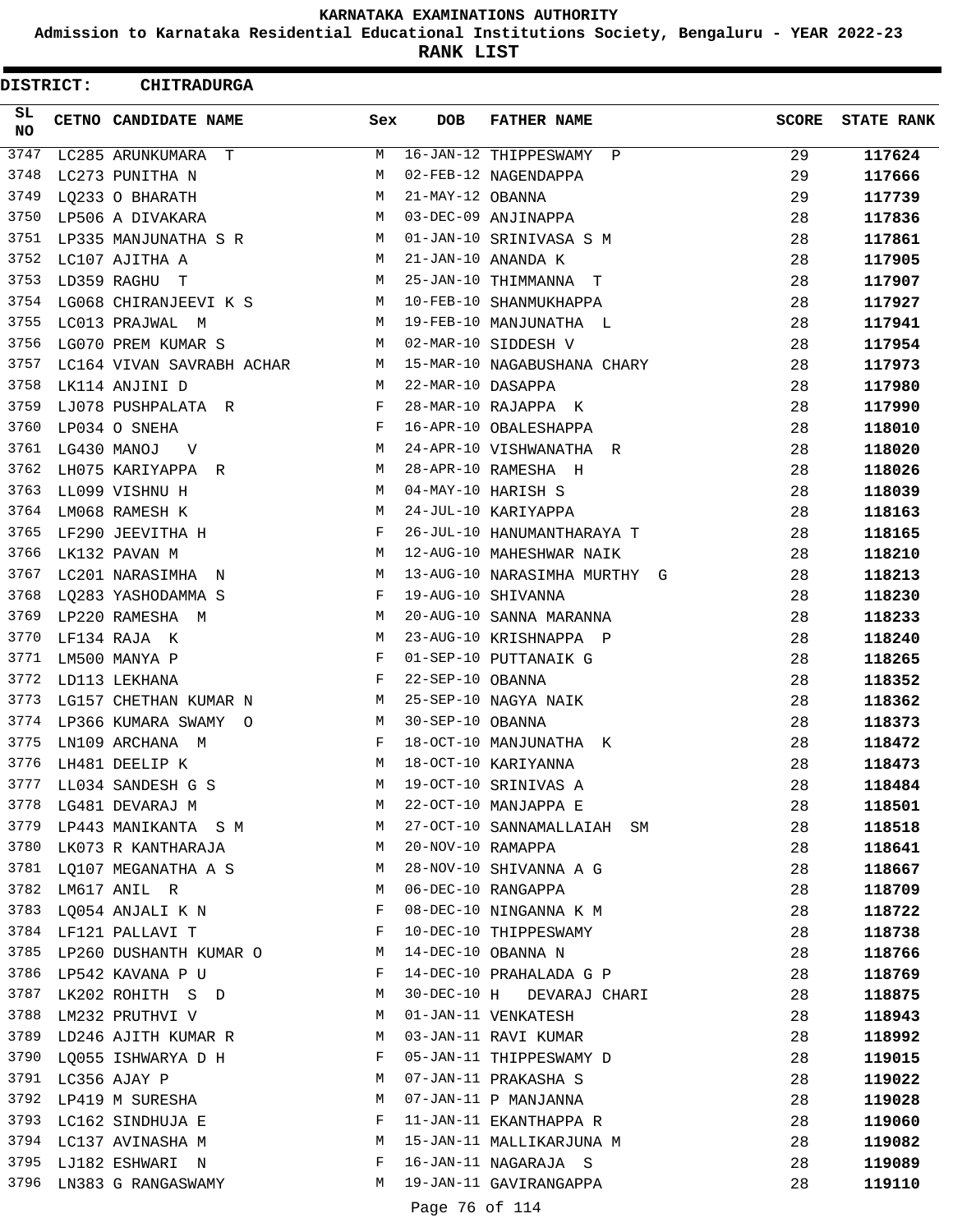# KARNATAKA EXAMINATIONS AUTHORITY

**Admission to Karnataka Residential Educational Institutions Society, Bengaluru - YEAR 2022-23**

**RANK LIST**

**DISTRICT: CHITRADURGA**

| SL NO | CETNO | CANDIDATE NAME | Sex | DOB | FATHER NAME | SCORE | STATE RANK |
|---|---|---|---|---|---|---|---|
| 3747 | LC285 | ARUNKUMARA T | M | 16-JAN-12 | THIPPESWAMY P | 29 | 117624 |
| 3748 | LC273 | PUNITHA N | M | 02-FEB-12 | NAGENDAPPA | 29 | 117666 |
| 3749 | LQ233 | O BHARATH | M | 21-MAY-12 | OBANNA | 29 | 117739 |
| 3750 | LP506 | A DIVAKARA | M | 03-DEC-09 | ANJINAPPA | 28 | 117836 |
| 3751 | LP335 | MANJUNATHA S R | M | 01-JAN-10 | SRINIVASA S M | 28 | 117861 |
| 3752 | LC107 | AJITHA A | M | 21-JAN-10 | ANANDA K | 28 | 117905 |
| 3753 | LD359 | RAGHU T | M | 25-JAN-10 | THIMMANNA T | 28 | 117907 |
| 3754 | LG068 | CHIRANJEEVI K S | M | 10-FEB-10 | SHANMUKHAPPA | 28 | 117927 |
| 3755 | LC013 | PRAJWAL M | M | 19-FEB-10 | MANJUNATHA L | 28 | 117941 |
| 3756 | LG070 | PREM KUMAR S | M | 02-MAR-10 | SIDDESH V | 28 | 117954 |
| 3757 | LC164 | VIVAN SAVRABH ACHAR | M | 15-MAR-10 | NAGABUSHANA CHARY | 28 | 117973 |
| 3758 | LK114 | ANJINI D | M | 22-MAR-10 | DASAPPA | 28 | 117980 |
| 3759 | LJ078 | PUSHPALATA R | F | 28-MAR-10 | RAJAPPA K | 28 | 117990 |
| 3760 | LP034 | O SNEHA | F | 16-APR-10 | OBALESHAPPA | 28 | 118010 |
| 3761 | LG430 | MANOJ V | M | 24-APR-10 | VISHWANATHA R | 28 | 118020 |
| 3762 | LH075 | KARIYAPPA R | M | 28-APR-10 | RAMESHA H | 28 | 118026 |
| 3763 | LL099 | VISHNU H | M | 04-MAY-10 | HARISH S | 28 | 118039 |
| 3764 | LM068 | RAMESH K | M | 24-JUL-10 | KARIYAPPA | 28 | 118163 |
| 3765 | LF290 | JEEVITHA H | F | 26-JUL-10 | HANUMANTHARAYA T | 28 | 118165 |
| 3766 | LK132 | PAVAN M | M | 12-AUG-10 | MAHESHWAR NAIK | 28 | 118210 |
| 3767 | LC201 | NARASIMHA N | M | 13-AUG-10 | NARASIMHA MURTHY G | 28 | 118213 |
| 3768 | LQ283 | YASHODAMMA S | F | 19-AUG-10 | SHIVANNA | 28 | 118230 |
| 3769 | LP220 | RAMESHA M | M | 20-AUG-10 | SANNA MARANNA | 28 | 118233 |
| 3770 | LF134 | RAJA K | M | 23-AUG-10 | KRISHNAPPA P | 28 | 118240 |
| 3771 | LM500 | MANYA P | F | 01-SEP-10 | PUTTANAIK G | 28 | 118265 |
| 3772 | LD113 | LEKHANA | F | 22-SEP-10 | OBANNA | 28 | 118352 |
| 3773 | LG157 | CHETHAN KUMAR N | M | 25-SEP-10 | NAGYA NAIK | 28 | 118362 |
| 3774 | LP366 | KUMARA SWAMY O | M | 30-SEP-10 | OBANNA | 28 | 118373 |
| 3775 | LN109 | ARCHANA M | F | 18-OCT-10 | MANJUNATHA K | 28 | 118472 |
| 3776 | LH481 | DEELIP K | M | 18-OCT-10 | KARIYANNA | 28 | 118473 |
| 3777 | LL034 | SANDESH G S | M | 19-OCT-10 | SRINIVAS A | 28 | 118484 |
| 3778 | LG481 | DEVARAJ M | M | 22-OCT-10 | MANJAPPA E | 28 | 118501 |
| 3779 | LP443 | MANIKANTA S M | M | 27-OCT-10 | SANNAMALLAIAH SM | 28 | 118518 |
| 3780 | LK073 | R KANTHARAJA | M | 20-NOV-10 | RAMAPPA | 28 | 118641 |
| 3781 | LQ107 | MEGANATHA A S | M | 28-NOV-10 | SHIVANNA A G | 28 | 118667 |
| 3782 | LM617 | ANIL R | M | 06-DEC-10 | RANGAPPA | 28 | 118709 |
| 3783 | LQ054 | ANJALI K N | F | 08-DEC-10 | NINGANNA K M | 28 | 118722 |
| 3784 | LF121 | PALLAVI T | F | 10-DEC-10 | THIPPESWAMY | 28 | 118738 |
| 3785 | LP260 | DUSHANTH KUMAR O | M | 14-DEC-10 | OBANNA N | 28 | 118766 |
| 3786 | LP542 | KAVANA P U | F | 14-DEC-10 | PRAHALADA G P | 28 | 118769 |
| 3787 | LK202 | ROHITH S D | M | 30-DEC-10 | H DEVARAJ CHARI | 28 | 118875 |
| 3788 | LM232 | PRUTHVI V | M | 01-JAN-11 | VENKATESH | 28 | 118943 |
| 3789 | LD246 | AJITH KUMAR R | M | 03-JAN-11 | RAVI KUMAR | 28 | 118992 |
| 3790 | LQ055 | ISHWARYA D H | F | 05-JAN-11 | THIPPESWAMY D | 28 | 119015 |
| 3791 | LC356 | AJAY P | M | 07-JAN-11 | PRAKASHA S | 28 | 119022 |
| 3792 | LP419 | M SURESHA | M | 07-JAN-11 | P MANJANNA | 28 | 119028 |
| 3793 | LC162 | SINDHUJA E | F | 11-JAN-11 | EKANTHAPPA R | 28 | 119060 |
| 3794 | LC137 | AVINASHA M | M | 15-JAN-11 | MALLIKARJUNA M | 28 | 119082 |
| 3795 | LJ182 | ESHWARI N | F | 16-JAN-11 | NAGARAJA S | 28 | 119089 |
| 3796 | LN383 | G RANGASWAMY | M | 19-JAN-11 | GAVIRANGAPPA | 28 | 119110 |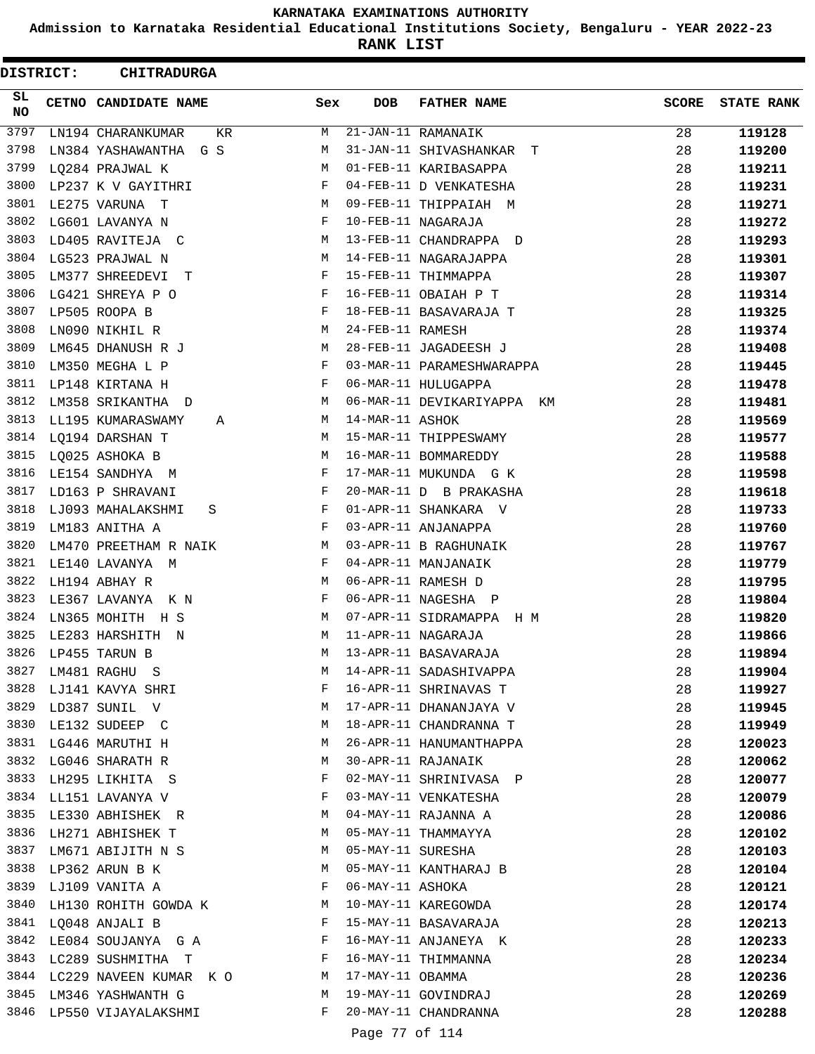# KARNATAKA EXAMINATIONS AUTHORITY

**Admission to Karnataka Residential Educational Institutions Society, Bengaluru - YEAR 2022-23**

**RANK LIST**

**DISTRICT: CHITRADURGA**

| SL NO | CETNO | CANDIDATE NAME | Sex | DOB | FATHER NAME | SCORE | STATE RANK |
|---|---|---|---|---|---|---|---|
| 3797 | LN194 | CHARANKUMAR KR | M | 21-JAN-11 | RAMANAIK | 28 | **119128** |
| 3798 | LN384 | YASHAWANTHA G S | M | 31-JAN-11 | SHIVASHANKAR T | 28 | **119200** |
| 3799 | LQ284 | PRAJWAL K | M | 01-FEB-11 | KARIBASAPPA | 28 | **119211** |
| 3800 | LP237 | K V GAYITHRI | F | 04-FEB-11 | D VENKATESHA | 28 | **119231** |
| 3801 | LE275 | VARUNA T | M | 09-FEB-11 | THIPPAIAH M | 28 | **119271** |
| 3802 | LG601 | LAVANYA N | F | 10-FEB-11 | NAGARAJA | 28 | **119272** |
| 3803 | LD405 | RAVITEJA C | M | 13-FEB-11 | CHANDRAPPA D | 28 | **119293** |
| 3804 | LG523 | PRAJWAL N | M | 14-FEB-11 | NAGARAJAPPA | 28 | **119301** |
| 3805 | LM377 | SHREEDEVI T | F | 15-FEB-11 | THIMMAPPA | 28 | **119307** |
| 3806 | LG421 | SHREYA P O | F | 16-FEB-11 | OBAIAH P T | 28 | **119314** |
| 3807 | LP505 | ROOPA B | F | 18-FEB-11 | BASAVARAJA T | 28 | **119325** |
| 3808 | LN090 | NIKHIL R | M | 24-FEB-11 | RAMESH | 28 | **119374** |
| 3809 | LM645 | DHANUSH R J | M | 28-FEB-11 | JAGADEESH J | 28 | **119408** |
| 3810 | LM350 | MEGHA L P | F | 03-MAR-11 | PARAMESHWARAPPA | 28 | **119445** |
| 3811 | LP148 | KIRTANA H | F | 06-MAR-11 | HULUGAPPA | 28 | **119478** |
| 3812 | LM358 | SRIKANTHA D | M | 06-MAR-11 | DEVIKARIYAPPA KM | 28 | **119481** |
| 3813 | LL195 | KUMARASWAMY A | M | 14-MAR-11 | ASHOK | 28 | **119569** |
| 3814 | LQ194 | DARSHAN T | M | 15-MAR-11 | THIPPESWAMY | 28 | **119577** |
| 3815 | LQ025 | ASHOKA B | M | 16-MAR-11 | BOMMAREDDY | 28 | **119588** |
| 3816 | LE154 | SANDHYA M | F | 17-MAR-11 | MUKUNDA G K | 28 | **119598** |
| 3817 | LD163 | P SHRAVANI | F | 20-MAR-11 | D B PRAKASHA | 28 | **119618** |
| 3818 | LJ093 | MAHALAKSHMI S | F | 01-APR-11 | SHANKARA V | 28 | **119733** |
| 3819 | LM183 | ANITHA A | F | 03-APR-11 | ANJANAPPA | 28 | **119760** |
| 3820 | LM470 | PREETHAM R NAIK | M | 03-APR-11 | B RAGHUNAIK | 28 | **119767** |
| 3821 | LE140 | LAVANYA M | F | 04-APR-11 | MANJANAIK | 28 | **119779** |
| 3822 | LH194 | ABHAY R | M | 06-APR-11 | RAMESH D | 28 | **119795** |
| 3823 | LE367 | LAVANYA K N | F | 06-APR-11 | NAGESHA P | 28 | **119804** |
| 3824 | LN365 | MOHITH H S | M | 07-APR-11 | SIDRAMAPPA H M | 28 | **119820** |
| 3825 | LE283 | HARSHITH N | M | 11-APR-11 | NAGARAJA | 28 | **119866** |
| 3826 | LP455 | TARUN B | M | 13-APR-11 | BASAVARAJA | 28 | **119894** |
| 3827 | LM481 | RAGHU S | M | 14-APR-11 | SADASHIVAPPA | 28 | **119904** |
| 3828 | LJ141 | KAVYA SHRI | F | 16-APR-11 | SHRINAVAS T | 28 | **119927** |
| 3829 | LD387 | SUNIL V | M | 17-APR-11 | DHANANJAYA V | 28 | **119945** |
| 3830 | LE132 | SUDEEP C | M | 18-APR-11 | CHANDRANNA T | 28 | **119949** |
| 3831 | LG446 | MARUTHI H | M | 26-APR-11 | HANUMANTHAPPA | 28 | **120023** |
| 3832 | LG046 | SHARATH R | M | 30-APR-11 | RAJANAIK | 28 | **120062** |
| 3833 | LH295 | LIKHITA S | F | 02-MAY-11 | SHRINIVASA P | 28 | **120077** |
| 3834 | LL151 | LAVANYA V | F | 03-MAY-11 | VENKATESHA | 28 | **120079** |
| 3835 | LE330 | ABHISHEK R | M | 04-MAY-11 | RAJANNA A | 28 | **120086** |
| 3836 | LH271 | ABHISHEK T | M | 05-MAY-11 | THAMMAYYA | 28 | **120102** |
| 3837 | LM671 | ABIJITH N S | M | 05-MAY-11 | SURESHA | 28 | **120103** |
| 3838 | LP362 | ARUN B K | M | 05-MAY-11 | KANTHARAJ B | 28 | **120104** |
| 3839 | LJ109 | VANITA A | F | 06-MAY-11 | ASHOKA | 28 | **120121** |
| 3840 | LH130 | ROHITH GOWDA K | M | 10-MAY-11 | KAREGOWDA | 28 | **120174** |
| 3841 | LQ048 | ANJALI B | F | 15-MAY-11 | BASAVARAJA | 28 | **120213** |
| 3842 | LE084 | SOUJANYA G A | F | 16-MAY-11 | ANJANEYA K | 28 | **120233** |
| 3843 | LC289 | SUSHMITHA T | F | 16-MAY-11 | THIMMANNA | 28 | **120234** |
| 3844 | LC229 | NAVEEN KUMAR K O | M | 17-MAY-11 | OBAMMA | 28 | **120236** |
| 3845 | LM346 | YASHWANTH G | M | 19-MAY-11 | GOVINDRAJ | 28 | **120269** |
| 3846 | LP550 | VIJAYALAKSHMI | F | 20-MAY-11 | CHANDRANNA | 28 | **120288** |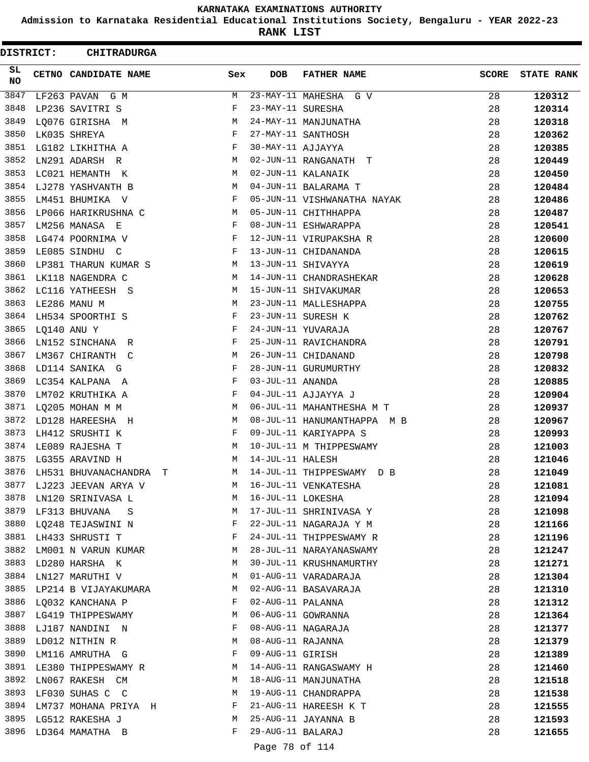# KARNATAKA EXAMINATIONS AUTHORITY

## Admission to Karnataka Residential Educational Institutions Society, Bengaluru - YEAR 2022-23

## RANK LIST

**DISTRICT: CHITRADURGA**

| SL NO | CETNO | CANDIDATE NAME | Sex | DOB | FATHER NAME | SCORE | STATE RANK |
|---|---|---|---|---|---|---|---|
| 3847 | LF263 | PAVAN G M | M | 23-MAY-11 | MAHESHA G V | 28 | **120312** |
| 3848 | LP236 | SAVITRI S | F | 23-MAY-11 | SURESHA | 28 | **120314** |
| 3849 | LQ076 | GIRISHA M | M | 24-MAY-11 | MANJUNATHA | 28 | **120318** |
| 3850 | LK035 | SHREYA | F | 27-MAY-11 | SANTHOSH | 28 | **120362** |
| 3851 | LG182 | LIKHITHA A | F | 30-MAY-11 | AJJAYYA | 28 | **120385** |
| 3852 | LN291 | ADARSH R | M | 02-JUN-11 | RANGANATH T | 28 | **120449** |
| 3853 | LC021 | HEMANTH K | M | 02-JUN-11 | KALANAIK | 28 | **120450** |
| 3854 | LJ278 | YASHVANTH B | M | 04-JUN-11 | BALARAMA T | 28 | **120484** |
| 3855 | LM451 | BHUMIKA V | F | 05-JUN-11 | VISHWANATHA NAYAK | 28 | **120486** |
| 3856 | LP066 | HARIKRUSHNA C | M | 05-JUN-11 | CHITHHAPPA | 28 | **120487** |
| 3857 | LM256 | MANASA E | F | 08-JUN-11 | ESHWARAPPA | 28 | **120541** |
| 3858 | LG474 | POORNIMA V | F | 12-JUN-11 | VIRUPAKSHA R | 28 | **120600** |
| 3859 | LE085 | SINDHU C | F | 13-JUN-11 | CHIDANANDA | 28 | **120615** |
| 3860 | LP381 | THARUN KUMAR S | M | 13-JUN-11 | SHIVAYYA | 28 | **120619** |
| 3861 | LK118 | NAGENDRA C | M | 14-JUN-11 | CHANDRASHEKAR | 28 | **120628** |
| 3862 | LC116 | YATHEESH S | M | 15-JUN-11 | SHIVAKUMAR | 28 | **120653** |
| 3863 | LE286 | MANU M | M | 23-JUN-11 | MALLESHAPPA | 28 | **120755** |
| 3864 | LH534 | SPOORTHI S | F | 23-JUN-11 | SURESH K | 28 | **120762** |
| 3865 | LQ140 | ANU Y | F | 24-JUN-11 | YUVARAJA | 28 | **120767** |
| 3866 | LN152 | SINCHANA R | F | 25-JUN-11 | RAVICHANDRA | 28 | **120791** |
| 3867 | LM367 | CHIRANTH C | M | 26-JUN-11 | CHIDANAND | 28 | **120798** |
| 3868 | LD114 | SANIKA G | F | 28-JUN-11 | GURUMURTHY | 28 | **120832** |
| 3869 | LC354 | KALPANA A | F | 03-JUL-11 | ANANDA | 28 | **120885** |
| 3870 | LM702 | KRUTHIKA A | F | 04-JUL-11 | AJJAYYA J | 28 | **120904** |
| 3871 | LQ205 | MOHAN M M | M | 06-JUL-11 | MAHANTHESHA M T | 28 | **120937** |
| 3872 | LD128 | HAREESHA H | M | 08-JUL-11 | HANUMANTHAPPA M B | 28 | **120967** |
| 3873 | LH412 | SRUSHTI K | F | 09-JUL-11 | KARIYAPPA S | 28 | **120993** |
| 3874 | LE089 | RAJESHA T | M | 10-JUL-11 | M THIPPESWAMY | 28 | **121003** |
| 3875 | LG355 | ARAVIND H | M | 14-JUL-11 | HALESH | 28 | **121046** |
| 3876 | LH531 | BHUVANACHANDRA T | M | 14-JUL-11 | THIPPESWAMY D B | 28 | **121049** |
| 3877 | LJ223 | JEEVAN ARYA V | M | 16-JUL-11 | VENKATESHA | 28 | **121081** |
| 3878 | LN120 | SRINIVASA L | M | 16-JUL-11 | LOKESHA | 28 | **121094** |
| 3879 | LF313 | BHUVANA S | M | 17-JUL-11 | SHRINIVASA Y | 28 | **121098** |
| 3880 | LQ248 | TEJASWINI N | F | 22-JUL-11 | NAGARAJA Y M | 28 | **121166** |
| 3881 | LH433 | SHRUSTI T | F | 24-JUL-11 | THIPPESWAMY R | 28 | **121196** |
| 3882 | LM001 | N VARUN KUMAR | M | 28-JUL-11 | NARAYANASWAMY | 28 | **121247** |
| 3883 | LD280 | HARSHA K | M | 30-JUL-11 | KRUSHNAMURTHY | 28 | **121271** |
| 3884 | LN127 | MARUTHI V | M | 01-AUG-11 | VARADARAJA | 28 | **121304** |
| 3885 | LP214 | B VIJAYAKUMARA | M | 02-AUG-11 | BASAVARAJA | 28 | **121310** |
| 3886 | LQ032 | KANCHANA P | F | 02-AUG-11 | PALANNA | 28 | **121312** |
| 3887 | LG419 | THIPPESWAMY | M | 06-AUG-11 | GOWRANNA | 28 | **121364** |
| 3888 | LJ187 | NANDINI N | F | 08-AUG-11 | NAGARAJA | 28 | **121377** |
| 3889 | LD012 | NITHIN R | M | 08-AUG-11 | RAJANNA | 28 | **121379** |
| 3890 | LM116 | AMRUTHA G | F | 09-AUG-11 | GIRISH | 28 | **121389** |
| 3891 | LE380 | THIPPESWAMY R | M | 14-AUG-11 | RANGASWAMY H | 28 | **121460** |
| 3892 | LN067 | RAKESH CM | M | 18-AUG-11 | MANJUNATHA | 28 | **121518** |
| 3893 | LF030 | SUHAS C C | M | 19-AUG-11 | CHANDRAPPA | 28 | **121538** |
| 3894 | LM737 | MOHANA PRIYA H | F | 21-AUG-11 | HAREESH K T | 28 | **121555** |
| 3895 | LG512 | RAKESHA J | M | 25-AUG-11 | JAYANNA B | 28 | **121593** |
| 3896 | LD364 | MAMATHA B | F | 29-AUG-11 | BALARAJ | 28 | **121655** |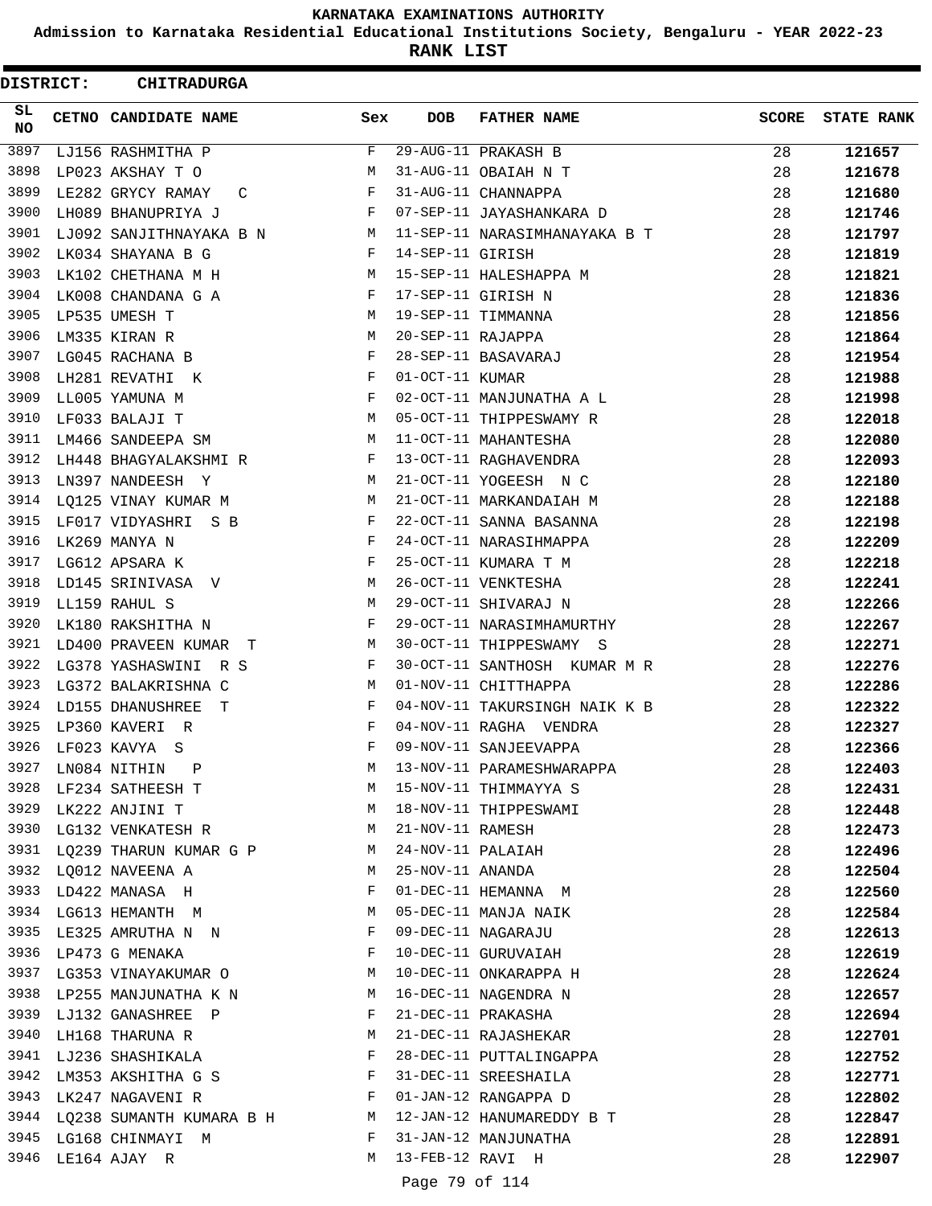KARNATAKA EXAMINATIONS AUTHORITY

Admission to Karnataka Residential Educational Institutions Society, Bengaluru - YEAR 2022-23

**RANK LIST**

**DISTRICT: CHITRADURGA**

| SL NO | CETNO | CANDIDATE NAME | Sex | DOB | FATHER NAME | SCORE | STATE RANK |
|---|---|---|---|---|---|---|---|
| 3897 | LJ156 | RASHMITHA P | F | 29-AUG-11 | PRAKASH B | 28 | **121657** |
| 3898 | LP023 | AKSHAY T O | M | 31-AUG-11 | OBAIAH N T | 28 | **121678** |
| 3899 | LE282 | GRYCY RAMAY C | F | 31-AUG-11 | CHANNAPPA | 28 | **121680** |
| 3900 | LH089 | BHANUPRIYA J | F | 07-SEP-11 | JAYASHANKARA D | 28 | **121746** |
| 3901 | LJ092 | SANJITHNAYAKA B N | M | 11-SEP-11 | NARASIMHANAYAKA B T | 28 | **121797** |
| 3902 | LK034 | SHAYANA B G | F | 14-SEP-11 | GIRISH | 28 | **121819** |
| 3903 | LK102 | CHETHANA M H | M | 15-SEP-11 | HALESHAPPA M | 28 | **121821** |
| 3904 | LK008 | CHANDANA G A | F | 17-SEP-11 | GIRISH N | 28 | **121836** |
| 3905 | LP535 | UMESH T | M | 19-SEP-11 | TIMMANNA | 28 | **121856** |
| 3906 | LM335 | KIRAN R | M | 20-SEP-11 | RAJAPPA | 28 | **121864** |
| 3907 | LG045 | RACHANA B | F | 28-SEP-11 | BASAVARAJ | 28 | **121954** |
| 3908 | LH281 | REVATHI K | F | 01-OCT-11 | KUMAR | 28 | **121988** |
| 3909 | LL005 | YAMUNA M | F | 02-OCT-11 | MANJUNATHA A L | 28 | **121998** |
| 3910 | LF033 | BALAJI T | M | 05-OCT-11 | THIPPESWAMY R | 28 | **122018** |
| 3911 | LM466 | SANDEEPA SM | M | 11-OCT-11 | MAHANTESHA | 28 | **122080** |
| 3912 | LH448 | BHAGYALAKSHMI R | F | 13-OCT-11 | RAGHAVENDRA | 28 | **122093** |
| 3913 | LN397 | NANDEESH Y | M | 21-OCT-11 | YOGEESH N C | 28 | **122180** |
| 3914 | LQ125 | VINAY KUMAR M | M | 21-OCT-11 | MARKANDAIAH M | 28 | **122188** |
| 3915 | LF017 | VIDYASHRI S B | F | 22-OCT-11 | SANNA BASANNA | 28 | **122198** |
| 3916 | LK269 | MANYA N | F | 24-OCT-11 | NARASIHMAPPA | 28 | **122209** |
| 3917 | LG612 | APSARA K | F | 25-OCT-11 | KUMARA T M | 28 | **122218** |
| 3918 | LD145 | SRINIVASA V | M | 26-OCT-11 | VENKTESHA | 28 | **122241** |
| 3919 | LL159 | RAHUL S | M | 29-OCT-11 | SHIVARAJ N | 28 | **122266** |
| 3920 | LK180 | RAKSHITHA N | F | 29-OCT-11 | NARASIMHAMURTHY | 28 | **122267** |
| 3921 | LD400 | PRAVEEN KUMAR T | M | 30-OCT-11 | THIPPESWAMY S | 28 | **122271** |
| 3922 | LG378 | YASHASWINI R S | F | 30-OCT-11 | SANTHOSH KUMAR M R | 28 | **122276** |
| 3923 | LG372 | BALAKRISHNA C | M | 01-NOV-11 | CHITTHAPPA | 28 | **122286** |
| 3924 | LD155 | DHANUSHREE T | F | 04-NOV-11 | TAKURSINGH NAIK K B | 28 | **122322** |
| 3925 | LP360 | KAVERI R | F | 04-NOV-11 | RAGHA VENDRA | 28 | **122327** |
| 3926 | LF023 | KAVYA S | F | 09-NOV-11 | SANJEEVAPPA | 28 | **122366** |
| 3927 | LN084 | NITHIN P | M | 13-NOV-11 | PARAMESHWARAPPA | 28 | **122403** |
| 3928 | LF234 | SATHEESH T | M | 15-NOV-11 | THIMMAYYA S | 28 | **122431** |
| 3929 | LK222 | ANJINI T | M | 18-NOV-11 | THIPPESWAMI | 28 | **122448** |
| 3930 | LG132 | VENKATESH R | M | 21-NOV-11 | RAMESH | 28 | **122473** |
| 3931 | LQ239 | THARUN KUMAR G P | M | 24-NOV-11 | PALAIAH | 28 | **122496** |
| 3932 | LQ012 | NAVEENA A | M | 25-NOV-11 | ANANDA | 28 | **122504** |
| 3933 | LD422 | MANASA H | F | 01-DEC-11 | HEMANNA M | 28 | **122560** |
| 3934 | LG613 | HEMANTH M | M | 05-DEC-11 | MANJA NAIK | 28 | **122584** |
| 3935 | LE325 | AMRUTHA N N | F | 09-DEC-11 | NAGARAJU | 28 | **122613** |
| 3936 | LP473 | G MENAKA | F | 10-DEC-11 | GURUVAIAH | 28 | **122619** |
| 3937 | LG353 | VINAYAKUMAR O | M | 10-DEC-11 | ONKARAPPA H | 28 | **122624** |
| 3938 | LP255 | MANJUNATHA K N | M | 16-DEC-11 | NAGENDRA N | 28 | **122657** |
| 3939 | LJ132 | GANASHREE P | F | 21-DEC-11 | PRAKASHA | 28 | **122694** |
| 3940 | LH168 | THARUNA R | M | 21-DEC-11 | RAJASHEKAR | 28 | **122701** |
| 3941 | LJ236 | SHASHIKALA | F | 28-DEC-11 | PUTTALINGAPPA | 28 | **122752** |
| 3942 | LM353 | AKSHITHA G S | F | 31-DEC-11 | SREESHAILA | 28 | **122771** |
| 3943 | LK247 | NAGAVENI R | F | 01-JAN-12 | RANGAPPA D | 28 | **122802** |
| 3944 | LQ238 | SUMANTH KUMARA B H | M | 12-JAN-12 | HANUMAREDDY B T | 28 | **122847** |
| 3945 | LG168 | CHINMAYI M | F | 31-JAN-12 | MANJUNATHA | 28 | **122891** |
| 3946 | LE164 | AJAY R | M | 13-FEB-12 | RAVI H | 28 | **122907** |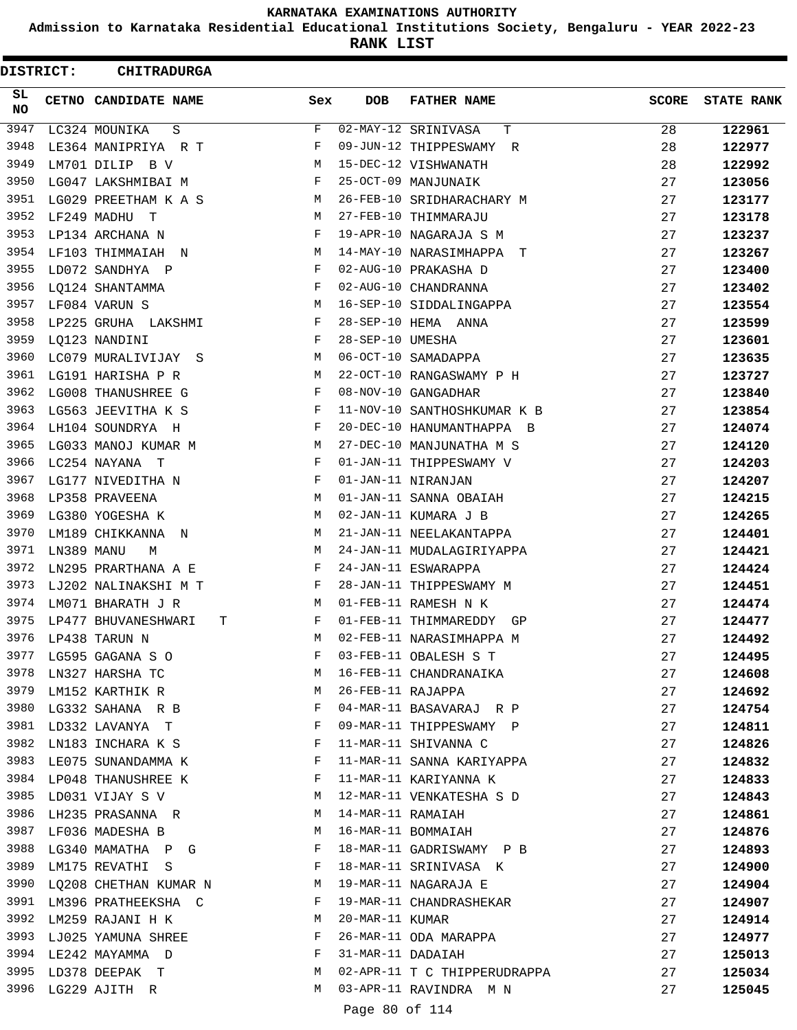KARNATAKA EXAMINATIONS AUTHORITY

Admission to Karnataka Residential Educational Institutions Society, Bengaluru - YEAR 2022-23

**RANK LIST**

**DISTRICT: CHITRADURGA**

| SL NO | CETNO | CANDIDATE NAME | Sex | DOB | FATHER NAME | SCORE | STATE RANK |
|---|---|---|---|---|---|---|---|
| 3947 | LC324 | MOUNIKA S | F | 02-MAY-12 | SRINIVASA T | 28 | 122961 |
| 3948 | LE364 | MANIPRIYA R T | F | 09-JUN-12 | THIPPESWAMY R | 28 | 122977 |
| 3949 | LM701 | DILIP B V | M | 15-DEC-12 | VISHWANATH | 28 | 122992 |
| 3950 | LG047 | LAKSHMIBAI M | F | 25-OCT-09 | MANJUNAIK | 27 | 123056 |
| 3951 | LG029 | PREETHAM K A S | M | 26-FEB-10 | SRIDHARACHARY M | 27 | 123177 |
| 3952 | LF249 | MADHU T | M | 27-FEB-10 | THIMMARAJU | 27 | 123178 |
| 3953 | LP134 | ARCHANA N | F | 19-APR-10 | NAGARAJA S M | 27 | 123237 |
| 3954 | LF103 | THIMMAIAH N | M | 14-MAY-10 | NARASIMHAPPA T | 27 | 123267 |
| 3955 | LD072 | SANDHYA P | F | 02-AUG-10 | PRAKASHA D | 27 | 123400 |
| 3956 | LQ124 | SHANTAMMA | F | 02-AUG-10 | CHANDRANNA | 27 | 123402 |
| 3957 | LF084 | VARUN S | M | 16-SEP-10 | SIDDALINGAPPA | 27 | 123554 |
| 3958 | LP225 | GRUHA LAKSHMI | F | 28-SEP-10 | HEMA ANNA | 27 | 123599 |
| 3959 | LQ123 | NANDINI | F | 28-SEP-10 | UMESHA | 27 | 123601 |
| 3960 | LC079 | MURALIVIJAY S | M | 06-OCT-10 | SAMADAPPA | 27 | 123635 |
| 3961 | LG191 | HARISHA P R | M | 22-OCT-10 | RANGASWAMY P H | 27 | 123727 |
| 3962 | LG008 | THANUSHREE G | F | 08-NOV-10 | GANGADHAR | 27 | 123840 |
| 3963 | LG563 | JEEVITHA K S | F | 11-NOV-10 | SANTHOSHKUMAR K B | 27 | 123854 |
| 3964 | LH104 | SOUNDRYA H | F | 20-DEC-10 | HANUMANTHAPPA B | 27 | 124074 |
| 3965 | LG033 | MANOJ KUMAR M | M | 27-DEC-10 | MANJUNATHA M S | 27 | 124120 |
| 3966 | LC254 | NAYANA T | F | 01-JAN-11 | THIPPESWAMY V | 27 | 124203 |
| 3967 | LG177 | NIVEDITHA N | F | 01-JAN-11 | NIRANJAN | 27 | 124207 |
| 3968 | LP358 | PRAVEENA | M | 01-JAN-11 | SANNA OBAIAH | 27 | 124215 |
| 3969 | LG380 | YOGESHA K | M | 02-JAN-11 | KUMARA J B | 27 | 124265 |
| 3970 | LM189 | CHIKKANNA N | M | 21-JAN-11 | NEELAKANTAPPA | 27 | 124401 |
| 3971 | LN389 | MANU M | M | 24-JAN-11 | MUDALAGIRIYAPPA | 27 | 124421 |
| 3972 | LN295 | PRARTHANA A E | F | 24-JAN-11 | ESWARAPPA | 27 | 124424 |
| 3973 | LJ202 | NALINAKSHI M T | F | 28-JAN-11 | THIPPESWAMY M | 27 | 124451 |
| 3974 | LM071 | BHARATH J R | M | 01-FEB-11 | RAMESH N K | 27 | 124474 |
| 3975 | LP477 | BHUVANESHWARI T | F | 01-FEB-11 | THIMMAREDDY GP | 27 | 124477 |
| 3976 | LP438 | TARUN N | M | 02-FEB-11 | NARASIMHAPPA M | 27 | 124492 |
| 3977 | LG595 | GAGANA S O | F | 03-FEB-11 | OBALESH S T | 27 | 124495 |
| 3978 | LN327 | HARSHA TC | M | 16-FEB-11 | CHANDRANAIKA | 27 | 124608 |
| 3979 | LM152 | KARTHIK R | M | 26-FEB-11 | RAJAPPA | 27 | 124692 |
| 3980 | LG332 | SAHANA R B | F | 04-MAR-11 | BASAVARAJ R P | 27 | 124754 |
| 3981 | LD332 | LAVANYA T | F | 09-MAR-11 | THIPPESWAMY P | 27 | 124811 |
| 3982 | LN183 | INCHARA K S | F | 11-MAR-11 | SHIVANNA C | 27 | 124826 |
| 3983 | LE075 | SUNANDAMMA K | F | 11-MAR-11 | SANNA KARIYAPPA | 27 | 124832 |
| 3984 | LP048 | THANUSHREE K | F | 11-MAR-11 | KARIYANNA K | 27 | 124833 |
| 3985 | LD031 | VIJAY S V | M | 12-MAR-11 | VENKATESHA S D | 27 | 124843 |
| 3986 | LH235 | PRASANNA R | M | 14-MAR-11 | RAMAIAH | 27 | 124861 |
| 3987 | LF036 | MADESHA B | M | 16-MAR-11 | BOMMAIAH | 27 | 124876 |
| 3988 | LG340 | MAMATHA P G | F | 18-MAR-11 | GADRISWAMY P B | 27 | 124893 |
| 3989 | LM175 | REVATHI S | F | 18-MAR-11 | SRINIVASA K | 27 | 124900 |
| 3990 | LQ208 | CHETHAN KUMAR N | M | 19-MAR-11 | NAGARAJA E | 27 | 124904 |
| 3991 | LM396 | PRATHEEKSHA C | F | 19-MAR-11 | CHANDRASHEKAR | 27 | 124907 |
| 3992 | LM259 | RAJANI H K | M | 20-MAR-11 | KUMAR | 27 | 124914 |
| 3993 | LJ025 | YAMUNA SHREE | F | 26-MAR-11 | ODA MARAPPA | 27 | 124977 |
| 3994 | LE242 | MAYAMMA D | F | 31-MAR-11 | DADAIAH | 27 | 125013 |
| 3995 | LD378 | DEEPAK T | M | 02-APR-11 | T C THIPPERUDRAPPA | 27 | 125034 |
| 3996 | LG229 | AJITH R | M | 03-APR-11 | RAVINDRA M N | 27 | 125045 |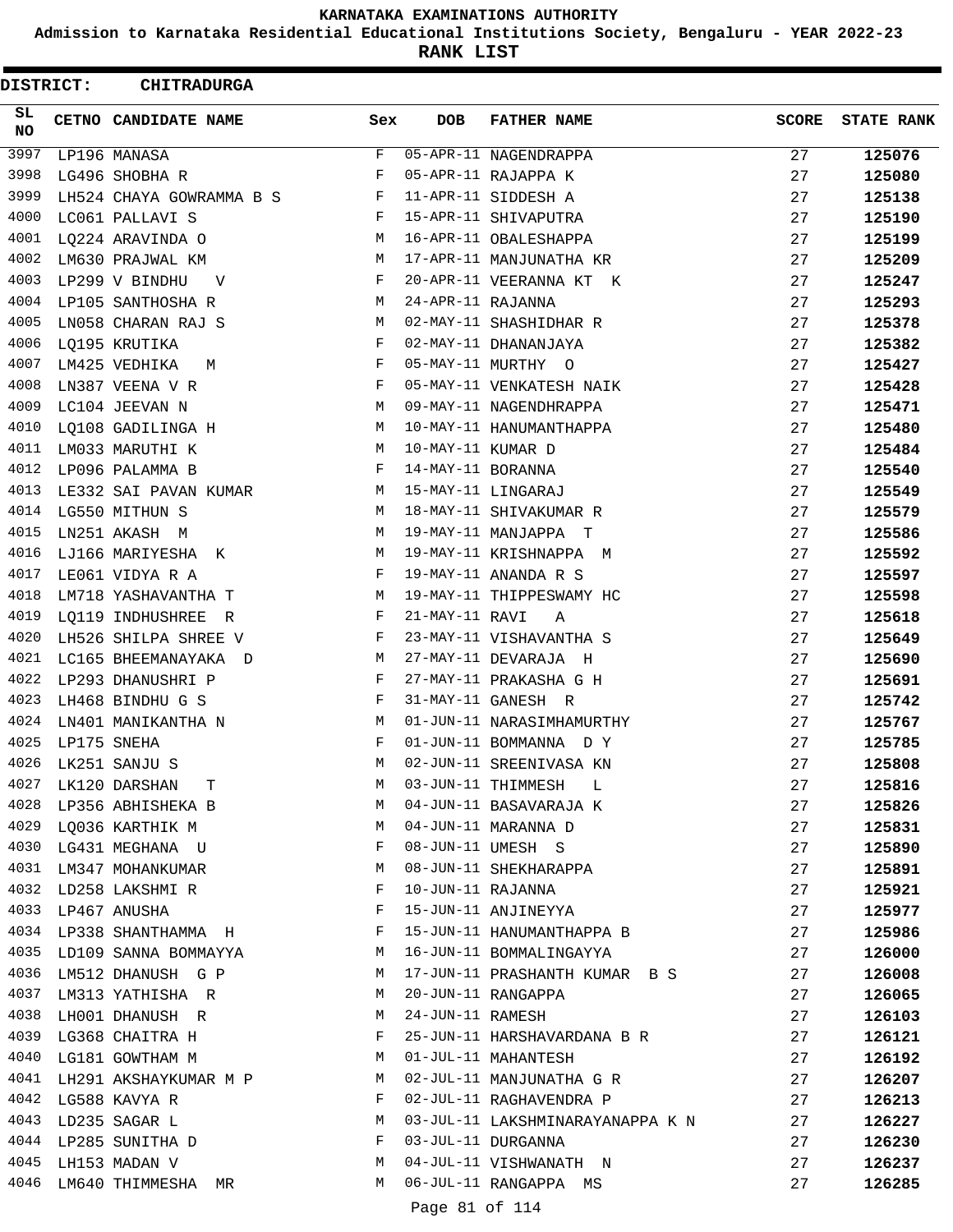# KARNATAKA EXAMINATIONS AUTHORITY

## Admission to Karnataka Residential Educational Institutions Society, Bengaluru - YEAR 2022-23

## RANK LIST

**DISTRICT: CHITRADURGA**

| SL NO | CETNO | CANDIDATE NAME | Sex | DOB | FATHER NAME | SCORE | STATE RANK |
|---|---|---|---|---|---|---|---|
| 3997 | LP196 | MANASA | F | 05-APR-11 | NAGENDRAPPA | 27 | 125076 |
| 3998 | LG496 | SHOBHA R | F | 05-APR-11 | RAJAPPA K | 27 | 125080 |
| 3999 | LH524 | CHAYA GOWRAMMA B S | F | 11-APR-11 | SIDDESH A | 27 | 125138 |
| 4000 | LC061 | PALLAVI S | F | 15-APR-11 | SHIVAPUTRA | 27 | 125190 |
| 4001 | LQ224 | ARAVINDA O | M | 16-APR-11 | OBALESHAPPA | 27 | 125199 |
| 4002 | LM630 | PRAJWAL KM | M | 17-APR-11 | MANJUNATHA KR | 27 | 125209 |
| 4003 | LP299 | V BINDHU V | F | 20-APR-11 | VEERANNA KT K | 27 | 125247 |
| 4004 | LP105 | SANTHOSHA R | M | 24-APR-11 | RAJANNA | 27 | 125293 |
| 4005 | LN058 | CHARAN RAJ S | M | 02-MAY-11 | SHASHIDHAR R | 27 | 125378 |
| 4006 | LQ195 | KRUTIKA | F | 02-MAY-11 | DHANANJAYA | 27 | 125382 |
| 4007 | LM425 | VEDHIKA M | F | 05-MAY-11 | MURTHY O | 27 | 125427 |
| 4008 | LN387 | VEENA V R | F | 05-MAY-11 | VENKATESH NAIK | 27 | 125428 |
| 4009 | LC104 | JEEVAN N | M | 09-MAY-11 | NAGENDHRAPPA | 27 | 125471 |
| 4010 | LQ108 | GADILINGA H | M | 10-MAY-11 | HANUMANTHAPPA | 27 | 125480 |
| 4011 | LM033 | MARUTHI K | M | 10-MAY-11 | KUMAR D | 27 | 125484 |
| 4012 | LP096 | PALAMMA B | F | 14-MAY-11 | BORANNA | 27 | 125540 |
| 4013 | LE332 | SAI PAVAN KUMAR | M | 15-MAY-11 | LINGARAJ | 27 | 125549 |
| 4014 | LG550 | MITHUN S | M | 18-MAY-11 | SHIVAKUMAR R | 27 | 125579 |
| 4015 | LN251 | AKASH M | M | 19-MAY-11 | MANJAPPA T | 27 | 125586 |
| 4016 | LJ166 | MARIYESHA K | M | 19-MAY-11 | KRISHNAPPA M | 27 | 125592 |
| 4017 | LE061 | VIDYA R A | F | 19-MAY-11 | ANANDA R S | 27 | 125597 |
| 4018 | LM718 | YASHAVANTHA T | M | 19-MAY-11 | THIPPESWAMY HC | 27 | 125598 |
| 4019 | LQ119 | INDHUSHREE R | F | 21-MAY-11 | RAVI A | 27 | 125618 |
| 4020 | LH526 | SHILPA SHREE V | F | 23-MAY-11 | VISHAVANTHA S | 27 | 125649 |
| 4021 | LC165 | BHEEMANAYAKA D | M | 27-MAY-11 | DEVARAJA H | 27 | 125690 |
| 4022 | LP293 | DHANUSHRI P | F | 27-MAY-11 | PRAKASHA G H | 27 | 125691 |
| 4023 | LH468 | BINDHU G S | F | 31-MAY-11 | GANESH R | 27 | 125742 |
| 4024 | LN401 | MANIKANTHA N | M | 01-JUN-11 | NARASIMHAMURTHY | 27 | 125767 |
| 4025 | LP175 | SNEHA | F | 01-JUN-11 | BOMMANNA D Y | 27 | 125785 |
| 4026 | LK251 | SANJU S | M | 02-JUN-11 | SREENIVASA KN | 27 | 125808 |
| 4027 | LK120 | DARSHAN T | M | 03-JUN-11 | THIMMESH L | 27 | 125816 |
| 4028 | LP356 | ABHISHEKA B | M | 04-JUN-11 | BASAVARAJA K | 27 | 125826 |
| 4029 | LQ036 | KARTHIK M | M | 04-JUN-11 | MARANNA D | 27 | 125831 |
| 4030 | LG431 | MEGHANA U | F | 08-JUN-11 | UMESH S | 27 | 125890 |
| 4031 | LM347 | MOHANKUMAR | M | 08-JUN-11 | SHEKHARAPPA | 27 | 125891 |
| 4032 | LD258 | LAKSHMI R | F | 10-JUN-11 | RAJANNA | 27 | 125921 |
| 4033 | LP467 | ANUSHA | F | 15-JUN-11 | ANJINEYYA | 27 | 125977 |
| 4034 | LP338 | SHANTHAMMA H | F | 15-JUN-11 | HANUMANTHAPPA B | 27 | 125986 |
| 4035 | LD109 | SANNA BOMMAYYA | M | 16-JUN-11 | BOMMALINGAYYA | 27 | 126000 |
| 4036 | LM512 | DHANUSH G P | M | 17-JUN-11 | PRASHANTH KUMAR B S | 27 | 126008 |
| 4037 | LM313 | YATHISHA R | M | 20-JUN-11 | RANGAPPA | 27 | 126065 |
| 4038 | LH001 | DHANUSH R | M | 24-JUN-11 | RAMESH | 27 | 126103 |
| 4039 | LG368 | CHAITRA H | F | 25-JUN-11 | HARSHAVARDANA B R | 27 | 126121 |
| 4040 | LG181 | GOWTHAM M | M | 01-JUL-11 | MAHANTESH | 27 | 126192 |
| 4041 | LH291 | AKSHAYKUMAR M P | M | 02-JUL-11 | MANJUNATHA G R | 27 | 126207 |
| 4042 | LG588 | KAVYA R | F | 02-JUL-11 | RAGHAVENDRA P | 27 | 126213 |
| 4043 | LD235 | SAGAR L | M | 03-JUL-11 | LAKSHMINARAYANAPPA K N | 27 | 126227 |
| 4044 | LP285 | SUNITHA D | F | 03-JUL-11 | DURGANNA | 27 | 126230 |
| 4045 | LH153 | MADAN V | M | 04-JUL-11 | VISHWANATH N | 27 | 126237 |
| 4046 | LM640 | THIMMESHA MR | M | 06-JUL-11 | RANGAPPA MS | 27 | 126285 |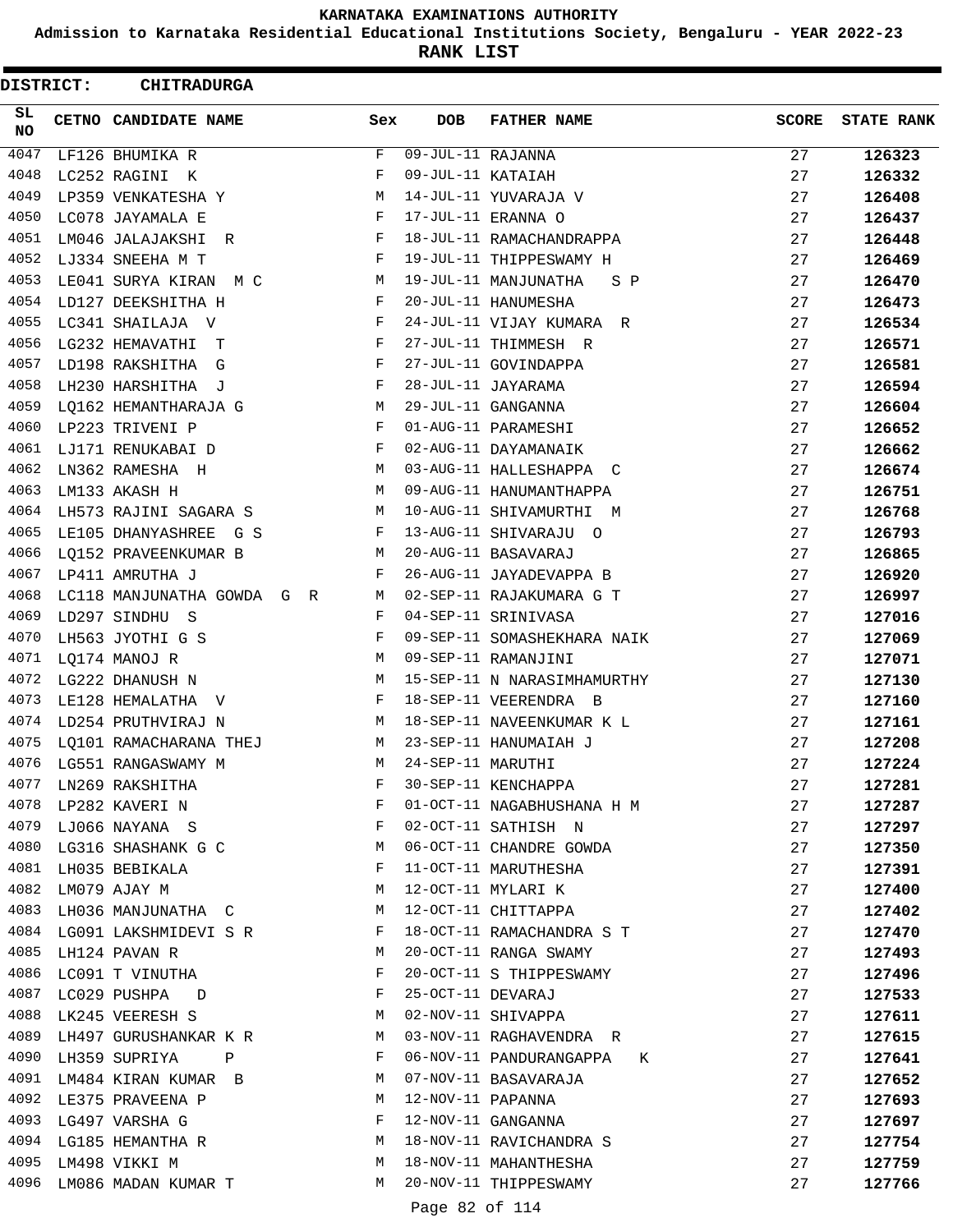# KARNATAKA EXAMINATIONS AUTHORITY

**Admission to Karnataka Residential Educational Institutions Society, Bengaluru - YEAR 2022-23**

**RANK LIST**

**DISTRICT: CHITRADURGA**

| SL NO | CETNO | CANDIDATE NAME | Sex | DOB | FATHER NAME | SCORE | STATE RANK |
|---|---|---|---|---|---|---|---|
| 4047 | LF126 | BHUMIKA R | F | 09-JUL-11 | RAJANNA | 27 | 126323 |
| 4048 | LC252 | RAGINI K | F | 09-JUL-11 | KATAIAH | 27 | 126332 |
| 4049 | LP359 | VENKATESHA Y | M | 14-JUL-11 | YUVARAJA V | 27 | 126408 |
| 4050 | LC078 | JAYAMALA E | F | 17-JUL-11 | ERANNA O | 27 | 126437 |
| 4051 | LM046 | JALAJAKSHI R | F | 18-JUL-11 | RAMACHANDRAPPA | 27 | 126448 |
| 4052 | LJ334 | SNEEHA M T | F | 19-JUL-11 | THIPPESWAMY H | 27 | 126469 |
| 4053 | LE041 | SURYA KIRAN M C | M | 19-JUL-11 | MANJUNATHA S P | 27 | 126470 |
| 4054 | LD127 | DEEKSHITHA H | F | 20-JUL-11 | HANUMESHA | 27 | 126473 |
| 4055 | LC341 | SHAILAJA V | F | 24-JUL-11 | VIJAY KUMARA R | 27 | 126534 |
| 4056 | LG232 | HEMAVATHI T | F | 27-JUL-11 | THIMMESH R | 27 | 126571 |
| 4057 | LD198 | RAKSHITHA G | F | 27-JUL-11 | GOVINDAPPA | 27 | 126581 |
| 4058 | LH230 | HARSHITHA J | F | 28-JUL-11 | JAYARAMA | 27 | 126594 |
| 4059 | LQ162 | HEMANTHARAJA G | M | 29-JUL-11 | GANGANNA | 27 | 126604 |
| 4060 | LP223 | TRIVENI P | F | 01-AUG-11 | PARAMESHI | 27 | 126652 |
| 4061 | LJ171 | RENUKABAI D | F | 02-AUG-11 | DAYAMANAIK | 27 | 126662 |
| 4062 | LN362 | RAMESHA H | M | 03-AUG-11 | HALLESHAPPA C | 27 | 126674 |
| 4063 | LM133 | AKASH H | M | 09-AUG-11 | HANUMANTHAPPA | 27 | 126751 |
| 4064 | LH573 | RAJINI SAGARA S | M | 10-AUG-11 | SHIVAMURTHI M | 27 | 126768 |
| 4065 | LE105 | DHANYASHREE G S | F | 13-AUG-11 | SHIVARAJU O | 27 | 126793 |
| 4066 | LQ152 | PRAVEENKUMAR B | M | 20-AUG-11 | BASAVARAJ | 27 | 126865 |
| 4067 | LP411 | AMRUTHA J | F | 26-AUG-11 | JAYADEVAPPA B | 27 | 126920 |
| 4068 | LC118 | MANJUNATHA GOWDA G R | M | 02-SEP-11 | RAJAKUMARA G T | 27 | 126997 |
| 4069 | LD297 | SINDHU S | F | 04-SEP-11 | SRINIVASA | 27 | 127016 |
| 4070 | LH563 | JYOTHI G S | F | 09-SEP-11 | SOMASHEKHARA NAIK | 27 | 127069 |
| 4071 | LQ174 | MANOJ R | M | 09-SEP-11 | RAMANJINI | 27 | 127071 |
| 4072 | LG222 | DHANUSH N | M | 15-SEP-11 | N NARASIMHAMURTHY | 27 | 127130 |
| 4073 | LE128 | HEMALATHA V | F | 18-SEP-11 | VEERENDRA B | 27 | 127160 |
| 4074 | LD254 | PRUTHVIRAJ N | M | 18-SEP-11 | NAVEENKUMAR K L | 27 | 127161 |
| 4075 | LQ101 | RAMACHARANA THEJ | M | 23-SEP-11 | HANUMAIAH J | 27 | 127208 |
| 4076 | LG551 | RANGASWAMY M | M | 24-SEP-11 | MARUTHI | 27 | 127224 |
| 4077 | LN269 | RAKSHITHA | F | 30-SEP-11 | KENCHAPPA | 27 | 127281 |
| 4078 | LP282 | KAVERI N | F | 01-OCT-11 | NAGABHUSHANA H M | 27 | 127287 |
| 4079 | LJ066 | NAYANA S | F | 02-OCT-11 | SATHISH N | 27 | 127297 |
| 4080 | LG316 | SHASHANK G C | M | 06-OCT-11 | CHANDRE GOWDA | 27 | 127350 |
| 4081 | LH035 | BEBIKALA | F | 11-OCT-11 | MARUTHESHA | 27 | 127391 |
| 4082 | LM079 | AJAY M | M | 12-OCT-11 | MYLARI K | 27 | 127400 |
| 4083 | LH036 | MANJUNATHA C | M | 12-OCT-11 | CHITTAPPA | 27 | 127402 |
| 4084 | LG091 | LAKSHMIDEVI S R | F | 18-OCT-11 | RAMACHANDRA S T | 27 | 127470 |
| 4085 | LH124 | PAVAN R | M | 20-OCT-11 | RANGA SWAMY | 27 | 127493 |
| 4086 | LC091 | T VINUTHA | F | 20-OCT-11 | S THIPPESWAMY | 27 | 127496 |
| 4087 | LC029 | PUSHPA D | F | 25-OCT-11 | DEVARAJ | 27 | 127533 |
| 4088 | LK245 | VEERESH S | M | 02-NOV-11 | SHIVAPPA | 27 | 127611 |
| 4089 | LH497 | GURUSHANKAR K R | M | 03-NOV-11 | RAGHAVENDRA R | 27 | 127615 |
| 4090 | LH359 | SUPRIYA P | F | 06-NOV-11 | PANDURANGAPPA K | 27 | 127641 |
| 4091 | LM484 | KIRAN KUMAR B | M | 07-NOV-11 | BASAVARAJA | 27 | 127652 |
| 4092 | LE375 | PRAVEENA P | M | 12-NOV-11 | PAPANNA | 27 | 127693 |
| 4093 | LG497 | VARSHA G | F | 12-NOV-11 | GANGANNA | 27 | 127697 |
| 4094 | LG185 | HEMANTHA R | M | 18-NOV-11 | RAVICHANDRA S | 27 | 127754 |
| 4095 | LM498 | VIKKI M | M | 18-NOV-11 | MAHANTHESHA | 27 | 127759 |
| 4096 | LM086 | MADAN KUMAR T | M | 20-NOV-11 | THIPPESWAMY | 27 | 127766 |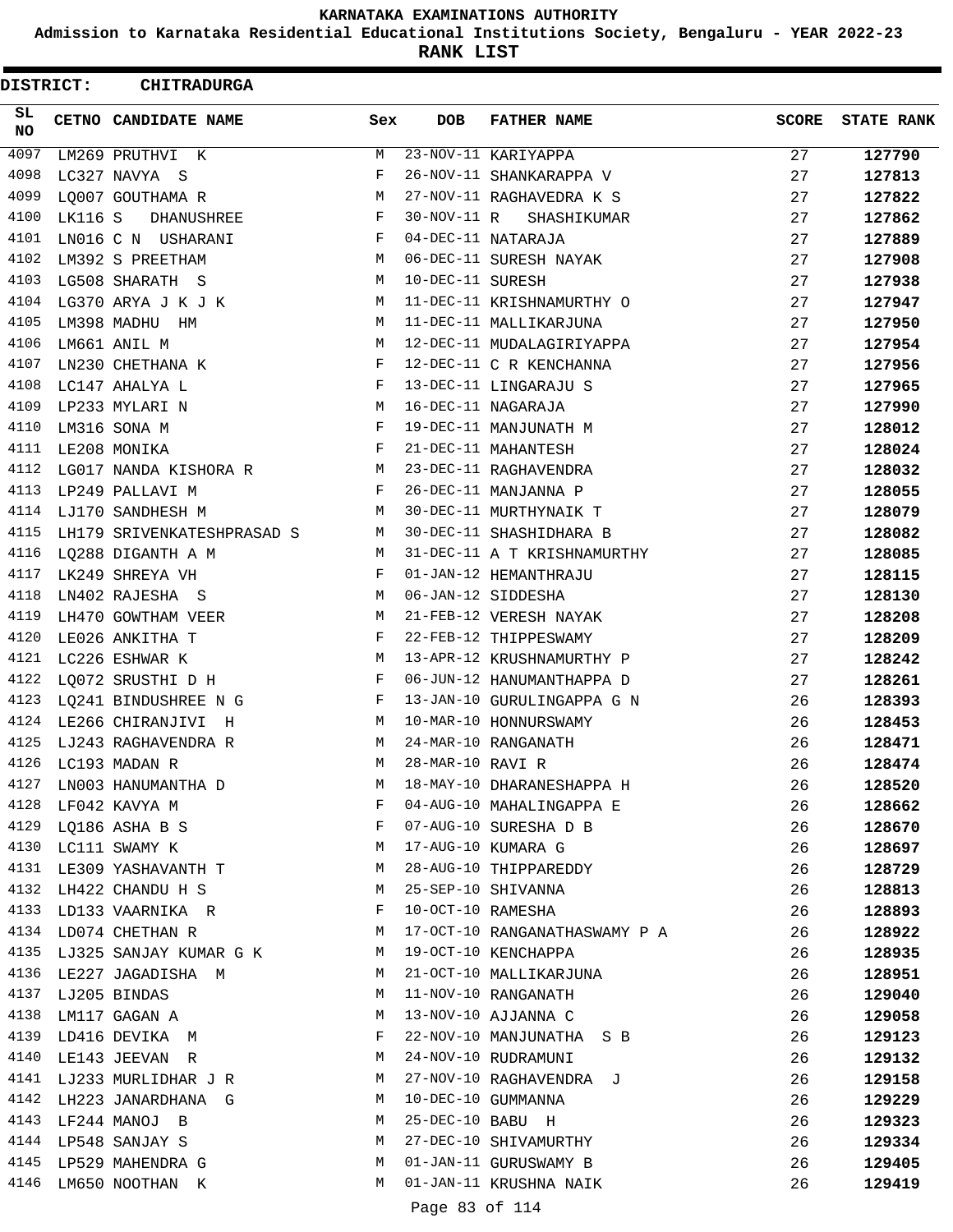**KARNATAKA EXAMINATIONS AUTHORITY**

**Admission to Karnataka Residential Educational Institutions Society, Bengaluru - YEAR 2022-23**

**RANK LIST**

**DISTRICT: CHITRADURGA**

| SL NO | CETNO | CANDIDATE NAME | Sex | DOB | FATHER NAME | SCORE | STATE RANK |
|---|---|---|---|---|---|---|---|
| 4097 | LM269 | PRUTHVI K | M | 23-NOV-11 | KARIYAPPA | 27 | 127790 |
| 4098 | LC327 | NAVYA S | F | 26-NOV-11 | SHANKARAPPA V | 27 | 127813 |
| 4099 | LQ007 | GOUTHAMA R | M | 27-NOV-11 | RAGHAVEDRA K S | 27 | 127822 |
| 4100 | LK116 | S DHANUSHREE | F | 30-NOV-11 | R SHASHIKUMAR | 27 | 127862 |
| 4101 | LN016 | C N USHARANI | F | 04-DEC-11 | NATARAJA | 27 | 127889 |
| 4102 | LM392 | S PREETHAM | M | 06-DEC-11 | SURESH NAYAK | 27 | 127908 |
| 4103 | LG508 | SHARATH S | M | 10-DEC-11 | SURESH | 27 | 127938 |
| 4104 | LG370 | ARYA J K J K | M | 11-DEC-11 | KRISHNAMURTHY O | 27 | 127947 |
| 4105 | LM398 | MADHU HM | M | 11-DEC-11 | MALLIKARJUNA | 27 | 127950 |
| 4106 | LM661 | ANIL M | M | 12-DEC-11 | MUDALAGIRIYAPPA | 27 | 127954 |
| 4107 | LN230 | CHETHANA K | F | 12-DEC-11 | C R KENCHANNA | 27 | 127956 |
| 4108 | LC147 | AHALYA L | F | 13-DEC-11 | LINGARAJU S | 27 | 127965 |
| 4109 | LP233 | MYLARI N | M | 16-DEC-11 | NAGARAJA | 27 | 127990 |
| 4110 | LM316 | SONA M | F | 19-DEC-11 | MANJUNATH M | 27 | 128012 |
| 4111 | LE208 | MONIKA | F | 21-DEC-11 | MAHANTESH | 27 | 128024 |
| 4112 | LG017 | NANDA KISHORA R | M | 23-DEC-11 | RAGHAVENDRA | 27 | 128032 |
| 4113 | LP249 | PALLAVI M | F | 26-DEC-11 | MANJANNA P | 27 | 128055 |
| 4114 | LJ170 | SANDHESH M | M | 30-DEC-11 | MURTHYNAIK T | 27 | 128079 |
| 4115 | LH179 | SRIVENKATESHPRASAD S | M | 30-DEC-11 | SHASHIDHARA B | 27 | 128082 |
| 4116 | LQ288 | DIGANTH A M | M | 31-DEC-11 | A T KRISHNAMURTHY | 27 | 128085 |
| 4117 | LK249 | SHREYA VH | F | 01-JAN-12 | HEMANTHRAJU | 27 | 128115 |
| 4118 | LN402 | RAJESHA S | M | 06-JAN-12 | SIDDESHA | 27 | 128130 |
| 4119 | LH470 | GOWTHAM VEER | M | 21-FEB-12 | VERESH NAYAK | 27 | 128208 |
| 4120 | LE026 | ANKITHA T | F | 22-FEB-12 | THIPPESWAMY | 27 | 128209 |
| 4121 | LC226 | ESHWAR K | M | 13-APR-12 | KRUSHNAMURTHY P | 27 | 128242 |
| 4122 | LQ072 | SRUSTHI D H | F | 06-JUN-12 | HANUMANTHAPPA D | 27 | 128261 |
| 4123 | LQ241 | BINDUSHREE N G | F | 13-JAN-10 | GURULINGAPPA G N | 26 | 128393 |
| 4124 | LE266 | CHIRANJIVI H | M | 10-MAR-10 | HONNURSWAMY | 26 | 128453 |
| 4125 | LJ243 | RAGHAVENDRA R | M | 24-MAR-10 | RANGANATH | 26 | 128471 |
| 4126 | LC193 | MADAN R | M | 28-MAR-10 | RAVI R | 26 | 128474 |
| 4127 | LN003 | HANUMANTHA D | M | 18-MAY-10 | DHARANESHAPPA H | 26 | 128520 |
| 4128 | LF042 | KAVYA M | F | 04-AUG-10 | MAHALINGAPPA E | 26 | 128662 |
| 4129 | LQ186 | ASHA B S | F | 07-AUG-10 | SURESHA D B | 26 | 128670 |
| 4130 | LC111 | SWAMY K | M | 17-AUG-10 | KUMARA G | 26 | 128697 |
| 4131 | LE309 | YASHAVANTH T | M | 28-AUG-10 | THIPPAREDDY | 26 | 128729 |
| 4132 | LH422 | CHANDU H S | M | 25-SEP-10 | SHIVANNA | 26 | 128813 |
| 4133 | LD133 | VAARNIKA R | F | 10-OCT-10 | RAMESHA | 26 | 128893 |
| 4134 | LD074 | CHETHAN R | M | 17-OCT-10 | RANGANATHASWAMY P A | 26 | 128922 |
| 4135 | LJ325 | SANJAY KUMAR G K | M | 19-OCT-10 | KENCHAPPA | 26 | 128935 |
| 4136 | LE227 | JAGADISHA M | M | 21-OCT-10 | MALLIKARJUNA | 26 | 128951 |
| 4137 | LJ205 | BINDAS | M | 11-NOV-10 | RANGANATH | 26 | 129040 |
| 4138 | LM117 | GAGAN A | M | 13-NOV-10 | AJJANNA C | 26 | 129058 |
| 4139 | LD416 | DEVIKA M | F | 22-NOV-10 | MANJUNATHA S B | 26 | 129123 |
| 4140 | LE143 | JEEVAN R | M | 24-NOV-10 | RUDRAMUNI | 26 | 129132 |
| 4141 | LJ233 | MURLIDHAR J R | M | 27-NOV-10 | RAGHAVENDRA J | 26 | 129158 |
| 4142 | LH223 | JANARDHANA G | M | 10-DEC-10 | GUMMANNA | 26 | 129229 |
| 4143 | LF244 | MANOJ B | M | 25-DEC-10 | BABU H | 26 | 129323 |
| 4144 | LP548 | SANJAY S | M | 27-DEC-10 | SHIVAMURTHY | 26 | 129334 |
| 4145 | LP529 | MAHENDRA G | M | 01-JAN-11 | GURUSWAMY B | 26 | 129405 |
| 4146 | LM650 | NOOTHAN K | M | 01-JAN-11 | KRUSHNA NAIK | 26 | 129419 |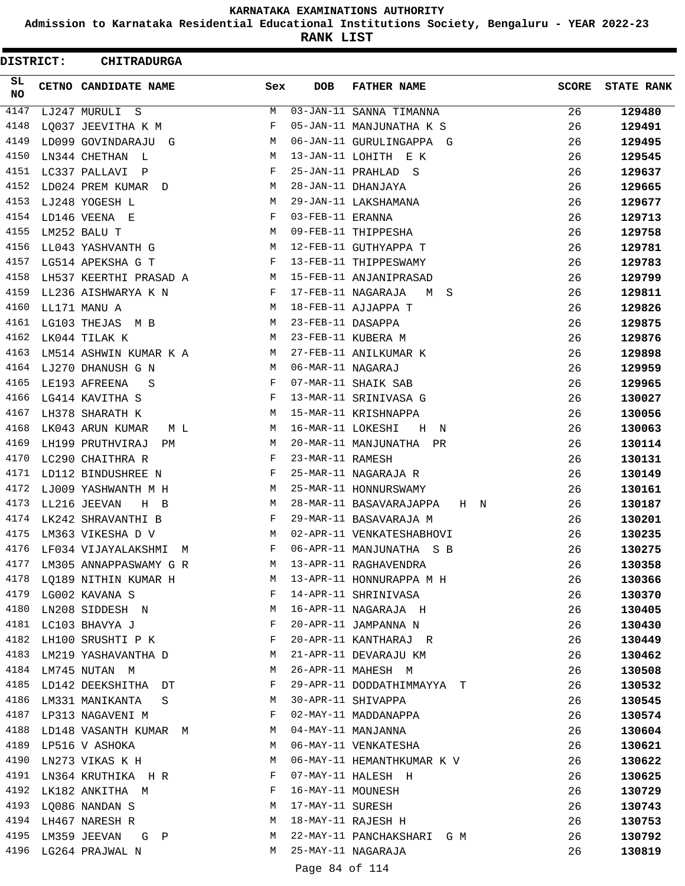# KARNATAKA EXAMINATIONS AUTHORITY

**Admission to Karnataka Residential Educational Institutions Society, Bengaluru - YEAR 2022-23**

**RANK LIST**

**DISTRICT: CHITRADURGA**

| SL NO | CETNO | CANDIDATE NAME | Sex | DOB | FATHER NAME | SCORE | STATE RANK |
|---|---|---|---|---|---|---|---|
| 4147 | LJ247 | MURULI S | M | 03-JAN-11 | SANNA TIMANNA | 26 | 129480 |
| 4148 | LQ037 | JEEVITHA K M | F | 05-JAN-11 | MANJUNATHA K S | 26 | 129491 |
| 4149 | LD099 | GOVINDARAJU G | M | 06-JAN-11 | GURULINGAPPA G | 26 | 129495 |
| 4150 | LN344 | CHETHAN L | M | 13-JAN-11 | LOHITH E K | 26 | 129545 |
| 4151 | LC337 | PALLAVI P | F | 25-JAN-11 | PRAHLAD S | 26 | 129637 |
| 4152 | LD024 | PREM KUMAR D | M | 28-JAN-11 | DHANJAYA | 26 | 129665 |
| 4153 | LJ248 | YOGESH L | M | 29-JAN-11 | LAKSHAMANA | 26 | 129677 |
| 4154 | LD146 | VEENA E | F | 03-FEB-11 | ERANNA | 26 | 129713 |
| 4155 | LM252 | BALU T | M | 09-FEB-11 | THIPPESHA | 26 | 129758 |
| 4156 | LL043 | YASHVANTH G | M | 12-FEB-11 | GUTHYAPPA T | 26 | 129781 |
| 4157 | LG514 | APEKSHA G T | F | 13-FEB-11 | THIPPESWAMY | 26 | 129783 |
| 4158 | LH537 | KEERTHI PRASAD A | M | 15-FEB-11 | ANJANIPRASAD | 26 | 129799 |
| 4159 | LL236 | AISHWARYA K N | F | 17-FEB-11 | NAGARAJA M S | 26 | 129811 |
| 4160 | LL171 | MANU A | M | 18-FEB-11 | AJJAPPA T | 26 | 129826 |
| 4161 | LG103 | THEJAS M B | M | 23-FEB-11 | DASAPPA | 26 | 129875 |
| 4162 | LK044 | TILAK K | M | 23-FEB-11 | KUBERA M | 26 | 129876 |
| 4163 | LM514 | ASHWIN KUMAR K A | M | 27-FEB-11 | ANILKUMAR K | 26 | 129898 |
| 4164 | LJ270 | DHANUSH G N | M | 06-MAR-11 | NAGARAJ | 26 | 129959 |
| 4165 | LE193 | AFREENA S | F | 07-MAR-11 | SHAIK SAB | 26 | 129965 |
| 4166 | LG414 | KAVITHA S | F | 13-MAR-11 | SRINIVASA G | 26 | 130027 |
| 4167 | LH378 | SHARATH K | M | 15-MAR-11 | KRISHNAPPA | 26 | 130056 |
| 4168 | LK043 | ARUN KUMAR M L | M | 16-MAR-11 | LOKESHI H N | 26 | 130063 |
| 4169 | LH199 | PRUTHVIRAJ PM | M | 20-MAR-11 | MANJUNATHA PR | 26 | 130114 |
| 4170 | LC290 | CHAITHRA R | F | 23-MAR-11 | RAMESH | 26 | 130131 |
| 4171 | LD112 | BINDUSHREE N | F | 25-MAR-11 | NAGARAJA R | 26 | 130149 |
| 4172 | LJ009 | YASHWANTH M H | M | 25-MAR-11 | HONNURSWAMY | 26 | 130161 |
| 4173 | LL216 | JEEVAN H B | M | 28-MAR-11 | BASAVARAJAPPA H N | 26 | 130187 |
| 4174 | LK242 | SHRAVANTHI B | F | 29-MAR-11 | BASAVARAJA M | 26 | 130201 |
| 4175 | LM363 | VIKESHA D V | M | 02-APR-11 | VENKATESHABHOVI | 26 | 130235 |
| 4176 | LF034 | VIJAYALAKSHMI M | F | 06-APR-11 | MANJUNATHA S B | 26 | 130275 |
| 4177 | LM305 | ANNAPPASWAMY G R | M | 13-APR-11 | RAGHAVENDRA | 26 | 130358 |
| 4178 | LQ189 | NITHIN KUMAR H | M | 13-APR-11 | HONNURAPPA M H | 26 | 130366 |
| 4179 | LG002 | KAVANA S | F | 14-APR-11 | SHRINIVASA | 26 | 130370 |
| 4180 | LN208 | SIDDESH N | M | 16-APR-11 | NAGARAJA H | 26 | 130405 |
| 4181 | LC103 | BHAVYA J | F | 20-APR-11 | JAMPANNA N | 26 | 130430 |
| 4182 | LH100 | SRUSHTI P K | F | 20-APR-11 | KANTHARAJ R | 26 | 130449 |
| 4183 | LM219 | YASHAVANTHA D | M | 21-APR-11 | DEVARAJU KM | 26 | 130462 |
| 4184 | LM745 | NUTAN M | M | 26-APR-11 | MAHESH M | 26 | 130508 |
| 4185 | LD142 | DEEKSHITHA DT | F | 29-APR-11 | DODDATHIMMAYYA T | 26 | 130532 |
| 4186 | LM331 | MANIKANTA S | M | 30-APR-11 | SHIVAPPA | 26 | 130545 |
| 4187 | LP313 | NAGAVENI M | F | 02-MAY-11 | MADDANAPPA | 26 | 130574 |
| 4188 | LD148 | VASANTH KUMAR M | M | 04-MAY-11 | MANJANNA | 26 | 130604 |
| 4189 | LP516 | V ASHOKA | M | 06-MAY-11 | VENKATESHA | 26 | 130621 |
| 4190 | LN273 | VIKAS K H | M | 06-MAY-11 | HEMANTHKUMAR K V | 26 | 130622 |
| 4191 | LN364 | KRUTHIKA H R | F | 07-MAY-11 | HALESH H | 26 | 130625 |
| 4192 | LK182 | ANKITHA M | F | 16-MAY-11 | MOUNESH | 26 | 130729 |
| 4193 | LQ086 | NANDAN S | M | 17-MAY-11 | SURESH | 26 | 130743 |
| 4194 | LH467 | NARESH R | M | 18-MAY-11 | RAJESH H | 26 | 130753 |
| 4195 | LM359 | JEEVAN G P | M | 22-MAY-11 | PANCHAKSHARI G M | 26 | 130792 |
| 4196 | LG264 | PRAJWAL N | M | 25-MAY-11 | NAGARAJA | 26 | 130819 |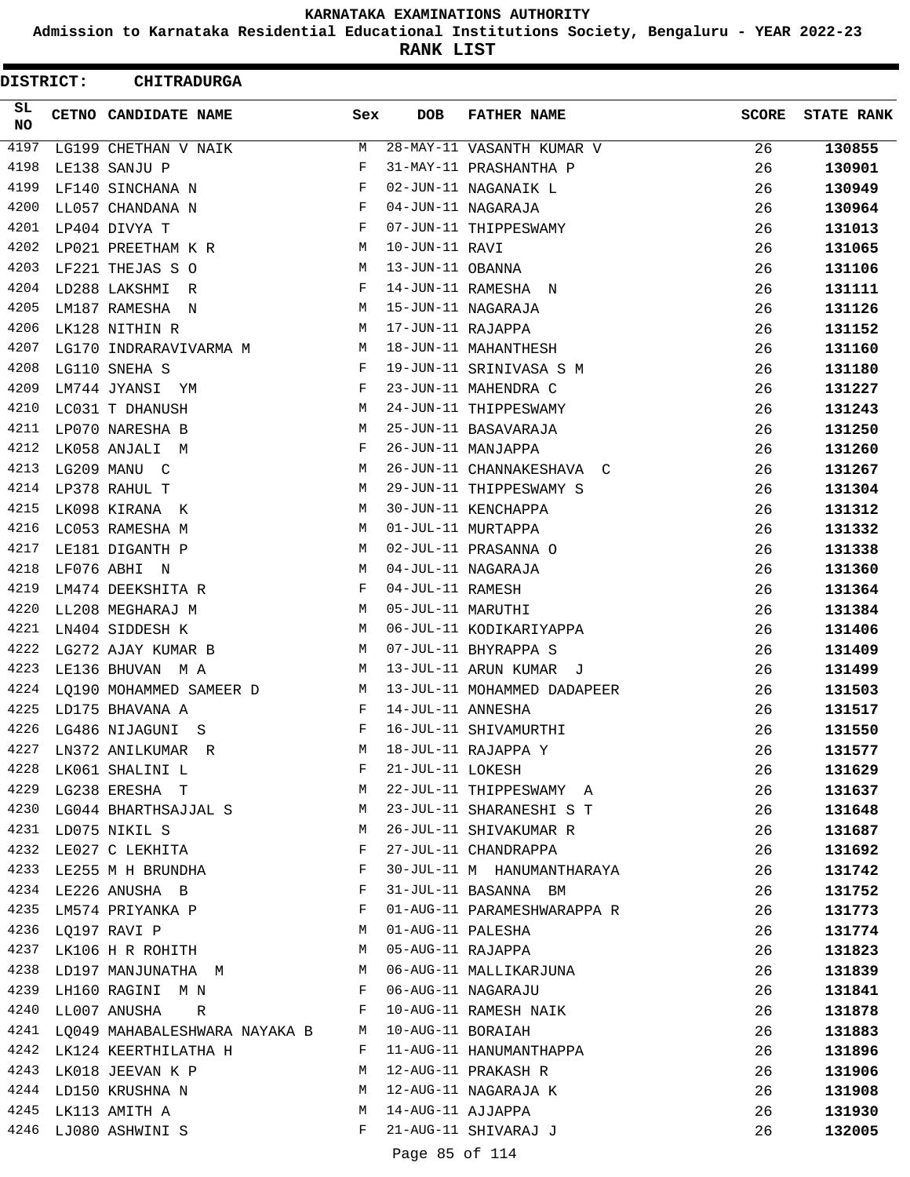# KARNATAKA EXAMINATIONS AUTHORITY

**Admission to Karnataka Residential Educational Institutions Society, Bengaluru - YEAR 2022-23**

**RANK LIST**

**DISTRICT: CHITRADURGA**

| SL NO | CETNO | CANDIDATE NAME | Sex | DOB | FATHER NAME | SCORE | STATE RANK |
|---|---|---|---|---|---|---|---|
| 4197 | LG199 | CHETHAN V NAIK | M | 28-MAY-11 | VASANTH KUMAR V | 26 | 130855 |
| 4198 | LE138 | SANJU P | F | 31-MAY-11 | PRASHANTHA P | 26 | 130901 |
| 4199 | LF140 | SINCHANA N | F | 02-JUN-11 | NAGANAIK L | 26 | 130949 |
| 4200 | LL057 | CHANDANA N | F | 04-JUN-11 | NAGARAJA | 26 | 130964 |
| 4201 | LP404 | DIVYA T | F | 07-JUN-11 | THIPPESWAMY | 26 | 131013 |
| 4202 | LP021 | PREETHAM K R | M | 10-JUN-11 | RAVI | 26 | 131065 |
| 4203 | LF221 | THEJAS S O | M | 13-JUN-11 | OBANNA | 26 | 131106 |
| 4204 | LD288 | LAKSHMI R | F | 14-JUN-11 | RAMESHA N | 26 | 131111 |
| 4205 | LM187 | RAMESHA N | M | 15-JUN-11 | NAGARAJA | 26 | 131126 |
| 4206 | LK128 | NITHIN R | M | 17-JUN-11 | RAJAPPA | 26 | 131152 |
| 4207 | LG170 | INDRARAVIVARMA M | M | 18-JUN-11 | MAHANTHESH | 26 | 131160 |
| 4208 | LG110 | SNEHA S | F | 19-JUN-11 | SRINIVASA S M | 26 | 131180 |
| 4209 | LM744 | JYANSI YM | F | 23-JUN-11 | MAHENDRA C | 26 | 131227 |
| 4210 | LC031 | T DHANUSH | M | 24-JUN-11 | THIPPESWAMY | 26 | 131243 |
| 4211 | LP070 | NARESHA B | M | 25-JUN-11 | BASAVARAJA | 26 | 131250 |
| 4212 | LK058 | ANJALI M | F | 26-JUN-11 | MANJAPPA | 26 | 131260 |
| 4213 | LG209 | MANU C | M | 26-JUN-11 | CHANNAKESHAVA C | 26 | 131267 |
| 4214 | LP378 | RAHUL T | M | 29-JUN-11 | THIPPESWAMY S | 26 | 131304 |
| 4215 | LK098 | KIRANA K | M | 30-JUN-11 | KENCHAPPA | 26 | 131312 |
| 4216 | LC053 | RAMESHA M | M | 01-JUL-11 | MURTAPPA | 26 | 131332 |
| 4217 | LE181 | DIGANTH P | M | 02-JUL-11 | PRASANNA O | 26 | 131338 |
| 4218 | LF076 | ABHI N | M | 04-JUL-11 | NAGARAJA | 26 | 131360 |
| 4219 | LM474 | DEEKSHITA R | F | 04-JUL-11 | RAMESH | 26 | 131364 |
| 4220 | LL208 | MEGHARAJ M | M | 05-JUL-11 | MARUTHI | 26 | 131384 |
| 4221 | LN404 | SIDDESH K | M | 06-JUL-11 | KODIKARIYAPPA | 26 | 131406 |
| 4222 | LG272 | AJAY KUMAR B | M | 07-JUL-11 | BHYRAPPA S | 26 | 131409 |
| 4223 | LE136 | BHUVAN M A | M | 13-JUL-11 | ARUN KUMAR J | 26 | 131499 |
| 4224 | LQ190 | MOHAMMED SAMEER D | M | 13-JUL-11 | MOHAMMED DADAPEER | 26 | 131503 |
| 4225 | LD175 | BHAVANA A | F | 14-JUL-11 | ANNESHA | 26 | 131517 |
| 4226 | LG486 | NIJAGUNI S | F | 16-JUL-11 | SHIVAMURTHI | 26 | 131550 |
| 4227 | LN372 | ANILKUMAR R | M | 18-JUL-11 | RAJAPPA Y | 26 | 131577 |
| 4228 | LK061 | SHALINI L | F | 21-JUL-11 | LOKESH | 26 | 131629 |
| 4229 | LG238 | ERESHA T | M | 22-JUL-11 | THIPPESWAMY A | 26 | 131637 |
| 4230 | LG044 | BHARTHSAJJAL S | M | 23-JUL-11 | SHARANESHI S T | 26 | 131648 |
| 4231 | LD075 | NIKIL S | M | 26-JUL-11 | SHIVAKUMAR R | 26 | 131687 |
| 4232 | LE027 | C LEKHITA | F | 27-JUL-11 | CHANDRAPPA | 26 | 131692 |
| 4233 | LE255 | M H BRUNDHA | F | 30-JUL-11 | M HANUMANTHARAYA | 26 | 131742 |
| 4234 | LE226 | ANUSHA B | F | 31-JUL-11 | BASANNA BM | 26 | 131752 |
| 4235 | LM574 | PRIYANKA P | F | 01-AUG-11 | PARAMESHWARAPPA R | 26 | 131773 |
| 4236 | LQ197 | RAVI P | M | 01-AUG-11 | PALESHA | 26 | 131774 |
| 4237 | LK106 | H R ROHITH | M | 05-AUG-11 | RAJAPPA | 26 | 131823 |
| 4238 | LD197 | MANJUNATHA M | M | 06-AUG-11 | MALLIKARJUNA | 26 | 131839 |
| 4239 | LH160 | RAGINI M N | F | 06-AUG-11 | NAGARAJU | 26 | 131841 |
| 4240 | LL007 | ANUSHA R | F | 10-AUG-11 | RAMESH NAIK | 26 | 131878 |
| 4241 | LQ049 | MAHABALESHWARA NAYAKA B | M | 10-AUG-11 | BORAIAH | 26 | 131883 |
| 4242 | LK124 | KEERTHILATHA H | F | 11-AUG-11 | HANUMANTHAPPA | 26 | 131896 |
| 4243 | LK018 | JEEVAN K P | M | 12-AUG-11 | PRAKASH R | 26 | 131906 |
| 4244 | LD150 | KRUSHNA N | M | 12-AUG-11 | NAGARAJA K | 26 | 131908 |
| 4245 | LK113 | AMITH A | M | 14-AUG-11 | AJJAPPA | 26 | 131930 |
| 4246 | LJ080 | ASHWINI S | F | 21-AUG-11 | SHIVARAJ J | 26 | 132005 |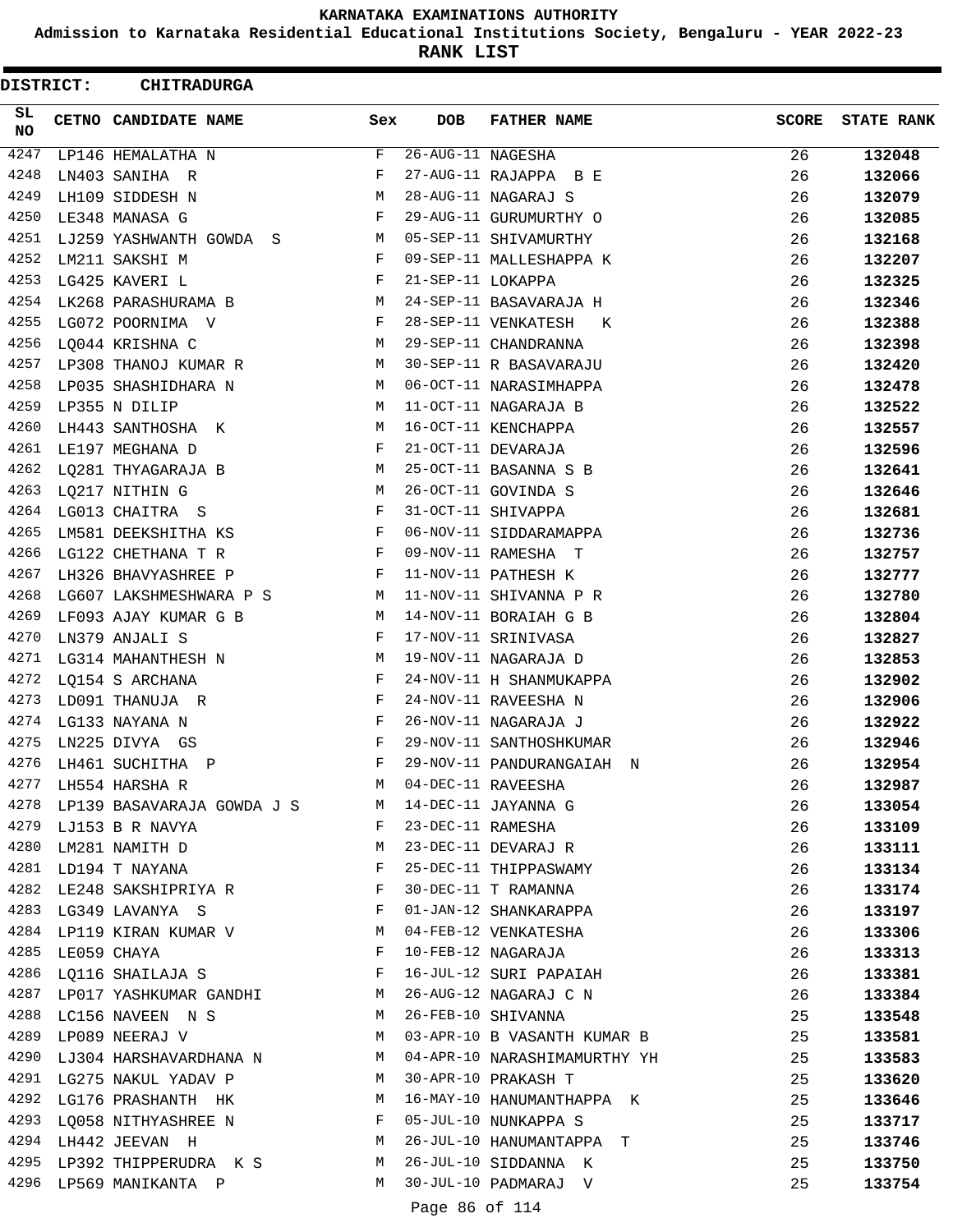# KARNATAKA EXAMINATIONS AUTHORITY

## Admission to Karnataka Residential Educational Institutions Society, Bengaluru - YEAR 2022-23

## RANK LIST

**DISTRICT: CHITRADURGA**

| SL NO | CETNO | CANDIDATE NAME | Sex | DOB | FATHER NAME | SCORE | STATE RANK |
|---|---|---|---|---|---|---|---|
| 4247 | LP146 | HEMALATHA N | F | 26-AUG-11 | NAGESHA | 26 | 132048 |
| 4248 | LN403 | SANIHA R | F | 27-AUG-11 | RAJAPPA B E | 26 | 132066 |
| 4249 | LH109 | SIDDESH N | M | 28-AUG-11 | NAGARAJ S | 26 | 132079 |
| 4250 | LE348 | MANASA G | F | 29-AUG-11 | GURUMURTHY O | 26 | 132085 |
| 4251 | LJ259 | YASHWANTH GOWDA S | M | 05-SEP-11 | SHIVAMURTHY | 26 | 132168 |
| 4252 | LM211 | SAKSHI M | F | 09-SEP-11 | MALLESHAPPA K | 26 | 132207 |
| 4253 | LG425 | KAVERI L | F | 21-SEP-11 | LOKAPPA | 26 | 132325 |
| 4254 | LK268 | PARASHURAMA B | M | 24-SEP-11 | BASAVARAJA H | 26 | 132346 |
| 4255 | LG072 | POORNIMA V | F | 28-SEP-11 | VENKATESH K | 26 | 132388 |
| 4256 | LQ044 | KRISHNA C | M | 29-SEP-11 | CHANDRANNA | 26 | 132398 |
| 4257 | LP308 | THANOJ KUMAR R | M | 30-SEP-11 | R BASAVARAJU | 26 | 132420 |
| 4258 | LP035 | SHASHIDHARA N | M | 06-OCT-11 | NARASIMHAPPA | 26 | 132478 |
| 4259 | LP355 | N DILIP | M | 11-OCT-11 | NAGARAJA B | 26 | 132522 |
| 4260 | LH443 | SANTHOSHA K | M | 16-OCT-11 | KENCHAPPA | 26 | 132557 |
| 4261 | LE197 | MEGHANA D | F | 21-OCT-11 | DEVARAJA | 26 | 132596 |
| 4262 | LQ281 | THYAGARAJA B | M | 25-OCT-11 | BASANNA S B | 26 | 132641 |
| 4263 | LQ217 | NITHIN G | M | 26-OCT-11 | GOVINDA S | 26 | 132646 |
| 4264 | LG013 | CHAITRA S | F | 31-OCT-11 | SHIVAPPA | 26 | 132681 |
| 4265 | LM581 | DEEKSHITHA KS | F | 06-NOV-11 | SIDDARAMAPPA | 26 | 132736 |
| 4266 | LG122 | CHETHANA T R | F | 09-NOV-11 | RAMESHA T | 26 | 132757 |
| 4267 | LH326 | BHAVYASHREE P | F | 11-NOV-11 | PATHESH K | 26 | 132777 |
| 4268 | LG607 | LAKSHMESHWARA P S | M | 11-NOV-11 | SHIVANNA P R | 26 | 132780 |
| 4269 | LF093 | AJAY KUMAR G B | M | 14-NOV-11 | BORAIAH G B | 26 | 132804 |
| 4270 | LN379 | ANJALI S | F | 17-NOV-11 | SRINIVASA | 26 | 132827 |
| 4271 | LG314 | MAHANTHESH N | M | 19-NOV-11 | NAGARAJA D | 26 | 132853 |
| 4272 | LQ154 | S ARCHANA | F | 24-NOV-11 | H SHANMUKAPPA | 26 | 132902 |
| 4273 | LD091 | THANUJA R | F | 24-NOV-11 | RAVEESHA N | 26 | 132906 |
| 4274 | LG133 | NAYANA N | F | 26-NOV-11 | NAGARAJA J | 26 | 132922 |
| 4275 | LN225 | DIVYA GS | F | 29-NOV-11 | SANTHOSHKUMAR | 26 | 132946 |
| 4276 | LH461 | SUCHITHA P | F | 29-NOV-11 | PANDURANGAIAH N | 26 | 132954 |
| 4277 | LH554 | HARSHA R | M | 04-DEC-11 | RAVEESHA | 26 | 132987 |
| 4278 | LP139 | BASAVARAJA GOWDA J S | M | 14-DEC-11 | JAYANNA G | 26 | 133054 |
| 4279 | LJ153 | B R NAVYA | F | 23-DEC-11 | RAMESHA | 26 | 133109 |
| 4280 | LM281 | NAMITH D | M | 23-DEC-11 | DEVARAJ R | 26 | 133111 |
| 4281 | LD194 | T NAYANA | F | 25-DEC-11 | THIPPASWAMY | 26 | 133134 |
| 4282 | LE248 | SAKSHIPRIYA R | F | 30-DEC-11 | T RAMANNA | 26 | 133174 |
| 4283 | LG349 | LAVANYA S | F | 01-JAN-12 | SHANKARAPPA | 26 | 133197 |
| 4284 | LP119 | KIRAN KUMAR V | M | 04-FEB-12 | VENKATESHA | 26 | 133306 |
| 4285 | LE059 | CHAYA | F | 10-FEB-12 | NAGARAJA | 26 | 133313 |
| 4286 | LQ116 | SHAILAJA S | F | 16-JUL-12 | SURI PAPAIAH | 26 | 133381 |
| 4287 | LP017 | YASHKUMAR GANDHI | M | 26-AUG-12 | NAGARAJ C N | 26 | 133384 |
| 4288 | LC156 | NAVEEN N S | M | 26-FEB-10 | SHIVANNA | 25 | 133548 |
| 4289 | LP089 | NEERAJ V | M | 03-APR-10 | B VASANTH KUMAR B | 25 | 133581 |
| 4290 | LJ304 | HARSHAVARDHANA N | M | 04-APR-10 | NARASHIMAMURTHY YH | 25 | 133583 |
| 4291 | LG275 | NAKUL YADAV P | M | 30-APR-10 | PRAKASH T | 25 | 133620 |
| 4292 | LG176 | PRASHANTH HK | M | 16-MAY-10 | HANUMANTHAPPA K | 25 | 133646 |
| 4293 | LQ058 | NITHYASHREE N | F | 05-JUL-10 | NUNKAPPA S | 25 | 133717 |
| 4294 | LH442 | JEEVAN H | M | 26-JUL-10 | HANUMANTAPPA T | 25 | 133746 |
| 4295 | LP392 | THIPPERUDRA K S | M | 26-JUL-10 | SIDDANNA K | 25 | 133750 |
| 4296 | LP569 | MANIKANTA P | M | 30-JUL-10 | PADMARAJ V | 25 | 133754 |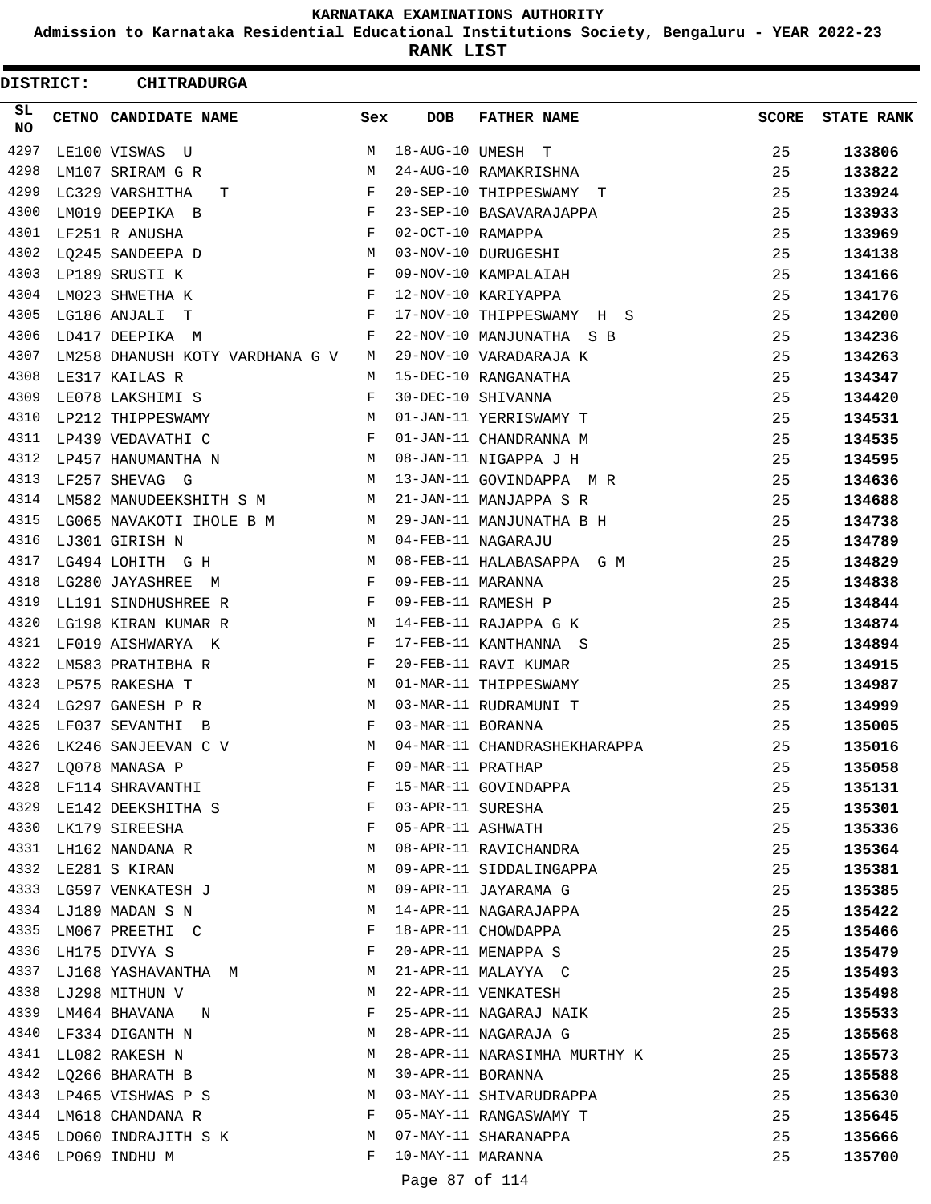# KARNATAKA EXAMINATIONS AUTHORITY

**Admission to Karnataka Residential Educational Institutions Society, Bengaluru - YEAR 2022-23**

**RANK LIST**

**DISTRICT: CHITRADURGA**

| SL NO | CETNO | CANDIDATE NAME | Sex | DOB | FATHER NAME | SCORE | STATE RANK |
|---|---|---|---|---|---|---|---|
| 4297 | LE100 | VISWAS U | M | 18-AUG-10 | UMESH T | 25 | 133806 |
| 4298 | LM107 | SRIRAM G R | M | 24-AUG-10 | RAMAKRISHNA | 25 | 133822 |
| 4299 | LC329 | VARSHITHA T | F | 20-SEP-10 | THIPPESWAMY T | 25 | 133924 |
| 4300 | LM019 | DEEPIKA B | F | 23-SEP-10 | BASAVARAJAPPA | 25 | 133933 |
| 4301 | LF251 | R ANUSHA | F | 02-OCT-10 | RAMAPPA | 25 | 133969 |
| 4302 | LQ245 | SANDEEPA D | M | 03-NOV-10 | DURUGESHI | 25 | 134138 |
| 4303 | LP189 | SRUSTI K | F | 09-NOV-10 | KAMPALAIAH | 25 | 134166 |
| 4304 | LM023 | SHWETHA K | F | 12-NOV-10 | KARIYAPPA | 25 | 134176 |
| 4305 | LG186 | ANJALI T | F | 17-NOV-10 | THIPPESWAMY H S | 25 | 134200 |
| 4306 | LD417 | DEEPIKA M | F | 22-NOV-10 | MANJUNATHA S B | 25 | 134236 |
| 4307 | LM258 | DHANUSH KOTY VARDHANA G V | M | 29-NOV-10 | VARADARAJA K | 25 | 134263 |
| 4308 | LE317 | KAILAS R | M | 15-DEC-10 | RANGANATHA | 25 | 134347 |
| 4309 | LE078 | LAKSHIMI S | F | 30-DEC-10 | SHIVANNA | 25 | 134420 |
| 4310 | LP212 | THIPPESWAMY | M | 01-JAN-11 | YERRISWAMY T | 25 | 134531 |
| 4311 | LP439 | VEDAVATHI C | F | 01-JAN-11 | CHANDRANNA M | 25 | 134535 |
| 4312 | LP457 | HANUMANTHA N | M | 08-JAN-11 | NIGAPPA J H | 25 | 134595 |
| 4313 | LF257 | SHEVAG G | M | 13-JAN-11 | GOVINDAPPA M R | 25 | 134636 |
| 4314 | LM582 | MANUDEEKSHITH S M | M | 21-JAN-11 | MANJAPPA S R | 25 | 134688 |
| 4315 | LG065 | NAVAKOTI IHOLE B M | M | 29-JAN-11 | MANJUNATHA B H | 25 | 134738 |
| 4316 | LJ301 | GIRISH N | M | 04-FEB-11 | NAGARAJU | 25 | 134789 |
| 4317 | LG494 | LOHITH G H | M | 08-FEB-11 | HALABASAPPA G M | 25 | 134829 |
| 4318 | LG280 | JAYASHREE M | F | 09-FEB-11 | MARANNA | 25 | 134838 |
| 4319 | LL191 | SINDHUSHREE R | F | 09-FEB-11 | RAMESH P | 25 | 134844 |
| 4320 | LG198 | KIRAN KUMAR R | M | 14-FEB-11 | RAJAPPA G K | 25 | 134874 |
| 4321 | LF019 | AISHWARYA K | F | 17-FEB-11 | KANTHANNA S | 25 | 134894 |
| 4322 | LM583 | PRATHIBHA R | F | 20-FEB-11 | RAVI KUMAR | 25 | 134915 |
| 4323 | LP575 | RAKESHA T | M | 01-MAR-11 | THIPPESWAMY | 25 | 134987 |
| 4324 | LG297 | GANESH P R | M | 03-MAR-11 | RUDRAMUNI T | 25 | 134999 |
| 4325 | LF037 | SEVANTHI B | F | 03-MAR-11 | BORANNA | 25 | 135005 |
| 4326 | LK246 | SANJEEVAN C V | M | 04-MAR-11 | CHANDRASHEKHARAPPA | 25 | 135016 |
| 4327 | LQ078 | MANASA P | F | 09-MAR-11 | PRATHAP | 25 | 135058 |
| 4328 | LF114 | SHRAVANTHI | F | 15-MAR-11 | GOVINDAPPA | 25 | 135131 |
| 4329 | LE142 | DEEKSHITHA S | F | 03-APR-11 | SURESHA | 25 | 135301 |
| 4330 | LK179 | SIREESHA | F | 05-APR-11 | ASHWATH | 25 | 135336 |
| 4331 | LH162 | NANDANA R | M | 08-APR-11 | RAVICHANDRA | 25 | 135364 |
| 4332 | LE281 | S KIRAN | M | 09-APR-11 | SIDDALINGAPPA | 25 | 135381 |
| 4333 | LG597 | VENKATESH J | M | 09-APR-11 | JAYARAMA G | 25 | 135385 |
| 4334 | LJ189 | MADAN S N | M | 14-APR-11 | NAGARAJAPPA | 25 | 135422 |
| 4335 | LM067 | PREETHI C | F | 18-APR-11 | CHOWDAPPA | 25 | 135466 |
| 4336 | LH175 | DIVYA S | F | 20-APR-11 | MENAPPA S | 25 | 135479 |
| 4337 | LJ168 | YASHAVANTHA M | M | 21-APR-11 | MALAYYA C | 25 | 135493 |
| 4338 | LJ298 | MITHUN V | M | 22-APR-11 | VENKATESH | 25 | 135498 |
| 4339 | LM464 | BHAVANA N | F | 25-APR-11 | NAGARAJ NAIK | 25 | 135533 |
| 4340 | LF334 | DIGANTH N | M | 28-APR-11 | NAGARAJA G | 25 | 135568 |
| 4341 | LL082 | RAKESH N | M | 28-APR-11 | NARASIMHA MURTHY K | 25 | 135573 |
| 4342 | LQ266 | BHARATH B | M | 30-APR-11 | BORANNA | 25 | 135588 |
| 4343 | LP465 | VISHWAS P S | M | 03-MAY-11 | SHIVARUDRAPPA | 25 | 135630 |
| 4344 | LM618 | CHANDANA R | F | 05-MAY-11 | RANGASWAMY T | 25 | 135645 |
| 4345 | LD060 | INDRAJITH S K | M | 07-MAY-11 | SHARANAPPA | 25 | 135666 |
| 4346 | LP069 | INDHU M | F | 10-MAY-11 | MARANNA | 25 | 135700 |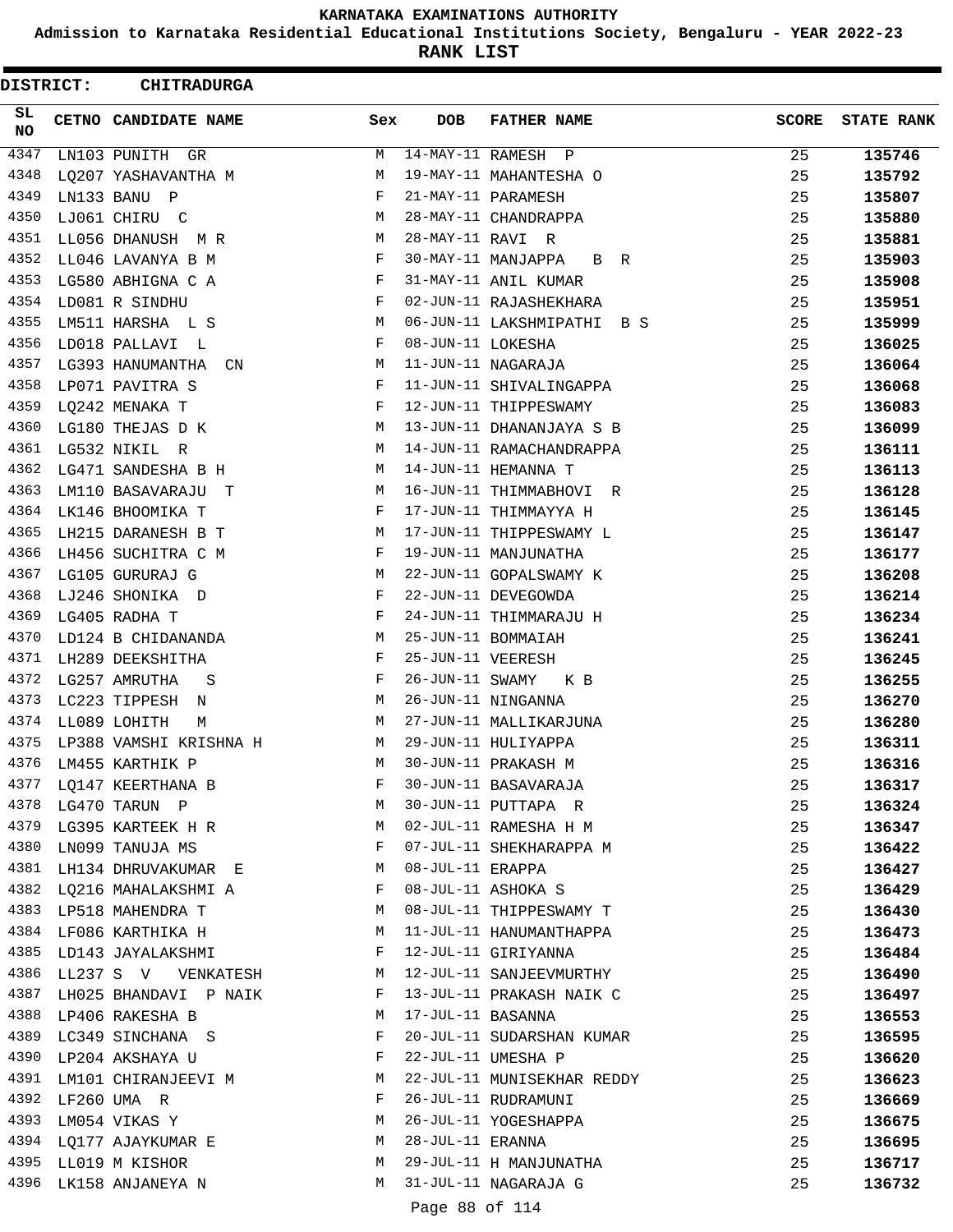# KARNATAKA EXAMINATIONS AUTHORITY

**Admission to Karnataka Residential Educational Institutions Society, Bengaluru - YEAR 2022-23**

**RANK LIST**

**DISTRICT: CHITRADURGA**

| SL NO | CETNO | CANDIDATE NAME | Sex | DOB | FATHER NAME | SCORE | STATE RANK |
|---|---|---|---|---|---|---|---|
| 4347 | LN103 | PUNITH GR | M | 14-MAY-11 | RAMESH P | 25 | 135746 |
| 4348 | LQ207 | YASHAVANTHA M | M | 19-MAY-11 | MAHANTESHA O | 25 | 135792 |
| 4349 | LN133 | BANU P | F | 21-MAY-11 | PARAMESH | 25 | 135807 |
| 4350 | LJ061 | CHIRU C | M | 28-MAY-11 | CHANDRAPPA | 25 | 135880 |
| 4351 | LL056 | DHANUSH M R | M | 28-MAY-11 | RAVI R | 25 | 135881 |
| 4352 | LL046 | LAVANYA B M | F | 30-MAY-11 | MANJAPPA B R | 25 | 135903 |
| 4353 | LG580 | ABHIGNA C A | F | 31-MAY-11 | ANIL KUMAR | 25 | 135908 |
| 4354 | LD081 | R SINDHU | F | 02-JUN-11 | RAJASHEKHARA | 25 | 135951 |
| 4355 | LM511 | HARSHA L S | M | 06-JUN-11 | LAKSHMIPATHI B S | 25 | 135999 |
| 4356 | LD018 | PALLAVI L | F | 08-JUN-11 | LOKESHA | 25 | 136025 |
| 4357 | LG393 | HANUMANTHA CN | M | 11-JUN-11 | NAGARAJA | 25 | 136064 |
| 4358 | LP071 | PAVITRA S | F | 11-JUN-11 | SHIVALINGAPPA | 25 | 136068 |
| 4359 | LQ242 | MENAKA T | F | 12-JUN-11 | THIPPESWAMY | 25 | 136083 |
| 4360 | LG180 | THEJAS D K | M | 13-JUN-11 | DHANANJAYA S B | 25 | 136099 |
| 4361 | LG532 | NIKIL R | M | 14-JUN-11 | RAMACHANDRAPPA | 25 | 136111 |
| 4362 | LG471 | SANDESHA B H | M | 14-JUN-11 | HEMANNA T | 25 | 136113 |
| 4363 | LM110 | BASAVARAJU T | M | 16-JUN-11 | THIMMABHOVI R | 25 | 136128 |
| 4364 | LK146 | BHOOMIKA T | F | 17-JUN-11 | THIMMAYYA H | 25 | 136145 |
| 4365 | LH215 | DARANESH B T | M | 17-JUN-11 | THIPPESWAMY L | 25 | 136147 |
| 4366 | LH456 | SUCHITRA C M | F | 19-JUN-11 | MANJUNATHA | 25 | 136177 |
| 4367 | LG105 | GURURAJ G | M | 22-JUN-11 | GOPALSWAMY K | 25 | 136208 |
| 4368 | LJ246 | SHONIKA D | F | 22-JUN-11 | DEVEGOWDA | 25 | 136214 |
| 4369 | LG405 | RADHA T | F | 24-JUN-11 | THIMMARAJU H | 25 | 136234 |
| 4370 | LD124 | B CHIDANANDA | M | 25-JUN-11 | BOMMAIAH | 25 | 136241 |
| 4371 | LH289 | DEEKSHITHA | F | 25-JUN-11 | VEERESH | 25 | 136245 |
| 4372 | LG257 | AMRUTHA S | F | 26-JUN-11 | SWAMY K B | 25 | 136255 |
| 4373 | LC223 | TIPPESH N | M | 26-JUN-11 | NINGANNA | 25 | 136270 |
| 4374 | LL089 | LOHITH M | M | 27-JUN-11 | MALLIKARJUNA | 25 | 136280 |
| 4375 | LP388 | VAMSHI KRISHNA H | M | 29-JUN-11 | HULIYAPPA | 25 | 136311 |
| 4376 | LM455 | KARTHIK P | M | 30-JUN-11 | PRAKASH M | 25 | 136316 |
| 4377 | LQ147 | KEERTHANA B | F | 30-JUN-11 | BASAVARAJA | 25 | 136317 |
| 4378 | LG470 | TARUN P | M | 30-JUN-11 | PUTTAPA R | 25 | 136324 |
| 4379 | LG395 | KARTEEK H R | M | 02-JUL-11 | RAMESHA H M | 25 | 136347 |
| 4380 | LN099 | TANUJA MS | F | 07-JUL-11 | SHEKHARAPPA M | 25 | 136422 |
| 4381 | LH134 | DHRUVAKUMAR E | M | 08-JUL-11 | ERAPPA | 25 | 136427 |
| 4382 | LQ216 | MAHALAKSHMI A | F | 08-JUL-11 | ASHOKA S | 25 | 136429 |
| 4383 | LP518 | MAHENDRA T | M | 08-JUL-11 | THIPPESWAMY T | 25 | 136430 |
| 4384 | LF086 | KARTHIKA H | M | 11-JUL-11 | HANUMANTHAPPA | 25 | 136473 |
| 4385 | LD143 | JAYALAKSHMI | F | 12-JUL-11 | GIRIYANNA | 25 | 136484 |
| 4386 | LL237 | S V VENKATESH | M | 12-JUL-11 | SANJEEVMURTHY | 25 | 136490 |
| 4387 | LH025 | BHANDAVI P NAIK | F | 13-JUL-11 | PRAKASH NAIK C | 25 | 136497 |
| 4388 | LP406 | RAKESHA B | M | 17-JUL-11 | BASANNA | 25 | 136553 |
| 4389 | LC349 | SINCHANA S | F | 20-JUL-11 | SUDARSHAN KUMAR | 25 | 136595 |
| 4390 | LP204 | AKSHAYA U | F | 22-JUL-11 | UMESHA P | 25 | 136620 |
| 4391 | LM101 | CHIRANJEEVI M | M | 22-JUL-11 | MUNISEKHAR REDDY | 25 | 136623 |
| 4392 | LF260 | UMA R | F | 26-JUL-11 | RUDRAMUNI | 25 | 136669 |
| 4393 | LM054 | VIKAS Y | M | 26-JUL-11 | YOGESHAPPA | 25 | 136675 |
| 4394 | LQ177 | AJAYKUMAR E | M | 28-JUL-11 | ERANNA | 25 | 136695 |
| 4395 | LL019 | M KISHOR | M | 29-JUL-11 | H MANJUNATHA | 25 | 136717 |
| 4396 | LK158 | ANJANEYA N | M | 31-JUL-11 | NAGARAJA G | 25 | 136732 |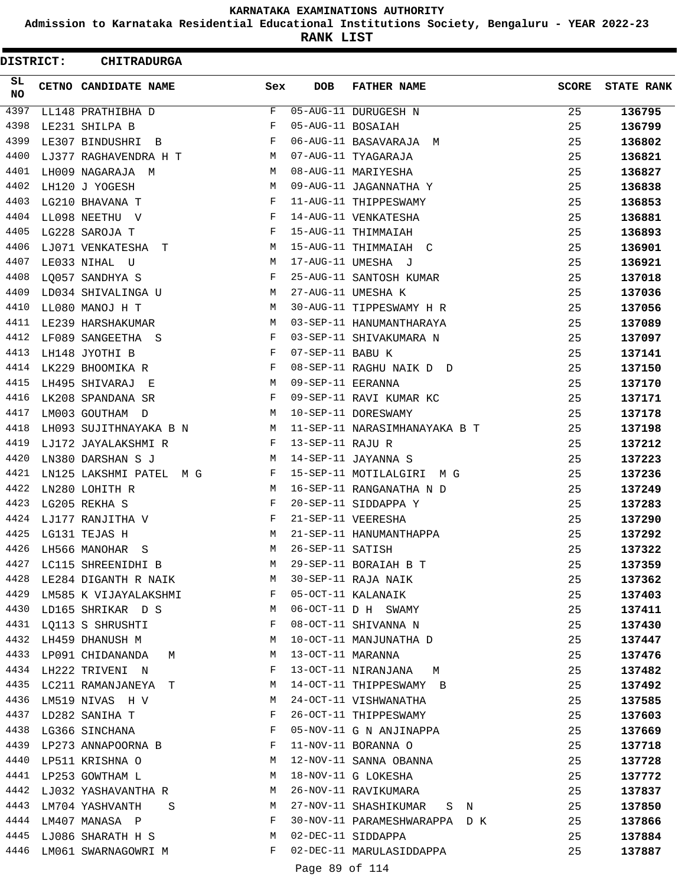# KARNATAKA EXAMINATIONS AUTHORITY

**Admission to Karnataka Residential Educational Institutions Society, Bengaluru - YEAR 2022-23**

**RANK LIST**

**DISTRICT: CHITRADURGA**

| SL NO | CETNO | CANDIDATE NAME | Sex | DOB | FATHER NAME | SCORE | STATE RANK |
|---|---|---|---|---|---|---|---|
| 4397 | LL148 | PRATHIBHA D | F | 05-AUG-11 | DURUGESH N | 25 | 136795 |
| 4398 | LE231 | SHILPA B | F | 05-AUG-11 | BOSAIAH | 25 | 136799 |
| 4399 | LE307 | BINDUSHRI B | F | 06-AUG-11 | BASAVARAJA M | 25 | 136802 |
| 4400 | LJ377 | RAGHAVENDRA H T | M | 07-AUG-11 | TYAGARAJA | 25 | 136821 |
| 4401 | LH009 | NAGARAJA M | M | 08-AUG-11 | MARIYESHA | 25 | 136827 |
| 4402 | LH120 | J YOGESH | M | 09-AUG-11 | JAGANNATHA Y | 25 | 136838 |
| 4403 | LG210 | BHAVANA T | F | 11-AUG-11 | THIPPESWAMY | 25 | 136853 |
| 4404 | LL098 | NEETHU V | F | 14-AUG-11 | VENKATESHA | 25 | 136881 |
| 4405 | LG228 | SAROJA T | F | 15-AUG-11 | THIMMAIAH | 25 | 136893 |
| 4406 | LJ071 | VENKATESHA T | M | 15-AUG-11 | THIMMAIAH C | 25 | 136901 |
| 4407 | LE033 | NIHAL U | M | 17-AUG-11 | UMESHA J | 25 | 136921 |
| 4408 | LQ057 | SANDHYA S | F | 25-AUG-11 | SANTOSH KUMAR | 25 | 137018 |
| 4409 | LD034 | SHIVALINGA U | M | 27-AUG-11 | UMESHA K | 25 | 137036 |
| 4410 | LL080 | MANOJ H T | M | 30-AUG-11 | TIPPESWAMY H R | 25 | 137056 |
| 4411 | LE239 | HARSHAKUMAR | M | 03-SEP-11 | HANUMANTHARAYA | 25 | 137089 |
| 4412 | LF089 | SANGEETHA S | F | 03-SEP-11 | SHIVAKUMARA N | 25 | 137097 |
| 4413 | LH148 | JYOTHI B | F | 07-SEP-11 | BABU K | 25 | 137141 |
| 4414 | LK229 | BHOOMIKA R | F | 08-SEP-11 | RAGHU NAIK D D | 25 | 137150 |
| 4415 | LH495 | SHIVARAJ E | M | 09-SEP-11 | EERANNA | 25 | 137170 |
| 4416 | LK208 | SPANDANA SR | F | 09-SEP-11 | RAVI KUMAR KC | 25 | 137171 |
| 4417 | LM003 | GOUTHAM D | M | 10-SEP-11 | DORESWAMY | 25 | 137178 |
| 4418 | LH093 | SUJITHNAYAKA B N | M | 11-SEP-11 | NARASIMHANAYAKA B T | 25 | 137198 |
| 4419 | LJ172 | JAYALAKSHMI R | F | 13-SEP-11 | RAJU R | 25 | 137212 |
| 4420 | LN380 | DARSHAN S J | M | 14-SEP-11 | JAYANNA S | 25 | 137223 |
| 4421 | LN125 | LAKSHMI PATEL M G | F | 15-SEP-11 | MOTILALGIRI M G | 25 | 137236 |
| 4422 | LN280 | LOHITH R | M | 16-SEP-11 | RANGANATHA N D | 25 | 137249 |
| 4423 | LG205 | REKHA S | F | 20-SEP-11 | SIDDAPPA Y | 25 | 137283 |
| 4424 | LJ177 | RANJITHA V | F | 21-SEP-11 | VEERESHA | 25 | 137290 |
| 4425 | LG131 | TEJAS H | M | 21-SEP-11 | HANUMANTHAPPA | 25 | 137292 |
| 4426 | LH566 | MANOHAR S | M | 26-SEP-11 | SATISH | 25 | 137322 |
| 4427 | LC115 | SHREENIDHI B | M | 29-SEP-11 | BORAIAH B T | 25 | 137359 |
| 4428 | LE284 | DIGANTH R NAIK | M | 30-SEP-11 | RAJA NAIK | 25 | 137362 |
| 4429 | LM585 | K VIJAYALAKSHMI | F | 05-OCT-11 | KALANAIK | 25 | 137403 |
| 4430 | LD165 | SHRIKAR D S | M | 06-OCT-11 | D H SWAMY | 25 | 137411 |
| 4431 | LQ113 | S SHRUSHTI | F | 08-OCT-11 | SHIVANNA N | 25 | 137430 |
| 4432 | LH459 | DHANUSH M | M | 10-OCT-11 | MANJUNATHA D | 25 | 137447 |
| 4433 | LP091 | CHIDANANDA M | M | 13-OCT-11 | MARANNA | 25 | 137476 |
| 4434 | LH222 | TRIVENI N | F | 13-OCT-11 | NIRANJANA M | 25 | 137482 |
| 4435 | LC211 | RAMANJANEYA T | M | 14-OCT-11 | THIPPESWAMY B | 25 | 137492 |
| 4436 | LM519 | NIVAS H V | M | 24-OCT-11 | VISHWANATHA | 25 | 137585 |
| 4437 | LD282 | SANIHA T | F | 26-OCT-11 | THIPPESWAMY | 25 | 137603 |
| 4438 | LG366 | SINCHANA | F | 05-NOV-11 | G N ANJINAPPA | 25 | 137669 |
| 4439 | LP273 | ANNAPOORNA B | F | 11-NOV-11 | BORANNA O | 25 | 137718 |
| 4440 | LP511 | KRISHNA O | M | 12-NOV-11 | SANNA OBANNA | 25 | 137728 |
| 4441 | LP253 | GOWTHAM L | M | 18-NOV-11 | G LOKESHA | 25 | 137772 |
| 4442 | LJ032 | YASHAVANTHA R | M | 26-NOV-11 | RAVIKUMARA | 25 | 137837 |
| 4443 | LM704 | YASHVANTH S | M | 27-NOV-11 | SHASHIKUMAR S N | 25 | 137850 |
| 4444 | LM407 | MANASA P | F | 30-NOV-11 | PARAMESHWARAPPA D K | 25 | 137866 |
| 4445 | LJ086 | SHARATH H S | M | 02-DEC-11 | SIDDAPPA | 25 | 137884 |
| 4446 | LM061 | SWARNAGOWRI M | F | 02-DEC-11 | MARULASIDDAPPA | 25 | 137887 |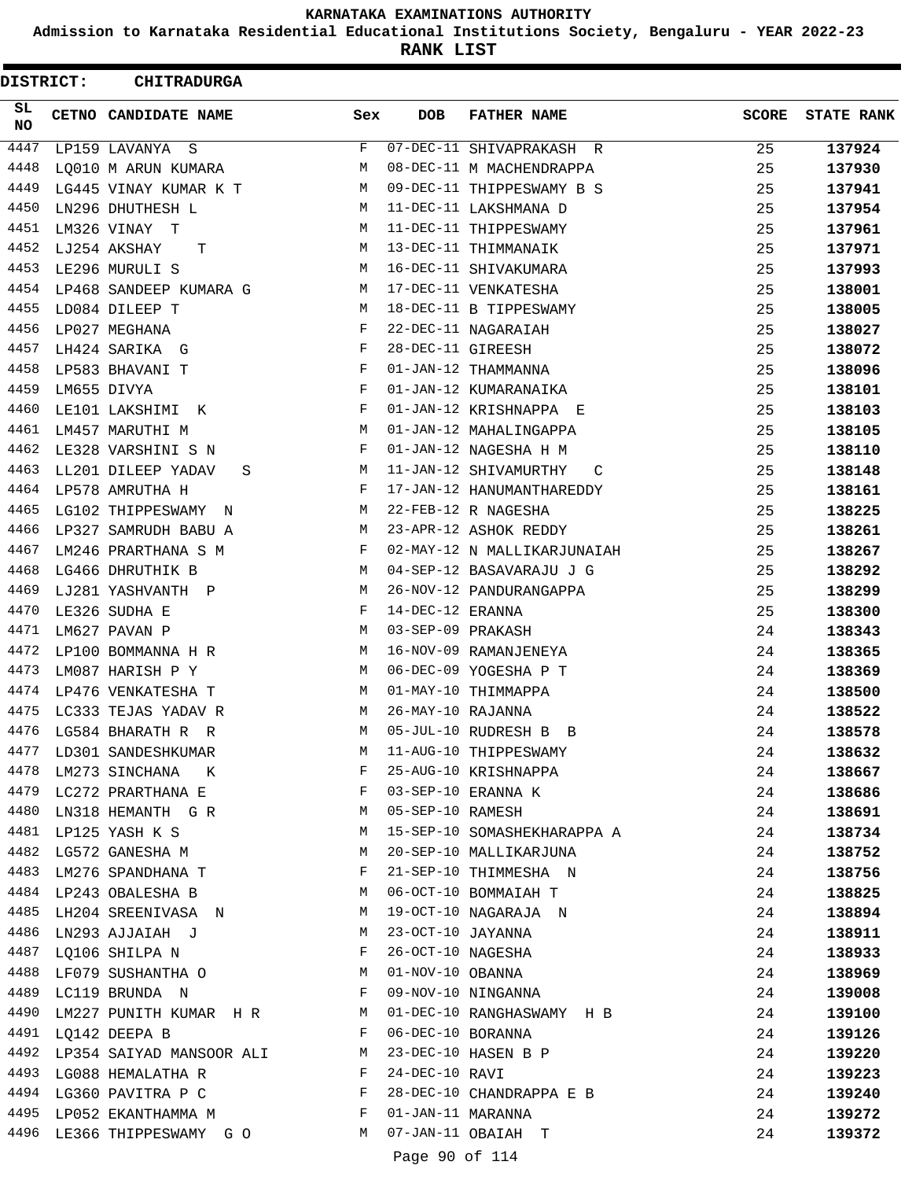# KARNATAKA EXAMINATIONS AUTHORITY

**Admission to Karnataka Residential Educational Institutions Society, Bengaluru - YEAR 2022-23**

**RANK LIST**

**DISTRICT: CHITRADURGA**

| SL NO | CETNO | CANDIDATE NAME | Sex | DOB | FATHER NAME | SCORE | STATE RANK |
|---|---|---|---|---|---|---|---|
| 4447 | LP159 | LAVANYA S | F | 07-DEC-11 | SHIVAPRAKASH R | 25 | 137924 |
| 4448 | LQ010 | M ARUN KUMARA | M | 08-DEC-11 | M MACHENDRAPPA | 25 | 137930 |
| 4449 | LG445 | VINAY KUMAR K T | M | 09-DEC-11 | THIPPESWAMY B S | 25 | 137941 |
| 4450 | LN296 | DHUTHESH L | M | 11-DEC-11 | LAKSHMANA D | 25 | 137954 |
| 4451 | LM326 | VINAY T | M | 11-DEC-11 | THIPPESWAMY | 25 | 137961 |
| 4452 | LJ254 | AKSHAY T | M | 13-DEC-11 | THIMMANAIK | 25 | 137971 |
| 4453 | LE296 | MURULI S | M | 16-DEC-11 | SHIVAKUMARA | 25 | 137993 |
| 4454 | LP468 | SANDEEP KUMARA G | M | 17-DEC-11 | VENKATESHA | 25 | 138001 |
| 4455 | LD084 | DILEEP T | M | 18-DEC-11 | B TIPPESWAMY | 25 | 138005 |
| 4456 | LP027 | MEGHANA | F | 22-DEC-11 | NAGARAIAH | 25 | 138027 |
| 4457 | LH424 | SARIKA G | F | 28-DEC-11 | GIREESH | 25 | 138072 |
| 4458 | LP583 | BHAVANI T | F | 01-JAN-12 | THAMMANNA | 25 | 138096 |
| 4459 | LM655 | DIVYA | F | 01-JAN-12 | KUMARANAIKA | 25 | 138101 |
| 4460 | LE101 | LAKSHIMI K | F | 01-JAN-12 | KRISHNAPPA E | 25 | 138103 |
| 4461 | LM457 | MARUTHI M | M | 01-JAN-12 | MAHALINGAPPA | 25 | 138105 |
| 4462 | LE328 | VARSHINI S N | F | 01-JAN-12 | NAGESHA H M | 25 | 138110 |
| 4463 | LL201 | DILEEP YADAV S | M | 11-JAN-12 | SHIVAMURTHY C | 25 | 138148 |
| 4464 | LP578 | AMRUTHA H | F | 17-JAN-12 | HANUMANTHAREDDY | 25 | 138161 |
| 4465 | LG102 | THIPPESWAMY N | M | 22-FEB-12 | R NAGESHA | 25 | 138225 |
| 4466 | LP327 | SAMRUDH BABU A | M | 23-APR-12 | ASHOK REDDY | 25 | 138261 |
| 4467 | LM246 | PRARTHANA S M | F | 02-MAY-12 | N MALLIKARJUNAIAH | 25 | 138267 |
| 4468 | LG466 | DHRUTHIK B | M | 04-SEP-12 | BASAVARAJU J G | 25 | 138292 |
| 4469 | LJ281 | YASHVANTH P | M | 26-NOV-12 | PANDURANGAPPA | 25 | 138299 |
| 4470 | LE326 | SUDHA E | F | 14-DEC-12 | ERANNA | 25 | 138300 |
| 4471 | LM627 | PAVAN P | M | 03-SEP-09 | PRAKASH | 24 | 138343 |
| 4472 | LP100 | BOMMANNA H R | M | 16-NOV-09 | RAMANJENEYA | 24 | 138365 |
| 4473 | LM087 | HARISH P Y | M | 06-DEC-09 | YOGESHA P T | 24 | 138369 |
| 4474 | LP476 | VENKATESHA T | M | 01-MAY-10 | THIMMAPPA | 24 | 138500 |
| 4475 | LC333 | TEJAS YADAV R | M | 26-MAY-10 | RAJANNA | 24 | 138522 |
| 4476 | LG584 | BHARATH R R | M | 05-JUL-10 | RUDRESH B B | 24 | 138578 |
| 4477 | LD301 | SANDESHKUMAR | M | 11-AUG-10 | THIPPESWAMY | 24 | 138632 |
| 4478 | LM273 | SINCHANA K | F | 25-AUG-10 | KRISHNAPPA | 24 | 138667 |
| 4479 | LC272 | PRARTHANA E | F | 03-SEP-10 | ERANNA K | 24 | 138686 |
| 4480 | LN318 | HEMANTH G R | M | 05-SEP-10 | RAMESH | 24 | 138691 |
| 4481 | LP125 | YASH K S | M | 15-SEP-10 | SOMASHEKHARAPPA A | 24 | 138734 |
| 4482 | LG572 | GANESHA M | M | 20-SEP-10 | MALLIKARJUNA | 24 | 138752 |
| 4483 | LM276 | SPANDHANA T | F | 21-SEP-10 | THIMMESHA N | 24 | 138756 |
| 4484 | LP243 | OBALESHA B | M | 06-OCT-10 | BOMMAIAH T | 24 | 138825 |
| 4485 | LH204 | SREENIVASA N | M | 19-OCT-10 | NAGARAJA N | 24 | 138894 |
| 4486 | LN293 | AJJAIAH J | M | 23-OCT-10 | JAYANNA | 24 | 138911 |
| 4487 | LQ106 | SHILPA N | F | 26-OCT-10 | NAGESHA | 24 | 138933 |
| 4488 | LF079 | SUSHANTHA O | M | 01-NOV-10 | OBANNA | 24 | 138969 |
| 4489 | LC119 | BRUNDA N | F | 09-NOV-10 | NINGANNA | 24 | 139008 |
| 4490 | LM227 | PUNITH KUMAR H R | M | 01-DEC-10 | RANGHASWAMY H B | 24 | 139100 |
| 4491 | LQ142 | DEEPA B | F | 06-DEC-10 | BORANNA | 24 | 139126 |
| 4492 | LP354 | SAIYAD MANSOOR ALI | M | 23-DEC-10 | HASEN B P | 24 | 139220 |
| 4493 | LG088 | HEMALATHA R | F | 24-DEC-10 | RAVI | 24 | 139223 |
| 4494 | LG360 | PAVITRA P C | F | 28-DEC-10 | CHANDRAPPA E B | 24 | 139240 |
| 4495 | LP052 | EKANTHAMMA M | F | 01-JAN-11 | MARANNA | 24 | 139272 |
| 4496 | LE366 | THIPPESWAMY G O | M | 07-JAN-11 | OBAIAH T | 24 | 139372 |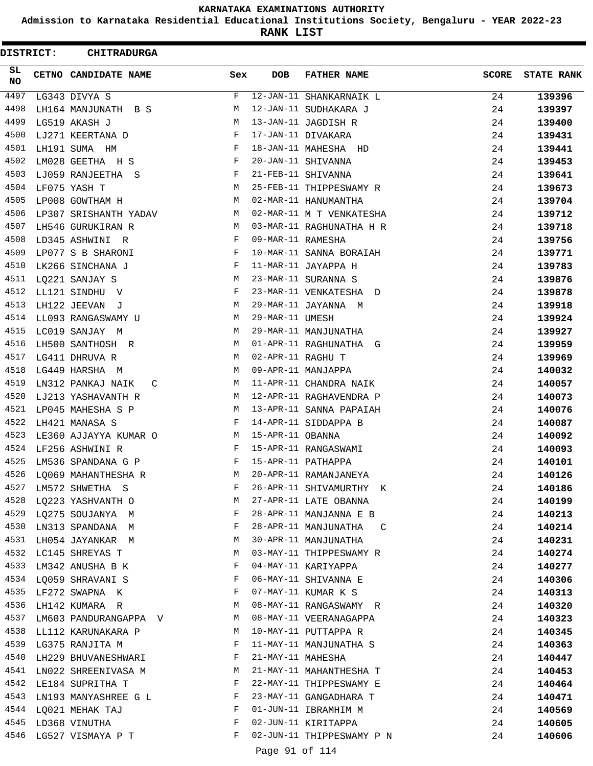# KARNATAKA EXAMINATIONS AUTHORITY

## Admission to Karnataka Residential Educational Institutions Society, Bengaluru - YEAR 2022-23

## RANK LIST

**DISTRICT: CHITRADURGA**

| SL NO | CETNO | CANDIDATE NAME | Sex | DOB | FATHER NAME | SCORE | STATE RANK |
|---|---|---|---|---|---|---|---|
| 4497 | LG343 | DIVYA S | F | 12-JAN-11 | SHANKARNAIK L | 24 | **139396** |
| 4498 | LH164 | MANJUNATH B S | M | 12-JAN-11 | SUDHAKARA J | 24 | **139397** |
| 4499 | LG519 | AKASH J | M | 13-JAN-11 | JAGDISH R | 24 | **139400** |
| 4500 | LJ271 | KEERTANA D | F | 17-JAN-11 | DIVAKARA | 24 | **139431** |
| 4501 | LH191 | SUMA HM | F | 18-JAN-11 | MAHESHA HD | 24 | **139441** |
| 4502 | LM028 | GEETHA H S | F | 20-JAN-11 | SHIVANNA | 24 | **139453** |
| 4503 | LJ059 | RANJEETHA S | F | 21-FEB-11 | SHIVANNA | 24 | **139641** |
| 4504 | LF075 | YASH T | M | 25-FEB-11 | THIPPESWAMY R | 24 | **139673** |
| 4505 | LP008 | GOWTHAM H | M | 02-MAR-11 | HANUMANTHA | 24 | **139704** |
| 4506 | LP307 | SRISHANTH YADAV | M | 02-MAR-11 | M T VENKATESHA | 24 | **139712** |
| 4507 | LH546 | GURUKIRAN R | M | 03-MAR-11 | RAGHUNATHA H R | 24 | **139718** |
| 4508 | LD345 | ASHWINI R | F | 09-MAR-11 | RAMESHA | 24 | **139756** |
| 4509 | LP077 | S B SHARONI | F | 10-MAR-11 | SANNA BORAIAH | 24 | **139771** |
| 4510 | LK266 | SINCHANA J | F | 11-MAR-11 | JAYAPPA H | 24 | **139783** |
| 4511 | LQ221 | SANJAY S | M | 23-MAR-11 | SURANNA S | 24 | **139876** |
| 4512 | LL121 | SINDHU V | F | 23-MAR-11 | VENKATESHA D | 24 | **139878** |
| 4513 | LH122 | JEEVAN J | M | 29-MAR-11 | JAYANNA M | 24 | **139918** |
| 4514 | LL093 | RANGASWAMY U | M | 29-MAR-11 | UMESH | 24 | **139924** |
| 4515 | LC019 | SANJAY M | M | 29-MAR-11 | MANJUNATHA | 24 | **139927** |
| 4516 | LH500 | SANTHOSH R | M | 01-APR-11 | RAGHUNATHA G | 24 | **139959** |
| 4517 | LG411 | DHRUVA R | M | 02-APR-11 | RAGHU T | 24 | **139969** |
| 4518 | LG449 | HARSHA M | M | 09-APR-11 | MANJAPPA | 24 | **140032** |
| 4519 | LN312 | PANKAJ NAIK C | M | 11-APR-11 | CHANDRA NAIK | 24 | **140057** |
| 4520 | LJ213 | YASHAVANTH R | M | 12-APR-11 | RAGHAVENDRA P | 24 | **140073** |
| 4521 | LP045 | MAHESHA S P | M | 13-APR-11 | SANNA PAPAIAH | 24 | **140076** |
| 4522 | LH421 | MANASA S | F | 14-APR-11 | SIDDAPPA B | 24 | **140087** |
| 4523 | LE360 | AJJAYYA KUMAR O | M | 15-APR-11 | OBANNA | 24 | **140092** |
| 4524 | LF256 | ASHWINI R | F | 15-APR-11 | RANGASWAMI | 24 | **140093** |
| 4525 | LM536 | SPANDANA G P | F | 15-APR-11 | PATHAPPA | 24 | **140101** |
| 4526 | LQ069 | MAHANTHESHA R | M | 20-APR-11 | RAMANJANEYA | 24 | **140126** |
| 4527 | LM572 | SHWETHA S | F | 26-APR-11 | SHIVAMURTHY K | 24 | **140186** |
| 4528 | LQ223 | YASHVANTH O | M | 27-APR-11 | LATE OBANNA | 24 | **140199** |
| 4529 | LQ275 | SOUJANYA M | F | 28-APR-11 | MANJANNA E B | 24 | **140213** |
| 4530 | LN313 | SPANDANA M | F | 28-APR-11 | MANJUNATHA C | 24 | **140214** |
| 4531 | LH054 | JAYANKAR M | M | 30-APR-11 | MANJUNATHA | 24 | **140231** |
| 4532 | LC145 | SHREYAS T | M | 03-MAY-11 | THIPPESWAMY R | 24 | **140274** |
| 4533 | LM342 | ANUSHA B K | F | 04-MAY-11 | KARIYAPPA | 24 | **140277** |
| 4534 | LQ059 | SHRAVANI S | F | 06-MAY-11 | SHIVANNA E | 24 | **140306** |
| 4535 | LF272 | SWAPNA K | F | 07-MAY-11 | KUMAR K S | 24 | **140313** |
| 4536 | LH142 | KUMARA R | M | 08-MAY-11 | RANGASWAMY R | 24 | **140320** |
| 4537 | LM603 | PANDURANGAPPA V | M | 08-MAY-11 | VEERANAGAPPA | 24 | **140323** |
| 4538 | LL112 | KARUNAKARA P | M | 10-MAY-11 | PUTTAPPA R | 24 | **140345** |
| 4539 | LG375 | RANJITA M | F | 11-MAY-11 | MANJUNATHA S | 24 | **140363** |
| 4540 | LH229 | BHUVANESHWARI | F | 21-MAY-11 | MAHESHA | 24 | **140447** |
| 4541 | LN022 | SHREENIVASA M | M | 21-MAY-11 | MAHANTHESHA T | 24 | **140453** |
| 4542 | LE184 | SUPRITHA T | F | 22-MAY-11 | THIPPESWAMY E | 24 | **140464** |
| 4543 | LN193 | MANYASHREE G L | F | 23-MAY-11 | GANGADHARA T | 24 | **140471** |
| 4544 | LQ021 | MEHAK TAJ | F | 01-JUN-11 | IBRAMHIM M | 24 | **140569** |
| 4545 | LD368 | VINUTHA | F | 02-JUN-11 | KIRITAPPA | 24 | **140605** |
| 4546 | LG527 | VISMAYA P T | F | 02-JUN-11 | THIPPESWAMY P N | 24 | **140606** |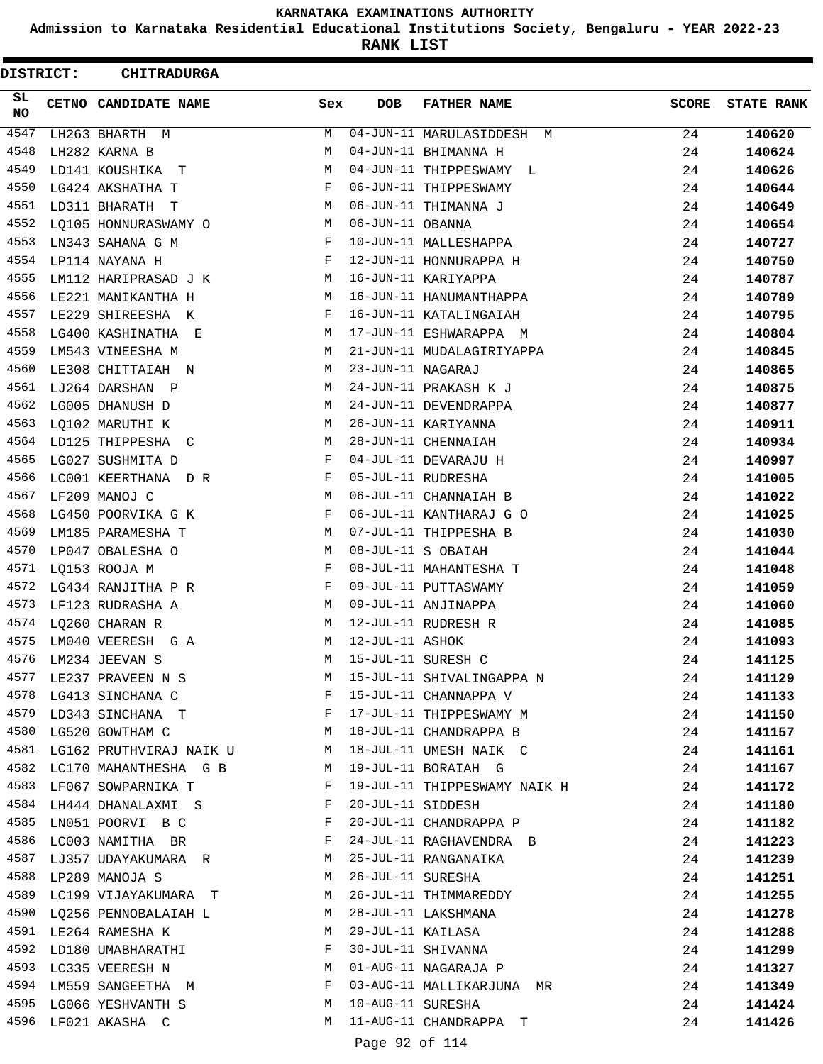# KARNATAKA EXAMINATIONS AUTHORITY

## Admission to Karnataka Residential Educational Institutions Society, Bengaluru - YEAR 2022-23

## RANK LIST

**DISTRICT: CHITRADURGA**

| SL NO | CETNO | CANDIDATE NAME | Sex | DOB | FATHER NAME | SCORE | STATE RANK |
|---|---|---|---|---|---|---|---|
| 4547 | LH263 | BHARTH M | M | 04-JUN-11 | MARULASIDDESH M | 24 | 140620 |
| 4548 | LH282 | KARNA B | M | 04-JUN-11 | BHIMANNA H | 24 | 140624 |
| 4549 | LD141 | KOUSHIKA T | M | 04-JUN-11 | THIPPESWAMY L | 24 | 140626 |
| 4550 | LG424 | AKSHATHA T | F | 06-JUN-11 | THIPPESWAMY | 24 | 140644 |
| 4551 | LD311 | BHARATH T | M | 06-JUN-11 | THIMANNA J | 24 | 140649 |
| 4552 | LQ105 | HONNURASWAMY O | M | 06-JUN-11 | OBANNA | 24 | 140654 |
| 4553 | LN343 | SAHANA G M | F | 10-JUN-11 | MALLESHAPPA | 24 | 140727 |
| 4554 | LP114 | NAYANA H | F | 12-JUN-11 | HONNURAPPA H | 24 | 140750 |
| 4555 | LM112 | HARIPRASAD J K | M | 16-JUN-11 | KARIYAPPA | 24 | 140787 |
| 4556 | LE221 | MANIKANTHA H | M | 16-JUN-11 | HANUMANTHAPPA | 24 | 140789 |
| 4557 | LE229 | SHIREESHA K | F | 16-JUN-11 | KATALINGAIAH | 24 | 140795 |
| 4558 | LG400 | KASHINATHA E | M | 17-JUN-11 | ESHWARAPPA M | 24 | 140804 |
| 4559 | LM543 | VINEESHA M | M | 21-JUN-11 | MUDALAGIRIYAPPA | 24 | 140845 |
| 4560 | LE308 | CHITTAIAH N | M | 23-JUN-11 | NAGARAJ | 24 | 140865 |
| 4561 | LJ264 | DARSHAN P | M | 24-JUN-11 | PRAKASH K J | 24 | 140875 |
| 4562 | LG005 | DHANUSH D | M | 24-JUN-11 | DEVENDRAPPA | 24 | 140877 |
| 4563 | LQ102 | MARUTHI K | M | 26-JUN-11 | KARIYANNA | 24 | 140911 |
| 4564 | LD125 | THIPPESHA C | M | 28-JUN-11 | CHENNAIAH | 24 | 140934 |
| 4565 | LG027 | SUSHMITA D | F | 04-JUL-11 | DEVARAJU H | 24 | 140997 |
| 4566 | LC001 | KEERTHANA D R | F | 05-JUL-11 | RUDRESHA | 24 | 141005 |
| 4567 | LF209 | MANOJ C | M | 06-JUL-11 | CHANNAIAH B | 24 | 141022 |
| 4568 | LG450 | POORVIKA G K | F | 06-JUL-11 | KANTHARAJ G O | 24 | 141025 |
| 4569 | LM185 | PARAMESHA T | M | 07-JUL-11 | THIPPESHA B | 24 | 141030 |
| 4570 | LP047 | OBALESHA O | M | 08-JUL-11 | S OBAIAH | 24 | 141044 |
| 4571 | LQ153 | ROOJA M | F | 08-JUL-11 | MAHANTESHA T | 24 | 141048 |
| 4572 | LG434 | RANJITHA P R | F | 09-JUL-11 | PUTTASWAMY | 24 | 141059 |
| 4573 | LF123 | RUDRASHA A | M | 09-JUL-11 | ANJINAPPA | 24 | 141060 |
| 4574 | LQ260 | CHARAN R | M | 12-JUL-11 | RUDRESH R | 24 | 141085 |
| 4575 | LM040 | VEERESH G A | M | 12-JUL-11 | ASHOK | 24 | 141093 |
| 4576 | LM234 | JEEVAN S | M | 15-JUL-11 | SURESH C | 24 | 141125 |
| 4577 | LE237 | PRAVEEN N S | M | 15-JUL-11 | SHIVALINGAPPA N | 24 | 141129 |
| 4578 | LG413 | SINCHANA C | F | 15-JUL-11 | CHANNAPPA V | 24 | 141133 |
| 4579 | LD343 | SINCHANA T | F | 17-JUL-11 | THIPPESWAMY M | 24 | 141150 |
| 4580 | LG520 | GOWTHAM C | M | 18-JUL-11 | CHANDRAPPA B | 24 | 141157 |
| 4581 | LG162 | PRUTHVIRAJ NAIK U | M | 18-JUL-11 | UMESH NAIK C | 24 | 141161 |
| 4582 | LC170 | MAHANTHESHA G B | M | 19-JUL-11 | BORAIAH G | 24 | 141167 |
| 4583 | LF067 | SOWPARNIKA T | F | 19-JUL-11 | THIPPESWAMY NAIK H | 24 | 141172 |
| 4584 | LH444 | DHANALAXMI S | F | 20-JUL-11 | SIDDESH | 24 | 141180 |
| 4585 | LN051 | POORVI B C | F | 20-JUL-11 | CHANDRAPPA P | 24 | 141182 |
| 4586 | LC003 | NAMITHA BR | F | 24-JUL-11 | RAGHAVENDRA B | 24 | 141223 |
| 4587 | LJ357 | UDAYAKUMARA R | M | 25-JUL-11 | RANGANAIKA | 24 | 141239 |
| 4588 | LP289 | MANOJA S | M | 26-JUL-11 | SURESHA | 24 | 141251 |
| 4589 | LC199 | VIJAYAKUMARA T | M | 26-JUL-11 | THIMMAREDDY | 24 | 141255 |
| 4590 | LQ256 | PENNOBALAIAH L | M | 28-JUL-11 | LAKSHMANA | 24 | 141278 |
| 4591 | LE264 | RAMESHA K | M | 29-JUL-11 | KAILASA | 24 | 141288 |
| 4592 | LD180 | UMABHARATHI | F | 30-JUL-11 | SHIVANNA | 24 | 141299 |
| 4593 | LC335 | VEERESH N | M | 01-AUG-11 | NAGARAJA P | 24 | 141327 |
| 4594 | LM559 | SANGEETHA M | F | 03-AUG-11 | MALLIKARJUNA MR | 24 | 141349 |
| 4595 | LG066 | YESHVANTH S | M | 10-AUG-11 | SURESHA | 24 | 141424 |
| 4596 | LF021 | AKASHA C | M | 11-AUG-11 | CHANDRAPPA T | 24 | 141426 |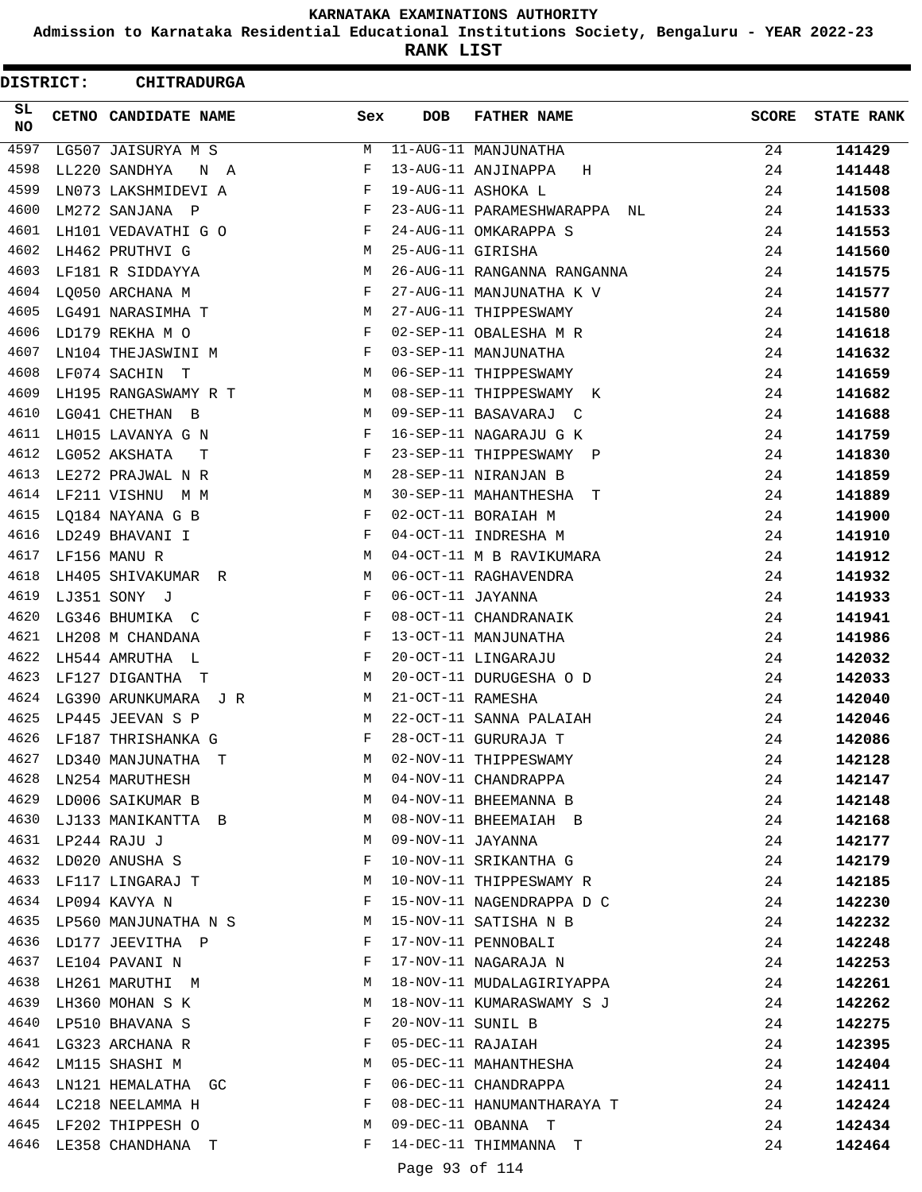**KARNATAKA EXAMINATIONS AUTHORITY**

**Admission to Karnataka Residential Educational Institutions Society, Bengaluru - YEAR 2022-23**

**RANK LIST**

**DISTRICT: CHITRADURGA**

| SL NO | CETNO | CANDIDATE NAME | Sex | DOB | FATHER NAME | SCORE | STATE RANK |
|---|---|---|---|---|---|---|---|
| 4597 | LG507 | JAISURYA M S | M | 11-AUG-11 | MANJUNATHA | 24 | 141429 |
| 4598 | LL220 | SANDHYA N A | F | 13-AUG-11 | ANJINAPPA H | 24 | 141448 |
| 4599 | LN073 | LAKSHMIDEVI A | F | 19-AUG-11 | ASHOKA L | 24 | 141508 |
| 4600 | LM272 | SANJANA P | F | 23-AUG-11 | PARAMESHWARAPPA NL | 24 | 141533 |
| 4601 | LH101 | VEDAVATHI G O | F | 24-AUG-11 | OMKARAPPA S | 24 | 141553 |
| 4602 | LH462 | PRUTHVI G | M | 25-AUG-11 | GIRISHA | 24 | 141560 |
| 4603 | LF181 | R SIDDAYYA | M | 26-AUG-11 | RANGANNA RANGANNA | 24 | 141575 |
| 4604 | LQ050 | ARCHANA M | F | 27-AUG-11 | MANJUNATHA K V | 24 | 141577 |
| 4605 | LG491 | NARASIMHA T | M | 27-AUG-11 | THIPPESWAMY | 24 | 141580 |
| 4606 | LD179 | REKHA M O | F | 02-SEP-11 | OBALESHA M R | 24 | 141618 |
| 4607 | LN104 | THEJASWINI M | F | 03-SEP-11 | MANJUNATHA | 24 | 141632 |
| 4608 | LF074 | SACHIN T | M | 06-SEP-11 | THIPPESWAMY | 24 | 141659 |
| 4609 | LH195 | RANGASWAMY R T | M | 08-SEP-11 | THIPPESWAMY K | 24 | 141682 |
| 4610 | LG041 | CHETHAN B | M | 09-SEP-11 | BASAVARAJ C | 24 | 141688 |
| 4611 | LH015 | LAVANYA G N | F | 16-SEP-11 | NAGARAJU G K | 24 | 141759 |
| 4612 | LG052 | AKSHATA T | F | 23-SEP-11 | THIPPESWAMY P | 24 | 141830 |
| 4613 | LE272 | PRAJWAL N R | M | 28-SEP-11 | NIRANJAN B | 24 | 141859 |
| 4614 | LF211 | VISHNU M M | M | 30-SEP-11 | MAHANTHESHA T | 24 | 141889 |
| 4615 | LQ184 | NAYANA G B | F | 02-OCT-11 | BORAIAH M | 24 | 141900 |
| 4616 | LD249 | BHAVANI I | F | 04-OCT-11 | INDRESHA M | 24 | 141910 |
| 4617 | LF156 | MANU R | M | 04-OCT-11 | M B RAVIKUMARA | 24 | 141912 |
| 4618 | LH405 | SHIVAKUMAR R | M | 06-OCT-11 | RAGHAVENDRA | 24 | 141932 |
| 4619 | LJ351 | SONY J | F | 06-OCT-11 | JAYANNA | 24 | 141933 |
| 4620 | LG346 | BHUMIKA C | F | 08-OCT-11 | CHANDRANAIK | 24 | 141941 |
| 4621 | LH208 | M CHANDANA | F | 13-OCT-11 | MANJUNATHA | 24 | 141986 |
| 4622 | LH544 | AMRUTHA L | F | 20-OCT-11 | LINGARAJU | 24 | 142032 |
| 4623 | LF127 | DIGANTHA T | M | 20-OCT-11 | DURUGESHA O D | 24 | 142033 |
| 4624 | LG390 | ARUNKUMARA J R | M | 21-OCT-11 | RAMESHA | 24 | 142040 |
| 4625 | LP445 | JEEVAN S P | M | 22-OCT-11 | SANNA PALAIAH | 24 | 142046 |
| 4626 | LF187 | THRISHANKA G | F | 28-OCT-11 | GURURAJA T | 24 | 142086 |
| 4627 | LD340 | MANJUNATHA T | M | 02-NOV-11 | THIPPESWAMY | 24 | 142128 |
| 4628 | LN254 | MARUTHESH | M | 04-NOV-11 | CHANDRAPPA | 24 | 142147 |
| 4629 | LD006 | SAIKUMAR B | M | 04-NOV-11 | BHEEMANNA B | 24 | 142148 |
| 4630 | LJ133 | MANIKANTTA B | M | 08-NOV-11 | BHEEMAIAH B | 24 | 142168 |
| 4631 | LP244 | RAJU J | M | 09-NOV-11 | JAYANNA | 24 | 142177 |
| 4632 | LD020 | ANUSHA S | F | 10-NOV-11 | SRIKANTHA G | 24 | 142179 |
| 4633 | LF117 | LINGARAJ T | M | 10-NOV-11 | THIPPESWAMY R | 24 | 142185 |
| 4634 | LP094 | KAVYA N | F | 15-NOV-11 | NAGENDRAPPA D C | 24 | 142230 |
| 4635 | LP560 | MANJUNATHA N S | M | 15-NOV-11 | SATISHA N B | 24 | 142232 |
| 4636 | LD177 | JEEVITHA P | F | 17-NOV-11 | PENNOBALI | 24 | 142248 |
| 4637 | LE104 | PAVANI N | F | 17-NOV-11 | NAGARAJA N | 24 | 142253 |
| 4638 | LH261 | MARUTHI M | M | 18-NOV-11 | MUDALAGIRIYAPPA | 24 | 142261 |
| 4639 | LH360 | MOHAN S K | M | 18-NOV-11 | KUMARASWAMY S J | 24 | 142262 |
| 4640 | LP510 | BHAVANA S | F | 20-NOV-11 | SUNIL B | 24 | 142275 |
| 4641 | LG323 | ARCHANA R | F | 05-DEC-11 | RAJAIAH | 24 | 142395 |
| 4642 | LM115 | SHASHI M | M | 05-DEC-11 | MAHANTHESHA | 24 | 142404 |
| 4643 | LN121 | HEMALATHA GC | F | 06-DEC-11 | CHANDRAPPA | 24 | 142411 |
| 4644 | LC218 | NEELAMMA H | F | 08-DEC-11 | HANUMANTHARAYA T | 24 | 142424 |
| 4645 | LF202 | THIPPESH O | M | 09-DEC-11 | OBANNA T | 24 | 142434 |
| 4646 | LE358 | CHANDHANA T | F | 14-DEC-11 | THIMMANNA T | 24 | 142464 |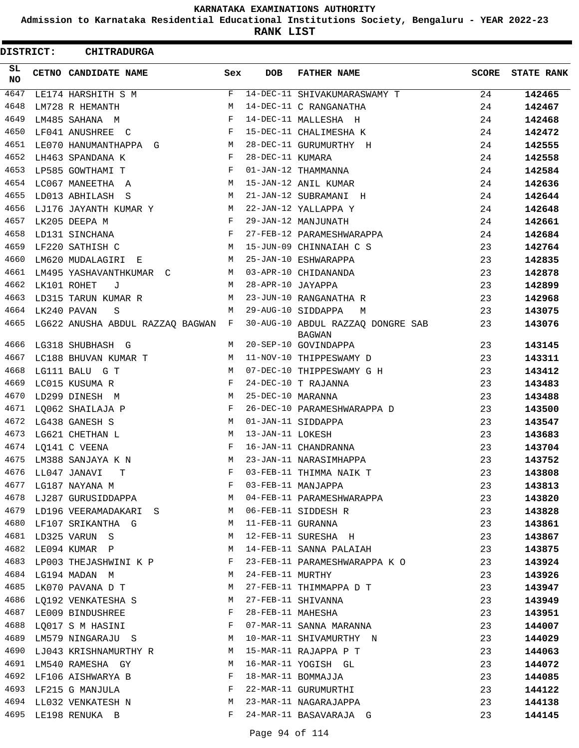# KARNATAKA EXAMINATIONS AUTHORITY

**Admission to Karnataka Residential Educational Institutions Society, Bengaluru - YEAR 2022-23**

**RANK LIST**

**DISTRICT: CHITRADURGA**

| SL NO | CETNO | CANDIDATE NAME | Sex | DOB | FATHER NAME | SCORE | STATE RANK |
|---|---|---|---|---|---|---|---|
| 4647 | LE174 | HARSHITH S M | F | 14-DEC-11 | SHIVAKUMARASWAMY T | 24 | 142465 |
| 4648 | LM728 | R HEMANTH | M | 14-DEC-11 | C RANGANATHA | 24 | 142467 |
| 4649 | LM485 | SAHANA M | F | 14-DEC-11 | MALLESHA H | 24 | 142468 |
| 4650 | LF041 | ANUSHREE C | F | 15-DEC-11 | CHALIMESHA K | 24 | 142472 |
| 4651 | LE070 | HANUMANTHAPPA G | M | 28-DEC-11 | GURUMURTHY H | 24 | 142555 |
| 4652 | LH463 | SPANDANA K | F | 28-DEC-11 | KUMARA | 24 | 142558 |
| 4653 | LP585 | GOWTHAMI T | F | 01-JAN-12 | THAMMANNA | 24 | 142584 |
| 4654 | LC067 | MANEETHA A | M | 15-JAN-12 | ANIL KUMAR | 24 | 142636 |
| 4655 | LD013 | ABHILASH S | M | 21-JAN-12 | SUBRAMANI H | 24 | 142644 |
| 4656 | LJ176 | JAYANTH KUMAR Y | M | 22-JAN-12 | YALLAPPA Y | 24 | 142648 |
| 4657 | LK205 | DEEPA M | F | 29-JAN-12 | MANJUNATH | 24 | 142661 |
| 4658 | LD131 | SINCHANA | F | 27-FEB-12 | PARAMESHWARAPPA | 24 | 142684 |
| 4659 | LF220 | SATHISH C | M | 15-JUN-09 | CHINNAIAH C S | 23 | 142764 |
| 4660 | LM620 | MUDALAGIRI E | M | 25-JAN-10 | ESHWARAPPA | 23 | 142835 |
| 4661 | LM495 | YASHAVANTHKUMAR C | M | 03-APR-10 | CHIDANANDA | 23 | 142878 |
| 4662 | LK101 | ROHET J | M | 28-APR-10 | JAYAPPA | 23 | 142899 |
| 4663 | LD315 | TARUN KUMAR R | M | 23-JUN-10 | RANGANATHA R | 23 | 142968 |
| 4664 | LK240 | PAVAN S | M | 29-AUG-10 | SIDDAPPA M | 23 | 143075 |
| 4665 | LG622 | ANUSHA ABDUL RAZZAQ BAGWAN | F | 30-AUG-10 | ABDUL RAZZAQ DONGRE SAB BAGWAN | 23 | 143076 |
| 4666 | LG318 | SHUBHASH G | M | 20-SEP-10 | GOVINDAPPA | 23 | 143145 |
| 4667 | LC188 | BHUVAN KUMAR T | M | 11-NOV-10 | THIPPESWAMY D | 23 | 143311 |
| 4668 | LG111 | BALU G T | M | 07-DEC-10 | THIPPESWAMY G H | 23 | 143412 |
| 4669 | LC015 | KUSUMA R | F | 24-DEC-10 | T RAJANNA | 23 | 143483 |
| 4670 | LD299 | DINESH M | M | 25-DEC-10 | MARANNA | 23 | 143488 |
| 4671 | LQ062 | SHAILAJA P | F | 26-DEC-10 | PARAMESHWARAPPA D | 23 | 143500 |
| 4672 | LG438 | GANESH S | M | 01-JAN-11 | SIDDAPPA | 23 | 143547 |
| 4673 | LG621 | CHETHAN L | M | 13-JAN-11 | LOKESH | 23 | 143683 |
| 4674 | LQ141 | C VEENA | F | 16-JAN-11 | CHANDRANNA | 23 | 143704 |
| 4675 | LM388 | SANJAYA K N | M | 23-JAN-11 | NARASIMHAPPA | 23 | 143752 |
| 4676 | LL047 | JANAVI T | F | 03-FEB-11 | THIMMA NAIK T | 23 | 143808 |
| 4677 | LG187 | NAYANA M | F | 03-FEB-11 | MANJAPPA | 23 | 143813 |
| 4678 | LJ287 | GURUSIDDAPPA | M | 04-FEB-11 | PARAMESHWARAPPA | 23 | 143820 |
| 4679 | LD196 | VEERAMADAKARI S | M | 06-FEB-11 | SIDDESH R | 23 | 143828 |
| 4680 | LF107 | SRIKANTHA G | M | 11-FEB-11 | GURANNA | 23 | 143861 |
| 4681 | LD325 | VARUN S | M | 12-FEB-11 | SURESHA H | 23 | 143867 |
| 4682 | LE094 | KUMAR P | M | 14-FEB-11 | SANNA PALAIAH | 23 | 143875 |
| 4683 | LP003 | THEJASHWINI K P | F | 23-FEB-11 | PARAMESHWARAPPA K O | 23 | 143924 |
| 4684 | LG194 | MADAN M | M | 24-FEB-11 | MURTHY | 23 | 143926 |
| 4685 | LK070 | PAVANA D T | M | 27-FEB-11 | THIMMAPPA D T | 23 | 143947 |
| 4686 | LQ192 | VENKATESHA S | M | 27-FEB-11 | SHIVANNA | 23 | 143949 |
| 4687 | LE009 | BINDUSHREE | F | 28-FEB-11 | MAHESHA | 23 | 143951 |
| 4688 | LQ017 | S M HASINI | F | 07-MAR-11 | SANNA MARANNA | 23 | 144007 |
| 4689 | LM579 | NINGARAJU S | M | 10-MAR-11 | SHIVAMURTHY N | 23 | 144029 |
| 4690 | LJ043 | KRISHNAMURTHY R | M | 15-MAR-11 | RAJAPPA P T | 23 | 144063 |
| 4691 | LM540 | RAMESHA GY | M | 16-MAR-11 | YOGISH GL | 23 | 144072 |
| 4692 | LF106 | AISHWARYA B | F | 18-MAR-11 | BOMMAJJA | 23 | 144085 |
| 4693 | LF215 | G MANJULA | F | 22-MAR-11 | GURUMURTHI | 23 | 144122 |
| 4694 | LL032 | VENKATESH N | M | 23-MAR-11 | NAGARAJAPPA | 23 | 144138 |
| 4695 | LE198 | RENUKA B | F | 24-MAR-11 | BASAVARAJA G | 23 | 144145 |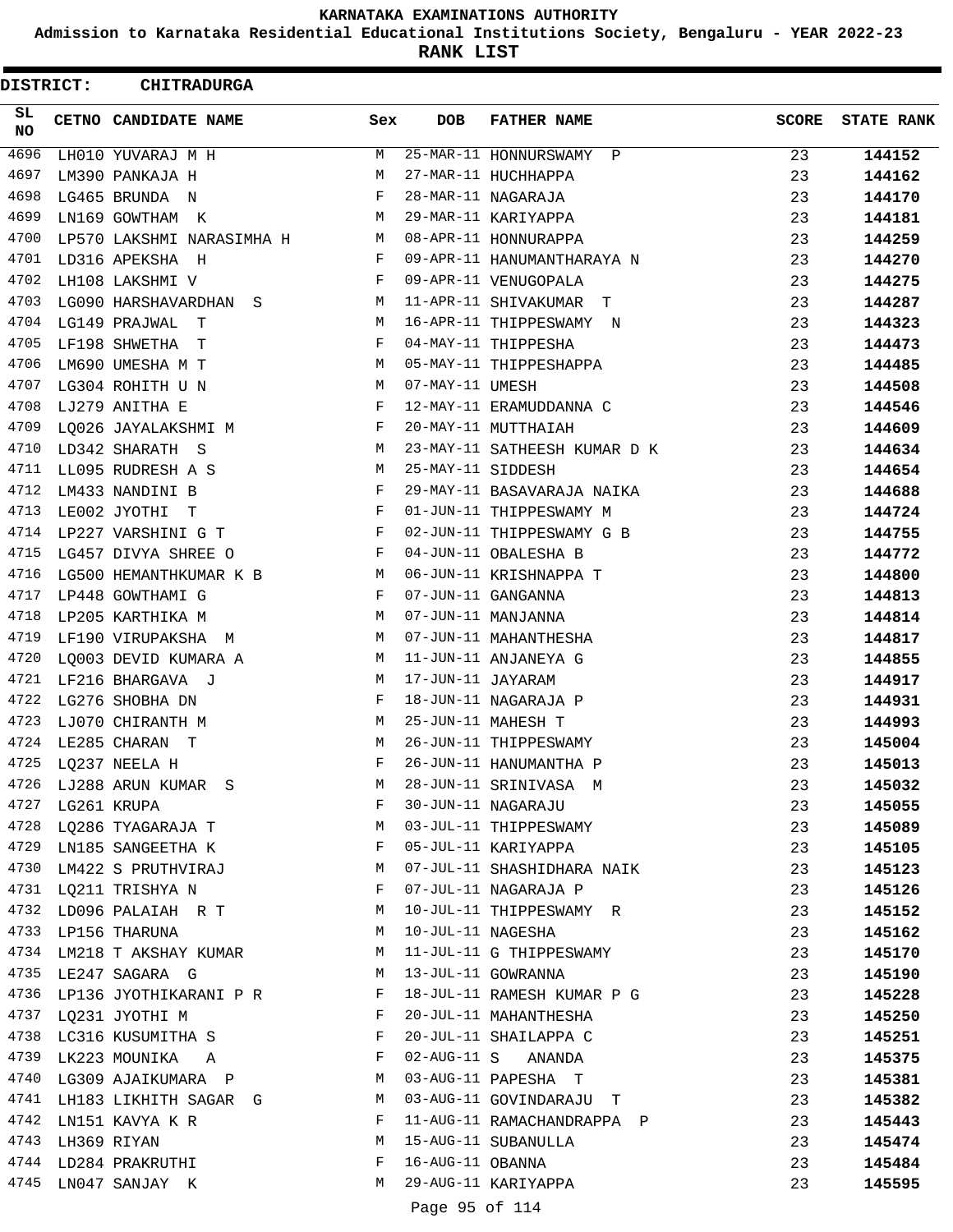# KARNATAKA EXAMINATIONS AUTHORITY

**Admission to Karnataka Residential Educational Institutions Society, Bengaluru - YEAR 2022-23**

**RANK LIST**

**DISTRICT: CHITRADURGA**

| SL NO | CETNO | CANDIDATE NAME | Sex | DOB | FATHER NAME | SCORE | STATE RANK |
|---|---|---|---|---|---|---|---|
| 4696 | LH010 | YUVARAJ M H | M | 25-MAR-11 | HONNURSWAMY P | 23 | 144152 |
| 4697 | LM390 | PANKAJA H | M | 27-MAR-11 | HUCHHAPPA | 23 | 144162 |
| 4698 | LG465 | BRUNDA N | F | 28-MAR-11 | NAGARAJA | 23 | 144170 |
| 4699 | LN169 | GOWTHAM K | M | 29-MAR-11 | KARIYAPPA | 23 | 144181 |
| 4700 | LP570 | LAKSHMI NARASIMHA H | M | 08-APR-11 | HONNURAPPA | 23 | 144259 |
| 4701 | LD316 | APEKSHA H | F | 09-APR-11 | HANUMANTHARAYA N | 23 | 144270 |
| 4702 | LH108 | LAKSHMI V | F | 09-APR-11 | VENUGOPALA | 23 | 144275 |
| 4703 | LG090 | HARSHAVARDHAN S | M | 11-APR-11 | SHIVAKUMAR T | 23 | 144287 |
| 4704 | LG149 | PRAJWAL T | M | 16-APR-11 | THIPPESWAMY N | 23 | 144323 |
| 4705 | LF198 | SHWETHA T | F | 04-MAY-11 | THIPPESHA | 23 | 144473 |
| 4706 | LM690 | UMESHA M T | M | 05-MAY-11 | THIPPESHAPPA | 23 | 144485 |
| 4707 | LG304 | ROHITH U N | M | 07-MAY-11 | UMESH | 23 | 144508 |
| 4708 | LJ279 | ANITHA E | F | 12-MAY-11 | ERAMUDDANNA C | 23 | 144546 |
| 4709 | LQ026 | JAYALAKSHMI M | F | 20-MAY-11 | MUTTHAIAH | 23 | 144609 |
| 4710 | LD342 | SHARATH S | M | 23-MAY-11 | SATHEESH KUMAR D K | 23 | 144634 |
| 4711 | LL095 | RUDRESH A S | M | 25-MAY-11 | SIDDESH | 23 | 144654 |
| 4712 | LM433 | NANDINI B | F | 29-MAY-11 | BASAVARAJA NAIKA | 23 | 144688 |
| 4713 | LE002 | JYOTHI T | F | 01-JUN-11 | THIPPESWAMY M | 23 | 144724 |
| 4714 | LP227 | VARSHINI G T | F | 02-JUN-11 | THIPPESWAMY G B | 23 | 144755 |
| 4715 | LG457 | DIVYA SHREE O | F | 04-JUN-11 | OBALESHA B | 23 | 144772 |
| 4716 | LG500 | HEMANTHKUMAR K B | M | 06-JUN-11 | KRISHNAPPA T | 23 | 144800 |
| 4717 | LP448 | GOWTHAMI G | F | 07-JUN-11 | GANGANNA | 23 | 144813 |
| 4718 | LP205 | KARTHIKA M | M | 07-JUN-11 | MANJANNA | 23 | 144814 |
| 4719 | LF190 | VIRUPAKSHA M | M | 07-JUN-11 | MAHANTHESHA | 23 | 144817 |
| 4720 | LQ003 | DEVID KUMARA A | M | 11-JUN-11 | ANJANEYA G | 23 | 144855 |
| 4721 | LF216 | BHARGAVA J | M | 17-JUN-11 | JAYARAM | 23 | 144917 |
| 4722 | LG276 | SHOBHA DN | F | 18-JUN-11 | NAGARAJA P | 23 | 144931 |
| 4723 | LJ070 | CHIRANTH M | M | 25-JUN-11 | MAHESH T | 23 | 144993 |
| 4724 | LE285 | CHARAN T | M | 26-JUN-11 | THIPPESWAMY | 23 | 145004 |
| 4725 | LQ237 | NEELA H | F | 26-JUN-11 | HANUMANTHA P | 23 | 145013 |
| 4726 | LJ288 | ARUN KUMAR S | M | 28-JUN-11 | SRINIVASA M | 23 | 145032 |
| 4727 | LG261 | KRUPA | F | 30-JUN-11 | NAGARAJU | 23 | 145055 |
| 4728 | LQ286 | TYAGARAJA T | M | 03-JUL-11 | THIPPESWAMY | 23 | 145089 |
| 4729 | LN185 | SANGEETHA K | F | 05-JUL-11 | KARIYAPPA | 23 | 145105 |
| 4730 | LM422 | S PRUTHVIRAJ | M | 07-JUL-11 | SHASHIDHARA NAIK | 23 | 145123 |
| 4731 | LQ211 | TRISHYA N | F | 07-JUL-11 | NAGARAJA P | 23 | 145126 |
| 4732 | LD096 | PALAIAH R T | M | 10-JUL-11 | THIPPESWAMY R | 23 | 145152 |
| 4733 | LP156 | THARUNA | M | 10-JUL-11 | NAGESHA | 23 | 145162 |
| 4734 | LM218 | T AKSHAY KUMAR | M | 11-JUL-11 | G THIPPESWAMY | 23 | 145170 |
| 4735 | LE247 | SAGARA G | M | 13-JUL-11 | GOWRANNA | 23 | 145190 |
| 4736 | LP136 | JYOTHIKARANI P R | F | 18-JUL-11 | RAMESH KUMAR P G | 23 | 145228 |
| 4737 | LQ231 | JYOTHI M | F | 20-JUL-11 | MAHANTHESHA | 23 | 145250 |
| 4738 | LC316 | KUSUMITHA S | F | 20-JUL-11 | SHAILAPPA C | 23 | 145251 |
| 4739 | LK223 | MOUNIKA A | F | 02-AUG-11 | S ANANDA | 23 | 145375 |
| 4740 | LG309 | AJAIKUMARA P | M | 03-AUG-11 | PAPESHA T | 23 | 145381 |
| 4741 | LH183 | LIKHITH SAGAR G | M | 03-AUG-11 | GOVINDARAJU T | 23 | 145382 |
| 4742 | LN151 | KAVYA K R | F | 11-AUG-11 | RAMACHANDRAPPA P | 23 | 145443 |
| 4743 | LH369 | RIYAN | M | 15-AUG-11 | SUBANULLA | 23 | 145474 |
| 4744 | LD284 | PRAKRUTHI | F | 16-AUG-11 | OBANNA | 23 | 145484 |
| 4745 | LN047 | SANJAY K | M | 29-AUG-11 | KARIYAPPA | 23 | 145595 |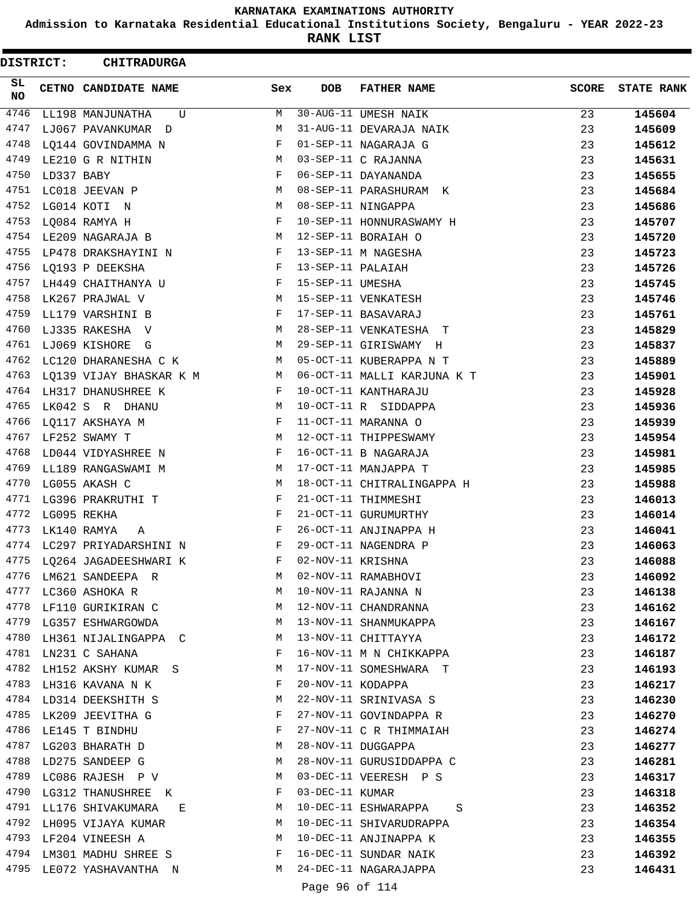# KARNATAKA EXAMINATIONS AUTHORITY

**Admission to Karnataka Residential Educational Institutions Society, Bengaluru - YEAR 2022-23**

**RANK LIST**

**DISTRICT: CHITRADURGA**

| SL NO | CETNO | CANDIDATE NAME | Sex | DOB | FATHER NAME | SCORE | STATE RANK |
|---|---|---|---|---|---|---|---|
| 4746 | LL198 | MANJUNATHA U | M | 30-AUG-11 | UMESH NAIK | 23 | 145604 |
| 4747 | LJ067 | PAVANKUMAR D | M | 31-AUG-11 | DEVARAJA NAIK | 23 | 145609 |
| 4748 | LQ144 | GOVINDAMMA N | F | 01-SEP-11 | NAGARAJA G | 23 | 145612 |
| 4749 | LE210 | G R NITHIN | M | 03-SEP-11 | C RAJANNA | 23 | 145631 |
| 4750 | LD337 | BABY | F | 06-SEP-11 | DAYANANDA | 23 | 145655 |
| 4751 | LC018 | JEEVAN P | M | 08-SEP-11 | PARASHURAM K | 23 | 145684 |
| 4752 | LG014 | KOTI N | M | 08-SEP-11 | NINGAPPA | 23 | 145686 |
| 4753 | LQ084 | RAMYA H | F | 10-SEP-11 | HONNURASWAMY H | 23 | 145707 |
| 4754 | LE209 | NAGARAJA B | M | 12-SEP-11 | BORAIAH O | 23 | 145720 |
| 4755 | LP478 | DRAKSHAYINI N | F | 13-SEP-11 | M NAGESHA | 23 | 145723 |
| 4756 | LQ193 | P DEEKSHA | F | 13-SEP-11 | PALAIAH | 23 | 145726 |
| 4757 | LH449 | CHAITHANYA U | F | 15-SEP-11 | UMESHA | 23 | 145745 |
| 4758 | LK267 | PRAJWAL V | M | 15-SEP-11 | VENKATESH | 23 | 145746 |
| 4759 | LL179 | VARSHINI B | F | 17-SEP-11 | BASAVARAJ | 23 | 145761 |
| 4760 | LJ335 | RAKESHA V | M | 28-SEP-11 | VENKATESHA T | 23 | 145829 |
| 4761 | LJ069 | KISHORE G | M | 29-SEP-11 | GIRISWAMY H | 23 | 145837 |
| 4762 | LC120 | DHARANESHA C K | M | 05-OCT-11 | KUBERAPPA N T | 23 | 145889 |
| 4763 | LQ139 | VIJAY BHASKAR K M | M | 06-OCT-11 | MALLI KARJUNA K T | 23 | 145901 |
| 4764 | LH317 | DHANUSHREE K | F | 10-OCT-11 | KANTHARAJU | 23 | 145928 |
| 4765 | LK042 | S R DHANU | M | 10-OCT-11 | R SIDDAPPA | 23 | 145936 |
| 4766 | LQ117 | AKSHAYA M | F | 11-OCT-11 | MARANNA O | 23 | 145939 |
| 4767 | LF252 | SWAMY T | M | 12-OCT-11 | THIPPESWAMY | 23 | 145954 |
| 4768 | LD044 | VIDYASHREE N | F | 16-OCT-11 | B NAGARAJA | 23 | 145981 |
| 4769 | LL189 | RANGASWAMI M | M | 17-OCT-11 | MANJAPPA T | 23 | 145985 |
| 4770 | LG055 | AKASH C | M | 18-OCT-11 | CHITRALINGAPPA H | 23 | 145988 |
| 4771 | LG396 | PRAKRUTHI T | F | 21-OCT-11 | THIMMESHI | 23 | 146013 |
| 4772 | LG095 | REKHA | F | 21-OCT-11 | GURUMURTHY | 23 | 146014 |
| 4773 | LK140 | RAMYA A | F | 26-OCT-11 | ANJINAPPA H | 23 | 146041 |
| 4774 | LC297 | PRIYADARSHINI N | F | 29-OCT-11 | NAGENDRA P | 23 | 146063 |
| 4775 | LQ264 | JAGADEESHWARI K | F | 02-NOV-11 | KRISHNA | 23 | 146088 |
| 4776 | LM621 | SANDEEPA R | M | 02-NOV-11 | RAMABHOVI | 23 | 146092 |
| 4777 | LC360 | ASHOKA R | M | 10-NOV-11 | RAJANNA N | 23 | 146138 |
| 4778 | LF110 | GURIKIRAN C | M | 12-NOV-11 | CHANDRANNA | 23 | 146162 |
| 4779 | LG357 | ESHWARGOWDA | M | 13-NOV-11 | SHANMUKAPPA | 23 | 146167 |
| 4780 | LH361 | NIJALINGAPPA C | M | 13-NOV-11 | CHITTAYYA | 23 | 146172 |
| 4781 | LN231 | C SAHANA | F | 16-NOV-11 | M N CHIKKAPPA | 23 | 146187 |
| 4782 | LH152 | AKSHY KUMAR S | M | 17-NOV-11 | SOMESHWARA T | 23 | 146193 |
| 4783 | LH316 | KAVANA N K | F | 20-NOV-11 | KODAPPA | 23 | 146217 |
| 4784 | LD314 | DEEKSHITH S | M | 22-NOV-11 | SRINIVASA S | 23 | 146230 |
| 4785 | LK209 | JEEVITHA G | F | 27-NOV-11 | GOVINDAPPA R | 23 | 146270 |
| 4786 | LE145 | T BINDHU | F | 27-NOV-11 | C R THIMMAIAH | 23 | 146274 |
| 4787 | LG203 | BHARATH D | M | 28-NOV-11 | DUGGAPPA | 23 | 146277 |
| 4788 | LD275 | SANDEEP G | M | 28-NOV-11 | GURUSIDDAPPA C | 23 | 146281 |
| 4789 | LC086 | RAJESH P V | M | 03-DEC-11 | VEERESH P S | 23 | 146317 |
| 4790 | LG312 | THANUSHREE K | F | 03-DEC-11 | KUMAR | 23 | 146318 |
| 4791 | LL176 | SHIVAKUMARA E | M | 10-DEC-11 | ESHWARAPPA S | 23 | 146352 |
| 4792 | LH095 | VIJAYA KUMAR | M | 10-DEC-11 | SHIVARUDRAPPA | 23 | 146354 |
| 4793 | LF204 | VINEESH A | M | 10-DEC-11 | ANJINAPPA K | 23 | 146355 |
| 4794 | LM301 | MADHU SHREE S | F | 16-DEC-11 | SUNDAR NAIK | 23 | 146392 |
| 4795 | LE072 | YASHAVANTHA N | M | 24-DEC-11 | NAGARAJAPPA | 23 | 146431 |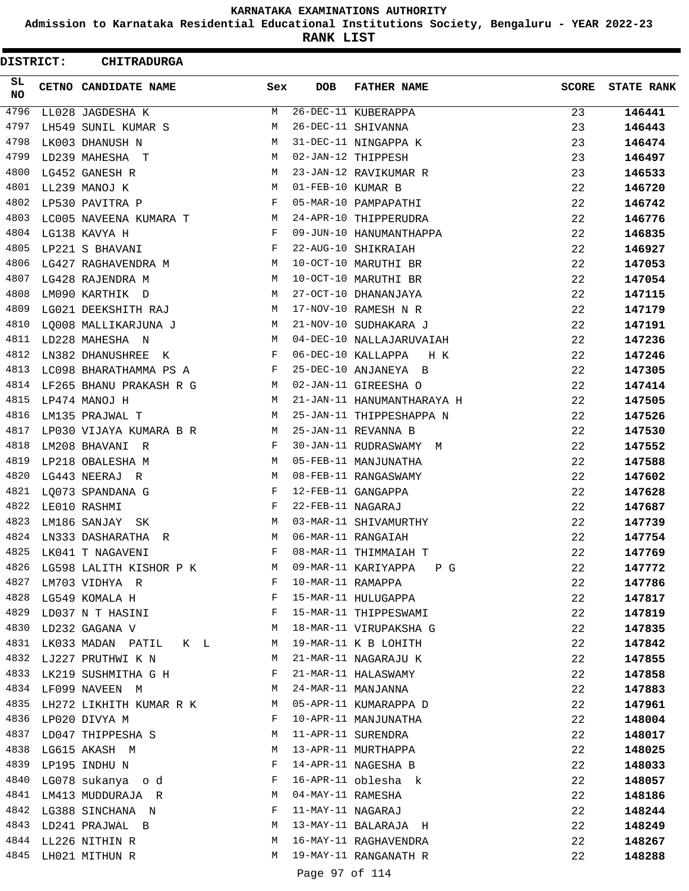# KARNATAKA EXAMINATIONS AUTHORITY

**Admission to Karnataka Residential Educational Institutions Society, Bengaluru - YEAR 2022-23**

**RANK LIST**

**DISTRICT: CHITRADURGA**

| SL NO | CETNO | CANDIDATE NAME | Sex | DOB | FATHER NAME | SCORE | STATE RANK |
|---|---|---|---|---|---|---|---|
| 4796 | LL028 | JAGDESHA K | M | 26-DEC-11 | KUBERAPPA | 23 | **146441** |
| 4797 | LH549 | SUNIL KUMAR S | M | 26-DEC-11 | SHIVANNA | 23 | **146443** |
| 4798 | LK003 | DHANUSH N | M | 31-DEC-11 | NINGAPPA K | 23 | **146474** |
| 4799 | LD239 | MAHESHA T | M | 02-JAN-12 | THIPPESH | 23 | **146497** |
| 4800 | LG452 | GANESH R | M | 23-JAN-12 | RAVIKUMAR R | 23 | **146533** |
| 4801 | LL239 | MANOJ K | M | 01-FEB-10 | KUMAR B | 22 | **146720** |
| 4802 | LP530 | PAVITRA P | F | 05-MAR-10 | PAMPAPATHI | 22 | **146742** |
| 4803 | LC005 | NAVEENA KUMARA T | M | 24-APR-10 | THIPPERUDRA | 22 | **146776** |
| 4804 | LG138 | KAVYA H | F | 09-JUN-10 | HANUMANTHAPPA | 22 | **146835** |
| 4805 | LP221 | S BHAVANI | F | 22-AUG-10 | SHIKRAIAH | 22 | **146927** |
| 4806 | LG427 | RAGHAVENDRA M | M | 10-OCT-10 | MARUTHI BR | 22 | **147053** |
| 4807 | LG428 | RAJENDRA M | M | 10-OCT-10 | MARUTHI BR | 22 | **147054** |
| 4808 | LM090 | KARTHIK D | M | 27-OCT-10 | DHANANJAYA | 22 | **147115** |
| 4809 | LG021 | DEEKSHITH RAJ | M | 17-NOV-10 | RAMESH N R | 22 | **147179** |
| 4810 | LQ008 | MALLIKARJUNA J | M | 21-NOV-10 | SUDHAKARA J | 22 | **147191** |
| 4811 | LD228 | MAHESHA N | M | 04-DEC-10 | NALLAJARUVAIAH | 22 | **147236** |
| 4812 | LN382 | DHANUSHREE K | F | 06-DEC-10 | KALLAPPA H K | 22 | **147246** |
| 4813 | LC098 | BHARATHAMMA PS A | F | 25-DEC-10 | ANJANEYA B | 22 | **147305** |
| 4814 | LF265 | BHANU PRAKASH R G | M | 02-JAN-11 | GIREESHA O | 22 | **147414** |
| 4815 | LP474 | MANOJ H | M | 21-JAN-11 | HANUMANTHARAYA H | 22 | **147505** |
| 4816 | LM135 | PRAJWAL T | M | 25-JAN-11 | THIPPESHAPPA N | 22 | **147526** |
| 4817 | LP030 | VIJAYA KUMARA B R | M | 25-JAN-11 | REVANNA B | 22 | **147530** |
| 4818 | LM208 | BHAVANI R | F | 30-JAN-11 | RUDRASWAMY M | 22 | **147552** |
| 4819 | LP218 | OBALESHA M | M | 05-FEB-11 | MANJUNATHA | 22 | **147588** |
| 4820 | LG443 | NEERAJ R | M | 08-FEB-11 | RANGASWAMY | 22 | **147602** |
| 4821 | LQ073 | SPANDANA G | F | 12-FEB-11 | GANGAPPA | 22 | **147628** |
| 4822 | LE010 | RASHMI | F | 22-FEB-11 | NAGARAJ | 22 | **147687** |
| 4823 | LM186 | SANJAY SK | M | 03-MAR-11 | SHIVAMURTHY | 22 | **147739** |
| 4824 | LN333 | DASHARATHA R | M | 06-MAR-11 | RANGAIAH | 22 | **147754** |
| 4825 | LK041 | T NAGAVENI | F | 08-MAR-11 | THIMMAIAH T | 22 | **147769** |
| 4826 | LG598 | LALITH KISHOR P K | M | 09-MAR-11 | KARIYAPPA P G | 22 | **147772** |
| 4827 | LM703 | VIDHYA R | F | 10-MAR-11 | RAMAPPA | 22 | **147786** |
| 4828 | LG549 | KOMALA H | F | 15-MAR-11 | HULUGAPPA | 22 | **147817** |
| 4829 | LD037 | N T HASINI | F | 15-MAR-11 | THIPPESWAMI | 22 | **147819** |
| 4830 | LD232 | GAGANA V | M | 18-MAR-11 | VIRUPAKSHA G | 22 | **147835** |
| 4831 | LK033 | MADAN PATIL K L | M | 19-MAR-11 | K B LOHITH | 22 | **147842** |
| 4832 | LJ227 | PRUTHWI K N | M | 21-MAR-11 | NAGARAJU K | 22 | **147855** |
| 4833 | LK219 | SUSHMITHA G H | F | 21-MAR-11 | HALASWAMY | 22 | **147858** |
| 4834 | LF099 | NAVEEN M | M | 24-MAR-11 | MANJANNA | 22 | **147883** |
| 4835 | LH272 | LIKHITH KUMAR R K | M | 05-APR-11 | KUMARAPPA D | 22 | **147961** |
| 4836 | LP020 | DIVYA M | F | 10-APR-11 | MANJUNATHA | 22 | **148004** |
| 4837 | LD047 | THIPPESHA S | M | 11-APR-11 | SURENDRA | 22 | **148017** |
| 4838 | LG615 | AKASH M | M | 13-APR-11 | MURTHAPPA | 22 | **148025** |
| 4839 | LP195 | INDHU N | F | 14-APR-11 | NAGESHA B | 22 | **148033** |
| 4840 | LG078 | sukanya o d | F | 16-APR-11 | oblesha k | 22 | **148057** |
| 4841 | LM413 | MUDDURAJA R | M | 04-MAY-11 | RAMESHA | 22 | **148186** |
| 4842 | LG388 | SINCHANA N | F | 11-MAY-11 | NAGARAJ | 22 | **148244** |
| 4843 | LD241 | PRAJWAL B | M | 13-MAY-11 | BALARAJA H | 22 | **148249** |
| 4844 | LL226 | NITHIN R | M | 16-MAY-11 | RAGHAVENDRA | 22 | **148267** |
| 4845 | LH021 | MITHUN R | M | 19-MAY-11 | RANGANATH R | 22 | **148288** |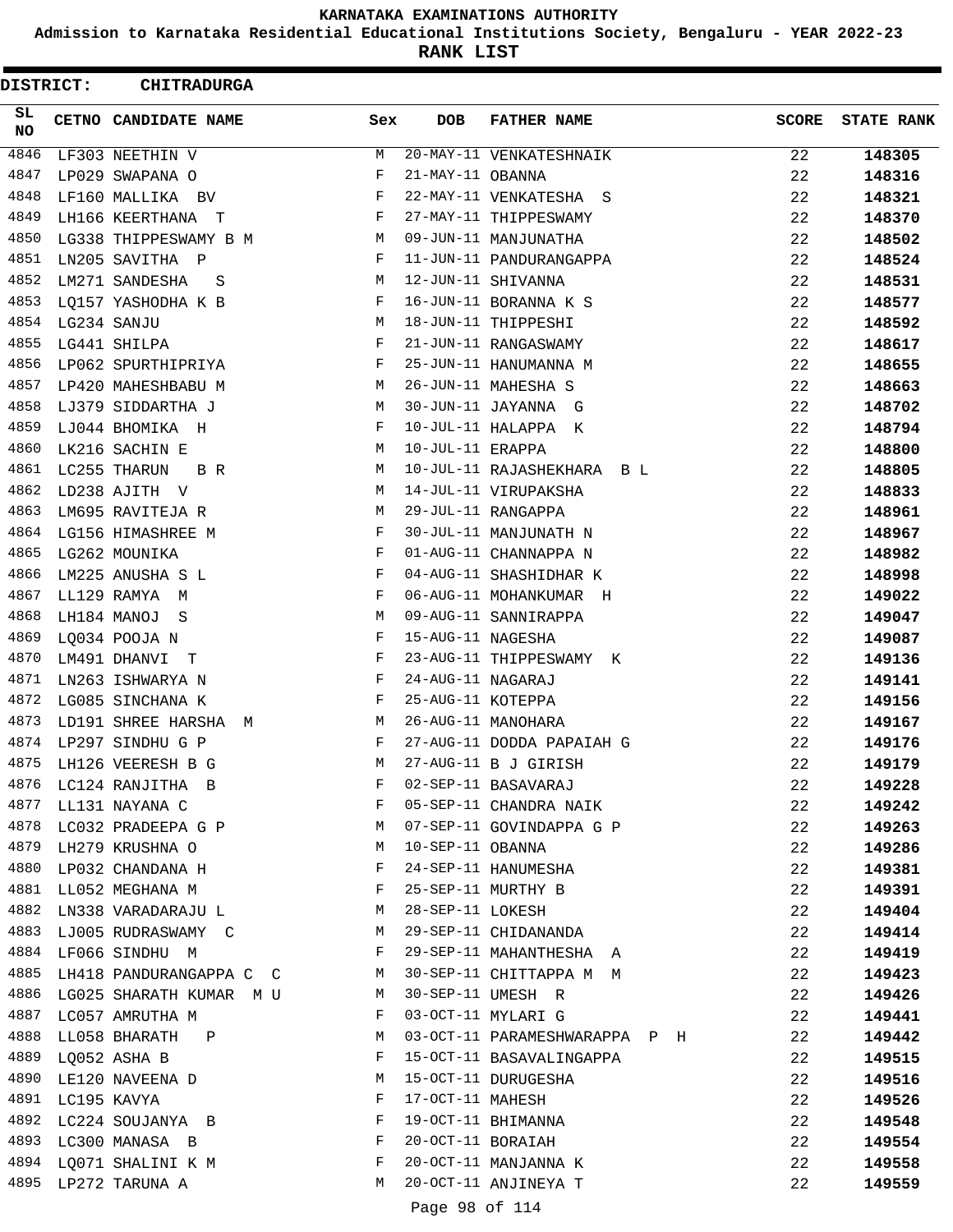# KARNATAKA EXAMINATIONS AUTHORITY

**Admission to Karnataka Residential Educational Institutions Society, Bengaluru - YEAR 2022-23**

**RANK LIST**

**DISTRICT: CHITRADURGA**

| SL NO | CETNO | CANDIDATE NAME | Sex | DOB | FATHER NAME | SCORE | STATE RANK |
|---|---|---|---|---|---|---|---|
| 4846 | LF303 | NEETHIN V | M | 20-MAY-11 | VENKATESHNAIK | 22 | 148305 |
| 4847 | LP029 | SWAPANA O | F | 21-MAY-11 | OBANNA | 22 | 148316 |
| 4848 | LF160 | MALLIKA BV | F | 22-MAY-11 | VENKATESHA S | 22 | 148321 |
| 4849 | LH166 | KEERTHANA T | F | 27-MAY-11 | THIPPESWAMY | 22 | 148370 |
| 4850 | LG338 | THIPPESWAMY B M | M | 09-JUN-11 | MANJUNATHA | 22 | 148502 |
| 4851 | LN205 | SAVITHA P | F | 11-JUN-11 | PANDURANGAPPA | 22 | 148524 |
| 4852 | LM271 | SANDESHA S | M | 12-JUN-11 | SHIVANNA | 22 | 148531 |
| 4853 | LQ157 | YASHODHA K B | F | 16-JUN-11 | BORANNA K S | 22 | 148577 |
| 4854 | LG234 | SANJU | M | 18-JUN-11 | THIPPESHI | 22 | 148592 |
| 4855 | LG441 | SHILPA | F | 21-JUN-11 | RANGASWAMY | 22 | 148617 |
| 4856 | LP062 | SPURTHIPRIYA | F | 25-JUN-11 | HANUMANNA M | 22 | 148655 |
| 4857 | LP420 | MAHESHBABU M | M | 26-JUN-11 | MAHESHA S | 22 | 148663 |
| 4858 | LJ379 | SIDDARTHA J | M | 30-JUN-11 | JAYANNA G | 22 | 148702 |
| 4859 | LJ044 | BHOMIKA H | F | 10-JUL-11 | HALAPPA K | 22 | 148794 |
| 4860 | LK216 | SACHIN E | M | 10-JUL-11 | ERAPPA | 22 | 148800 |
| 4861 | LC255 | THARUN B R | M | 10-JUL-11 | RAJASHEKHARA B L | 22 | 148805 |
| 4862 | LD238 | AJITH V | M | 14-JUL-11 | VIRUPAKSHA | 22 | 148833 |
| 4863 | LM695 | RAVITEJA R | M | 29-JUL-11 | RANGAPPA | 22 | 148961 |
| 4864 | LG156 | HIMASHREE M | F | 30-JUL-11 | MANJUNATH N | 22 | 148967 |
| 4865 | LG262 | MOUNIKA | F | 01-AUG-11 | CHANNAPPA N | 22 | 148982 |
| 4866 | LM225 | ANUSHA S L | F | 04-AUG-11 | SHASHIDHAR K | 22 | 148998 |
| 4867 | LL129 | RAMYA M | F | 06-AUG-11 | MOHANKUMAR H | 22 | 149022 |
| 4868 | LH184 | MANOJ S | M | 09-AUG-11 | SANNIRAPPA | 22 | 149047 |
| 4869 | LQ034 | POOJA N | F | 15-AUG-11 | NAGESHA | 22 | 149087 |
| 4870 | LM491 | DHANVI T | F | 23-AUG-11 | THIPPESWAMY K | 22 | 149136 |
| 4871 | LN263 | ISHWARYA N | F | 24-AUG-11 | NAGARAJ | 22 | 149141 |
| 4872 | LG085 | SINCHANA K | F | 25-AUG-11 | KOTEPPA | 22 | 149156 |
| 4873 | LD191 | SHREE HARSHA M | M | 26-AUG-11 | MANOHARA | 22 | 149167 |
| 4874 | LP297 | SINDHU G P | F | 27-AUG-11 | DODDA PAPAIAH G | 22 | 149176 |
| 4875 | LH126 | VEERESH B G | M | 27-AUG-11 | B J GIRISH | 22 | 149179 |
| 4876 | LC124 | RANJITHA B | F | 02-SEP-11 | BASAVARAJ | 22 | 149228 |
| 4877 | LL131 | NAYANA C | F | 05-SEP-11 | CHANDRA NAIK | 22 | 149242 |
| 4878 | LC032 | PRADEEPA G P | M | 07-SEP-11 | GOVINDAPPA G P | 22 | 149263 |
| 4879 | LH279 | KRUSHNA O | M | 10-SEP-11 | OBANNA | 22 | 149286 |
| 4880 | LP032 | CHANDANA H | F | 24-SEP-11 | HANUMESHA | 22 | 149381 |
| 4881 | LL052 | MEGHANA M | F | 25-SEP-11 | MURTHY B | 22 | 149391 |
| 4882 | LN338 | VARADARAJU L | M | 28-SEP-11 | LOKESH | 22 | 149404 |
| 4883 | LJ005 | RUDRASWAMY C | M | 29-SEP-11 | CHIDANANDA | 22 | 149414 |
| 4884 | LF066 | SINDHU M | F | 29-SEP-11 | MAHANTHESHA A | 22 | 149419 |
| 4885 | LH418 | PANDURANGAPPA C C | M | 30-SEP-11 | CHITTAPPA M M | 22 | 149423 |
| 4886 | LG025 | SHARATH KUMAR M U | M | 30-SEP-11 | UMESH R | 22 | 149426 |
| 4887 | LC057 | AMRUTHA M | F | 03-OCT-11 | MYLARI G | 22 | 149441 |
| 4888 | LL058 | BHARATH P | M | 03-OCT-11 | PARAMESHWARAPPA P H | 22 | 149442 |
| 4889 | LQ052 | ASHA B | F | 15-OCT-11 | BASAVALINGAPPA | 22 | 149515 |
| 4890 | LE120 | NAVEENA D | M | 15-OCT-11 | DURUGESHA | 22 | 149516 |
| 4891 | LC195 | KAVYA | F | 17-OCT-11 | MAHESH | 22 | 149526 |
| 4892 | LC224 | SOUJANYA B | F | 19-OCT-11 | BHIMANNA | 22 | 149548 |
| 4893 | LC300 | MANASA B | F | 20-OCT-11 | BORAIAH | 22 | 149554 |
| 4894 | LQ071 | SHALINI K M | F | 20-OCT-11 | MANJANNA K | 22 | 149558 |
| 4895 | LP272 | TARUNA A | M | 20-OCT-11 | ANJINEYA T | 22 | 149559 |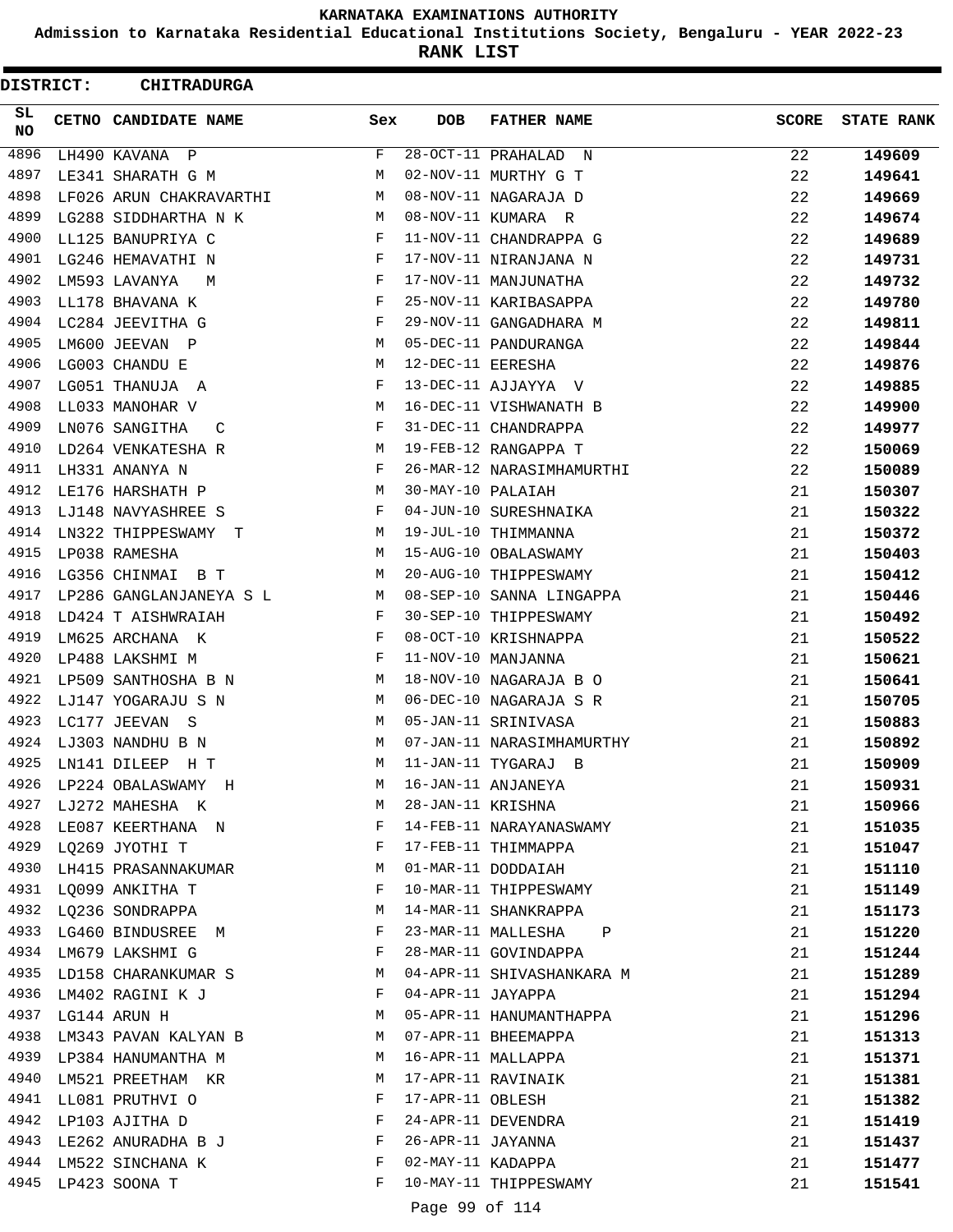KARNATAKA EXAMINATIONS AUTHORITY

Admission to Karnataka Residential Educational Institutions Society, Bengaluru - YEAR 2022-23

**RANK LIST**

**DISTRICT: CHITRADURGA**

| SL NO | CETNO | CANDIDATE NAME | Sex | DOB | FATHER NAME | SCORE | STATE RANK |
|---|---|---|---|---|---|---|---|
| 4896 | LH490 | KAVANA P | F | 28-OCT-11 | PRAHALAD N | 22 | 149609 |
| 4897 | LE341 | SHARATH G M | M | 02-NOV-11 | MURTHY G T | 22 | 149641 |
| 4898 | LF026 | ARUN CHAKRAVARTHI | M | 08-NOV-11 | NAGARAJA D | 22 | 149669 |
| 4899 | LG288 | SIDDHARTHA N K | M | 08-NOV-11 | KUMARA R | 22 | 149674 |
| 4900 | LL125 | BANUPRIYA C | F | 11-NOV-11 | CHANDRAPPA G | 22 | 149689 |
| 4901 | LG246 | HEMAVATHI N | F | 17-NOV-11 | NIRANJANA N | 22 | 149731 |
| 4902 | LM593 | LAVANYA M | F | 17-NOV-11 | MANJUNATHA | 22 | 149732 |
| 4903 | LL178 | BHAVANA K | F | 25-NOV-11 | KARIBASAPPA | 22 | 149780 |
| 4904 | LC284 | JEEVITHA G | F | 29-NOV-11 | GANGADHARA M | 22 | 149811 |
| 4905 | LM600 | JEEVAN P | M | 05-DEC-11 | PANDURANGA | 22 | 149844 |
| 4906 | LG003 | CHANDU E | M | 12-DEC-11 | EERESHA | 22 | 149876 |
| 4907 | LG051 | THANUJA A | F | 13-DEC-11 | AJJAYYA V | 22 | 149885 |
| 4908 | LL033 | MANOHAR V | M | 16-DEC-11 | VISHWANATH B | 22 | 149900 |
| 4909 | LN076 | SANGITHA C | F | 31-DEC-11 | CHANDRAPPA | 22 | 149977 |
| 4910 | LD264 | VENKATESHA R | M | 19-FEB-12 | RANGAPPA T | 22 | 150069 |
| 4911 | LH331 | ANANYA N | F | 26-MAR-12 | NARASIMHAMURTHI | 22 | 150089 |
| 4912 | LE176 | HARSHATH P | M | 30-MAY-10 | PALAIAH | 21 | 150307 |
| 4913 | LJ148 | NAVYASHREE S | F | 04-JUN-10 | SURESHNAIKA | 21 | 150322 |
| 4914 | LN322 | THIPPESWAMY T | M | 19-JUL-10 | THIMMANNA | 21 | 150372 |
| 4915 | LP038 | RAMESHA | M | 15-AUG-10 | OBALASWAMY | 21 | 150403 |
| 4916 | LG356 | CHINMAI B T | M | 20-AUG-10 | THIPPESWAMY | 21 | 150412 |
| 4917 | LP286 | GANGLANJANEYA S L | M | 08-SEP-10 | SANNA LINGAPPA | 21 | 150446 |
| 4918 | LD424 | T AISHWRAIAH | F | 30-SEP-10 | THIPPESWAMY | 21 | 150492 |
| 4919 | LM625 | ARCHANA K | F | 08-OCT-10 | KRISHNAPPA | 21 | 150522 |
| 4920 | LP488 | LAKSHMI M | F | 11-NOV-10 | MANJANNA | 21 | 150621 |
| 4921 | LP509 | SANTHOSHA B N | M | 18-NOV-10 | NAGARAJA B O | 21 | 150641 |
| 4922 | LJ147 | YOGARAJU S N | M | 06-DEC-10 | NAGARAJA S R | 21 | 150705 |
| 4923 | LC177 | JEEVAN S | M | 05-JAN-11 | SRINIVASA | 21 | 150883 |
| 4924 | LJ303 | NANDHU B N | M | 07-JAN-11 | NARASIMHAMURTHY | 21 | 150892 |
| 4925 | LN141 | DILEEP H T | M | 11-JAN-11 | TYGARAJ B | 21 | 150909 |
| 4926 | LP224 | OBALASWAMY H | M | 16-JAN-11 | ANJANEYA | 21 | 150931 |
| 4927 | LJ272 | MAHESHA K | M | 28-JAN-11 | KRISHNA | 21 | 150966 |
| 4928 | LE087 | KEERTHANA N | F | 14-FEB-11 | NARAYANASWAMY | 21 | 151035 |
| 4929 | LQ269 | JYOTHI T | F | 17-FEB-11 | THIMMAPPA | 21 | 151047 |
| 4930 | LH415 | PRASANNAKUMAR | M | 01-MAR-11 | DODDAIAH | 21 | 151110 |
| 4931 | LQ099 | ANKITHA T | F | 10-MAR-11 | THIPPESWAMY | 21 | 151149 |
| 4932 | LQ236 | SONDRAPPA | M | 14-MAR-11 | SHANKRAPPA | 21 | 151173 |
| 4933 | LG460 | BINDUSREE M | F | 23-MAR-11 | MALLESHA P | 21 | 151220 |
| 4934 | LM679 | LAKSHMI G | F | 28-MAR-11 | GOVINDAPPA | 21 | 151244 |
| 4935 | LD158 | CHARANKUMAR S | M | 04-APR-11 | SHIVASHANKARA M | 21 | 151289 |
| 4936 | LM402 | RAGINI K J | F | 04-APR-11 | JAYAPPA | 21 | 151294 |
| 4937 | LG144 | ARUN H | M | 05-APR-11 | HANUMANTHAPPA | 21 | 151296 |
| 4938 | LM343 | PAVAN KALYAN B | M | 07-APR-11 | BHEEMAPPA | 21 | 151313 |
| 4939 | LP384 | HANUMANTHA M | M | 16-APR-11 | MALLAPPA | 21 | 151371 |
| 4940 | LM521 | PREETHAM KR | M | 17-APR-11 | RAVINAIK | 21 | 151381 |
| 4941 | LL081 | PRUTHVI O | F | 17-APR-11 | OBLESH | 21 | 151382 |
| 4942 | LP103 | AJITHA D | F | 24-APR-11 | DEVENDRA | 21 | 151419 |
| 4943 | LE262 | ANURADHA B J | F | 26-APR-11 | JAYANNA | 21 | 151437 |
| 4944 | LM522 | SINCHANA K | F | 02-MAY-11 | KADAPPA | 21 | 151477 |
| 4945 | LP423 | SOONA T | F | 10-MAY-11 | THIPPESWAMY | 21 | 151541 |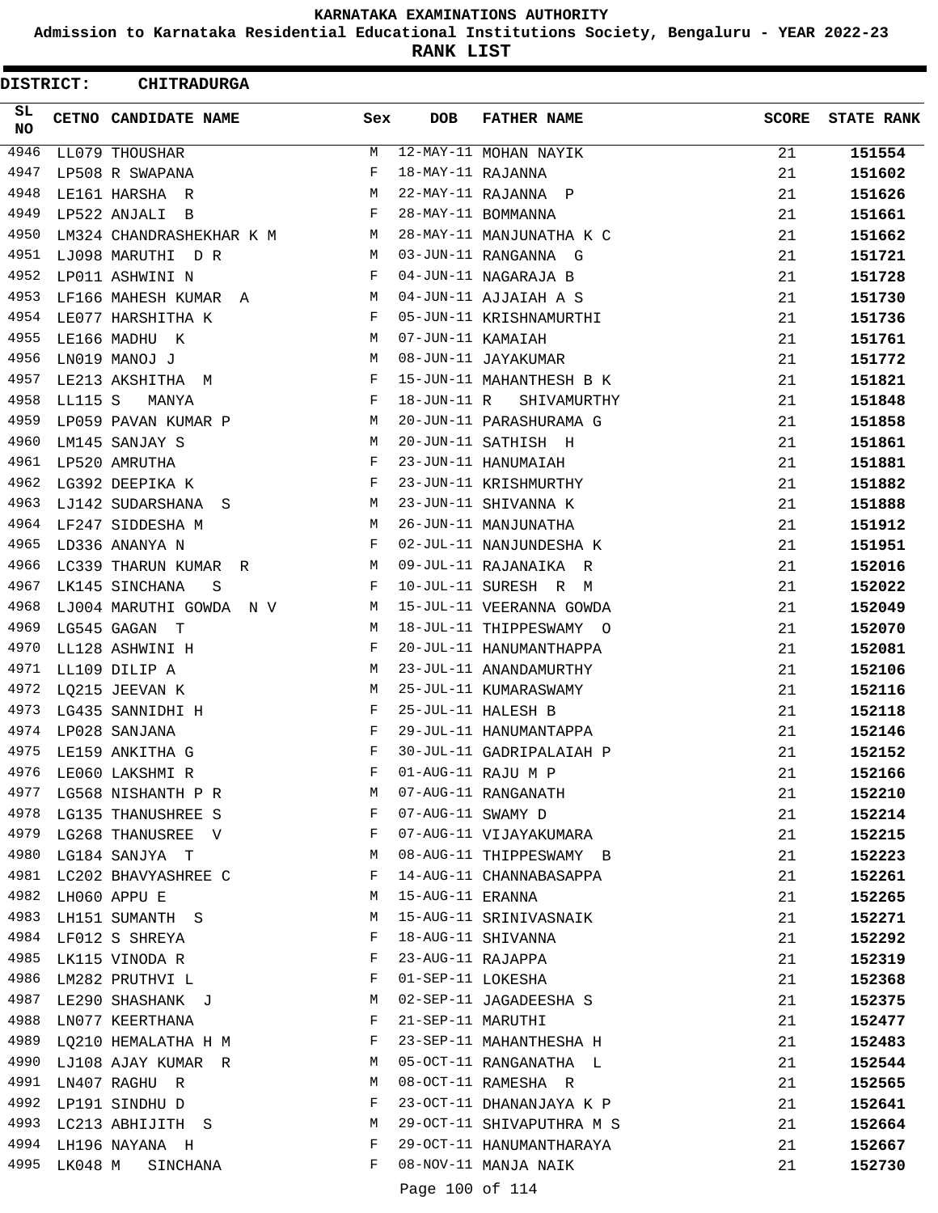# KARNATAKA EXAMINATIONS AUTHORITY

**Admission to Karnataka Residential Educational Institutions Society, Bengaluru - YEAR 2022-23**

**RANK LIST**

**DISTRICT: CHITRADURGA**

| SL NO | CETNO | CANDIDATE NAME | Sex | DOB | FATHER NAME | SCORE | STATE RANK |
|---|---|---|---|---|---|---|---|
| 4946 | LL079 | THOUSHAR | M | 12-MAY-11 | MOHAN NAYIK | 21 | 151554 |
| 4947 | LP508 | R SWAPANA | F | 18-MAY-11 | RAJANNA | 21 | 151602 |
| 4948 | LE161 | HARSHA R | M | 22-MAY-11 | RAJANNA P | 21 | 151626 |
| 4949 | LP522 | ANJALI B | F | 28-MAY-11 | BOMMANNA | 21 | 151661 |
| 4950 | LM324 | CHANDRASHEKHAR K M | M | 28-MAY-11 | MANJUNATHA K C | 21 | 151662 |
| 4951 | LJ098 | MARUTHI D R | M | 03-JUN-11 | RANGANNA G | 21 | 151721 |
| 4952 | LP011 | ASHWINI N | F | 04-JUN-11 | NAGARAJA B | 21 | 151728 |
| 4953 | LF166 | MAHESH KUMAR A | M | 04-JUN-11 | AJJAIAH A S | 21 | 151730 |
| 4954 | LE077 | HARSHITHA K | F | 05-JUN-11 | KRISHNAMURTHI | 21 | 151736 |
| 4955 | LE166 | MADHU K | M | 07-JUN-11 | KAMAIAH | 21 | 151761 |
| 4956 | LN019 | MANOJ J | M | 08-JUN-11 | JAYAKUMAR | 21 | 151772 |
| 4957 | LE213 | AKSHITHA M | F | 15-JUN-11 | MAHANTHESH B K | 21 | 151821 |
| 4958 | LL115 | S MANYA | F | 18-JUN-11 | R SHIVAMURTHY | 21 | 151848 |
| 4959 | LP059 | PAVAN KUMAR P | M | 20-JUN-11 | PARASHURAMA G | 21 | 151858 |
| 4960 | LM145 | SANJAY S | M | 20-JUN-11 | SATHISH H | 21 | 151861 |
| 4961 | LP520 | AMRUTHA | F | 23-JUN-11 | HANUMAIAH | 21 | 151881 |
| 4962 | LG392 | DEEPIKA K | F | 23-JUN-11 | KRISHMURTHY | 21 | 151882 |
| 4963 | LJ142 | SUDARSHANA S | M | 23-JUN-11 | SHIVANNA K | 21 | 151888 |
| 4964 | LF247 | SIDDESHA M | M | 26-JUN-11 | MANJUNATHA | 21 | 151912 |
| 4965 | LD336 | ANANYA N | F | 02-JUL-11 | NANJUNDESHA K | 21 | 151951 |
| 4966 | LC339 | THARUN KUMAR R | M | 09-JUL-11 | RAJANAIKA R | 21 | 152016 |
| 4967 | LK145 | SINCHANA S | F | 10-JUL-11 | SURESH R M | 21 | 152022 |
| 4968 | LJ004 | MARUTHI GOWDA N V | M | 15-JUL-11 | VEERANNA GOWDA | 21 | 152049 |
| 4969 | LG545 | GAGAN T | M | 18-JUL-11 | THIPPESWAMY O | 21 | 152070 |
| 4970 | LL128 | ASHWINI H | F | 20-JUL-11 | HANUMANTHAPPA | 21 | 152081 |
| 4971 | LL109 | DILIP A | M | 23-JUL-11 | ANANDAMURTHY | 21 | 152106 |
| 4972 | LQ215 | JEEVAN K | M | 25-JUL-11 | KUMARASWAMY | 21 | 152116 |
| 4973 | LG435 | SANNIDHI H | F | 25-JUL-11 | HALESH B | 21 | 152118 |
| 4974 | LP028 | SANJANA | F | 29-JUL-11 | HANUMANTAPPA | 21 | 152146 |
| 4975 | LE159 | ANKITHA G | F | 30-JUL-11 | GADRIPALAIAH P | 21 | 152152 |
| 4976 | LE060 | LAKSHMI R | F | 01-AUG-11 | RAJU M P | 21 | 152166 |
| 4977 | LG568 | NISHANTH P R | M | 07-AUG-11 | RANGANATH | 21 | 152210 |
| 4978 | LG135 | THANUSHREE S | F | 07-AUG-11 | SWAMY D | 21 | 152214 |
| 4979 | LG268 | THANUSREE V | F | 07-AUG-11 | VIJAYAKUMARA | 21 | 152215 |
| 4980 | LG184 | SANJYA T | M | 08-AUG-11 | THIPPESWAMY B | 21 | 152223 |
| 4981 | LC202 | BHAVYASHREE C | F | 14-AUG-11 | CHANNABASAPPA | 21 | 152261 |
| 4982 | LH060 | APPU E | M | 15-AUG-11 | ERANNA | 21 | 152265 |
| 4983 | LH151 | SUMANTH S | M | 15-AUG-11 | SRINIVASNAIK | 21 | 152271 |
| 4984 | LF012 | S SHREYA | F | 18-AUG-11 | SHIVANNA | 21 | 152292 |
| 4985 | LK115 | VINODA R | F | 23-AUG-11 | RAJAPPA | 21 | 152319 |
| 4986 | LM282 | PRUTHVI L | F | 01-SEP-11 | LOKESHA | 21 | 152368 |
| 4987 | LE290 | SHASHANK J | M | 02-SEP-11 | JAGADEESHA S | 21 | 152375 |
| 4988 | LN077 | KEERTHANA | F | 21-SEP-11 | MARUTHI | 21 | 152477 |
| 4989 | LQ210 | HEMALATHA H M | F | 23-SEP-11 | MAHANTHESHA H | 21 | 152483 |
| 4990 | LJ108 | AJAY KUMAR R | M | 05-OCT-11 | RANGANATHA L | 21 | 152544 |
| 4991 | LN407 | RAGHU R | M | 08-OCT-11 | RAMESHA R | 21 | 152565 |
| 4992 | LP191 | SINDHU D | F | 23-OCT-11 | DHANANJAYA K P | 21 | 152641 |
| 4993 | LC213 | ABHIJITH S | M | 29-OCT-11 | SHIVAPUTHRA M S | 21 | 152664 |
| 4994 | LH196 | NAYANA H | F | 29-OCT-11 | HANUMANTHARAYA | 21 | 152667 |
| 4995 | LK048 | M SINCHANA | F | 08-NOV-11 | MANJA NAIK | 21 | 152730 |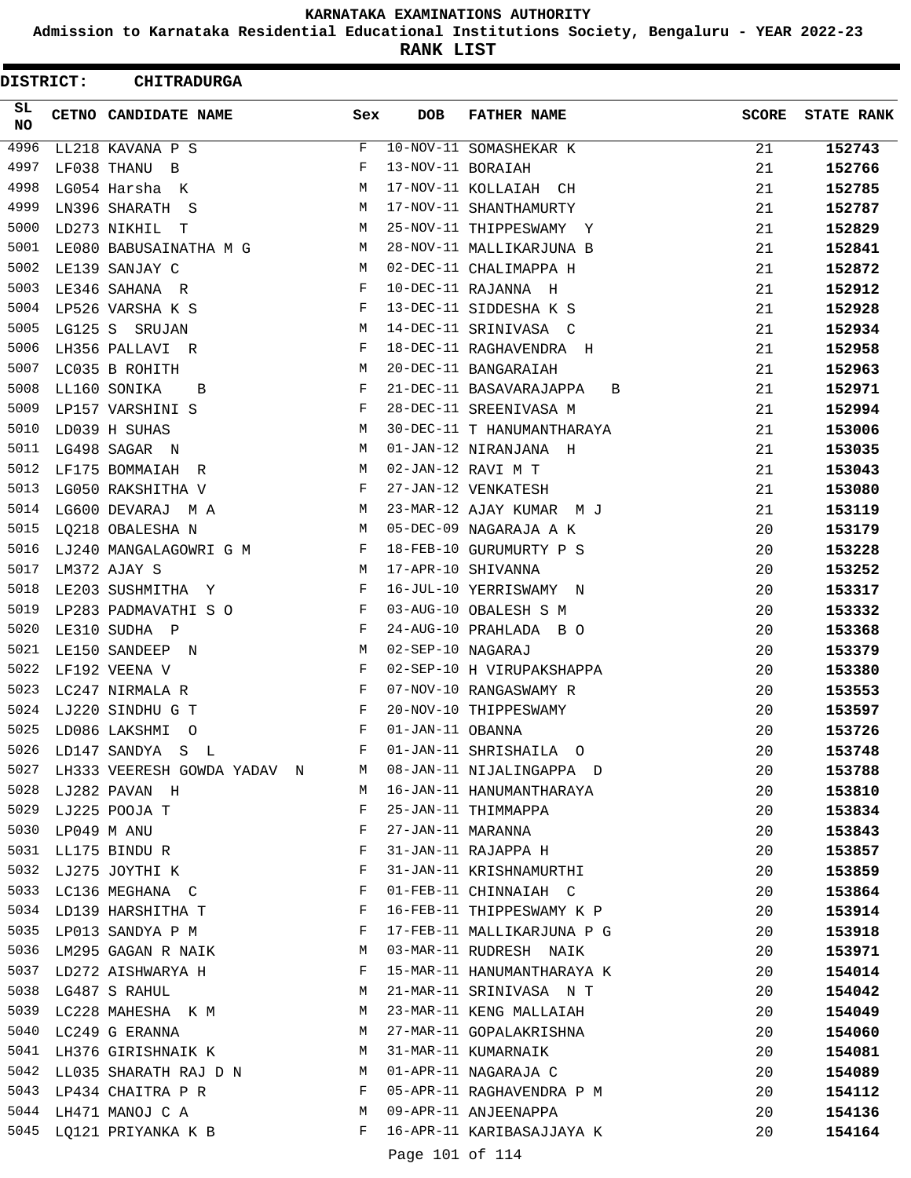# KARNATAKA EXAMINATIONS AUTHORITY

**Admission to Karnataka Residential Educational Institutions Society, Bengaluru - YEAR 2022-23**

**RANK LIST**

**DISTRICT: CHITRADURGA**

| SL NO | CETNO | CANDIDATE NAME | Sex | DOB | FATHER NAME | SCORE | STATE RANK |
|---|---|---|---|---|---|---|---|
| 4996 | LL218 | KAVANA P S | F | 10-NOV-11 | SOMASHEKAR K | 21 | 152743 |
| 4997 | LF038 | THANU B | F | 13-NOV-11 | BORAIAH | 21 | 152766 |
| 4998 | LG054 | Harsha K | M | 17-NOV-11 | KOLLAIAH CH | 21 | 152785 |
| 4999 | LN396 | SHARATH S | M | 17-NOV-11 | SHANTHAMURTY | 21 | 152787 |
| 5000 | LD273 | NIKHIL T | M | 25-NOV-11 | THIPPESWAMY Y | 21 | 152829 |
| 5001 | LE080 | BABUSAINATHA M G | M | 28-NOV-11 | MALLIKARJUNA B | 21 | 152841 |
| 5002 | LE139 | SANJAY C | M | 02-DEC-11 | CHALIMAPPA H | 21 | 152872 |
| 5003 | LE346 | SAHANA R | F | 10-DEC-11 | RAJANNA H | 21 | 152912 |
| 5004 | LP526 | VARSHA K S | F | 13-DEC-11 | SIDDESHA K S | 21 | 152928 |
| 5005 | LG125 | S SRUJAN | M | 14-DEC-11 | SRINIVASA C | 21 | 152934 |
| 5006 | LH356 | PALLAVI R | F | 18-DEC-11 | RAGHAVENDRA H | 21 | 152958 |
| 5007 | LC035 | B ROHITH | M | 20-DEC-11 | BANGARAIAH | 21 | 152963 |
| 5008 | LL160 | SONIKA B | F | 21-DEC-11 | BASAVARAJAPPA B | 21 | 152971 |
| 5009 | LP157 | VARSHINI S | F | 28-DEC-11 | SREENIVASA M | 21 | 152994 |
| 5010 | LD039 | H SUHAS | M | 30-DEC-11 | T HANUMANTHARAYA | 21 | 153006 |
| 5011 | LG498 | SAGAR N | M | 01-JAN-12 | NIRANJANA H | 21 | 153035 |
| 5012 | LF175 | BOMMAIAH R | M | 02-JAN-12 | RAVI M T | 21 | 153043 |
| 5013 | LG050 | RAKSHITHA V | F | 27-JAN-12 | VENKATESH | 21 | 153080 |
| 5014 | LG600 | DEVARAJ M A | M | 23-MAR-12 | AJAY KUMAR M J | 21 | 153119 |
| 5015 | LQ218 | OBALESHA N | M | 05-DEC-09 | NAGARAJA A K | 20 | 153179 |
| 5016 | LJ240 | MANGALAGOWRI G M | F | 18-FEB-10 | GURUMURTY P S | 20 | 153228 |
| 5017 | LM372 | AJAY S | M | 17-APR-10 | SHIVANNA | 20 | 153252 |
| 5018 | LE203 | SUSHMITHA Y | F | 16-JUL-10 | YERRISWAMY N | 20 | 153317 |
| 5019 | LP283 | PADMAVATHI S O | F | 03-AUG-10 | OBALESH S M | 20 | 153332 |
| 5020 | LE310 | SUDHA P | F | 24-AUG-10 | PRAHLADA B O | 20 | 153368 |
| 5021 | LE150 | SANDEEP N | M | 02-SEP-10 | NAGARAJ | 20 | 153379 |
| 5022 | LF192 | VEENA V | F | 02-SEP-10 | H VIRUPAKSHAPPA | 20 | 153380 |
| 5023 | LC247 | NIRMALA R | F | 07-NOV-10 | RANGASWAMY R | 20 | 153553 |
| 5024 | LJ220 | SINDHU G T | F | 20-NOV-10 | THIPPESWAMY | 20 | 153597 |
| 5025 | LD086 | LAKSHMI O | F | 01-JAN-11 | OBANNA | 20 | 153726 |
| 5026 | LD147 | SANDYA S L | F | 01-JAN-11 | SHRISHAILA O | 20 | 153748 |
| 5027 | LH333 | VEERESH GOWDA YADAV N | M | 08-JAN-11 | NIJALINGAPPA D | 20 | 153788 |
| 5028 | LJ282 | PAVAN H | M | 16-JAN-11 | HANUMANTHARAYA | 20 | 153810 |
| 5029 | LJ225 | POOJA T | F | 25-JAN-11 | THIMMAPPA | 20 | 153834 |
| 5030 | LP049 | M ANU | F | 27-JAN-11 | MARANNA | 20 | 153843 |
| 5031 | LL175 | BINDU R | F | 31-JAN-11 | RAJAPPA H | 20 | 153857 |
| 5032 | LJ275 | JOYTHI K | F | 31-JAN-11 | KRISHNAMURTHI | 20 | 153859 |
| 5033 | LC136 | MEGHANA C | F | 01-FEB-11 | CHINNAIAH C | 20 | 153864 |
| 5034 | LD139 | HARSHITHA T | F | 16-FEB-11 | THIPPESWAMY K P | 20 | 153914 |
| 5035 | LP013 | SANDYA P M | F | 17-FEB-11 | MALLIKARJUNA P G | 20 | 153918 |
| 5036 | LM295 | GAGAN R NAIK | M | 03-MAR-11 | RUDRESH NAIK | 20 | 153971 |
| 5037 | LD272 | AISHWARYA H | F | 15-MAR-11 | HANUMANTHARAYA K | 20 | 154014 |
| 5038 | LG487 | S RAHUL | M | 21-MAR-11 | SRINIVASA N T | 20 | 154042 |
| 5039 | LC228 | MAHESHA K M | M | 23-MAR-11 | KENG MALLAIAH | 20 | 154049 |
| 5040 | LC249 | G ERANNA | M | 27-MAR-11 | GOPALAKRISHNA | 20 | 154060 |
| 5041 | LH376 | GIRISHNAIK K | M | 31-MAR-11 | KUMARNAIK | 20 | 154081 |
| 5042 | LL035 | SHARATH RAJ D N | M | 01-APR-11 | NAGARAJA C | 20 | 154089 |
| 5043 | LP434 | CHAITRA P R | F | 05-APR-11 | RAGHAVENDRA P M | 20 | 154112 |
| 5044 | LH471 | MANOJ C A | M | 09-APR-11 | ANJEENAPPA | 20 | 154136 |
| 5045 | LQ121 | PRIYANKA K B | F | 16-APR-11 | KARIBASAJJAYA K | 20 | 154164 |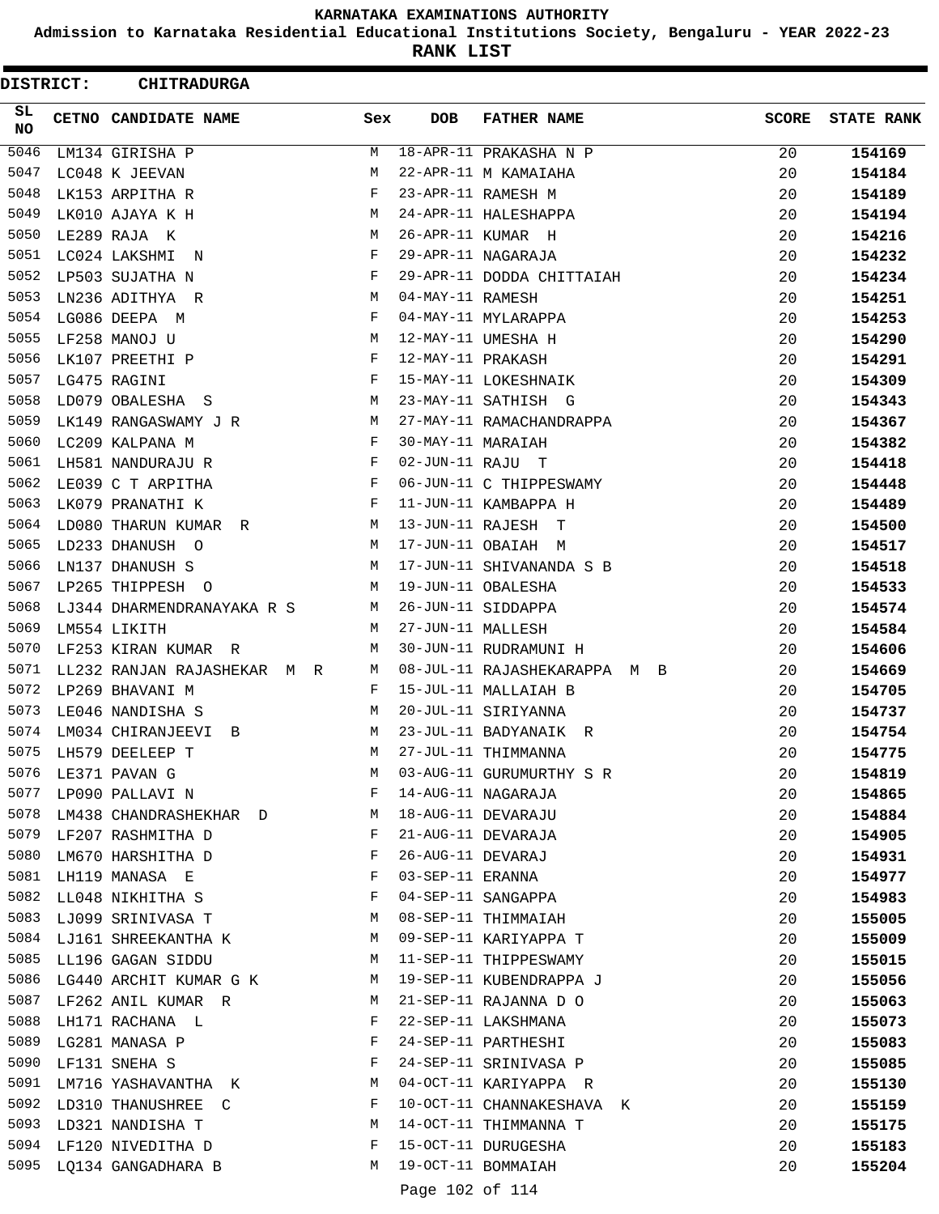KARNATAKA EXAMINATIONS AUTHORITY

Admission to Karnataka Residential Educational Institutions Society, Bengaluru - YEAR 2022-23

**RANK LIST**

**DISTRICT: CHITRADURGA**

| SL NO | CETNO | CANDIDATE NAME | Sex | DOB | FATHER NAME | SCORE | STATE RANK |
|---|---|---|---|---|---|---|---|
| 5046 | LM134 | GIRISHA P | M | 18-APR-11 | PRAKASHA N P | 20 | 154169 |
| 5047 | LC048 | K JEEVAN | M | 22-APR-11 | M KAMAIAHA | 20 | 154184 |
| 5048 | LK153 | ARPITHA R | F | 23-APR-11 | RAMESH M | 20 | 154189 |
| 5049 | LK010 | AJAYA K H | M | 24-APR-11 | HALESHAPPA | 20 | 154194 |
| 5050 | LE289 | RAJA K | M | 26-APR-11 | KUMAR H | 20 | 154216 |
| 5051 | LC024 | LAKSHMI N | F | 29-APR-11 | NAGARAJA | 20 | 154232 |
| 5052 | LP503 | SUJATHA N | F | 29-APR-11 | DODDA CHITTAIAH | 20 | 154234 |
| 5053 | LN236 | ADITHYA R | M | 04-MAY-11 | RAMESH | 20 | 154251 |
| 5054 | LG086 | DEEPA M | F | 04-MAY-11 | MYLARAPPA | 20 | 154253 |
| 5055 | LF258 | MANOJ U | M | 12-MAY-11 | UMESHA H | 20 | 154290 |
| 5056 | LK107 | PREETHI P | F | 12-MAY-11 | PRAKASH | 20 | 154291 |
| 5057 | LG475 | RAGINI | F | 15-MAY-11 | LOKESHNAIK | 20 | 154309 |
| 5058 | LD079 | OBALESHA S | M | 23-MAY-11 | SATHISH G | 20 | 154343 |
| 5059 | LK149 | RANGASWAMY J R | M | 27-MAY-11 | RAMACHANDRAPPA | 20 | 154367 |
| 5060 | LC209 | KALPANA M | F | 30-MAY-11 | MARAIAH | 20 | 154382 |
| 5061 | LH581 | NANDURAJU R | F | 02-JUN-11 | RAJU T | 20 | 154418 |
| 5062 | LE039 | C T ARPITHA | F | 06-JUN-11 | C THIPPESWAMY | 20 | 154448 |
| 5063 | LK079 | PRANATHI K | F | 11-JUN-11 | KAMBAPPA H | 20 | 154489 |
| 5064 | LD080 | THARUN KUMAR R | M | 13-JUN-11 | RAJESH T | 20 | 154500 |
| 5065 | LD233 | DHANUSH O | M | 17-JUN-11 | OBAIAH M | 20 | 154517 |
| 5066 | LN137 | DHANUSH S | M | 17-JUN-11 | SHIVANANDA S B | 20 | 154518 |
| 5067 | LP265 | THIPPESH O | M | 19-JUN-11 | OBALESHA | 20 | 154533 |
| 5068 | LJ344 | DHARMENDRANAYAKA R S | M | 26-JUN-11 | SIDDAPPA | 20 | 154574 |
| 5069 | LM554 | LIKITH | M | 27-JUN-11 | MALLESH | 20 | 154584 |
| 5070 | LF253 | KIRAN KUMAR R | M | 30-JUN-11 | RUDRAMUNI H | 20 | 154606 |
| 5071 | LL232 | RANJAN RAJASHEKAR M R | M | 08-JUL-11 | RAJASHEKARAPPA M B | 20 | 154669 |
| 5072 | LP269 | BHAVANI M | F | 15-JUL-11 | MALLAIAH B | 20 | 154705 |
| 5073 | LE046 | NANDISHA S | M | 20-JUL-11 | SIRIYANNA | 20 | 154737 |
| 5074 | LM034 | CHIRANJEEVI B | M | 23-JUL-11 | BADYANAIK R | 20 | 154754 |
| 5075 | LH579 | DEELEEP T | M | 27-JUL-11 | THIMMANNA | 20 | 154775 |
| 5076 | LE371 | PAVAN G | M | 03-AUG-11 | GURUMURTHY S R | 20 | 154819 |
| 5077 | LP090 | PALLAVI N | F | 14-AUG-11 | NAGARAJA | 20 | 154865 |
| 5078 | LM438 | CHANDRASHEKHAR D | M | 18-AUG-11 | DEVARAJU | 20 | 154884 |
| 5079 | LF207 | RASHMITHA D | F | 21-AUG-11 | DEVARAJA | 20 | 154905 |
| 5080 | LM670 | HARSHITHA D | F | 26-AUG-11 | DEVARAJ | 20 | 154931 |
| 5081 | LH119 | MANASA E | F | 03-SEP-11 | ERANNA | 20 | 154977 |
| 5082 | LL048 | NIKHITHA S | F | 04-SEP-11 | SANGAPPA | 20 | 154983 |
| 5083 | LJ099 | SRINIVASA T | M | 08-SEP-11 | THIMMAIAH | 20 | 155005 |
| 5084 | LJ161 | SHREEKANTHA K | M | 09-SEP-11 | KARIYAPPA T | 20 | 155009 |
| 5085 | LL196 | GAGAN SIDDU | M | 11-SEP-11 | THIPPESWAMY | 20 | 155015 |
| 5086 | LG440 | ARCHIT KUMAR G K | M | 19-SEP-11 | KUBENDRAPPA J | 20 | 155056 |
| 5087 | LF262 | ANIL KUMAR R | M | 21-SEP-11 | RAJANNA D O | 20 | 155063 |
| 5088 | LH171 | RACHANA L | F | 22-SEP-11 | LAKSHMANA | 20 | 155073 |
| 5089 | LG281 | MANASA P | F | 24-SEP-11 | PARTHESHI | 20 | 155083 |
| 5090 | LF131 | SNEHA S | F | 24-SEP-11 | SRINIVASA P | 20 | 155085 |
| 5091 | LM716 | YASHAVANTHA K | M | 04-OCT-11 | KARIYAPPA R | 20 | 155130 |
| 5092 | LD310 | THANUSHREE C | F | 10-OCT-11 | CHANNAKESHAVA K | 20 | 155159 |
| 5093 | LD321 | NANDISHA T | M | 14-OCT-11 | THIMMANNA T | 20 | 155175 |
| 5094 | LF120 | NIVEDITHA D | F | 15-OCT-11 | DURUGESHA | 20 | 155183 |
| 5095 | LQ134 | GANGADHARA B | M | 19-OCT-11 | BOMMAIAH | 20 | 155204 |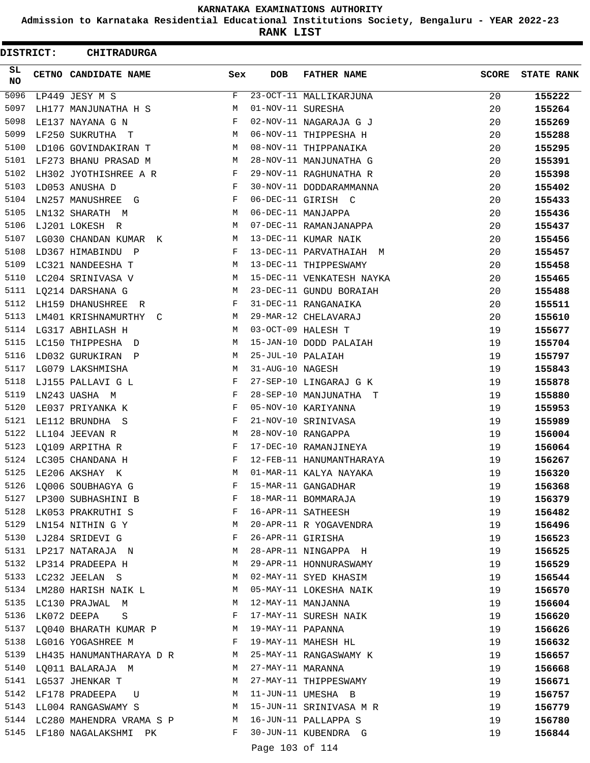# KARNATAKA EXAMINATIONS AUTHORITY

**Admission to Karnataka Residential Educational Institutions Society, Bengaluru - YEAR 2022-23**

**RANK LIST**

**DISTRICT: CHITRADURGA**

| SL NO | CETNO | CANDIDATE NAME | Sex | DOB | FATHER NAME | SCORE | STATE RANK |
|---|---|---|---|---|---|---|---|
| 5096 | LP449 | JESY M S | F | 23-OCT-11 | MALLIKARJUNA | 20 | 155222 |
| 5097 | LH177 | MANJUNATHA H S | M | 01-NOV-11 | SURESHA | 20 | 155264 |
| 5098 | LE137 | NAYANA G N | F | 02-NOV-11 | NAGARAJA G J | 20 | 155269 |
| 5099 | LF250 | SUKRUTHA T | M | 06-NOV-11 | THIPPESHA H | 20 | 155288 |
| 5100 | LD106 | GOVINDAKIRAN T | M | 08-NOV-11 | THIPPANAIKA | 20 | 155295 |
| 5101 | LF273 | BHANU PRASAD M | M | 28-NOV-11 | MANJUNATHA G | 20 | 155391 |
| 5102 | LH302 | JYOTHISHREE A R | F | 29-NOV-11 | RAGHUNATHA R | 20 | 155398 |
| 5103 | LD053 | ANUSHA D | F | 30-NOV-11 | DODDARAMMANNA | 20 | 155402 |
| 5104 | LN257 | MANUSHREE G | F | 06-DEC-11 | GIRISH C | 20 | 155433 |
| 5105 | LN132 | SHARATH M | M | 06-DEC-11 | MANJAPPA | 20 | 155436 |
| 5106 | LJ201 | LOKESH R | M | 07-DEC-11 | RAMANJANAPPA | 20 | 155437 |
| 5107 | LG030 | CHANDAN KUMAR K | M | 13-DEC-11 | KUMAR NAIK | 20 | 155456 |
| 5108 | LD367 | HIMABINDU P | F | 13-DEC-11 | PARVATHAIAH M | 20 | 155457 |
| 5109 | LC321 | NANDEESHA T | M | 13-DEC-11 | THIPPESWAMY | 20 | 155458 |
| 5110 | LC204 | SRINIVASA V | M | 15-DEC-11 | VENKATESH NAYKA | 20 | 155465 |
| 5111 | LQ214 | DARSHANA G | M | 23-DEC-11 | GUNDU BORAIAH | 20 | 155488 |
| 5112 | LH159 | DHANUSHREE R | F | 31-DEC-11 | RANGANAIKA | 20 | 155511 |
| 5113 | LM401 | KRISHNAMURTHY C | M | 29-MAR-12 | CHELAVARAJ | 20 | 155610 |
| 5114 | LG317 | ABHILASH H | M | 03-OCT-09 | HALESH T | 19 | 155677 |
| 5115 | LC150 | THIPPESHA D | M | 15-JAN-10 | DODD PALAIAH | 19 | 155704 |
| 5116 | LD032 | GURUKIRAN P | M | 25-JUL-10 | PALAIAH | 19 | 155797 |
| 5117 | LG079 | LAKSHMISHA | M | 31-AUG-10 | NAGESH | 19 | 155843 |
| 5118 | LJ155 | PALLAVI G L | F | 27-SEP-10 | LINGARAJ G K | 19 | 155878 |
| 5119 | LN243 | UASHA M | F | 28-SEP-10 | MANJUNATHA T | 19 | 155880 |
| 5120 | LE037 | PRIYANKA K | F | 05-NOV-10 | KARIYANNA | 19 | 155953 |
| 5121 | LE112 | BRUNDHA S | F | 21-NOV-10 | SRINIVASA | 19 | 155989 |
| 5122 | LL104 | JEEVAN R | M | 28-NOV-10 | RANGAPPA | 19 | 156004 |
| 5123 | LQ109 | ARPITHA R | F | 17-DEC-10 | RAMANJINEYA | 19 | 156064 |
| 5124 | LC305 | CHANDANA H | F | 12-FEB-11 | HANUMANTHARAYA | 19 | 156267 |
| 5125 | LE206 | AKSHAY K | M | 01-MAR-11 | KALYA NAYAKA | 19 | 156320 |
| 5126 | LQ006 | SOUBHAGYA G | F | 15-MAR-11 | GANGADHAR | 19 | 156368 |
| 5127 | LP300 | SUBHASHINI B | F | 18-MAR-11 | BOMMARAJA | 19 | 156379 |
| 5128 | LK053 | PRAKRUTHI S | F | 16-APR-11 | SATHEESH | 19 | 156482 |
| 5129 | LN154 | NITHIN G Y | M | 20-APR-11 | R YOGAVENDRA | 19 | 156496 |
| 5130 | LJ284 | SRIDEVI G | F | 26-APR-11 | GIRISHA | 19 | 156523 |
| 5131 | LP217 | NATARAJA N | M | 28-APR-11 | NINGAPPA H | 19 | 156525 |
| 5132 | LP314 | PRADEEPA H | M | 29-APR-11 | HONNURASWAMY | 19 | 156529 |
| 5133 | LC232 | JEELAN S | M | 02-MAY-11 | SYED KHASIM | 19 | 156544 |
| 5134 | LM280 | HARISH NAIK L | M | 05-MAY-11 | LOKESHA NAIK | 19 | 156570 |
| 5135 | LC130 | PRAJWAL M | M | 12-MAY-11 | MANJANNA | 19 | 156604 |
| 5136 | LK072 | DEEPA S | F | 17-MAY-11 | SURESH NAIK | 19 | 156620 |
| 5137 | LQ040 | BHARATH KUMAR P | M | 19-MAY-11 | PAPANNA | 19 | 156626 |
| 5138 | LG016 | YOGASHREE M | F | 19-MAY-11 | MAHESH HL | 19 | 156632 |
| 5139 | LH435 | HANUMANTHARAYA D R | M | 25-MAY-11 | RANGASWAMY K | 19 | 156657 |
| 5140 | LQ011 | BALARAJA M | M | 27-MAY-11 | MARANNA | 19 | 156668 |
| 5141 | LG537 | JHENKAR T | M | 27-MAY-11 | THIPPESWAMY | 19 | 156671 |
| 5142 | LF178 | PRADEEPA U | M | 11-JUN-11 | UMESHA B | 19 | 156757 |
| 5143 | LL004 | RANGASWAMY S | M | 15-JUN-11 | SRINIVASA M R | 19 | 156779 |
| 5144 | LC280 | MAHENDRA VRAMA S P | M | 16-JUN-11 | PALLAPPA S | 19 | 156780 |
| 5145 | LF180 | NAGALAKSHMI PK | F | 30-JUN-11 | KUBENDRA G | 19 | 156844 |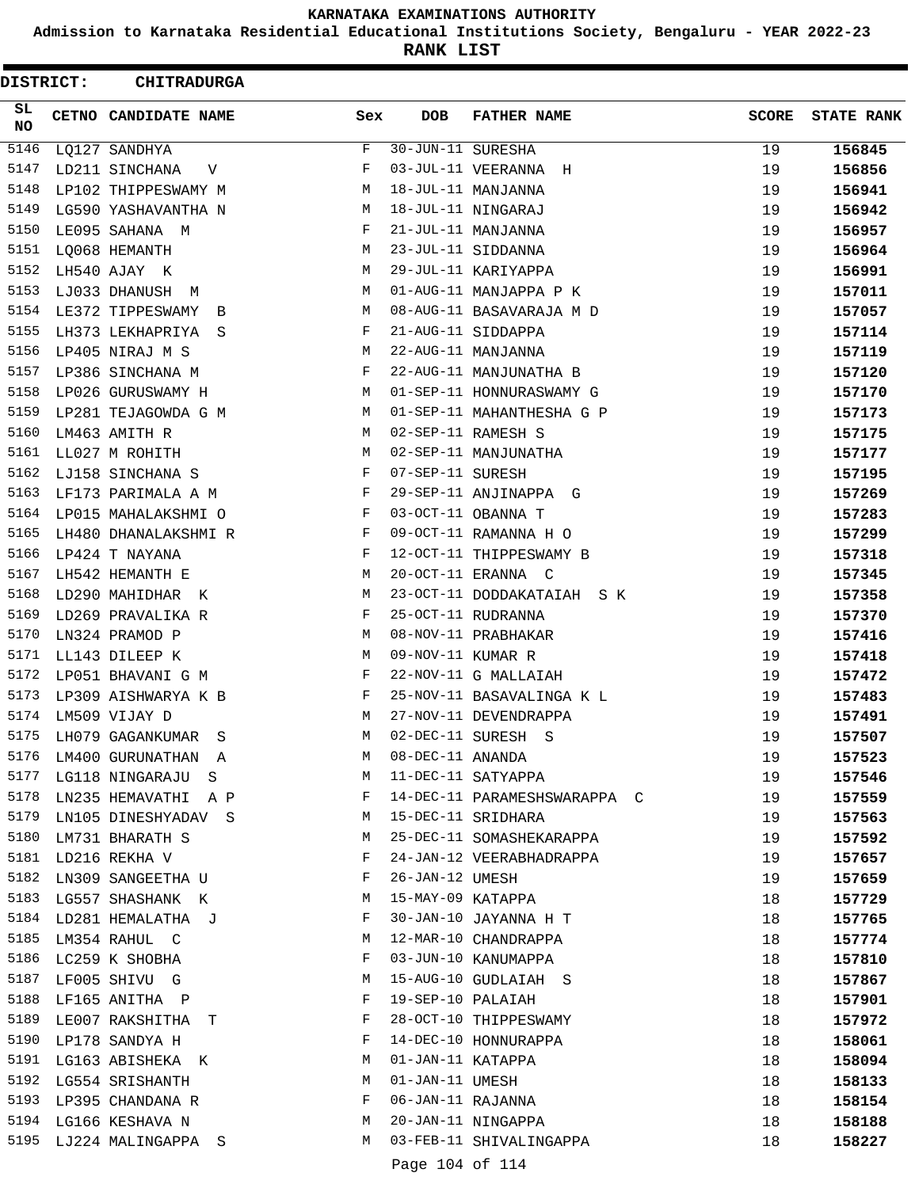# KARNATAKA EXAMINATIONS AUTHORITY

**Admission to Karnataka Residential Educational Institutions Society, Bengaluru - YEAR 2022-23**

**RANK LIST**

**DISTRICT: CHITRADURGA**

| SL NO | CETNO | CANDIDATE NAME | Sex | DOB | FATHER NAME | SCORE | STATE RANK |
|---|---|---|---|---|---|---|---|
| 5146 | LQ127 | SANDHYA | F | 30-JUN-11 | SURESHA | 19 | 156845 |
| 5147 | LD211 | SINCHANA V | F | 03-JUL-11 | VEERANNA H | 19 | 156856 |
| 5148 | LP102 | THIPPESWAMY M | M | 18-JUL-11 | MANJANNA | 19 | 156941 |
| 5149 | LG590 | YASHAVANTHA N | M | 18-JUL-11 | NINGARAJ | 19 | 156942 |
| 5150 | LE095 | SAHANA M | F | 21-JUL-11 | MANJANNA | 19 | 156957 |
| 5151 | LQ068 | HEMANTH | M | 23-JUL-11 | SIDDANNA | 19 | 156964 |
| 5152 | LH540 | AJAY K | M | 29-JUL-11 | KARIYAPPA | 19 | 156991 |
| 5153 | LJ033 | DHANUSH M | M | 01-AUG-11 | MANJAPPA P K | 19 | 157011 |
| 5154 | LE372 | TIPPESWAMY B | M | 08-AUG-11 | BASAVARAJA M D | 19 | 157057 |
| 5155 | LH373 | LEKHAPRIYA S | F | 21-AUG-11 | SIDDAPPA | 19 | 157114 |
| 5156 | LP405 | NIRAJ M S | M | 22-AUG-11 | MANJANNA | 19 | 157119 |
| 5157 | LP386 | SINCHANA M | F | 22-AUG-11 | MANJUNATHA B | 19 | 157120 |
| 5158 | LP026 | GURUSWAMY H | M | 01-SEP-11 | HONNURASWAMY G | 19 | 157170 |
| 5159 | LP281 | TEJAGOWDA G M | M | 01-SEP-11 | MAHANTHESHA G P | 19 | 157173 |
| 5160 | LM463 | AMITH R | M | 02-SEP-11 | RAMESH S | 19 | 157175 |
| 5161 | LL027 | M ROHITH | M | 02-SEP-11 | MANJUNATHA | 19 | 157177 |
| 5162 | LJ158 | SINCHANA S | F | 07-SEP-11 | SURESH | 19 | 157195 |
| 5163 | LF173 | PARIMALA A M | F | 29-SEP-11 | ANJINAPPA G | 19 | 157269 |
| 5164 | LP015 | MAHALAKSHMI O | F | 03-OCT-11 | OBANNA T | 19 | 157283 |
| 5165 | LH480 | DHANALAKSHMI R | F | 09-OCT-11 | RAMANNA H O | 19 | 157299 |
| 5166 | LP424 | T NAYANA | F | 12-OCT-11 | THIPPESWAMY B | 19 | 157318 |
| 5167 | LH542 | HEMANTH E | M | 20-OCT-11 | ERANNA C | 19 | 157345 |
| 5168 | LD290 | MAHIDHAR K | M | 23-OCT-11 | DODDAKATAIAH S K | 19 | 157358 |
| 5169 | LD269 | PRAVALIKA R | F | 25-OCT-11 | RUDRANNA | 19 | 157370 |
| 5170 | LN324 | PRAMOD P | M | 08-NOV-11 | PRABHAKAR | 19 | 157416 |
| 5171 | LL143 | DILEEP K | M | 09-NOV-11 | KUMAR R | 19 | 157418 |
| 5172 | LP051 | BHAVANI G M | F | 22-NOV-11 | G MALLAIAH | 19 | 157472 |
| 5173 | LP309 | AISHWARYA K B | F | 25-NOV-11 | BASAVALINGA K L | 19 | 157483 |
| 5174 | LM509 | VIJAY D | M | 27-NOV-11 | DEVENDRAPPA | 19 | 157491 |
| 5175 | LH079 | GAGANKUMAR S | M | 02-DEC-11 | SURESH S | 19 | 157507 |
| 5176 | LM400 | GURUNATHAN A | M | 08-DEC-11 | ANANDA | 19 | 157523 |
| 5177 | LG118 | NINGARAJU S | M | 11-DEC-11 | SATYAPPA | 19 | 157546 |
| 5178 | LN235 | HEMAVATHI A P | F | 14-DEC-11 | PARAMESHSWARAPPA C | 19 | 157559 |
| 5179 | LN105 | DINESHYADAV S | M | 15-DEC-11 | SRIDHARA | 19 | 157563 |
| 5180 | LM731 | BHARATH S | M | 25-DEC-11 | SOMASHEKARAPPA | 19 | 157592 |
| 5181 | LD216 | REKHA V | F | 24-JAN-12 | VEERABHADRAPPA | 19 | 157657 |
| 5182 | LN309 | SANGEETHA U | F | 26-JAN-12 | UMESH | 19 | 157659 |
| 5183 | LG557 | SHASHANK K | M | 15-MAY-09 | KATAPPA | 18 | 157729 |
| 5184 | LD281 | HEMALATHA J | F | 30-JAN-10 | JAYANNA H T | 18 | 157765 |
| 5185 | LM354 | RAHUL C | M | 12-MAR-10 | CHANDRAPPA | 18 | 157774 |
| 5186 | LC259 | K SHOBHA | F | 03-JUN-10 | KANUMAPPA | 18 | 157810 |
| 5187 | LF005 | SHIVU G | M | 15-AUG-10 | GUDLAIAH S | 18 | 157867 |
| 5188 | LF165 | ANITHA P | F | 19-SEP-10 | PALAIAH | 18 | 157901 |
| 5189 | LE007 | RAKSHITHA T | F | 28-OCT-10 | THIPPESWAMY | 18 | 157972 |
| 5190 | LP178 | SANDYA H | F | 14-DEC-10 | HONNURAPPA | 18 | 158061 |
| 5191 | LG163 | ABISHEKA K | M | 01-JAN-11 | KATAPPA | 18 | 158094 |
| 5192 | LG554 | SRISHANTH | M | 01-JAN-11 | UMESH | 18 | 158133 |
| 5193 | LP395 | CHANDANA R | F | 06-JAN-11 | RAJANNA | 18 | 158154 |
| 5194 | LG166 | KESHAVA N | M | 20-JAN-11 | NINGAPPA | 18 | 158188 |
| 5195 | LJ224 | MALINGAPPA S | M | 03-FEB-11 | SHIVALINGAPPA | 18 | 158227 |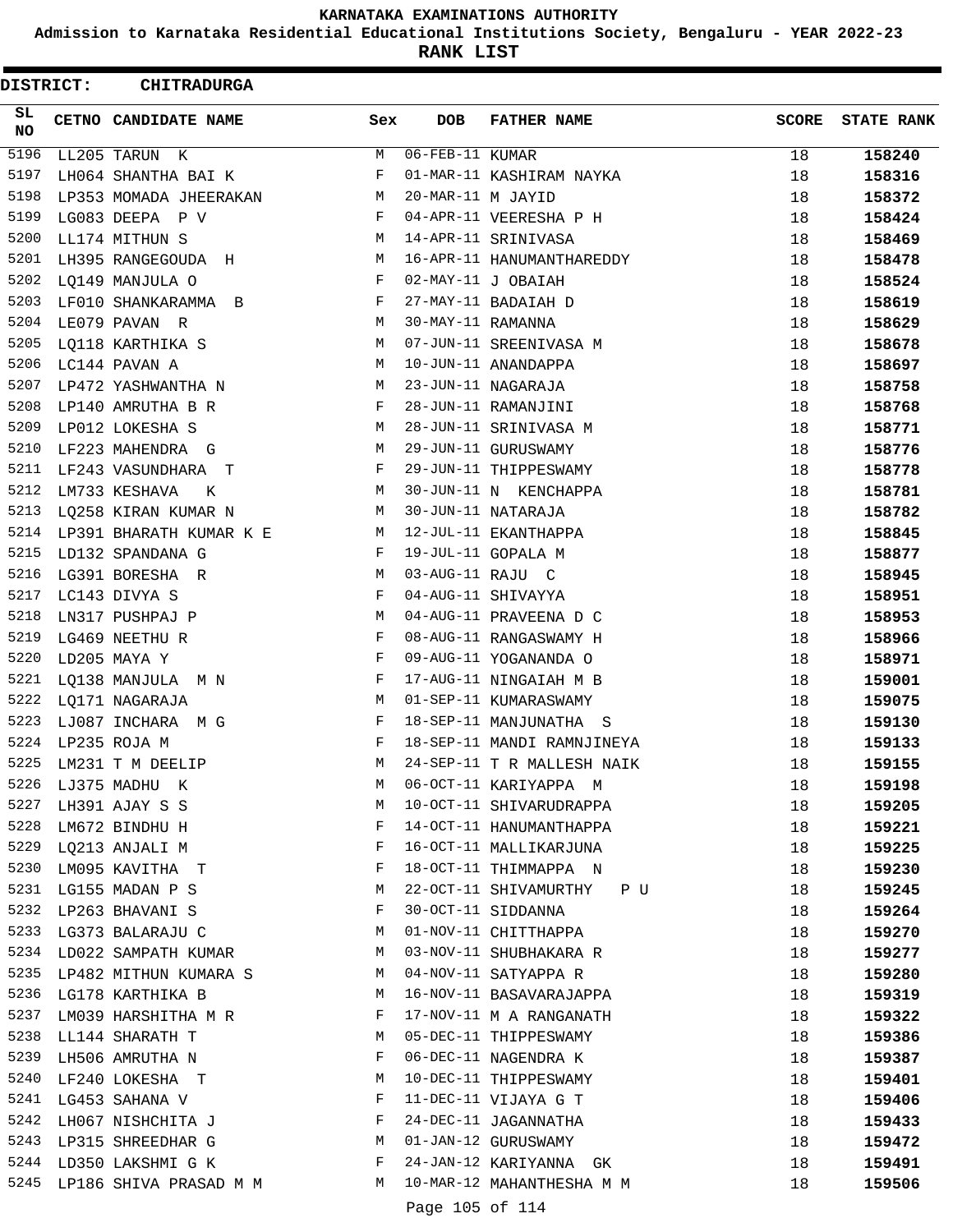# KARNATAKA EXAMINATIONS AUTHORITY

**Admission to Karnataka Residential Educational Institutions Society, Bengaluru - YEAR 2022-23**

**RANK LIST**

**DISTRICT: CHITRADURGA**

| SL NO | CETNO | CANDIDATE NAME | Sex | DOB | FATHER NAME | SCORE | STATE RANK |
|---|---|---|---|---|---|---|---|
| 5196 | LL205 | TARUN K | M | 06-FEB-11 | KUMAR | 18 | 158240 |
| 5197 | LH064 | SHANTHA BAI K | F | 01-MAR-11 | KASHIRAM NAYKA | 18 | 158316 |
| 5198 | LP353 | MOMADA JHEERAKAN | M | 20-MAR-11 | M JAYID | 18 | 158372 |
| 5199 | LG083 | DEEPA P V | F | 04-APR-11 | VEERESHA P H | 18 | 158424 |
| 5200 | LL174 | MITHUN S | M | 14-APR-11 | SRINIVASA | 18 | 158469 |
| 5201 | LH395 | RANGEGOUDA H | M | 16-APR-11 | HANUMANTHAREDDY | 18 | 158478 |
| 5202 | LQ149 | MANJULA O | F | 02-MAY-11 | J OBAIAH | 18 | 158524 |
| 5203 | LF010 | SHANKARAMMA B | F | 27-MAY-11 | BADAIAH D | 18 | 158619 |
| 5204 | LE079 | PAVAN R | M | 30-MAY-11 | RAMANNA | 18 | 158629 |
| 5205 | LQ118 | KARTHIKA S | M | 07-JUN-11 | SREENIVASA M | 18 | 158678 |
| 5206 | LC144 | PAVAN A | M | 10-JUN-11 | ANANDAPPA | 18 | 158697 |
| 5207 | LP472 | YASHWANTHA N | M | 23-JUN-11 | NAGARAJA | 18 | 158758 |
| 5208 | LP140 | AMRUTHA B R | F | 28-JUN-11 | RAMANJINI | 18 | 158768 |
| 5209 | LP012 | LOKESHA S | M | 28-JUN-11 | SRINIVASA M | 18 | 158771 |
| 5210 | LF223 | MAHENDRA G | M | 29-JUN-11 | GURUSWAMY | 18 | 158776 |
| 5211 | LF243 | VASUNDHARA T | F | 29-JUN-11 | THIPPESWAMY | 18 | 158778 |
| 5212 | LM733 | KESHAVA K | M | 30-JUN-11 | N KENCHAPPA | 18 | 158781 |
| 5213 | LQ258 | KIRAN KUMAR N | M | 30-JUN-11 | NATARAJA | 18 | 158782 |
| 5214 | LP391 | BHARATH KUMAR K E | M | 12-JUL-11 | EKANTHAPPA | 18 | 158845 |
| 5215 | LD132 | SPANDANA G | F | 19-JUL-11 | GOPALA M | 18 | 158877 |
| 5216 | LG391 | BORESHA R | M | 03-AUG-11 | RAJU C | 18 | 158945 |
| 5217 | LC143 | DIVYA S | F | 04-AUG-11 | SHIVAYYA | 18 | 158951 |
| 5218 | LN317 | PUSHPAJ P | M | 04-AUG-11 | PRAVEENA D C | 18 | 158953 |
| 5219 | LG469 | NEETHU R | F | 08-AUG-11 | RANGASWAMY H | 18 | 158966 |
| 5220 | LD205 | MAYA Y | F | 09-AUG-11 | YOGANANDA O | 18 | 158971 |
| 5221 | LQ138 | MANJULA M N | F | 17-AUG-11 | NINGAIAH M B | 18 | 159001 |
| 5222 | LQ171 | NAGARAJA | M | 01-SEP-11 | KUMARASWAMY | 18 | 159075 |
| 5223 | LJ087 | INCHARA M G | F | 18-SEP-11 | MANJUNATHA S | 18 | 159130 |
| 5224 | LP235 | ROJA M | F | 18-SEP-11 | MANDI RAMNJINEYA | 18 | 159133 |
| 5225 | LM231 | T M DEELIP | M | 24-SEP-11 | T R MALLESH NAIK | 18 | 159155 |
| 5226 | LJ375 | MADHU K | M | 06-OCT-11 | KARIYAPPA M | 18 | 159198 |
| 5227 | LH391 | AJAY S S | M | 10-OCT-11 | SHIVARUDRAPPA | 18 | 159205 |
| 5228 | LM672 | BINDHU H | F | 14-OCT-11 | HANUMANTHAPPA | 18 | 159221 |
| 5229 | LQ213 | ANJALI M | F | 16-OCT-11 | MALLIKARJUNA | 18 | 159225 |
| 5230 | LM095 | KAVITHA T | F | 18-OCT-11 | THIMMAPPA N | 18 | 159230 |
| 5231 | LG155 | MADAN P S | M | 22-OCT-11 | SHIVAMURTHY P U | 18 | 159245 |
| 5232 | LP263 | BHAVANI S | F | 30-OCT-11 | SIDDANNA | 18 | 159264 |
| 5233 | LG373 | BALARAJU C | M | 01-NOV-11 | CHITTHAPPA | 18 | 159270 |
| 5234 | LD022 | SAMPATH KUMAR | M | 03-NOV-11 | SHUBHAKARA R | 18 | 159277 |
| 5235 | LP482 | MITHUN KUMARA S | M | 04-NOV-11 | SATYAPPA R | 18 | 159280 |
| 5236 | LG178 | KARTHIKA B | M | 16-NOV-11 | BASAVARAJAPPA | 18 | 159319 |
| 5237 | LM039 | HARSHITHA M R | F | 17-NOV-11 | M A RANGANATH | 18 | 159322 |
| 5238 | LL144 | SHARATH T | M | 05-DEC-11 | THIPPESWAMY | 18 | 159386 |
| 5239 | LH506 | AMRUTHA N | F | 06-DEC-11 | NAGENDRA K | 18 | 159387 |
| 5240 | LF240 | LOKESHA T | M | 10-DEC-11 | THIPPESWAMY | 18 | 159401 |
| 5241 | LG453 | SAHANA V | F | 11-DEC-11 | VIJAYA G T | 18 | 159406 |
| 5242 | LH067 | NISHCHITA J | F | 24-DEC-11 | JAGANNATHA | 18 | 159433 |
| 5243 | LP315 | SHREEDHAR G | M | 01-JAN-12 | GURUSWAMY | 18 | 159472 |
| 5244 | LD350 | LAKSHMI G K | F | 24-JAN-12 | KARIYANNA GK | 18 | 159491 |
| 5245 | LP186 | SHIVA PRASAD M M | M | 10-MAR-12 | MAHANTHESHA M M | 18 | 159506 |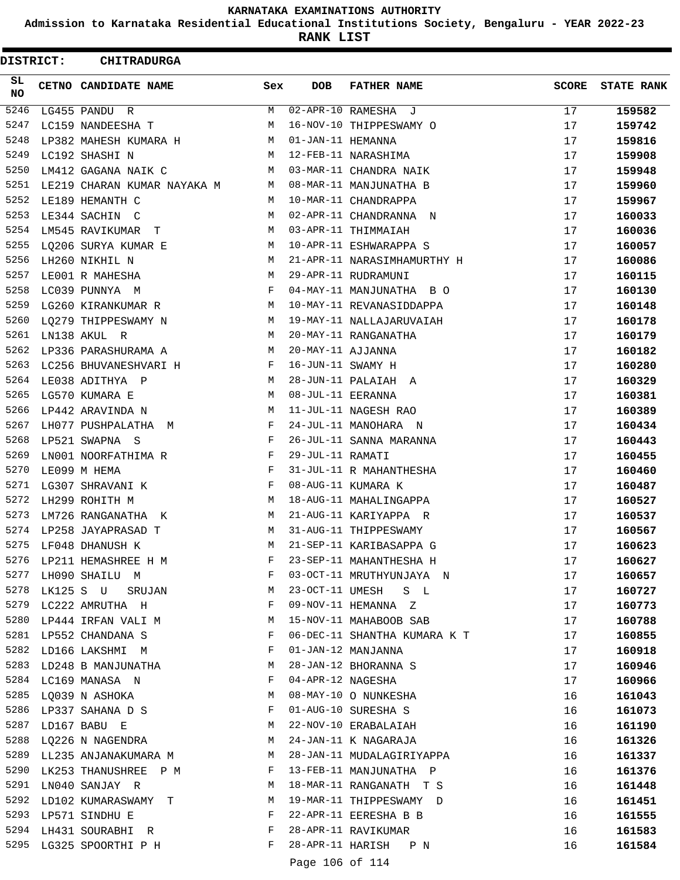**KARNATAKA EXAMINATIONS AUTHORITY**

**Admission to Karnataka Residential Educational Institutions Society, Bengaluru - YEAR 2022-23**

**RANK LIST**

**DISTRICT: CHITRADURGA**

| SL NO | CETNO | CANDIDATE NAME | Sex | DOB | FATHER NAME | SCORE | STATE RANK |
|---|---|---|---|---|---|---|---|
| 5246 | LG455 | PANDU R | M | 02-APR-10 | RAMESHA J | 17 | 159582 |
| 5247 | LC159 | NANDEESHA T | M | 16-NOV-10 | THIPPESWAMY O | 17 | 159742 |
| 5248 | LP382 | MAHESH KUMARA H | M | 01-JAN-11 | HEMANNA | 17 | 159816 |
| 5249 | LC192 | SHASHI N | M | 12-FEB-11 | NARASHIMA | 17 | 159908 |
| 5250 | LM412 | GAGANA NAIK C | M | 03-MAR-11 | CHANDRA NAIK | 17 | 159948 |
| 5251 | LE219 | CHARAN KUMAR NAYAKA M | M | 08-MAR-11 | MANJUNATHA B | 17 | 159960 |
| 5252 | LE189 | HEMANTH C | M | 10-MAR-11 | CHANDRAPPA | 17 | 159967 |
| 5253 | LE344 | SACHIN C | M | 02-APR-11 | CHANDRANNA N | 17 | 160033 |
| 5254 | LM545 | RAVIKUMAR T | M | 03-APR-11 | THIMMAIAH | 17 | 160036 |
| 5255 | LQ206 | SURYA KUMAR E | M | 10-APR-11 | ESHWARAPPA S | 17 | 160057 |
| 5256 | LH260 | NIKHIL N | M | 21-APR-11 | NARASIMHAMURTHY H | 17 | 160086 |
| 5257 | LE001 | R MAHESHA | M | 29-APR-11 | RUDRAMUNI | 17 | 160115 |
| 5258 | LC039 | PUNNYA M | F | 04-MAY-11 | MANJUNATHA B O | 17 | 160130 |
| 5259 | LG260 | KIRANKUMAR R | M | 10-MAY-11 | REVANASIDDAPPA | 17 | 160148 |
| 5260 | LQ279 | THIPPESWAMY N | M | 19-MAY-11 | NALLAJARUVAIAH | 17 | 160178 |
| 5261 | LN138 | AKUL R | M | 20-MAY-11 | RANGANATHA | 17 | 160179 |
| 5262 | LP336 | PARASHURAMA A | M | 20-MAY-11 | AJJANNA | 17 | 160182 |
| 5263 | LC256 | BHUVANESHVARI H | F | 16-JUN-11 | SWAMY H | 17 | 160280 |
| 5264 | LE038 | ADITHYA P | M | 28-JUN-11 | PALAIAH A | 17 | 160329 |
| 5265 | LG570 | KUMARA E | M | 08-JUL-11 | EERANNA | 17 | 160381 |
| 5266 | LP442 | ARAVINDA N | M | 11-JUL-11 | NAGESH RAO | 17 | 160389 |
| 5267 | LH077 | PUSHPALATHA M | F | 24-JUL-11 | MANOHARA N | 17 | 160434 |
| 5268 | LP521 | SWAPNA S | F | 26-JUL-11 | SANNA MARANNA | 17 | 160443 |
| 5269 | LN001 | NOORFATHIMA R | F | 29-JUL-11 | RAMATI | 17 | 160455 |
| 5270 | LE099 | M HEMA | F | 31-JUL-11 | R MAHANTHESHA | 17 | 160460 |
| 5271 | LG307 | SHRAVANI K | F | 08-AUG-11 | KUMARA K | 17 | 160487 |
| 5272 | LH299 | ROHITH M | M | 18-AUG-11 | MAHALINGAPPA | 17 | 160527 |
| 5273 | LM726 | RANGANATHA K | M | 21-AUG-11 | KARIYAPPA R | 17 | 160537 |
| 5274 | LP258 | JAYAPRASAD T | M | 31-AUG-11 | THIPPESWAMY | 17 | 160567 |
| 5275 | LF048 | DHANUSH K | M | 21-SEP-11 | KARIBASAPPA G | 17 | 160623 |
| 5276 | LP211 | HEMASHREE H M | F | 23-SEP-11 | MAHANTHESHA H | 17 | 160627 |
| 5277 | LH090 | SHAILU M | F | 03-OCT-11 | MRUTHYUNJAYA N | 17 | 160657 |
| 5278 | LK125 | S U SRUJAN | M | 23-OCT-11 | UMESH S L | 17 | 160727 |
| 5279 | LC222 | AMRUTHA H | F | 09-NOV-11 | HEMANNA Z | 17 | 160773 |
| 5280 | LP444 | IRFAN VALI M | M | 15-NOV-11 | MAHABOOB SAB | 17 | 160788 |
| 5281 | LP552 | CHANDANA S | F | 06-DEC-11 | SHANTHA KUMARA K T | 17 | 160855 |
| 5282 | LD166 | LAKSHMI M | F | 01-JAN-12 | MANJANNA | 17 | 160918 |
| 5283 | LD248 | B MANJUNATHA | M | 28-JAN-12 | BHORANNA S | 17 | 160946 |
| 5284 | LC169 | MANASA N | F | 04-APR-12 | NAGESHA | 17 | 160966 |
| 5285 | LQ039 | N ASHOKA | M | 08-MAY-10 | O NUNKESHA | 16 | 161043 |
| 5286 | LP337 | SAHANA D S | F | 01-AUG-10 | SURESHA S | 16 | 161073 |
| 5287 | LD167 | BABU E | M | 22-NOV-10 | ERABALAIAH | 16 | 161190 |
| 5288 | LQ226 | N NAGENDRA | M | 24-JAN-11 | K NAGARAJA | 16 | 161326 |
| 5289 | LL235 | ANJANAKUMARA M | M | 28-JAN-11 | MUDALAGIRIYAPPA | 16 | 161337 |
| 5290 | LK253 | THANUSHREE P M | F | 13-FEB-11 | MANJUNATHA P | 16 | 161376 |
| 5291 | LN040 | SANJAY R | M | 18-MAR-11 | RANGANATH T S | 16 | 161448 |
| 5292 | LD102 | KUMARASWAMY T | M | 19-MAR-11 | THIPPESWAMY D | 16 | 161451 |
| 5293 | LP571 | SINDHU E | F | 22-APR-11 | EERESHA B B | 16 | 161555 |
| 5294 | LH431 | SOURABHI R | F | 28-APR-11 | RAVIKUMAR | 16 | 161583 |
| 5295 | LG325 | SPOORTHI P H | F | 28-APR-11 | HARISH P N | 16 | 161584 |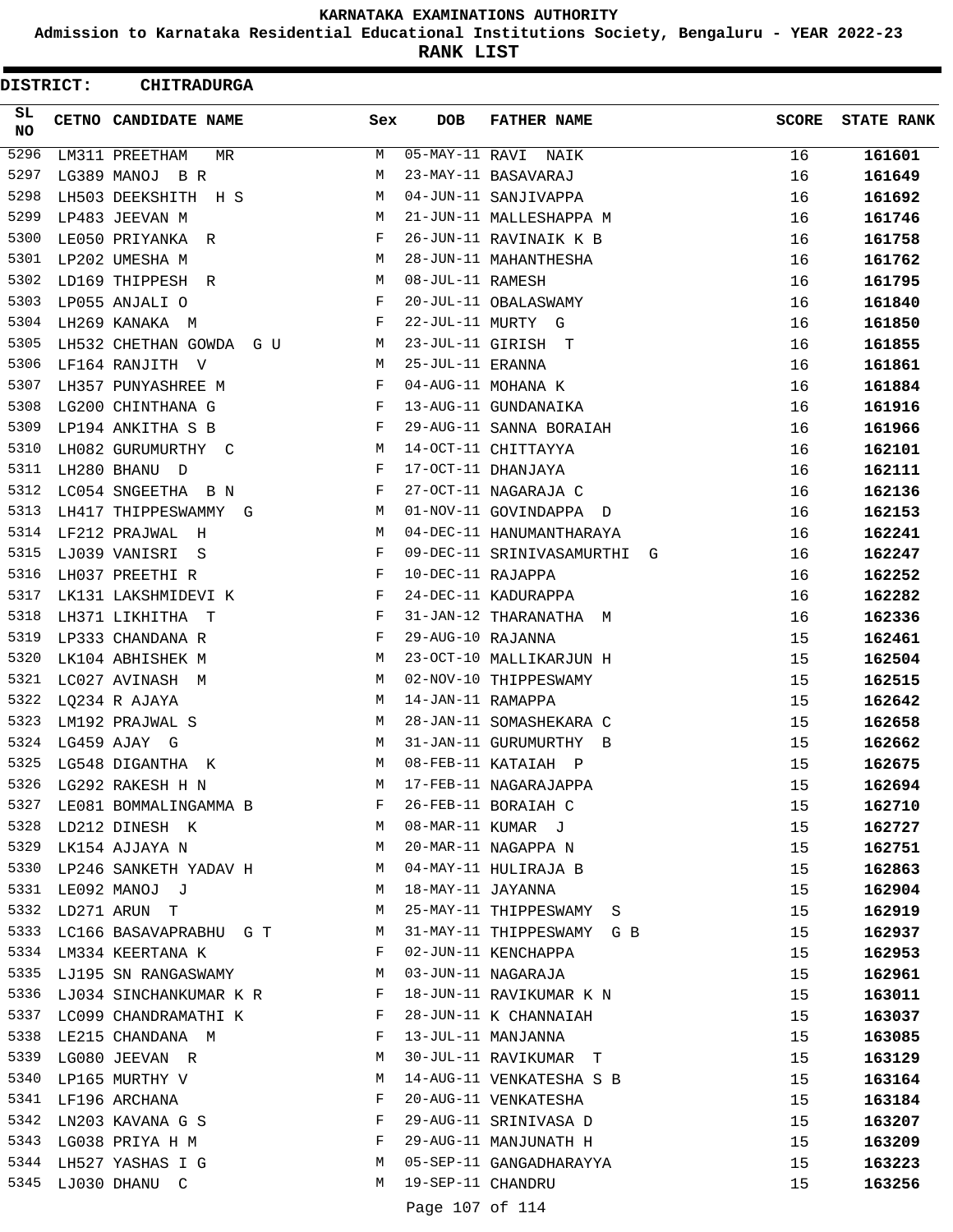# KARNATAKA EXAMINATIONS AUTHORITY

**Admission to Karnataka Residential Educational Institutions Society, Bengaluru - YEAR 2022-23**

**RANK LIST**

**DISTRICT: CHITRADURGA**

| SL NO | CETNO | CANDIDATE NAME | Sex | DOB | FATHER NAME | SCORE | STATE RANK |
|---|---|---|---|---|---|---|---|
| 5296 | LM311 | PREETHAM MR | M | 05-MAY-11 | RAVI NAIK | 16 | **161601** |
| 5297 | LG389 | MANOJ B R | M | 23-MAY-11 | BASAVARAJ | 16 | **161649** |
| 5298 | LH503 | DEEKSHITH H S | M | 04-JUN-11 | SANJIVAPPA | 16 | **161692** |
| 5299 | LP483 | JEEVAN M | M | 21-JUN-11 | MALLESHAPPA M | 16 | **161746** |
| 5300 | LE050 | PRIYANKA R | F | 26-JUN-11 | RAVINAIK K B | 16 | **161758** |
| 5301 | LP202 | UMESHA M | M | 28-JUN-11 | MAHANTHESHA | 16 | **161762** |
| 5302 | LD169 | THIPPESH R | M | 08-JUL-11 | RAMESH | 16 | **161795** |
| 5303 | LP055 | ANJALI O | F | 20-JUL-11 | OBALASWAMY | 16 | **161840** |
| 5304 | LH269 | KANAKA M | F | 22-JUL-11 | MURTY G | 16 | **161850** |
| 5305 | LH532 | CHETHAN GOWDA G U | M | 23-JUL-11 | GIRISH T | 16 | **161855** |
| 5306 | LF164 | RANJITH V | M | 25-JUL-11 | ERANNA | 16 | **161861** |
| 5307 | LH357 | PUNYASHREE M | F | 04-AUG-11 | MOHANA K | 16 | **161884** |
| 5308 | LG200 | CHINTHANA G | F | 13-AUG-11 | GUNDANAIKA | 16 | **161916** |
| 5309 | LP194 | ANKITHA S B | F | 29-AUG-11 | SANNA BORAIAH | 16 | **161966** |
| 5310 | LH082 | GURUMURTHY C | M | 14-OCT-11 | CHITTAYYA | 16 | **162101** |
| 5311 | LH280 | BHANU D | F | 17-OCT-11 | DHANJAYA | 16 | **162111** |
| 5312 | LC054 | SNGEETHA B N | F | 27-OCT-11 | NAGARAJA C | 16 | **162136** |
| 5313 | LH417 | THIPPESWAMMY G | M | 01-NOV-11 | GOVINDAPPA D | 16 | **162153** |
| 5314 | LF212 | PRAJWAL H | M | 04-DEC-11 | HANUMANTHARAYA | 16 | **162241** |
| 5315 | LJ039 | VANISRI S | F | 09-DEC-11 | SRINIVASAMURTHI G | 16 | **162247** |
| 5316 | LH037 | PREETHI R | F | 10-DEC-11 | RAJAPPA | 16 | **162252** |
| 5317 | LK131 | LAKSHMIDEVI K | F | 24-DEC-11 | KADURAPPA | 16 | **162282** |
| 5318 | LH371 | LIKHITHA T | F | 31-JAN-12 | THARANATHA M | 16 | **162336** |
| 5319 | LP333 | CHANDANA R | F | 29-AUG-10 | RAJANNA | 15 | **162461** |
| 5320 | LK104 | ABHISHEK M | M | 23-OCT-10 | MALLIKARJUN H | 15 | **162504** |
| 5321 | LC027 | AVINASH M | M | 02-NOV-10 | THIPPESWAMY | 15 | **162515** |
| 5322 | LQ234 | R AJAYA | M | 14-JAN-11 | RAMAPPA | 15 | **162642** |
| 5323 | LM192 | PRAJWAL S | M | 28-JAN-11 | SOMASHEKARA C | 15 | **162658** |
| 5324 | LG459 | AJAY G | M | 31-JAN-11 | GURUMURTHY B | 15 | **162662** |
| 5325 | LG548 | DIGANTHA K | M | 08-FEB-11 | KATAIAH P | 15 | **162675** |
| 5326 | LG292 | RAKESH H N | M | 17-FEB-11 | NAGARAJAPPA | 15 | **162694** |
| 5327 | LE081 | BOMMALINGAMMA B | F | 26-FEB-11 | BORAIAH C | 15 | **162710** |
| 5328 | LD212 | DINESH K | M | 08-MAR-11 | KUMAR J | 15 | **162727** |
| 5329 | LK154 | AJJAYA N | M | 20-MAR-11 | NAGAPPA N | 15 | **162751** |
| 5330 | LP246 | SANKETH YADAV H | M | 04-MAY-11 | HULIRAJA B | 15 | **162863** |
| 5331 | LE092 | MANOJ J | M | 18-MAY-11 | JAYANNA | 15 | **162904** |
| 5332 | LD271 | ARUN T | M | 25-MAY-11 | THIPPESWAMY S | 15 | **162919** |
| 5333 | LC166 | BASAVAPRABHU G T | M | 31-MAY-11 | THIPPESWAMY G B | 15 | **162937** |
| 5334 | LM334 | KEERTANA K | F | 02-JUN-11 | KENCHAPPA | 15 | **162953** |
| 5335 | LJ195 | SN RANGASWAMY | M | 03-JUN-11 | NAGARAJA | 15 | **162961** |
| 5336 | LJ034 | SINCHANKUMAR K R | F | 18-JUN-11 | RAVIKUMAR K N | 15 | **163011** |
| 5337 | LC099 | CHANDRAMATHI K | F | 28-JUN-11 | K CHANNAIAH | 15 | **163037** |
| 5338 | LE215 | CHANDANA M | F | 13-JUL-11 | MANJANNA | 15 | **163085** |
| 5339 | LG080 | JEEVAN R | M | 30-JUL-11 | RAVIKUMAR T | 15 | **163129** |
| 5340 | LP165 | MURTHY V | M | 14-AUG-11 | VENKATESHA S B | 15 | **163164** |
| 5341 | LF196 | ARCHANA | F | 20-AUG-11 | VENKATESHA | 15 | **163184** |
| 5342 | LN203 | KAVANA G S | F | 29-AUG-11 | SRINIVASA D | 15 | **163207** |
| 5343 | LG038 | PRIYA H M | F | 29-AUG-11 | MANJUNATH H | 15 | **163209** |
| 5344 | LH527 | YASHAS I G | M | 05-SEP-11 | GANGADHARAYYA | 15 | **163223** |
| 5345 | LJ030 | DHANU C | M | 19-SEP-11 | CHANDRU | 15 | **163256** |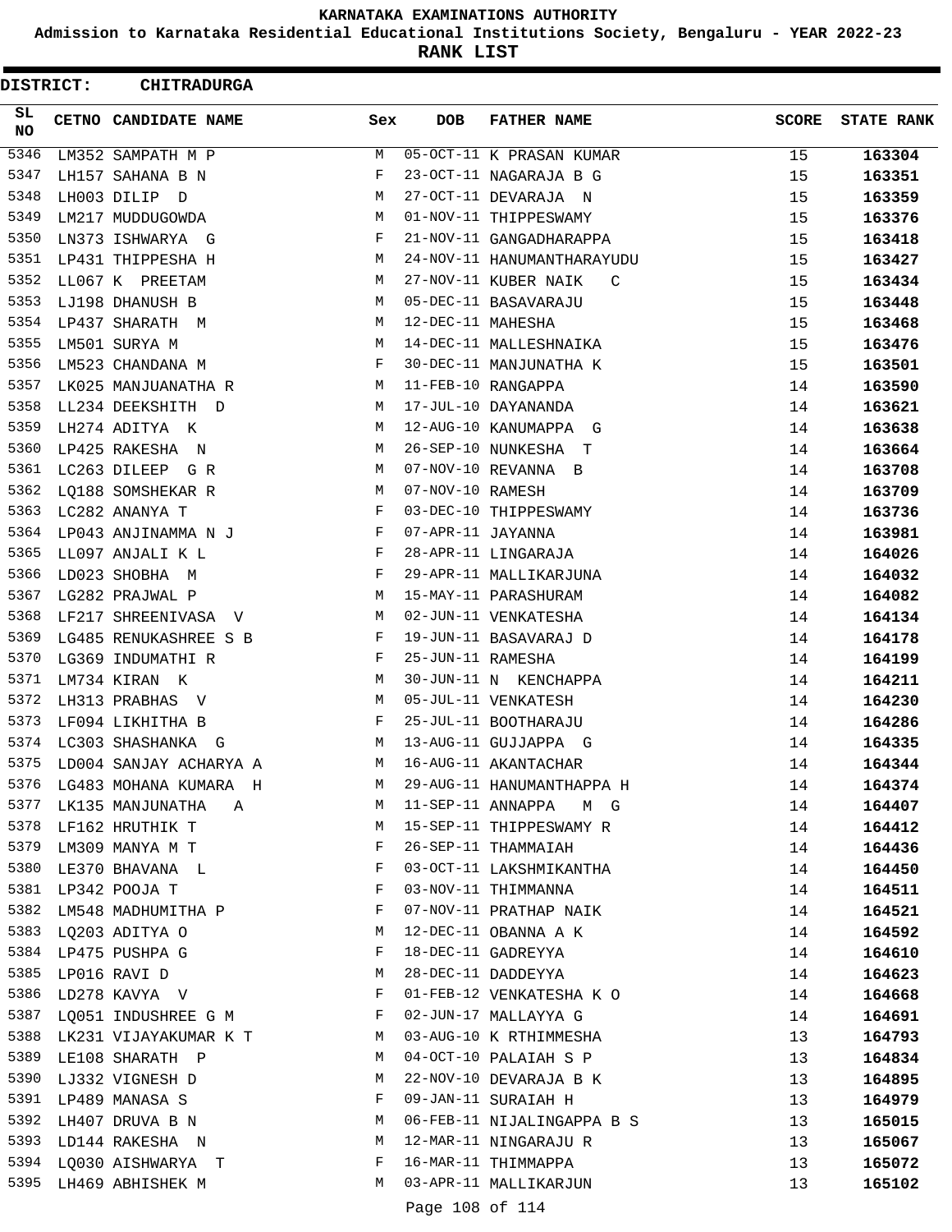# KARNATAKA EXAMINATIONS AUTHORITY

## Admission to Karnataka Residential Educational Institutions Society, Bengaluru - YEAR 2022-23

## RANK LIST

**DISTRICT: CHITRADURGA**

| SL NO | CETNO | CANDIDATE NAME | Sex | DOB | FATHER NAME | SCORE | STATE RANK |
|---|---|---|---|---|---|---|---|
| 5346 | LM352 | SAMPATH M P | M | 05-OCT-11 | K PRASAN KUMAR | 15 | **163304** |
| 5347 | LH157 | SAHANA B N | F | 23-OCT-11 | NAGARAJA B G | 15 | **163351** |
| 5348 | LH003 | DILIP D | M | 27-OCT-11 | DEVARAJA N | 15 | **163359** |
| 5349 | LM217 | MUDDUGOWDA | M | 01-NOV-11 | THIPPESWAMY | 15 | **163376** |
| 5350 | LN373 | ISHWARYA G | F | 21-NOV-11 | GANGADHARAPPA | 15 | **163418** |
| 5351 | LP431 | THIPPESHA H | M | 24-NOV-11 | HANUMANTHARAYUDU | 15 | **163427** |
| 5352 | LL067 | K PREETAM | M | 27-NOV-11 | KUBER NAIK C | 15 | **163434** |
| 5353 | LJ198 | DHANUSH B | M | 05-DEC-11 | BASAVARAJU | 15 | **163448** |
| 5354 | LP437 | SHARATH M | M | 12-DEC-11 | MAHESHA | 15 | **163468** |
| 5355 | LM501 | SURYA M | M | 14-DEC-11 | MALLESHNAIKA | 15 | **163476** |
| 5356 | LM523 | CHANDANA M | F | 30-DEC-11 | MANJUNATHA K | 15 | **163501** |
| 5357 | LK025 | MANJUANATHA R | M | 11-FEB-10 | RANGAPPA | 14 | **163590** |
| 5358 | LL234 | DEEKSHITH D | M | 17-JUL-10 | DAYANANDA | 14 | **163621** |
| 5359 | LH274 | ADITYA K | M | 12-AUG-10 | KANUMAPPA G | 14 | **163638** |
| 5360 | LP425 | RAKESHA N | M | 26-SEP-10 | NUNKESHA T | 14 | **163664** |
| 5361 | LC263 | DILEEP G R | M | 07-NOV-10 | REVANNA B | 14 | **163708** |
| 5362 | LQ188 | SOMSHEKAR R | M | 07-NOV-10 | RAMESH | 14 | **163709** |
| 5363 | LC282 | ANANYA T | F | 03-DEC-10 | THIPPESWAMY | 14 | **163736** |
| 5364 | LP043 | ANJINAMMA N J | F | 07-APR-11 | JAYANNA | 14 | **163981** |
| 5365 | LL097 | ANJALI K L | F | 28-APR-11 | LINGARAJA | 14 | **164026** |
| 5366 | LD023 | SHOBHA M | F | 29-APR-11 | MALLIKARJUNA | 14 | **164032** |
| 5367 | LG282 | PRAJWAL P | M | 15-MAY-11 | PARASHURAM | 14 | **164082** |
| 5368 | LF217 | SHREENIVASA V | M | 02-JUN-11 | VENKATESHA | 14 | **164134** |
| 5369 | LG485 | RENUKASHREE S B | F | 19-JUN-11 | BASAVARAJ D | 14 | **164178** |
| 5370 | LG369 | INDUMATHI R | F | 25-JUN-11 | RAMESHA | 14 | **164199** |
| 5371 | LM734 | KIRAN K | M | 30-JUN-11 | N KENCHAPPA | 14 | **164211** |
| 5372 | LH313 | PRABHAS V | M | 05-JUL-11 | VENKATESH | 14 | **164230** |
| 5373 | LF094 | LIKHITHA B | F | 25-JUL-11 | BOOTHARAJU | 14 | **164286** |
| 5374 | LC303 | SHASHANKA G | M | 13-AUG-11 | GUJJAPPA G | 14 | **164335** |
| 5375 | LD004 | SANJAY ACHARYA A | M | 16-AUG-11 | AKANTACHAR | 14 | **164344** |
| 5376 | LG483 | MOHANA KUMARA H | M | 29-AUG-11 | HANUMANTHAPPA H | 14 | **164374** |
| 5377 | LK135 | MANJUNATHA A | M | 11-SEP-11 | ANNAPPA M G | 14 | **164407** |
| 5378 | LF162 | HRUTHIK T | M | 15-SEP-11 | THIPPESWAMY R | 14 | **164412** |
| 5379 | LM309 | MANYA M T | F | 26-SEP-11 | THAMMAIAH | 14 | **164436** |
| 5380 | LE370 | BHAVANA L | F | 03-OCT-11 | LAKSHMIKANTHA | 14 | **164450** |
| 5381 | LP342 | POOJA T | F | 03-NOV-11 | THIMMANNA | 14 | **164511** |
| 5382 | LM548 | MADHUMITHA P | F | 07-NOV-11 | PRATHAP NAIK | 14 | **164521** |
| 5383 | LQ203 | ADITYA O | M | 12-DEC-11 | OBANNA A K | 14 | **164592** |
| 5384 | LP475 | PUSHPA G | F | 18-DEC-11 | GADREYYA | 14 | **164610** |
| 5385 | LP016 | RAVI D | M | 28-DEC-11 | DADDEYYA | 14 | **164623** |
| 5386 | LD278 | KAVYA V | F | 01-FEB-12 | VENKATESHA K O | 14 | **164668** |
| 5387 | LQ051 | INDUSHREE G M | F | 02-JUN-17 | MALLAYYA G | 14 | **164691** |
| 5388 | LK231 | VIJAYAKUMAR K T | M | 03-AUG-10 | K RTHIMMESHA | 13 | **164793** |
| 5389 | LE108 | SHARATH P | M | 04-OCT-10 | PALAIAH S P | 13 | **164834** |
| 5390 | LJ332 | VIGNESH D | M | 22-NOV-10 | DEVARAJA B K | 13 | **164895** |
| 5391 | LP489 | MANASA S | F | 09-JAN-11 | SURAIAH H | 13 | **164979** |
| 5392 | LH407 | DRUVA B N | M | 06-FEB-11 | NIJALINGAPPA B S | 13 | **165015** |
| 5393 | LD144 | RAKESHA N | M | 12-MAR-11 | NINGARAJU R | 13 | **165067** |
| 5394 | LQ030 | AISHWARYA T | F | 16-MAR-11 | THIMMAPPA | 13 | **165072** |
| 5395 | LH469 | ABHISHEK M | M | 03-APR-11 | MALLIKARJUN | 13 | **165102** |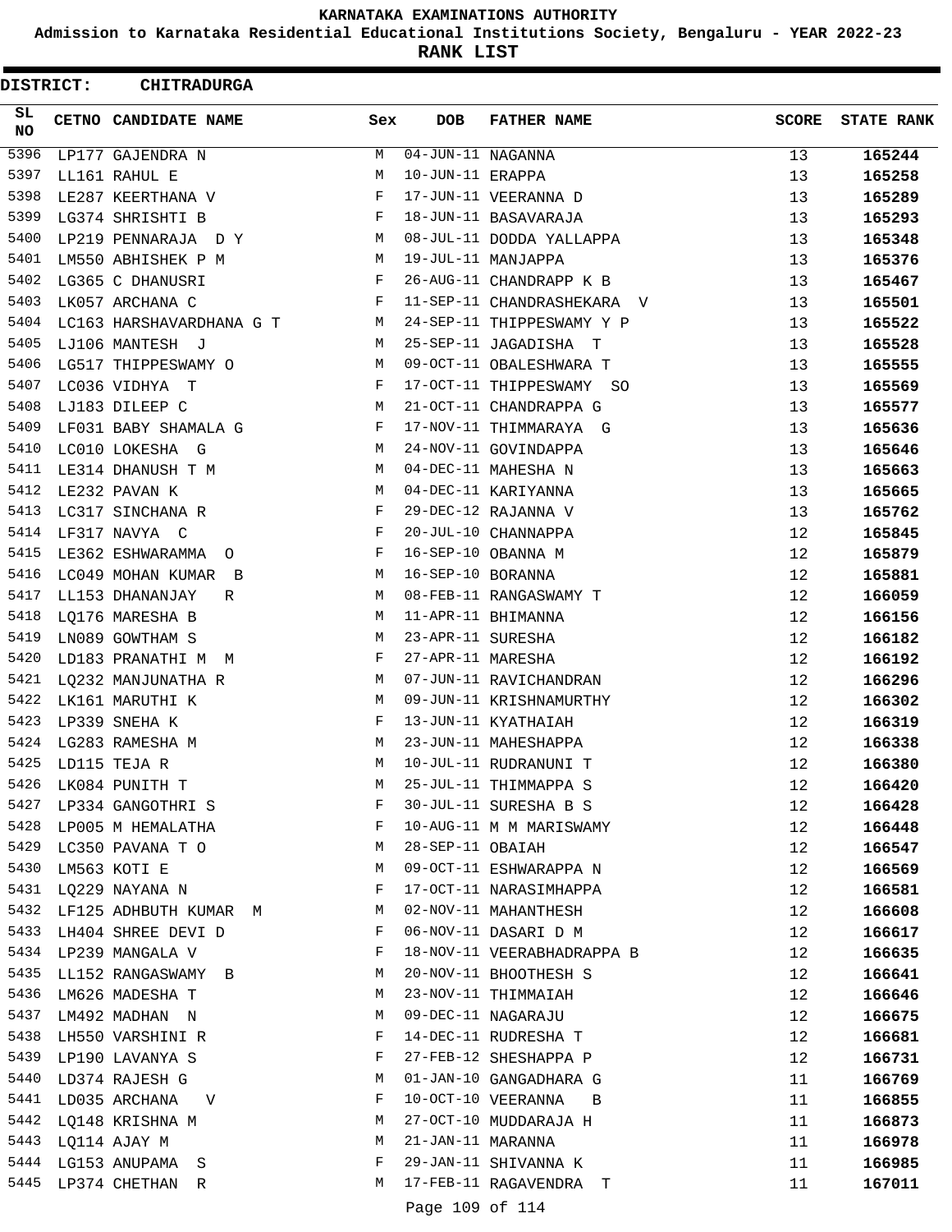KARNATAKA EXAMINATIONS AUTHORITY

Admission to Karnataka Residential Educational Institutions Society, Bengaluru - YEAR 2022-23

RANK LIST

DISTRICT: CHITRADURGA

| SL NO | CETNO | CANDIDATE NAME | Sex | DOB | FATHER NAME | SCORE | STATE RANK |
|---|---|---|---|---|---|---|---|
| 5396 | LP177 | GAJENDRA N | M | 04-JUN-11 | NAGANNA | 13 | 165244 |
| 5397 | LL161 | RAHUL E | M | 10-JUN-11 | ERAPPA | 13 | 165258 |
| 5398 | LE287 | KEERTHANA V | F | 17-JUN-11 | VEERANNA D | 13 | 165289 |
| 5399 | LG374 | SHRISHTI B | F | 18-JUN-11 | BASAVARAJA | 13 | 165293 |
| 5400 | LP219 | PENNARAJA D Y | M | 08-JUL-11 | DODDA YALLAPPA | 13 | 165348 |
| 5401 | LM550 | ABHISHEK P M | M | 19-JUL-11 | MANJAPPA | 13 | 165376 |
| 5402 | LG365 | C DHANUSRI | F | 26-AUG-11 | CHANDRAPP K B | 13 | 165467 |
| 5403 | LK057 | ARCHANA C | F | 11-SEP-11 | CHANDRASHEKARA V | 13 | 165501 |
| 5404 | LC163 | HARSHAVARDHANA G T | M | 24-SEP-11 | THIPPESWAMY Y P | 13 | 165522 |
| 5405 | LJ106 | MANTESH J | M | 25-SEP-11 | JAGADISHA T | 13 | 165528 |
| 5406 | LG517 | THIPPESWAMY O | M | 09-OCT-11 | OBALESHWARA T | 13 | 165555 |
| 5407 | LC036 | VIDHYA T | F | 17-OCT-11 | THIPPESWAMY SO | 13 | 165569 |
| 5408 | LJ183 | DILEEP C | M | 21-OCT-11 | CHANDRAPPA G | 13 | 165577 |
| 5409 | LF031 | BABY SHAMALA G | F | 17-NOV-11 | THIMMARAYA G | 13 | 165636 |
| 5410 | LC010 | LOKESHA G | M | 24-NOV-11 | GOVINDAPPA | 13 | 165646 |
| 5411 | LE314 | DHANUSH T M | M | 04-DEC-11 | MAHESHA N | 13 | 165663 |
| 5412 | LE232 | PAVAN K | M | 04-DEC-11 | KARIYANNA | 13 | 165665 |
| 5413 | LC317 | SINCHANA R | F | 29-DEC-12 | RAJANNA V | 13 | 165762 |
| 5414 | LF317 | NAVYA C | F | 20-JUL-10 | CHANNAPPA | 12 | 165845 |
| 5415 | LE362 | ESHWARAMMA O | F | 16-SEP-10 | OBANNA M | 12 | 165879 |
| 5416 | LC049 | MOHAN KUMAR B | M | 16-SEP-10 | BORANNA | 12 | 165881 |
| 5417 | LL153 | DHANANJAY R | M | 08-FEB-11 | RANGASWAMY T | 12 | 166059 |
| 5418 | LQ176 | MARESHA B | M | 11-APR-11 | BHIMANNA | 12 | 166156 |
| 5419 | LN089 | GOWTHAM S | M | 23-APR-11 | SURESHA | 12 | 166182 |
| 5420 | LD183 | PRANATHI M M | F | 27-APR-11 | MARESHA | 12 | 166192 |
| 5421 | LQ232 | MANJUNATHA R | M | 07-JUN-11 | RAVICHANDRAN | 12 | 166296 |
| 5422 | LK161 | MARUTHI K | M | 09-JUN-11 | KRISHNAMURTHY | 12 | 166302 |
| 5423 | LP339 | SNEHA K | F | 13-JUN-11 | KYATHAIAH | 12 | 166319 |
| 5424 | LG283 | RAMESHA M | M | 23-JUN-11 | MAHESHAPPA | 12 | 166338 |
| 5425 | LD115 | TEJA R | M | 10-JUL-11 | RUDRANUNI T | 12 | 166380 |
| 5426 | LK084 | PUNITH T | M | 25-JUL-11 | THIMMAPPA S | 12 | 166420 |
| 5427 | LP334 | GANGOTHRI S | F | 30-JUL-11 | SURESHA B S | 12 | 166428 |
| 5428 | LP005 | M HEMALATHA | F | 10-AUG-11 | M M MARISWAMY | 12 | 166448 |
| 5429 | LC350 | PAVANA T O | M | 28-SEP-11 | OBAIAH | 12 | 166547 |
| 5430 | LM563 | KOTI E | M | 09-OCT-11 | ESHWARAPPA N | 12 | 166569 |
| 5431 | LQ229 | NAYANA N | F | 17-OCT-11 | NARASIMHAPPA | 12 | 166581 |
| 5432 | LF125 | ADHBUTH KUMAR M | M | 02-NOV-11 | MAHANTHESH | 12 | 166608 |
| 5433 | LH404 | SHREE DEVI D | F | 06-NOV-11 | DASARI D M | 12 | 166617 |
| 5434 | LP239 | MANGALA V | F | 18-NOV-11 | VEERABHADRAPPA B | 12 | 166635 |
| 5435 | LL152 | RANGASWAMY B | M | 20-NOV-11 | BHOOTHESH S | 12 | 166641 |
| 5436 | LM626 | MADESHA T | M | 23-NOV-11 | THIMMAIAH | 12 | 166646 |
| 5437 | LM492 | MADHAN N | M | 09-DEC-11 | NAGARAJU | 12 | 166675 |
| 5438 | LH550 | VARSHINI R | F | 14-DEC-11 | RUDRESHA T | 12 | 166681 |
| 5439 | LP190 | LAVANYA S | F | 27-FEB-12 | SHESHAPPA P | 12 | 166731 |
| 5440 | LD374 | RAJESH G | M | 01-JAN-10 | GANGADHARA G | 11 | 166769 |
| 5441 | LD035 | ARCHANA V | F | 10-OCT-10 | VEERANNA B | 11 | 166855 |
| 5442 | LQ148 | KRISHNA M | M | 27-OCT-10 | MUDDARAJA H | 11 | 166873 |
| 5443 | LQ114 | AJAY M | M | 21-JAN-11 | MARANNA | 11 | 166978 |
| 5444 | LG153 | ANUPAMA S | F | 29-JAN-11 | SHIVANNA K | 11 | 166985 |
| 5445 | LP374 | CHETHAN R | M | 17-FEB-11 | RAGAVENDRA T | 11 | 167011 |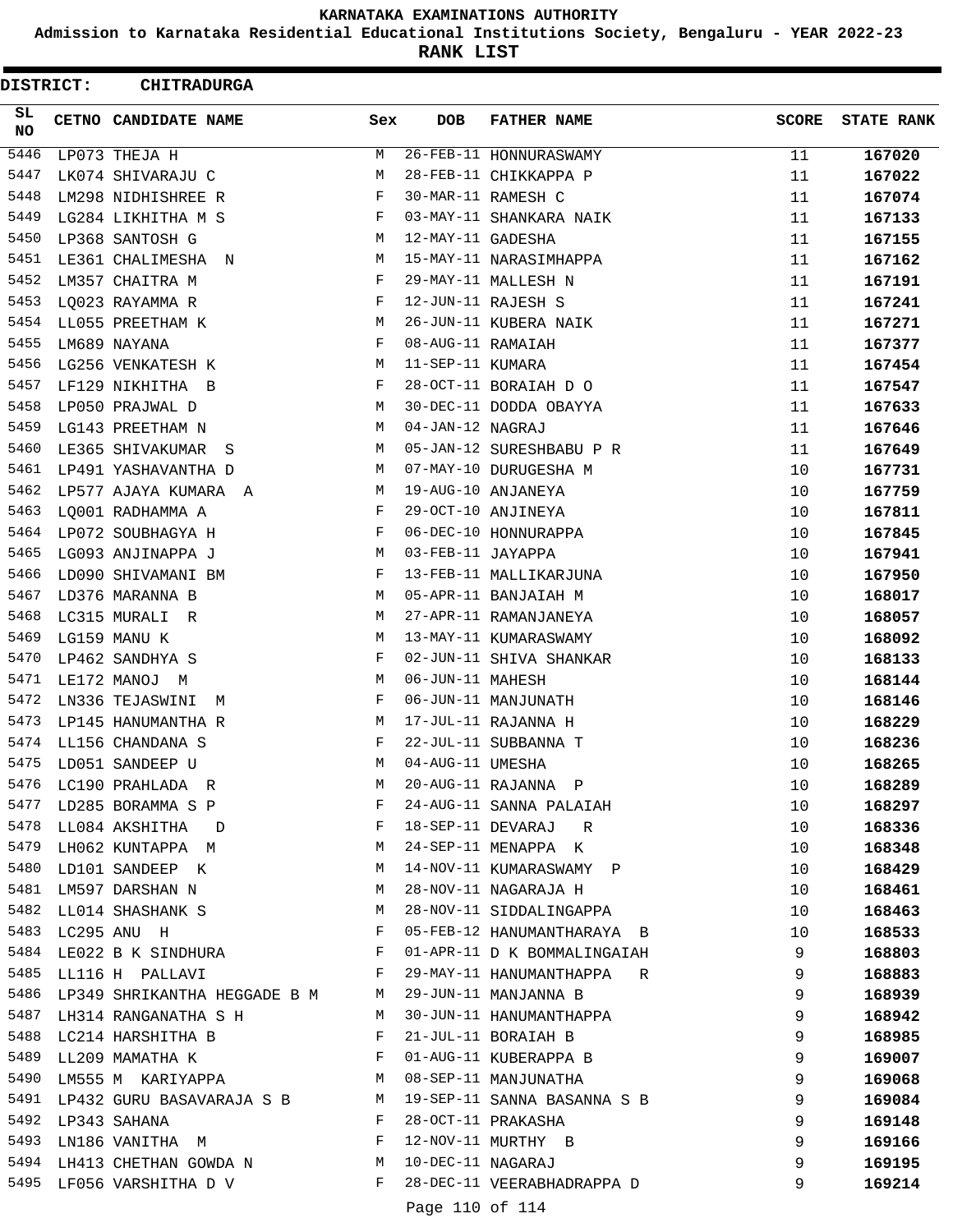**KARNATAKA EXAMINATIONS AUTHORITY**

**Admission to Karnataka Residential Educational Institutions Society, Bengaluru - YEAR 2022-23**

**RANK LIST**

**DISTRICT: CHITRADURGA**

| SL NO | CETNO | CANDIDATE NAME | Sex | DOB | FATHER NAME | SCORE | STATE RANK |
|---|---|---|---|---|---|---|---|
| 5446 | LP073 | THEJA H | M | 26-FEB-11 | HONNURASWAMY | 11 | **167020** |
| 5447 | LK074 | SHIVARAJU C | M | 28-FEB-11 | CHIKKAPPA P | 11 | **167022** |
| 5448 | LM298 | NIDHISHREE R | F | 30-MAR-11 | RAMESH C | 11 | **167074** |
| 5449 | LG284 | LIKHITHA M S | F | 03-MAY-11 | SHANKARA NAIK | 11 | **167133** |
| 5450 | LP368 | SANTOSH G | M | 12-MAY-11 | GADESHA | 11 | **167155** |
| 5451 | LE361 | CHALIMESHA N | M | 15-MAY-11 | NARASIMHAPPA | 11 | **167162** |
| 5452 | LM357 | CHAITRA M | F | 29-MAY-11 | MALLESH N | 11 | **167191** |
| 5453 | LQ023 | RAYAMMA R | F | 12-JUN-11 | RAJESH S | 11 | **167241** |
| 5454 | LL055 | PREETHAM K | M | 26-JUN-11 | KUBERA NAIK | 11 | **167271** |
| 5455 | LM689 | NAYANA | F | 08-AUG-11 | RAMAIAH | 11 | **167377** |
| 5456 | LG256 | VENKATESH K | M | 11-SEP-11 | KUMARA | 11 | **167454** |
| 5457 | LF129 | NIKHITHA B | F | 28-OCT-11 | BORAIAH D O | 11 | **167547** |
| 5458 | LP050 | PRAJWAL D | M | 30-DEC-11 | DODDA OBAYYA | 11 | **167633** |
| 5459 | LG143 | PREETHAM N | M | 04-JAN-12 | NAGRAJ | 11 | **167646** |
| 5460 | LE365 | SHIVAKUMAR S | M | 05-JAN-12 | SURESHBABU P R | 11 | **167649** |
| 5461 | LP491 | YASHAVANTHA D | M | 07-MAY-10 | DURUGESHA M | 10 | **167731** |
| 5462 | LP577 | AJAYA KUMARA A | M | 19-AUG-10 | ANJANEYA | 10 | **167759** |
| 5463 | LQ001 | RADHAMMA A | F | 29-OCT-10 | ANJINEYA | 10 | **167811** |
| 5464 | LP072 | SOUBHAGYA H | F | 06-DEC-10 | HONNURAPPA | 10 | **167845** |
| 5465 | LG093 | ANJINAPPA J | M | 03-FEB-11 | JAYAPPA | 10 | **167941** |
| 5466 | LD090 | SHIVAMANI BM | F | 13-FEB-11 | MALLIKARJUNA | 10 | **167950** |
| 5467 | LD376 | MARANNA B | M | 05-APR-11 | BANJAIAH M | 10 | **168017** |
| 5468 | LC315 | MURALI R | M | 27-APR-11 | RAMANJANEYA | 10 | **168057** |
| 5469 | LG159 | MANU K | M | 13-MAY-11 | KUMARASWAMY | 10 | **168092** |
| 5470 | LP462 | SANDHYA S | F | 02-JUN-11 | SHIVA SHANKAR | 10 | **168133** |
| 5471 | LE172 | MANOJ M | M | 06-JUN-11 | MAHESH | 10 | **168144** |
| 5472 | LN336 | TEJASWINI M | F | 06-JUN-11 | MANJUNATH | 10 | **168146** |
| 5473 | LP145 | HANUMANTHA R | M | 17-JUL-11 | RAJANNA H | 10 | **168229** |
| 5474 | LL156 | CHANDANA S | F | 22-JUL-11 | SUBBANNA T | 10 | **168236** |
| 5475 | LD051 | SANDEEP U | M | 04-AUG-11 | UMESHA | 10 | **168265** |
| 5476 | LC190 | PRAHLADA R | M | 20-AUG-11 | RAJANNA P | 10 | **168289** |
| 5477 | LD285 | BORAMMA S P | F | 24-AUG-11 | SANNA PALAIAH | 10 | **168297** |
| 5478 | LL084 | AKSHITHA D | F | 18-SEP-11 | DEVARAJ R | 10 | **168336** |
| 5479 | LH062 | KUNTAPPA M | M | 24-SEP-11 | MENAPPA K | 10 | **168348** |
| 5480 | LD101 | SANDEEP K | M | 14-NOV-11 | KUMARASWAMY P | 10 | **168429** |
| 5481 | LM597 | DARSHAN N | M | 28-NOV-11 | NAGARAJA H | 10 | **168461** |
| 5482 | LL014 | SHASHANK S | M | 28-NOV-11 | SIDDALINGAPPA | 10 | **168463** |
| 5483 | LC295 | ANU H | F | 05-FEB-12 | HANUMANTHARAYA B | 10 | **168533** |
| 5484 | LE022 | B K SINDHURA | F | 01-APR-11 | D K BOMMALINGAIAH | 9 | **168803** |
| 5485 | LL116 | H PALLAVI | F | 29-MAY-11 | HANUMANTHAPPA R | 9 | **168883** |
| 5486 | LP349 | SHRIKANTHA HEGGADE B M | M | 29-JUN-11 | MANJANNA B | 9 | **168939** |
| 5487 | LH314 | RANGANATHA S H | M | 30-JUN-11 | HANUMANTHAPPA | 9 | **168942** |
| 5488 | LC214 | HARSHITHA B | F | 21-JUL-11 | BORAIAH B | 9 | **168985** |
| 5489 | LL209 | MAMATHA K | F | 01-AUG-11 | KUBERAPPA B | 9 | **169007** |
| 5490 | LM555 | M KARIYAPPA | M | 08-SEP-11 | MANJUNATHA | 9 | **169068** |
| 5491 | LP432 | GURU BASAVARAJA S B | M | 19-SEP-11 | SANNA BASANNA S B | 9 | **169084** |
| 5492 | LP343 | SAHANA | F | 28-OCT-11 | PRAKASHA | 9 | **169148** |
| 5493 | LN186 | VANITHA M | F | 12-NOV-11 | MURTHY B | 9 | **169166** |
| 5494 | LH413 | CHETHAN GOWDA N | M | 10-DEC-11 | NAGARAJ | 9 | **169195** |
| 5495 | LF056 | VARSHITHA D V | F | 28-DEC-11 | VEERABHADRAPPA D | 9 | **169214** |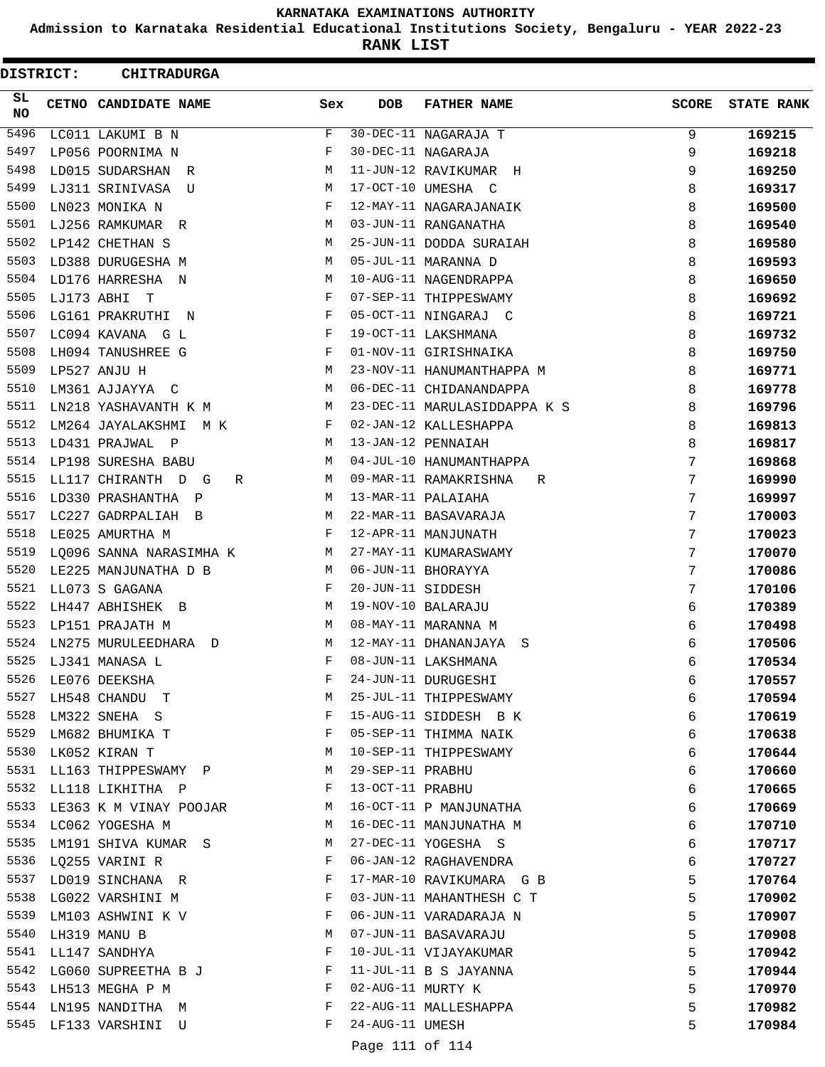# KARNATAKA EXAMINATIONS AUTHORITY

## Admission to Karnataka Residential Educational Institutions Society, Bengaluru - YEAR 2022-23

## RANK LIST

**DISTRICT: CHITRADURGA**

| SL NO | CETNO | CANDIDATE NAME | Sex | DOB | FATHER NAME | SCORE | STATE RANK |
|---|---|---|---|---|---|---|---|
| 5496 | LC011 | LAKUMI B N | F | 30-DEC-11 | NAGARAJA T | 9 | **169215** |
| 5497 | LP056 | POORNIMA N | F | 30-DEC-11 | NAGARAJA | 9 | **169218** |
| 5498 | LD015 | SUDARSHAN R | M | 11-JUN-12 | RAVIKUMAR H | 9 | **169250** |
| 5499 | LJ311 | SRINIVASA U | M | 17-OCT-10 | UMESHA C | 8 | **169317** |
| 5500 | LN023 | MONIKA N | F | 12-MAY-11 | NAGARAJANAIK | 8 | **169500** |
| 5501 | LJ256 | RAMKUMAR R | M | 03-JUN-11 | RANGANATHA | 8 | **169540** |
| 5502 | LP142 | CHETHAN S | M | 25-JUN-11 | DODDA SURAIAH | 8 | **169580** |
| 5503 | LD388 | DURUGESHA M | M | 05-JUL-11 | MARANNA D | 8 | **169593** |
| 5504 | LD176 | HARRESHA N | M | 10-AUG-11 | NAGENDRAPPA | 8 | **169650** |
| 5505 | LJ173 | ABHI T | F | 07-SEP-11 | THIPPESWAMY | 8 | **169692** |
| 5506 | LG161 | PRAKRUTHI N | F | 05-OCT-11 | NINGARAJ C | 8 | **169721** |
| 5507 | LC094 | KAVANA G L | F | 19-OCT-11 | LAKSHMANA | 8 | **169732** |
| 5508 | LH094 | TANUSHREE G | F | 01-NOV-11 | GIRISHNAIKA | 8 | **169750** |
| 5509 | LP527 | ANJU H | M | 23-NOV-11 | HANUMANTHAPPA M | 8 | **169771** |
| 5510 | LM361 | AJJAYYA C | M | 06-DEC-11 | CHIDANANDAPPA | 8 | **169778** |
| 5511 | LN218 | YASHAVANTH K M | M | 23-DEC-11 | MARULASIDDAPPA K S | 8 | **169796** |
| 5512 | LM264 | JAYALAKSHMI M K | F | 02-JAN-12 | KALLESHAPPA | 8 | **169813** |
| 5513 | LD431 | PRAJWAL P | M | 13-JAN-12 | PENNAIAH | 8 | **169817** |
| 5514 | LP198 | SURESHA BABU | M | 04-JUL-10 | HANUMANTHAPPA | 7 | **169868** |
| 5515 | LL117 | CHIRANTH D G R | M | 09-MAR-11 | RAMAKRISHNA R | 7 | **169990** |
| 5516 | LD330 | PRASHANTHA P | M | 13-MAR-11 | PALAIAHA | 7 | **169997** |
| 5517 | LC227 | GADRPALIAH B | M | 22-MAR-11 | BASAVARAJA | 7 | **170003** |
| 5518 | LE025 | AMURTHA M | F | 12-APR-11 | MANJUNATH | 7 | **170023** |
| 5519 | LQ096 | SANNA NARASIMHA K | M | 27-MAY-11 | KUMARASWAMY | 7 | **170070** |
| 5520 | LE225 | MANJUNATHA D B | M | 06-JUN-11 | BHORAYYA | 7 | **170086** |
| 5521 | LL073 | S GAGANA | F | 20-JUN-11 | SIDDESH | 7 | **170106** |
| 5522 | LH447 | ABHISHEK B | M | 19-NOV-10 | BALARAJU | 6 | **170389** |
| 5523 | LP151 | PRAJATH M | M | 08-MAY-11 | MARANNA M | 6 | **170498** |
| 5524 | LN275 | MURULEEDHARA D | M | 12-MAY-11 | DHANANJAYA S | 6 | **170506** |
| 5525 | LJ341 | MANASA L | F | 08-JUN-11 | LAKSHMANA | 6 | **170534** |
| 5526 | LE076 | DEEKSHA | F | 24-JUN-11 | DURUGESHI | 6 | **170557** |
| 5527 | LH548 | CHANDU T | M | 25-JUL-11 | THIPPESWAMY | 6 | **170594** |
| 5528 | LM322 | SNEHA S | F | 15-AUG-11 | SIDDESH B K | 6 | **170619** |
| 5529 | LM682 | BHUMIKA T | F | 05-SEP-11 | THIMMA NAIK | 6 | **170638** |
| 5530 | LK052 | KIRAN T | M | 10-SEP-11 | THIPPESWAMY | 6 | **170644** |
| 5531 | LL163 | THIPPESWAMY P | M | 29-SEP-11 | PRABHU | 6 | **170660** |
| 5532 | LL118 | LIKHITHA P | F | 13-OCT-11 | PRABHU | 6 | **170665** |
| 5533 | LE363 | K M VINAY POOJAR | M | 16-OCT-11 | P MANJUNATHA | 6 | **170669** |
| 5534 | LC062 | YOGESHA M | M | 16-DEC-11 | MANJUNATHA M | 6 | **170710** |
| 5535 | LM191 | SHIVA KUMAR S | M | 27-DEC-11 | YOGESHA S | 6 | **170717** |
| 5536 | LQ255 | VARINI R | F | 06-JAN-12 | RAGHAVENDRA | 6 | **170727** |
| 5537 | LD019 | SINCHANA R | F | 17-MAR-10 | RAVIKUMARA G B | 5 | **170764** |
| 5538 | LG022 | VARSHINI M | F | 03-JUN-11 | MAHANTHESH C T | 5 | **170902** |
| 5539 | LM103 | ASHWINI K V | F | 06-JUN-11 | VARADARAJA N | 5 | **170907** |
| 5540 | LH319 | MANU B | M | 07-JUN-11 | BASAVARAJU | 5 | **170908** |
| 5541 | LL147 | SANDHYA | F | 10-JUL-11 | VIJAYAKUMAR | 5 | **170942** |
| 5542 | LG060 | SUPREETHA B J | F | 11-JUL-11 | B S JAYANNA | 5 | **170944** |
| 5543 | LH513 | MEGHA P M | F | 02-AUG-11 | MURTY K | 5 | **170970** |
| 5544 | LN195 | NANDITHA M | F | 22-AUG-11 | MALLESHAPPA | 5 | **170982** |
| 5545 | LF133 | VARSHINI U | F | 24-AUG-11 | UMESH | 5 | **170984** |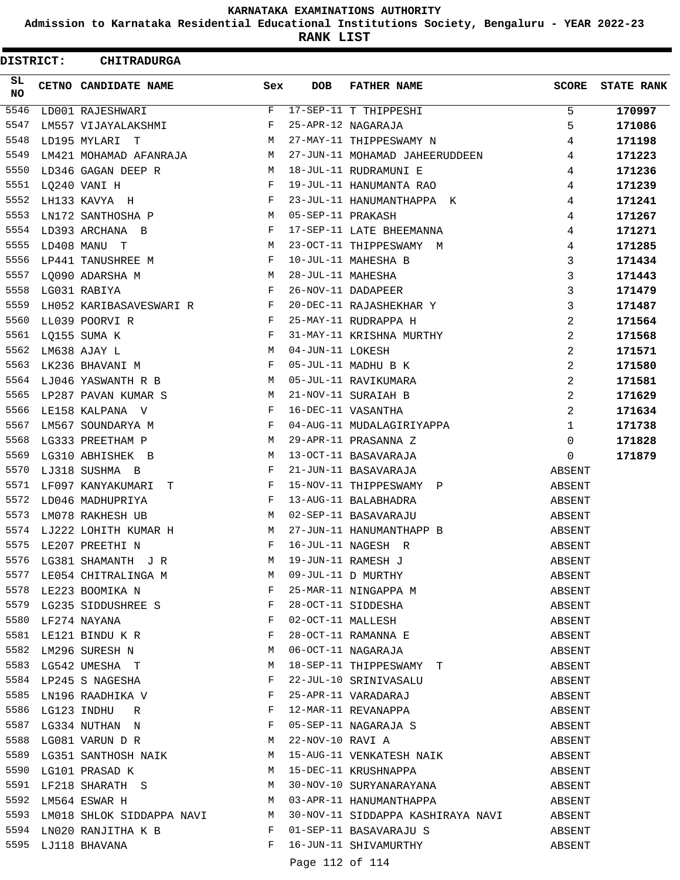# KARNATAKA EXAMINATIONS AUTHORITY

**Admission to Karnataka Residential Educational Institutions Society, Bengaluru - YEAR 2022-23**

**RANK LIST**

**DISTRICT: CHITRADURGA**

| SL NO | CETNO | CANDIDATE NAME | Sex | DOB | FATHER NAME | SCORE | STATE RANK |
|---|---|---|---|---|---|---|---|
| 5546 | LD001 | RAJESHWARI | F | 17-SEP-11 | T THIPPESHI | 5 | 170997 |
| 5547 | LM557 | VIJAYALAKSHMI | F | 25-APR-12 | NAGARAJA | 5 | 171086 |
| 5548 | LD195 | MYLARI T | M | 27-MAY-11 | THIPPESWAMY N | 4 | 171198 |
| 5549 | LM421 | MOHAMAD AFANRAJA | M | 27-JUN-11 | MOHAMAD JAHEERUDDEEN | 4 | 171223 |
| 5550 | LD346 | GAGAN DEEP R | M | 18-JUL-11 | RUDRAMUNI E | 4 | 171236 |
| 5551 | LQ240 | VANI H | F | 19-JUL-11 | HANUMANTA RAO | 4 | 171239 |
| 5552 | LH133 | KAVYA H | F | 23-JUL-11 | HANUMANTHAPPA K | 4 | 171241 |
| 5553 | LN172 | SANTHOSHA P | M | 05-SEP-11 | PRAKASH | 4 | 171267 |
| 5554 | LD393 | ARCHANA B | F | 17-SEP-11 | LATE BHEEMANNA | 4 | 171271 |
| 5555 | LD408 | MANU T | M | 23-OCT-11 | THIPPESWAMY M | 4 | 171285 |
| 5556 | LP441 | TANUSHREE M | F | 10-JUL-11 | MAHESHA B | 3 | 171434 |
| 5557 | LQ090 | ADARSHA M | M | 28-JUL-11 | MAHESHA | 3 | 171443 |
| 5558 | LG031 | RABIYA | F | 26-NOV-11 | DADAPEER | 3 | 171479 |
| 5559 | LH052 | KARIBASAVESWARI R | F | 20-DEC-11 | RAJASHEKHAR Y | 3 | 171487 |
| 5560 | LL039 | POORVI R | F | 25-MAY-11 | RUDRAPPA H | 2 | 171564 |
| 5561 | LQ155 | SUMA K | F | 31-MAY-11 | KRISHNA MURTHY | 2 | 171568 |
| 5562 | LM638 | AJAY L | M | 04-JUN-11 | LOKESH | 2 | 171571 |
| 5563 | LK236 | BHAVANI M | F | 05-JUL-11 | MADHU B K | 2 | 171580 |
| 5564 | LJ046 | YASWANTH R B | M | 05-JUL-11 | RAVIKUMARA | 2 | 171581 |
| 5565 | LP287 | PAVAN KUMAR S | M | 21-NOV-11 | SURAIAH B | 2 | 171629 |
| 5566 | LE158 | KALPANA V | F | 16-DEC-11 | VASANTHA | 2 | 171634 |
| 5567 | LM567 | SOUNDARYA M | F | 04-AUG-11 | MUDALAGIRIYAPPA | 1 | 171738 |
| 5568 | LG333 | PREETHAM P | M | 29-APR-11 | PRASANNA Z | 0 | 171828 |
| 5569 | LG310 | ABHISHEK B | M | 13-OCT-11 | BASAVARAJA | 0 | 171879 |
| 5570 | LJ318 | SUSHMA B | F | 21-JUN-11 | BASAVARAJA | ABSENT | |
| 5571 | LF097 | KANYAKUMARI T | F | 15-NOV-11 | THIPPESWAMY P | ABSENT | |
| 5572 | LD046 | MADHUPRIYA | F | 13-AUG-11 | BALABHADRA | ABSENT | |
| 5573 | LM078 | RAKHESH UB | M | 02-SEP-11 | BASAVARAJU | ABSENT | |
| 5574 | LJ222 | LOHITH KUMAR H | M | 27-JUN-11 | HANUMANTHAPP B | ABSENT | |
| 5575 | LE207 | PREETHI N | F | 16-JUL-11 | NAGESH R | ABSENT | |
| 5576 | LG381 | SHAMANTH J R | M | 19-JUN-11 | RAMESH J | ABSENT | |
| 5577 | LE054 | CHITRALINGA M | M | 09-JUL-11 | D MURTHY | ABSENT | |
| 5578 | LE223 | BOOMIKA N | F | 25-MAR-11 | NINGAPPA M | ABSENT | |
| 5579 | LG235 | SIDDUSHREE S | F | 28-OCT-11 | SIDDESHA | ABSENT | |
| 5580 | LF274 | NAYANA | F | 02-OCT-11 | MALLESH | ABSENT | |
| 5581 | LE121 | BINDU K R | F | 28-OCT-11 | RAMANNA E | ABSENT | |
| 5582 | LM296 | SURESH N | M | 06-OCT-11 | NAGARAJA | ABSENT | |
| 5583 | LG542 | UMESHA T | M | 18-SEP-11 | THIPPESWAMY T | ABSENT | |
| 5584 | LP245 | S NAGESHA | F | 22-JUL-10 | SRINIVASALU | ABSENT | |
| 5585 | LN196 | RAADHIKA V | F | 25-APR-11 | VARADARAJ | ABSENT | |
| 5586 | LG123 | INDHU R | F | 12-MAR-11 | REVANAPPA | ABSENT | |
| 5587 | LG334 | NUTHAN N | F | 05-SEP-11 | NAGARAJA S | ABSENT | |
| 5588 | LG081 | VARUN D R | M | 22-NOV-10 | RAVI A | ABSENT | |
| 5589 | LG351 | SANTHOSH NAIK | M | 15-AUG-11 | VENKATESH NAIK | ABSENT | |
| 5590 | LG101 | PRASAD K | M | 15-DEC-11 | KRUSHNAPPA | ABSENT | |
| 5591 | LF218 | SHARATH S | M | 30-NOV-10 | SURYANARAYANA | ABSENT | |
| 5592 | LM564 | ESWAR H | M | 03-APR-11 | HANUMANTHAPPA | ABSENT | |
| 5593 | LM018 | SHLOK SIDDAPPA NAVI | M | 30-NOV-11 | SIDDAPPA KASHIRAYA NAVI | ABSENT | |
| 5594 | LN020 | RANJITHA K B | F | 01-SEP-11 | BASAVARAJU S | ABSENT | |
| 5595 | LJ118 | BHAVANA | F | 16-JUN-11 | SHIVAMURTHY | ABSENT | |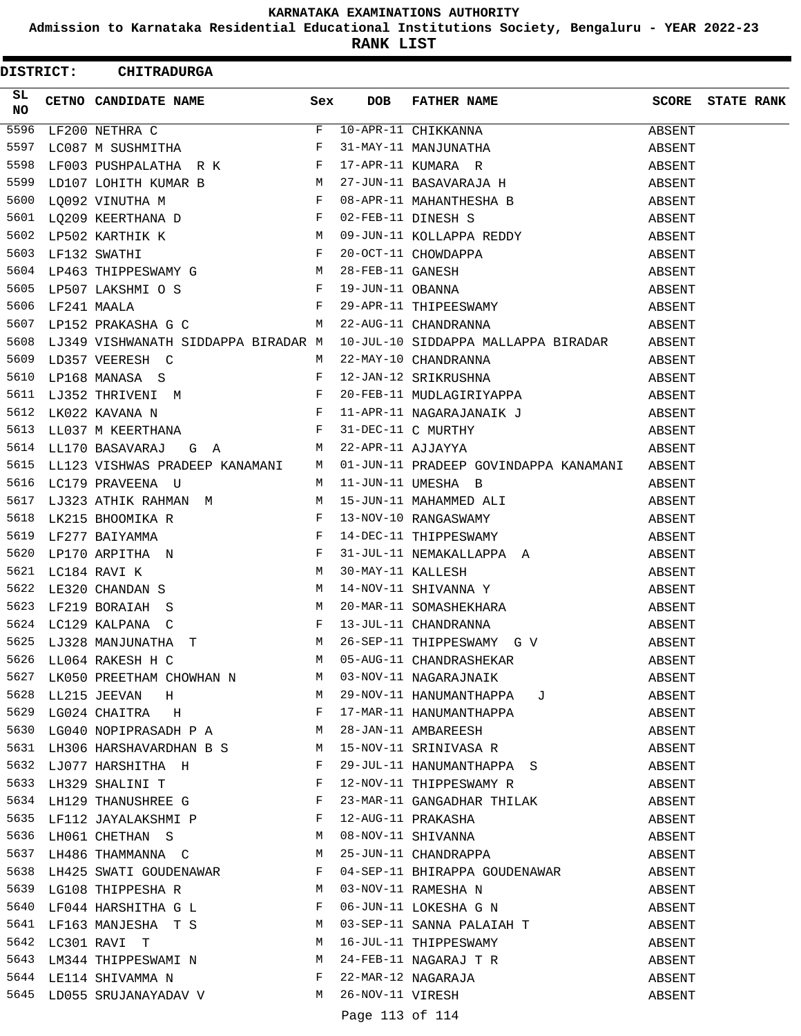# KARNATAKA EXAMINATIONS AUTHORITY

**Admission to Karnataka Residential Educational Institutions Society, Bengaluru - YEAR 2022-23**

**RANK LIST**

**DISTRICT: CHITRADURGA**

| SL NO | CETNO | CANDIDATE NAME | Sex | DOB | FATHER NAME | SCORE | STATE RANK |
|---|---|---|---|---|---|---|---|
| 5596 | LF200 | NETHRA C | F | 10-APR-11 | CHIKKANNA | ABSENT | |
| 5597 | LC087 | M SUSHMITHA | F | 31-MAY-11 | MANJUNATHA | ABSENT | |
| 5598 | LF003 | PUSHPALATHA R K | F | 17-APR-11 | KUMARA R | ABSENT | |
| 5599 | LD107 | LOHITH KUMAR B | M | 27-JUN-11 | BASAVARAJA H | ABSENT | |
| 5600 | LQ092 | VINUTHA M | F | 08-APR-11 | MAHANTHESHA B | ABSENT | |
| 5601 | LQ209 | KEERTHANA D | F | 02-FEB-11 | DINESH S | ABSENT | |
| 5602 | LP502 | KARTHIK K | M | 09-JUN-11 | KOLLAPPA REDDY | ABSENT | |
| 5603 | LF132 | SWATHI | F | 20-OCT-11 | CHOWDAPPA | ABSENT | |
| 5604 | LP463 | THIPPESWAMY G | M | 28-FEB-11 | GANESH | ABSENT | |
| 5605 | LP507 | LAKSHMI O S | F | 19-JUN-11 | OBANNA | ABSENT | |
| 5606 | LF241 | MAALA | F | 29-APR-11 | THIPEESWAMY | ABSENT | |
| 5607 | LP152 | PRAKASHA G C | M | 22-AUG-11 | CHANDRANNA | ABSENT | |
| 5608 | LJ349 | VISHWANATH SIDDAPPA BIRADAR | M | 10-JUL-10 | SIDDAPPA MALLAPPA BIRADAR | ABSENT | |
| 5609 | LD357 | VEERESH C | M | 22-MAY-10 | CHANDRANNA | ABSENT | |
| 5610 | LP168 | MANASA S | F | 12-JAN-12 | SRIKRUSHNA | ABSENT | |
| 5611 | LJ352 | THRIVENI M | F | 20-FEB-11 | MUDLAGIRIYAPPA | ABSENT | |
| 5612 | LK022 | KAVANA N | F | 11-APR-11 | NAGARAJANAIK J | ABSENT | |
| 5613 | LL037 | M KEERTHANA | F | 31-DEC-11 | C MURTHY | ABSENT | |
| 5614 | LL170 | BASAVARAJ G A | M | 22-APR-11 | AJJAYYA | ABSENT | |
| 5615 | LL123 | VISHWAS PRADEEP KANAMANI | M | 01-JUN-11 | PRADEEP GOVINDAPPA KANAMANI | ABSENT | |
| 5616 | LC179 | PRAVEENA U | M | 11-JUN-11 | UMESHA B | ABSENT | |
| 5617 | LJ323 | ATHIK RAHMAN M | M | 15-JUN-11 | MAHAMMED ALI | ABSENT | |
| 5618 | LK215 | BHOOMIKA R | F | 13-NOV-10 | RANGASWAMY | ABSENT | |
| 5619 | LF277 | BAIYAMMA | F | 14-DEC-11 | THIPPESWAMY | ABSENT | |
| 5620 | LP170 | ARPITHA N | F | 31-JUL-11 | NEMAKALLAPPA A | ABSENT | |
| 5621 | LC184 | RAVI K | M | 30-MAY-11 | KALLESH | ABSENT | |
| 5622 | LE320 | CHANDAN S | M | 14-NOV-11 | SHIVANNA Y | ABSENT | |
| 5623 | LF219 | BORAIAH S | M | 20-MAR-11 | SOMASHEKHARA | ABSENT | |
| 5624 | LC129 | KALPANA C | F | 13-JUL-11 | CHANDRANNA | ABSENT | |
| 5625 | LJ328 | MANJUNATHA T | M | 26-SEP-11 | THIPPESWAMY G V | ABSENT | |
| 5626 | LL064 | RAKESH H C | M | 05-AUG-11 | CHANDRASHEKAR | ABSENT | |
| 5627 | LK050 | PREETHAM CHOWHAN N | M | 03-NOV-11 | NAGARAJNAIK | ABSENT | |
| 5628 | LL215 | JEEVAN H | M | 29-NOV-11 | HANUMANTHAPPA J | ABSENT | |
| 5629 | LG024 | CHAITRA H | F | 17-MAR-11 | HANUMANTHAPPA | ABSENT | |
| 5630 | LG040 | NOPIPRASADH P A | M | 28-JAN-11 | AMBAREESH | ABSENT | |
| 5631 | LH306 | HARSHAVARDHAN B S | M | 15-NOV-11 | SRINIVASA R | ABSENT | |
| 5632 | LJ077 | HARSHITHA H | F | 29-JUL-11 | HANUMANTHAPPA S | ABSENT | |
| 5633 | LH329 | SHALINI T | F | 12-NOV-11 | THIPPESWAMY R | ABSENT | |
| 5634 | LH129 | THANUSHREE G | F | 23-MAR-11 | GANGADHAR THILAK | ABSENT | |
| 5635 | LF112 | JAYALAKSHMI P | F | 12-AUG-11 | PRAKASHA | ABSENT | |
| 5636 | LH061 | CHETHAN S | M | 08-NOV-11 | SHIVANNA | ABSENT | |
| 5637 | LH486 | THAMMANNA C | M | 25-JUN-11 | CHANDRAPPA | ABSENT | |
| 5638 | LH425 | SWATI GOUDENAWAR | F | 04-SEP-11 | BHIRAPPA GOUDENAWAR | ABSENT | |
| 5639 | LG108 | THIPPESHA R | M | 03-NOV-11 | RAMESHA N | ABSENT | |
| 5640 | LF044 | HARSHITHA G L | F | 06-JUN-11 | LOKESHA G N | ABSENT | |
| 5641 | LF163 | MANJESHA T S | M | 03-SEP-11 | SANNA PALAIAH T | ABSENT | |
| 5642 | LC301 | RAVI T | M | 16-JUL-11 | THIPPESWAMY | ABSENT | |
| 5643 | LM344 | THIPPESWAMI N | M | 24-FEB-11 | NAGARAJ T R | ABSENT | |
| 5644 | LE114 | SHIVAMMA N | F | 22-MAR-12 | NAGARAJA | ABSENT | |
| 5645 | LD055 | SRUJANAYADAV V | M | 26-NOV-11 | VIRESH | ABSENT | |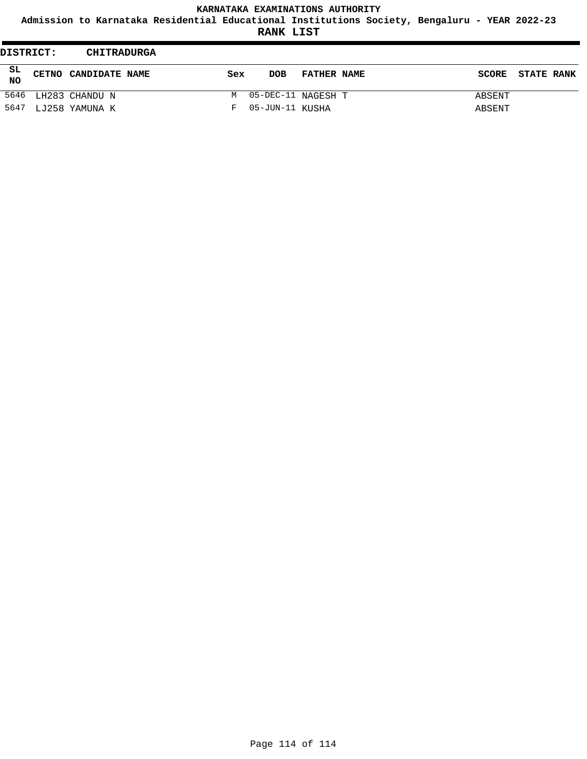KARNATAKA EXAMINATIONS AUTHORITY

Admission to Karnataka Residential Educational Institutions Society, Bengaluru - YEAR 2022-23

**RANK LIST**

**DISTRICT: CHITRADURGA**

| SL NO | CETNO | CANDIDATE NAME | Sex | DOB | FATHER NAME | SCORE | STATE RANK |
|---|---|---|---|---|---|---|---|
| 5646 | LH283 | CHANDU N | M | 05-DEC-11 | NAGESH T | ABSENT | |
| 5647 | LJ258 | YAMUNA K | F | 05-JUN-11 | KUSHA | ABSENT | |